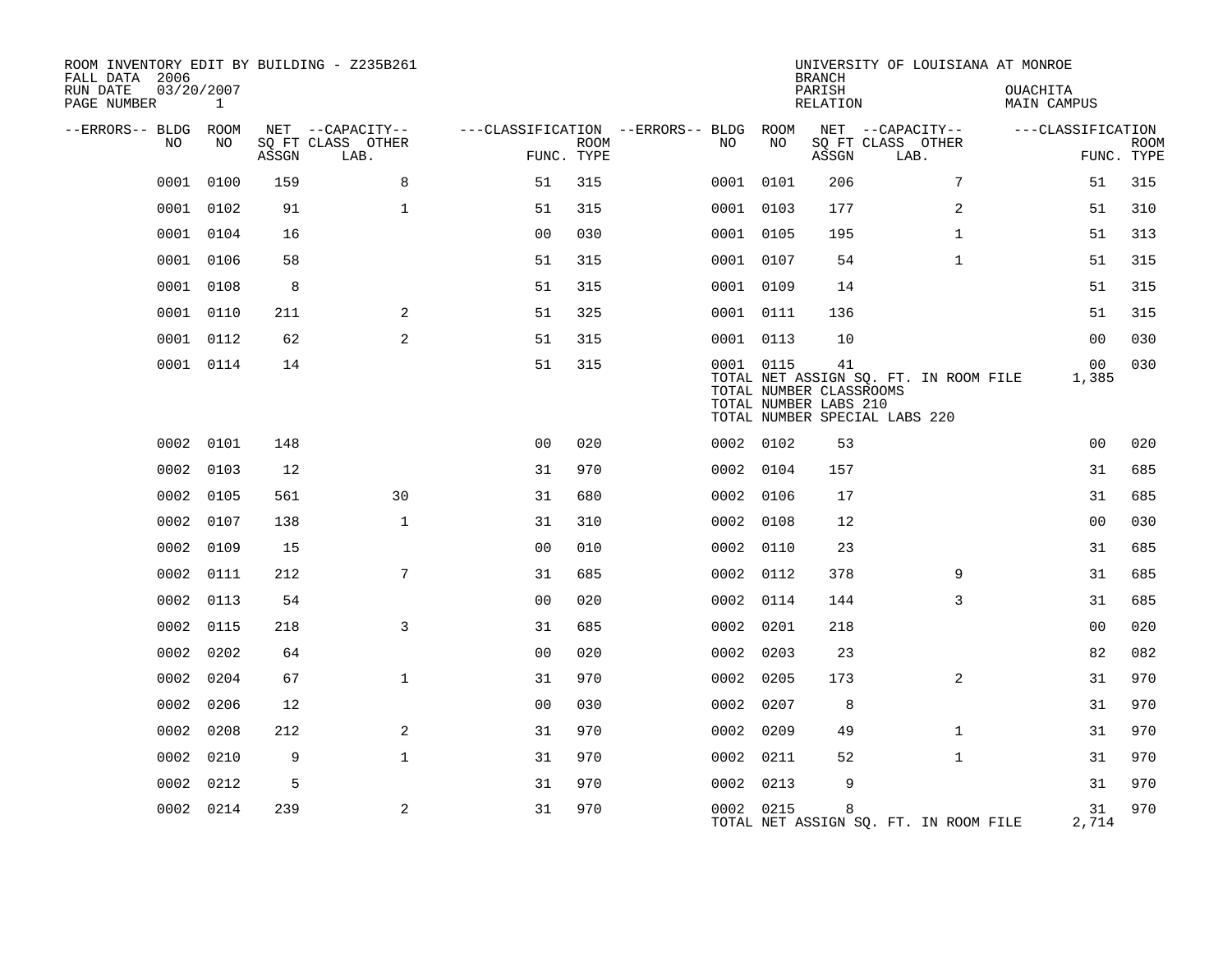ROOM INVENTORY EDIT BY BUILDING - Z235B261
FALL DATA 2006
RUN DATE 03/20/2007
PAGE NUMBER 1

UNIVERSITY OF LOUISIANA AT MONROE
BRANCH
PARISH OUACHITA
RELATION MAIN CAMPUS

| --ERRORS-- | BLDG NO | ROOM NO | NET SQ FT ASSGN | CAPACITY CLASS LAB. | CAPACITY OTHER | CLASSIFICATION FUNC. | ROOM TYPE | --ERRORS-- | BLDG NO | ROOM NO | NET SQ FT ASSGN | CAPACITY CLASS LAB. | CAPACITY OTHER | CLASSIFICATION FUNC. | ROOM TYPE |
|---|---|---|---|---|---|---|---|---|---|---|---|---|---|---|---|
| | 0001 | 0100 | 159 | | 8 | 51 | 315 | | 0001 | 0101 | 206 | | 7 | 51 | 315 |
| | 0001 | 0102 | 91 | | 1 | 51 | 315 | | 0001 | 0103 | 177 | | 2 | 51 | 310 |
| | 0001 | 0104 | 16 | | | 00 | 030 | | 0001 | 0105 | 195 | | 1 | 51 | 313 |
| | 0001 | 0106 | 58 | | | 51 | 315 | | 0001 | 0107 | 54 | | 1 | 51 | 315 |
| | 0001 | 0108 | 8 | | | 51 | 315 | | 0001 | 0109 | 14 | | | 51 | 315 |
| | 0001 | 0110 | 211 | | 2 | 51 | 325 | | 0001 | 0111 | 136 | | | 51 | 315 |
| | 0001 | 0112 | 62 | | 2 | 51 | 315 | | 0001 | 0113 | 10 | | | 00 | 030 |
| | 0001 | 0114 | 14 | | | 51 | 315 | | 0001 | 0115 | 41 | | | 00 | 030 |
| | | | | | | | | | TOTAL NET ASSIGN SQ. FT. IN ROOM FILE | | | | | 1,385 | |
| | | | | | | | | | TOTAL NUMBER CLASSROOMS | | | | | | |
| | | | | | | | | | TOTAL NUMBER LABS 210 | | | | | | |
| | | | | | | | | | TOTAL NUMBER SPECIAL LABS 220 | | | | | | |
| | 0002 | 0101 | 148 | | | 00 | 020 | | 0002 | 0102 | 53 | | | 00 | 020 |
| | 0002 | 0103 | 12 | | | 31 | 970 | | 0002 | 0104 | 157 | | | 31 | 685 |
| | 0002 | 0105 | 561 | | 30 | 31 | 680 | | 0002 | 0106 | 17 | | | 31 | 685 |
| | 0002 | 0107 | 138 | | 1 | 31 | 310 | | 0002 | 0108 | 12 | | | 00 | 030 |
| | 0002 | 0109 | 15 | | | 00 | 010 | | 0002 | 0110 | 23 | | | 31 | 685 |
| | 0002 | 0111 | 212 | | 7 | 31 | 685 | | 0002 | 0112 | 378 | | 9 | 31 | 685 |
| | 0002 | 0113 | 54 | | | 00 | 020 | | 0002 | 0114 | 144 | | 3 | 31 | 685 |
| | 0002 | 0115 | 218 | | 3 | 31 | 685 | | 0002 | 0201 | 218 | | | 00 | 020 |
| | 0002 | 0202 | 64 | | | 00 | 020 | | 0002 | 0203 | 23 | | | 82 | 082 |
| | 0002 | 0204 | 67 | | 1 | 31 | 970 | | 0002 | 0205 | 173 | | 2 | 31 | 970 |
| | 0002 | 0206 | 12 | | | 00 | 030 | | 0002 | 0207 | 8 | | | 31 | 970 |
| | 0002 | 0208 | 212 | | 2 | 31 | 970 | | 0002 | 0209 | 49 | | 1 | 31 | 970 |
| | 0002 | 0210 | 9 | | 1 | 31 | 970 | | 0002 | 0211 | 52 | | 1 | 31 | 970 |
| | 0002 | 0212 | 5 | | | 31 | 970 | | 0002 | 0213 | 9 | | | 31 | 970 |
| | 0002 | 0214 | 239 | | 2 | 31 | 970 | | 0002 | 0215 | 8 | | | 31 | 970 |
| | | | | | | | | | TOTAL NET ASSIGN SQ. FT. IN ROOM FILE | | | | | 2,714 | |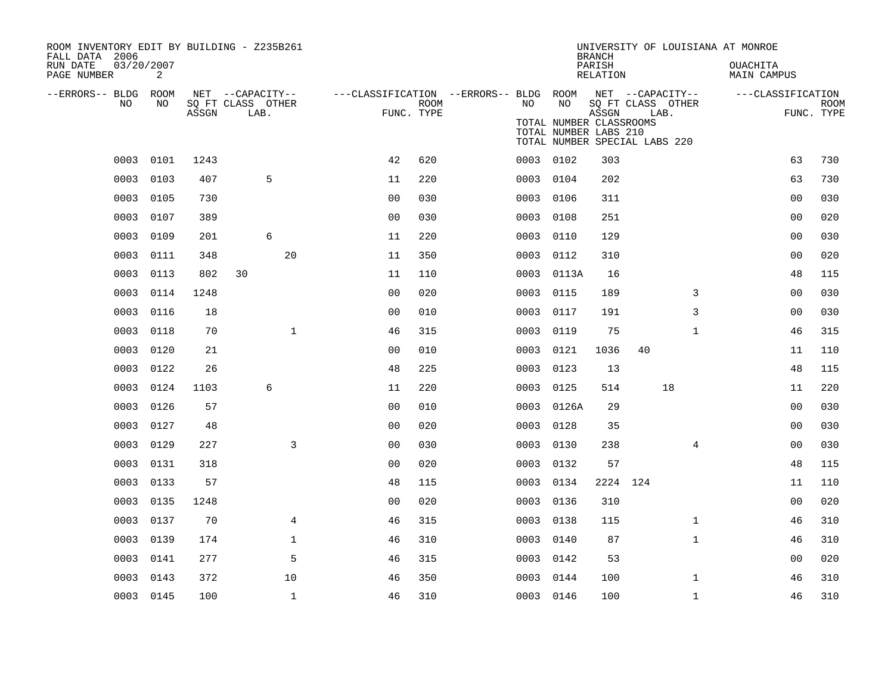ROOM INVENTORY EDIT BY BUILDING - Z235B261
FALL DATA 2006
RUN DATE 03/20/2007

UNIVERSITY OF LOUISIANA AT MONROE
BRANCH
PARISH OUACHITA
RELATION MAIN CAMPUS

TOTAL NUMBER CLASSROOMS
TOTAL NUMBER LABS 210
TOTAL NUMBER SPECIAL LABS 220

| --ERRORS-- | BLDG NO | ROOM NO | NET SQ FT ASSGN | CAPACITY CLASS | CAPACITY LAB. | CAPACITY OTHER | FUNC. | ROOM TYPE | --ERRORS-- | BLDG NO | ROOM NO | NET SQ FT ASSGN | CAPACITY CLASS | CAPACITY LAB. | CAPACITY OTHER | FUNC. | ROOM TYPE |
|---|---|---|---|---|---|---|---|---|---|---|---|---|---|---|---|---|---|
| | 0003 | 0101 | 1243 | | | | 42 | 620 | | 0003 | 0102 | 303 | | | | 63 | 730 |
| | 0003 | 0103 | 407 | | 5 | | 11 | 220 | | 0003 | 0104 | 202 | | | | 63 | 730 |
| | 0003 | 0105 | 730 | | | | 00 | 030 | | 0003 | 0106 | 311 | | | | 00 | 030 |
| | 0003 | 0107 | 389 | | | | 00 | 030 | | 0003 | 0108 | 251 | | | | 00 | 020 |
| | 0003 | 0109 | 201 | | 6 | | 11 | 220 | | 0003 | 0110 | 129 | | | | 00 | 030 |
| | 0003 | 0111 | 348 | | | 20 | 11 | 350 | | 0003 | 0112 | 310 | | | | 00 | 020 |
| | 0003 | 0113 | 802 | 30 | | | 11 | 110 | | 0003 | 0113A | 16 | | | | 48 | 115 |
| | 0003 | 0114 | 1248 | | | | 00 | 020 | | 0003 | 0115 | 189 | | | 3 | 00 | 030 |
| | 0003 | 0116 | 18 | | | | 00 | 010 | | 0003 | 0117 | 191 | | | 3 | 00 | 030 |
| | 0003 | 0118 | 70 | | | 1 | 46 | 315 | | 0003 | 0119 | 75 | | | 1 | 46 | 315 |
| | 0003 | 0120 | 21 | | | | 00 | 010 | | 0003 | 0121 | 1036 | 40 | | | 11 | 110 |
| | 0003 | 0122 | 26 | | | | 48 | 225 | | 0003 | 0123 | 13 | | | | 48 | 115 |
| | 0003 | 0124 | 1103 | | 6 | | 11 | 220 | | 0003 | 0125 | 514 | | 18 | | 11 | 220 |
| | 0003 | 0126 | 57 | | | | 00 | 010 | | 0003 | 0126A | 29 | | | | 00 | 030 |
| | 0003 | 0127 | 48 | | | | 00 | 020 | | 0003 | 0128 | 35 | | | | 00 | 030 |
| | 0003 | 0129 | 227 | | | 3 | 00 | 030 | | 0003 | 0130 | 238 | | | 4 | 00 | 030 |
| | 0003 | 0131 | 318 | | | | 00 | 020 | | 0003 | 0132 | 57 | | | | 48 | 115 |
| | 0003 | 0133 | 57 | | | | 48 | 115 | | 0003 | 0134 | 2224 | 124 | | | 11 | 110 |
| | 0003 | 0135 | 1248 | | | | 00 | 020 | | 0003 | 0136 | 310 | | | | 00 | 020 |
| | 0003 | 0137 | 70 | | | 4 | 46 | 315 | | 0003 | 0138 | 115 | | | 1 | 46 | 310 |
| | 0003 | 0139 | 174 | | | 1 | 46 | 310 | | 0003 | 0140 | 87 | | | 1 | 46 | 310 |
| | 0003 | 0141 | 277 | | | 5 | 46 | 315 | | 0003 | 0142 | 53 | | | | 00 | 020 |
| | 0003 | 0143 | 372 | | | 10 | 46 | 350 | | 0003 | 0144 | 100 | | | 1 | 46 | 310 |
| | 0003 | 0145 | 100 | | | 1 | 46 | 310 | | 0003 | 0146 | 100 | | | 1 | 46 | 310 |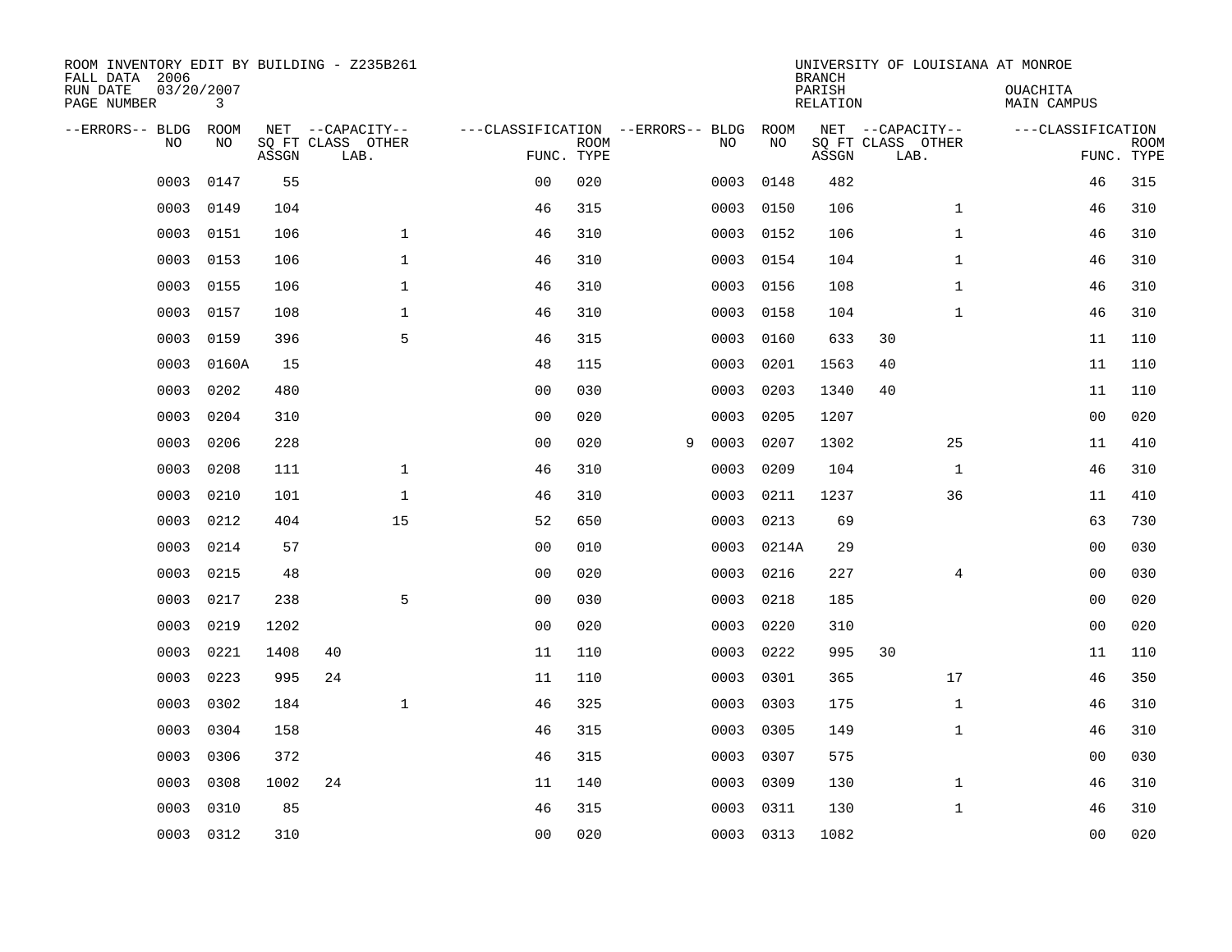ROOM INVENTORY EDIT BY BUILDING - Z235B261
FALL DATA 2006
RUN DATE 03/20/2007

UNIVERSITY OF LOUISIANA AT MONROE
BRANCH
PARISH OUACHITA
RELATION MAIN CAMPUS

| --ERRORS-- | BLDG NO | ROOM NO | NET SQ FT ASSGN | CAPACITY CLASS | CAPACITY OTHER LAB. | CLASSIFICATION FUNC. | ROOM TYPE | --ERRORS-- | BLDG NO | ROOM NO | NET SQ FT ASSGN | CAPACITY CLASS | CAPACITY OTHER LAB. | CLASSIFICATION FUNC. | ROOM TYPE |
|---|---|---|---|---|---|---|---|---|---|---|---|---|---|---|---|
| | 0003 | 0147 | 55 | | | 00 | 020 | | 0003 | 0148 | 482 | | | 46 | 315 |
| | 0003 | 0149 | 104 | | | 46 | 315 | | 0003 | 0150 | 106 | | 1 | 46 | 310 |
| | 0003 | 0151 | 106 | | 1 | 46 | 310 | | 0003 | 0152 | 106 | | 1 | 46 | 310 |
| | 0003 | 0153 | 106 | | 1 | 46 | 310 | | 0003 | 0154 | 104 | | 1 | 46 | 310 |
| | 0003 | 0155 | 106 | | 1 | 46 | 310 | | 0003 | 0156 | 108 | | 1 | 46 | 310 |
| | 0003 | 0157 | 108 | | 1 | 46 | 310 | | 0003 | 0158 | 104 | | 1 | 46 | 310 |
| | 0003 | 0159 | 396 | | 5 | 46 | 315 | | 0003 | 0160 | 633 | 30 | | 11 | 110 |
| | 0003 | 0160A | 15 | | | 48 | 115 | | 0003 | 0201 | 1563 | 40 | | 11 | 110 |
| | 0003 | 0202 | 480 | | | 00 | 030 | | 0003 | 0203 | 1340 | 40 | | 11 | 110 |
| | 0003 | 0204 | 310 | | | 00 | 020 | | 0003 | 0205 | 1207 | | | 00 | 020 |
| | 0003 | 0206 | 228 | | | 00 | 020 | 9 | 0003 | 0207 | 1302 | | 25 | 11 | 410 |
| | 0003 | 0208 | 111 | | 1 | 46 | 310 | | 0003 | 0209 | 104 | | 1 | 46 | 310 |
| | 0003 | 0210 | 101 | | 1 | 46 | 310 | | 0003 | 0211 | 1237 | | 36 | 11 | 410 |
| | 0003 | 0212 | 404 | | 15 | 52 | 650 | | 0003 | 0213 | 69 | | | 63 | 730 |
| | 0003 | 0214 | 57 | | | 00 | 010 | | 0003 | 0214A | 29 | | | 00 | 030 |
| | 0003 | 0215 | 48 | | | 00 | 020 | | 0003 | 0216 | 227 | | 4 | 00 | 030 |
| | 0003 | 0217 | 238 | | 5 | 00 | 030 | | 0003 | 0218 | 185 | | | 00 | 020 |
| | 0003 | 0219 | 1202 | | | 00 | 020 | | 0003 | 0220 | 310 | | | 00 | 020 |
| | 0003 | 0221 | 1408 | 40 | | 11 | 110 | | 0003 | 0222 | 995 | 30 | | 11 | 110 |
| | 0003 | 0223 | 995 | 24 | | 11 | 110 | | 0003 | 0301 | 365 | | 17 | 46 | 350 |
| | 0003 | 0302 | 184 | | 1 | 46 | 325 | | 0003 | 0303 | 175 | | 1 | 46 | 310 |
| | 0003 | 0304 | 158 | | | 46 | 315 | | 0003 | 0305 | 149 | | 1 | 46 | 310 |
| | 0003 | 0306 | 372 | | | 46 | 315 | | 0003 | 0307 | 575 | | | 00 | 030 |
| | 0003 | 0308 | 1002 | 24 | | 11 | 140 | | 0003 | 0309 | 130 | | 1 | 46 | 310 |
| | 0003 | 0310 | 85 | | | 46 | 315 | | 0003 | 0311 | 130 | | 1 | 46 | 310 |
| | 0003 | 0312 | 310 | | | 00 | 020 | | 0003 | 0313 | 1082 | | | 00 | 020 |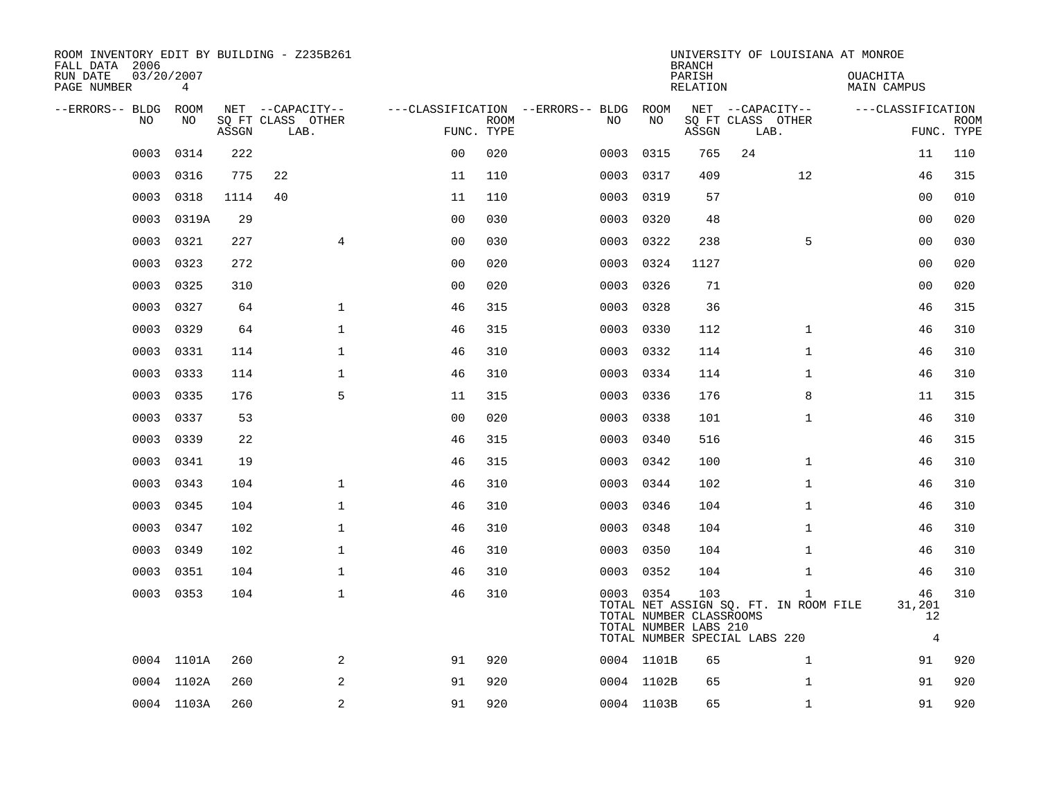ROOM INVENTORY EDIT BY BUILDING - Z235B261
FALL DATA 2006
RUN DATE 03/20/2007
PAGE NUMBER 4

UNIVERSITY OF LOUISIANA AT MONROE
BRANCH
PARISH OUACHITA
RELATION MAIN CAMPUS

| --ERRORS-- | BLDG NO | ROOM NO | NET SQ FT ASSGN | CAPACITY CLASS | CAPACITY OTHER LAB. | CLASSIFICATION FUNC. | ROOM TYPE | --ERRORS-- | BLDG NO | ROOM NO | NET SQ FT ASSGN | CAPACITY CLASS | CAPACITY OTHER LAB. | CLASSIFICATION FUNC. | ROOM TYPE |
|---|---|---|---|---|---|---|---|---|---|---|---|---|---|---|---|
| | 0003 | 0314 | 222 | | | 00 | 020 | | 0003 | 0315 | 765 | 24 | | 11 | 110 |
| | 0003 | 0316 | 775 | 22 | | 11 | 110 | | 0003 | 0317 | 409 | | 12 | 46 | 315 |
| | 0003 | 0318 | 1114 | 40 | | 11 | 110 | | 0003 | 0319 | 57 | | | 00 | 010 |
| | 0003 | 0319A | 29 | | | 00 | 030 | | 0003 | 0320 | 48 | | | 00 | 020 |
| | 0003 | 0321 | 227 | | 4 | 00 | 030 | | 0003 | 0322 | 238 | | 5 | 00 | 030 |
| | 0003 | 0323 | 272 | | | 00 | 020 | | 0003 | 0324 | 1127 | | | 00 | 020 |
| | 0003 | 0325 | 310 | | | 00 | 020 | | 0003 | 0326 | 71 | | | 00 | 020 |
| | 0003 | 0327 | 64 | | 1 | 46 | 315 | | 0003 | 0328 | 36 | | | 46 | 315 |
| | 0003 | 0329 | 64 | | 1 | 46 | 315 | | 0003 | 0330 | 112 | | 1 | 46 | 310 |
| | 0003 | 0331 | 114 | | 1 | 46 | 310 | | 0003 | 0332 | 114 | | 1 | 46 | 310 |
| | 0003 | 0333 | 114 | | 1 | 46 | 310 | | 0003 | 0334 | 114 | | 1 | 46 | 310 |
| | 0003 | 0335 | 176 | | 5 | 11 | 315 | | 0003 | 0336 | 176 | | 8 | 11 | 315 |
| | 0003 | 0337 | 53 | | | 00 | 020 | | 0003 | 0338 | 101 | | 1 | 46 | 310 |
| | 0003 | 0339 | 22 | | | 46 | 315 | | 0003 | 0340 | 516 | | | 46 | 315 |
| | 0003 | 0341 | 19 | | | 46 | 315 | | 0003 | 0342 | 100 | | 1 | 46 | 310 |
| | 0003 | 0343 | 104 | | 1 | 46 | 310 | | 0003 | 0344 | 102 | | 1 | 46 | 310 |
| | 0003 | 0345 | 104 | | 1 | 46 | 310 | | 0003 | 0346 | 104 | | 1 | 46 | 310 |
| | 0003 | 0347 | 102 | | 1 | 46 | 310 | | 0003 | 0348 | 104 | | 1 | 46 | 310 |
| | 0003 | 0349 | 102 | | 1 | 46 | 310 | | 0003 | 0350 | 104 | | 1 | 46 | 310 |
| | 0003 | 0351 | 104 | | 1 | 46 | 310 | | 0003 | 0352 | 104 | | 1 | 46 | 310 |
| | 0003 | 0353 | 104 | | 1 | 46 | 310 | | 0003 | 0354 | 103 | | 1 | 46 | 310 |
| | | | | | | | | | TOTAL NET ASSIGN SQ. FT. IN ROOM FILE | | | | | 31,201 | |
| | | | | | | | | | TOTAL NUMBER CLASSROOMS | | | | | 12 | |
| | | | | | | | | | TOTAL NUMBER LABS 210 | | | | | | |
| | | | | | | | | | TOTAL NUMBER SPECIAL LABS 220 | | | | | 4 | |
| | 0004 | 1101A | 260 | | 2 | 91 | 920 | | 0004 | 1101B | 65 | | 1 | 91 | 920 |
| | 0004 | 1102A | 260 | | 2 | 91 | 920 | | 0004 | 1102B | 65 | | 1 | 91 | 920 |
| | 0004 | 1103A | 260 | | 2 | 91 | 920 | | 0004 | 1103B | 65 | | 1 | 91 | 920 |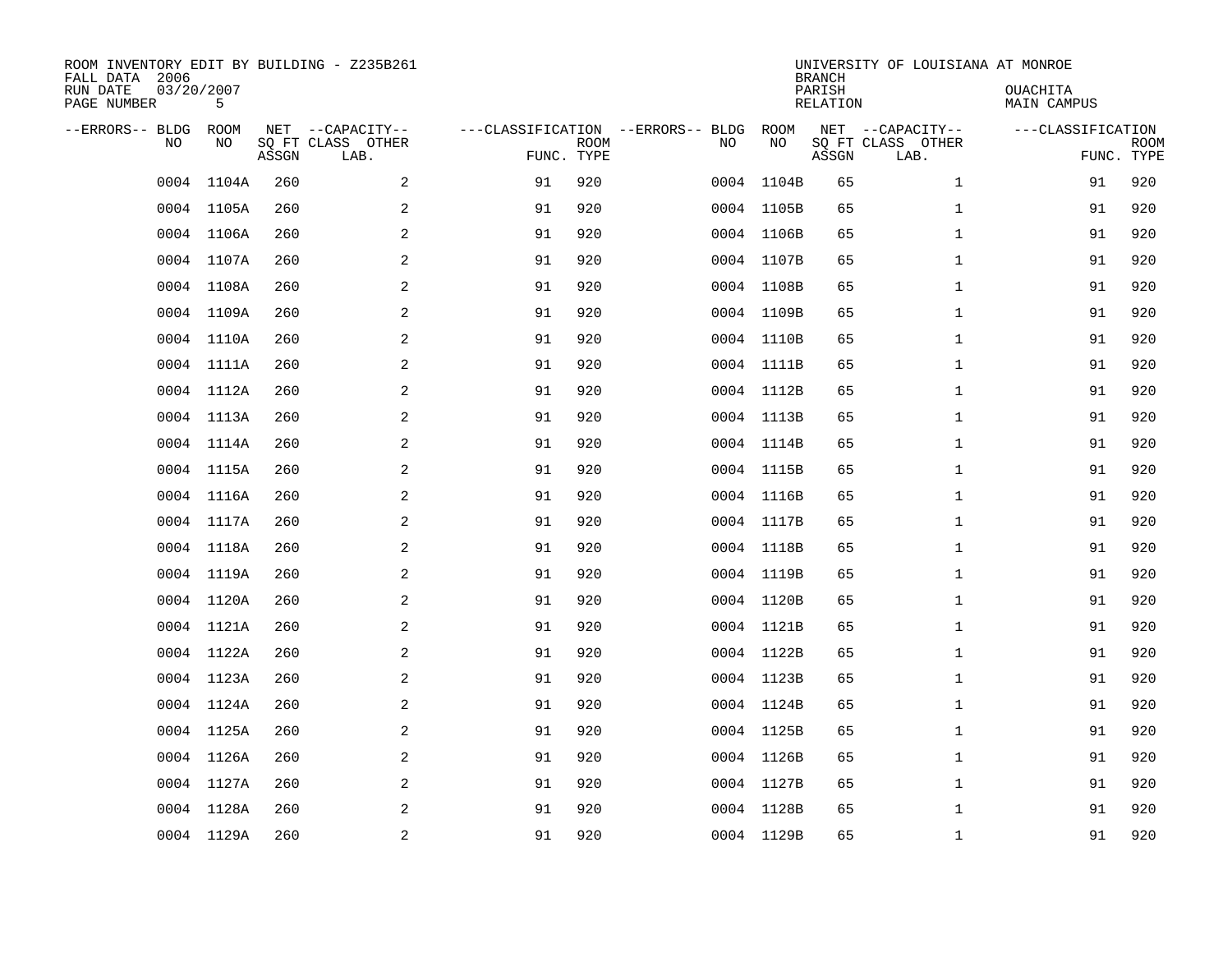ROOM INVENTORY EDIT BY BUILDING - Z235B261
FALL DATA 2006
RUN DATE 03/20/2007
PAGE NUMBER 5

UNIVERSITY OF LOUISIANA AT MONROE
BRANCH
PARISH OUACHITA
RELATION MAIN CAMPUS

| --ERRORS-- | BLDG NO | ROOM NO | NET SQ FT ASSGN | --CAPACITY-- CLASS | OTHER LAB. | ---CLASSIFICATION FUNC. | ROOM TYPE | --ERRORS-- | BLDG NO | ROOM NO | NET SQ FT ASSGN | --CAPACITY-- CLASS | OTHER LAB. | ---CLASSIFICATION FUNC. | ROOM TYPE |
|---|---|---|---|---|---|---|---|---|---|---|---|---|---|---|---|
| | 0004 | 1104A | 260 | | 2 | 91 | 920 | | 0004 | 1104B | 65 | | 1 | 91 | 920 |
| | 0004 | 1105A | 260 | | 2 | 91 | 920 | | 0004 | 1105B | 65 | | 1 | 91 | 920 |
| | 0004 | 1106A | 260 | | 2 | 91 | 920 | | 0004 | 1106B | 65 | | 1 | 91 | 920 |
| | 0004 | 1107A | 260 | | 2 | 91 | 920 | | 0004 | 1107B | 65 | | 1 | 91 | 920 |
| | 0004 | 1108A | 260 | | 2 | 91 | 920 | | 0004 | 1108B | 65 | | 1 | 91 | 920 |
| | 0004 | 1109A | 260 | | 2 | 91 | 920 | | 0004 | 1109B | 65 | | 1 | 91 | 920 |
| | 0004 | 1110A | 260 | | 2 | 91 | 920 | | 0004 | 1110B | 65 | | 1 | 91 | 920 |
| | 0004 | 1111A | 260 | | 2 | 91 | 920 | | 0004 | 1111B | 65 | | 1 | 91 | 920 |
| | 0004 | 1112A | 260 | | 2 | 91 | 920 | | 0004 | 1112B | 65 | | 1 | 91 | 920 |
| | 0004 | 1113A | 260 | | 2 | 91 | 920 | | 0004 | 1113B | 65 | | 1 | 91 | 920 |
| | 0004 | 1114A | 260 | | 2 | 91 | 920 | | 0004 | 1114B | 65 | | 1 | 91 | 920 |
| | 0004 | 1115A | 260 | | 2 | 91 | 920 | | 0004 | 1115B | 65 | | 1 | 91 | 920 |
| | 0004 | 1116A | 260 | | 2 | 91 | 920 | | 0004 | 1116B | 65 | | 1 | 91 | 920 |
| | 0004 | 1117A | 260 | | 2 | 91 | 920 | | 0004 | 1117B | 65 | | 1 | 91 | 920 |
| | 0004 | 1118A | 260 | | 2 | 91 | 920 | | 0004 | 1118B | 65 | | 1 | 91 | 920 |
| | 0004 | 1119A | 260 | | 2 | 91 | 920 | | 0004 | 1119B | 65 | | 1 | 91 | 920 |
| | 0004 | 1120A | 260 | | 2 | 91 | 920 | | 0004 | 1120B | 65 | | 1 | 91 | 920 |
| | 0004 | 1121A | 260 | | 2 | 91 | 920 | | 0004 | 1121B | 65 | | 1 | 91 | 920 |
| | 0004 | 1122A | 260 | | 2 | 91 | 920 | | 0004 | 1122B | 65 | | 1 | 91 | 920 |
| | 0004 | 1123A | 260 | | 2 | 91 | 920 | | 0004 | 1123B | 65 | | 1 | 91 | 920 |
| | 0004 | 1124A | 260 | | 2 | 91 | 920 | | 0004 | 1124B | 65 | | 1 | 91 | 920 |
| | 0004 | 1125A | 260 | | 2 | 91 | 920 | | 0004 | 1125B | 65 | | 1 | 91 | 920 |
| | 0004 | 1126A | 260 | | 2 | 91 | 920 | | 0004 | 1126B | 65 | | 1 | 91 | 920 |
| | 0004 | 1127A | 260 | | 2 | 91 | 920 | | 0004 | 1127B | 65 | | 1 | 91 | 920 |
| | 0004 | 1128A | 260 | | 2 | 91 | 920 | | 0004 | 1128B | 65 | | 1 | 91 | 920 |
| | 0004 | 1129A | 260 | | 2 | 91 | 920 | | 0004 | 1129B | 65 | | 1 | 91 | 920 |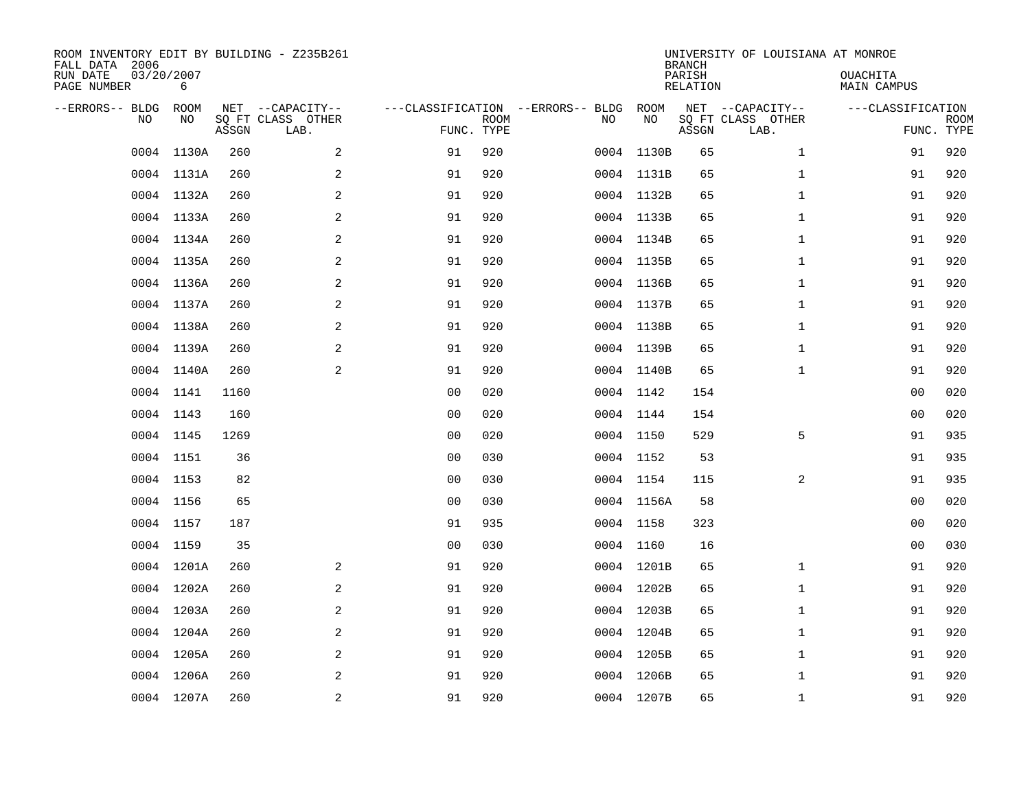ROOM INVENTORY EDIT BY BUILDING - Z235B261
FALL DATA 2006
RUN DATE 03/20/2007
PAGE NUMBER 6

UNIVERSITY OF LOUISIANA AT MONROE
BRANCH
PARISH OUACHITA
RELATION MAIN CAMPUS

| --ERRORS-- | BLDG NO | ROOM NO | NET SQ FT ASSGN | --CAPACITY-- CLASS LAB. | OTHER | ---CLASSIFICATION FUNC. | ROOM TYPE | --ERRORS-- | BLDG NO | ROOM NO | NET SQ FT ASSGN | --CAPACITY-- CLASS LAB. | OTHER | ---CLASSIFICATION FUNC. | ROOM TYPE |
|---|---|---|---|---|---|---|---|---|---|---|---|---|---|---|---|
| | 0004 | 1130A | 260 | | 2 | 91 | 920 | | 0004 | 1130B | 65 | | 1 | 91 | 920 |
| | 0004 | 1131A | 260 | | 2 | 91 | 920 | | 0004 | 1131B | 65 | | 1 | 91 | 920 |
| | 0004 | 1132A | 260 | | 2 | 91 | 920 | | 0004 | 1132B | 65 | | 1 | 91 | 920 |
| | 0004 | 1133A | 260 | | 2 | 91 | 920 | | 0004 | 1133B | 65 | | 1 | 91 | 920 |
| | 0004 | 1134A | 260 | | 2 | 91 | 920 | | 0004 | 1134B | 65 | | 1 | 91 | 920 |
| | 0004 | 1135A | 260 | | 2 | 91 | 920 | | 0004 | 1135B | 65 | | 1 | 91 | 920 |
| | 0004 | 1136A | 260 | | 2 | 91 | 920 | | 0004 | 1136B | 65 | | 1 | 91 | 920 |
| | 0004 | 1137A | 260 | | 2 | 91 | 920 | | 0004 | 1137B | 65 | | 1 | 91 | 920 |
| | 0004 | 1138A | 260 | | 2 | 91 | 920 | | 0004 | 1138B | 65 | | 1 | 91 | 920 |
| | 0004 | 1139A | 260 | | 2 | 91 | 920 | | 0004 | 1139B | 65 | | 1 | 91 | 920 |
| | 0004 | 1140A | 260 | | 2 | 91 | 920 | | 0004 | 1140B | 65 | | 1 | 91 | 920 |
| | 0004 | 1141 | 1160 | | | 00 | 020 | | 0004 | 1142 | 154 | | | 00 | 020 |
| | 0004 | 1143 | 160 | | | 00 | 020 | | 0004 | 1144 | 154 | | | 00 | 020 |
| | 0004 | 1145 | 1269 | | | 00 | 020 | | 0004 | 1150 | 529 | | 5 | 91 | 935 |
| | 0004 | 1151 | 36 | | | 00 | 030 | | 0004 | 1152 | 53 | | | 91 | 935 |
| | 0004 | 1153 | 82 | | | 00 | 030 | | 0004 | 1154 | 115 | | 2 | 91 | 935 |
| | 0004 | 1156 | 65 | | | 00 | 030 | | 0004 | 1156A | 58 | | | 00 | 020 |
| | 0004 | 1157 | 187 | | | 91 | 935 | | 0004 | 1158 | 323 | | | 00 | 020 |
| | 0004 | 1159 | 35 | | | 00 | 030 | | 0004 | 1160 | 16 | | | 00 | 030 |
| | 0004 | 1201A | 260 | | 2 | 91 | 920 | | 0004 | 1201B | 65 | | 1 | 91 | 920 |
| | 0004 | 1202A | 260 | | 2 | 91 | 920 | | 0004 | 1202B | 65 | | 1 | 91 | 920 |
| | 0004 | 1203A | 260 | | 2 | 91 | 920 | | 0004 | 1203B | 65 | | 1 | 91 | 920 |
| | 0004 | 1204A | 260 | | 2 | 91 | 920 | | 0004 | 1204B | 65 | | 1 | 91 | 920 |
| | 0004 | 1205A | 260 | | 2 | 91 | 920 | | 0004 | 1205B | 65 | | 1 | 91 | 920 |
| | 0004 | 1206A | 260 | | 2 | 91 | 920 | | 0004 | 1206B | 65 | | 1 | 91 | 920 |
| | 0004 | 1207A | 260 | | 2 | 91 | 920 | | 0004 | 1207B | 65 | | 1 | 91 | 920 |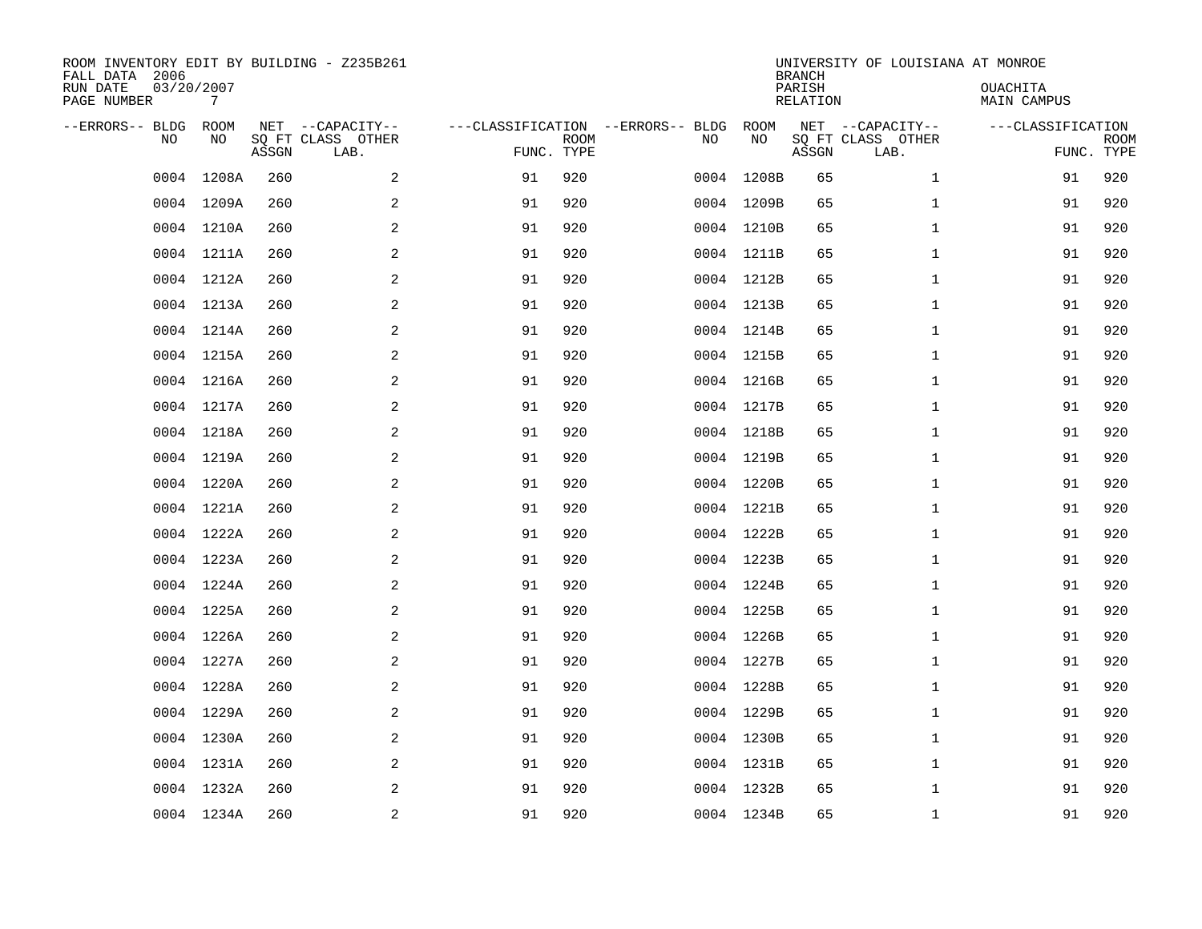ROOM INVENTORY EDIT BY BUILDING - Z235B261
FALL DATA 2006
RUN DATE 03/20/2007
PAGE NUMBER 7

UNIVERSITY OF LOUISIANA AT MONROE
BRANCH
PARISH OUACHITA
RELATION MAIN CAMPUS

| --ERRORS-- | BLDG NO | ROOM NO | NET SQ FT ASSGN | --CAPACITY-- CLASS LAB. | OTHER | ---CLASSIFICATION FUNC. | ROOM TYPE | --ERRORS-- | BLDG NO | ROOM NO | NET SQ FT ASSGN | --CAPACITY-- CLASS LAB. | OTHER | ---CLASSIFICATION FUNC. | ROOM TYPE |
|---|---|---|---|---|---|---|---|---|---|---|---|---|---|---|---|
| | 0004 | 1208A | 260 | | 2 | 91 | 920 | | 0004 | 1208B | 65 | | 1 | 91 | 920 |
| | 0004 | 1209A | 260 | | 2 | 91 | 920 | | 0004 | 1209B | 65 | | 1 | 91 | 920 |
| | 0004 | 1210A | 260 | | 2 | 91 | 920 | | 0004 | 1210B | 65 | | 1 | 91 | 920 |
| | 0004 | 1211A | 260 | | 2 | 91 | 920 | | 0004 | 1211B | 65 | | 1 | 91 | 920 |
| | 0004 | 1212A | 260 | | 2 | 91 | 920 | | 0004 | 1212B | 65 | | 1 | 91 | 920 |
| | 0004 | 1213A | 260 | | 2 | 91 | 920 | | 0004 | 1213B | 65 | | 1 | 91 | 920 |
| | 0004 | 1214A | 260 | | 2 | 91 | 920 | | 0004 | 1214B | 65 | | 1 | 91 | 920 |
| | 0004 | 1215A | 260 | | 2 | 91 | 920 | | 0004 | 1215B | 65 | | 1 | 91 | 920 |
| | 0004 | 1216A | 260 | | 2 | 91 | 920 | | 0004 | 1216B | 65 | | 1 | 91 | 920 |
| | 0004 | 1217A | 260 | | 2 | 91 | 920 | | 0004 | 1217B | 65 | | 1 | 91 | 920 |
| | 0004 | 1218A | 260 | | 2 | 91 | 920 | | 0004 | 1218B | 65 | | 1 | 91 | 920 |
| | 0004 | 1219A | 260 | | 2 | 91 | 920 | | 0004 | 1219B | 65 | | 1 | 91 | 920 |
| | 0004 | 1220A | 260 | | 2 | 91 | 920 | | 0004 | 1220B | 65 | | 1 | 91 | 920 |
| | 0004 | 1221A | 260 | | 2 | 91 | 920 | | 0004 | 1221B | 65 | | 1 | 91 | 920 |
| | 0004 | 1222A | 260 | | 2 | 91 | 920 | | 0004 | 1222B | 65 | | 1 | 91 | 920 |
| | 0004 | 1223A | 260 | | 2 | 91 | 920 | | 0004 | 1223B | 65 | | 1 | 91 | 920 |
| | 0004 | 1224A | 260 | | 2 | 91 | 920 | | 0004 | 1224B | 65 | | 1 | 91 | 920 |
| | 0004 | 1225A | 260 | | 2 | 91 | 920 | | 0004 | 1225B | 65 | | 1 | 91 | 920 |
| | 0004 | 1226A | 260 | | 2 | 91 | 920 | | 0004 | 1226B | 65 | | 1 | 91 | 920 |
| | 0004 | 1227A | 260 | | 2 | 91 | 920 | | 0004 | 1227B | 65 | | 1 | 91 | 920 |
| | 0004 | 1228A | 260 | | 2 | 91 | 920 | | 0004 | 1228B | 65 | | 1 | 91 | 920 |
| | 0004 | 1229A | 260 | | 2 | 91 | 920 | | 0004 | 1229B | 65 | | 1 | 91 | 920 |
| | 0004 | 1230A | 260 | | 2 | 91 | 920 | | 0004 | 1230B | 65 | | 1 | 91 | 920 |
| | 0004 | 1231A | 260 | | 2 | 91 | 920 | | 0004 | 1231B | 65 | | 1 | 91 | 920 |
| | 0004 | 1232A | 260 | | 2 | 91 | 920 | | 0004 | 1232B | 65 | | 1 | 91 | 920 |
| | 0004 | 1234A | 260 | | 2 | 91 | 920 | | 0004 | 1234B | 65 | | 1 | 91 | 920 |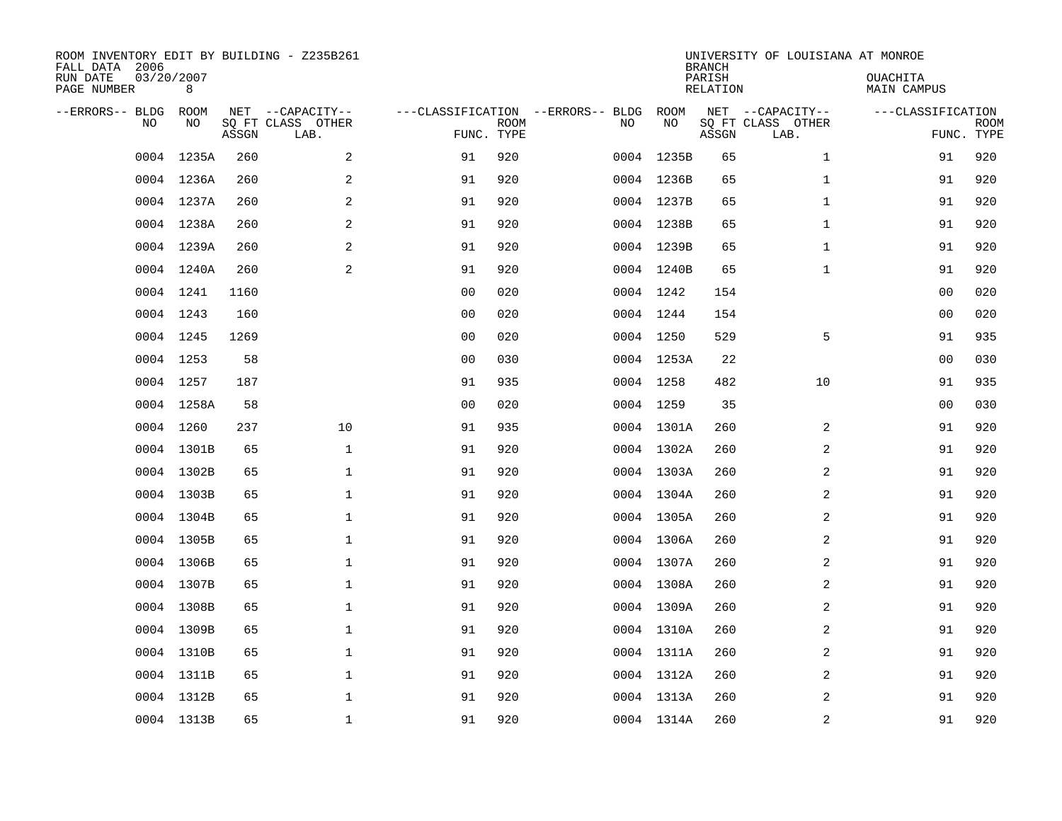ROOM INVENTORY EDIT BY BUILDING - Z235B261
FALL DATA 2006
RUN DATE 03/20/2007

UNIVERSITY OF LOUISIANA AT MONROE
BRANCH
PARISH OUACHITA
RELATION MAIN CAMPUS

| --ERRORS-- | BLDG NO | ROOM NO | NET SQ FT ASSGN | --CAPACITY-- CLASS LAB. | OTHER | ---CLASSIFICATION FUNC. | ROOM TYPE | --ERRORS-- | BLDG NO | ROOM NO | NET SQ FT ASSGN | --CAPACITY-- CLASS LAB. | OTHER | ---CLASSIFICATION FUNC. | ROOM TYPE |
|---|---|---|---|---|---|---|---|---|---|---|---|---|---|---|---|
| | 0004 | 1235A | 260 | | 2 | 91 | 920 | | 0004 | 1235B | 65 | | 1 | 91 | 920 |
| | 0004 | 1236A | 260 | | 2 | 91 | 920 | | 0004 | 1236B | 65 | | 1 | 91 | 920 |
| | 0004 | 1237A | 260 | | 2 | 91 | 920 | | 0004 | 1237B | 65 | | 1 | 91 | 920 |
| | 0004 | 1238A | 260 | | 2 | 91 | 920 | | 0004 | 1238B | 65 | | 1 | 91 | 920 |
| | 0004 | 1239A | 260 | | 2 | 91 | 920 | | 0004 | 1239B | 65 | | 1 | 91 | 920 |
| | 0004 | 1240A | 260 | | 2 | 91 | 920 | | 0004 | 1240B | 65 | | 1 | 91 | 920 |
| | 0004 | 1241 | 1160 | | | 00 | 020 | | 0004 | 1242 | 154 | | | 00 | 020 |
| | 0004 | 1243 | 160 | | | 00 | 020 | | 0004 | 1244 | 154 | | | 00 | 020 |
| | 0004 | 1245 | 1269 | | | 00 | 020 | | 0004 | 1250 | 529 | | 5 | 91 | 935 |
| | 0004 | 1253 | 58 | | | 00 | 030 | | 0004 | 1253A | 22 | | | 00 | 030 |
| | 0004 | 1257 | 187 | | | 91 | 935 | | 0004 | 1258 | 482 | | 10 | 91 | 935 |
| | 0004 | 1258A | 58 | | | 00 | 020 | | 0004 | 1259 | 35 | | | 00 | 030 |
| | 0004 | 1260 | 237 | | 10 | 91 | 935 | | 0004 | 1301A | 260 | | 2 | 91 | 920 |
| | 0004 | 1301B | 65 | | 1 | 91 | 920 | | 0004 | 1302A | 260 | | 2 | 91 | 920 |
| | 0004 | 1302B | 65 | | 1 | 91 | 920 | | 0004 | 1303A | 260 | | 2 | 91 | 920 |
| | 0004 | 1303B | 65 | | 1 | 91 | 920 | | 0004 | 1304A | 260 | | 2 | 91 | 920 |
| | 0004 | 1304B | 65 | | 1 | 91 | 920 | | 0004 | 1305A | 260 | | 2 | 91 | 920 |
| | 0004 | 1305B | 65 | | 1 | 91 | 920 | | 0004 | 1306A | 260 | | 2 | 91 | 920 |
| | 0004 | 1306B | 65 | | 1 | 91 | 920 | | 0004 | 1307A | 260 | | 2 | 91 | 920 |
| | 0004 | 1307B | 65 | | 1 | 91 | 920 | | 0004 | 1308A | 260 | | 2 | 91 | 920 |
| | 0004 | 1308B | 65 | | 1 | 91 | 920 | | 0004 | 1309A | 260 | | 2 | 91 | 920 |
| | 0004 | 1309B | 65 | | 1 | 91 | 920 | | 0004 | 1310A | 260 | | 2 | 91 | 920 |
| | 0004 | 1310B | 65 | | 1 | 91 | 920 | | 0004 | 1311A | 260 | | 2 | 91 | 920 |
| | 0004 | 1311B | 65 | | 1 | 91 | 920 | | 0004 | 1312A | 260 | | 2 | 91 | 920 |
| | 0004 | 1312B | 65 | | 1 | 91 | 920 | | 0004 | 1313A | 260 | | 2 | 91 | 920 |
| | 0004 | 1313B | 65 | | 1 | 91 | 920 | | 0004 | 1314A | 260 | | 2 | 91 | 920 |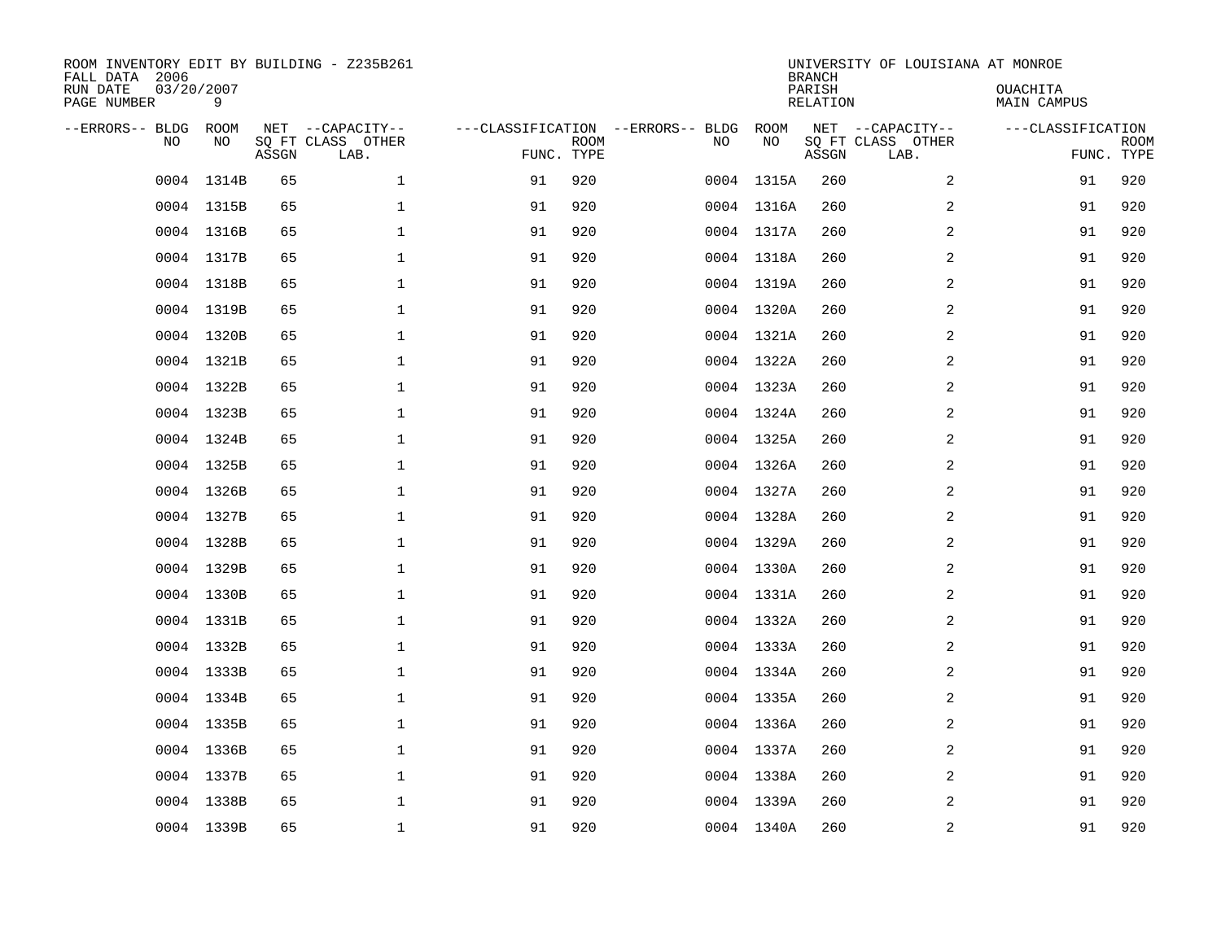ROOM INVENTORY EDIT BY BUILDING - Z235B261
FALL DATA 2006
RUN DATE 03/20/2007
PAGE NUMBER 9

UNIVERSITY OF LOUISIANA AT MONROE
BRANCH
PARISH OUACHITA
RELATION MAIN CAMPUS

| --ERRORS-- | BLDG NO | ROOM NO | NET SQ FT ASSGN | CAPACITY CLASS LAB. | CAPACITY OTHER | CLASSIFICATION FUNC. | ROOM TYPE | --ERRORS-- | BLDG NO | ROOM NO | NET SQ FT ASSGN | CAPACITY CLASS LAB. | CAPACITY OTHER | CLASSIFICATION FUNC. | ROOM TYPE |
|---|---|---|---|---|---|---|---|---|---|---|---|---|---|---|---|
| | 0004 | 1314B | 65 | | 1 | 91 | 920 | | 0004 | 1315A | 260 | | 2 | 91 | 920 |
| | 0004 | 1315B | 65 | | 1 | 91 | 920 | | 0004 | 1316A | 260 | | 2 | 91 | 920 |
| | 0004 | 1316B | 65 | | 1 | 91 | 920 | | 0004 | 1317A | 260 | | 2 | 91 | 920 |
| | 0004 | 1317B | 65 | | 1 | 91 | 920 | | 0004 | 1318A | 260 | | 2 | 91 | 920 |
| | 0004 | 1318B | 65 | | 1 | 91 | 920 | | 0004 | 1319A | 260 | | 2 | 91 | 920 |
| | 0004 | 1319B | 65 | | 1 | 91 | 920 | | 0004 | 1320A | 260 | | 2 | 91 | 920 |
| | 0004 | 1320B | 65 | | 1 | 91 | 920 | | 0004 | 1321A | 260 | | 2 | 91 | 920 |
| | 0004 | 1321B | 65 | | 1 | 91 | 920 | | 0004 | 1322A | 260 | | 2 | 91 | 920 |
| | 0004 | 1322B | 65 | | 1 | 91 | 920 | | 0004 | 1323A | 260 | | 2 | 91 | 920 |
| | 0004 | 1323B | 65 | | 1 | 91 | 920 | | 0004 | 1324A | 260 | | 2 | 91 | 920 |
| | 0004 | 1324B | 65 | | 1 | 91 | 920 | | 0004 | 1325A | 260 | | 2 | 91 | 920 |
| | 0004 | 1325B | 65 | | 1 | 91 | 920 | | 0004 | 1326A | 260 | | 2 | 91 | 920 |
| | 0004 | 1326B | 65 | | 1 | 91 | 920 | | 0004 | 1327A | 260 | | 2 | 91 | 920 |
| | 0004 | 1327B | 65 | | 1 | 91 | 920 | | 0004 | 1328A | 260 | | 2 | 91 | 920 |
| | 0004 | 1328B | 65 | | 1 | 91 | 920 | | 0004 | 1329A | 260 | | 2 | 91 | 920 |
| | 0004 | 1329B | 65 | | 1 | 91 | 920 | | 0004 | 1330A | 260 | | 2 | 91 | 920 |
| | 0004 | 1330B | 65 | | 1 | 91 | 920 | | 0004 | 1331A | 260 | | 2 | 91 | 920 |
| | 0004 | 1331B | 65 | | 1 | 91 | 920 | | 0004 | 1332A | 260 | | 2 | 91 | 920 |
| | 0004 | 1332B | 65 | | 1 | 91 | 920 | | 0004 | 1333A | 260 | | 2 | 91 | 920 |
| | 0004 | 1333B | 65 | | 1 | 91 | 920 | | 0004 | 1334A | 260 | | 2 | 91 | 920 |
| | 0004 | 1334B | 65 | | 1 | 91 | 920 | | 0004 | 1335A | 260 | | 2 | 91 | 920 |
| | 0004 | 1335B | 65 | | 1 | 91 | 920 | | 0004 | 1336A | 260 | | 2 | 91 | 920 |
| | 0004 | 1336B | 65 | | 1 | 91 | 920 | | 0004 | 1337A | 260 | | 2 | 91 | 920 |
| | 0004 | 1337B | 65 | | 1 | 91 | 920 | | 0004 | 1338A | 260 | | 2 | 91 | 920 |
| | 0004 | 1338B | 65 | | 1 | 91 | 920 | | 0004 | 1339A | 260 | | 2 | 91 | 920 |
| | 0004 | 1339B | 65 | | 1 | 91 | 920 | | 0004 | 1340A | 260 | | 2 | 91 | 920 |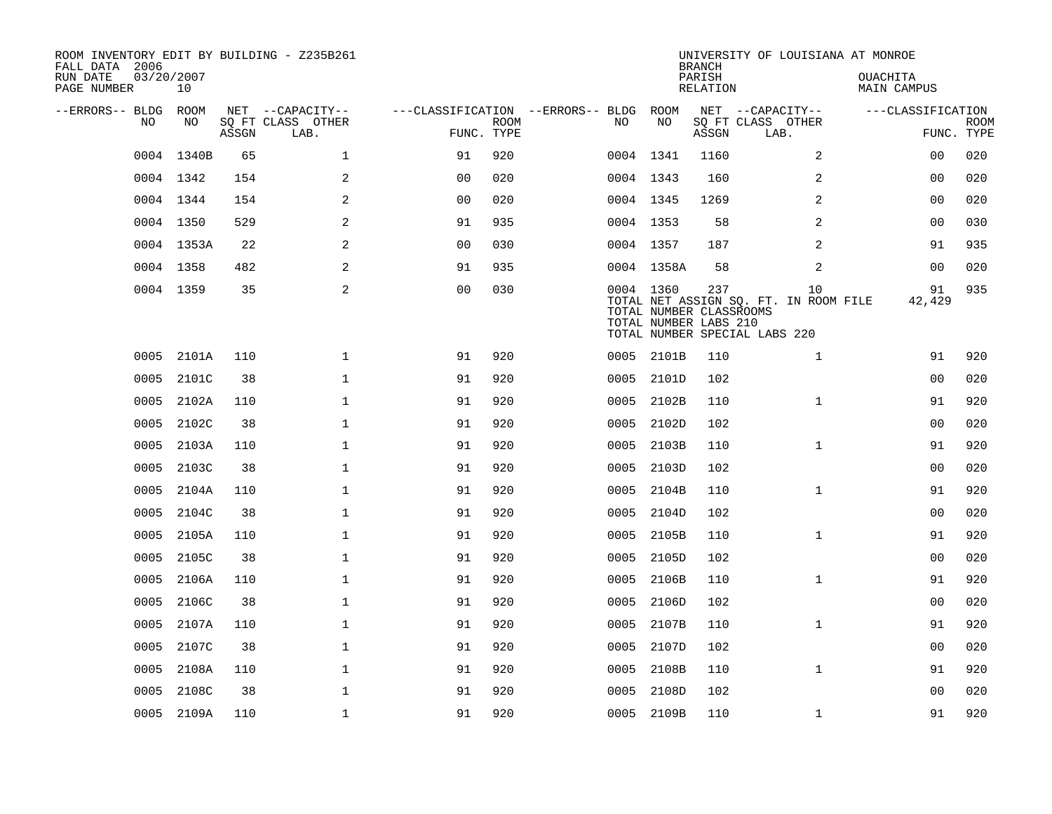ROOM INVENTORY EDIT BY BUILDING - Z235B261
FALL DATA 2006
RUN DATE 03/20/2007
PAGE NUMBER 10

UNIVERSITY OF LOUISIANA AT MONROE
BRANCH
PARISH OUACHITA
RELATION MAIN CAMPUS

| --ERRORS-- | BLDG NO | ROOM NO | NET SQ FT ASSGN | CAPACITY CLASS LAB. | CAPACITY OTHER | CLASSIFICATION FUNC. | ROOM TYPE | --ERRORS-- | BLDG NO | ROOM NO | NET SQ FT ASSGN | CAPACITY CLASS LAB. | CAPACITY OTHER | CLASSIFICATION FUNC. | ROOM TYPE |
|---|---|---|---|---|---|---|---|---|---|---|---|---|---|---|---|
| | 0004 | 1340B | 65 | | 1 | 91 | 920 | | 0004 | 1341 | 1160 | | 2 | 00 | 020 |
| | 0004 | 1342 | 154 | | 2 | 00 | 020 | | 0004 | 1343 | 160 | | 2 | 00 | 020 |
| | 0004 | 1344 | 154 | | 2 | 00 | 020 | | 0004 | 1345 | 1269 | | 2 | 00 | 020 |
| | 0004 | 1350 | 529 | | 2 | 91 | 935 | | 0004 | 1353 | 58 | | 2 | 00 | 030 |
| | 0004 | 1353A | 22 | | 2 | 00 | 030 | | 0004 | 1357 | 187 | | 2 | 91 | 935 |
| | 0004 | 1358 | 482 | | 2 | 91 | 935 | | 0004 | 1358A | 58 | | 2 | 00 | 020 |
| | 0004 | 1359 | 35 | | 2 | 00 | 030 | | 0004 | 1360 | 237 | | 10 | 91 | 935 |

TOTAL NET ASSIGN SQ. FT. IN ROOM FILE 42,429
TOTAL NUMBER CLASSROOMS
TOTAL NUMBER LABS 210
TOTAL NUMBER SPECIAL LABS 220

| --ERRORS-- | BLDG NO | ROOM NO | NET SQ FT ASSGN | CAPACITY CLASS LAB. | CAPACITY OTHER | CLASSIFICATION FUNC. | ROOM TYPE | --ERRORS-- | BLDG NO | ROOM NO | NET SQ FT ASSGN | CAPACITY CLASS LAB. | CAPACITY OTHER | CLASSIFICATION FUNC. | ROOM TYPE |
|---|---|---|---|---|---|---|---|---|---|---|---|---|---|---|---|
| | 0005 | 2101A | 110 | | 1 | 91 | 920 | | 0005 | 2101B | 110 | | 1 | 91 | 920 |
| | 0005 | 2101C | 38 | | 1 | 91 | 920 | | 0005 | 2101D | 102 | | | 00 | 020 |
| | 0005 | 2102A | 110 | | 1 | 91 | 920 | | 0005 | 2102B | 110 | | 1 | 91 | 920 |
| | 0005 | 2102C | 38 | | 1 | 91 | 920 | | 0005 | 2102D | 102 | | | 00 | 020 |
| | 0005 | 2103A | 110 | | 1 | 91 | 920 | | 0005 | 2103B | 110 | | 1 | 91 | 920 |
| | 0005 | 2103C | 38 | | 1 | 91 | 920 | | 0005 | 2103D | 102 | | | 00 | 020 |
| | 0005 | 2104A | 110 | | 1 | 91 | 920 | | 0005 | 2104B | 110 | | 1 | 91 | 920 |
| | 0005 | 2104C | 38 | | 1 | 91 | 920 | | 0005 | 2104D | 102 | | | 00 | 020 |
| | 0005 | 2105A | 110 | | 1 | 91 | 920 | | 0005 | 2105B | 110 | | 1 | 91 | 920 |
| | 0005 | 2105C | 38 | | 1 | 91 | 920 | | 0005 | 2105D | 102 | | | 00 | 020 |
| | 0005 | 2106A | 110 | | 1 | 91 | 920 | | 0005 | 2106B | 110 | | 1 | 91 | 920 |
| | 0005 | 2106C | 38 | | 1 | 91 | 920 | | 0005 | 2106D | 102 | | | 00 | 020 |
| | 0005 | 2107A | 110 | | 1 | 91 | 920 | | 0005 | 2107B | 110 | | 1 | 91 | 920 |
| | 0005 | 2107C | 38 | | 1 | 91 | 920 | | 0005 | 2107D | 102 | | | 00 | 020 |
| | 0005 | 2108A | 110 | | 1 | 91 | 920 | | 0005 | 2108B | 110 | | 1 | 91 | 920 |
| | 0005 | 2108C | 38 | | 1 | 91 | 920 | | 0005 | 2108D | 102 | | | 00 | 020 |
| | 0005 | 2109A | 110 | | 1 | 91 | 920 | | 0005 | 2109B | 110 | | 1 | 91 | 920 |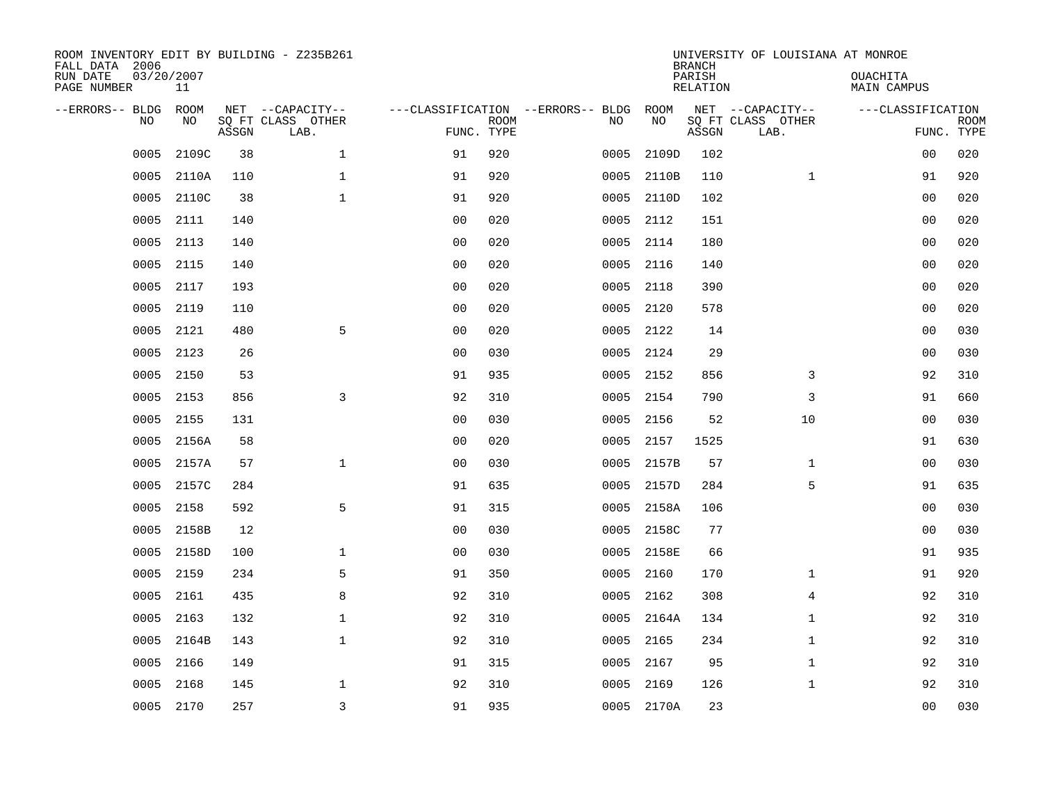ROOM INVENTORY EDIT BY BUILDING - Z235B261
FALL DATA 2006
RUN DATE 03/20/2007
PAGE NUMBER 11

UNIVERSITY OF LOUISIANA AT MONROE
BRANCH
PARISH OUACHITA
RELATION MAIN CAMPUS

| --ERRORS-- | BLDG NO | ROOM NO | NET SQ FT ASSGN | --CAPACITY-- CLASS LAB. | OTHER | ---CLASSIFICATION FUNC. | ROOM TYPE | --ERRORS-- | BLDG NO | ROOM NO | NET SQ FT ASSGN | --CAPACITY-- CLASS LAB. | OTHER | ---CLASSIFICATION FUNC. | ROOM TYPE |
|---|---|---|---|---|---|---|---|---|---|---|---|---|---|---|---|
| | 0005 | 2109C | 38 | | 1 | 91 | 920 | | 0005 | 2109D | 102 | | | 00 | 020 |
| | 0005 | 2110A | 110 | | 1 | 91 | 920 | | 0005 | 2110B | 110 | | 1 | 91 | 920 |
| | 0005 | 2110C | 38 | | 1 | 91 | 920 | | 0005 | 2110D | 102 | | | 00 | 020 |
| | 0005 | 2111 | 140 | | | 00 | 020 | | 0005 | 2112 | 151 | | | 00 | 020 |
| | 0005 | 2113 | 140 | | | 00 | 020 | | 0005 | 2114 | 180 | | | 00 | 020 |
| | 0005 | 2115 | 140 | | | 00 | 020 | | 0005 | 2116 | 140 | | | 00 | 020 |
| | 0005 | 2117 | 193 | | | 00 | 020 | | 0005 | 2118 | 390 | | | 00 | 020 |
| | 0005 | 2119 | 110 | | | 00 | 020 | | 0005 | 2120 | 578 | | | 00 | 020 |
| | 0005 | 2121 | 480 | | 5 | 00 | 020 | | 0005 | 2122 | 14 | | | 00 | 030 |
| | 0005 | 2123 | 26 | | | 00 | 030 | | 0005 | 2124 | 29 | | | 00 | 030 |
| | 0005 | 2150 | 53 | | | 91 | 935 | | 0005 | 2152 | 856 | | 3 | 92 | 310 |
| | 0005 | 2153 | 856 | | 3 | 92 | 310 | | 0005 | 2154 | 790 | | 3 | 91 | 660 |
| | 0005 | 2155 | 131 | | | 00 | 030 | | 0005 | 2156 | 52 | | 10 | 00 | 030 |
| | 0005 | 2156A | 58 | | | 00 | 020 | | 0005 | 2157 | 1525 | | | 91 | 630 |
| | 0005 | 2157A | 57 | | 1 | 00 | 030 | | 0005 | 2157B | 57 | | 1 | 00 | 030 |
| | 0005 | 2157C | 284 | | | 91 | 635 | | 0005 | 2157D | 284 | | 5 | 91 | 635 |
| | 0005 | 2158 | 592 | | 5 | 91 | 315 | | 0005 | 2158A | 106 | | | 00 | 030 |
| | 0005 | 2158B | 12 | | | 00 | 030 | | 0005 | 2158C | 77 | | | 00 | 030 |
| | 0005 | 2158D | 100 | | 1 | 00 | 030 | | 0005 | 2158E | 66 | | | 91 | 935 |
| | 0005 | 2159 | 234 | | 5 | 91 | 350 | | 0005 | 2160 | 170 | | 1 | 91 | 920 |
| | 0005 | 2161 | 435 | | 8 | 92 | 310 | | 0005 | 2162 | 308 | | 4 | 92 | 310 |
| | 0005 | 2163 | 132 | | 1 | 92 | 310 | | 0005 | 2164A | 134 | | 1 | 92 | 310 |
| | 0005 | 2164B | 143 | | 1 | 92 | 310 | | 0005 | 2165 | 234 | | 1 | 92 | 310 |
| | 0005 | 2166 | 149 | | | 91 | 315 | | 0005 | 2167 | 95 | | 1 | 92 | 310 |
| | 0005 | 2168 | 145 | | 1 | 92 | 310 | | 0005 | 2169 | 126 | | 1 | 92 | 310 |
| | 0005 | 2170 | 257 | | 3 | 91 | 935 | | 0005 | 2170A | 23 | | | 00 | 030 |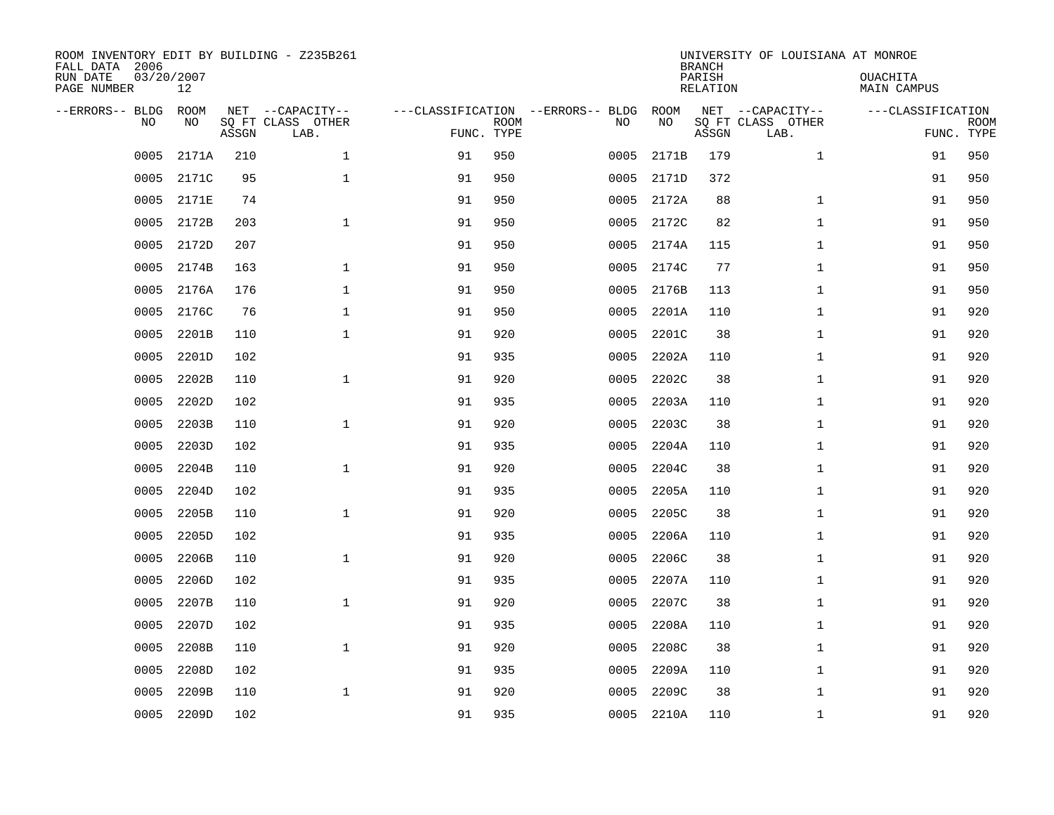ROOM INVENTORY EDIT BY BUILDING - Z235B261
FALL DATA 2006
RUN DATE 03/20/2007
PAGE NUMBER 12

UNIVERSITY OF LOUISIANA AT MONROE
BRANCH
PARISH OUACHITA
RELATION MAIN CAMPUS

| --ERRORS-- | BLDG NO | ROOM NO | NET SQ FT ASSGN | --CAPACITY-- CLASS | OTHER LAB. | ---CLASSIFICATION FUNC. | ROOM TYPE | --ERRORS-- | BLDG NO | ROOM NO | NET SQ FT ASSGN | --CAPACITY-- CLASS | OTHER LAB. | ---CLASSIFICATION FUNC. | ROOM TYPE |
|---|---|---|---|---|---|---|---|---|---|---|---|---|---|---|---|
| | 0005 | 2171A | 210 | | 1 | 91 | 950 | | 0005 | 2171B | 179 | | 1 | 91 | 950 |
| | 0005 | 2171C | 95 | | 1 | 91 | 950 | | 0005 | 2171D | 372 | | | 91 | 950 |
| | 0005 | 2171E | 74 | | | 91 | 950 | | 0005 | 2172A | 88 | | 1 | 91 | 950 |
| | 0005 | 2172B | 203 | | 1 | 91 | 950 | | 0005 | 2172C | 82 | | 1 | 91 | 950 |
| | 0005 | 2172D | 207 | | | 91 | 950 | | 0005 | 2174A | 115 | | 1 | 91 | 950 |
| | 0005 | 2174B | 163 | | 1 | 91 | 950 | | 0005 | 2174C | 77 | | 1 | 91 | 950 |
| | 0005 | 2176A | 176 | | 1 | 91 | 950 | | 0005 | 2176B | 113 | | 1 | 91 | 950 |
| | 0005 | 2176C | 76 | | 1 | 91 | 950 | | 0005 | 2201A | 110 | | 1 | 91 | 920 |
| | 0005 | 2201B | 110 | | 1 | 91 | 920 | | 0005 | 2201C | 38 | | 1 | 91 | 920 |
| | 0005 | 2201D | 102 | | | 91 | 935 | | 0005 | 2202A | 110 | | 1 | 91 | 920 |
| | 0005 | 2202B | 110 | | 1 | 91 | 920 | | 0005 | 2202C | 38 | | 1 | 91 | 920 |
| | 0005 | 2202D | 102 | | | 91 | 935 | | 0005 | 2203A | 110 | | 1 | 91 | 920 |
| | 0005 | 2203B | 110 | | 1 | 91 | 920 | | 0005 | 2203C | 38 | | 1 | 91 | 920 |
| | 0005 | 2203D | 102 | | | 91 | 935 | | 0005 | 2204A | 110 | | 1 | 91 | 920 |
| | 0005 | 2204B | 110 | | 1 | 91 | 920 | | 0005 | 2204C | 38 | | 1 | 91 | 920 |
| | 0005 | 2204D | 102 | | | 91 | 935 | | 0005 | 2205A | 110 | | 1 | 91 | 920 |
| | 0005 | 2205B | 110 | | 1 | 91 | 920 | | 0005 | 2205C | 38 | | 1 | 91 | 920 |
| | 0005 | 2205D | 102 | | | 91 | 935 | | 0005 | 2206A | 110 | | 1 | 91 | 920 |
| | 0005 | 2206B | 110 | | 1 | 91 | 920 | | 0005 | 2206C | 38 | | 1 | 91 | 920 |
| | 0005 | 2206D | 102 | | | 91 | 935 | | 0005 | 2207A | 110 | | 1 | 91 | 920 |
| | 0005 | 2207B | 110 | | 1 | 91 | 920 | | 0005 | 2207C | 38 | | 1 | 91 | 920 |
| | 0005 | 2207D | 102 | | | 91 | 935 | | 0005 | 2208A | 110 | | 1 | 91 | 920 |
| | 0005 | 2208B | 110 | | 1 | 91 | 920 | | 0005 | 2208C | 38 | | 1 | 91 | 920 |
| | 0005 | 2208D | 102 | | | 91 | 935 | | 0005 | 2209A | 110 | | 1 | 91 | 920 |
| | 0005 | 2209B | 110 | | 1 | 91 | 920 | | 0005 | 2209C | 38 | | 1 | 91 | 920 |
| | 0005 | 2209D | 102 | | | 91 | 935 | | 0005 | 2210A | 110 | | 1 | 91 | 920 |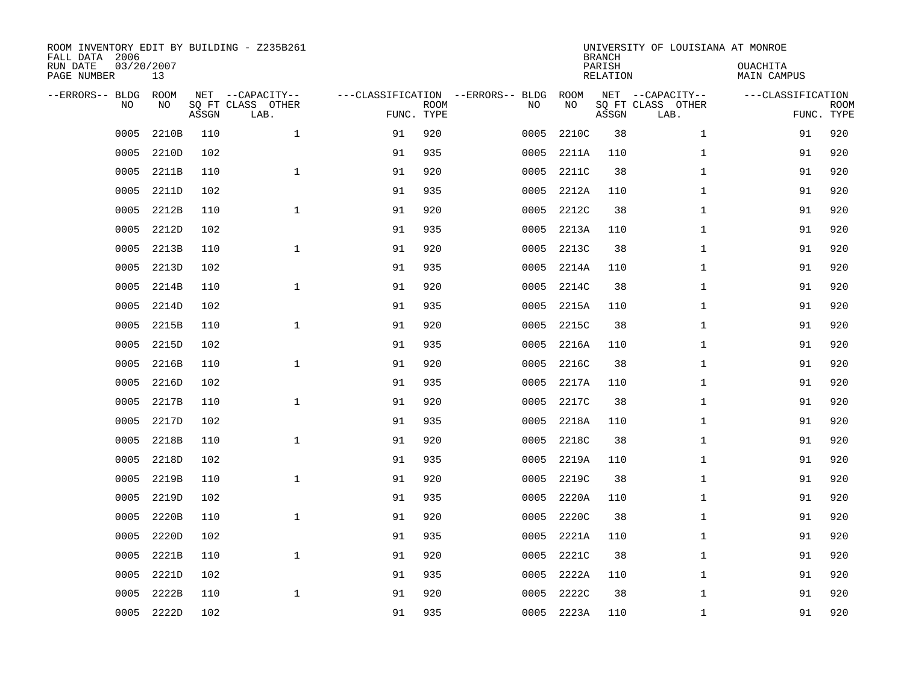ROOM INVENTORY EDIT BY BUILDING - Z235B261
FALL DATA 2006
RUN DATE 03/20/2007
PAGE NUMBER 13

UNIVERSITY OF LOUISIANA AT MONROE
BRANCH
PARISH OUACHITA
RELATION MAIN CAMPUS

| --ERRORS-- | BLDG NO | ROOM NO | NET SQ FT ASSGN | --CAPACITY-- CLASS | OTHER LAB. | ---CLASSIFICATION FUNC. | ROOM TYPE | --ERRORS-- | BLDG NO | ROOM NO | NET SQ FT ASSGN | --CAPACITY-- CLASS | OTHER LAB. | ---CLASSIFICATION FUNC. | ROOM TYPE |
|---|---|---|---|---|---|---|---|---|---|---|---|---|---|---|---|
| | 0005 | 2210B | 110 | | 1 | 91 | 920 | | 0005 | 2210C | 38 | | 1 | 91 | 920 |
| | 0005 | 2210D | 102 | | | 91 | 935 | | 0005 | 2211A | 110 | | 1 | 91 | 920 |
| | 0005 | 2211B | 110 | | 1 | 91 | 920 | | 0005 | 2211C | 38 | | 1 | 91 | 920 |
| | 0005 | 2211D | 102 | | | 91 | 935 | | 0005 | 2212A | 110 | | 1 | 91 | 920 |
| | 0005 | 2212B | 110 | | 1 | 91 | 920 | | 0005 | 2212C | 38 | | 1 | 91 | 920 |
| | 0005 | 2212D | 102 | | | 91 | 935 | | 0005 | 2213A | 110 | | 1 | 91 | 920 |
| | 0005 | 2213B | 110 | | 1 | 91 | 920 | | 0005 | 2213C | 38 | | 1 | 91 | 920 |
| | 0005 | 2213D | 102 | | | 91 | 935 | | 0005 | 2214A | 110 | | 1 | 91 | 920 |
| | 0005 | 2214B | 110 | | 1 | 91 | 920 | | 0005 | 2214C | 38 | | 1 | 91 | 920 |
| | 0005 | 2214D | 102 | | | 91 | 935 | | 0005 | 2215A | 110 | | 1 | 91 | 920 |
| | 0005 | 2215B | 110 | | 1 | 91 | 920 | | 0005 | 2215C | 38 | | 1 | 91 | 920 |
| | 0005 | 2215D | 102 | | | 91 | 935 | | 0005 | 2216A | 110 | | 1 | 91 | 920 |
| | 0005 | 2216B | 110 | | 1 | 91 | 920 | | 0005 | 2216C | 38 | | 1 | 91 | 920 |
| | 0005 | 2216D | 102 | | | 91 | 935 | | 0005 | 2217A | 110 | | 1 | 91 | 920 |
| | 0005 | 2217B | 110 | | 1 | 91 | 920 | | 0005 | 2217C | 38 | | 1 | 91 | 920 |
| | 0005 | 2217D | 102 | | | 91 | 935 | | 0005 | 2218A | 110 | | 1 | 91 | 920 |
| | 0005 | 2218B | 110 | | 1 | 91 | 920 | | 0005 | 2218C | 38 | | 1 | 91 | 920 |
| | 0005 | 2218D | 102 | | | 91 | 935 | | 0005 | 2219A | 110 | | 1 | 91 | 920 |
| | 0005 | 2219B | 110 | | 1 | 91 | 920 | | 0005 | 2219C | 38 | | 1 | 91 | 920 |
| | 0005 | 2219D | 102 | | | 91 | 935 | | 0005 | 2220A | 110 | | 1 | 91 | 920 |
| | 0005 | 2220B | 110 | | 1 | 91 | 920 | | 0005 | 2220C | 38 | | 1 | 91 | 920 |
| | 0005 | 2220D | 102 | | | 91 | 935 | | 0005 | 2221A | 110 | | 1 | 91 | 920 |
| | 0005 | 2221B | 110 | | 1 | 91 | 920 | | 0005 | 2221C | 38 | | 1 | 91 | 920 |
| | 0005 | 2221D | 102 | | | 91 | 935 | | 0005 | 2222A | 110 | | 1 | 91 | 920 |
| | 0005 | 2222B | 110 | | 1 | 91 | 920 | | 0005 | 2222C | 38 | | 1 | 91 | 920 |
| | 0005 | 2222D | 102 | | | 91 | 935 | | 0005 | 2223A | 110 | | 1 | 91 | 920 |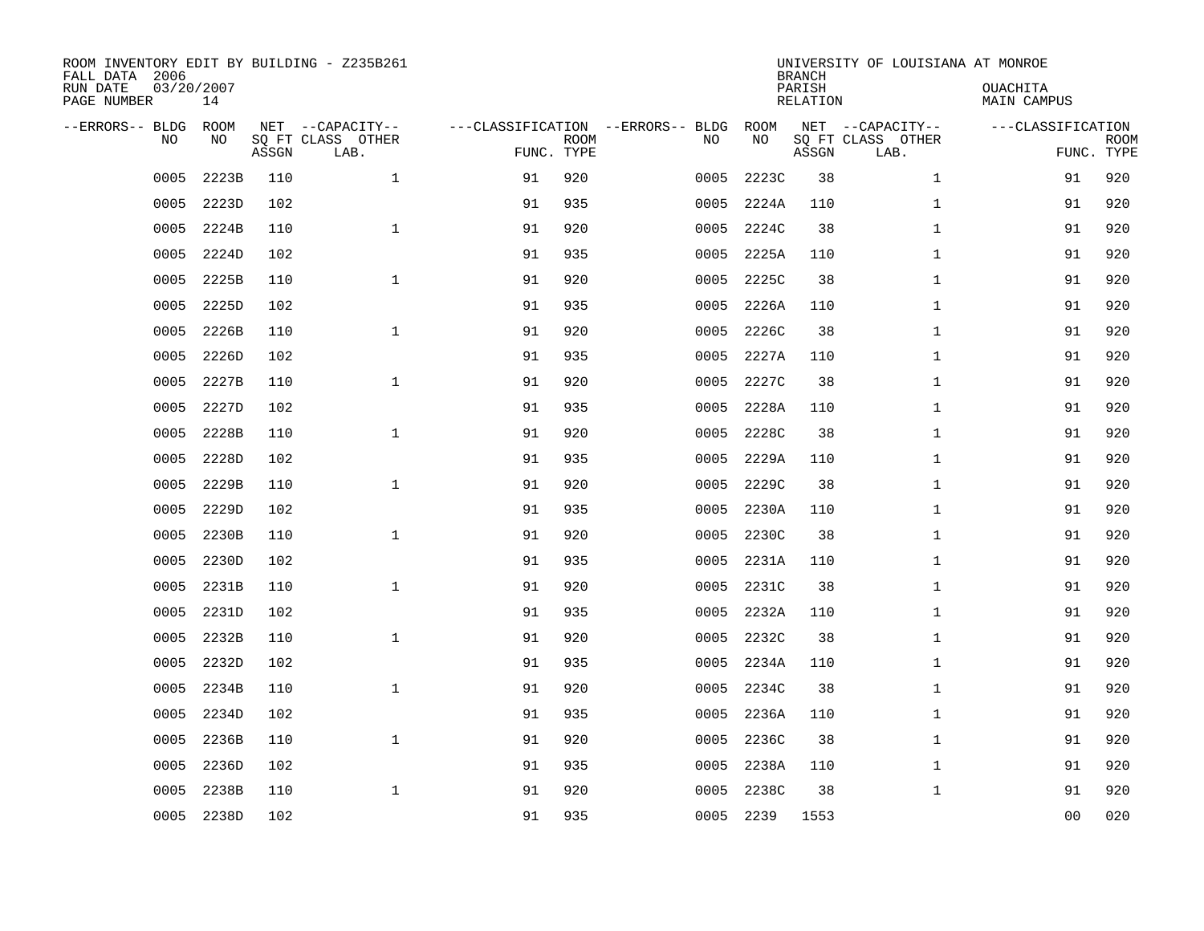ROOM INVENTORY EDIT BY BUILDING - Z235B261
FALL DATA 2006
RUN DATE 03/20/2007
PAGE NUMBER 14

UNIVERSITY OF LOUISIANA AT MONROE
BRANCH
PARISH OUACHITA
RELATION MAIN CAMPUS

| --ERRORS-- | BLDG NO | ROOM NO | NET SQ FT ASSGN | --CAPACITY-- CLASS LAB. | OTHER | ---CLASSIFICATION FUNC. | ROOM TYPE | --ERRORS-- | BLDG NO | ROOM NO | NET SQ FT ASSGN | --CAPACITY-- CLASS LAB. | OTHER | ---CLASSIFICATION FUNC. | ROOM TYPE |
|---|---|---|---|---|---|---|---|---|---|---|---|---|---|---|---|
| | 0005 | 2223B | 110 | | 1 | 91 | 920 | | 0005 | 2223C | 38 | | 1 | 91 | 920 |
| | 0005 | 2223D | 102 | | | 91 | 935 | | 0005 | 2224A | 110 | | 1 | 91 | 920 |
| | 0005 | 2224B | 110 | | 1 | 91 | 920 | | 0005 | 2224C | 38 | | 1 | 91 | 920 |
| | 0005 | 2224D | 102 | | | 91 | 935 | | 0005 | 2225A | 110 | | 1 | 91 | 920 |
| | 0005 | 2225B | 110 | | 1 | 91 | 920 | | 0005 | 2225C | 38 | | 1 | 91 | 920 |
| | 0005 | 2225D | 102 | | | 91 | 935 | | 0005 | 2226A | 110 | | 1 | 91 | 920 |
| | 0005 | 2226B | 110 | | 1 | 91 | 920 | | 0005 | 2226C | 38 | | 1 | 91 | 920 |
| | 0005 | 2226D | 102 | | | 91 | 935 | | 0005 | 2227A | 110 | | 1 | 91 | 920 |
| | 0005 | 2227B | 110 | | 1 | 91 | 920 | | 0005 | 2227C | 38 | | 1 | 91 | 920 |
| | 0005 | 2227D | 102 | | | 91 | 935 | | 0005 | 2228A | 110 | | 1 | 91 | 920 |
| | 0005 | 2228B | 110 | | 1 | 91 | 920 | | 0005 | 2228C | 38 | | 1 | 91 | 920 |
| | 0005 | 2228D | 102 | | | 91 | 935 | | 0005 | 2229A | 110 | | 1 | 91 | 920 |
| | 0005 | 2229B | 110 | | 1 | 91 | 920 | | 0005 | 2229C | 38 | | 1 | 91 | 920 |
| | 0005 | 2229D | 102 | | | 91 | 935 | | 0005 | 2230A | 110 | | 1 | 91 | 920 |
| | 0005 | 2230B | 110 | | 1 | 91 | 920 | | 0005 | 2230C | 38 | | 1 | 91 | 920 |
| | 0005 | 2230D | 102 | | | 91 | 935 | | 0005 | 2231A | 110 | | 1 | 91 | 920 |
| | 0005 | 2231B | 110 | | 1 | 91 | 920 | | 0005 | 2231C | 38 | | 1 | 91 | 920 |
| | 0005 | 2231D | 102 | | | 91 | 935 | | 0005 | 2232A | 110 | | 1 | 91 | 920 |
| | 0005 | 2232B | 110 | | 1 | 91 | 920 | | 0005 | 2232C | 38 | | 1 | 91 | 920 |
| | 0005 | 2232D | 102 | | | 91 | 935 | | 0005 | 2234A | 110 | | 1 | 91 | 920 |
| | 0005 | 2234B | 110 | | 1 | 91 | 920 | | 0005 | 2234C | 38 | | 1 | 91 | 920 |
| | 0005 | 2234D | 102 | | | 91 | 935 | | 0005 | 2236A | 110 | | 1 | 91 | 920 |
| | 0005 | 2236B | 110 | | 1 | 91 | 920 | | 0005 | 2236C | 38 | | 1 | 91 | 920 |
| | 0005 | 2236D | 102 | | | 91 | 935 | | 0005 | 2238A | 110 | | 1 | 91 | 920 |
| | 0005 | 2238B | 110 | | 1 | 91 | 920 | | 0005 | 2238C | 38 | | 1 | 91 | 920 |
| | 0005 | 2238D | 102 | | | 91 | 935 | | 0005 | 2239 | 1553 | | | 00 | 020 |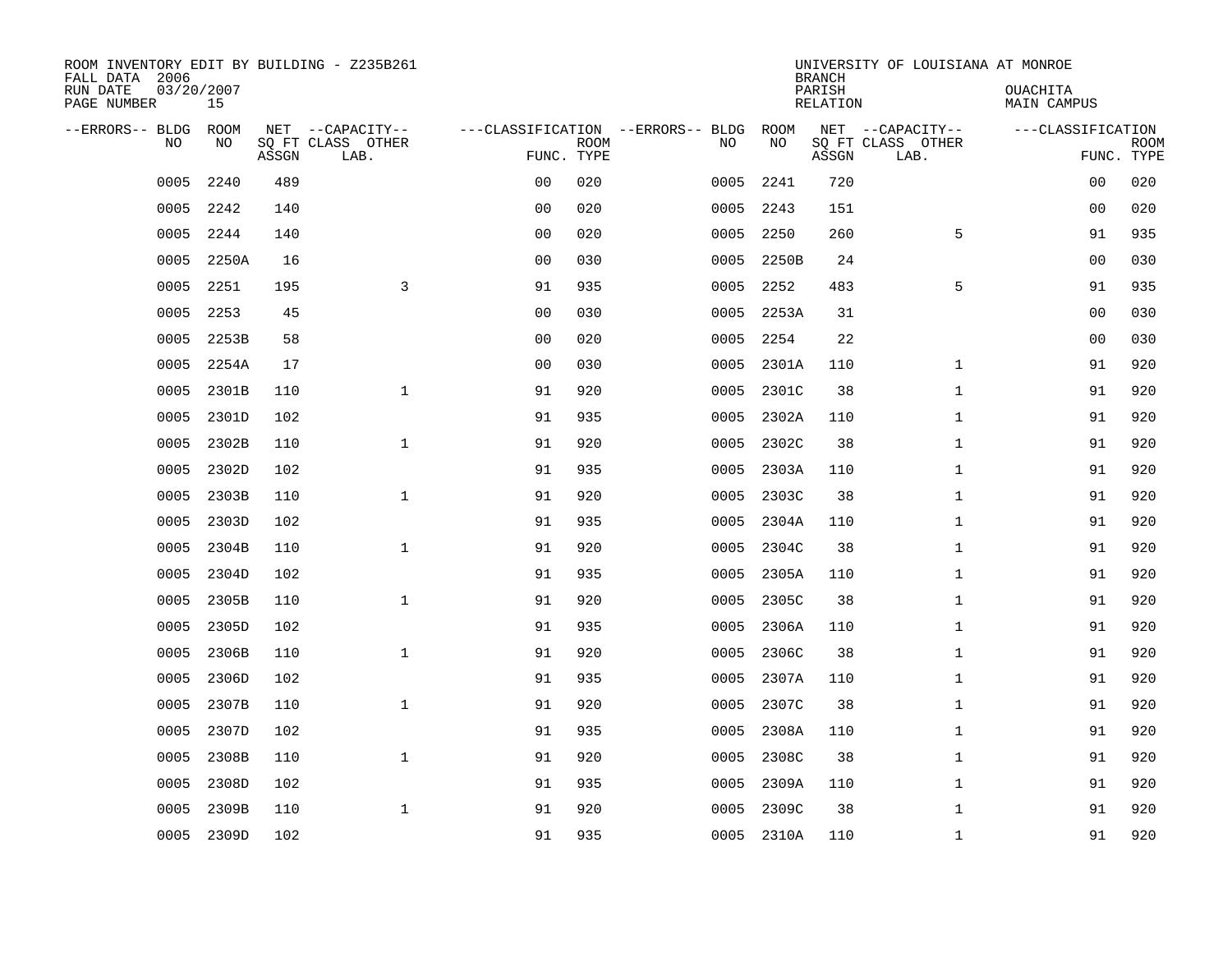ROOM INVENTORY EDIT BY BUILDING - Z235B261
FALL DATA 2006
RUN DATE 03/20/2007
PAGE NUMBER 15

UNIVERSITY OF LOUISIANA AT MONROE
BRANCH
PARISH OUACHITA
RELATION MAIN CAMPUS

| --ERRORS-- | BLDG NO | ROOM NO | NET SQ FT ASSGN | CAPACITY CLASS LAB. | CAPACITY OTHER | CLASSIFICATION FUNC. | ROOM TYPE | --ERRORS-- | BLDG NO | ROOM NO | NET SQ FT ASSGN | CAPACITY CLASS LAB. | CAPACITY OTHER | CLASSIFICATION FUNC. | ROOM TYPE |
|---|---|---|---|---|---|---|---|---|---|---|---|---|---|---|---|
| | 0005 | 2240 | 489 | | | 00 | 020 | | 0005 | 2241 | 720 | | | 00 | 020 |
| | 0005 | 2242 | 140 | | | 00 | 020 | | 0005 | 2243 | 151 | | | 00 | 020 |
| | 0005 | 2244 | 140 | | | 00 | 020 | | 0005 | 2250 | 260 | | 5 | 91 | 935 |
| | 0005 | 2250A | 16 | | | 00 | 030 | | 0005 | 2250B | 24 | | | 00 | 030 |
| | 0005 | 2251 | 195 | | 3 | 91 | 935 | | 0005 | 2252 | 483 | | 5 | 91 | 935 |
| | 0005 | 2253 | 45 | | | 00 | 030 | | 0005 | 2253A | 31 | | | 00 | 030 |
| | 0005 | 2253B | 58 | | | 00 | 020 | | 0005 | 2254 | 22 | | | 00 | 030 |
| | 0005 | 2254A | 17 | | | 00 | 030 | | 0005 | 2301A | 110 | | 1 | 91 | 920 |
| | 0005 | 2301B | 110 | | 1 | 91 | 920 | | 0005 | 2301C | 38 | | 1 | 91 | 920 |
| | 0005 | 2301D | 102 | | | 91 | 935 | | 0005 | 2302A | 110 | | 1 | 91 | 920 |
| | 0005 | 2302B | 110 | | 1 | 91 | 920 | | 0005 | 2302C | 38 | | 1 | 91 | 920 |
| | 0005 | 2302D | 102 | | | 91 | 935 | | 0005 | 2303A | 110 | | 1 | 91 | 920 |
| | 0005 | 2303B | 110 | | 1 | 91 | 920 | | 0005 | 2303C | 38 | | 1 | 91 | 920 |
| | 0005 | 2303D | 102 | | | 91 | 935 | | 0005 | 2304A | 110 | | 1 | 91 | 920 |
| | 0005 | 2304B | 110 | | 1 | 91 | 920 | | 0005 | 2304C | 38 | | 1 | 91 | 920 |
| | 0005 | 2304D | 102 | | | 91 | 935 | | 0005 | 2305A | 110 | | 1 | 91 | 920 |
| | 0005 | 2305B | 110 | | 1 | 91 | 920 | | 0005 | 2305C | 38 | | 1 | 91 | 920 |
| | 0005 | 2305D | 102 | | | 91 | 935 | | 0005 | 2306A | 110 | | 1 | 91 | 920 |
| | 0005 | 2306B | 110 | | 1 | 91 | 920 | | 0005 | 2306C | 38 | | 1 | 91 | 920 |
| | 0005 | 2306D | 102 | | | 91 | 935 | | 0005 | 2307A | 110 | | 1 | 91 | 920 |
| | 0005 | 2307B | 110 | | 1 | 91 | 920 | | 0005 | 2307C | 38 | | 1 | 91 | 920 |
| | 0005 | 2307D | 102 | | | 91 | 935 | | 0005 | 2308A | 110 | | 1 | 91 | 920 |
| | 0005 | 2308B | 110 | | 1 | 91 | 920 | | 0005 | 2308C | 38 | | 1 | 91 | 920 |
| | 0005 | 2308D | 102 | | | 91 | 935 | | 0005 | 2309A | 110 | | 1 | 91 | 920 |
| | 0005 | 2309B | 110 | | 1 | 91 | 920 | | 0005 | 2309C | 38 | | 1 | 91 | 920 |
| | 0005 | 2309D | 102 | | | 91 | 935 | | 0005 | 2310A | 110 | | 1 | 91 | 920 |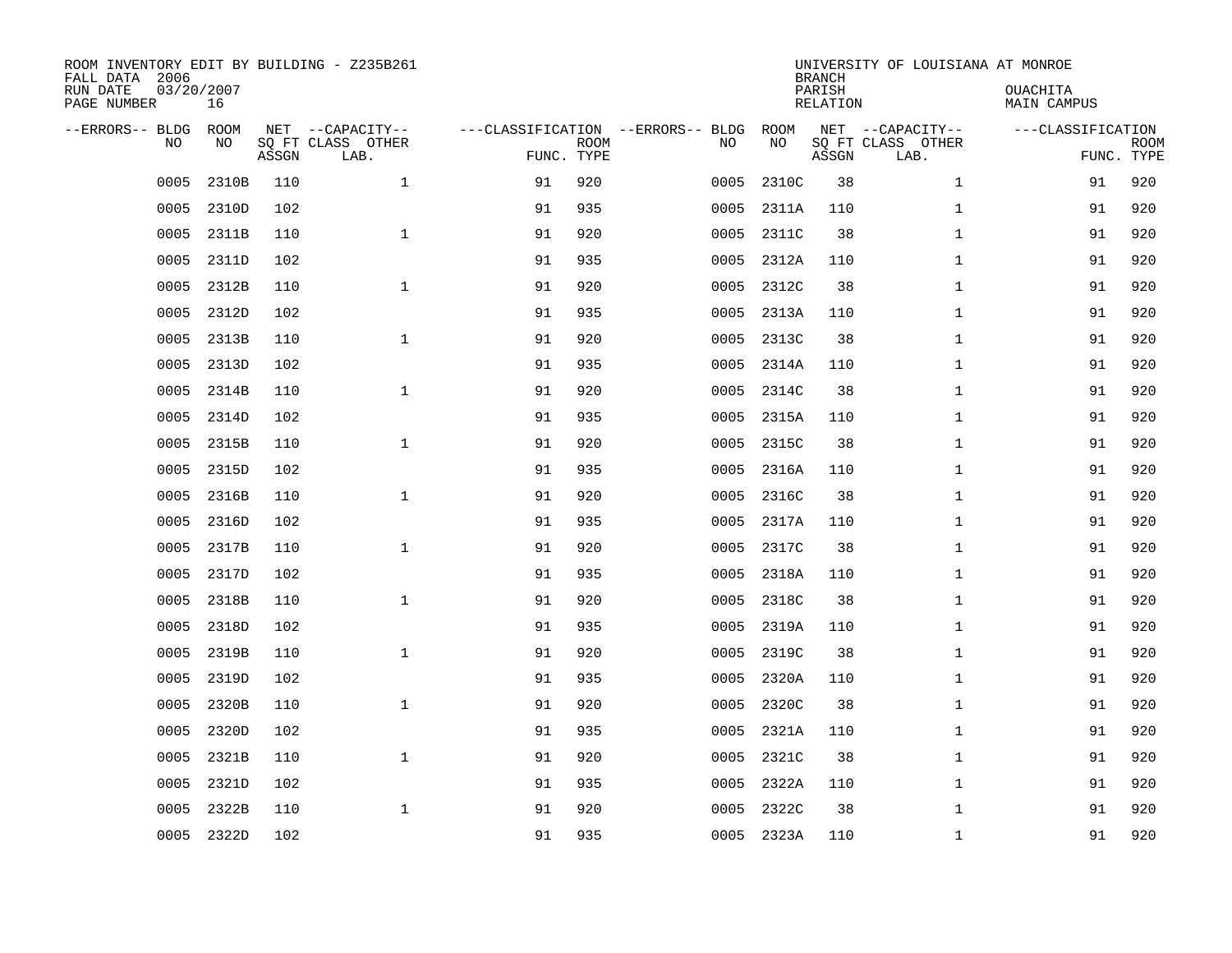ROOM INVENTORY EDIT BY BUILDING - Z235B261
FALL DATA 2006
RUN DATE 03/20/2007
PAGE NUMBER 16

UNIVERSITY OF LOUISIANA AT MONROE
BRANCH
PARISH OUACHITA
RELATION MAIN CAMPUS

| --ERRORS-- | BLDG NO | ROOM NO | NET SQ FT ASSGN | --CAPACITY-- CLASS LAB. | OTHER | ---CLASSIFICATION FUNC. | ROOM TYPE | --ERRORS-- | BLDG NO | ROOM NO | NET SQ FT ASSGN | --CAPACITY-- CLASS LAB. | OTHER | ---CLASSIFICATION FUNC. | ROOM TYPE |
|---|---|---|---|---|---|---|---|---|---|---|---|---|---|---|---|
| | 0005 | 2310B | 110 | | 1 | 91 | 920 | | 0005 | 2310C | 38 | | 1 | 91 | 920 |
| | 0005 | 2310D | 102 | | | 91 | 935 | | 0005 | 2311A | 110 | | 1 | 91 | 920 |
| | 0005 | 2311B | 110 | | 1 | 91 | 920 | | 0005 | 2311C | 38 | | 1 | 91 | 920 |
| | 0005 | 2311D | 102 | | | 91 | 935 | | 0005 | 2312A | 110 | | 1 | 91 | 920 |
| | 0005 | 2312B | 110 | | 1 | 91 | 920 | | 0005 | 2312C | 38 | | 1 | 91 | 920 |
| | 0005 | 2312D | 102 | | | 91 | 935 | | 0005 | 2313A | 110 | | 1 | 91 | 920 |
| | 0005 | 2313B | 110 | | 1 | 91 | 920 | | 0005 | 2313C | 38 | | 1 | 91 | 920 |
| | 0005 | 2313D | 102 | | | 91 | 935 | | 0005 | 2314A | 110 | | 1 | 91 | 920 |
| | 0005 | 2314B | 110 | | 1 | 91 | 920 | | 0005 | 2314C | 38 | | 1 | 91 | 920 |
| | 0005 | 2314D | 102 | | | 91 | 935 | | 0005 | 2315A | 110 | | 1 | 91 | 920 |
| | 0005 | 2315B | 110 | | 1 | 91 | 920 | | 0005 | 2315C | 38 | | 1 | 91 | 920 |
| | 0005 | 2315D | 102 | | | 91 | 935 | | 0005 | 2316A | 110 | | 1 | 91 | 920 |
| | 0005 | 2316B | 110 | | 1 | 91 | 920 | | 0005 | 2316C | 38 | | 1 | 91 | 920 |
| | 0005 | 2316D | 102 | | | 91 | 935 | | 0005 | 2317A | 110 | | 1 | 91 | 920 |
| | 0005 | 2317B | 110 | | 1 | 91 | 920 | | 0005 | 2317C | 38 | | 1 | 91 | 920 |
| | 0005 | 2317D | 102 | | | 91 | 935 | | 0005 | 2318A | 110 | | 1 | 91 | 920 |
| | 0005 | 2318B | 110 | | 1 | 91 | 920 | | 0005 | 2318C | 38 | | 1 | 91 | 920 |
| | 0005 | 2318D | 102 | | | 91 | 935 | | 0005 | 2319A | 110 | | 1 | 91 | 920 |
| | 0005 | 2319B | 110 | | 1 | 91 | 920 | | 0005 | 2319C | 38 | | 1 | 91 | 920 |
| | 0005 | 2319D | 102 | | | 91 | 935 | | 0005 | 2320A | 110 | | 1 | 91 | 920 |
| | 0005 | 2320B | 110 | | 1 | 91 | 920 | | 0005 | 2320C | 38 | | 1 | 91 | 920 |
| | 0005 | 2320D | 102 | | | 91 | 935 | | 0005 | 2321A | 110 | | 1 | 91 | 920 |
| | 0005 | 2321B | 110 | | 1 | 91 | 920 | | 0005 | 2321C | 38 | | 1 | 91 | 920 |
| | 0005 | 2321D | 102 | | | 91 | 935 | | 0005 | 2322A | 110 | | 1 | 91 | 920 |
| | 0005 | 2322B | 110 | | 1 | 91 | 920 | | 0005 | 2322C | 38 | | 1 | 91 | 920 |
| | 0005 | 2322D | 102 | | | 91 | 935 | | 0005 | 2323A | 110 | | 1 | 91 | 920 |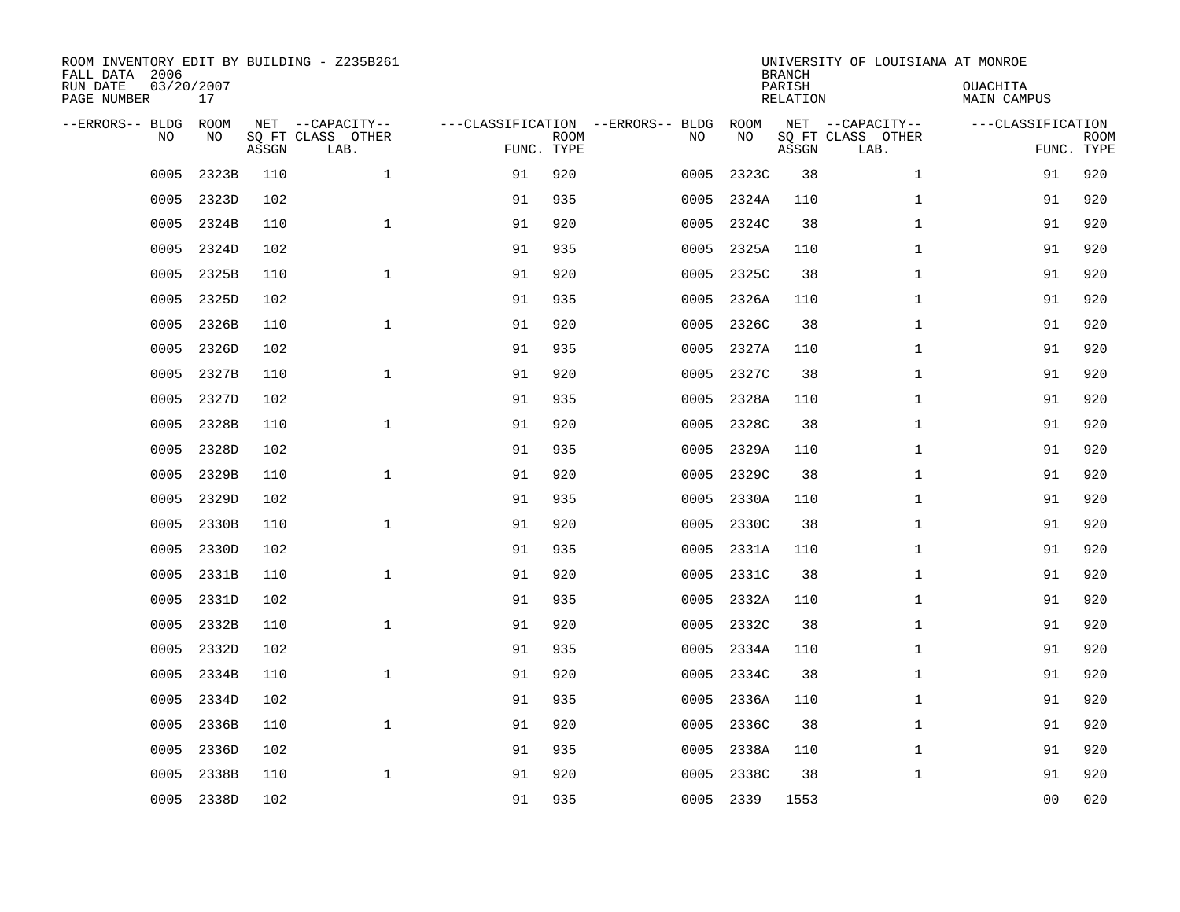ROOM INVENTORY EDIT BY BUILDING - Z235B261
FALL DATA 2006
RUN DATE 03/20/2007
PAGE NUMBER 17

UNIVERSITY OF LOUISIANA AT MONROE
BRANCH
PARISH OUACHITA
RELATION MAIN CAMPUS

| --ERRORS-- | BLDG NO | ROOM NO | NET SQ FT ASSGN | --CAPACITY-- CLASS LAB. | OTHER | ---CLASSIFICATION FUNC. | ROOM TYPE | --ERRORS-- | BLDG NO | ROOM NO | NET SQ FT ASSGN | --CAPACITY-- CLASS LAB. | OTHER | ---CLASSIFICATION FUNC. | ROOM TYPE |
|---|---|---|---|---|---|---|---|---|---|---|---|---|---|---|---|
| | 0005 | 2323B | 110 | | 1 | 91 | 920 | | 0005 | 2323C | 38 | | 1 | 91 | 920 |
| | 0005 | 2323D | 102 | | | 91 | 935 | | 0005 | 2324A | 110 | | 1 | 91 | 920 |
| | 0005 | 2324B | 110 | | 1 | 91 | 920 | | 0005 | 2324C | 38 | | 1 | 91 | 920 |
| | 0005 | 2324D | 102 | | | 91 | 935 | | 0005 | 2325A | 110 | | 1 | 91 | 920 |
| | 0005 | 2325B | 110 | | 1 | 91 | 920 | | 0005 | 2325C | 38 | | 1 | 91 | 920 |
| | 0005 | 2325D | 102 | | | 91 | 935 | | 0005 | 2326A | 110 | | 1 | 91 | 920 |
| | 0005 | 2326B | 110 | | 1 | 91 | 920 | | 0005 | 2326C | 38 | | 1 | 91 | 920 |
| | 0005 | 2326D | 102 | | | 91 | 935 | | 0005 | 2327A | 110 | | 1 | 91 | 920 |
| | 0005 | 2327B | 110 | | 1 | 91 | 920 | | 0005 | 2327C | 38 | | 1 | 91 | 920 |
| | 0005 | 2327D | 102 | | | 91 | 935 | | 0005 | 2328A | 110 | | 1 | 91 | 920 |
| | 0005 | 2328B | 110 | | 1 | 91 | 920 | | 0005 | 2328C | 38 | | 1 | 91 | 920 |
| | 0005 | 2328D | 102 | | | 91 | 935 | | 0005 | 2329A | 110 | | 1 | 91 | 920 |
| | 0005 | 2329B | 110 | | 1 | 91 | 920 | | 0005 | 2329C | 38 | | 1 | 91 | 920 |
| | 0005 | 2329D | 102 | | | 91 | 935 | | 0005 | 2330A | 110 | | 1 | 91 | 920 |
| | 0005 | 2330B | 110 | | 1 | 91 | 920 | | 0005 | 2330C | 38 | | 1 | 91 | 920 |
| | 0005 | 2330D | 102 | | | 91 | 935 | | 0005 | 2331A | 110 | | 1 | 91 | 920 |
| | 0005 | 2331B | 110 | | 1 | 91 | 920 | | 0005 | 2331C | 38 | | 1 | 91 | 920 |
| | 0005 | 2331D | 102 | | | 91 | 935 | | 0005 | 2332A | 110 | | 1 | 91 | 920 |
| | 0005 | 2332B | 110 | | 1 | 91 | 920 | | 0005 | 2332C | 38 | | 1 | 91 | 920 |
| | 0005 | 2332D | 102 | | | 91 | 935 | | 0005 | 2334A | 110 | | 1 | 91 | 920 |
| | 0005 | 2334B | 110 | | 1 | 91 | 920 | | 0005 | 2334C | 38 | | 1 | 91 | 920 |
| | 0005 | 2334D | 102 | | | 91 | 935 | | 0005 | 2336A | 110 | | 1 | 91 | 920 |
| | 0005 | 2336B | 110 | | 1 | 91 | 920 | | 0005 | 2336C | 38 | | 1 | 91 | 920 |
| | 0005 | 2336D | 102 | | | 91 | 935 | | 0005 | 2338A | 110 | | 1 | 91 | 920 |
| | 0005 | 2338B | 110 | | 1 | 91 | 920 | | 0005 | 2338C | 38 | | 1 | 91 | 920 |
| | 0005 | 2338D | 102 | | | 91 | 935 | | 0005 | 2339 | 1553 | | | 00 | 020 |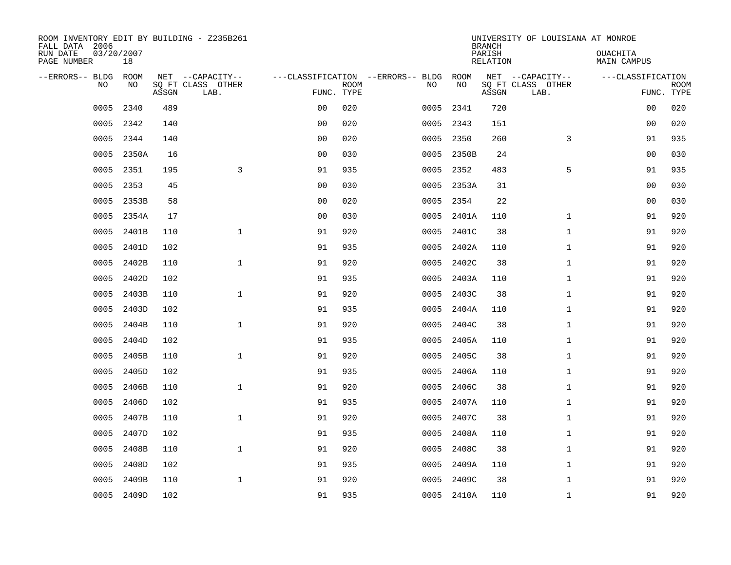ROOM INVENTORY EDIT BY BUILDING - Z235B261
FALL DATA 2006
RUN DATE 03/20/2007
PAGE NUMBER 18

UNIVERSITY OF LOUISIANA AT MONROE
BRANCH
PARISH OUACHITA
RELATION MAIN CAMPUS

| --ERRORS-- | BLDG NO | ROOM NO | NET SQ FT ASSGN | --CAPACITY-- CLASS LAB. | OTHER | ---CLASSIFICATION FUNC. | ROOM TYPE | --ERRORS-- | BLDG NO | ROOM NO | NET SQ FT ASSGN | --CAPACITY-- CLASS LAB. | OTHER | ---CLASSIFICATION FUNC. | ROOM TYPE |
|---|---|---|---|---|---|---|---|---|---|---|---|---|---|---|---|
| | 0005 | 2340 | 489 | | | 00 | 020 | | 0005 | 2341 | 720 | | | 00 | 020 |
| | 0005 | 2342 | 140 | | | 00 | 020 | | 0005 | 2343 | 151 | | | 00 | 020 |
| | 0005 | 2344 | 140 | | | 00 | 020 | | 0005 | 2350 | 260 | | 3 | 91 | 935 |
| | 0005 | 2350A | 16 | | | 00 | 030 | | 0005 | 2350B | 24 | | | 00 | 030 |
| | 0005 | 2351 | 195 | | 3 | 91 | 935 | | 0005 | 2352 | 483 | | 5 | 91 | 935 |
| | 0005 | 2353 | 45 | | | 00 | 030 | | 0005 | 2353A | 31 | | | 00 | 030 |
| | 0005 | 2353B | 58 | | | 00 | 020 | | 0005 | 2354 | 22 | | | 00 | 030 |
| | 0005 | 2354A | 17 | | | 00 | 030 | | 0005 | 2401A | 110 | | 1 | 91 | 920 |
| | 0005 | 2401B | 110 | | 1 | 91 | 920 | | 0005 | 2401C | 38 | | 1 | 91 | 920 |
| | 0005 | 2401D | 102 | | | 91 | 935 | | 0005 | 2402A | 110 | | 1 | 91 | 920 |
| | 0005 | 2402B | 110 | | 1 | 91 | 920 | | 0005 | 2402C | 38 | | 1 | 91 | 920 |
| | 0005 | 2402D | 102 | | | 91 | 935 | | 0005 | 2403A | 110 | | 1 | 91 | 920 |
| | 0005 | 2403B | 110 | | 1 | 91 | 920 | | 0005 | 2403C | 38 | | 1 | 91 | 920 |
| | 0005 | 2403D | 102 | | | 91 | 935 | | 0005 | 2404A | 110 | | 1 | 91 | 920 |
| | 0005 | 2404B | 110 | | 1 | 91 | 920 | | 0005 | 2404C | 38 | | 1 | 91 | 920 |
| | 0005 | 2404D | 102 | | | 91 | 935 | | 0005 | 2405A | 110 | | 1 | 91 | 920 |
| | 0005 | 2405B | 110 | | 1 | 91 | 920 | | 0005 | 2405C | 38 | | 1 | 91 | 920 |
| | 0005 | 2405D | 102 | | | 91 | 935 | | 0005 | 2406A | 110 | | 1 | 91 | 920 |
| | 0005 | 2406B | 110 | | 1 | 91 | 920 | | 0005 | 2406C | 38 | | 1 | 91 | 920 |
| | 0005 | 2406D | 102 | | | 91 | 935 | | 0005 | 2407A | 110 | | 1 | 91 | 920 |
| | 0005 | 2407B | 110 | | 1 | 91 | 920 | | 0005 | 2407C | 38 | | 1 | 91 | 920 |
| | 0005 | 2407D | 102 | | | 91 | 935 | | 0005 | 2408A | 110 | | 1 | 91 | 920 |
| | 0005 | 2408B | 110 | | 1 | 91 | 920 | | 0005 | 2408C | 38 | | 1 | 91 | 920 |
| | 0005 | 2408D | 102 | | | 91 | 935 | | 0005 | 2409A | 110 | | 1 | 91 | 920 |
| | 0005 | 2409B | 110 | | 1 | 91 | 920 | | 0005 | 2409C | 38 | | 1 | 91 | 920 |
| | 0005 | 2409D | 102 | | | 91 | 935 | | 0005 | 2410A | 110 | | 1 | 91 | 920 |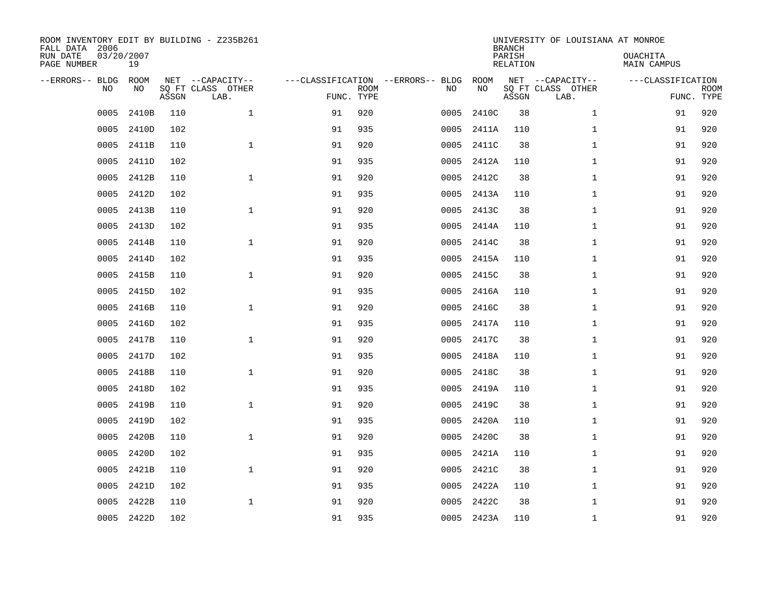ROOM INVENTORY EDIT BY BUILDING - Z235B261
FALL DATA 2006
RUN DATE 03/20/2007
PAGE NUMBER 19

UNIVERSITY OF LOUISIANA AT MONROE
BRANCH
PARISH OUACHITA
RELATION MAIN CAMPUS

| --ERRORS-- | BLDG NO | ROOM NO | NET SQ FT ASSGN | --CAPACITY-- CLASS LAB. | OTHER | ---CLASSIFICATION FUNC. | ROOM TYPE | --ERRORS-- | BLDG NO | ROOM NO | NET SQ FT ASSGN | --CAPACITY-- CLASS LAB. | OTHER | ---CLASSIFICATION FUNC. | ROOM TYPE |
|---|---|---|---|---|---|---|---|---|---|---|---|---|---|---|---|
| | 0005 | 2410B | 110 | | 1 | 91 | 920 | | 0005 | 2410C | 38 | | 1 | 91 | 920 |
| | 0005 | 2410D | 102 | | | 91 | 935 | | 0005 | 2411A | 110 | | 1 | 91 | 920 |
| | 0005 | 2411B | 110 | | 1 | 91 | 920 | | 0005 | 2411C | 38 | | 1 | 91 | 920 |
| | 0005 | 2411D | 102 | | | 91 | 935 | | 0005 | 2412A | 110 | | 1 | 91 | 920 |
| | 0005 | 2412B | 110 | | 1 | 91 | 920 | | 0005 | 2412C | 38 | | 1 | 91 | 920 |
| | 0005 | 2412D | 102 | | | 91 | 935 | | 0005 | 2413A | 110 | | 1 | 91 | 920 |
| | 0005 | 2413B | 110 | | 1 | 91 | 920 | | 0005 | 2413C | 38 | | 1 | 91 | 920 |
| | 0005 | 2413D | 102 | | | 91 | 935 | | 0005 | 2414A | 110 | | 1 | 91 | 920 |
| | 0005 | 2414B | 110 | | 1 | 91 | 920 | | 0005 | 2414C | 38 | | 1 | 91 | 920 |
| | 0005 | 2414D | 102 | | | 91 | 935 | | 0005 | 2415A | 110 | | 1 | 91 | 920 |
| | 0005 | 2415B | 110 | | 1 | 91 | 920 | | 0005 | 2415C | 38 | | 1 | 91 | 920 |
| | 0005 | 2415D | 102 | | | 91 | 935 | | 0005 | 2416A | 110 | | 1 | 91 | 920 |
| | 0005 | 2416B | 110 | | 1 | 91 | 920 | | 0005 | 2416C | 38 | | 1 | 91 | 920 |
| | 0005 | 2416D | 102 | | | 91 | 935 | | 0005 | 2417A | 110 | | 1 | 91 | 920 |
| | 0005 | 2417B | 110 | | 1 | 91 | 920 | | 0005 | 2417C | 38 | | 1 | 91 | 920 |
| | 0005 | 2417D | 102 | | | 91 | 935 | | 0005 | 2418A | 110 | | 1 | 91 | 920 |
| | 0005 | 2418B | 110 | | 1 | 91 | 920 | | 0005 | 2418C | 38 | | 1 | 91 | 920 |
| | 0005 | 2418D | 102 | | | 91 | 935 | | 0005 | 2419A | 110 | | 1 | 91 | 920 |
| | 0005 | 2419B | 110 | | 1 | 91 | 920 | | 0005 | 2419C | 38 | | 1 | 91 | 920 |
| | 0005 | 2419D | 102 | | | 91 | 935 | | 0005 | 2420A | 110 | | 1 | 91 | 920 |
| | 0005 | 2420B | 110 | | 1 | 91 | 920 | | 0005 | 2420C | 38 | | 1 | 91 | 920 |
| | 0005 | 2420D | 102 | | | 91 | 935 | | 0005 | 2421A | 110 | | 1 | 91 | 920 |
| | 0005 | 2421B | 110 | | 1 | 91 | 920 | | 0005 | 2421C | 38 | | 1 | 91 | 920 |
| | 0005 | 2421D | 102 | | | 91 | 935 | | 0005 | 2422A | 110 | | 1 | 91 | 920 |
| | 0005 | 2422B | 110 | | 1 | 91 | 920 | | 0005 | 2422C | 38 | | 1 | 91 | 920 |
| | 0005 | 2422D | 102 | | | 91 | 935 | | 0005 | 2423A | 110 | | 1 | 91 | 920 |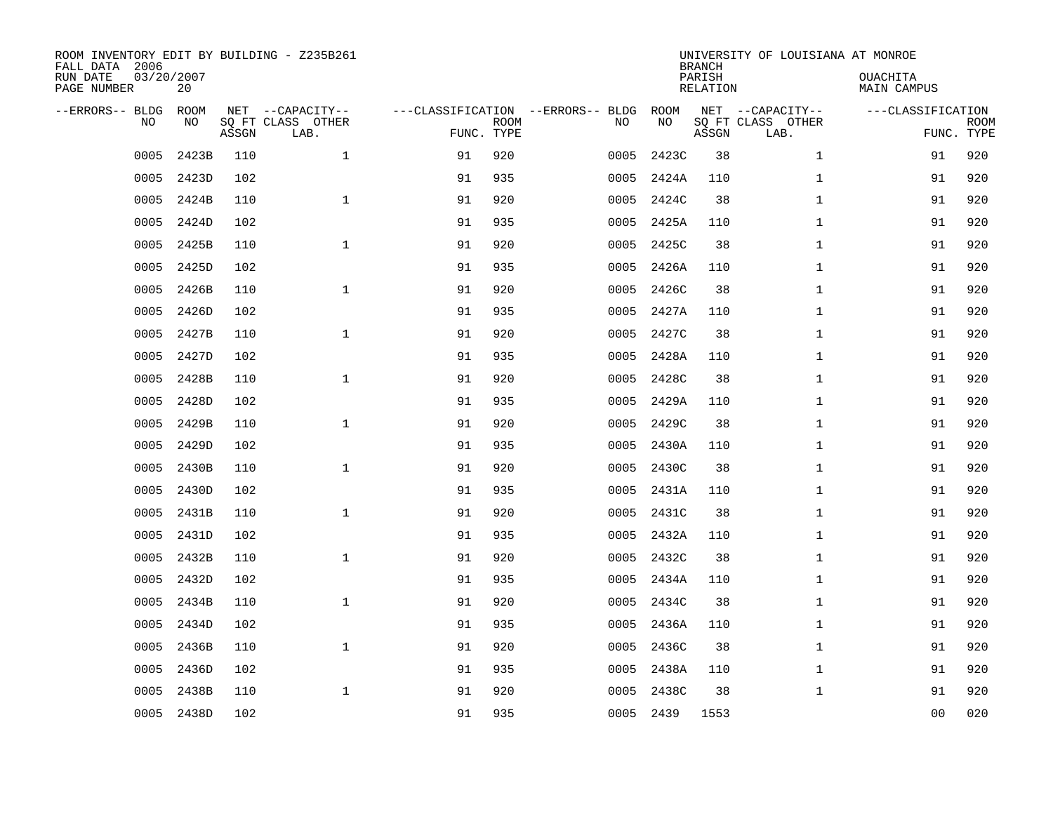ROOM INVENTORY EDIT BY BUILDING - Z235B261
FALL DATA 2006
RUN DATE 03/20/2007
PAGE NUMBER 20

UNIVERSITY OF LOUISIANA AT MONROE
BRANCH
PARISH OUACHITA
RELATION MAIN CAMPUS

| --ERRORS-- | BLDG NO | ROOM NO | NET SQ FT ASSGN | --CAPACITY-- CLASS LAB. | OTHER | ---CLASSIFICATION FUNC. | ROOM TYPE | --ERRORS-- | BLDG NO | ROOM NO | NET SQ FT ASSGN | --CAPACITY-- CLASS LAB. | OTHER | ---CLASSIFICATION FUNC. | ROOM TYPE |
|---|---|---|---|---|---|---|---|---|---|---|---|---|---|---|---|
| | 0005 | 2423B | 110 | | 1 | 91 | 920 | | 0005 | 2423C | 38 | | 1 | 91 | 920 |
| | 0005 | 2423D | 102 | | | 91 | 935 | | 0005 | 2424A | 110 | | 1 | 91 | 920 |
| | 0005 | 2424B | 110 | | 1 | 91 | 920 | | 0005 | 2424C | 38 | | 1 | 91 | 920 |
| | 0005 | 2424D | 102 | | | 91 | 935 | | 0005 | 2425A | 110 | | 1 | 91 | 920 |
| | 0005 | 2425B | 110 | | 1 | 91 | 920 | | 0005 | 2425C | 38 | | 1 | 91 | 920 |
| | 0005 | 2425D | 102 | | | 91 | 935 | | 0005 | 2426A | 110 | | 1 | 91 | 920 |
| | 0005 | 2426B | 110 | | 1 | 91 | 920 | | 0005 | 2426C | 38 | | 1 | 91 | 920 |
| | 0005 | 2426D | 102 | | | 91 | 935 | | 0005 | 2427A | 110 | | 1 | 91 | 920 |
| | 0005 | 2427B | 110 | | 1 | 91 | 920 | | 0005 | 2427C | 38 | | 1 | 91 | 920 |
| | 0005 | 2427D | 102 | | | 91 | 935 | | 0005 | 2428A | 110 | | 1 | 91 | 920 |
| | 0005 | 2428B | 110 | | 1 | 91 | 920 | | 0005 | 2428C | 38 | | 1 | 91 | 920 |
| | 0005 | 2428D | 102 | | | 91 | 935 | | 0005 | 2429A | 110 | | 1 | 91 | 920 |
| | 0005 | 2429B | 110 | | 1 | 91 | 920 | | 0005 | 2429C | 38 | | 1 | 91 | 920 |
| | 0005 | 2429D | 102 | | | 91 | 935 | | 0005 | 2430A | 110 | | 1 | 91 | 920 |
| | 0005 | 2430B | 110 | | 1 | 91 | 920 | | 0005 | 2430C | 38 | | 1 | 91 | 920 |
| | 0005 | 2430D | 102 | | | 91 | 935 | | 0005 | 2431A | 110 | | 1 | 91 | 920 |
| | 0005 | 2431B | 110 | | 1 | 91 | 920 | | 0005 | 2431C | 38 | | 1 | 91 | 920 |
| | 0005 | 2431D | 102 | | | 91 | 935 | | 0005 | 2432A | 110 | | 1 | 91 | 920 |
| | 0005 | 2432B | 110 | | 1 | 91 | 920 | | 0005 | 2432C | 38 | | 1 | 91 | 920 |
| | 0005 | 2432D | 102 | | | 91 | 935 | | 0005 | 2434A | 110 | | 1 | 91 | 920 |
| | 0005 | 2434B | 110 | | 1 | 91 | 920 | | 0005 | 2434C | 38 | | 1 | 91 | 920 |
| | 0005 | 2434D | 102 | | | 91 | 935 | | 0005 | 2436A | 110 | | 1 | 91 | 920 |
| | 0005 | 2436B | 110 | | 1 | 91 | 920 | | 0005 | 2436C | 38 | | 1 | 91 | 920 |
| | 0005 | 2436D | 102 | | | 91 | 935 | | 0005 | 2438A | 110 | | 1 | 91 | 920 |
| | 0005 | 2438B | 110 | | 1 | 91 | 920 | | 0005 | 2438C | 38 | | 1 | 91 | 920 |
| | 0005 | 2438D | 102 | | | 91 | 935 | | 0005 | 2439 | 1553 | | | 00 | 020 |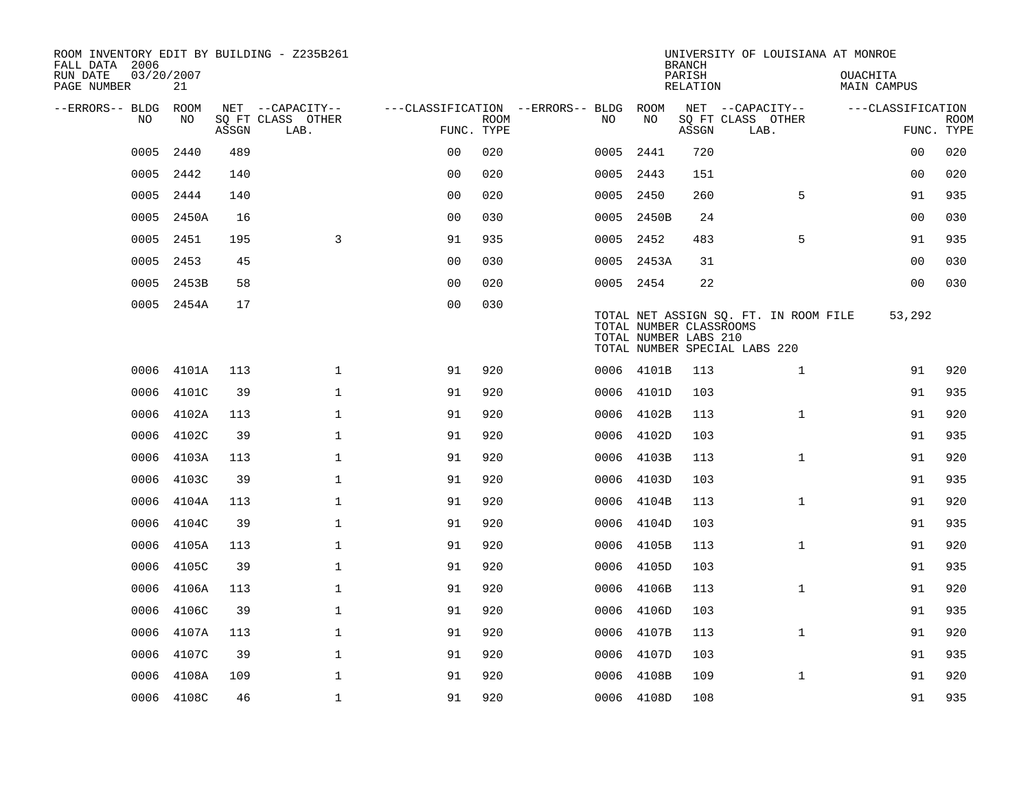ROOM INVENTORY EDIT BY BUILDING - Z235B261
FALL DATA 2006
RUN DATE 03/20/2007
PAGE NUMBER 21

UNIVERSITY OF LOUISIANA AT MONROE
BRANCH
PARISH OUACHITA
RELATION MAIN CAMPUS

| --ERRORS-- | BLDG NO | ROOM NO | NET SQ FT ASSGN | CAPACITY CLASS | CAPACITY OTHER LAB. | FUNC. | ROOM TYPE | --ERRORS-- | BLDG NO | ROOM NO | NET SQ FT ASSGN | CAPACITY CLASS | CAPACITY OTHER LAB. | FUNC. | ROOM TYPE |
|---|---|---|---|---|---|---|---|---|---|---|---|---|---|---|---|
| | 0005 | 2440 | 489 | | | 00 | 020 | | 0005 | 2441 | 720 | | | 00 | 020 |
| | 0005 | 2442 | 140 | | | 00 | 020 | | 0005 | 2443 | 151 | | | 00 | 020 |
| | 0005 | 2444 | 140 | | | 00 | 020 | | 0005 | 2450 | 260 | | 5 | 91 | 935 |
| | 0005 | 2450A | 16 | | | 00 | 030 | | 0005 | 2450B | 24 | | | 00 | 030 |
| | 0005 | 2451 | 195 | | 3 | 91 | 935 | | 0005 | 2452 | 483 | | 5 | 91 | 935 |
| | 0005 | 2453 | 45 | | | 00 | 030 | | 0005 | 2453A | 31 | | | 00 | 030 |
| | 0005 | 2453B | 58 | | | 00 | 020 | | 0005 | 2454 | 22 | | | 00 | 030 |
| | 0005 | 2454A | 17 | | | 00 | 030 | | | | | | | | |

TOTAL NET ASSIGN SQ. FT. IN ROOM FILE 53,292
TOTAL NUMBER CLASSROOMS
TOTAL NUMBER LABS 210
TOTAL NUMBER SPECIAL LABS 220

| --ERRORS-- | BLDG NO | ROOM NO | NET SQ FT ASSGN | CAPACITY CLASS | CAPACITY OTHER LAB. | FUNC. | ROOM TYPE | --ERRORS-- | BLDG NO | ROOM NO | NET SQ FT ASSGN | CAPACITY CLASS | CAPACITY OTHER LAB. | FUNC. | ROOM TYPE |
|---|---|---|---|---|---|---|---|---|---|---|---|---|---|---|---|
| | 0006 | 4101A | 113 | | 1 | 91 | 920 | | 0006 | 4101B | 113 | | 1 | 91 | 920 |
| | 0006 | 4101C | 39 | | 1 | 91 | 920 | | 0006 | 4101D | 103 | | | 91 | 935 |
| | 0006 | 4102A | 113 | | 1 | 91 | 920 | | 0006 | 4102B | 113 | | 1 | 91 | 920 |
| | 0006 | 4102C | 39 | | 1 | 91 | 920 | | 0006 | 4102D | 103 | | | 91 | 935 |
| | 0006 | 4103A | 113 | | 1 | 91 | 920 | | 0006 | 4103B | 113 | | 1 | 91 | 920 |
| | 0006 | 4103C | 39 | | 1 | 91 | 920 | | 0006 | 4103D | 103 | | | 91 | 935 |
| | 0006 | 4104A | 113 | | 1 | 91 | 920 | | 0006 | 4104B | 113 | | 1 | 91 | 920 |
| | 0006 | 4104C | 39 | | 1 | 91 | 920 | | 0006 | 4104D | 103 | | | 91 | 935 |
| | 0006 | 4105A | 113 | | 1 | 91 | 920 | | 0006 | 4105B | 113 | | 1 | 91 | 920 |
| | 0006 | 4105C | 39 | | 1 | 91 | 920 | | 0006 | 4105D | 103 | | | 91 | 935 |
| | 0006 | 4106A | 113 | | 1 | 91 | 920 | | 0006 | 4106B | 113 | | 1 | 91 | 920 |
| | 0006 | 4106C | 39 | | 1 | 91 | 920 | | 0006 | 4106D | 103 | | | 91 | 935 |
| | 0006 | 4107A | 113 | | 1 | 91 | 920 | | 0006 | 4107B | 113 | | 1 | 91 | 920 |
| | 0006 | 4107C | 39 | | 1 | 91 | 920 | | 0006 | 4107D | 103 | | | 91 | 935 |
| | 0006 | 4108A | 109 | | 1 | 91 | 920 | | 0006 | 4108B | 109 | | 1 | 91 | 920 |
| | 0006 | 4108C | 46 | | 1 | 91 | 920 | | 0006 | 4108D | 108 | | | 91 | 935 |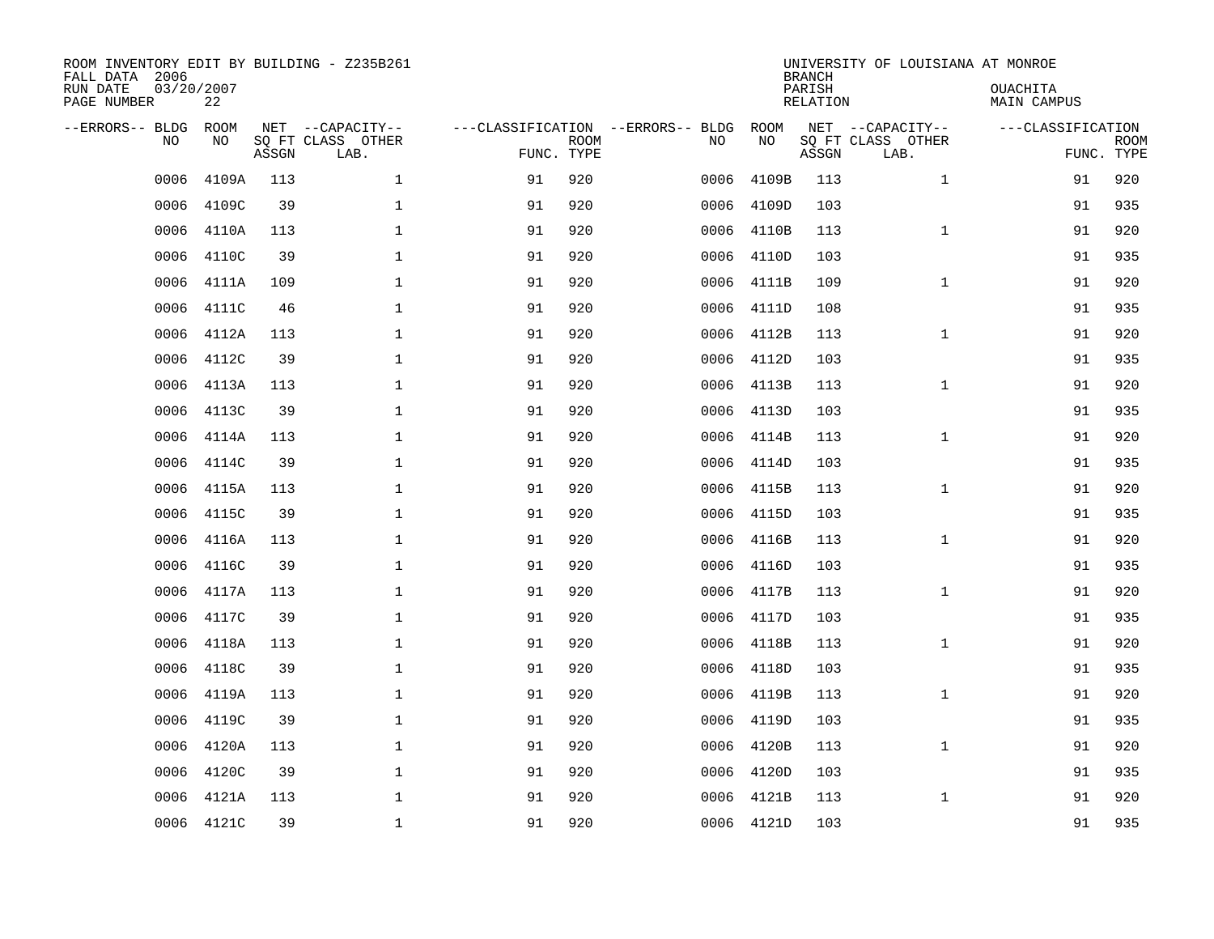ROOM INVENTORY EDIT BY BUILDING - Z235B261
FALL DATA 2006
RUN DATE 03/20/2007
PAGE NUMBER 22

UNIVERSITY OF LOUISIANA AT MONROE
BRANCH
PARISH OUACHITA
RELATION MAIN CAMPUS

| --ERRORS-- | BLDG NO | ROOM NO | NET SQ FT ASSGN | --CAPACITY-- CLASS | OTHER LAB. | ---CLASSIFICATION FUNC. | ROOM TYPE | --ERRORS-- | BLDG NO | ROOM NO | NET SQ FT ASSGN | --CAPACITY-- CLASS | OTHER LAB. | ---CLASSIFICATION FUNC. | ROOM TYPE |
|---|---|---|---|---|---|---|---|---|---|---|---|---|---|---|---|
| | 0006 | 4109A | 113 | | 1 | 91 | 920 | | 0006 | 4109B | 113 | | 1 | 91 | 920 |
| | 0006 | 4109C | 39 | | 1 | 91 | 920 | | 0006 | 4109D | 103 | | | 91 | 935 |
| | 0006 | 4110A | 113 | | 1 | 91 | 920 | | 0006 | 4110B | 113 | | 1 | 91 | 920 |
| | 0006 | 4110C | 39 | | 1 | 91 | 920 | | 0006 | 4110D | 103 | | | 91 | 935 |
| | 0006 | 4111A | 109 | | 1 | 91 | 920 | | 0006 | 4111B | 109 | | 1 | 91 | 920 |
| | 0006 | 4111C | 46 | | 1 | 91 | 920 | | 0006 | 4111D | 108 | | | 91 | 935 |
| | 0006 | 4112A | 113 | | 1 | 91 | 920 | | 0006 | 4112B | 113 | | 1 | 91 | 920 |
| | 0006 | 4112C | 39 | | 1 | 91 | 920 | | 0006 | 4112D | 103 | | | 91 | 935 |
| | 0006 | 4113A | 113 | | 1 | 91 | 920 | | 0006 | 4113B | 113 | | 1 | 91 | 920 |
| | 0006 | 4113C | 39 | | 1 | 91 | 920 | | 0006 | 4113D | 103 | | | 91 | 935 |
| | 0006 | 4114A | 113 | | 1 | 91 | 920 | | 0006 | 4114B | 113 | | 1 | 91 | 920 |
| | 0006 | 4114C | 39 | | 1 | 91 | 920 | | 0006 | 4114D | 103 | | | 91 | 935 |
| | 0006 | 4115A | 113 | | 1 | 91 | 920 | | 0006 | 4115B | 113 | | 1 | 91 | 920 |
| | 0006 | 4115C | 39 | | 1 | 91 | 920 | | 0006 | 4115D | 103 | | | 91 | 935 |
| | 0006 | 4116A | 113 | | 1 | 91 | 920 | | 0006 | 4116B | 113 | | 1 | 91 | 920 |
| | 0006 | 4116C | 39 | | 1 | 91 | 920 | | 0006 | 4116D | 103 | | | 91 | 935 |
| | 0006 | 4117A | 113 | | 1 | 91 | 920 | | 0006 | 4117B | 113 | | 1 | 91 | 920 |
| | 0006 | 4117C | 39 | | 1 | 91 | 920 | | 0006 | 4117D | 103 | | | 91 | 935 |
| | 0006 | 4118A | 113 | | 1 | 91 | 920 | | 0006 | 4118B | 113 | | 1 | 91 | 920 |
| | 0006 | 4118C | 39 | | 1 | 91 | 920 | | 0006 | 4118D | 103 | | | 91 | 935 |
| | 0006 | 4119A | 113 | | 1 | 91 | 920 | | 0006 | 4119B | 113 | | 1 | 91 | 920 |
| | 0006 | 4119C | 39 | | 1 | 91 | 920 | | 0006 | 4119D | 103 | | | 91 | 935 |
| | 0006 | 4120A | 113 | | 1 | 91 | 920 | | 0006 | 4120B | 113 | | 1 | 91 | 920 |
| | 0006 | 4120C | 39 | | 1 | 91 | 920 | | 0006 | 4120D | 103 | | | 91 | 935 |
| | 0006 | 4121A | 113 | | 1 | 91 | 920 | | 0006 | 4121B | 113 | | 1 | 91 | 920 |
| | 0006 | 4121C | 39 | | 1 | 91 | 920 | | 0006 | 4121D | 103 | | | 91 | 935 |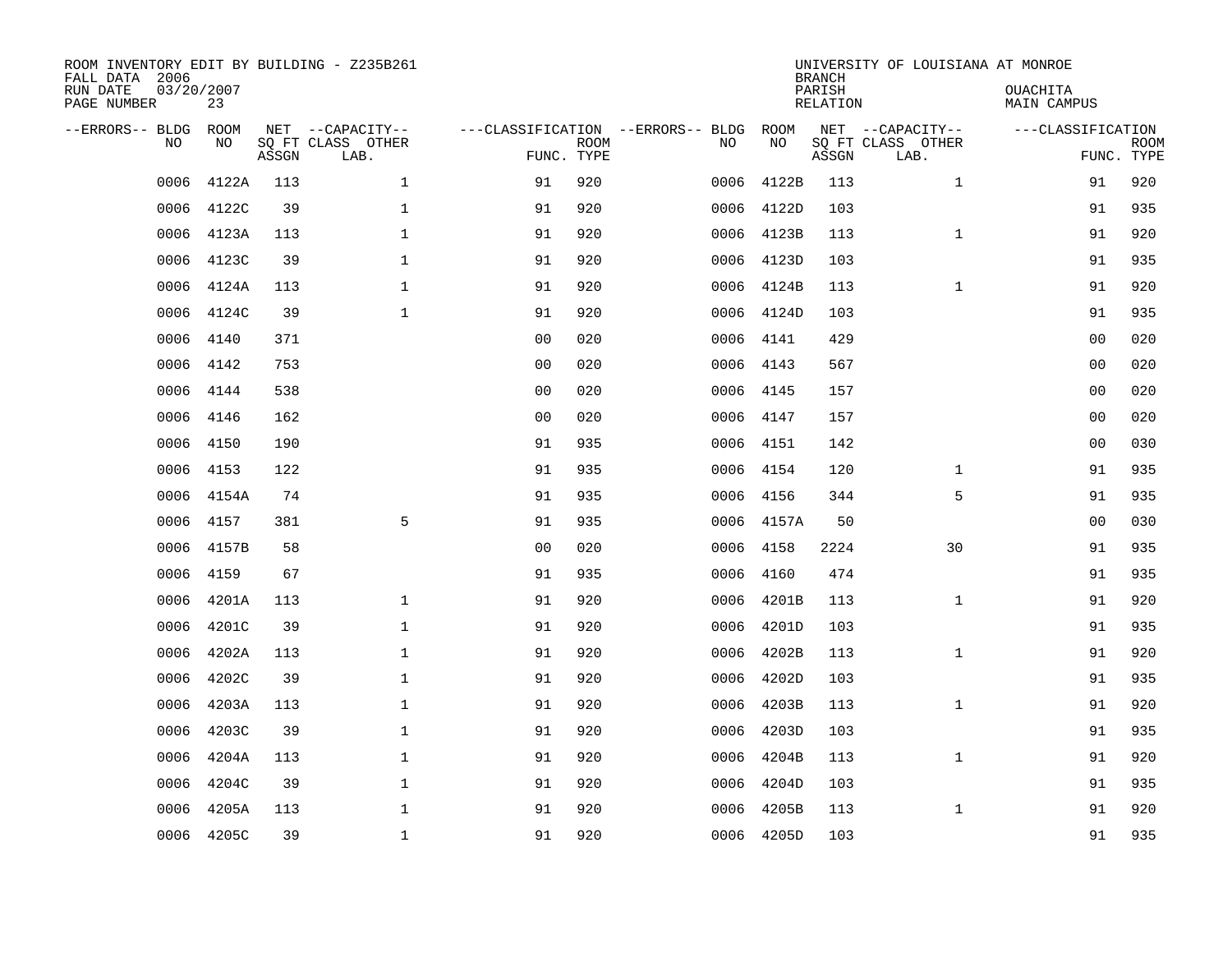ROOM INVENTORY EDIT BY BUILDING - Z235B261
FALL DATA 2006
RUN DATE 03/20/2007
PAGE NUMBER 23

UNIVERSITY OF LOUISIANA AT MONROE
BRANCH
PARISH OUACHITA
RELATION MAIN CAMPUS

| --ERRORS-- | BLDG NO | ROOM NO | NET SQ FT ASSGN | --CAPACITY-- CLASS LAB. | OTHER | ---CLASSIFICATION FUNC. | ROOM TYPE | --ERRORS-- | BLDG NO | ROOM NO | NET SQ FT ASSGN | --CAPACITY-- CLASS LAB. | OTHER | ---CLASSIFICATION FUNC. | ROOM TYPE |
|---|---|---|---|---|---|---|---|---|---|---|---|---|---|---|---|
| | 0006 | 4122A | 113 | | 1 | 91 | 920 | | 0006 | 4122B | 113 | | 1 | 91 | 920 |
| | 0006 | 4122C | 39 | | 1 | 91 | 920 | | 0006 | 4122D | 103 | | | 91 | 935 |
| | 0006 | 4123A | 113 | | 1 | 91 | 920 | | 0006 | 4123B | 113 | | 1 | 91 | 920 |
| | 0006 | 4123C | 39 | | 1 | 91 | 920 | | 0006 | 4123D | 103 | | | 91 | 935 |
| | 0006 | 4124A | 113 | | 1 | 91 | 920 | | 0006 | 4124B | 113 | | 1 | 91 | 920 |
| | 0006 | 4124C | 39 | | 1 | 91 | 920 | | 0006 | 4124D | 103 | | | 91 | 935 |
| | 0006 | 4140 | 371 | | | 00 | 020 | | 0006 | 4141 | 429 | | | 00 | 020 |
| | 0006 | 4142 | 753 | | | 00 | 020 | | 0006 | 4143 | 567 | | | 00 | 020 |
| | 0006 | 4144 | 538 | | | 00 | 020 | | 0006 | 4145 | 157 | | | 00 | 020 |
| | 0006 | 4146 | 162 | | | 00 | 020 | | 0006 | 4147 | 157 | | | 00 | 020 |
| | 0006 | 4150 | 190 | | | 91 | 935 | | 0006 | 4151 | 142 | | | 00 | 030 |
| | 0006 | 4153 | 122 | | | 91 | 935 | | 0006 | 4154 | 120 | | 1 | 91 | 935 |
| | 0006 | 4154A | 74 | | | 91 | 935 | | 0006 | 4156 | 344 | | 5 | 91 | 935 |
| | 0006 | 4157 | 381 | | 5 | 91 | 935 | | 0006 | 4157A | 50 | | | 00 | 030 |
| | 0006 | 4157B | 58 | | | 00 | 020 | | 0006 | 4158 | 2224 | | 30 | 91 | 935 |
| | 0006 | 4159 | 67 | | | 91 | 935 | | 0006 | 4160 | 474 | | | 91 | 935 |
| | 0006 | 4201A | 113 | | 1 | 91 | 920 | | 0006 | 4201B | 113 | | 1 | 91 | 920 |
| | 0006 | 4201C | 39 | | 1 | 91 | 920 | | 0006 | 4201D | 103 | | | 91 | 935 |
| | 0006 | 4202A | 113 | | 1 | 91 | 920 | | 0006 | 4202B | 113 | | 1 | 91 | 920 |
| | 0006 | 4202C | 39 | | 1 | 91 | 920 | | 0006 | 4202D | 103 | | | 91 | 935 |
| | 0006 | 4203A | 113 | | 1 | 91 | 920 | | 0006 | 4203B | 113 | | 1 | 91 | 920 |
| | 0006 | 4203C | 39 | | 1 | 91 | 920 | | 0006 | 4203D | 103 | | | 91 | 935 |
| | 0006 | 4204A | 113 | | 1 | 91 | 920 | | 0006 | 4204B | 113 | | 1 | 91 | 920 |
| | 0006 | 4204C | 39 | | 1 | 91 | 920 | | 0006 | 4204D | 103 | | | 91 | 935 |
| | 0006 | 4205A | 113 | | 1 | 91 | 920 | | 0006 | 4205B | 113 | | 1 | 91 | 920 |
| | 0006 | 4205C | 39 | | 1 | 91 | 920 | | 0006 | 4205D | 103 | | | 91 | 935 |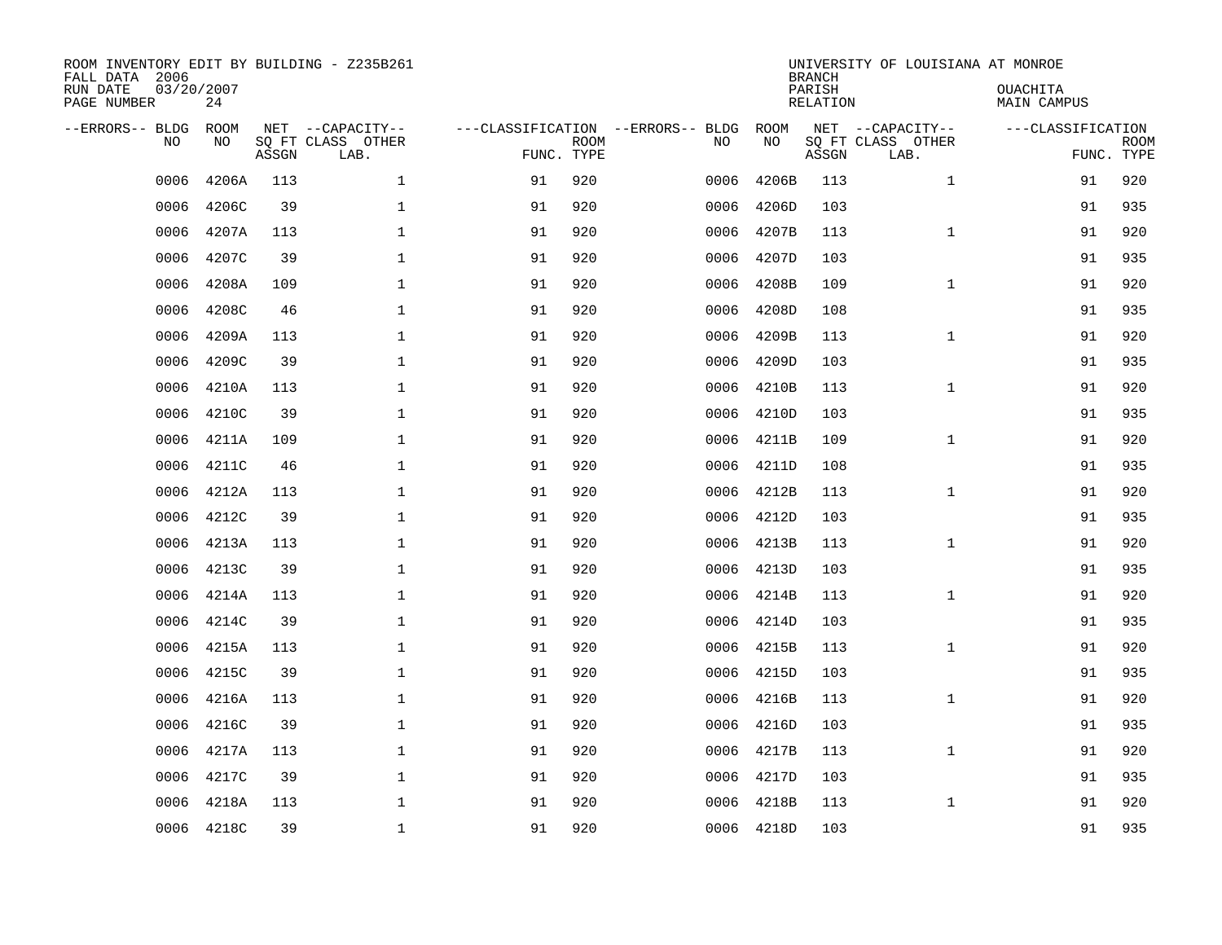ROOM INVENTORY EDIT BY BUILDING - Z235B261
FALL DATA 2006
RUN DATE 03/20/2007
PAGE NUMBER 24

UNIVERSITY OF LOUISIANA AT MONROE
BRANCH
PARISH OUACHITA
RELATION MAIN CAMPUS

| --ERRORS-- | BLDG NO | ROOM NO | NET SQ FT ASSGN | --CAPACITY-- CLASS LAB. | OTHER | ---CLASSIFICATION FUNC. | ROOM TYPE | --ERRORS-- | BLDG NO | ROOM NO | NET SQ FT ASSGN | --CAPACITY-- CLASS LAB. | OTHER | ---CLASSIFICATION FUNC. | ROOM TYPE |
|---|---|---|---|---|---|---|---|---|---|---|---|---|---|---|---|
| | 0006 | 4206A | 113 | | 1 | 91 | 920 | | 0006 | 4206B | 113 | | 1 | 91 | 920 |
| | 0006 | 4206C | 39 | | 1 | 91 | 920 | | 0006 | 4206D | 103 | | | 91 | 935 |
| | 0006 | 4207A | 113 | | 1 | 91 | 920 | | 0006 | 4207B | 113 | | 1 | 91 | 920 |
| | 0006 | 4207C | 39 | | 1 | 91 | 920 | | 0006 | 4207D | 103 | | | 91 | 935 |
| | 0006 | 4208A | 109 | | 1 | 91 | 920 | | 0006 | 4208B | 109 | | 1 | 91 | 920 |
| | 0006 | 4208C | 46 | | 1 | 91 | 920 | | 0006 | 4208D | 108 | | | 91 | 935 |
| | 0006 | 4209A | 113 | | 1 | 91 | 920 | | 0006 | 4209B | 113 | | 1 | 91 | 920 |
| | 0006 | 4209C | 39 | | 1 | 91 | 920 | | 0006 | 4209D | 103 | | | 91 | 935 |
| | 0006 | 4210A | 113 | | 1 | 91 | 920 | | 0006 | 4210B | 113 | | 1 | 91 | 920 |
| | 0006 | 4210C | 39 | | 1 | 91 | 920 | | 0006 | 4210D | 103 | | | 91 | 935 |
| | 0006 | 4211A | 109 | | 1 | 91 | 920 | | 0006 | 4211B | 109 | | 1 | 91 | 920 |
| | 0006 | 4211C | 46 | | 1 | 91 | 920 | | 0006 | 4211D | 108 | | | 91 | 935 |
| | 0006 | 4212A | 113 | | 1 | 91 | 920 | | 0006 | 4212B | 113 | | 1 | 91 | 920 |
| | 0006 | 4212C | 39 | | 1 | 91 | 920 | | 0006 | 4212D | 103 | | | 91 | 935 |
| | 0006 | 4213A | 113 | | 1 | 91 | 920 | | 0006 | 4213B | 113 | | 1 | 91 | 920 |
| | 0006 | 4213C | 39 | | 1 | 91 | 920 | | 0006 | 4213D | 103 | | | 91 | 935 |
| | 0006 | 4214A | 113 | | 1 | 91 | 920 | | 0006 | 4214B | 113 | | 1 | 91 | 920 |
| | 0006 | 4214C | 39 | | 1 | 91 | 920 | | 0006 | 4214D | 103 | | | 91 | 935 |
| | 0006 | 4215A | 113 | | 1 | 91 | 920 | | 0006 | 4215B | 113 | | 1 | 91 | 920 |
| | 0006 | 4215C | 39 | | 1 | 91 | 920 | | 0006 | 4215D | 103 | | | 91 | 935 |
| | 0006 | 4216A | 113 | | 1 | 91 | 920 | | 0006 | 4216B | 113 | | 1 | 91 | 920 |
| | 0006 | 4216C | 39 | | 1 | 91 | 920 | | 0006 | 4216D | 103 | | | 91 | 935 |
| | 0006 | 4217A | 113 | | 1 | 91 | 920 | | 0006 | 4217B | 113 | | 1 | 91 | 920 |
| | 0006 | 4217C | 39 | | 1 | 91 | 920 | | 0006 | 4217D | 103 | | | 91 | 935 |
| | 0006 | 4218A | 113 | | 1 | 91 | 920 | | 0006 | 4218B | 113 | | 1 | 91 | 920 |
| | 0006 | 4218C | 39 | | 1 | 91 | 920 | | 0006 | 4218D | 103 | | | 91 | 935 |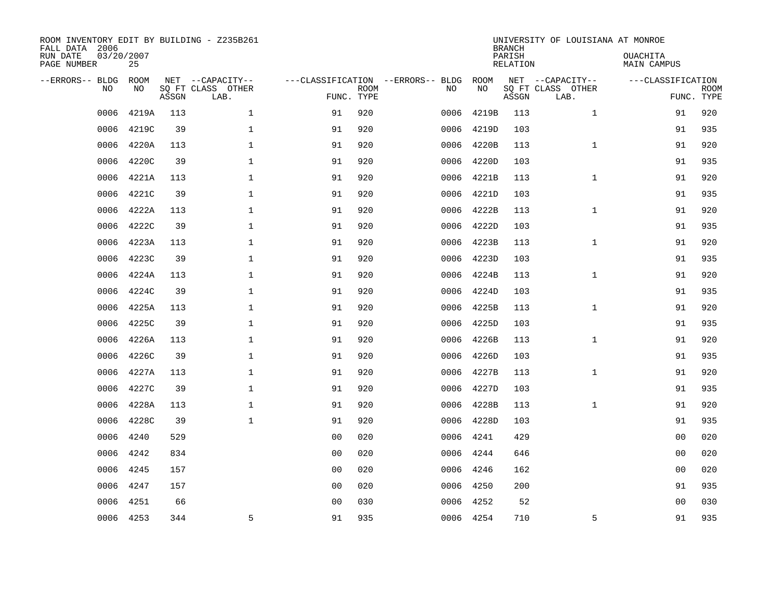ROOM INVENTORY EDIT BY BUILDING - Z235B261
FALL DATA 2006
RUN DATE 03/20/2007
PAGE NUMBER 25

UNIVERSITY OF LOUISIANA AT MONROE
BRANCH
PARISH OUACHITA
RELATION MAIN CAMPUS

| --ERRORS-- | BLDG NO | ROOM NO | NET SQ FT ASSGN | --CAPACITY-- CLASS LAB. | OTHER | ---CLASSIFICATION FUNC. | ROOM TYPE | --ERRORS-- | BLDG NO | ROOM NO | NET SQ FT ASSGN | --CAPACITY-- CLASS LAB. | OTHER | ---CLASSIFICATION FUNC. | ROOM TYPE |
|---|---|---|---|---|---|---|---|---|---|---|---|---|---|---|---|
| | 0006 | 4219A | 113 | | 1 | 91 | 920 | | 0006 | 4219B | 113 | | 1 | 91 | 920 |
| | 0006 | 4219C | 39 | | 1 | 91 | 920 | | 0006 | 4219D | 103 | | | 91 | 935 |
| | 0006 | 4220A | 113 | | 1 | 91 | 920 | | 0006 | 4220B | 113 | | 1 | 91 | 920 |
| | 0006 | 4220C | 39 | | 1 | 91 | 920 | | 0006 | 4220D | 103 | | | 91 | 935 |
| | 0006 | 4221A | 113 | | 1 | 91 | 920 | | 0006 | 4221B | 113 | | 1 | 91 | 920 |
| | 0006 | 4221C | 39 | | 1 | 91 | 920 | | 0006 | 4221D | 103 | | | 91 | 935 |
| | 0006 | 4222A | 113 | | 1 | 91 | 920 | | 0006 | 4222B | 113 | | 1 | 91 | 920 |
| | 0006 | 4222C | 39 | | 1 | 91 | 920 | | 0006 | 4222D | 103 | | | 91 | 935 |
| | 0006 | 4223A | 113 | | 1 | 91 | 920 | | 0006 | 4223B | 113 | | 1 | 91 | 920 |
| | 0006 | 4223C | 39 | | 1 | 91 | 920 | | 0006 | 4223D | 103 | | | 91 | 935 |
| | 0006 | 4224A | 113 | | 1 | 91 | 920 | | 0006 | 4224B | 113 | | 1 | 91 | 920 |
| | 0006 | 4224C | 39 | | 1 | 91 | 920 | | 0006 | 4224D | 103 | | | 91 | 935 |
| | 0006 | 4225A | 113 | | 1 | 91 | 920 | | 0006 | 4225B | 113 | | 1 | 91 | 920 |
| | 0006 | 4225C | 39 | | 1 | 91 | 920 | | 0006 | 4225D | 103 | | | 91 | 935 |
| | 0006 | 4226A | 113 | | 1 | 91 | 920 | | 0006 | 4226B | 113 | | 1 | 91 | 920 |
| | 0006 | 4226C | 39 | | 1 | 91 | 920 | | 0006 | 4226D | 103 | | | 91 | 935 |
| | 0006 | 4227A | 113 | | 1 | 91 | 920 | | 0006 | 4227B | 113 | | 1 | 91 | 920 |
| | 0006 | 4227C | 39 | | 1 | 91 | 920 | | 0006 | 4227D | 103 | | | 91 | 935 |
| | 0006 | 4228A | 113 | | 1 | 91 | 920 | | 0006 | 4228B | 113 | | 1 | 91 | 920 |
| | 0006 | 4228C | 39 | | 1 | 91 | 920 | | 0006 | 4228D | 103 | | | 91 | 935 |
| | 0006 | 4240 | 529 | | | 00 | 020 | | 0006 | 4241 | 429 | | | 00 | 020 |
| | 0006 | 4242 | 834 | | | 00 | 020 | | 0006 | 4244 | 646 | | | 00 | 020 |
| | 0006 | 4245 | 157 | | | 00 | 020 | | 0006 | 4246 | 162 | | | 00 | 020 |
| | 0006 | 4247 | 157 | | | 00 | 020 | | 0006 | 4250 | 200 | | | 91 | 935 |
| | 0006 | 4251 | 66 | | | 00 | 030 | | 0006 | 4252 | 52 | | | 00 | 030 |
| | 0006 | 4253 | 344 | | 5 | 91 | 935 | | 0006 | 4254 | 710 | | 5 | 91 | 935 |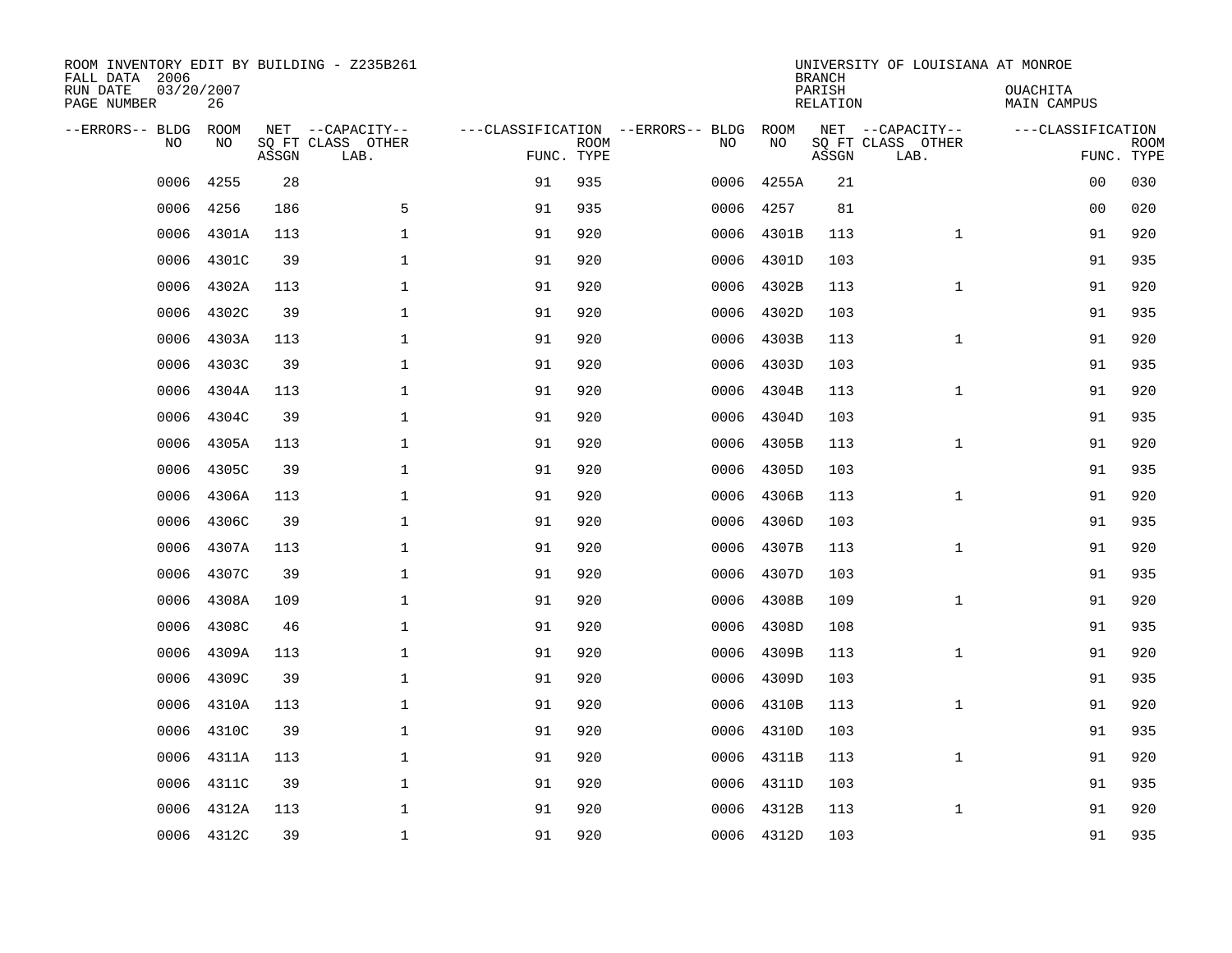ROOM INVENTORY EDIT BY BUILDING - Z235B261
FALL DATA 2006
RUN DATE 03/20/2007
PAGE NUMBER 26

UNIVERSITY OF LOUISIANA AT MONROE
BRANCH
PARISH OUACHITA
RELATION MAIN CAMPUS

| --ERRORS-- | BLDG NO | ROOM NO | NET SQ FT ASSGN | --CAPACITY-- CLASS LAB. | OTHER | ---CLASSIFICATION FUNC. | ROOM TYPE | --ERRORS-- | BLDG NO | ROOM NO | NET SQ FT ASSGN | --CAPACITY-- CLASS LAB. | OTHER | ---CLASSIFICATION FUNC. | ROOM TYPE |
|---|---|---|---|---|---|---|---|---|---|---|---|---|---|---|---|
| | 0006 | 4255 | 28 | | | 91 | 935 | | 0006 | 4255A | 21 | | | 00 | 030 |
| | 0006 | 4256 | 186 | | 5 | 91 | 935 | | 0006 | 4257 | 81 | | | 00 | 020 |
| | 0006 | 4301A | 113 | | 1 | 91 | 920 | | 0006 | 4301B | 113 | | 1 | 91 | 920 |
| | 0006 | 4301C | 39 | | 1 | 91 | 920 | | 0006 | 4301D | 103 | | | 91 | 935 |
| | 0006 | 4302A | 113 | | 1 | 91 | 920 | | 0006 | 4302B | 113 | | 1 | 91 | 920 |
| | 0006 | 4302C | 39 | | 1 | 91 | 920 | | 0006 | 4302D | 103 | | | 91 | 935 |
| | 0006 | 4303A | 113 | | 1 | 91 | 920 | | 0006 | 4303B | 113 | | 1 | 91 | 920 |
| | 0006 | 4303C | 39 | | 1 | 91 | 920 | | 0006 | 4303D | 103 | | | 91 | 935 |
| | 0006 | 4304A | 113 | | 1 | 91 | 920 | | 0006 | 4304B | 113 | | 1 | 91 | 920 |
| | 0006 | 4304C | 39 | | 1 | 91 | 920 | | 0006 | 4304D | 103 | | | 91 | 935 |
| | 0006 | 4305A | 113 | | 1 | 91 | 920 | | 0006 | 4305B | 113 | | 1 | 91 | 920 |
| | 0006 | 4305C | 39 | | 1 | 91 | 920 | | 0006 | 4305D | 103 | | | 91 | 935 |
| | 0006 | 4306A | 113 | | 1 | 91 | 920 | | 0006 | 4306B | 113 | | 1 | 91 | 920 |
| | 0006 | 4306C | 39 | | 1 | 91 | 920 | | 0006 | 4306D | 103 | | | 91 | 935 |
| | 0006 | 4307A | 113 | | 1 | 91 | 920 | | 0006 | 4307B | 113 | | 1 | 91 | 920 |
| | 0006 | 4307C | 39 | | 1 | 91 | 920 | | 0006 | 4307D | 103 | | | 91 | 935 |
| | 0006 | 4308A | 109 | | 1 | 91 | 920 | | 0006 | 4308B | 109 | | 1 | 91 | 920 |
| | 0006 | 4308C | 46 | | 1 | 91 | 920 | | 0006 | 4308D | 108 | | | 91 | 935 |
| | 0006 | 4309A | 113 | | 1 | 91 | 920 | | 0006 | 4309B | 113 | | 1 | 91 | 920 |
| | 0006 | 4309C | 39 | | 1 | 91 | 920 | | 0006 | 4309D | 103 | | | 91 | 935 |
| | 0006 | 4310A | 113 | | 1 | 91 | 920 | | 0006 | 4310B | 113 | | 1 | 91 | 920 |
| | 0006 | 4310C | 39 | | 1 | 91 | 920 | | 0006 | 4310D | 103 | | | 91 | 935 |
| | 0006 | 4311A | 113 | | 1 | 91 | 920 | | 0006 | 4311B | 113 | | 1 | 91 | 920 |
| | 0006 | 4311C | 39 | | 1 | 91 | 920 | | 0006 | 4311D | 103 | | | 91 | 935 |
| | 0006 | 4312A | 113 | | 1 | 91 | 920 | | 0006 | 4312B | 113 | | 1 | 91 | 920 |
| | 0006 | 4312C | 39 | | 1 | 91 | 920 | | 0006 | 4312D | 103 | | | 91 | 935 |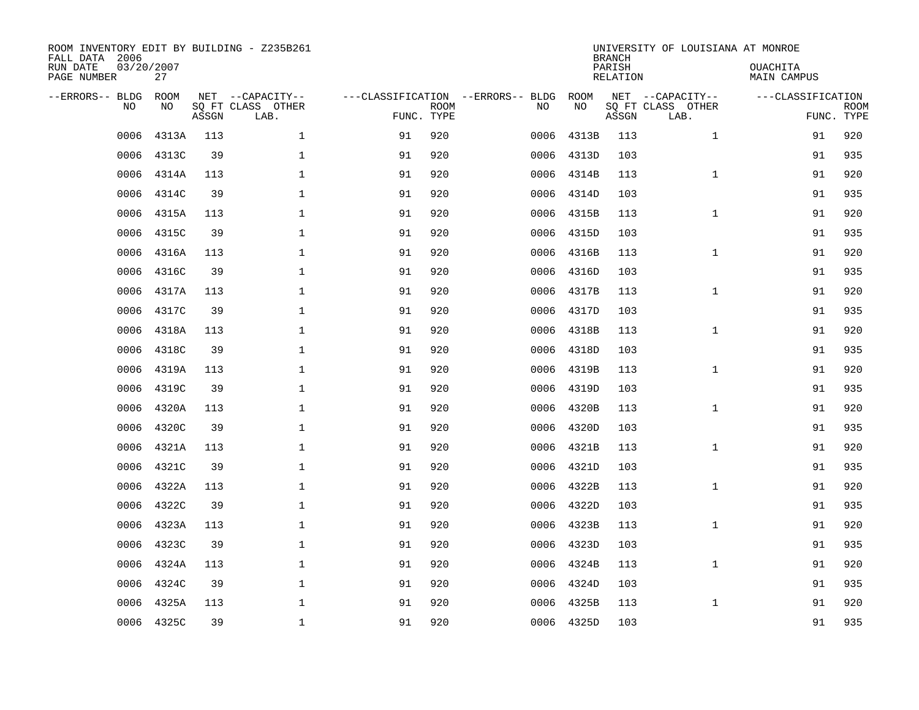ROOM INVENTORY EDIT BY BUILDING - Z235B261
FALL DATA 2006
RUN DATE 03/20/2007
PAGE NUMBER 27

UNIVERSITY OF LOUISIANA AT MONROE
BRANCH
PARISH OUACHITA
RELATION MAIN CAMPUS

| --ERRORS-- | BLDG NO | ROOM NO | NET SQ FT ASSGN | --CAPACITY-- CLASS | OTHER LAB. | ---CLASSIFICATION FUNC. | ROOM TYPE | --ERRORS-- | BLDG NO | ROOM NO | NET SQ FT ASSGN | --CAPACITY-- CLASS | OTHER LAB. | ---CLASSIFICATION FUNC. | ROOM TYPE |
|---|---|---|---|---|---|---|---|---|---|---|---|---|---|---|---|
| | 0006 | 4313A | 113 | | 1 | 91 | 920 | | 0006 | 4313B | 113 | | 1 | 91 | 920 |
| | 0006 | 4313C | 39 | | 1 | 91 | 920 | | 0006 | 4313D | 103 | | | 91 | 935 |
| | 0006 | 4314A | 113 | | 1 | 91 | 920 | | 0006 | 4314B | 113 | | 1 | 91 | 920 |
| | 0006 | 4314C | 39 | | 1 | 91 | 920 | | 0006 | 4314D | 103 | | | 91 | 935 |
| | 0006 | 4315A | 113 | | 1 | 91 | 920 | | 0006 | 4315B | 113 | | 1 | 91 | 920 |
| | 0006 | 4315C | 39 | | 1 | 91 | 920 | | 0006 | 4315D | 103 | | | 91 | 935 |
| | 0006 | 4316A | 113 | | 1 | 91 | 920 | | 0006 | 4316B | 113 | | 1 | 91 | 920 |
| | 0006 | 4316C | 39 | | 1 | 91 | 920 | | 0006 | 4316D | 103 | | | 91 | 935 |
| | 0006 | 4317A | 113 | | 1 | 91 | 920 | | 0006 | 4317B | 113 | | 1 | 91 | 920 |
| | 0006 | 4317C | 39 | | 1 | 91 | 920 | | 0006 | 4317D | 103 | | | 91 | 935 |
| | 0006 | 4318A | 113 | | 1 | 91 | 920 | | 0006 | 4318B | 113 | | 1 | 91 | 920 |
| | 0006 | 4318C | 39 | | 1 | 91 | 920 | | 0006 | 4318D | 103 | | | 91 | 935 |
| | 0006 | 4319A | 113 | | 1 | 91 | 920 | | 0006 | 4319B | 113 | | 1 | 91 | 920 |
| | 0006 | 4319C | 39 | | 1 | 91 | 920 | | 0006 | 4319D | 103 | | | 91 | 935 |
| | 0006 | 4320A | 113 | | 1 | 91 | 920 | | 0006 | 4320B | 113 | | 1 | 91 | 920 |
| | 0006 | 4320C | 39 | | 1 | 91 | 920 | | 0006 | 4320D | 103 | | | 91 | 935 |
| | 0006 | 4321A | 113 | | 1 | 91 | 920 | | 0006 | 4321B | 113 | | 1 | 91 | 920 |
| | 0006 | 4321C | 39 | | 1 | 91 | 920 | | 0006 | 4321D | 103 | | | 91 | 935 |
| | 0006 | 4322A | 113 | | 1 | 91 | 920 | | 0006 | 4322B | 113 | | 1 | 91 | 920 |
| | 0006 | 4322C | 39 | | 1 | 91 | 920 | | 0006 | 4322D | 103 | | | 91 | 935 |
| | 0006 | 4323A | 113 | | 1 | 91 | 920 | | 0006 | 4323B | 113 | | 1 | 91 | 920 |
| | 0006 | 4323C | 39 | | 1 | 91 | 920 | | 0006 | 4323D | 103 | | | 91 | 935 |
| | 0006 | 4324A | 113 | | 1 | 91 | 920 | | 0006 | 4324B | 113 | | 1 | 91 | 920 |
| | 0006 | 4324C | 39 | | 1 | 91 | 920 | | 0006 | 4324D | 103 | | | 91 | 935 |
| | 0006 | 4325A | 113 | | 1 | 91 | 920 | | 0006 | 4325B | 113 | | 1 | 91 | 920 |
| | 0006 | 4325C | 39 | | 1 | 91 | 920 | | 0006 | 4325D | 103 | | | 91 | 935 |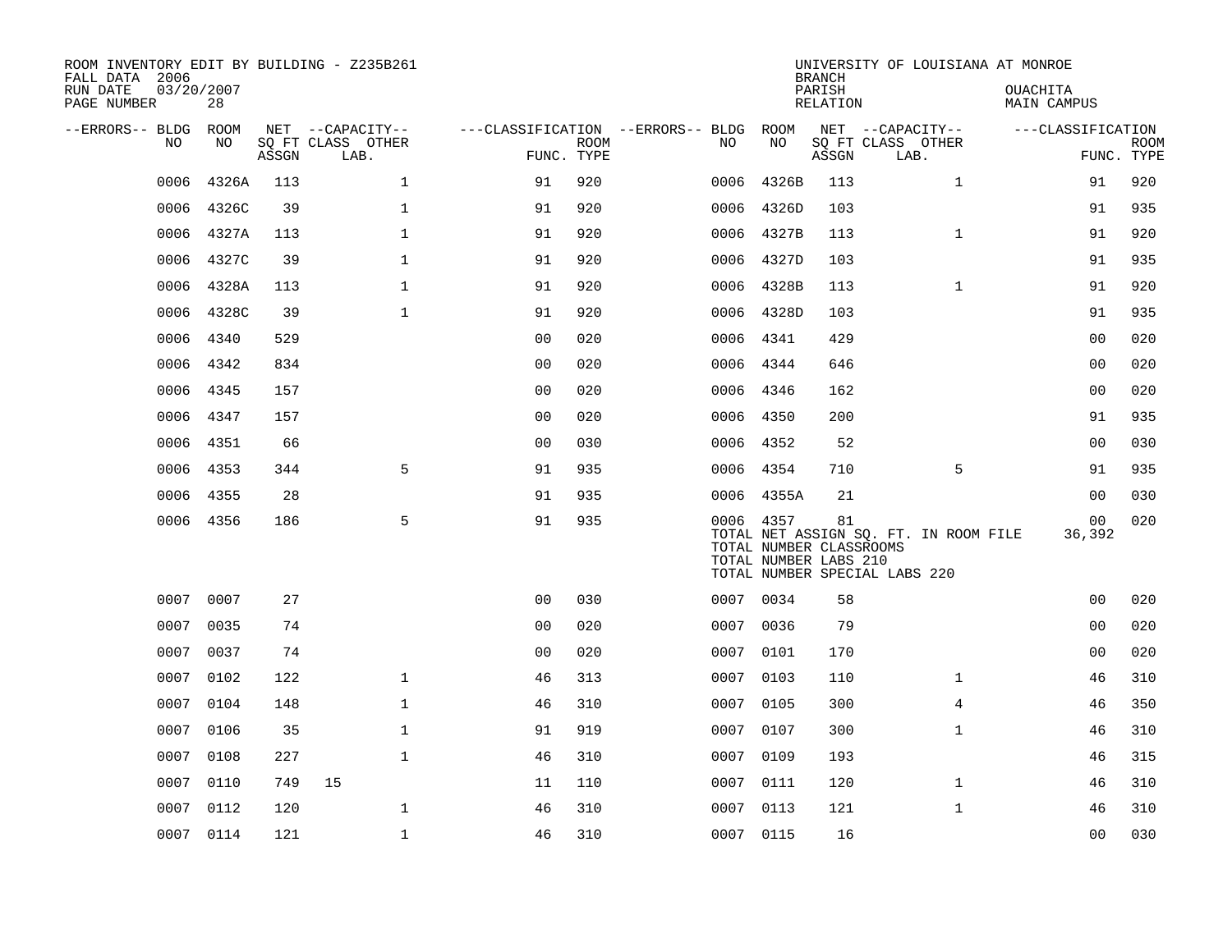ROOM INVENTORY EDIT BY BUILDING - Z235B261
FALL DATA 2006
RUN DATE 03/20/2007
PAGE NUMBER 28

UNIVERSITY OF LOUISIANA AT MONROE
BRANCH
PARISH OUACHITA
RELATION MAIN CAMPUS

| --ERRORS-- | BLDG NO | ROOM NO | NET SQ FT ASSGN | CAPACITY CLASS | CAPACITY OTHER LAB. | FUNC. | ROOM TYPE | --ERRORS-- | BLDG NO | ROOM NO | NET SQ FT ASSGN | CAPACITY CLASS | CAPACITY OTHER LAB. | FUNC. | ROOM TYPE |
|---|---|---|---|---|---|---|---|---|---|---|---|---|---|---|---|
| | 0006 | 4326A | 113 | | 1 | 91 | 920 | | 0006 | 4326B | 113 | | 1 | 91 | 920 |
| | 0006 | 4326C | 39 | | 1 | 91 | 920 | | 0006 | 4326D | 103 | | | 91 | 935 |
| | 0006 | 4327A | 113 | | 1 | 91 | 920 | | 0006 | 4327B | 113 | | 1 | 91 | 920 |
| | 0006 | 4327C | 39 | | 1 | 91 | 920 | | 0006 | 4327D | 103 | | | 91 | 935 |
| | 0006 | 4328A | 113 | | 1 | 91 | 920 | | 0006 | 4328B | 113 | | 1 | 91 | 920 |
| | 0006 | 4328C | 39 | | 1 | 91 | 920 | | 0006 | 4328D | 103 | | | 91 | 935 |
| | 0006 | 4340 | 529 | | | 00 | 020 | | 0006 | 4341 | 429 | | | 00 | 020 |
| | 0006 | 4342 | 834 | | | 00 | 020 | | 0006 | 4344 | 646 | | | 00 | 020 |
| | 0006 | 4345 | 157 | | | 00 | 020 | | 0006 | 4346 | 162 | | | 00 | 020 |
| | 0006 | 4347 | 157 | | | 00 | 020 | | 0006 | 4350 | 200 | | | 91 | 935 |
| | 0006 | 4351 | 66 | | | 00 | 030 | | 0006 | 4352 | 52 | | | 00 | 030 |
| | 0006 | 4353 | 344 | | 5 | 91 | 935 | | 0006 | 4354 | 710 | | 5 | 91 | 935 |
| | 0006 | 4355 | 28 | | | 91 | 935 | | 0006 | 4355A | 21 | | | 00 | 030 |
| | 0006 | 4356 | 186 | | 5 | 91 | 935 | | 0006 | 4357 | 81 | | | 00 | 020 |

TOTAL NET ASSIGN SQ. FT. IN ROOM FILE 36,392
TOTAL NUMBER CLASSROOMS
TOTAL NUMBER LABS 210
TOTAL NUMBER SPECIAL LABS 220

| --ERRORS-- | BLDG NO | ROOM NO | NET SQ FT ASSGN | CAPACITY CLASS | CAPACITY OTHER LAB. | FUNC. | ROOM TYPE | --ERRORS-- | BLDG NO | ROOM NO | NET SQ FT ASSGN | CAPACITY CLASS | CAPACITY OTHER LAB. | FUNC. | ROOM TYPE |
|---|---|---|---|---|---|---|---|---|---|---|---|---|---|---|---|
| | 0007 | 0007 | 27 | | | 00 | 030 | | 0007 | 0034 | 58 | | | 00 | 020 |
| | 0007 | 0035 | 74 | | | 00 | 020 | | 0007 | 0036 | 79 | | | 00 | 020 |
| | 0007 | 0037 | 74 | | | 00 | 020 | | 0007 | 0101 | 170 | | | 00 | 020 |
| | 0007 | 0102 | 122 | | 1 | 46 | 313 | | 0007 | 0103 | 110 | | 1 | 46 | 310 |
| | 0007 | 0104 | 148 | | 1 | 46 | 310 | | 0007 | 0105 | 300 | | 4 | 46 | 350 |
| | 0007 | 0106 | 35 | | 1 | 91 | 919 | | 0007 | 0107 | 300 | | 1 | 46 | 310 |
| | 0007 | 0108 | 227 | | 1 | 46 | 310 | | 0007 | 0109 | 193 | | | 46 | 315 |
| | 0007 | 0110 | 749 | 15 | | 11 | 110 | | 0007 | 0111 | 120 | | 1 | 46 | 310 |
| | 0007 | 0112 | 120 | | 1 | 46 | 310 | | 0007 | 0113 | 121 | | 1 | 46 | 310 |
| | 0007 | 0114 | 121 | | 1 | 46 | 310 | | 0007 | 0115 | 16 | | | 00 | 030 |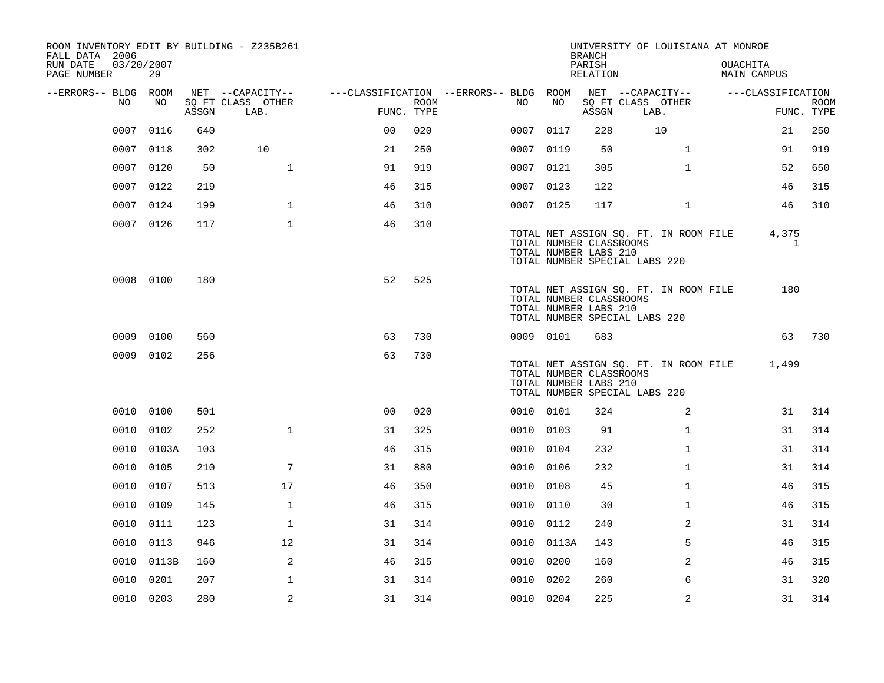ROOM INVENTORY EDIT BY BUILDING - Z235B261
FALL DATA 2006
RUN DATE 03/20/2007
PAGE NUMBER 29

UNIVERSITY OF LOUISIANA AT MONROE
BRANCH
PARISH OUACHITA
RELATION MAIN CAMPUS

| --ERRORS-- | BLDG NO | ROOM NO | NET SQ FT ASSGN | CAPACITY CLASS | CAPACITY OTHER LAB. | FUNC. | ROOM TYPE | --ERRORS-- | BLDG NO | ROOM NO | NET SQ FT ASSGN | CAPACITY CLASS | CAPACITY OTHER LAB. | FUNC. | ROOM TYPE |
|---|---|---|---|---|---|---|---|---|---|---|---|---|---|---|---|
| | 0007 | 0116 | 640 | | | 00 | 020 | | 0007 | 0117 | 228 | 10 | | 21 | 250 |
| | 0007 | 0118 | 302 | 10 | | 21 | 250 | | 0007 | 0119 | 50 | | 1 | 91 | 919 |
| | 0007 | 0120 | 50 | | 1 | 91 | 919 | | 0007 | 0121 | 305 | | 1 | 52 | 650 |
| | 0007 | 0122 | 219 | | | 46 | 315 | | 0007 | 0123 | 122 | | | 46 | 315 |
| | 0007 | 0124 | 199 | | 1 | 46 | 310 | | 0007 | 0125 | 117 | | 1 | 46 | 310 |
| | 0007 | 0126 | 117 | | 1 | 46 | 310 | | | | | | | | |

TOTAL NET ASSIGN SQ. FT. IN ROOM FILE 4,375
TOTAL NUMBER CLASSROOMS 1
TOTAL NUMBER LABS 210
TOTAL NUMBER SPECIAL LABS 220

| --ERRORS-- | BLDG NO | ROOM NO | NET SQ FT ASSGN | CAPACITY CLASS | CAPACITY OTHER LAB. | FUNC. | ROOM TYPE |
|---|---|---|---|---|---|---|---|
| | 0008 | 0100 | 180 | | | 52 | 525 |

TOTAL NET ASSIGN SQ. FT. IN ROOM FILE 180
TOTAL NUMBER CLASSROOMS
TOTAL NUMBER LABS 210
TOTAL NUMBER SPECIAL LABS 220

| --ERRORS-- | BLDG NO | ROOM NO | NET SQ FT ASSGN | CAPACITY CLASS | CAPACITY OTHER LAB. | FUNC. | ROOM TYPE | --ERRORS-- | BLDG NO | ROOM NO | NET SQ FT ASSGN | CAPACITY CLASS | CAPACITY OTHER LAB. | FUNC. | ROOM TYPE |
|---|---|---|---|---|---|---|---|---|---|---|---|---|---|---|---|
| | 0009 | 0100 | 560 | | | 63 | 730 | | 0009 | 0101 | 683 | | | 63 | 730 |
| | 0009 | 0102 | 256 | | | 63 | 730 | | | | | | | | |

TOTAL NET ASSIGN SQ. FT. IN ROOM FILE 1,499
TOTAL NUMBER CLASSROOMS
TOTAL NUMBER LABS 210
TOTAL NUMBER SPECIAL LABS 220

| --ERRORS-- | BLDG NO | ROOM NO | NET SQ FT ASSGN | CAPACITY CLASS | CAPACITY OTHER LAB. | FUNC. | ROOM TYPE | --ERRORS-- | BLDG NO | ROOM NO | NET SQ FT ASSGN | CAPACITY CLASS | CAPACITY OTHER LAB. | FUNC. | ROOM TYPE |
|---|---|---|---|---|---|---|---|---|---|---|---|---|---|---|---|
| | 0010 | 0100 | 501 | | | 00 | 020 | | 0010 | 0101 | 324 | | 2 | 31 | 314 |
| | 0010 | 0102 | 252 | | 1 | 31 | 325 | | 0010 | 0103 | 91 | | 1 | 31 | 314 |
| | 0010 | 0103A | 103 | | | 46 | 315 | | 0010 | 0104 | 232 | | 1 | 31 | 314 |
| | 0010 | 0105 | 210 | | 7 | 31 | 880 | | 0010 | 0106 | 232 | | 1 | 31 | 314 |
| | 0010 | 0107 | 513 | | 17 | 46 | 350 | | 0010 | 0108 | 45 | | 1 | 46 | 315 |
| | 0010 | 0109 | 145 | | 1 | 46 | 315 | | 0010 | 0110 | 30 | | 1 | 46 | 315 |
| | 0010 | 0111 | 123 | | 1 | 31 | 314 | | 0010 | 0112 | 240 | | 2 | 31 | 314 |
| | 0010 | 0113 | 946 | | 12 | 31 | 314 | | 0010 | 0113A | 143 | | 5 | 46 | 315 |
| | 0010 | 0113B | 160 | | 2 | 46 | 315 | | 0010 | 0200 | 160 | | 2 | 46 | 315 |
| | 0010 | 0201 | 207 | | 1 | 31 | 314 | | 0010 | 0202 | 260 | | 6 | 31 | 320 |
| | 0010 | 0203 | 280 | | 2 | 31 | 314 | | 0010 | 0204 | 225 | | 2 | 31 | 314 |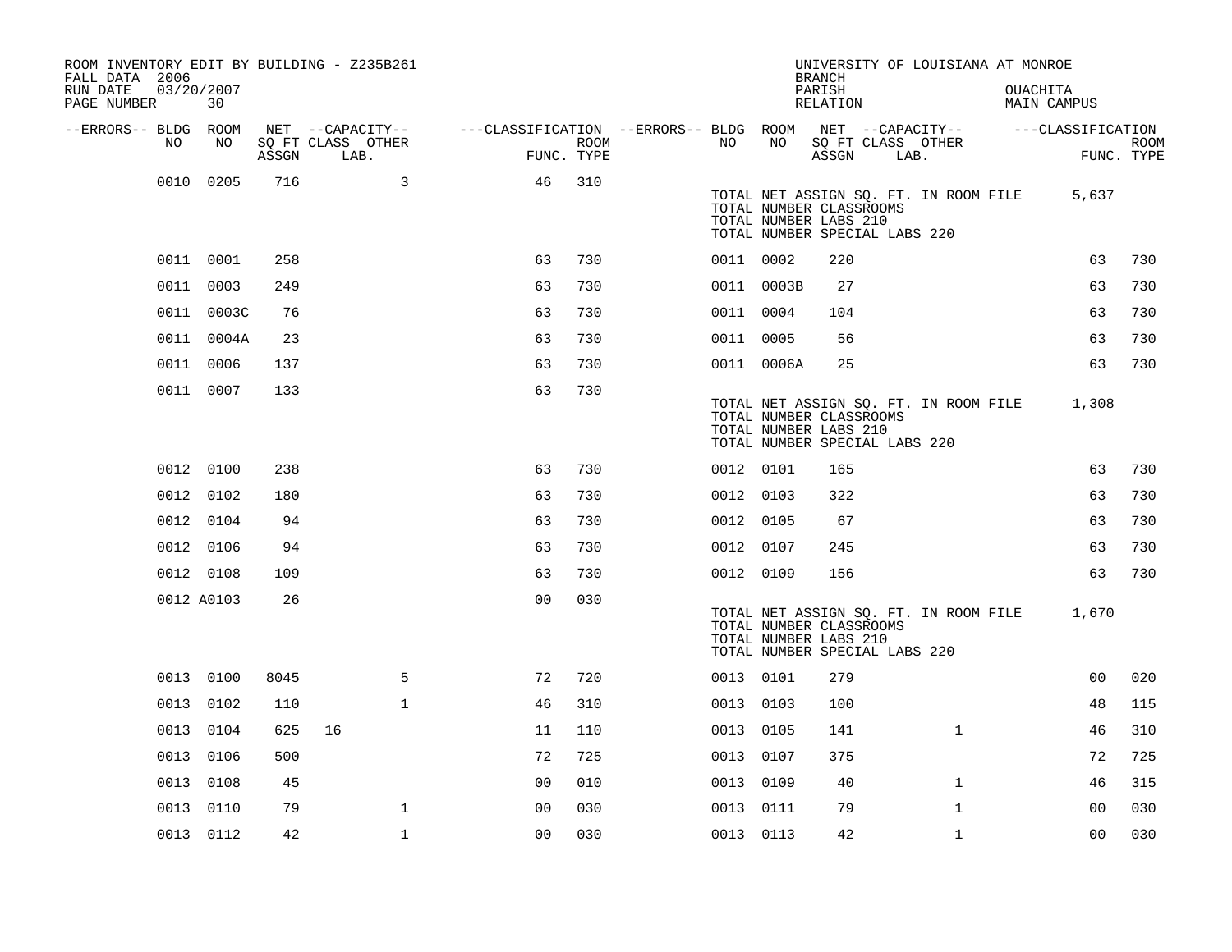ROOM INVENTORY EDIT BY BUILDING - Z235B261
FALL DATA 2006
RUN DATE 03/20/2007

UNIVERSITY OF LOUISIANA AT MONROE
BRANCH
PARISH OUACHITA
RELATION MAIN CAMPUS

| --ERRORS-- | BLDG NO | ROOM NO | NET ASSGN SQ FT | CAPACITY CLASS | CAPACITY LAB. | CAPACITY OTHER | CLASSIFICATION FUNC. | ROOM TYPE | --ERRORS-- | BLDG NO | ROOM NO | NET ASSGN SQ FT | CAPACITY CLASS | CAPACITY LAB. | CAPACITY OTHER | CLASSIFICATION FUNC. | ROOM TYPE |
|---|---|---|---|---|---|---|---|---|---|---|---|---|---|---|---|---|---|
| | 0010 | 0205 | 716 | | | 3 | 46 | 310 | | | | | | | | | |
| | | | | | | | | | | TOTAL NET ASSIGN SQ. FT. IN ROOM FILE | | 5,637 | | | | | |
| | | | | | | | | | | TOTAL NUMBER CLASSROOMS | | | | | | | |
| | | | | | | | | | | TOTAL NUMBER LABS 210 | | | | | | | |
| | | | | | | | | | | TOTAL NUMBER SPECIAL LABS 220 | | | | | | | |
| | 0011 | 0001 | 258 | | | | 63 | 730 | | 0011 | 0002 | 220 | | | | 63 | 730 |
| | 0011 | 0003 | 249 | | | | 63 | 730 | | 0011 | 0003B | 27 | | | | 63 | 730 |
| | 0011 | 0003C | 76 | | | | 63 | 730 | | 0011 | 0004 | 104 | | | | 63 | 730 |
| | 0011 | 0004A | 23 | | | | 63 | 730 | | 0011 | 0005 | 56 | | | | 63 | 730 |
| | 0011 | 0006 | 137 | | | | 63 | 730 | | 0011 | 0006A | 25 | | | | 63 | 730 |
| | 0011 | 0007 | 133 | | | | 63 | 730 | | | | | | | | | |
| | | | | | | | | | | TOTAL NET ASSIGN SQ. FT. IN ROOM FILE | | 1,308 | | | | | |
| | | | | | | | | | | TOTAL NUMBER CLASSROOMS | | | | | | | |
| | | | | | | | | | | TOTAL NUMBER LABS 210 | | | | | | | |
| | | | | | | | | | | TOTAL NUMBER SPECIAL LABS 220 | | | | | | | |
| | 0012 | 0100 | 238 | | | | 63 | 730 | | 0012 | 0101 | 165 | | | | 63 | 730 |
| | 0012 | 0102 | 180 | | | | 63 | 730 | | 0012 | 0103 | 322 | | | | 63 | 730 |
| | 0012 | 0104 | 94 | | | | 63 | 730 | | 0012 | 0105 | 67 | | | | 63 | 730 |
| | 0012 | 0106 | 94 | | | | 63 | 730 | | 0012 | 0107 | 245 | | | | 63 | 730 |
| | 0012 | 0108 | 109 | | | | 63 | 730 | | 0012 | 0109 | 156 | | | | 63 | 730 |
| | 0012 | A0103 | 26 | | | | 00 | 030 | | | | | | | | | |
| | | | | | | | | | | TOTAL NET ASSIGN SQ. FT. IN ROOM FILE | | 1,670 | | | | | |
| | | | | | | | | | | TOTAL NUMBER CLASSROOMS | | | | | | | |
| | | | | | | | | | | TOTAL NUMBER LABS 210 | | | | | | | |
| | | | | | | | | | | TOTAL NUMBER SPECIAL LABS 220 | | | | | | | |
| | 0013 | 0100 | 8045 | | | 5 | 72 | 720 | | 0013 | 0101 | 279 | | | | 00 | 020 |
| | 0013 | 0102 | 110 | | | 1 | 46 | 310 | | 0013 | 0103 | 100 | | | | 48 | 115 |
| | 0013 | 0104 | 625 | 16 | | | 11 | 110 | | 0013 | 0105 | 141 | | | 1 | 46 | 310 |
| | 0013 | 0106 | 500 | | | | 72 | 725 | | 0013 | 0107 | 375 | | | | 72 | 725 |
| | 0013 | 0108 | 45 | | | | 00 | 010 | | 0013 | 0109 | 40 | | | 1 | 46 | 315 |
| | 0013 | 0110 | 79 | | | 1 | 00 | 030 | | 0013 | 0111 | 79 | | | 1 | 00 | 030 |
| | 0013 | 0112 | 42 | | | 1 | 00 | 030 | | 0013 | 0113 | 42 | | | 1 | 00 | 030 |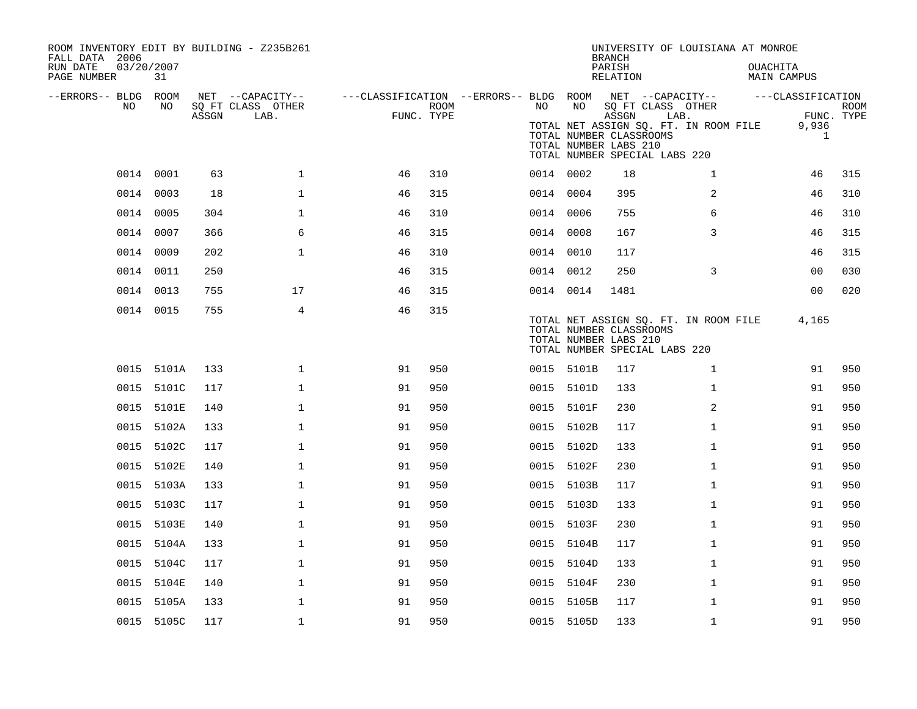ROOM INVENTORY EDIT BY BUILDING - Z235B261
FALL DATA 2006
RUN DATE 03/20/2007
PAGE NUMBER 31

UNIVERSITY OF LOUISIANA AT MONROE
BRANCH
PARISH OUACHITA
RELATION MAIN CAMPUS

TOTAL NET ASSIGN SQ. FT. IN ROOM FILE 9,936
TOTAL NUMBER CLASSROOMS 1
TOTAL NUMBER LABS 210
TOTAL NUMBER SPECIAL LABS 220

| --ERRORS-- | BLDG NO | ROOM NO | NET SQ FT ASSGN | CAPACITY CLASS LAB. | CAPACITY OTHER | CLASSIFICATION FUNC. | ROOM TYPE | --ERRORS-- | BLDG NO | ROOM NO | NET SQ FT ASSGN | CAPACITY CLASS LAB. | CAPACITY OTHER | CLASSIFICATION FUNC. | ROOM TYPE |
|---|---|---|---|---|---|---|---|---|---|---|---|---|---|---|---|
| | 0014 | 0001 | 63 | | 1 | 46 | 310 | | 0014 | 0002 | 18 | | 1 | 46 | 315 |
| | 0014 | 0003 | 18 | | 1 | 46 | 315 | | 0014 | 0004 | 395 | | 2 | 46 | 310 |
| | 0014 | 0005 | 304 | | 1 | 46 | 310 | | 0014 | 0006 | 755 | | 6 | 46 | 310 |
| | 0014 | 0007 | 366 | | 6 | 46 | 315 | | 0014 | 0008 | 167 | | 3 | 46 | 315 |
| | 0014 | 0009 | 202 | | 1 | 46 | 310 | | 0014 | 0010 | 117 | | | 46 | 315 |
| | 0014 | 0011 | 250 | | | 46 | 315 | | 0014 | 0012 | 250 | | 3 | 00 | 030 |
| | 0014 | 0013 | 755 | | 17 | 46 | 315 | | 0014 | 0014 | 1481 | | | 00 | 020 |
| | 0014 | 0015 | 755 | | 4 | 46 | 315 | | | | | | | | |

TOTAL NET ASSIGN SQ. FT. IN ROOM FILE 4,165
TOTAL NUMBER CLASSROOMS
TOTAL NUMBER LABS 210
TOTAL NUMBER SPECIAL LABS 220

| --ERRORS-- | BLDG NO | ROOM NO | NET SQ FT ASSGN | CAPACITY CLASS LAB. | CAPACITY OTHER | CLASSIFICATION FUNC. | ROOM TYPE | --ERRORS-- | BLDG NO | ROOM NO | NET SQ FT ASSGN | CAPACITY CLASS LAB. | CAPACITY OTHER | CLASSIFICATION FUNC. | ROOM TYPE |
|---|---|---|---|---|---|---|---|---|---|---|---|---|---|---|---|
| | 0015 | 5101A | 133 | | 1 | 91 | 950 | | 0015 | 5101B | 117 | | 1 | 91 | 950 |
| | 0015 | 5101C | 117 | | 1 | 91 | 950 | | 0015 | 5101D | 133 | | 1 | 91 | 950 |
| | 0015 | 5101E | 140 | | 1 | 91 | 950 | | 0015 | 5101F | 230 | | 2 | 91 | 950 |
| | 0015 | 5102A | 133 | | 1 | 91 | 950 | | 0015 | 5102B | 117 | | 1 | 91 | 950 |
| | 0015 | 5102C | 117 | | 1 | 91 | 950 | | 0015 | 5102D | 133 | | 1 | 91 | 950 |
| | 0015 | 5102E | 140 | | 1 | 91 | 950 | | 0015 | 5102F | 230 | | 1 | 91 | 950 |
| | 0015 | 5103A | 133 | | 1 | 91 | 950 | | 0015 | 5103B | 117 | | 1 | 91 | 950 |
| | 0015 | 5103C | 117 | | 1 | 91 | 950 | | 0015 | 5103D | 133 | | 1 | 91 | 950 |
| | 0015 | 5103E | 140 | | 1 | 91 | 950 | | 0015 | 5103F | 230 | | 1 | 91 | 950 |
| | 0015 | 5104A | 133 | | 1 | 91 | 950 | | 0015 | 5104B | 117 | | 1 | 91 | 950 |
| | 0015 | 5104C | 117 | | 1 | 91 | 950 | | 0015 | 5104D | 133 | | 1 | 91 | 950 |
| | 0015 | 5104E | 140 | | 1 | 91 | 950 | | 0015 | 5104F | 230 | | 1 | 91 | 950 |
| | 0015 | 5105A | 133 | | 1 | 91 | 950 | | 0015 | 5105B | 117 | | 1 | 91 | 950 |
| | 0015 | 5105C | 117 | | 1 | 91 | 950 | | 0015 | 5105D | 133 | | 1 | 91 | 950 |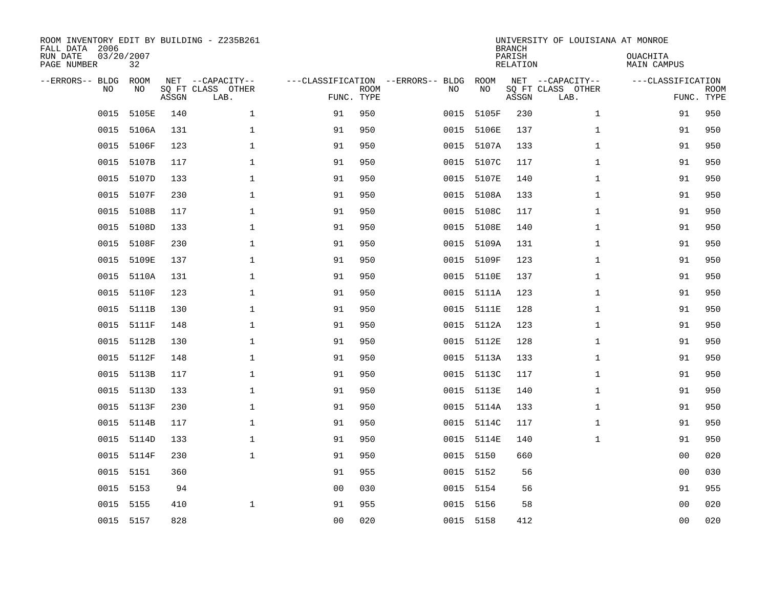ROOM INVENTORY EDIT BY BUILDING - Z235B261
FALL DATA 2006
RUN DATE 03/20/2007
PAGE NUMBER 32

UNIVERSITY OF LOUISIANA AT MONROE
BRANCH
PARISH OUACHITA
RELATION MAIN CAMPUS

| --ERRORS-- | BLDG NO | ROOM NO | NET SQ FT ASSGN | --CAPACITY-- CLASS | OTHER LAB. | ---CLASSIFICATION FUNC. | ROOM TYPE | --ERRORS-- | BLDG NO | ROOM NO | NET SQ FT ASSGN | --CAPACITY-- CLASS | OTHER LAB. | ---CLASSIFICATION FUNC. | ROOM TYPE |
|---|---|---|---|---|---|---|---|---|---|---|---|---|---|---|---|
| | 0015 | 5105E | 140 | | 1 | 91 | 950 | | 0015 | 5105F | 230 | | 1 | 91 | 950 |
| | 0015 | 5106A | 131 | | 1 | 91 | 950 | | 0015 | 5106E | 137 | | 1 | 91 | 950 |
| | 0015 | 5106F | 123 | | 1 | 91 | 950 | | 0015 | 5107A | 133 | | 1 | 91 | 950 |
| | 0015 | 5107B | 117 | | 1 | 91 | 950 | | 0015 | 5107C | 117 | | 1 | 91 | 950 |
| | 0015 | 5107D | 133 | | 1 | 91 | 950 | | 0015 | 5107E | 140 | | 1 | 91 | 950 |
| | 0015 | 5107F | 230 | | 1 | 91 | 950 | | 0015 | 5108A | 133 | | 1 | 91 | 950 |
| | 0015 | 5108B | 117 | | 1 | 91 | 950 | | 0015 | 5108C | 117 | | 1 | 91 | 950 |
| | 0015 | 5108D | 133 | | 1 | 91 | 950 | | 0015 | 5108E | 140 | | 1 | 91 | 950 |
| | 0015 | 5108F | 230 | | 1 | 91 | 950 | | 0015 | 5109A | 131 | | 1 | 91 | 950 |
| | 0015 | 5109E | 137 | | 1 | 91 | 950 | | 0015 | 5109F | 123 | | 1 | 91 | 950 |
| | 0015 | 5110A | 131 | | 1 | 91 | 950 | | 0015 | 5110E | 137 | | 1 | 91 | 950 |
| | 0015 | 5110F | 123 | | 1 | 91 | 950 | | 0015 | 5111A | 123 | | 1 | 91 | 950 |
| | 0015 | 5111B | 130 | | 1 | 91 | 950 | | 0015 | 5111E | 128 | | 1 | 91 | 950 |
| | 0015 | 5111F | 148 | | 1 | 91 | 950 | | 0015 | 5112A | 123 | | 1 | 91 | 950 |
| | 0015 | 5112B | 130 | | 1 | 91 | 950 | | 0015 | 5112E | 128 | | 1 | 91 | 950 |
| | 0015 | 5112F | 148 | | 1 | 91 | 950 | | 0015 | 5113A | 133 | | 1 | 91 | 950 |
| | 0015 | 5113B | 117 | | 1 | 91 | 950 | | 0015 | 5113C | 117 | | 1 | 91 | 950 |
| | 0015 | 5113D | 133 | | 1 | 91 | 950 | | 0015 | 5113E | 140 | | 1 | 91 | 950 |
| | 0015 | 5113F | 230 | | 1 | 91 | 950 | | 0015 | 5114A | 133 | | 1 | 91 | 950 |
| | 0015 | 5114B | 117 | | 1 | 91 | 950 | | 0015 | 5114C | 117 | | 1 | 91 | 950 |
| | 0015 | 5114D | 133 | | 1 | 91 | 950 | | 0015 | 5114E | 140 | | 1 | 91 | 950 |
| | 0015 | 5114F | 230 | | 1 | 91 | 950 | | 0015 | 5150 | 660 | | | 00 | 020 |
| | 0015 | 5151 | 360 | | | 91 | 955 | | 0015 | 5152 | 56 | | | 00 | 030 |
| | 0015 | 5153 | 94 | | | 00 | 030 | | 0015 | 5154 | 56 | | | 91 | 955 |
| | 0015 | 5155 | 410 | | 1 | 91 | 955 | | 0015 | 5156 | 58 | | | 00 | 020 |
| | 0015 | 5157 | 828 | | | 00 | 020 | | 0015 | 5158 | 412 | | | 00 | 020 |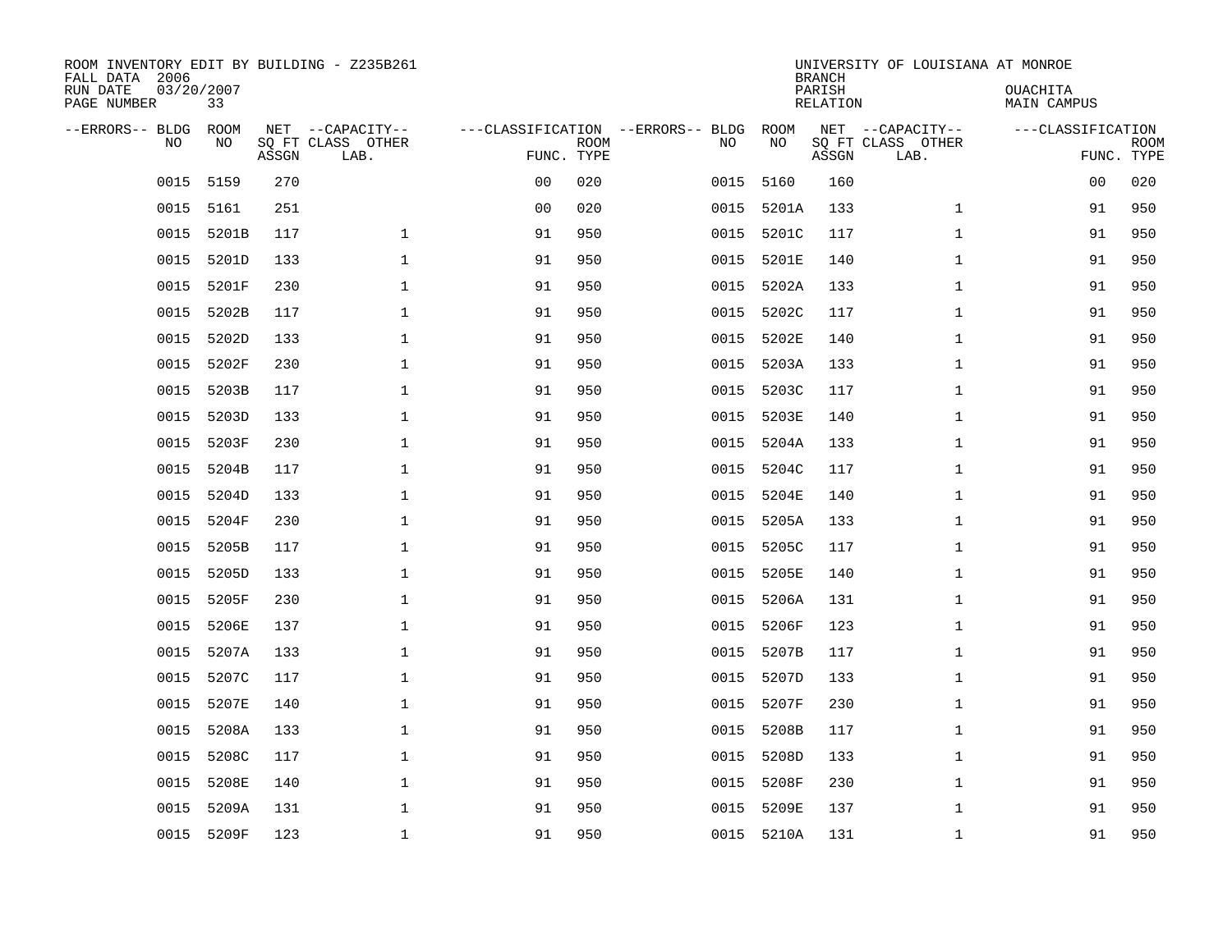ROOM INVENTORY EDIT BY BUILDING - Z235B261
FALL DATA 2006
RUN DATE 03/20/2007
PAGE NUMBER 33

UNIVERSITY OF LOUISIANA AT MONROE
BRANCH
PARISH OUACHITA
RELATION MAIN CAMPUS

| --ERRORS-- | BLDG NO | ROOM NO | NET SQ FT ASSGN | --CAPACITY-- CLASS LAB. | OTHER | ---CLASSIFICATION FUNC. | ROOM TYPE | --ERRORS-- | BLDG NO | ROOM NO | NET SQ FT ASSGN | --CAPACITY-- CLASS LAB. | OTHER | ---CLASSIFICATION FUNC. | ROOM TYPE |
|---|---|---|---|---|---|---|---|---|---|---|---|---|---|---|---|
| | 0015 | 5159 | 270 | | | 00 | 020 | | 0015 | 5160 | 160 | | | 00 | 020 |
| | 0015 | 5161 | 251 | | | 00 | 020 | | 0015 | 5201A | 133 | | 1 | 91 | 950 |
| | 0015 | 5201B | 117 | | 1 | 91 | 950 | | 0015 | 5201C | 117 | | 1 | 91 | 950 |
| | 0015 | 5201D | 133 | | 1 | 91 | 950 | | 0015 | 5201E | 140 | | 1 | 91 | 950 |
| | 0015 | 5201F | 230 | | 1 | 91 | 950 | | 0015 | 5202A | 133 | | 1 | 91 | 950 |
| | 0015 | 5202B | 117 | | 1 | 91 | 950 | | 0015 | 5202C | 117 | | 1 | 91 | 950 |
| | 0015 | 5202D | 133 | | 1 | 91 | 950 | | 0015 | 5202E | 140 | | 1 | 91 | 950 |
| | 0015 | 5202F | 230 | | 1 | 91 | 950 | | 0015 | 5203A | 133 | | 1 | 91 | 950 |
| | 0015 | 5203B | 117 | | 1 | 91 | 950 | | 0015 | 5203C | 117 | | 1 | 91 | 950 |
| | 0015 | 5203D | 133 | | 1 | 91 | 950 | | 0015 | 5203E | 140 | | 1 | 91 | 950 |
| | 0015 | 5203F | 230 | | 1 | 91 | 950 | | 0015 | 5204A | 133 | | 1 | 91 | 950 |
| | 0015 | 5204B | 117 | | 1 | 91 | 950 | | 0015 | 5204C | 117 | | 1 | 91 | 950 |
| | 0015 | 5204D | 133 | | 1 | 91 | 950 | | 0015 | 5204E | 140 | | 1 | 91 | 950 |
| | 0015 | 5204F | 230 | | 1 | 91 | 950 | | 0015 | 5205A | 133 | | 1 | 91 | 950 |
| | 0015 | 5205B | 117 | | 1 | 91 | 950 | | 0015 | 5205C | 117 | | 1 | 91 | 950 |
| | 0015 | 5205D | 133 | | 1 | 91 | 950 | | 0015 | 5205E | 140 | | 1 | 91 | 950 |
| | 0015 | 5205F | 230 | | 1 | 91 | 950 | | 0015 | 5206A | 131 | | 1 | 91 | 950 |
| | 0015 | 5206E | 137 | | 1 | 91 | 950 | | 0015 | 5206F | 123 | | 1 | 91 | 950 |
| | 0015 | 5207A | 133 | | 1 | 91 | 950 | | 0015 | 5207B | 117 | | 1 | 91 | 950 |
| | 0015 | 5207C | 117 | | 1 | 91 | 950 | | 0015 | 5207D | 133 | | 1 | 91 | 950 |
| | 0015 | 5207E | 140 | | 1 | 91 | 950 | | 0015 | 5207F | 230 | | 1 | 91 | 950 |
| | 0015 | 5208A | 133 | | 1 | 91 | 950 | | 0015 | 5208B | 117 | | 1 | 91 | 950 |
| | 0015 | 5208C | 117 | | 1 | 91 | 950 | | 0015 | 5208D | 133 | | 1 | 91 | 950 |
| | 0015 | 5208E | 140 | | 1 | 91 | 950 | | 0015 | 5208F | 230 | | 1 | 91 | 950 |
| | 0015 | 5209A | 131 | | 1 | 91 | 950 | | 0015 | 5209E | 137 | | 1 | 91 | 950 |
| | 0015 | 5209F | 123 | | 1 | 91 | 950 | | 0015 | 5210A | 131 | | 1 | 91 | 950 |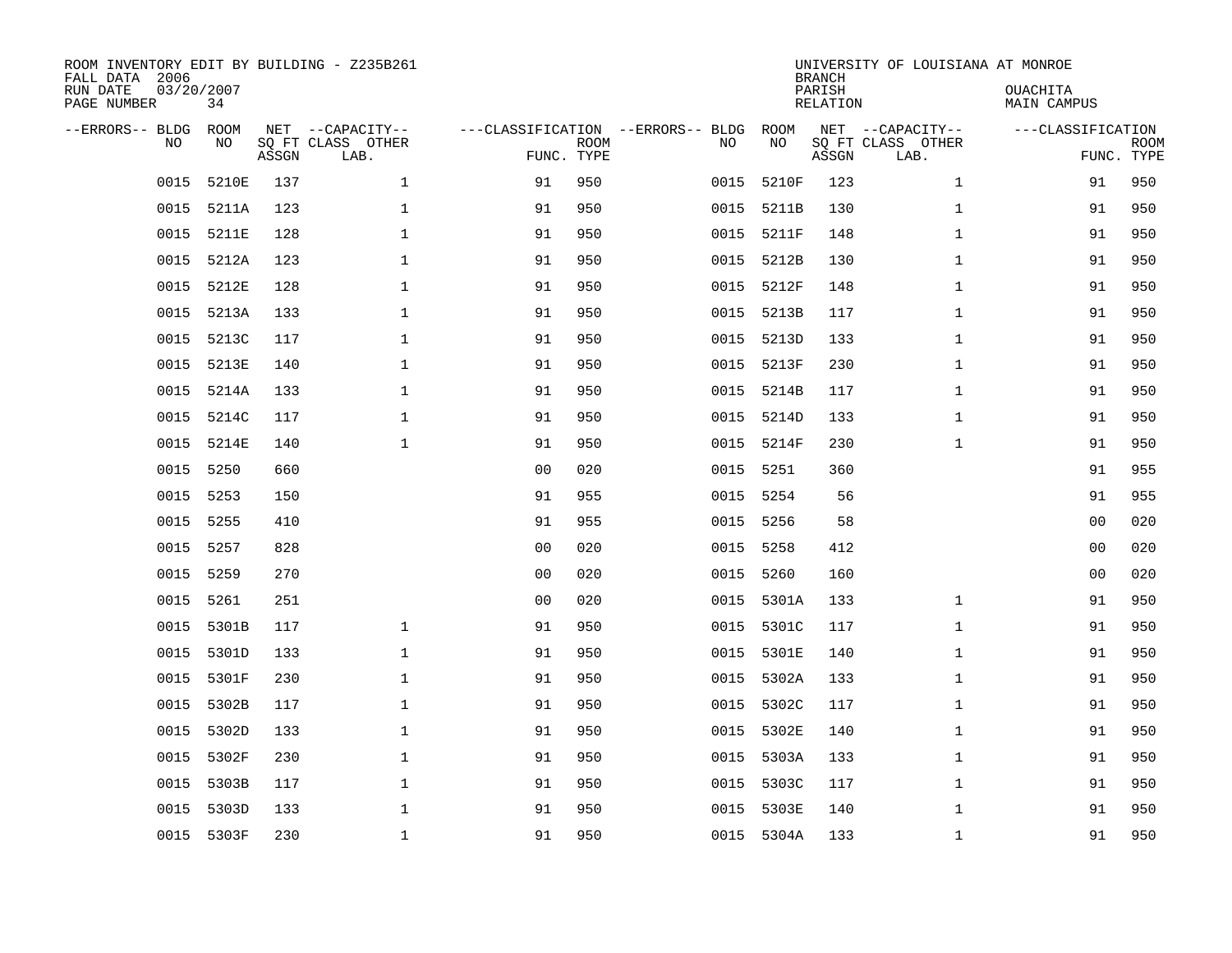ROOM INVENTORY EDIT BY BUILDING - Z235B261
FALL DATA 2006
RUN DATE 03/20/2007
PAGE NUMBER 34

UNIVERSITY OF LOUISIANA AT MONROE
BRANCH
PARISH OUACHITA
RELATION MAIN CAMPUS

| --ERRORS-- | BLDG NO | ROOM NO | NET SQ FT ASSGN | --CAPACITY-- CLASS | OTHER LAB. | ---CLASSIFICATION FUNC. | ROOM TYPE | --ERRORS-- | BLDG NO | ROOM NO | NET SQ FT ASSGN | --CAPACITY-- CLASS | OTHER LAB. | ---CLASSIFICATION FUNC. | ROOM TYPE |
|---|---|---|---|---|---|---|---|---|---|---|---|---|---|---|---|
| | 0015 | 5210E | 137 | | 1 | 91 | 950 | | 0015 | 5210F | 123 | | 1 | 91 | 950 |
| | 0015 | 5211A | 123 | | 1 | 91 | 950 | | 0015 | 5211B | 130 | | 1 | 91 | 950 |
| | 0015 | 5211E | 128 | | 1 | 91 | 950 | | 0015 | 5211F | 148 | | 1 | 91 | 950 |
| | 0015 | 5212A | 123 | | 1 | 91 | 950 | | 0015 | 5212B | 130 | | 1 | 91 | 950 |
| | 0015 | 5212E | 128 | | 1 | 91 | 950 | | 0015 | 5212F | 148 | | 1 | 91 | 950 |
| | 0015 | 5213A | 133 | | 1 | 91 | 950 | | 0015 | 5213B | 117 | | 1 | 91 | 950 |
| | 0015 | 5213C | 117 | | 1 | 91 | 950 | | 0015 | 5213D | 133 | | 1 | 91 | 950 |
| | 0015 | 5213E | 140 | | 1 | 91 | 950 | | 0015 | 5213F | 230 | | 1 | 91 | 950 |
| | 0015 | 5214A | 133 | | 1 | 91 | 950 | | 0015 | 5214B | 117 | | 1 | 91 | 950 |
| | 0015 | 5214C | 117 | | 1 | 91 | 950 | | 0015 | 5214D | 133 | | 1 | 91 | 950 |
| | 0015 | 5214E | 140 | | 1 | 91 | 950 | | 0015 | 5214F | 230 | | 1 | 91 | 950 |
| | 0015 | 5250 | 660 | | | 00 | 020 | | 0015 | 5251 | 360 | | | 91 | 955 |
| | 0015 | 5253 | 150 | | | 91 | 955 | | 0015 | 5254 | 56 | | | 91 | 955 |
| | 0015 | 5255 | 410 | | | 91 | 955 | | 0015 | 5256 | 58 | | | 00 | 020 |
| | 0015 | 5257 | 828 | | | 00 | 020 | | 0015 | 5258 | 412 | | | 00 | 020 |
| | 0015 | 5259 | 270 | | | 00 | 020 | | 0015 | 5260 | 160 | | | 00 | 020 |
| | 0015 | 5261 | 251 | | | 00 | 020 | | 0015 | 5301A | 133 | | 1 | 91 | 950 |
| | 0015 | 5301B | 117 | | 1 | 91 | 950 | | 0015 | 5301C | 117 | | 1 | 91 | 950 |
| | 0015 | 5301D | 133 | | 1 | 91 | 950 | | 0015 | 5301E | 140 | | 1 | 91 | 950 |
| | 0015 | 5301F | 230 | | 1 | 91 | 950 | | 0015 | 5302A | 133 | | 1 | 91 | 950 |
| | 0015 | 5302B | 117 | | 1 | 91 | 950 | | 0015 | 5302C | 117 | | 1 | 91 | 950 |
| | 0015 | 5302D | 133 | | 1 | 91 | 950 | | 0015 | 5302E | 140 | | 1 | 91 | 950 |
| | 0015 | 5302F | 230 | | 1 | 91 | 950 | | 0015 | 5303A | 133 | | 1 | 91 | 950 |
| | 0015 | 5303B | 117 | | 1 | 91 | 950 | | 0015 | 5303C | 117 | | 1 | 91 | 950 |
| | 0015 | 5303D | 133 | | 1 | 91 | 950 | | 0015 | 5303E | 140 | | 1 | 91 | 950 |
| | 0015 | 5303F | 230 | | 1 | 91 | 950 | | 0015 | 5304A | 133 | | 1 | 91 | 950 |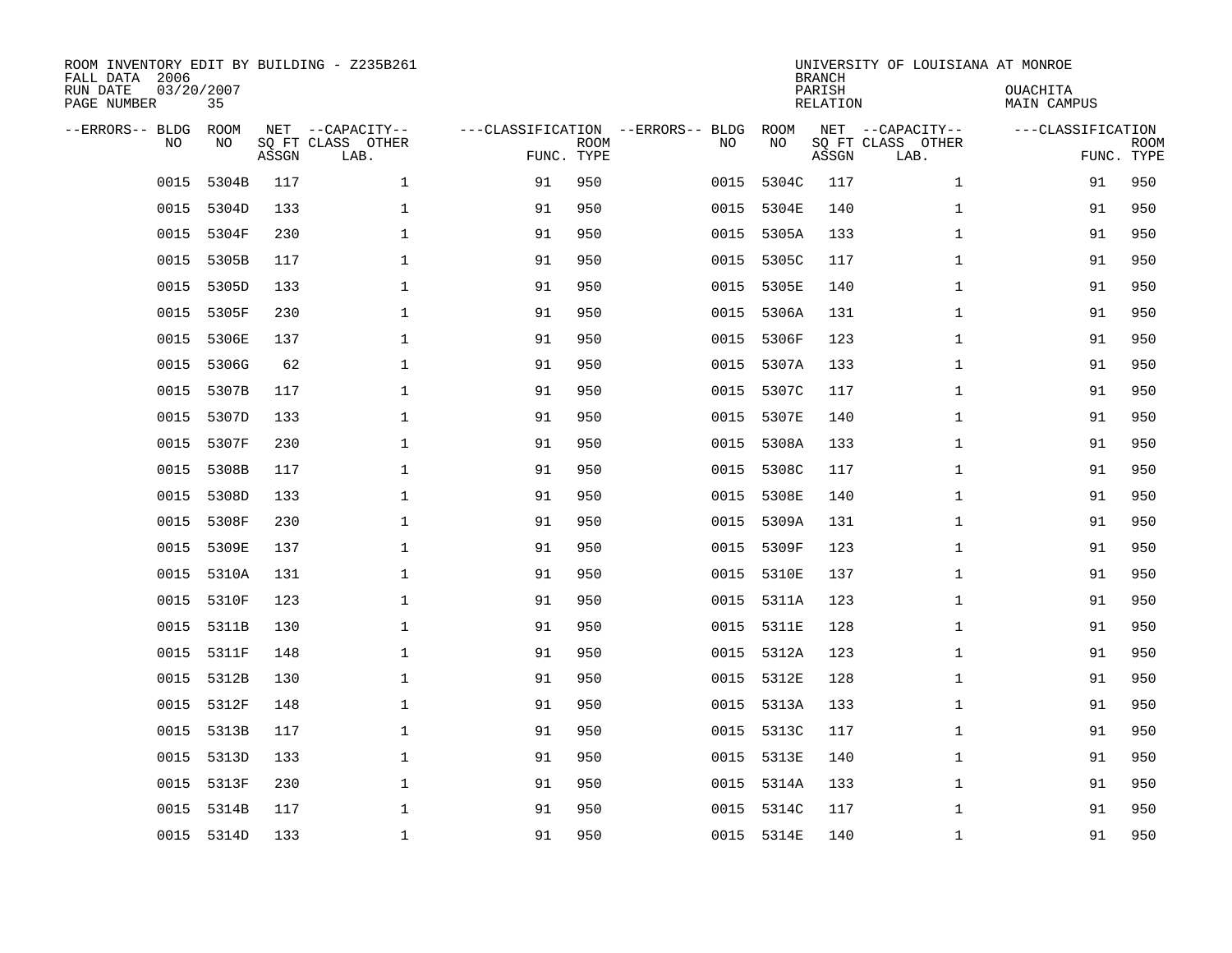ROOM INVENTORY EDIT BY BUILDING - Z235B261
FALL DATA 2006
RUN DATE 03/20/2007

UNIVERSITY OF LOUISIANA AT MONROE
BRANCH
PARISH OUACHITA
RELATION MAIN CAMPUS

| --ERRORS-- | BLDG NO | ROOM NO | NET SQ FT ASSGN | --CAPACITY-- CLASS LAB. | OTHER | ---CLASSIFICATION FUNC. | ROOM TYPE | --ERRORS-- | BLDG NO | ROOM NO | NET SQ FT ASSGN | --CAPACITY-- CLASS LAB. | OTHER | ---CLASSIFICATION FUNC. | ROOM TYPE |
|---|---|---|---|---|---|---|---|---|---|---|---|---|---|---|---|
| | 0015 | 5304B | 117 | | 1 | 91 | 950 | | 0015 | 5304C | 117 | | 1 | 91 | 950 |
| | 0015 | 5304D | 133 | | 1 | 91 | 950 | | 0015 | 5304E | 140 | | 1 | 91 | 950 |
| | 0015 | 5304F | 230 | | 1 | 91 | 950 | | 0015 | 5305A | 133 | | 1 | 91 | 950 |
| | 0015 | 5305B | 117 | | 1 | 91 | 950 | | 0015 | 5305C | 117 | | 1 | 91 | 950 |
| | 0015 | 5305D | 133 | | 1 | 91 | 950 | | 0015 | 5305E | 140 | | 1 | 91 | 950 |
| | 0015 | 5305F | 230 | | 1 | 91 | 950 | | 0015 | 5306A | 131 | | 1 | 91 | 950 |
| | 0015 | 5306E | 137 | | 1 | 91 | 950 | | 0015 | 5306F | 123 | | 1 | 91 | 950 |
| | 0015 | 5306G | 62 | | 1 | 91 | 950 | | 0015 | 5307A | 133 | | 1 | 91 | 950 |
| | 0015 | 5307B | 117 | | 1 | 91 | 950 | | 0015 | 5307C | 117 | | 1 | 91 | 950 |
| | 0015 | 5307D | 133 | | 1 | 91 | 950 | | 0015 | 5307E | 140 | | 1 | 91 | 950 |
| | 0015 | 5307F | 230 | | 1 | 91 | 950 | | 0015 | 5308A | 133 | | 1 | 91 | 950 |
| | 0015 | 5308B | 117 | | 1 | 91 | 950 | | 0015 | 5308C | 117 | | 1 | 91 | 950 |
| | 0015 | 5308D | 133 | | 1 | 91 | 950 | | 0015 | 5308E | 140 | | 1 | 91 | 950 |
| | 0015 | 5308F | 230 | | 1 | 91 | 950 | | 0015 | 5309A | 131 | | 1 | 91 | 950 |
| | 0015 | 5309E | 137 | | 1 | 91 | 950 | | 0015 | 5309F | 123 | | 1 | 91 | 950 |
| | 0015 | 5310A | 131 | | 1 | 91 | 950 | | 0015 | 5310E | 137 | | 1 | 91 | 950 |
| | 0015 | 5310F | 123 | | 1 | 91 | 950 | | 0015 | 5311A | 123 | | 1 | 91 | 950 |
| | 0015 | 5311B | 130 | | 1 | 91 | 950 | | 0015 | 5311E | 128 | | 1 | 91 | 950 |
| | 0015 | 5311F | 148 | | 1 | 91 | 950 | | 0015 | 5312A | 123 | | 1 | 91 | 950 |
| | 0015 | 5312B | 130 | | 1 | 91 | 950 | | 0015 | 5312E | 128 | | 1 | 91 | 950 |
| | 0015 | 5312F | 148 | | 1 | 91 | 950 | | 0015 | 5313A | 133 | | 1 | 91 | 950 |
| | 0015 | 5313B | 117 | | 1 | 91 | 950 | | 0015 | 5313C | 117 | | 1 | 91 | 950 |
| | 0015 | 5313D | 133 | | 1 | 91 | 950 | | 0015 | 5313E | 140 | | 1 | 91 | 950 |
| | 0015 | 5313F | 230 | | 1 | 91 | 950 | | 0015 | 5314A | 133 | | 1 | 91 | 950 |
| | 0015 | 5314B | 117 | | 1 | 91 | 950 | | 0015 | 5314C | 117 | | 1 | 91 | 950 |
| | 0015 | 5314D | 133 | | 1 | 91 | 950 | | 0015 | 5314E | 140 | | 1 | 91 | 950 |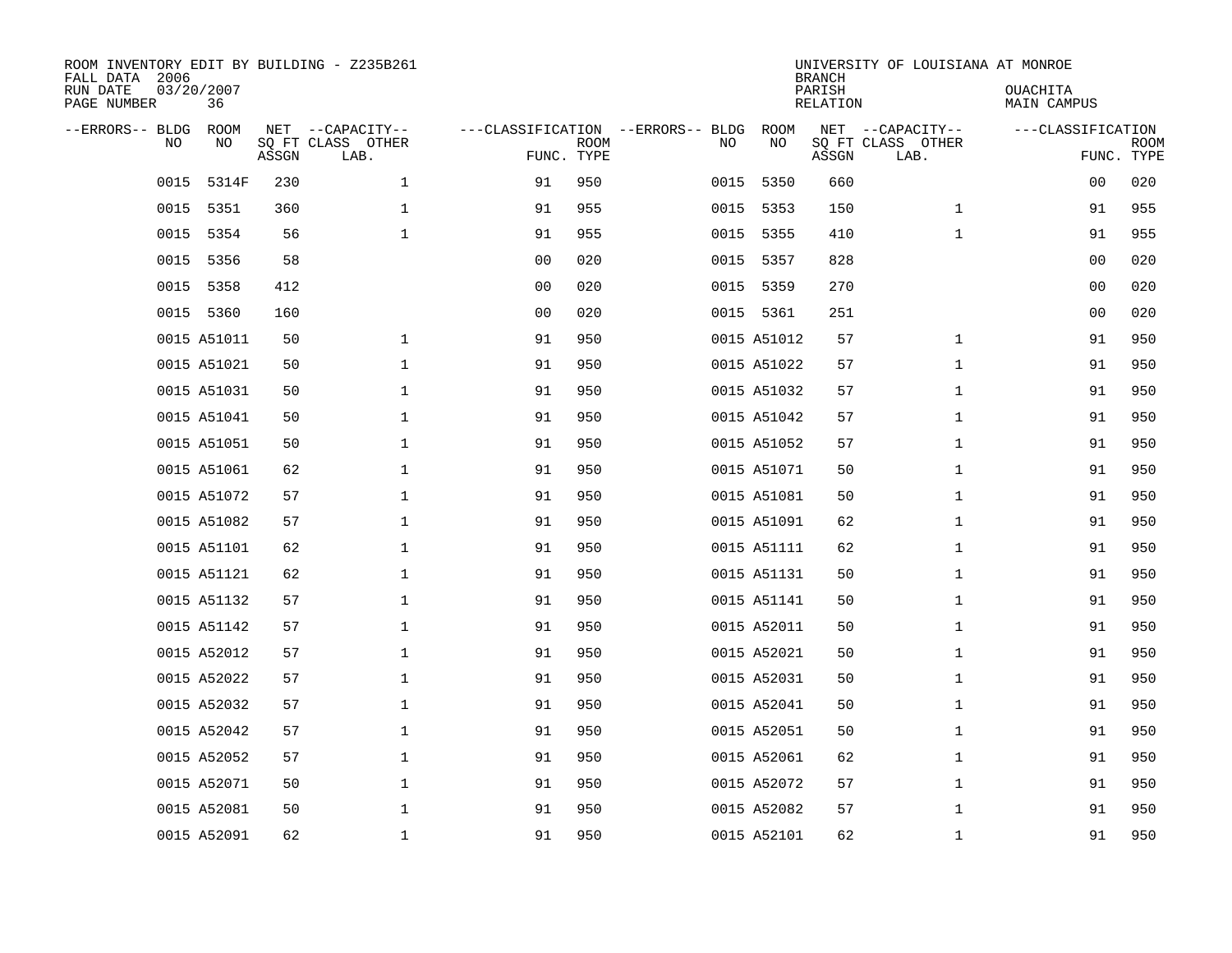ROOM INVENTORY EDIT BY BUILDING - Z235B261
FALL DATA 2006
RUN DATE 03/20/2007
PAGE NUMBER 36

UNIVERSITY OF LOUISIANA AT MONROE
BRANCH
PARISH OUACHITA
RELATION MAIN CAMPUS

| --ERRORS-- | BLDG NO | ROOM NO | NET SQ FT ASSGN | --CAPACITY-- CLASS LAB. | OTHER | ---CLASSIFICATION FUNC. | ROOM TYPE | --ERRORS-- | BLDG NO | ROOM NO | NET SQ FT ASSGN | --CAPACITY-- CLASS LAB. | OTHER | ---CLASSIFICATION FUNC. | ROOM TYPE |
|---|---|---|---|---|---|---|---|---|---|---|---|---|---|---|---|
| | 0015 | 5314F | 230 | | 1 | 91 | 950 | | 0015 | 5350 | 660 | | | 00 | 020 |
| | 0015 | 5351 | 360 | | 1 | 91 | 955 | | 0015 | 5353 | 150 | | 1 | 91 | 955 |
| | 0015 | 5354 | 56 | | 1 | 91 | 955 | | 0015 | 5355 | 410 | | 1 | 91 | 955 |
| | 0015 | 5356 | 58 | | | 00 | 020 | | 0015 | 5357 | 828 | | | 00 | 020 |
| | 0015 | 5358 | 412 | | | 00 | 020 | | 0015 | 5359 | 270 | | | 00 | 020 |
| | 0015 | 5360 | 160 | | | 00 | 020 | | 0015 | 5361 | 251 | | | 00 | 020 |
| | 0015 | A51011 | 50 | | 1 | 91 | 950 | | 0015 | A51012 | 57 | | 1 | 91 | 950 |
| | 0015 | A51021 | 50 | | 1 | 91 | 950 | | 0015 | A51022 | 57 | | 1 | 91 | 950 |
| | 0015 | A51031 | 50 | | 1 | 91 | 950 | | 0015 | A51032 | 57 | | 1 | 91 | 950 |
| | 0015 | A51041 | 50 | | 1 | 91 | 950 | | 0015 | A51042 | 57 | | 1 | 91 | 950 |
| | 0015 | A51051 | 50 | | 1 | 91 | 950 | | 0015 | A51052 | 57 | | 1 | 91 | 950 |
| | 0015 | A51061 | 62 | | 1 | 91 | 950 | | 0015 | A51071 | 50 | | 1 | 91 | 950 |
| | 0015 | A51072 | 57 | | 1 | 91 | 950 | | 0015 | A51081 | 50 | | 1 | 91 | 950 |
| | 0015 | A51082 | 57 | | 1 | 91 | 950 | | 0015 | A51091 | 62 | | 1 | 91 | 950 |
| | 0015 | A51101 | 62 | | 1 | 91 | 950 | | 0015 | A51111 | 62 | | 1 | 91 | 950 |
| | 0015 | A51121 | 62 | | 1 | 91 | 950 | | 0015 | A51131 | 50 | | 1 | 91 | 950 |
| | 0015 | A51132 | 57 | | 1 | 91 | 950 | | 0015 | A51141 | 50 | | 1 | 91 | 950 |
| | 0015 | A51142 | 57 | | 1 | 91 | 950 | | 0015 | A52011 | 50 | | 1 | 91 | 950 |
| | 0015 | A52012 | 57 | | 1 | 91 | 950 | | 0015 | A52021 | 50 | | 1 | 91 | 950 |
| | 0015 | A52022 | 57 | | 1 | 91 | 950 | | 0015 | A52031 | 50 | | 1 | 91 | 950 |
| | 0015 | A52032 | 57 | | 1 | 91 | 950 | | 0015 | A52041 | 50 | | 1 | 91 | 950 |
| | 0015 | A52042 | 57 | | 1 | 91 | 950 | | 0015 | A52051 | 50 | | 1 | 91 | 950 |
| | 0015 | A52052 | 57 | | 1 | 91 | 950 | | 0015 | A52061 | 62 | | 1 | 91 | 950 |
| | 0015 | A52071 | 50 | | 1 | 91 | 950 | | 0015 | A52072 | 57 | | 1 | 91 | 950 |
| | 0015 | A52081 | 50 | | 1 | 91 | 950 | | 0015 | A52082 | 57 | | 1 | 91 | 950 |
| | 0015 | A52091 | 62 | | 1 | 91 | 950 | | 0015 | A52101 | 62 | | 1 | 91 | 950 |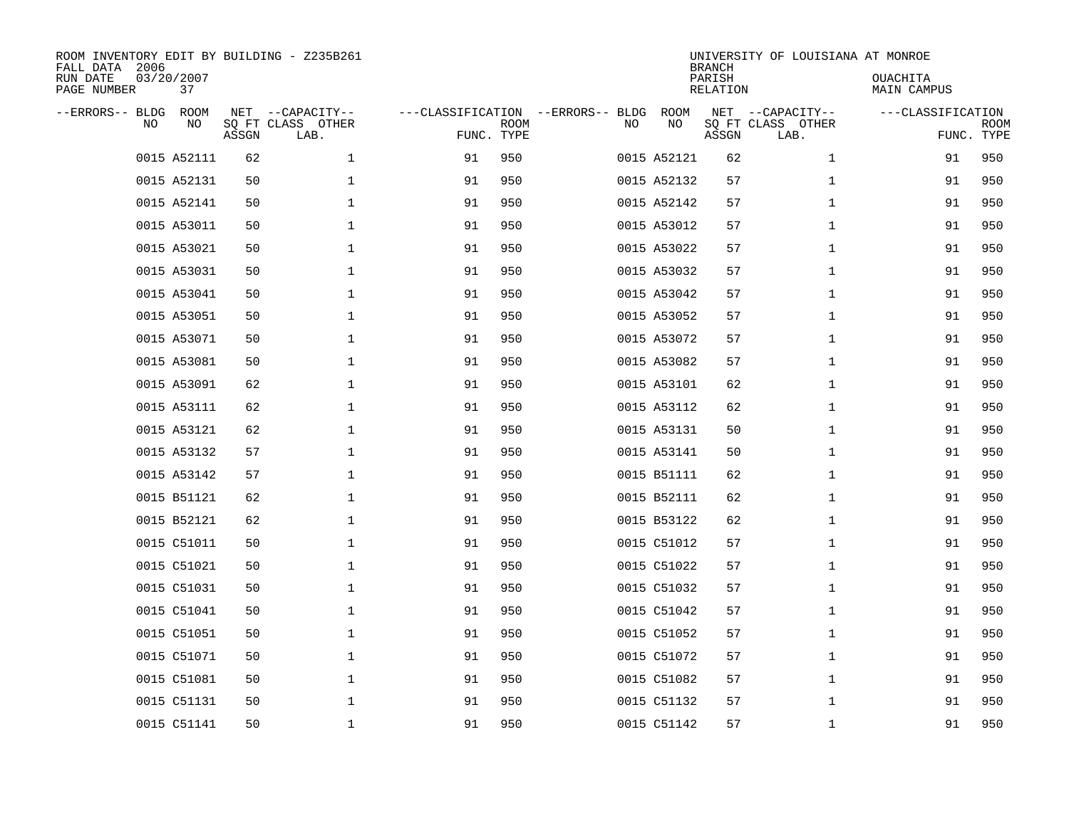ROOM INVENTORY EDIT BY BUILDING - Z235B261
FALL DATA 2006
RUN DATE 03/20/2007
PAGE NUMBER 37

UNIVERSITY OF LOUISIANA AT MONROE
BRANCH
PARISH OUACHITA
RELATION MAIN CAMPUS

| --ERRORS-- | BLDG NO | ROOM NO | NET SQ FT ASSGN | --CAPACITY-- CLASS LAB. | OTHER | ---CLASSIFICATION FUNC. | ROOM TYPE | --ERRORS-- | BLDG NO | ROOM NO | NET SQ FT ASSGN | --CAPACITY-- CLASS LAB. | OTHER | ---CLASSIFICATION FUNC. | ROOM TYPE |
|---|---|---|---|---|---|---|---|---|---|---|---|---|---|---|---|
| | 0015 | A52111 | 62 | | 1 | 91 | 950 | | 0015 | A52121 | 62 | | 1 | 91 | 950 |
| | 0015 | A52131 | 50 | | 1 | 91 | 950 | | 0015 | A52132 | 57 | | 1 | 91 | 950 |
| | 0015 | A52141 | 50 | | 1 | 91 | 950 | | 0015 | A52142 | 57 | | 1 | 91 | 950 |
| | 0015 | A53011 | 50 | | 1 | 91 | 950 | | 0015 | A53012 | 57 | | 1 | 91 | 950 |
| | 0015 | A53021 | 50 | | 1 | 91 | 950 | | 0015 | A53022 | 57 | | 1 | 91 | 950 |
| | 0015 | A53031 | 50 | | 1 | 91 | 950 | | 0015 | A53032 | 57 | | 1 | 91 | 950 |
| | 0015 | A53041 | 50 | | 1 | 91 | 950 | | 0015 | A53042 | 57 | | 1 | 91 | 950 |
| | 0015 | A53051 | 50 | | 1 | 91 | 950 | | 0015 | A53052 | 57 | | 1 | 91 | 950 |
| | 0015 | A53071 | 50 | | 1 | 91 | 950 | | 0015 | A53072 | 57 | | 1 | 91 | 950 |
| | 0015 | A53081 | 50 | | 1 | 91 | 950 | | 0015 | A53082 | 57 | | 1 | 91 | 950 |
| | 0015 | A53091 | 62 | | 1 | 91 | 950 | | 0015 | A53101 | 62 | | 1 | 91 | 950 |
| | 0015 | A53111 | 62 | | 1 | 91 | 950 | | 0015 | A53112 | 62 | | 1 | 91 | 950 |
| | 0015 | A53121 | 62 | | 1 | 91 | 950 | | 0015 | A53131 | 50 | | 1 | 91 | 950 |
| | 0015 | A53132 | 57 | | 1 | 91 | 950 | | 0015 | A53141 | 50 | | 1 | 91 | 950 |
| | 0015 | A53142 | 57 | | 1 | 91 | 950 | | 0015 | B51111 | 62 | | 1 | 91 | 950 |
| | 0015 | B51121 | 62 | | 1 | 91 | 950 | | 0015 | B52111 | 62 | | 1 | 91 | 950 |
| | 0015 | B52121 | 62 | | 1 | 91 | 950 | | 0015 | B53122 | 62 | | 1 | 91 | 950 |
| | 0015 | C51011 | 50 | | 1 | 91 | 950 | | 0015 | C51012 | 57 | | 1 | 91 | 950 |
| | 0015 | C51021 | 50 | | 1 | 91 | 950 | | 0015 | C51022 | 57 | | 1 | 91 | 950 |
| | 0015 | C51031 | 50 | | 1 | 91 | 950 | | 0015 | C51032 | 57 | | 1 | 91 | 950 |
| | 0015 | C51041 | 50 | | 1 | 91 | 950 | | 0015 | C51042 | 57 | | 1 | 91 | 950 |
| | 0015 | C51051 | 50 | | 1 | 91 | 950 | | 0015 | C51052 | 57 | | 1 | 91 | 950 |
| | 0015 | C51071 | 50 | | 1 | 91 | 950 | | 0015 | C51072 | 57 | | 1 | 91 | 950 |
| | 0015 | C51081 | 50 | | 1 | 91 | 950 | | 0015 | C51082 | 57 | | 1 | 91 | 950 |
| | 0015 | C51131 | 50 | | 1 | 91 | 950 | | 0015 | C51132 | 57 | | 1 | 91 | 950 |
| | 0015 | C51141 | 50 | | 1 | 91 | 950 | | 0015 | C51142 | 57 | | 1 | 91 | 950 |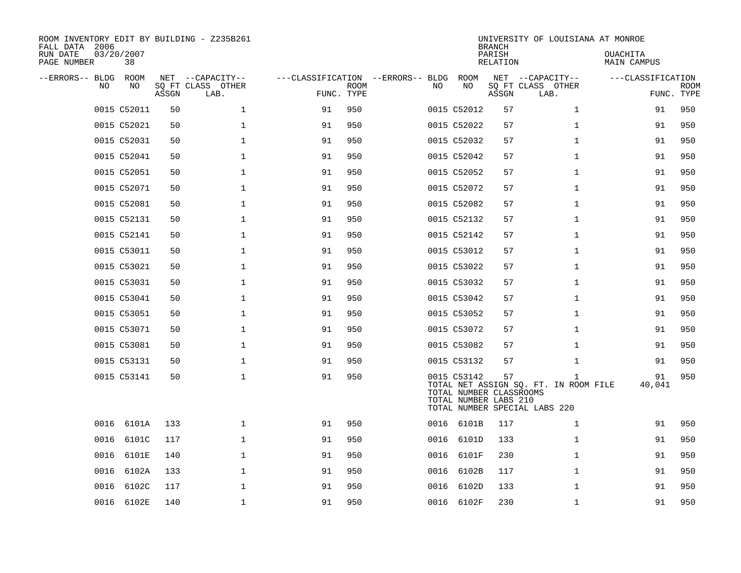ROOM INVENTORY EDIT BY BUILDING - Z235B261
FALL DATA 2006
RUN DATE 03/20/2007
PAGE NUMBER 38

UNIVERSITY OF LOUISIANA AT MONROE
BRANCH
PARISH OUACHITA
RELATION MAIN CAMPUS

| --ERRORS-- | BLDG NO | ROOM NO | NET SQ FT ASSGN | --CAPACITY-- CLASS | OTHER LAB. | ---CLASSIFICATION FUNC. | ROOM TYPE | --ERRORS-- | BLDG NO | ROOM NO | NET SQ FT ASSGN | --CAPACITY-- CLASS | OTHER LAB. | ---CLASSIFICATION FUNC. | ROOM TYPE |
|---|---|---|---|---|---|---|---|---|---|---|---|---|---|---|---|
| | 0015 | C52011 | 50 | | 1 | 91 | 950 | | 0015 | C52012 | 57 | | 1 | 91 | 950 |
| | 0015 | C52021 | 50 | | 1 | 91 | 950 | | 0015 | C52022 | 57 | | 1 | 91 | 950 |
| | 0015 | C52031 | 50 | | 1 | 91 | 950 | | 0015 | C52032 | 57 | | 1 | 91 | 950 |
| | 0015 | C52041 | 50 | | 1 | 91 | 950 | | 0015 | C52042 | 57 | | 1 | 91 | 950 |
| | 0015 | C52051 | 50 | | 1 | 91 | 950 | | 0015 | C52052 | 57 | | 1 | 91 | 950 |
| | 0015 | C52071 | 50 | | 1 | 91 | 950 | | 0015 | C52072 | 57 | | 1 | 91 | 950 |
| | 0015 | C52081 | 50 | | 1 | 91 | 950 | | 0015 | C52082 | 57 | | 1 | 91 | 950 |
| | 0015 | C52131 | 50 | | 1 | 91 | 950 | | 0015 | C52132 | 57 | | 1 | 91 | 950 |
| | 0015 | C52141 | 50 | | 1 | 91 | 950 | | 0015 | C52142 | 57 | | 1 | 91 | 950 |
| | 0015 | C53011 | 50 | | 1 | 91 | 950 | | 0015 | C53012 | 57 | | 1 | 91 | 950 |
| | 0015 | C53021 | 50 | | 1 | 91 | 950 | | 0015 | C53022 | 57 | | 1 | 91 | 950 |
| | 0015 | C53031 | 50 | | 1 | 91 | 950 | | 0015 | C53032 | 57 | | 1 | 91 | 950 |
| | 0015 | C53041 | 50 | | 1 | 91 | 950 | | 0015 | C53042 | 57 | | 1 | 91 | 950 |
| | 0015 | C53051 | 50 | | 1 | 91 | 950 | | 0015 | C53052 | 57 | | 1 | 91 | 950 |
| | 0015 | C53071 | 50 | | 1 | 91 | 950 | | 0015 | C53072 | 57 | | 1 | 91 | 950 |
| | 0015 | C53081 | 50 | | 1 | 91 | 950 | | 0015 | C53082 | 57 | | 1 | 91 | 950 |
| | 0015 | C53131 | 50 | | 1 | 91 | 950 | | 0015 | C53132 | 57 | | 1 | 91 | 950 |
| | 0015 | C53141 | 50 | | 1 | 91 | 950 | | 0015 | C53142 | 57 | | 1 | 91 | 950 |

TOTAL NET ASSIGN SQ. FT. IN ROOM FILE 40,041
TOTAL NUMBER CLASSROOMS
TOTAL NUMBER LABS 210
TOTAL NUMBER SPECIAL LABS 220

| --ERRORS-- | BLDG NO | ROOM NO | NET SQ FT ASSGN | --CAPACITY-- CLASS | OTHER LAB. | ---CLASSIFICATION FUNC. | ROOM TYPE | --ERRORS-- | BLDG NO | ROOM NO | NET SQ FT ASSGN | --CAPACITY-- CLASS | OTHER LAB. | ---CLASSIFICATION FUNC. | ROOM TYPE |
|---|---|---|---|---|---|---|---|---|---|---|---|---|---|---|---|
| | 0016 | 6101A | 133 | | 1 | 91 | 950 | | 0016 | 6101B | 117 | | 1 | 91 | 950 |
| | 0016 | 6101C | 117 | | 1 | 91 | 950 | | 0016 | 6101D | 133 | | 1 | 91 | 950 |
| | 0016 | 6101E | 140 | | 1 | 91 | 950 | | 0016 | 6101F | 230 | | 1 | 91 | 950 |
| | 0016 | 6102A | 133 | | 1 | 91 | 950 | | 0016 | 6102B | 117 | | 1 | 91 | 950 |
| | 0016 | 6102C | 117 | | 1 | 91 | 950 | | 0016 | 6102D | 133 | | 1 | 91 | 950 |
| | 0016 | 6102E | 140 | | 1 | 91 | 950 | | 0016 | 6102F | 230 | | 1 | 91 | 950 |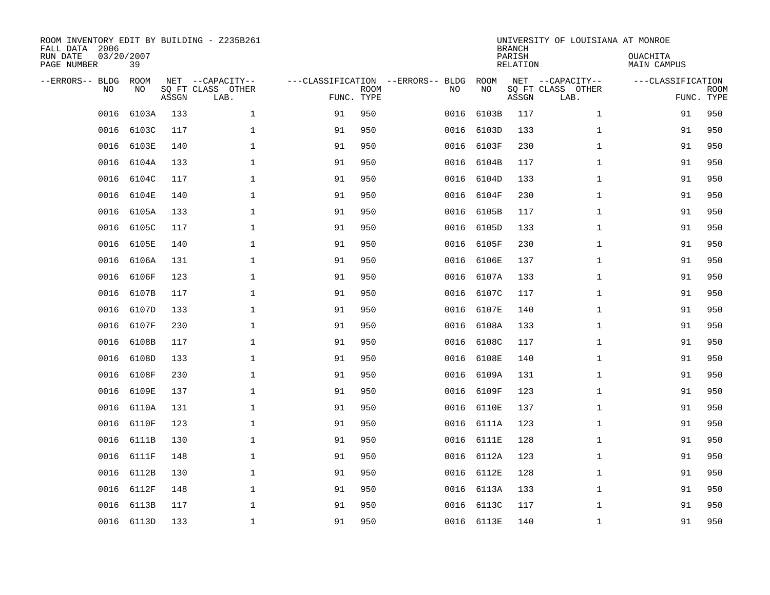ROOM INVENTORY EDIT BY BUILDING - Z235B261
FALL DATA 2006
RUN DATE 03/20/2007
PAGE NUMBER 39

UNIVERSITY OF LOUISIANA AT MONROE
BRANCH
PARISH OUACHITA
RELATION MAIN CAMPUS

| --ERRORS-- | BLDG NO | ROOM NO | NET SQ FT ASSGN | --CAPACITY-- CLASS LAB. | OTHER | ---CLASSIFICATION FUNC. | ROOM TYPE | --ERRORS-- | BLDG NO | ROOM NO | NET SQ FT ASSGN | --CAPACITY-- CLASS LAB. | OTHER | ---CLASSIFICATION FUNC. | ROOM TYPE |
|---|---|---|---|---|---|---|---|---|---|---|---|---|---|---|---|
| | 0016 | 6103A | 133 | | 1 | 91 | 950 | | 0016 | 6103B | 117 | | 1 | 91 | 950 |
| | 0016 | 6103C | 117 | | 1 | 91 | 950 | | 0016 | 6103D | 133 | | 1 | 91 | 950 |
| | 0016 | 6103E | 140 | | 1 | 91 | 950 | | 0016 | 6103F | 230 | | 1 | 91 | 950 |
| | 0016 | 6104A | 133 | | 1 | 91 | 950 | | 0016 | 6104B | 117 | | 1 | 91 | 950 |
| | 0016 | 6104C | 117 | | 1 | 91 | 950 | | 0016 | 6104D | 133 | | 1 | 91 | 950 |
| | 0016 | 6104E | 140 | | 1 | 91 | 950 | | 0016 | 6104F | 230 | | 1 | 91 | 950 |
| | 0016 | 6105A | 133 | | 1 | 91 | 950 | | 0016 | 6105B | 117 | | 1 | 91 | 950 |
| | 0016 | 6105C | 117 | | 1 | 91 | 950 | | 0016 | 6105D | 133 | | 1 | 91 | 950 |
| | 0016 | 6105E | 140 | | 1 | 91 | 950 | | 0016 | 6105F | 230 | | 1 | 91 | 950 |
| | 0016 | 6106A | 131 | | 1 | 91 | 950 | | 0016 | 6106E | 137 | | 1 | 91 | 950 |
| | 0016 | 6106F | 123 | | 1 | 91 | 950 | | 0016 | 6107A | 133 | | 1 | 91 | 950 |
| | 0016 | 6107B | 117 | | 1 | 91 | 950 | | 0016 | 6107C | 117 | | 1 | 91 | 950 |
| | 0016 | 6107D | 133 | | 1 | 91 | 950 | | 0016 | 6107E | 140 | | 1 | 91 | 950 |
| | 0016 | 6107F | 230 | | 1 | 91 | 950 | | 0016 | 6108A | 133 | | 1 | 91 | 950 |
| | 0016 | 6108B | 117 | | 1 | 91 | 950 | | 0016 | 6108C | 117 | | 1 | 91 | 950 |
| | 0016 | 6108D | 133 | | 1 | 91 | 950 | | 0016 | 6108E | 140 | | 1 | 91 | 950 |
| | 0016 | 6108F | 230 | | 1 | 91 | 950 | | 0016 | 6109A | 131 | | 1 | 91 | 950 |
| | 0016 | 6109E | 137 | | 1 | 91 | 950 | | 0016 | 6109F | 123 | | 1 | 91 | 950 |
| | 0016 | 6110A | 131 | | 1 | 91 | 950 | | 0016 | 6110E | 137 | | 1 | 91 | 950 |
| | 0016 | 6110F | 123 | | 1 | 91 | 950 | | 0016 | 6111A | 123 | | 1 | 91 | 950 |
| | 0016 | 6111B | 130 | | 1 | 91 | 950 | | 0016 | 6111E | 128 | | 1 | 91 | 950 |
| | 0016 | 6111F | 148 | | 1 | 91 | 950 | | 0016 | 6112A | 123 | | 1 | 91 | 950 |
| | 0016 | 6112B | 130 | | 1 | 91 | 950 | | 0016 | 6112E | 128 | | 1 | 91 | 950 |
| | 0016 | 6112F | 148 | | 1 | 91 | 950 | | 0016 | 6113A | 133 | | 1 | 91 | 950 |
| | 0016 | 6113B | 117 | | 1 | 91 | 950 | | 0016 | 6113C | 117 | | 1 | 91 | 950 |
| | 0016 | 6113D | 133 | | 1 | 91 | 950 | | 0016 | 6113E | 140 | | 1 | 91 | 950 |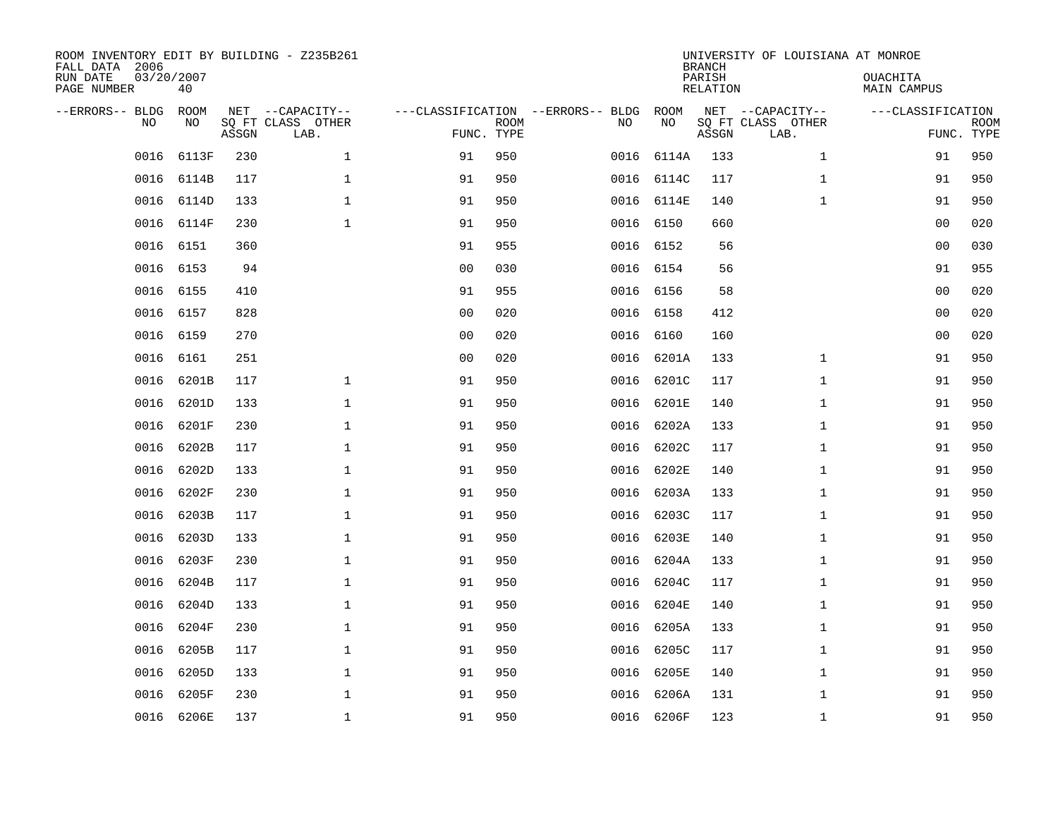ROOM INVENTORY EDIT BY BUILDING - Z235B261
FALL DATA 2006
RUN DATE 03/20/2007
PAGE NUMBER 40

UNIVERSITY OF LOUISIANA AT MONROE
BRANCH
PARISH OUACHITA
RELATION MAIN CAMPUS

| --ERRORS-- | BLDG NO | ROOM NO | NET SQ FT ASSGN | CAPACITY CLASS LAB. | CAPACITY OTHER | CLASSIFICATION FUNC. | ROOM TYPE | --ERRORS-- | BLDG NO | ROOM NO | NET SQ FT ASSGN | CAPACITY CLASS LAB. | CAPACITY OTHER | CLASSIFICATION FUNC. | ROOM TYPE |
|---|---|---|---|---|---|---|---|---|---|---|---|---|---|---|---|
| | 0016 | 6113F | 230 | | 1 | 91 | 950 | | 0016 | 6114A | 133 | | 1 | 91 | 950 |
| | 0016 | 6114B | 117 | | 1 | 91 | 950 | | 0016 | 6114C | 117 | | 1 | 91 | 950 |
| | 0016 | 6114D | 133 | | 1 | 91 | 950 | | 0016 | 6114E | 140 | | 1 | 91 | 950 |
| | 0016 | 6114F | 230 | | 1 | 91 | 950 | | 0016 | 6150 | 660 | | | 00 | 020 |
| | 0016 | 6151 | 360 | | | 91 | 955 | | 0016 | 6152 | 56 | | | 00 | 030 |
| | 0016 | 6153 | 94 | | | 00 | 030 | | 0016 | 6154 | 56 | | | 91 | 955 |
| | 0016 | 6155 | 410 | | | 91 | 955 | | 0016 | 6156 | 58 | | | 00 | 020 |
| | 0016 | 6157 | 828 | | | 00 | 020 | | 0016 | 6158 | 412 | | | 00 | 020 |
| | 0016 | 6159 | 270 | | | 00 | 020 | | 0016 | 6160 | 160 | | | 00 | 020 |
| | 0016 | 6161 | 251 | | | 00 | 020 | | 0016 | 6201A | 133 | | 1 | 91 | 950 |
| | 0016 | 6201B | 117 | | 1 | 91 | 950 | | 0016 | 6201C | 117 | | 1 | 91 | 950 |
| | 0016 | 6201D | 133 | | 1 | 91 | 950 | | 0016 | 6201E | 140 | | 1 | 91 | 950 |
| | 0016 | 6201F | 230 | | 1 | 91 | 950 | | 0016 | 6202A | 133 | | 1 | 91 | 950 |
| | 0016 | 6202B | 117 | | 1 | 91 | 950 | | 0016 | 6202C | 117 | | 1 | 91 | 950 |
| | 0016 | 6202D | 133 | | 1 | 91 | 950 | | 0016 | 6202E | 140 | | 1 | 91 | 950 |
| | 0016 | 6202F | 230 | | 1 | 91 | 950 | | 0016 | 6203A | 133 | | 1 | 91 | 950 |
| | 0016 | 6203B | 117 | | 1 | 91 | 950 | | 0016 | 6203C | 117 | | 1 | 91 | 950 |
| | 0016 | 6203D | 133 | | 1 | 91 | 950 | | 0016 | 6203E | 140 | | 1 | 91 | 950 |
| | 0016 | 6203F | 230 | | 1 | 91 | 950 | | 0016 | 6204A | 133 | | 1 | 91 | 950 |
| | 0016 | 6204B | 117 | | 1 | 91 | 950 | | 0016 | 6204C | 117 | | 1 | 91 | 950 |
| | 0016 | 6204D | 133 | | 1 | 91 | 950 | | 0016 | 6204E | 140 | | 1 | 91 | 950 |
| | 0016 | 6204F | 230 | | 1 | 91 | 950 | | 0016 | 6205A | 133 | | 1 | 91 | 950 |
| | 0016 | 6205B | 117 | | 1 | 91 | 950 | | 0016 | 6205C | 117 | | 1 | 91 | 950 |
| | 0016 | 6205D | 133 | | 1 | 91 | 950 | | 0016 | 6205E | 140 | | 1 | 91 | 950 |
| | 0016 | 6205F | 230 | | 1 | 91 | 950 | | 0016 | 6206A | 131 | | 1 | 91 | 950 |
| | 0016 | 6206E | 137 | | 1 | 91 | 950 | | 0016 | 6206F | 123 | | 1 | 91 | 950 |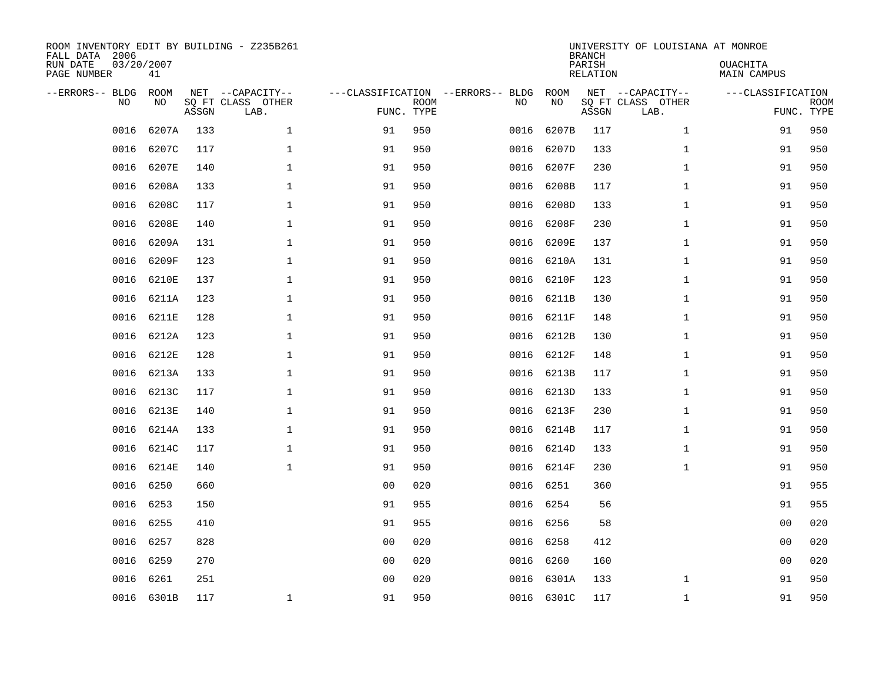ROOM INVENTORY EDIT BY BUILDING - Z235B261
FALL DATA 2006
RUN DATE 03/20/2007
PAGE NUMBER 41

UNIVERSITY OF LOUISIANA AT MONROE
BRANCH
PARISH OUACHITA
RELATION MAIN CAMPUS

| --ERRORS-- | BLDG NO | ROOM NO | NET SQ FT ASSGN | --CAPACITY-- CLASS LAB. | OTHER | ---CLASSIFICATION FUNC. | ROOM TYPE | --ERRORS-- | BLDG NO | ROOM NO | NET SQ FT ASSGN | --CAPACITY-- CLASS LAB. | OTHER | ---CLASSIFICATION FUNC. | ROOM TYPE |
|---|---|---|---|---|---|---|---|---|---|---|---|---|---|---|---|
| | 0016 | 6207A | 133 | | 1 | 91 | 950 | | 0016 | 6207B | 117 | | 1 | 91 | 950 |
| | 0016 | 6207C | 117 | | 1 | 91 | 950 | | 0016 | 6207D | 133 | | 1 | 91 | 950 |
| | 0016 | 6207E | 140 | | 1 | 91 | 950 | | 0016 | 6207F | 230 | | 1 | 91 | 950 |
| | 0016 | 6208A | 133 | | 1 | 91 | 950 | | 0016 | 6208B | 117 | | 1 | 91 | 950 |
| | 0016 | 6208C | 117 | | 1 | 91 | 950 | | 0016 | 6208D | 133 | | 1 | 91 | 950 |
| | 0016 | 6208E | 140 | | 1 | 91 | 950 | | 0016 | 6208F | 230 | | 1 | 91 | 950 |
| | 0016 | 6209A | 131 | | 1 | 91 | 950 | | 0016 | 6209E | 137 | | 1 | 91 | 950 |
| | 0016 | 6209F | 123 | | 1 | 91 | 950 | | 0016 | 6210A | 131 | | 1 | 91 | 950 |
| | 0016 | 6210E | 137 | | 1 | 91 | 950 | | 0016 | 6210F | 123 | | 1 | 91 | 950 |
| | 0016 | 6211A | 123 | | 1 | 91 | 950 | | 0016 | 6211B | 130 | | 1 | 91 | 950 |
| | 0016 | 6211E | 128 | | 1 | 91 | 950 | | 0016 | 6211F | 148 | | 1 | 91 | 950 |
| | 0016 | 6212A | 123 | | 1 | 91 | 950 | | 0016 | 6212B | 130 | | 1 | 91 | 950 |
| | 0016 | 6212E | 128 | | 1 | 91 | 950 | | 0016 | 6212F | 148 | | 1 | 91 | 950 |
| | 0016 | 6213A | 133 | | 1 | 91 | 950 | | 0016 | 6213B | 117 | | 1 | 91 | 950 |
| | 0016 | 6213C | 117 | | 1 | 91 | 950 | | 0016 | 6213D | 133 | | 1 | 91 | 950 |
| | 0016 | 6213E | 140 | | 1 | 91 | 950 | | 0016 | 6213F | 230 | | 1 | 91 | 950 |
| | 0016 | 6214A | 133 | | 1 | 91 | 950 | | 0016 | 6214B | 117 | | 1 | 91 | 950 |
| | 0016 | 6214C | 117 | | 1 | 91 | 950 | | 0016 | 6214D | 133 | | 1 | 91 | 950 |
| | 0016 | 6214E | 140 | | 1 | 91 | 950 | | 0016 | 6214F | 230 | | 1 | 91 | 950 |
| | 0016 | 6250 | 660 | | | 00 | 020 | | 0016 | 6251 | 360 | | | 91 | 955 |
| | 0016 | 6253 | 150 | | | 91 | 955 | | 0016 | 6254 | 56 | | | 91 | 955 |
| | 0016 | 6255 | 410 | | | 91 | 955 | | 0016 | 6256 | 58 | | | 00 | 020 |
| | 0016 | 6257 | 828 | | | 00 | 020 | | 0016 | 6258 | 412 | | | 00 | 020 |
| | 0016 | 6259 | 270 | | | 00 | 020 | | 0016 | 6260 | 160 | | | 00 | 020 |
| | 0016 | 6261 | 251 | | | 00 | 020 | | 0016 | 6301A | 133 | | 1 | 91 | 950 |
| | 0016 | 6301B | 117 | | 1 | 91 | 950 | | 0016 | 6301C | 117 | | 1 | 91 | 950 |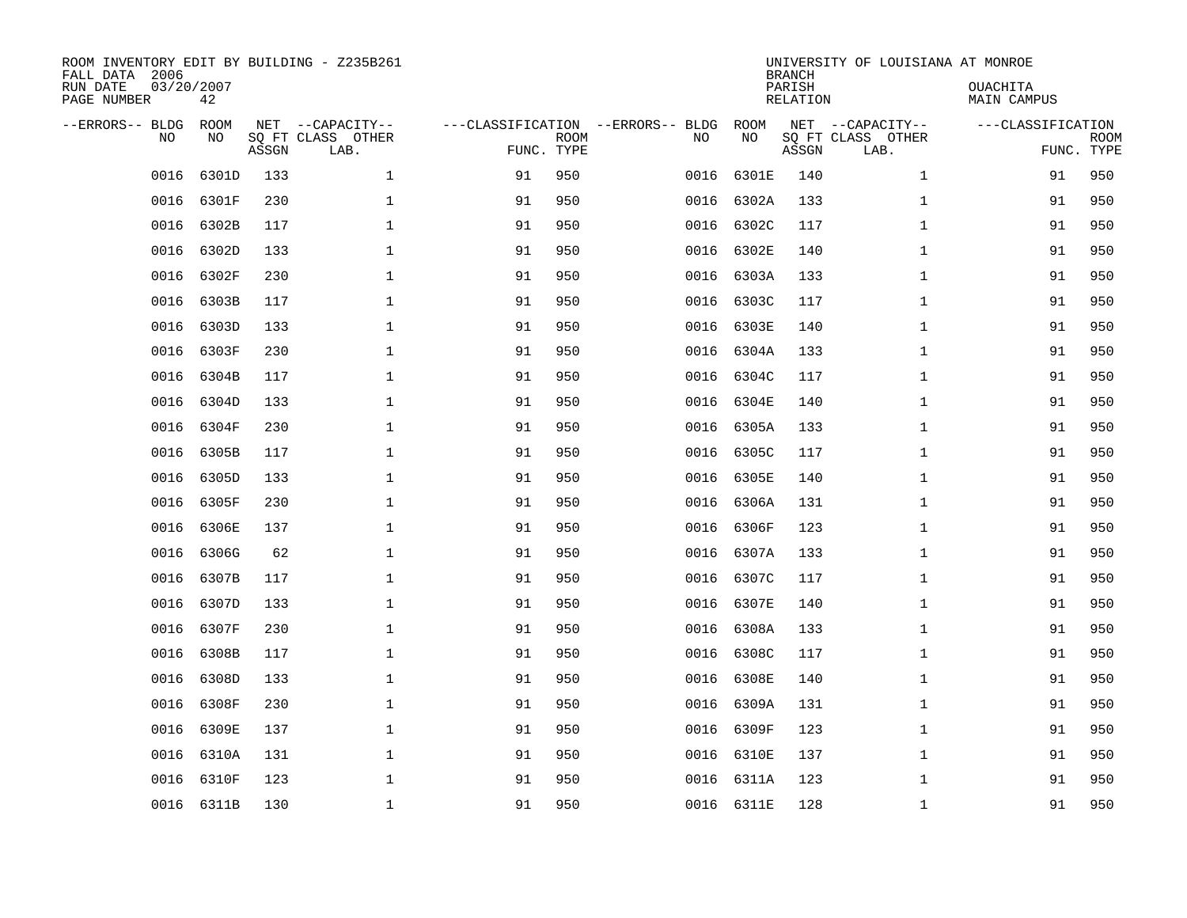ROOM INVENTORY EDIT BY BUILDING - Z235B261
FALL DATA 2006
RUN DATE 03/20/2007
PAGE NUMBER 42

UNIVERSITY OF LOUISIANA AT MONROE
BRANCH
PARISH OUACHITA
RELATION MAIN CAMPUS

| --ERRORS-- | BLDG NO | ROOM NO | NET SQ FT ASSGN | CAPACITY CLASS LAB. | CAPACITY OTHER | CLASSIFICATION FUNC. | ROOM TYPE | --ERRORS-- | BLDG NO | ROOM NO | NET SQ FT ASSGN | CAPACITY CLASS LAB. | CAPACITY OTHER | CLASSIFICATION FUNC. | ROOM TYPE |
|---|---|---|---|---|---|---|---|---|---|---|---|---|---|---|---|
| | 0016 | 6301D | 133 | | 1 | 91 | 950 | | 0016 | 6301E | 140 | | 1 | 91 | 950 |
| | 0016 | 6301F | 230 | | 1 | 91 | 950 | | 0016 | 6302A | 133 | | 1 | 91 | 950 |
| | 0016 | 6302B | 117 | | 1 | 91 | 950 | | 0016 | 6302C | 117 | | 1 | 91 | 950 |
| | 0016 | 6302D | 133 | | 1 | 91 | 950 | | 0016 | 6302E | 140 | | 1 | 91 | 950 |
| | 0016 | 6302F | 230 | | 1 | 91 | 950 | | 0016 | 6303A | 133 | | 1 | 91 | 950 |
| | 0016 | 6303B | 117 | | 1 | 91 | 950 | | 0016 | 6303C | 117 | | 1 | 91 | 950 |
| | 0016 | 6303D | 133 | | 1 | 91 | 950 | | 0016 | 6303E | 140 | | 1 | 91 | 950 |
| | 0016 | 6303F | 230 | | 1 | 91 | 950 | | 0016 | 6304A | 133 | | 1 | 91 | 950 |
| | 0016 | 6304B | 117 | | 1 | 91 | 950 | | 0016 | 6304C | 117 | | 1 | 91 | 950 |
| | 0016 | 6304D | 133 | | 1 | 91 | 950 | | 0016 | 6304E | 140 | | 1 | 91 | 950 |
| | 0016 | 6304F | 230 | | 1 | 91 | 950 | | 0016 | 6305A | 133 | | 1 | 91 | 950 |
| | 0016 | 6305B | 117 | | 1 | 91 | 950 | | 0016 | 6305C | 117 | | 1 | 91 | 950 |
| | 0016 | 6305D | 133 | | 1 | 91 | 950 | | 0016 | 6305E | 140 | | 1 | 91 | 950 |
| | 0016 | 6305F | 230 | | 1 | 91 | 950 | | 0016 | 6306A | 131 | | 1 | 91 | 950 |
| | 0016 | 6306E | 137 | | 1 | 91 | 950 | | 0016 | 6306F | 123 | | 1 | 91 | 950 |
| | 0016 | 6306G | 62 | | 1 | 91 | 950 | | 0016 | 6307A | 133 | | 1 | 91 | 950 |
| | 0016 | 6307B | 117 | | 1 | 91 | 950 | | 0016 | 6307C | 117 | | 1 | 91 | 950 |
| | 0016 | 6307D | 133 | | 1 | 91 | 950 | | 0016 | 6307E | 140 | | 1 | 91 | 950 |
| | 0016 | 6307F | 230 | | 1 | 91 | 950 | | 0016 | 6308A | 133 | | 1 | 91 | 950 |
| | 0016 | 6308B | 117 | | 1 | 91 | 950 | | 0016 | 6308C | 117 | | 1 | 91 | 950 |
| | 0016 | 6308D | 133 | | 1 | 91 | 950 | | 0016 | 6308E | 140 | | 1 | 91 | 950 |
| | 0016 | 6308F | 230 | | 1 | 91 | 950 | | 0016 | 6309A | 131 | | 1 | 91 | 950 |
| | 0016 | 6309E | 137 | | 1 | 91 | 950 | | 0016 | 6309F | 123 | | 1 | 91 | 950 |
| | 0016 | 6310A | 131 | | 1 | 91 | 950 | | 0016 | 6310E | 137 | | 1 | 91 | 950 |
| | 0016 | 6310F | 123 | | 1 | 91 | 950 | | 0016 | 6311A | 123 | | 1 | 91 | 950 |
| | 0016 | 6311B | 130 | | 1 | 91 | 950 | | 0016 | 6311E | 128 | | 1 | 91 | 950 |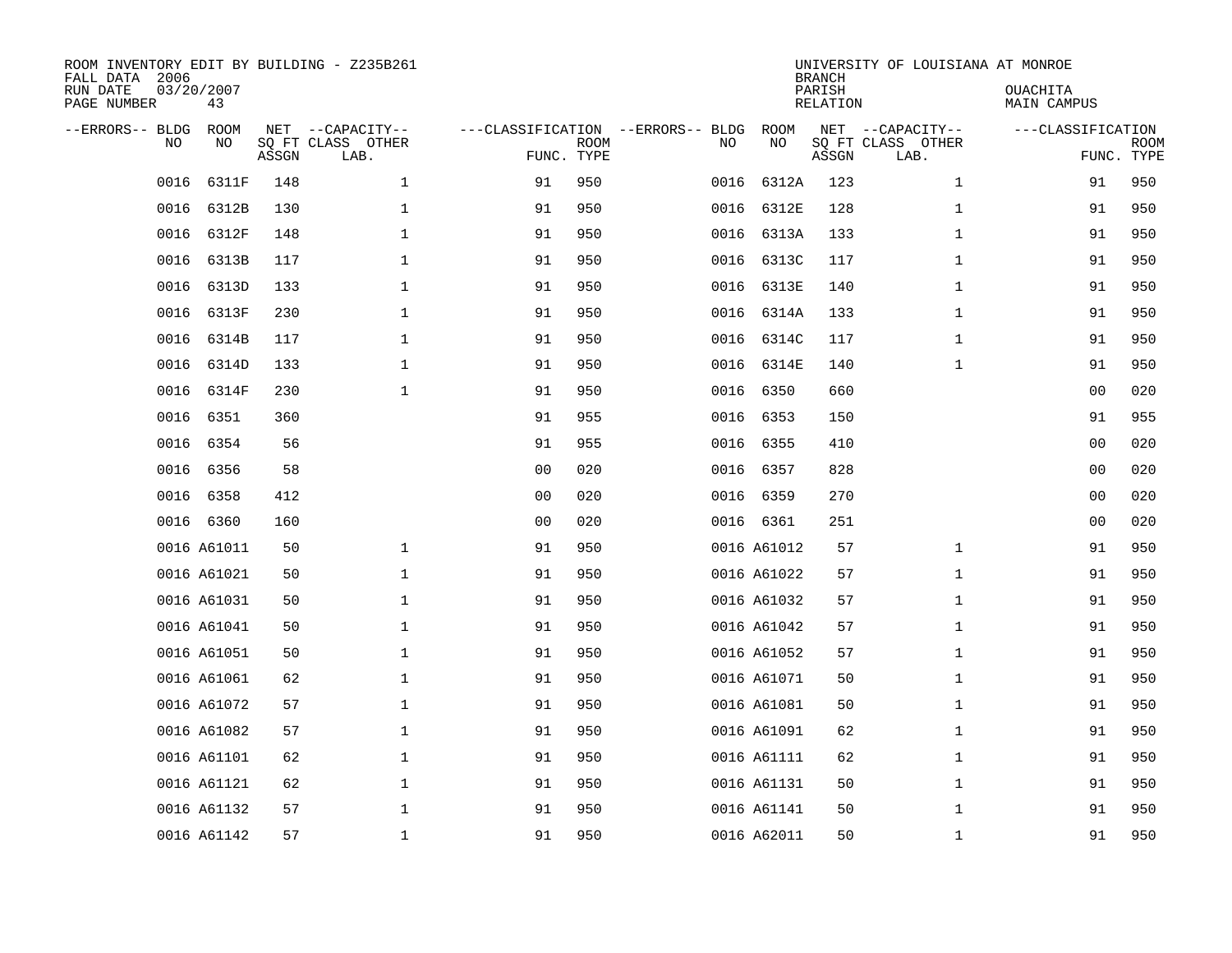ROOM INVENTORY EDIT BY BUILDING - Z235B261
FALL DATA 2006
RUN DATE 03/20/2007
PAGE NUMBER 43

UNIVERSITY OF LOUISIANA AT MONROE
BRANCH
PARISH OUACHITA
RELATION MAIN CAMPUS

| --ERRORS-- | BLDG NO | ROOM NO | NET SQ FT ASSGN | --CAPACITY-- CLASS | OTHER LAB. | ---CLASSIFICATION FUNC. | ROOM TYPE | --ERRORS-- | BLDG NO | ROOM NO | NET SQ FT ASSGN | --CAPACITY-- CLASS | OTHER LAB. | ---CLASSIFICATION FUNC. | ROOM TYPE |
|---|---|---|---|---|---|---|---|---|---|---|---|---|---|---|---|
| | 0016 | 6311F | 148 | | 1 | 91 | 950 | | 0016 | 6312A | 123 | | 1 | 91 | 950 |
| | 0016 | 6312B | 130 | | 1 | 91 | 950 | | 0016 | 6312E | 128 | | 1 | 91 | 950 |
| | 0016 | 6312F | 148 | | 1 | 91 | 950 | | 0016 | 6313A | 133 | | 1 | 91 | 950 |
| | 0016 | 6313B | 117 | | 1 | 91 | 950 | | 0016 | 6313C | 117 | | 1 | 91 | 950 |
| | 0016 | 6313D | 133 | | 1 | 91 | 950 | | 0016 | 6313E | 140 | | 1 | 91 | 950 |
| | 0016 | 6313F | 230 | | 1 | 91 | 950 | | 0016 | 6314A | 133 | | 1 | 91 | 950 |
| | 0016 | 6314B | 117 | | 1 | 91 | 950 | | 0016 | 6314C | 117 | | 1 | 91 | 950 |
| | 0016 | 6314D | 133 | | 1 | 91 | 950 | | 0016 | 6314E | 140 | | 1 | 91 | 950 |
| | 0016 | 6314F | 230 | | 1 | 91 | 950 | | 0016 | 6350 | 660 | | | 00 | 020 |
| | 0016 | 6351 | 360 | | | 91 | 955 | | 0016 | 6353 | 150 | | | 91 | 955 |
| | 0016 | 6354 | 56 | | | 91 | 955 | | 0016 | 6355 | 410 | | | 00 | 020 |
| | 0016 | 6356 | 58 | | | 00 | 020 | | 0016 | 6357 | 828 | | | 00 | 020 |
| | 0016 | 6358 | 412 | | | 00 | 020 | | 0016 | 6359 | 270 | | | 00 | 020 |
| | 0016 | 6360 | 160 | | | 00 | 020 | | 0016 | 6361 | 251 | | | 00 | 020 |
| | 0016 | A61011 | 50 | | 1 | 91 | 950 | | 0016 | A61012 | 57 | | 1 | 91 | 950 |
| | 0016 | A61021 | 50 | | 1 | 91 | 950 | | 0016 | A61022 | 57 | | 1 | 91 | 950 |
| | 0016 | A61031 | 50 | | 1 | 91 | 950 | | 0016 | A61032 | 57 | | 1 | 91 | 950 |
| | 0016 | A61041 | 50 | | 1 | 91 | 950 | | 0016 | A61042 | 57 | | 1 | 91 | 950 |
| | 0016 | A61051 | 50 | | 1 | 91 | 950 | | 0016 | A61052 | 57 | | 1 | 91 | 950 |
| | 0016 | A61061 | 62 | | 1 | 91 | 950 | | 0016 | A61071 | 50 | | 1 | 91 | 950 |
| | 0016 | A61072 | 57 | | 1 | 91 | 950 | | 0016 | A61081 | 50 | | 1 | 91 | 950 |
| | 0016 | A61082 | 57 | | 1 | 91 | 950 | | 0016 | A61091 | 62 | | 1 | 91 | 950 |
| | 0016 | A61101 | 62 | | 1 | 91 | 950 | | 0016 | A61111 | 62 | | 1 | 91 | 950 |
| | 0016 | A61121 | 62 | | 1 | 91 | 950 | | 0016 | A61131 | 50 | | 1 | 91 | 950 |
| | 0016 | A61132 | 57 | | 1 | 91 | 950 | | 0016 | A61141 | 50 | | 1 | 91 | 950 |
| | 0016 | A61142 | 57 | | 1 | 91 | 950 | | 0016 | A62011 | 50 | | 1 | 91 | 950 |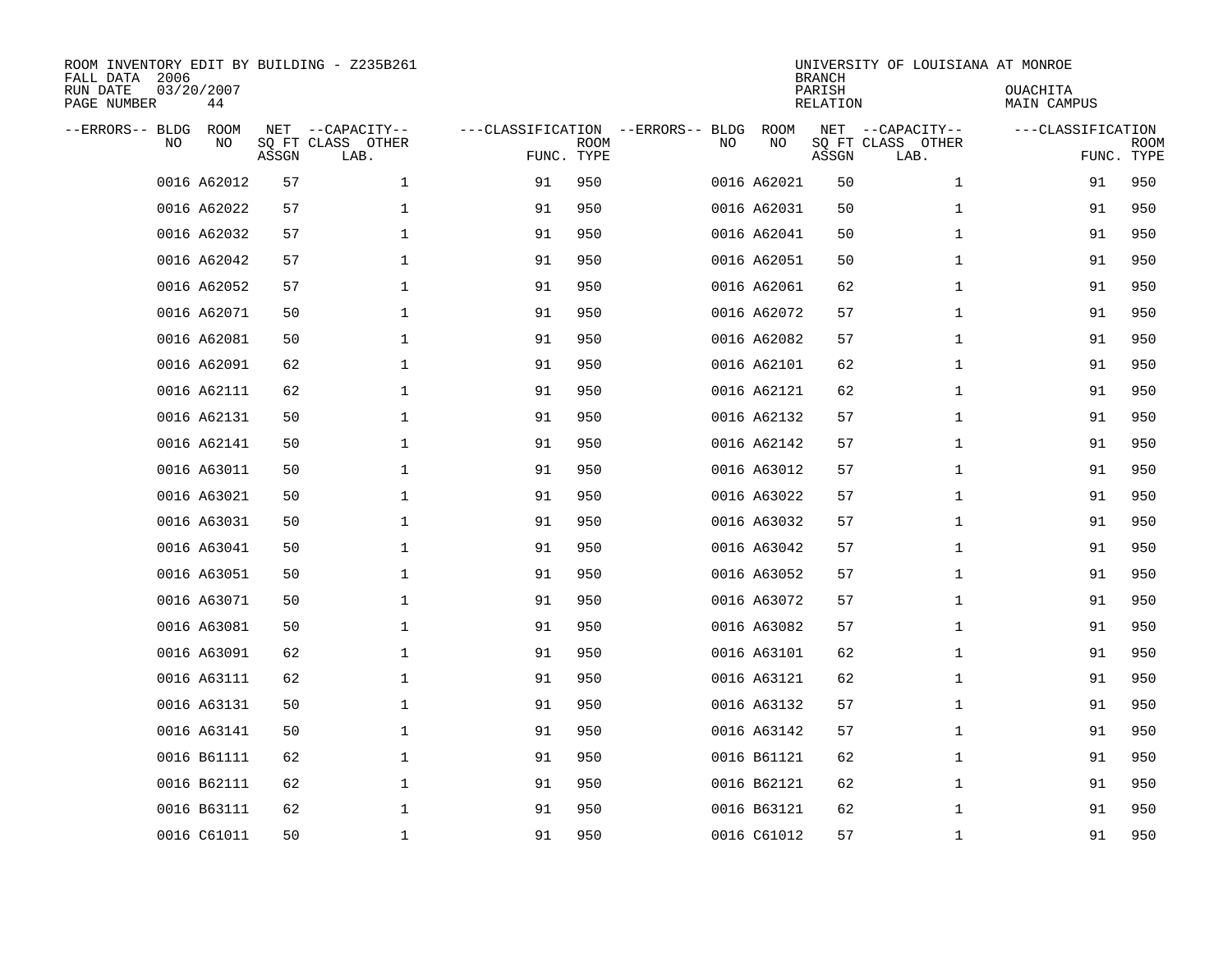ROOM INVENTORY EDIT BY BUILDING - Z235B261
FALL DATA 2006
RUN DATE 03/20/2007
PAGE NUMBER 44

UNIVERSITY OF LOUISIANA AT MONROE
BRANCH
PARISH OUACHITA
RELATION MAIN CAMPUS

| --ERRORS-- | BLDG NO | ROOM NO | NET SQ FT ASSGN | --CAPACITY-- CLASS LAB. | OTHER | ---CLASSIFICATION FUNC. | ROOM TYPE | --ERRORS-- | BLDG NO | ROOM NO | NET SQ FT ASSGN | --CAPACITY-- CLASS LAB. | OTHER | ---CLASSIFICATION FUNC. | ROOM TYPE |
|---|---|---|---|---|---|---|---|---|---|---|---|---|---|---|---|
| | 0016 | A62012 | 57 | | 1 | 91 | 950 | | 0016 | A62021 | 50 | | 1 | 91 | 950 |
| | 0016 | A62022 | 57 | | 1 | 91 | 950 | | 0016 | A62031 | 50 | | 1 | 91 | 950 |
| | 0016 | A62032 | 57 | | 1 | 91 | 950 | | 0016 | A62041 | 50 | | 1 | 91 | 950 |
| | 0016 | A62042 | 57 | | 1 | 91 | 950 | | 0016 | A62051 | 50 | | 1 | 91 | 950 |
| | 0016 | A62052 | 57 | | 1 | 91 | 950 | | 0016 | A62061 | 62 | | 1 | 91 | 950 |
| | 0016 | A62071 | 50 | | 1 | 91 | 950 | | 0016 | A62072 | 57 | | 1 | 91 | 950 |
| | 0016 | A62081 | 50 | | 1 | 91 | 950 | | 0016 | A62082 | 57 | | 1 | 91 | 950 |
| | 0016 | A62091 | 62 | | 1 | 91 | 950 | | 0016 | A62101 | 62 | | 1 | 91 | 950 |
| | 0016 | A62111 | 62 | | 1 | 91 | 950 | | 0016 | A62121 | 62 | | 1 | 91 | 950 |
| | 0016 | A62131 | 50 | | 1 | 91 | 950 | | 0016 | A62132 | 57 | | 1 | 91 | 950 |
| | 0016 | A62141 | 50 | | 1 | 91 | 950 | | 0016 | A62142 | 57 | | 1 | 91 | 950 |
| | 0016 | A63011 | 50 | | 1 | 91 | 950 | | 0016 | A63012 | 57 | | 1 | 91 | 950 |
| | 0016 | A63021 | 50 | | 1 | 91 | 950 | | 0016 | A63022 | 57 | | 1 | 91 | 950 |
| | 0016 | A63031 | 50 | | 1 | 91 | 950 | | 0016 | A63032 | 57 | | 1 | 91 | 950 |
| | 0016 | A63041 | 50 | | 1 | 91 | 950 | | 0016 | A63042 | 57 | | 1 | 91 | 950 |
| | 0016 | A63051 | 50 | | 1 | 91 | 950 | | 0016 | A63052 | 57 | | 1 | 91 | 950 |
| | 0016 | A63071 | 50 | | 1 | 91 | 950 | | 0016 | A63072 | 57 | | 1 | 91 | 950 |
| | 0016 | A63081 | 50 | | 1 | 91 | 950 | | 0016 | A63082 | 57 | | 1 | 91 | 950 |
| | 0016 | A63091 | 62 | | 1 | 91 | 950 | | 0016 | A63101 | 62 | | 1 | 91 | 950 |
| | 0016 | A63111 | 62 | | 1 | 91 | 950 | | 0016 | A63121 | 62 | | 1 | 91 | 950 |
| | 0016 | A63131 | 50 | | 1 | 91 | 950 | | 0016 | A63132 | 57 | | 1 | 91 | 950 |
| | 0016 | A63141 | 50 | | 1 | 91 | 950 | | 0016 | A63142 | 57 | | 1 | 91 | 950 |
| | 0016 | B61111 | 62 | | 1 | 91 | 950 | | 0016 | B61121 | 62 | | 1 | 91 | 950 |
| | 0016 | B62111 | 62 | | 1 | 91 | 950 | | 0016 | B62121 | 62 | | 1 | 91 | 950 |
| | 0016 | B63111 | 62 | | 1 | 91 | 950 | | 0016 | B63121 | 62 | | 1 | 91 | 950 |
| | 0016 | C61011 | 50 | | 1 | 91 | 950 | | 0016 | C61012 | 57 | | 1 | 91 | 950 |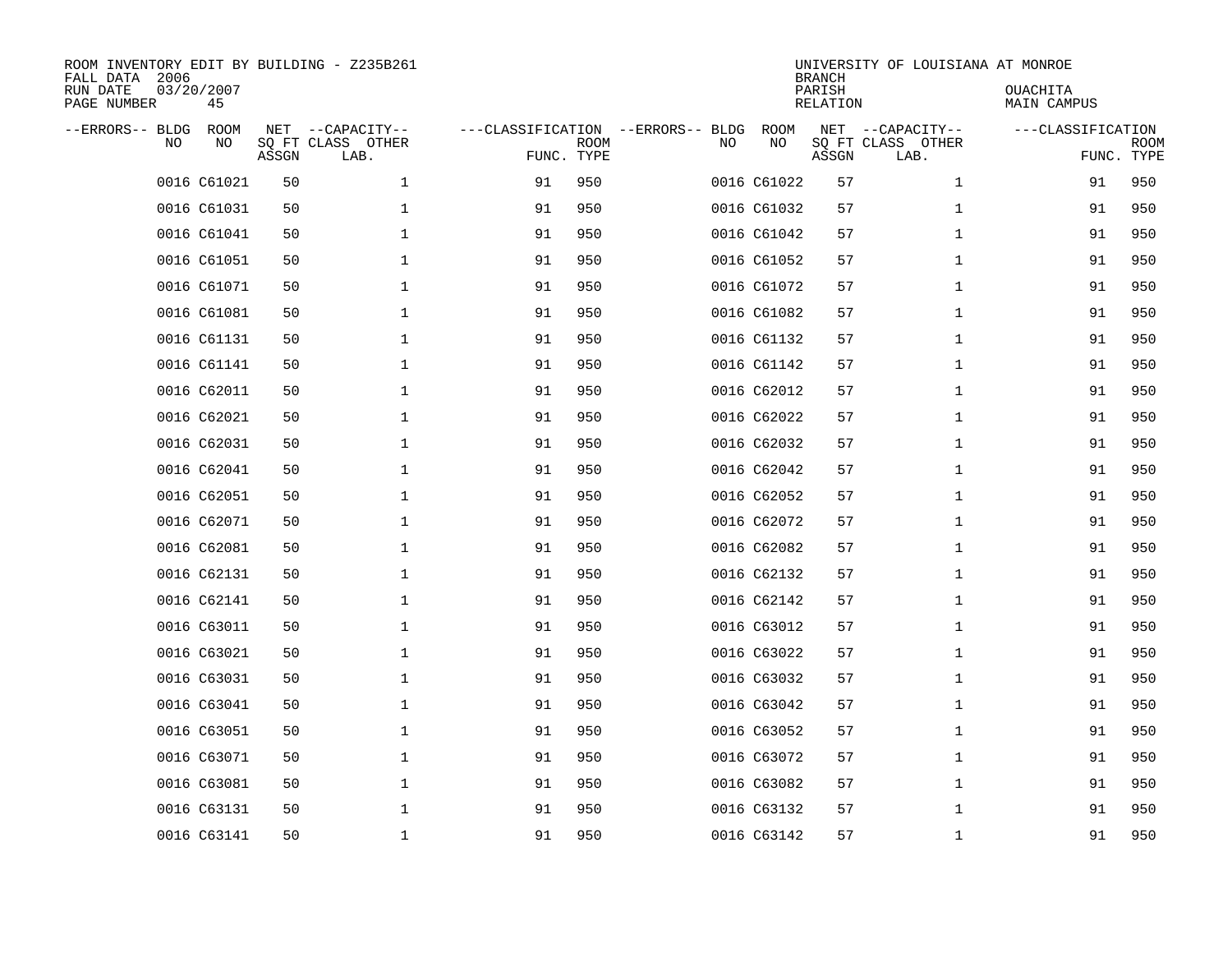ROOM INVENTORY EDIT BY BUILDING - Z235B261
FALL DATA 2006
RUN DATE 03/20/2007
PAGE NUMBER 45

UNIVERSITY OF LOUISIANA AT MONROE
BRANCH
PARISH OUACHITA
RELATION MAIN CAMPUS

| --ERRORS-- | BLDG NO | ROOM NO | NET SQ FT ASSGN | --CAPACITY-- CLASS LAB. | OTHER | ---CLASSIFICATION FUNC. | ROOM TYPE | --ERRORS-- | BLDG NO | ROOM NO | NET SQ FT ASSGN | --CAPACITY-- CLASS LAB. | OTHER | ---CLASSIFICATION FUNC. | ROOM TYPE |
|---|---|---|---|---|---|---|---|---|---|---|---|---|---|---|---|
| | 0016 | C61021 | 50 | | 1 | 91 | 950 | | 0016 | C61022 | 57 | | 1 | 91 | 950 |
| | 0016 | C61031 | 50 | | 1 | 91 | 950 | | 0016 | C61032 | 57 | | 1 | 91 | 950 |
| | 0016 | C61041 | 50 | | 1 | 91 | 950 | | 0016 | C61042 | 57 | | 1 | 91 | 950 |
| | 0016 | C61051 | 50 | | 1 | 91 | 950 | | 0016 | C61052 | 57 | | 1 | 91 | 950 |
| | 0016 | C61071 | 50 | | 1 | 91 | 950 | | 0016 | C61072 | 57 | | 1 | 91 | 950 |
| | 0016 | C61081 | 50 | | 1 | 91 | 950 | | 0016 | C61082 | 57 | | 1 | 91 | 950 |
| | 0016 | C61131 | 50 | | 1 | 91 | 950 | | 0016 | C61132 | 57 | | 1 | 91 | 950 |
| | 0016 | C61141 | 50 | | 1 | 91 | 950 | | 0016 | C61142 | 57 | | 1 | 91 | 950 |
| | 0016 | C62011 | 50 | | 1 | 91 | 950 | | 0016 | C62012 | 57 | | 1 | 91 | 950 |
| | 0016 | C62021 | 50 | | 1 | 91 | 950 | | 0016 | C62022 | 57 | | 1 | 91 | 950 |
| | 0016 | C62031 | 50 | | 1 | 91 | 950 | | 0016 | C62032 | 57 | | 1 | 91 | 950 |
| | 0016 | C62041 | 50 | | 1 | 91 | 950 | | 0016 | C62042 | 57 | | 1 | 91 | 950 |
| | 0016 | C62051 | 50 | | 1 | 91 | 950 | | 0016 | C62052 | 57 | | 1 | 91 | 950 |
| | 0016 | C62071 | 50 | | 1 | 91 | 950 | | 0016 | C62072 | 57 | | 1 | 91 | 950 |
| | 0016 | C62081 | 50 | | 1 | 91 | 950 | | 0016 | C62082 | 57 | | 1 | 91 | 950 |
| | 0016 | C62131 | 50 | | 1 | 91 | 950 | | 0016 | C62132 | 57 | | 1 | 91 | 950 |
| | 0016 | C62141 | 50 | | 1 | 91 | 950 | | 0016 | C62142 | 57 | | 1 | 91 | 950 |
| | 0016 | C63011 | 50 | | 1 | 91 | 950 | | 0016 | C63012 | 57 | | 1 | 91 | 950 |
| | 0016 | C63021 | 50 | | 1 | 91 | 950 | | 0016 | C63022 | 57 | | 1 | 91 | 950 |
| | 0016 | C63031 | 50 | | 1 | 91 | 950 | | 0016 | C63032 | 57 | | 1 | 91 | 950 |
| | 0016 | C63041 | 50 | | 1 | 91 | 950 | | 0016 | C63042 | 57 | | 1 | 91 | 950 |
| | 0016 | C63051 | 50 | | 1 | 91 | 950 | | 0016 | C63052 | 57 | | 1 | 91 | 950 |
| | 0016 | C63071 | 50 | | 1 | 91 | 950 | | 0016 | C63072 | 57 | | 1 | 91 | 950 |
| | 0016 | C63081 | 50 | | 1 | 91 | 950 | | 0016 | C63082 | 57 | | 1 | 91 | 950 |
| | 0016 | C63131 | 50 | | 1 | 91 | 950 | | 0016 | C63132 | 57 | | 1 | 91 | 950 |
| | 0016 | C63141 | 50 | | 1 | 91 | 950 | | 0016 | C63142 | 57 | | 1 | 91 | 950 |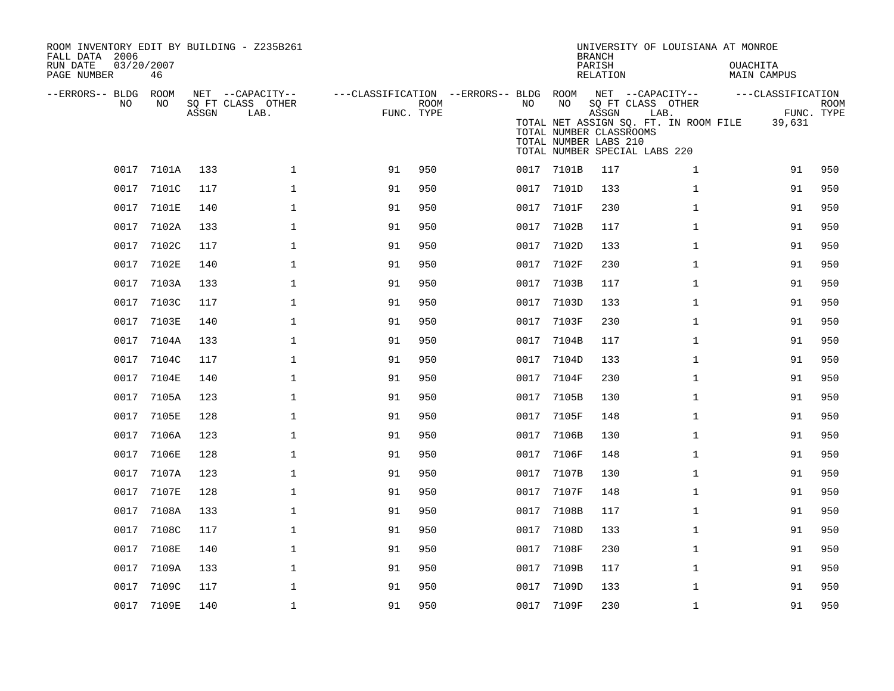ROOM INVENTORY EDIT BY BUILDING - Z235B261
FALL DATA 2006
RUN DATE 03/20/2007
PAGE NUMBER 46

UNIVERSITY OF LOUISIANA AT MONROE
BRANCH
PARISH OUACHITA
RELATION MAIN CAMPUS

TOTAL NET ASSIGN SQ. FT. IN ROOM FILE 39,631
TOTAL NUMBER CLASSROOMS
TOTAL NUMBER LABS 210
TOTAL NUMBER SPECIAL LABS 220

| --ERRORS-- | BLDG NO | ROOM NO | NET SQ FT ASSGN | CAPACITY CLASS LAB. | CAPACITY OTHER | CLASSIFICATION FUNC. | ROOM TYPE | --ERRORS-- | BLDG NO | ROOM NO | NET SQ FT ASSGN | CAPACITY CLASS LAB. | CAPACITY OTHER | CLASSIFICATION FUNC. | ROOM TYPE |
|---|---|---|---|---|---|---|---|---|---|---|---|---|---|---|---|
| | 0017 | 7101A | 133 | | 1 | 91 | 950 | | 0017 | 7101B | 117 | | 1 | 91 | 950 |
| | 0017 | 7101C | 117 | | 1 | 91 | 950 | | 0017 | 7101D | 133 | | 1 | 91 | 950 |
| | 0017 | 7101E | 140 | | 1 | 91 | 950 | | 0017 | 7101F | 230 | | 1 | 91 | 950 |
| | 0017 | 7102A | 133 | | 1 | 91 | 950 | | 0017 | 7102B | 117 | | 1 | 91 | 950 |
| | 0017 | 7102C | 117 | | 1 | 91 | 950 | | 0017 | 7102D | 133 | | 1 | 91 | 950 |
| | 0017 | 7102E | 140 | | 1 | 91 | 950 | | 0017 | 7102F | 230 | | 1 | 91 | 950 |
| | 0017 | 7103A | 133 | | 1 | 91 | 950 | | 0017 | 7103B | 117 | | 1 | 91 | 950 |
| | 0017 | 7103C | 117 | | 1 | 91 | 950 | | 0017 | 7103D | 133 | | 1 | 91 | 950 |
| | 0017 | 7103E | 140 | | 1 | 91 | 950 | | 0017 | 7103F | 230 | | 1 | 91 | 950 |
| | 0017 | 7104A | 133 | | 1 | 91 | 950 | | 0017 | 7104B | 117 | | 1 | 91 | 950 |
| | 0017 | 7104C | 117 | | 1 | 91 | 950 | | 0017 | 7104D | 133 | | 1 | 91 | 950 |
| | 0017 | 7104E | 140 | | 1 | 91 | 950 | | 0017 | 7104F | 230 | | 1 | 91 | 950 |
| | 0017 | 7105A | 123 | | 1 | 91 | 950 | | 0017 | 7105B | 130 | | 1 | 91 | 950 |
| | 0017 | 7105E | 128 | | 1 | 91 | 950 | | 0017 | 7105F | 148 | | 1 | 91 | 950 |
| | 0017 | 7106A | 123 | | 1 | 91 | 950 | | 0017 | 7106B | 130 | | 1 | 91 | 950 |
| | 0017 | 7106E | 128 | | 1 | 91 | 950 | | 0017 | 7106F | 148 | | 1 | 91 | 950 |
| | 0017 | 7107A | 123 | | 1 | 91 | 950 | | 0017 | 7107B | 130 | | 1 | 91 | 950 |
| | 0017 | 7107E | 128 | | 1 | 91 | 950 | | 0017 | 7107F | 148 | | 1 | 91 | 950 |
| | 0017 | 7108A | 133 | | 1 | 91 | 950 | | 0017 | 7108B | 117 | | 1 | 91 | 950 |
| | 0017 | 7108C | 117 | | 1 | 91 | 950 | | 0017 | 7108D | 133 | | 1 | 91 | 950 |
| | 0017 | 7108E | 140 | | 1 | 91 | 950 | | 0017 | 7108F | 230 | | 1 | 91 | 950 |
| | 0017 | 7109A | 133 | | 1 | 91 | 950 | | 0017 | 7109B | 117 | | 1 | 91 | 950 |
| | 0017 | 7109C | 117 | | 1 | 91 | 950 | | 0017 | 7109D | 133 | | 1 | 91 | 950 |
| | 0017 | 7109E | 140 | | 1 | 91 | 950 | | 0017 | 7109F | 230 | | 1 | 91 | 950 |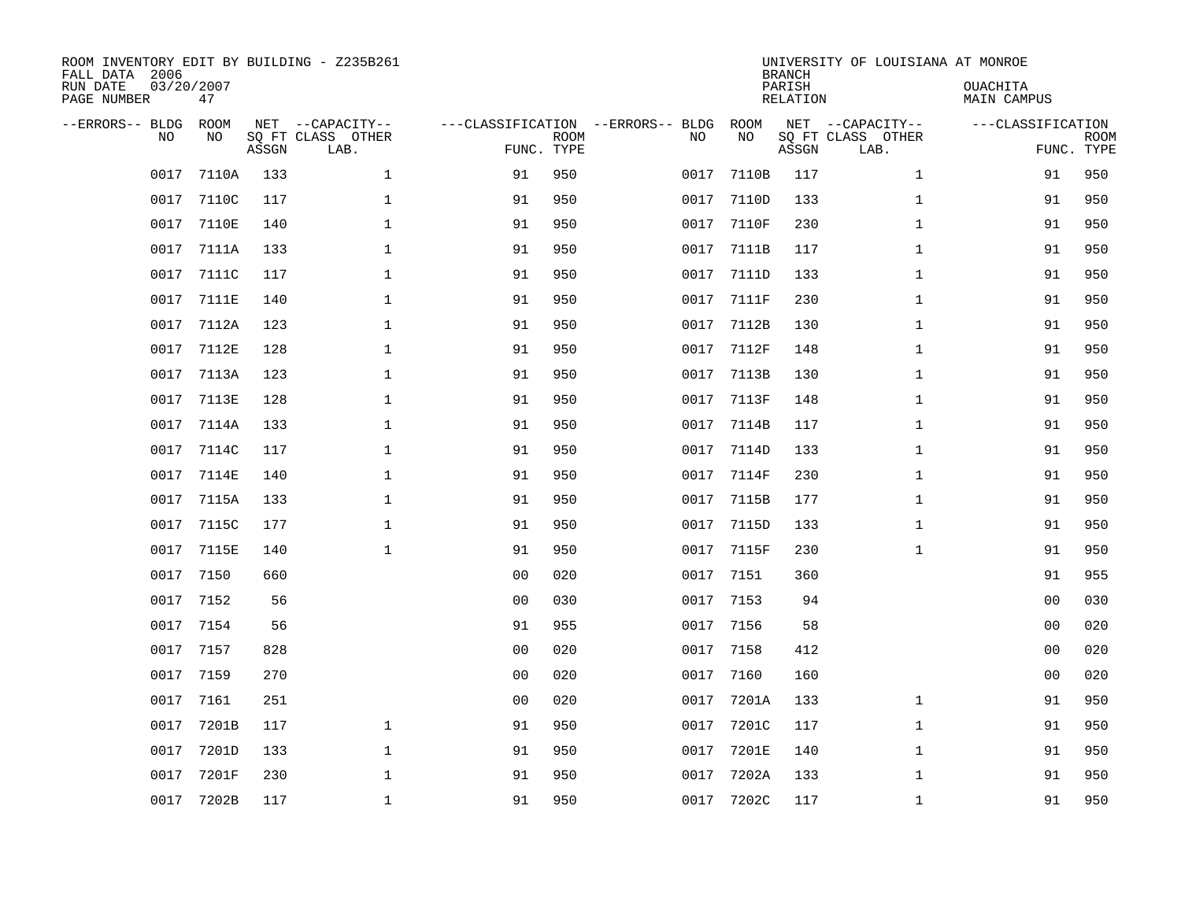ROOM INVENTORY EDIT BY BUILDING - Z235B261
FALL DATA 2006
RUN DATE 03/20/2007
PAGE NUMBER 47

UNIVERSITY OF LOUISIANA AT MONROE
BRANCH
PARISH OUACHITA
RELATION MAIN CAMPUS

| --ERRORS-- | BLDG NO | ROOM NO | NET SQ FT ASSGN | --CAPACITY-- CLASS LAB. | OTHER | ---CLASSIFICATION FUNC. | ROOM TYPE | --ERRORS-- | BLDG NO | ROOM NO | NET SQ FT ASSGN | --CAPACITY-- CLASS LAB. | OTHER | ---CLASSIFICATION FUNC. | ROOM TYPE |
|---|---|---|---|---|---|---|---|---|---|---|---|---|---|---|---|
| | 0017 | 7110A | 133 | | 1 | 91 | 950 | | 0017 | 7110B | 117 | | 1 | 91 | 950 |
| | 0017 | 7110C | 117 | | 1 | 91 | 950 | | 0017 | 7110D | 133 | | 1 | 91 | 950 |
| | 0017 | 7110E | 140 | | 1 | 91 | 950 | | 0017 | 7110F | 230 | | 1 | 91 | 950 |
| | 0017 | 7111A | 133 | | 1 | 91 | 950 | | 0017 | 7111B | 117 | | 1 | 91 | 950 |
| | 0017 | 7111C | 117 | | 1 | 91 | 950 | | 0017 | 7111D | 133 | | 1 | 91 | 950 |
| | 0017 | 7111E | 140 | | 1 | 91 | 950 | | 0017 | 7111F | 230 | | 1 | 91 | 950 |
| | 0017 | 7112A | 123 | | 1 | 91 | 950 | | 0017 | 7112B | 130 | | 1 | 91 | 950 |
| | 0017 | 7112E | 128 | | 1 | 91 | 950 | | 0017 | 7112F | 148 | | 1 | 91 | 950 |
| | 0017 | 7113A | 123 | | 1 | 91 | 950 | | 0017 | 7113B | 130 | | 1 | 91 | 950 |
| | 0017 | 7113E | 128 | | 1 | 91 | 950 | | 0017 | 7113F | 148 | | 1 | 91 | 950 |
| | 0017 | 7114A | 133 | | 1 | 91 | 950 | | 0017 | 7114B | 117 | | 1 | 91 | 950 |
| | 0017 | 7114C | 117 | | 1 | 91 | 950 | | 0017 | 7114D | 133 | | 1 | 91 | 950 |
| | 0017 | 7114E | 140 | | 1 | 91 | 950 | | 0017 | 7114F | 230 | | 1 | 91 | 950 |
| | 0017 | 7115A | 133 | | 1 | 91 | 950 | | 0017 | 7115B | 177 | | 1 | 91 | 950 |
| | 0017 | 7115C | 177 | | 1 | 91 | 950 | | 0017 | 7115D | 133 | | 1 | 91 | 950 |
| | 0017 | 7115E | 140 | | 1 | 91 | 950 | | 0017 | 7115F | 230 | | 1 | 91 | 950 |
| | 0017 | 7150 | 660 | | | 00 | 020 | | 0017 | 7151 | 360 | | | 91 | 955 |
| | 0017 | 7152 | 56 | | | 00 | 030 | | 0017 | 7153 | 94 | | | 00 | 030 |
| | 0017 | 7154 | 56 | | | 91 | 955 | | 0017 | 7156 | 58 | | | 00 | 020 |
| | 0017 | 7157 | 828 | | | 00 | 020 | | 0017 | 7158 | 412 | | | 00 | 020 |
| | 0017 | 7159 | 270 | | | 00 | 020 | | 0017 | 7160 | 160 | | | 00 | 020 |
| | 0017 | 7161 | 251 | | | 00 | 020 | | 0017 | 7201A | 133 | | 1 | 91 | 950 |
| | 0017 | 7201B | 117 | | 1 | 91 | 950 | | 0017 | 7201C | 117 | | 1 | 91 | 950 |
| | 0017 | 7201D | 133 | | 1 | 91 | 950 | | 0017 | 7201E | 140 | | 1 | 91 | 950 |
| | 0017 | 7201F | 230 | | 1 | 91 | 950 | | 0017 | 7202A | 133 | | 1 | 91 | 950 |
| | 0017 | 7202B | 117 | | 1 | 91 | 950 | | 0017 | 7202C | 117 | | 1 | 91 | 950 |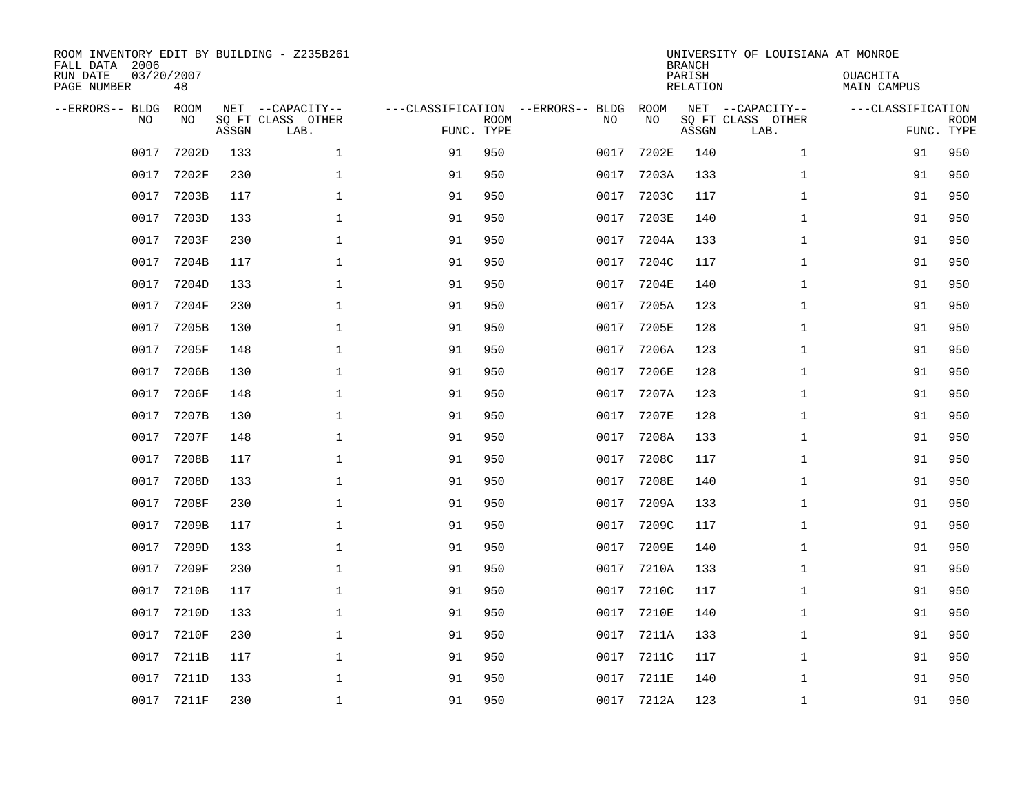ROOM INVENTORY EDIT BY BUILDING - Z235B261
FALL DATA 2006
RUN DATE 03/20/2007
PAGE NUMBER 48

UNIVERSITY OF LOUISIANA AT MONROE
BRANCH
PARISH OUACHITA
RELATION MAIN CAMPUS

| --ERRORS-- | BLDG NO | ROOM NO | NET SQ FT ASSGN | CAPACITY CLASS LAB. | CAPACITY OTHER | CLASSIFICATION FUNC. | ROOM TYPE | --ERRORS-- | BLDG NO | ROOM NO | NET SQ FT ASSGN | CAPACITY CLASS LAB. | CAPACITY OTHER | CLASSIFICATION FUNC. | ROOM TYPE |
|---|---|---|---|---|---|---|---|---|---|---|---|---|---|---|---|
| | 0017 | 7202D | 133 | | 1 | 91 | 950 | | 0017 | 7202E | 140 | | 1 | 91 | 950 |
| | 0017 | 7202F | 230 | | 1 | 91 | 950 | | 0017 | 7203A | 133 | | 1 | 91 | 950 |
| | 0017 | 7203B | 117 | | 1 | 91 | 950 | | 0017 | 7203C | 117 | | 1 | 91 | 950 |
| | 0017 | 7203D | 133 | | 1 | 91 | 950 | | 0017 | 7203E | 140 | | 1 | 91 | 950 |
| | 0017 | 7203F | 230 | | 1 | 91 | 950 | | 0017 | 7204A | 133 | | 1 | 91 | 950 |
| | 0017 | 7204B | 117 | | 1 | 91 | 950 | | 0017 | 7204C | 117 | | 1 | 91 | 950 |
| | 0017 | 7204D | 133 | | 1 | 91 | 950 | | 0017 | 7204E | 140 | | 1 | 91 | 950 |
| | 0017 | 7204F | 230 | | 1 | 91 | 950 | | 0017 | 7205A | 123 | | 1 | 91 | 950 |
| | 0017 | 7205B | 130 | | 1 | 91 | 950 | | 0017 | 7205E | 128 | | 1 | 91 | 950 |
| | 0017 | 7205F | 148 | | 1 | 91 | 950 | | 0017 | 7206A | 123 | | 1 | 91 | 950 |
| | 0017 | 7206B | 130 | | 1 | 91 | 950 | | 0017 | 7206E | 128 | | 1 | 91 | 950 |
| | 0017 | 7206F | 148 | | 1 | 91 | 950 | | 0017 | 7207A | 123 | | 1 | 91 | 950 |
| | 0017 | 7207B | 130 | | 1 | 91 | 950 | | 0017 | 7207E | 128 | | 1 | 91 | 950 |
| | 0017 | 7207F | 148 | | 1 | 91 | 950 | | 0017 | 7208A | 133 | | 1 | 91 | 950 |
| | 0017 | 7208B | 117 | | 1 | 91 | 950 | | 0017 | 7208C | 117 | | 1 | 91 | 950 |
| | 0017 | 7208D | 133 | | 1 | 91 | 950 | | 0017 | 7208E | 140 | | 1 | 91 | 950 |
| | 0017 | 7208F | 230 | | 1 | 91 | 950 | | 0017 | 7209A | 133 | | 1 | 91 | 950 |
| | 0017 | 7209B | 117 | | 1 | 91 | 950 | | 0017 | 7209C | 117 | | 1 | 91 | 950 |
| | 0017 | 7209D | 133 | | 1 | 91 | 950 | | 0017 | 7209E | 140 | | 1 | 91 | 950 |
| | 0017 | 7209F | 230 | | 1 | 91 | 950 | | 0017 | 7210A | 133 | | 1 | 91 | 950 |
| | 0017 | 7210B | 117 | | 1 | 91 | 950 | | 0017 | 7210C | 117 | | 1 | 91 | 950 |
| | 0017 | 7210D | 133 | | 1 | 91 | 950 | | 0017 | 7210E | 140 | | 1 | 91 | 950 |
| | 0017 | 7210F | 230 | | 1 | 91 | 950 | | 0017 | 7211A | 133 | | 1 | 91 | 950 |
| | 0017 | 7211B | 117 | | 1 | 91 | 950 | | 0017 | 7211C | 117 | | 1 | 91 | 950 |
| | 0017 | 7211D | 133 | | 1 | 91 | 950 | | 0017 | 7211E | 140 | | 1 | 91 | 950 |
| | 0017 | 7211F | 230 | | 1 | 91 | 950 | | 0017 | 7212A | 123 | | 1 | 91 | 950 |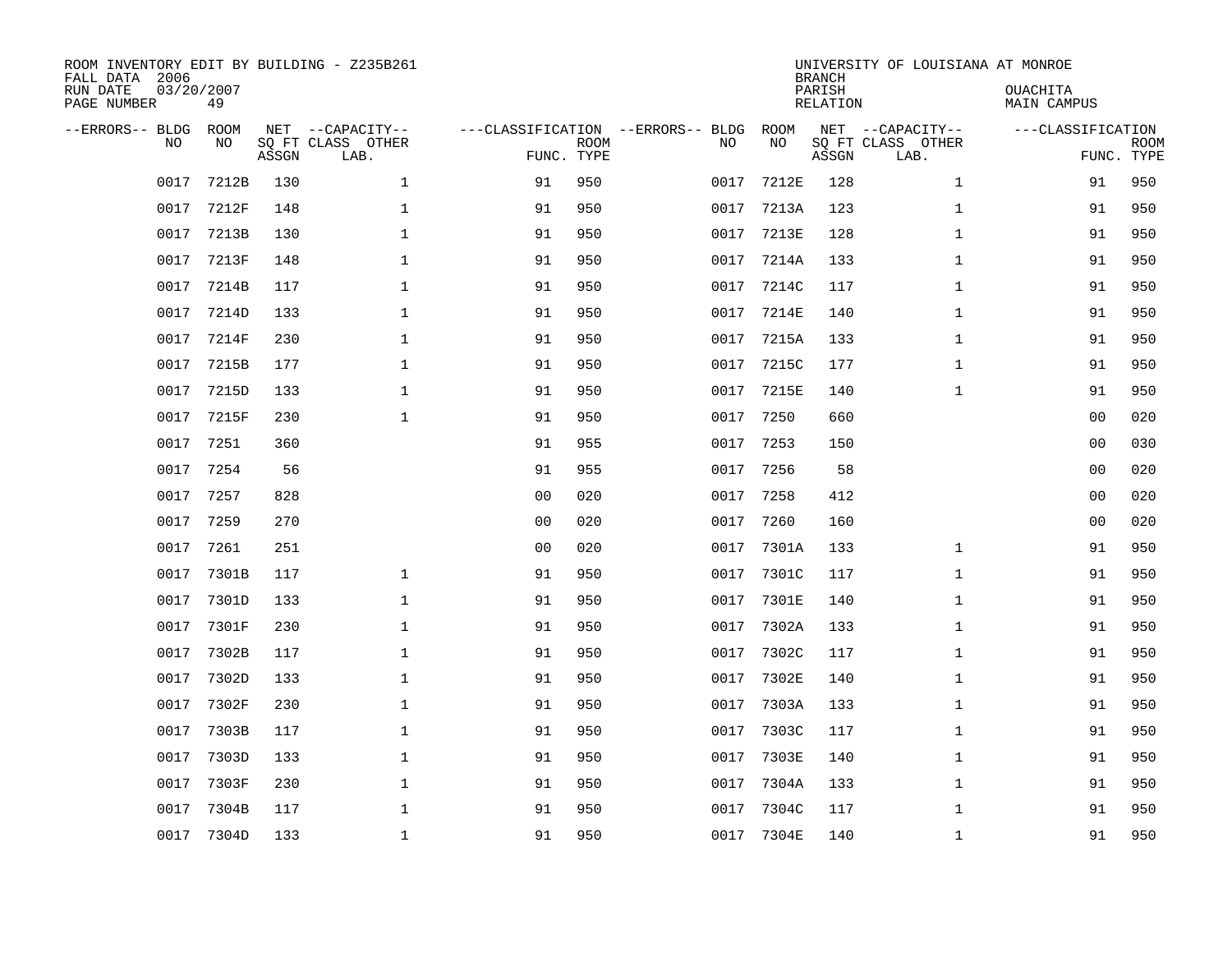ROOM INVENTORY EDIT BY BUILDING - Z235B261
FALL DATA 2006
RUN DATE 03/20/2007
PAGE NUMBER 49

UNIVERSITY OF LOUISIANA AT MONROE
BRANCH
PARISH OUACHITA
RELATION MAIN CAMPUS

| --ERRORS-- | BLDG NO | ROOM NO | NET SQ FT ASSGN | --CAPACITY-- CLASS LAB. | OTHER | ---CLASSIFICATION FUNC. | ROOM TYPE | --ERRORS-- | BLDG NO | ROOM NO | NET SQ FT ASSGN | --CAPACITY-- CLASS LAB. | OTHER | ---CLASSIFICATION FUNC. | ROOM TYPE |
|---|---|---|---|---|---|---|---|---|---|---|---|---|---|---|---|
| | 0017 | 7212B | 130 | | 1 | 91 | 950 | | 0017 | 7212E | 128 | | 1 | 91 | 950 |
| | 0017 | 7212F | 148 | | 1 | 91 | 950 | | 0017 | 7213A | 123 | | 1 | 91 | 950 |
| | 0017 | 7213B | 130 | | 1 | 91 | 950 | | 0017 | 7213E | 128 | | 1 | 91 | 950 |
| | 0017 | 7213F | 148 | | 1 | 91 | 950 | | 0017 | 7214A | 133 | | 1 | 91 | 950 |
| | 0017 | 7214B | 117 | | 1 | 91 | 950 | | 0017 | 7214C | 117 | | 1 | 91 | 950 |
| | 0017 | 7214D | 133 | | 1 | 91 | 950 | | 0017 | 7214E | 140 | | 1 | 91 | 950 |
| | 0017 | 7214F | 230 | | 1 | 91 | 950 | | 0017 | 7215A | 133 | | 1 | 91 | 950 |
| | 0017 | 7215B | 177 | | 1 | 91 | 950 | | 0017 | 7215C | 177 | | 1 | 91 | 950 |
| | 0017 | 7215D | 133 | | 1 | 91 | 950 | | 0017 | 7215E | 140 | | 1 | 91 | 950 |
| | 0017 | 7215F | 230 | | 1 | 91 | 950 | | 0017 | 7250 | 660 | | | 00 | 020 |
| | 0017 | 7251 | 360 | | | 91 | 955 | | 0017 | 7253 | 150 | | | 00 | 030 |
| | 0017 | 7254 | 56 | | | 91 | 955 | | 0017 | 7256 | 58 | | | 00 | 020 |
| | 0017 | 7257 | 828 | | | 00 | 020 | | 0017 | 7258 | 412 | | | 00 | 020 |
| | 0017 | 7259 | 270 | | | 00 | 020 | | 0017 | 7260 | 160 | | | 00 | 020 |
| | 0017 | 7261 | 251 | | | 00 | 020 | | 0017 | 7301A | 133 | | 1 | 91 | 950 |
| | 0017 | 7301B | 117 | | 1 | 91 | 950 | | 0017 | 7301C | 117 | | 1 | 91 | 950 |
| | 0017 | 7301D | 133 | | 1 | 91 | 950 | | 0017 | 7301E | 140 | | 1 | 91 | 950 |
| | 0017 | 7301F | 230 | | 1 | 91 | 950 | | 0017 | 7302A | 133 | | 1 | 91 | 950 |
| | 0017 | 7302B | 117 | | 1 | 91 | 950 | | 0017 | 7302C | 117 | | 1 | 91 | 950 |
| | 0017 | 7302D | 133 | | 1 | 91 | 950 | | 0017 | 7302E | 140 | | 1 | 91 | 950 |
| | 0017 | 7302F | 230 | | 1 | 91 | 950 | | 0017 | 7303A | 133 | | 1 | 91 | 950 |
| | 0017 | 7303B | 117 | | 1 | 91 | 950 | | 0017 | 7303C | 117 | | 1 | 91 | 950 |
| | 0017 | 7303D | 133 | | 1 | 91 | 950 | | 0017 | 7303E | 140 | | 1 | 91 | 950 |
| | 0017 | 7303F | 230 | | 1 | 91 | 950 | | 0017 | 7304A | 133 | | 1 | 91 | 950 |
| | 0017 | 7304B | 117 | | 1 | 91 | 950 | | 0017 | 7304C | 117 | | 1 | 91 | 950 |
| | 0017 | 7304D | 133 | | 1 | 91 | 950 | | 0017 | 7304E | 140 | | 1 | 91 | 950 |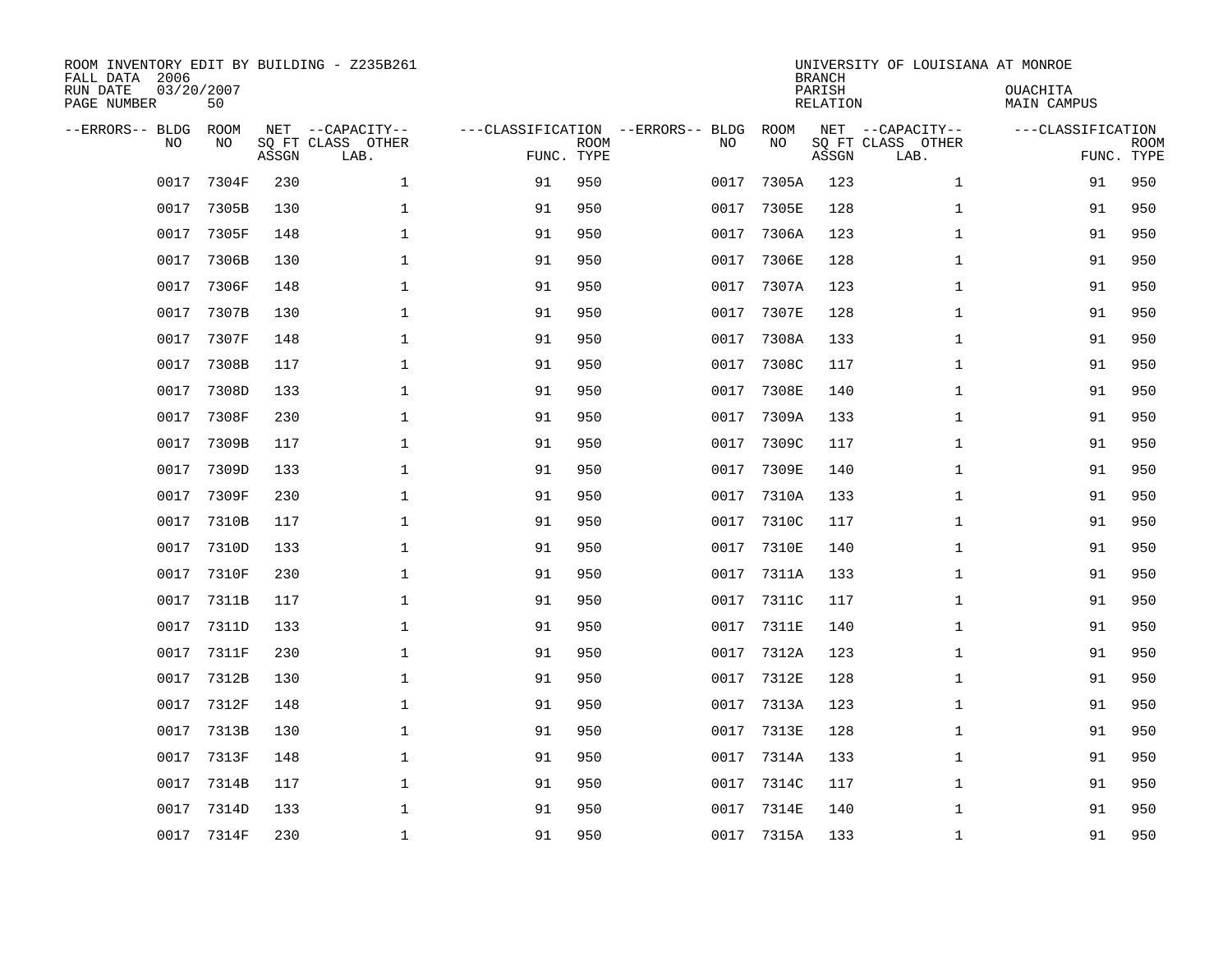ROOM INVENTORY EDIT BY BUILDING - Z235B261
FALL DATA 2006
RUN DATE 03/20/2007
PAGE NUMBER 50

UNIVERSITY OF LOUISIANA AT MONROE
BRANCH
PARISH OUACHITA
RELATION MAIN CAMPUS

| --ERRORS-- | BLDG NO | ROOM NO | NET SQ FT ASSGN | --CAPACITY-- CLASS | OTHER LAB. | ---CLASSIFICATION FUNC. | ROOM TYPE | --ERRORS-- | BLDG NO | ROOM NO | NET SQ FT ASSGN | --CAPACITY-- CLASS | OTHER LAB. | ---CLASSIFICATION FUNC. | ROOM TYPE |
|---|---|---|---|---|---|---|---|---|---|---|---|---|---|---|---|
| | 0017 | 7304F | 230 | | 1 | 91 | 950 | | 0017 | 7305A | 123 | | 1 | 91 | 950 |
| | 0017 | 7305B | 130 | | 1 | 91 | 950 | | 0017 | 7305E | 128 | | 1 | 91 | 950 |
| | 0017 | 7305F | 148 | | 1 | 91 | 950 | | 0017 | 7306A | 123 | | 1 | 91 | 950 |
| | 0017 | 7306B | 130 | | 1 | 91 | 950 | | 0017 | 7306E | 128 | | 1 | 91 | 950 |
| | 0017 | 7306F | 148 | | 1 | 91 | 950 | | 0017 | 7307A | 123 | | 1 | 91 | 950 |
| | 0017 | 7307B | 130 | | 1 | 91 | 950 | | 0017 | 7307E | 128 | | 1 | 91 | 950 |
| | 0017 | 7307F | 148 | | 1 | 91 | 950 | | 0017 | 7308A | 133 | | 1 | 91 | 950 |
| | 0017 | 7308B | 117 | | 1 | 91 | 950 | | 0017 | 7308C | 117 | | 1 | 91 | 950 |
| | 0017 | 7308D | 133 | | 1 | 91 | 950 | | 0017 | 7308E | 140 | | 1 | 91 | 950 |
| | 0017 | 7308F | 230 | | 1 | 91 | 950 | | 0017 | 7309A | 133 | | 1 | 91 | 950 |
| | 0017 | 7309B | 117 | | 1 | 91 | 950 | | 0017 | 7309C | 117 | | 1 | 91 | 950 |
| | 0017 | 7309D | 133 | | 1 | 91 | 950 | | 0017 | 7309E | 140 | | 1 | 91 | 950 |
| | 0017 | 7309F | 230 | | 1 | 91 | 950 | | 0017 | 7310A | 133 | | 1 | 91 | 950 |
| | 0017 | 7310B | 117 | | 1 | 91 | 950 | | 0017 | 7310C | 117 | | 1 | 91 | 950 |
| | 0017 | 7310D | 133 | | 1 | 91 | 950 | | 0017 | 7310E | 140 | | 1 | 91 | 950 |
| | 0017 | 7310F | 230 | | 1 | 91 | 950 | | 0017 | 7311A | 133 | | 1 | 91 | 950 |
| | 0017 | 7311B | 117 | | 1 | 91 | 950 | | 0017 | 7311C | 117 | | 1 | 91 | 950 |
| | 0017 | 7311D | 133 | | 1 | 91 | 950 | | 0017 | 7311E | 140 | | 1 | 91 | 950 |
| | 0017 | 7311F | 230 | | 1 | 91 | 950 | | 0017 | 7312A | 123 | | 1 | 91 | 950 |
| | 0017 | 7312B | 130 | | 1 | 91 | 950 | | 0017 | 7312E | 128 | | 1 | 91 | 950 |
| | 0017 | 7312F | 148 | | 1 | 91 | 950 | | 0017 | 7313A | 123 | | 1 | 91 | 950 |
| | 0017 | 7313B | 130 | | 1 | 91 | 950 | | 0017 | 7313E | 128 | | 1 | 91 | 950 |
| | 0017 | 7313F | 148 | | 1 | 91 | 950 | | 0017 | 7314A | 133 | | 1 | 91 | 950 |
| | 0017 | 7314B | 117 | | 1 | 91 | 950 | | 0017 | 7314C | 117 | | 1 | 91 | 950 |
| | 0017 | 7314D | 133 | | 1 | 91 | 950 | | 0017 | 7314E | 140 | | 1 | 91 | 950 |
| | 0017 | 7314F | 230 | | 1 | 91 | 950 | | 0017 | 7315A | 133 | | 1 | 91 | 950 |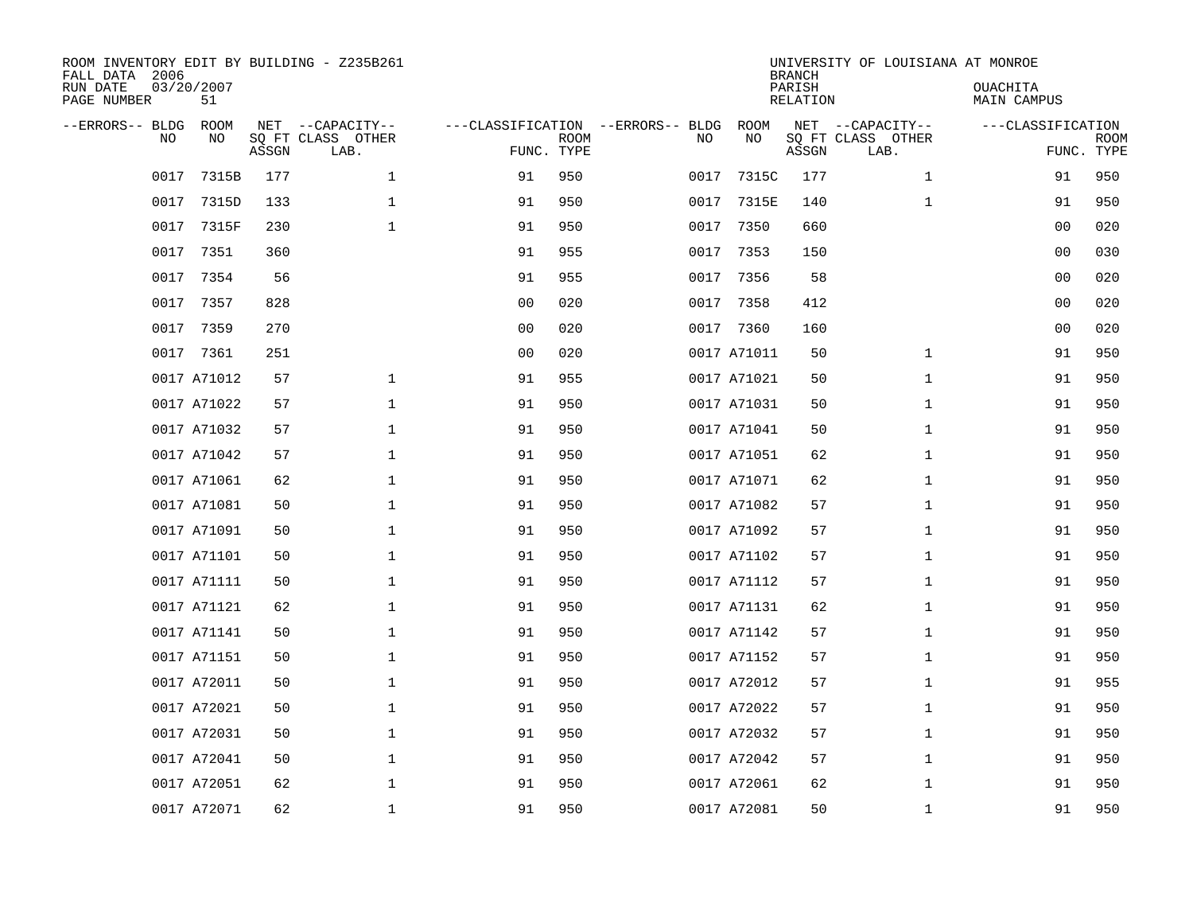ROOM INVENTORY EDIT BY BUILDING - Z235B261
FALL DATA 2006
RUN DATE 03/20/2007
PAGE NUMBER 51

UNIVERSITY OF LOUISIANA AT MONROE
BRANCH
PARISH OUACHITA
RELATION MAIN CAMPUS

| --ERRORS-- | BLDG NO | ROOM NO | NET SQ FT ASSGN | --CAPACITY-- CLASS LAB. | OTHER | ---CLASSIFICATION FUNC. | ROOM TYPE | --ERRORS-- | BLDG NO | ROOM NO | NET SQ FT ASSGN | --CAPACITY-- CLASS LAB. | OTHER | ---CLASSIFICATION FUNC. | ROOM TYPE |
|---|---|---|---|---|---|---|---|---|---|---|---|---|---|---|---|
| | 0017 | 7315B | 177 | | 1 | 91 | 950 | | 0017 | 7315C | 177 | | 1 | 91 | 950 |
| | 0017 | 7315D | 133 | | 1 | 91 | 950 | | 0017 | 7315E | 140 | | 1 | 91 | 950 |
| | 0017 | 7315F | 230 | | 1 | 91 | 950 | | 0017 | 7350 | 660 | | | 00 | 020 |
| | 0017 | 7351 | 360 | | | 91 | 955 | | 0017 | 7353 | 150 | | | 00 | 030 |
| | 0017 | 7354 | 56 | | | 91 | 955 | | 0017 | 7356 | 58 | | | 00 | 020 |
| | 0017 | 7357 | 828 | | | 00 | 020 | | 0017 | 7358 | 412 | | | 00 | 020 |
| | 0017 | 7359 | 270 | | | 00 | 020 | | 0017 | 7360 | 160 | | | 00 | 020 |
| | 0017 | 7361 | 251 | | | 00 | 020 | | 0017 | A71011 | 50 | | 1 | 91 | 950 |
| | 0017 | A71012 | 57 | | 1 | 91 | 955 | | 0017 | A71021 | 50 | | 1 | 91 | 950 |
| | 0017 | A71022 | 57 | | 1 | 91 | 950 | | 0017 | A71031 | 50 | | 1 | 91 | 950 |
| | 0017 | A71032 | 57 | | 1 | 91 | 950 | | 0017 | A71041 | 50 | | 1 | 91 | 950 |
| | 0017 | A71042 | 57 | | 1 | 91 | 950 | | 0017 | A71051 | 62 | | 1 | 91 | 950 |
| | 0017 | A71061 | 62 | | 1 | 91 | 950 | | 0017 | A71071 | 62 | | 1 | 91 | 950 |
| | 0017 | A71081 | 50 | | 1 | 91 | 950 | | 0017 | A71082 | 57 | | 1 | 91 | 950 |
| | 0017 | A71091 | 50 | | 1 | 91 | 950 | | 0017 | A71092 | 57 | | 1 | 91 | 950 |
| | 0017 | A71101 | 50 | | 1 | 91 | 950 | | 0017 | A71102 | 57 | | 1 | 91 | 950 |
| | 0017 | A71111 | 50 | | 1 | 91 | 950 | | 0017 | A71112 | 57 | | 1 | 91 | 950 |
| | 0017 | A71121 | 62 | | 1 | 91 | 950 | | 0017 | A71131 | 62 | | 1 | 91 | 950 |
| | 0017 | A71141 | 50 | | 1 | 91 | 950 | | 0017 | A71142 | 57 | | 1 | 91 | 950 |
| | 0017 | A71151 | 50 | | 1 | 91 | 950 | | 0017 | A71152 | 57 | | 1 | 91 | 950 |
| | 0017 | A72011 | 50 | | 1 | 91 | 950 | | 0017 | A72012 | 57 | | 1 | 91 | 955 |
| | 0017 | A72021 | 50 | | 1 | 91 | 950 | | 0017 | A72022 | 57 | | 1 | 91 | 950 |
| | 0017 | A72031 | 50 | | 1 | 91 | 950 | | 0017 | A72032 | 57 | | 1 | 91 | 950 |
| | 0017 | A72041 | 50 | | 1 | 91 | 950 | | 0017 | A72042 | 57 | | 1 | 91 | 950 |
| | 0017 | A72051 | 62 | | 1 | 91 | 950 | | 0017 | A72061 | 62 | | 1 | 91 | 950 |
| | 0017 | A72071 | 62 | | 1 | 91 | 950 | | 0017 | A72081 | 50 | | 1 | 91 | 950 |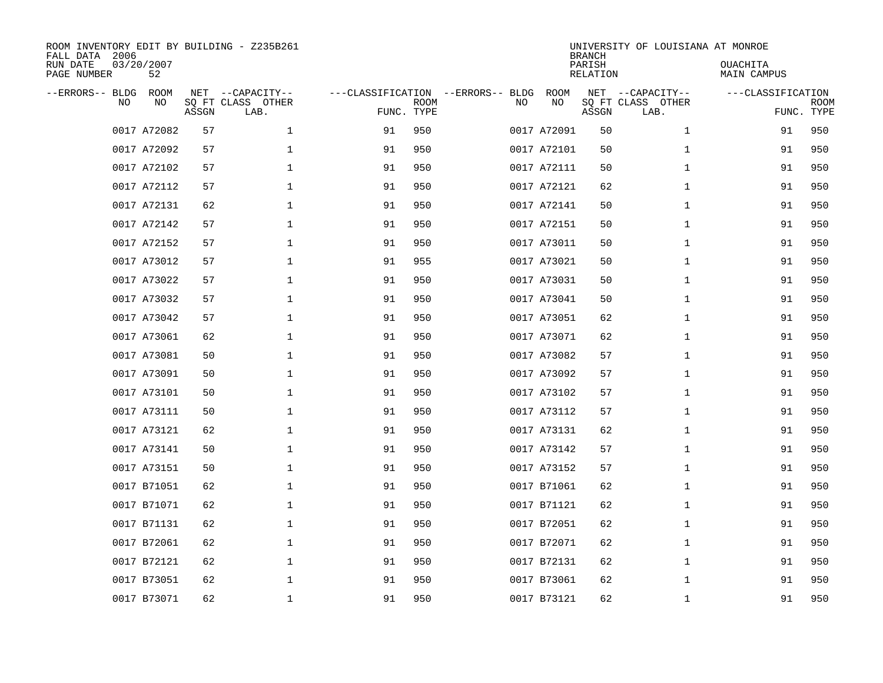ROOM INVENTORY EDIT BY BUILDING - Z235B261
FALL DATA 2006
RUN DATE 03/20/2007
PAGE NUMBER 52

UNIVERSITY OF LOUISIANA AT MONROE
BRANCH
PARISH OUACHITA
RELATION MAIN CAMPUS

| --ERRORS-- | BLDG NO | ROOM NO | NET SQ FT ASSGN | --CAPACITY-- CLASS LAB. | OTHER | ---CLASSIFICATION FUNC. | ROOM TYPE | --ERRORS-- | BLDG NO | ROOM NO | NET SQ FT ASSGN | --CAPACITY-- CLASS LAB. | OTHER | ---CLASSIFICATION FUNC. | ROOM TYPE |
|---|---|---|---|---|---|---|---|---|---|---|---|---|---|---|---|
| | 0017 | A72082 | 57 | | 1 | 91 | 950 | | 0017 | A72091 | 50 | | 1 | 91 | 950 |
| | 0017 | A72092 | 57 | | 1 | 91 | 950 | | 0017 | A72101 | 50 | | 1 | 91 | 950 |
| | 0017 | A72102 | 57 | | 1 | 91 | 950 | | 0017 | A72111 | 50 | | 1 | 91 | 950 |
| | 0017 | A72112 | 57 | | 1 | 91 | 950 | | 0017 | A72121 | 62 | | 1 | 91 | 950 |
| | 0017 | A72131 | 62 | | 1 | 91 | 950 | | 0017 | A72141 | 50 | | 1 | 91 | 950 |
| | 0017 | A72142 | 57 | | 1 | 91 | 950 | | 0017 | A72151 | 50 | | 1 | 91 | 950 |
| | 0017 | A72152 | 57 | | 1 | 91 | 950 | | 0017 | A73011 | 50 | | 1 | 91 | 950 |
| | 0017 | A73012 | 57 | | 1 | 91 | 955 | | 0017 | A73021 | 50 | | 1 | 91 | 950 |
| | 0017 | A73022 | 57 | | 1 | 91 | 950 | | 0017 | A73031 | 50 | | 1 | 91 | 950 |
| | 0017 | A73032 | 57 | | 1 | 91 | 950 | | 0017 | A73041 | 50 | | 1 | 91 | 950 |
| | 0017 | A73042 | 57 | | 1 | 91 | 950 | | 0017 | A73051 | 62 | | 1 | 91 | 950 |
| | 0017 | A73061 | 62 | | 1 | 91 | 950 | | 0017 | A73071 | 62 | | 1 | 91 | 950 |
| | 0017 | A73081 | 50 | | 1 | 91 | 950 | | 0017 | A73082 | 57 | | 1 | 91 | 950 |
| | 0017 | A73091 | 50 | | 1 | 91 | 950 | | 0017 | A73092 | 57 | | 1 | 91 | 950 |
| | 0017 | A73101 | 50 | | 1 | 91 | 950 | | 0017 | A73102 | 57 | | 1 | 91 | 950 |
| | 0017 | A73111 | 50 | | 1 | 91 | 950 | | 0017 | A73112 | 57 | | 1 | 91 | 950 |
| | 0017 | A73121 | 62 | | 1 | 91 | 950 | | 0017 | A73131 | 62 | | 1 | 91 | 950 |
| | 0017 | A73141 | 50 | | 1 | 91 | 950 | | 0017 | A73142 | 57 | | 1 | 91 | 950 |
| | 0017 | A73151 | 50 | | 1 | 91 | 950 | | 0017 | A73152 | 57 | | 1 | 91 | 950 |
| | 0017 | B71051 | 62 | | 1 | 91 | 950 | | 0017 | B71061 | 62 | | 1 | 91 | 950 |
| | 0017 | B71071 | 62 | | 1 | 91 | 950 | | 0017 | B71121 | 62 | | 1 | 91 | 950 |
| | 0017 | B71131 | 62 | | 1 | 91 | 950 | | 0017 | B72051 | 62 | | 1 | 91 | 950 |
| | 0017 | B72061 | 62 | | 1 | 91 | 950 | | 0017 | B72071 | 62 | | 1 | 91 | 950 |
| | 0017 | B72121 | 62 | | 1 | 91 | 950 | | 0017 | B72131 | 62 | | 1 | 91 | 950 |
| | 0017 | B73051 | 62 | | 1 | 91 | 950 | | 0017 | B73061 | 62 | | 1 | 91 | 950 |
| | 0017 | B73071 | 62 | | 1 | 91 | 950 | | 0017 | B73121 | 62 | | 1 | 91 | 950 |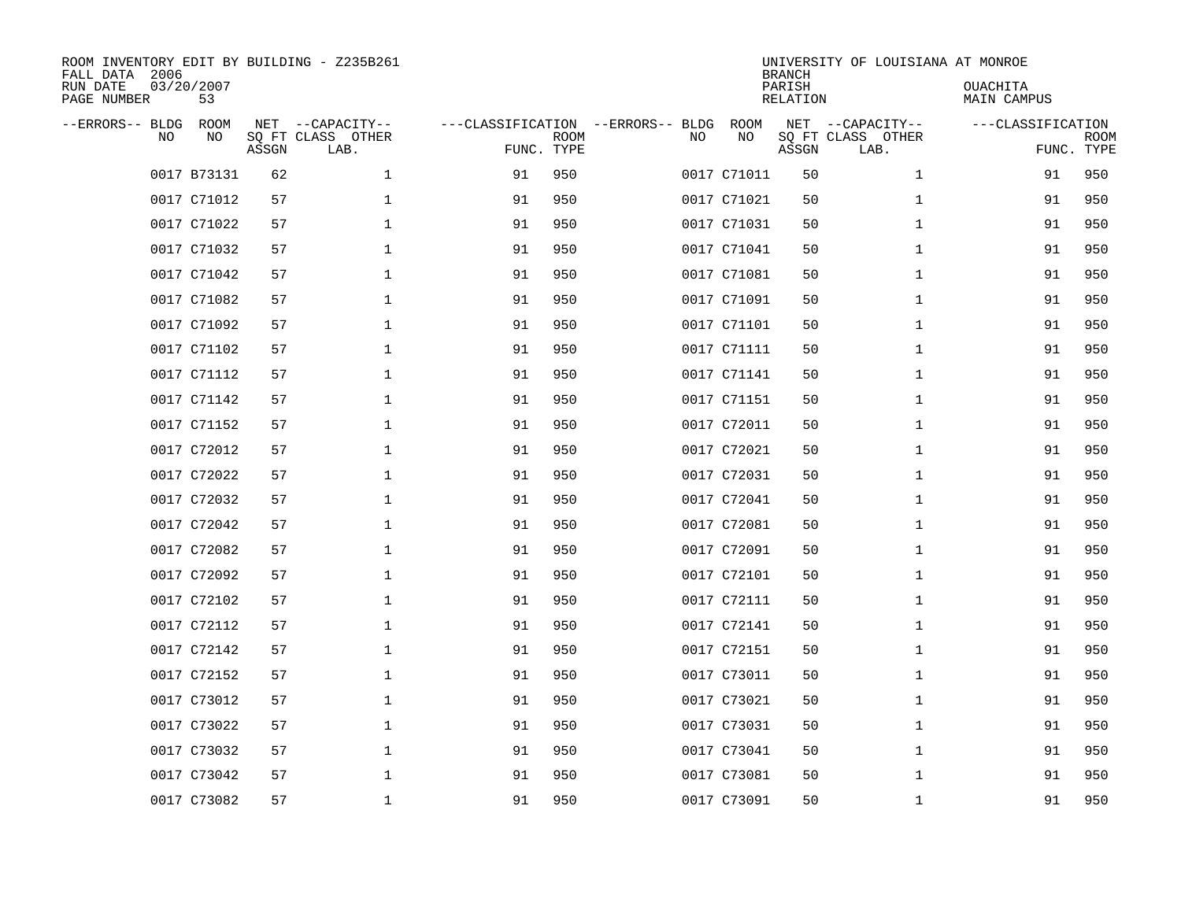ROOM INVENTORY EDIT BY BUILDING - Z235B261
FALL DATA 2006
RUN DATE 03/20/2007
PAGE NUMBER 53

UNIVERSITY OF LOUISIANA AT MONROE
BRANCH
PARISH OUACHITA
RELATION MAIN CAMPUS

| --ERRORS-- | BLDG NO | ROOM NO | NET SQ FT ASSGN | CAPACITY CLASS LAB. | CAPACITY OTHER | CLASSIFICATION FUNC. | ROOM TYPE | --ERRORS-- | BLDG NO | ROOM NO | NET SQ FT ASSGN | CAPACITY CLASS LAB. | CAPACITY OTHER | CLASSIFICATION FUNC. | ROOM TYPE |
|---|---|---|---|---|---|---|---|---|---|---|---|---|---|---|---|
| | 0017 | B73131 | 62 | | 1 | 91 | 950 | | 0017 | C71011 | 50 | | 1 | 91 | 950 |
| | 0017 | C71012 | 57 | | 1 | 91 | 950 | | 0017 | C71021 | 50 | | 1 | 91 | 950 |
| | 0017 | C71022 | 57 | | 1 | 91 | 950 | | 0017 | C71031 | 50 | | 1 | 91 | 950 |
| | 0017 | C71032 | 57 | | 1 | 91 | 950 | | 0017 | C71041 | 50 | | 1 | 91 | 950 |
| | 0017 | C71042 | 57 | | 1 | 91 | 950 | | 0017 | C71081 | 50 | | 1 | 91 | 950 |
| | 0017 | C71082 | 57 | | 1 | 91 | 950 | | 0017 | C71091 | 50 | | 1 | 91 | 950 |
| | 0017 | C71092 | 57 | | 1 | 91 | 950 | | 0017 | C71101 | 50 | | 1 | 91 | 950 |
| | 0017 | C71102 | 57 | | 1 | 91 | 950 | | 0017 | C71111 | 50 | | 1 | 91 | 950 |
| | 0017 | C71112 | 57 | | 1 | 91 | 950 | | 0017 | C71141 | 50 | | 1 | 91 | 950 |
| | 0017 | C71142 | 57 | | 1 | 91 | 950 | | 0017 | C71151 | 50 | | 1 | 91 | 950 |
| | 0017 | C71152 | 57 | | 1 | 91 | 950 | | 0017 | C72011 | 50 | | 1 | 91 | 950 |
| | 0017 | C72012 | 57 | | 1 | 91 | 950 | | 0017 | C72021 | 50 | | 1 | 91 | 950 |
| | 0017 | C72022 | 57 | | 1 | 91 | 950 | | 0017 | C72031 | 50 | | 1 | 91 | 950 |
| | 0017 | C72032 | 57 | | 1 | 91 | 950 | | 0017 | C72041 | 50 | | 1 | 91 | 950 |
| | 0017 | C72042 | 57 | | 1 | 91 | 950 | | 0017 | C72081 | 50 | | 1 | 91 | 950 |
| | 0017 | C72082 | 57 | | 1 | 91 | 950 | | 0017 | C72091 | 50 | | 1 | 91 | 950 |
| | 0017 | C72092 | 57 | | 1 | 91 | 950 | | 0017 | C72101 | 50 | | 1 | 91 | 950 |
| | 0017 | C72102 | 57 | | 1 | 91 | 950 | | 0017 | C72111 | 50 | | 1 | 91 | 950 |
| | 0017 | C72112 | 57 | | 1 | 91 | 950 | | 0017 | C72141 | 50 | | 1 | 91 | 950 |
| | 0017 | C72142 | 57 | | 1 | 91 | 950 | | 0017 | C72151 | 50 | | 1 | 91 | 950 |
| | 0017 | C72152 | 57 | | 1 | 91 | 950 | | 0017 | C73011 | 50 | | 1 | 91 | 950 |
| | 0017 | C73012 | 57 | | 1 | 91 | 950 | | 0017 | C73021 | 50 | | 1 | 91 | 950 |
| | 0017 | C73022 | 57 | | 1 | 91 | 950 | | 0017 | C73031 | 50 | | 1 | 91 | 950 |
| | 0017 | C73032 | 57 | | 1 | 91 | 950 | | 0017 | C73041 | 50 | | 1 | 91 | 950 |
| | 0017 | C73042 | 57 | | 1 | 91 | 950 | | 0017 | C73081 | 50 | | 1 | 91 | 950 |
| | 0017 | C73082 | 57 | | 1 | 91 | 950 | | 0017 | C73091 | 50 | | 1 | 91 | 950 |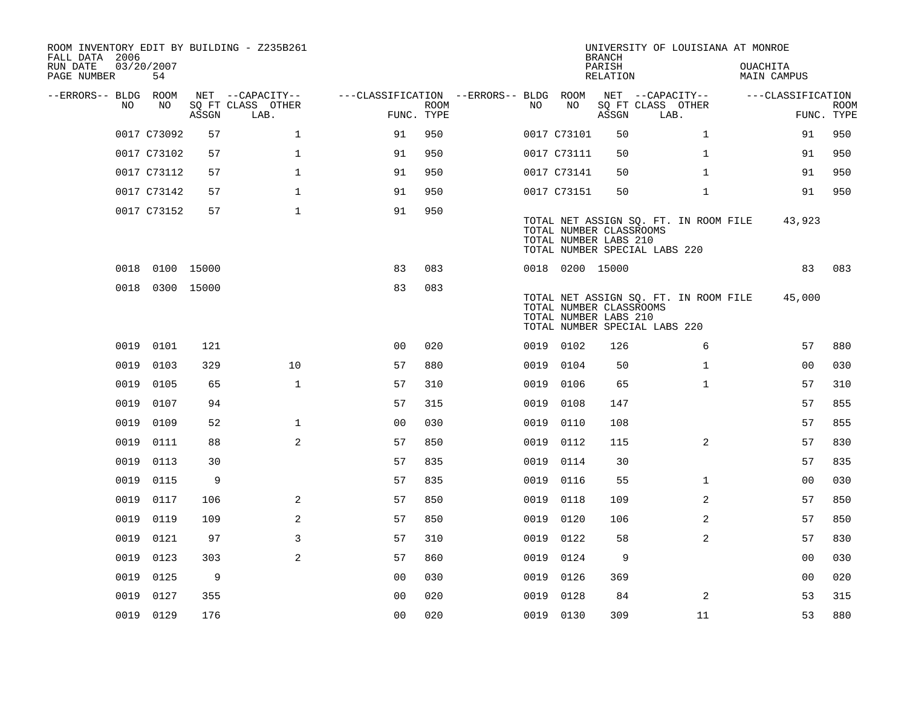ROOM INVENTORY EDIT BY BUILDING - Z235B261
FALL DATA 2006
RUN DATE 03/20/2007
PAGE NUMBER 54

UNIVERSITY OF LOUISIANA AT MONROE
BRANCH
PARISH OUACHITA
RELATION MAIN CAMPUS

| --ERRORS-- | BLDG NO | ROOM NO | NET SQ FT ASSGN | --CAPACITY-- CLASS | OTHER LAB. | ---CLASSIFICATION FUNC. | ROOM TYPE | --ERRORS-- | BLDG NO | ROOM NO | NET SQ FT ASSGN | --CAPACITY-- CLASS | OTHER LAB. | ---CLASSIFICATION FUNC. | ROOM TYPE |
|---|---|---|---|---|---|---|---|---|---|---|---|---|---|---|---|
| | 0017 | C73092 | 57 | | 1 | 91 | 950 | | 0017 | C73101 | 50 | | 1 | 91 | 950 |
| | 0017 | C73102 | 57 | | 1 | 91 | 950 | | 0017 | C73111 | 50 | | 1 | 91 | 950 |
| | 0017 | C73112 | 57 | | 1 | 91 | 950 | | 0017 | C73141 | 50 | | 1 | 91 | 950 |
| | 0017 | C73142 | 57 | | 1 | 91 | 950 | | 0017 | C73151 | 50 | | 1 | 91 | 950 |
| | 0017 | C73152 | 57 | | 1 | 91 | 950 | | | | | | | | |

TOTAL NET ASSIGN SQ. FT. IN ROOM FILE 43,923
TOTAL NUMBER CLASSROOMS
TOTAL NUMBER LABS 210
TOTAL NUMBER SPECIAL LABS 220

| --ERRORS-- | BLDG NO | ROOM NO | NET SQ FT ASSGN | --CAPACITY-- CLASS | OTHER LAB. | ---CLASSIFICATION FUNC. | ROOM TYPE | --ERRORS-- | BLDG NO | ROOM NO | NET SQ FT ASSGN | --CAPACITY-- CLASS | OTHER LAB. | ---CLASSIFICATION FUNC. | ROOM TYPE |
|---|---|---|---|---|---|---|---|---|---|---|---|---|---|---|---|
| | 0018 | 0100 | 15000 | | | 83 | 083 | | 0018 | 0200 | 15000 | | | 83 | 083 |
| | 0018 | 0300 | 15000 | | | 83 | 083 | | | | | | | | |

TOTAL NET ASSIGN SQ. FT. IN ROOM FILE 45,000
TOTAL NUMBER CLASSROOMS
TOTAL NUMBER LABS 210
TOTAL NUMBER SPECIAL LABS 220

| --ERRORS-- | BLDG NO | ROOM NO | NET SQ FT ASSGN | --CAPACITY-- CLASS | OTHER LAB. | ---CLASSIFICATION FUNC. | ROOM TYPE | --ERRORS-- | BLDG NO | ROOM NO | NET SQ FT ASSGN | --CAPACITY-- CLASS | OTHER LAB. | ---CLASSIFICATION FUNC. | ROOM TYPE |
|---|---|---|---|---|---|---|---|---|---|---|---|---|---|---|---|
| | 0019 | 0101 | 121 | | | 00 | 020 | | 0019 | 0102 | 126 | | 6 | 57 | 880 |
| | 0019 | 0103 | 329 | | 10 | 57 | 880 | | 0019 | 0104 | 50 | | 1 | 00 | 030 |
| | 0019 | 0105 | 65 | | 1 | 57 | 310 | | 0019 | 0106 | 65 | | 1 | 57 | 310 |
| | 0019 | 0107 | 94 | | | 57 | 315 | | 0019 | 0108 | 147 | | | 57 | 855 |
| | 0019 | 0109 | 52 | | 1 | 00 | 030 | | 0019 | 0110 | 108 | | | 57 | 855 |
| | 0019 | 0111 | 88 | | 2 | 57 | 850 | | 0019 | 0112 | 115 | | 2 | 57 | 830 |
| | 0019 | 0113 | 30 | | | 57 | 835 | | 0019 | 0114 | 30 | | | 57 | 835 |
| | 0019 | 0115 | 9 | | | 57 | 835 | | 0019 | 0116 | 55 | | 1 | 00 | 030 |
| | 0019 | 0117 | 106 | | 2 | 57 | 850 | | 0019 | 0118 | 109 | | 2 | 57 | 850 |
| | 0019 | 0119 | 109 | | 2 | 57 | 850 | | 0019 | 0120 | 106 | | 2 | 57 | 850 |
| | 0019 | 0121 | 97 | | 3 | 57 | 310 | | 0019 | 0122 | 58 | | 2 | 57 | 830 |
| | 0019 | 0123 | 303 | | 2 | 57 | 860 | | 0019 | 0124 | 9 | | | 00 | 030 |
| | 0019 | 0125 | 9 | | | 00 | 030 | | 0019 | 0126 | 369 | | | 00 | 020 |
| | 0019 | 0127 | 355 | | | 00 | 020 | | 0019 | 0128 | 84 | | 2 | 53 | 315 |
| | 0019 | 0129 | 176 | | | 00 | 020 | | 0019 | 0130 | 309 | | 11 | 53 | 880 |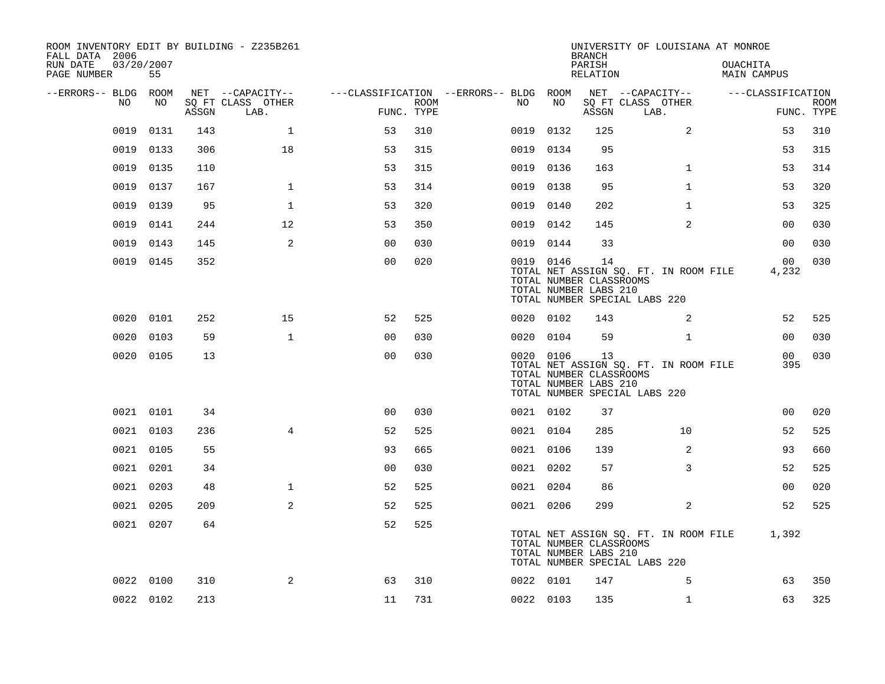ROOM INVENTORY EDIT BY BUILDING - Z235B261
FALL DATA 2006
RUN DATE 03/20/2007
PAGE NUMBER 55

UNIVERSITY OF LOUISIANA AT MONROE
BRANCH
PARISH OUACHITA
RELATION MAIN CAMPUS

| --ERRORS-- | BLDG NO | ROOM NO | NET ASSGN SQ FT | CAPACITY CLASS | CAPACITY OTHER LAB. | CLASSIFICATION FUNC. | ROOM TYPE | --ERRORS-- | BLDG NO | ROOM NO | NET ASSGN SQ FT | CAPACITY CLASS | CAPACITY OTHER LAB. | CLASSIFICATION FUNC. | ROOM TYPE |
|---|---|---|---|---|---|---|---|---|---|---|---|---|---|---|---|
| | 0019 | 0131 | 143 | | 1 | 53 | 310 | | 0019 | 0132 | 125 | | 2 | 53 | 310 |
| | 0019 | 0133 | 306 | | 18 | 53 | 315 | | 0019 | 0134 | 95 | | | 53 | 315 |
| | 0019 | 0135 | 110 | | | 53 | 315 | | 0019 | 0136 | 163 | | 1 | 53 | 314 |
| | 0019 | 0137 | 167 | | 1 | 53 | 314 | | 0019 | 0138 | 95 | | 1 | 53 | 320 |
| | 0019 | 0139 | 95 | | 1 | 53 | 320 | | 0019 | 0140 | 202 | | 1 | 53 | 325 |
| | 0019 | 0141 | 244 | | 12 | 53 | 350 | | 0019 | 0142 | 145 | | 2 | 00 | 030 |
| | 0019 | 0143 | 145 | | 2 | 00 | 030 | | 0019 | 0144 | 33 | | | 00 | 030 |
| | 0019 | 0145 | 352 | | | 00 | 020 | | 0019 | 0146 | 14 | | | 00 | 030 |
| | | | | | | | | | TOTAL NET ASSIGN SQ. FT. IN ROOM FILE | | | | | 4,232 | |
| | | | | | | | | | TOTAL NUMBER CLASSROOMS | | | | | | |
| | | | | | | | | | TOTAL NUMBER LABS 210 | | | | | | |
| | | | | | | | | | TOTAL NUMBER SPECIAL LABS 220 | | | | | | |
| | 0020 | 0101 | 252 | | 15 | 52 | 525 | | 0020 | 0102 | 143 | | 2 | 52 | 525 |
| | 0020 | 0103 | 59 | | 1 | 00 | 030 | | 0020 | 0104 | 59 | | 1 | 00 | 030 |
| | 0020 | 0105 | 13 | | | 00 | 030 | | 0020 | 0106 | 13 | | | 00 | 030 |
| | | | | | | | | | TOTAL NET ASSIGN SQ. FT. IN ROOM FILE | | | | | 395 | |
| | | | | | | | | | TOTAL NUMBER CLASSROOMS | | | | | | |
| | | | | | | | | | TOTAL NUMBER LABS 210 | | | | | | |
| | | | | | | | | | TOTAL NUMBER SPECIAL LABS 220 | | | | | | |
| | 0021 | 0101 | 34 | | | 00 | 030 | | 0021 | 0102 | 37 | | | 00 | 020 |
| | 0021 | 0103 | 236 | | 4 | 52 | 525 | | 0021 | 0104 | 285 | | 10 | 52 | 525 |
| | 0021 | 0105 | 55 | | | 93 | 665 | | 0021 | 0106 | 139 | | 2 | 93 | 660 |
| | 0021 | 0201 | 34 | | | 00 | 030 | | 0021 | 0202 | 57 | | 3 | 52 | 525 |
| | 0021 | 0203 | 48 | | 1 | 52 | 525 | | 0021 | 0204 | 86 | | | 00 | 020 |
| | 0021 | 0205 | 209 | | 2 | 52 | 525 | | 0021 | 0206 | 299 | | 2 | 52 | 525 |
| | 0021 | 0207 | 64 | | | 52 | 525 | | | | | | | | |
| | | | | | | | | | TOTAL NET ASSIGN SQ. FT. IN ROOM FILE | | | | | 1,392 | |
| | | | | | | | | | TOTAL NUMBER CLASSROOMS | | | | | | |
| | | | | | | | | | TOTAL NUMBER LABS 210 | | | | | | |
| | | | | | | | | | TOTAL NUMBER SPECIAL LABS 220 | | | | | | |
| | 0022 | 0100 | 310 | | 2 | 63 | 310 | | 0022 | 0101 | 147 | | 5 | 63 | 350 |
| | 0022 | 0102 | 213 | | | 11 | 731 | | 0022 | 0103 | 135 | | 1 | 63 | 325 |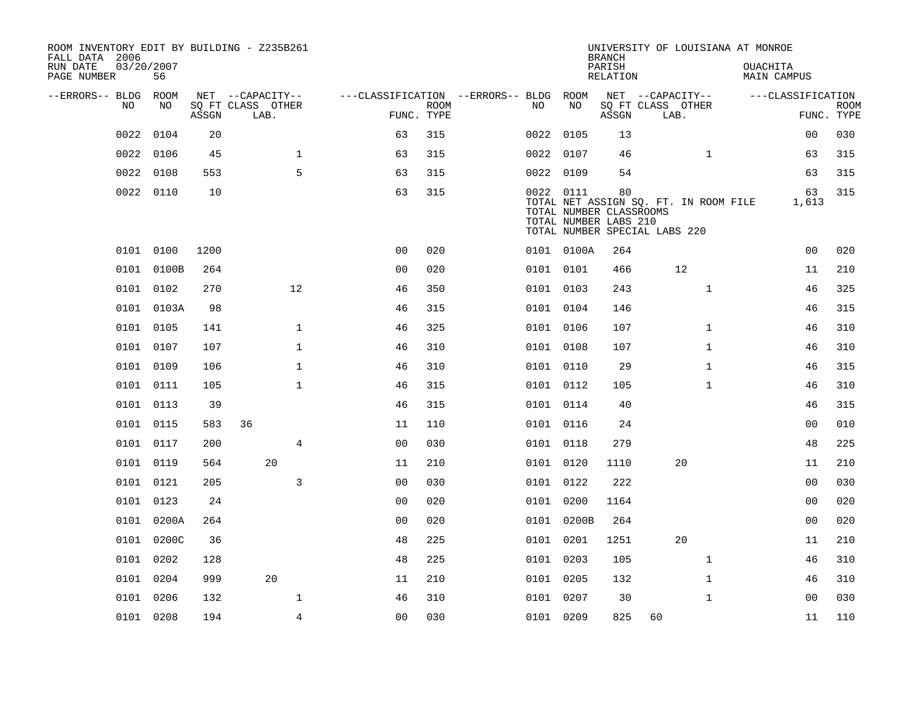ROOM INVENTORY EDIT BY BUILDING - Z235B261
FALL DATA 2006
RUN DATE 03/20/2007
PAGE NUMBER 56

UNIVERSITY OF LOUISIANA AT MONROE
BRANCH
PARISH OUACHITA
RELATION MAIN CAMPUS

| --ERRORS-- | BLDG NO | ROOM NO | NET SQ FT ASSGN | CAPACITY CLASS | CAPACITY LAB. | CAPACITY OTHER | CLASSIFICATION FUNC. | ROOM TYPE | --ERRORS-- | BLDG NO | ROOM NO | NET SQ FT ASSGN | CAPACITY CLASS | CAPACITY LAB. | CAPACITY OTHER | CLASSIFICATION FUNC. | ROOM TYPE |
|---|---|---|---|---|---|---|---|---|---|---|---|---|---|---|---|---|---|
| | 0022 | 0104 | 20 | | | | 63 | 315 | | 0022 | 0105 | 13 | | | | 00 | 030 |
| | 0022 | 0106 | 45 | | | 1 | 63 | 315 | | 0022 | 0107 | 46 | | | 1 | 63 | 315 |
| | 0022 | 0108 | 553 | | | 5 | 63 | 315 | | 0022 | 0109 | 54 | | | | 63 | 315 |
| | 0022 | 0110 | 10 | | | | 63 | 315 | | 0022 | 0111 | 80 | | | | 63 | 315 |
| | | | | | | | | | | TOTAL NET ASSIGN SQ. FT. IN ROOM FILE | | | | | | 1,613 | |
| | | | | | | | | | | TOTAL NUMBER CLASSROOMS | | | | | | | |
| | | | | | | | | | | TOTAL NUMBER LABS 210 | | | | | | | |
| | | | | | | | | | | TOTAL NUMBER SPECIAL LABS 220 | | | | | | | |
| | 0101 | 0100 | 1200 | | | | 00 | 020 | | 0101 | 0100A | 264 | | | | 00 | 020 |
| | 0101 | 0100B | 264 | | | | 00 | 020 | | 0101 | 0101 | 466 | | 12 | | 11 | 210 |
| | 0101 | 0102 | 270 | | | 12 | 46 | 350 | | 0101 | 0103 | 243 | | | 1 | 46 | 325 |
| | 0101 | 0103A | 98 | | | | 46 | 315 | | 0101 | 0104 | 146 | | | | 46 | 315 |
| | 0101 | 0105 | 141 | | | 1 | 46 | 325 | | 0101 | 0106 | 107 | | | 1 | 46 | 310 |
| | 0101 | 0107 | 107 | | | 1 | 46 | 310 | | 0101 | 0108 | 107 | | | 1 | 46 | 310 |
| | 0101 | 0109 | 106 | | | 1 | 46 | 310 | | 0101 | 0110 | 29 | | | 1 | 46 | 315 |
| | 0101 | 0111 | 105 | | | 1 | 46 | 315 | | 0101 | 0112 | 105 | | | 1 | 46 | 310 |
| | 0101 | 0113 | 39 | | | | 46 | 315 | | 0101 | 0114 | 40 | | | | 46 | 315 |
| | 0101 | 0115 | 583 | 36 | | | 11 | 110 | | 0101 | 0116 | 24 | | | | 00 | 010 |
| | 0101 | 0117 | 200 | | | 4 | 00 | 030 | | 0101 | 0118 | 279 | | | | 48 | 225 |
| | 0101 | 0119 | 564 | | 20 | | 11 | 210 | | 0101 | 0120 | 1110 | | 20 | | 11 | 210 |
| | 0101 | 0121 | 205 | | | 3 | 00 | 030 | | 0101 | 0122 | 222 | | | | 00 | 030 |
| | 0101 | 0123 | 24 | | | | 00 | 020 | | 0101 | 0200 | 1164 | | | | 00 | 020 |
| | 0101 | 0200A | 264 | | | | 00 | 020 | | 0101 | 0200B | 264 | | | | 00 | 020 |
| | 0101 | 0200C | 36 | | | | 48 | 225 | | 0101 | 0201 | 1251 | | 20 | | 11 | 210 |
| | 0101 | 0202 | 128 | | | | 48 | 225 | | 0101 | 0203 | 105 | | | 1 | 46 | 310 |
| | 0101 | 0204 | 999 | | 20 | | 11 | 210 | | 0101 | 0205 | 132 | | | 1 | 46 | 310 |
| | 0101 | 0206 | 132 | | | 1 | 46 | 310 | | 0101 | 0207 | 30 | | | 1 | 00 | 030 |
| | 0101 | 0208 | 194 | | | 4 | 00 | 030 | | 0101 | 0209 | 825 | 60 | | | 11 | 110 |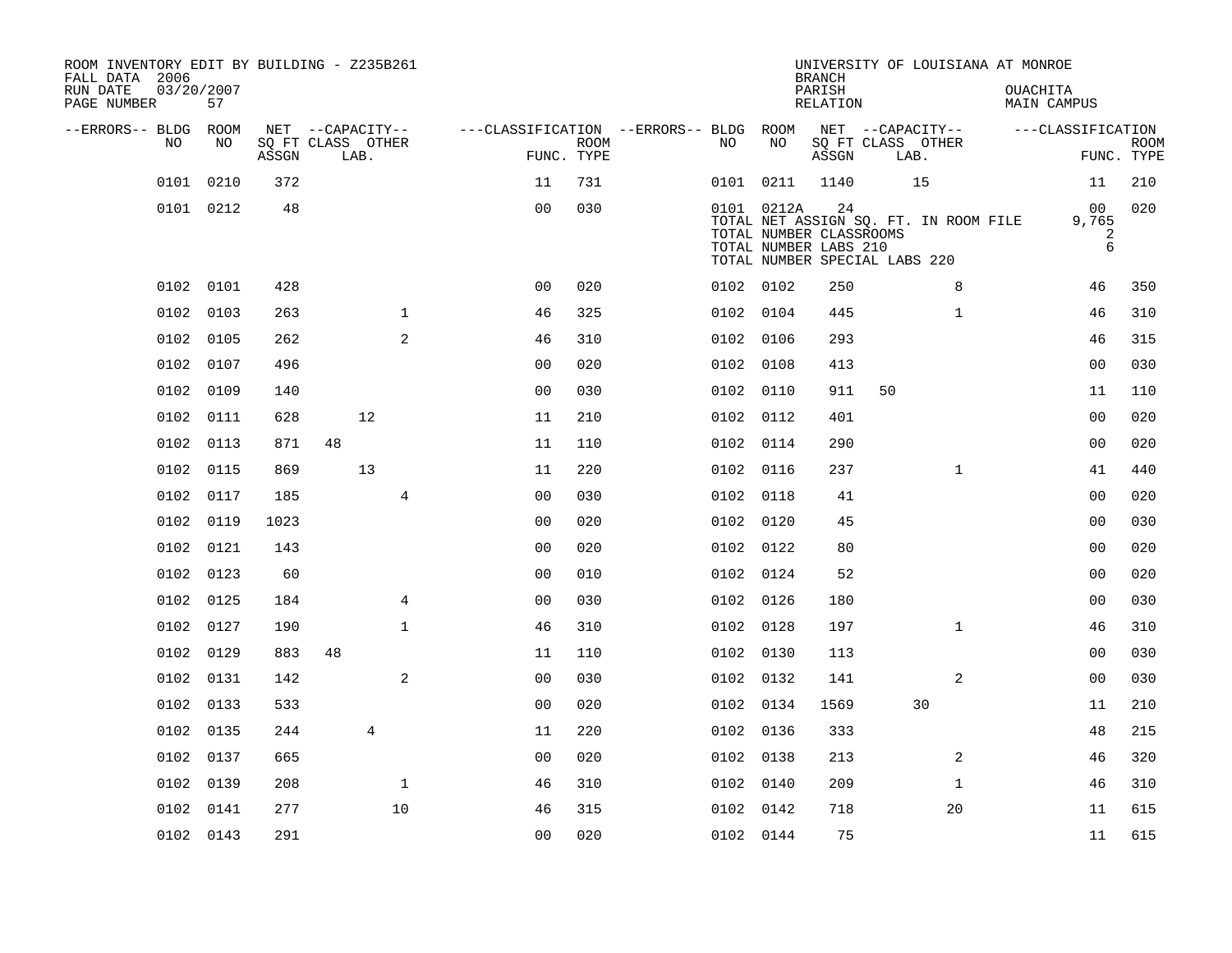ROOM INVENTORY EDIT BY BUILDING - Z235B261
FALL DATA 2006
RUN DATE 03/20/2007

UNIVERSITY OF LOUISIANA AT MONROE
BRANCH
PARISH OUACHITA
RELATION MAIN CAMPUS

| --ERRORS-- | BLDG NO | ROOM NO | NET SQ FT ASSGN | CAPACITY CLASS | CAPACITY LAB. | CAPACITY OTHER | FUNC. | ROOM TYPE | --ERRORS-- | BLDG NO | ROOM NO | NET SQ FT ASSGN | CAPACITY CLASS | CAPACITY LAB. | CAPACITY OTHER | FUNC. | ROOM TYPE |
|---|---|---|---|---|---|---|---|---|---|---|---|---|---|---|---|---|---|
| | 0101 | 0210 | 372 | | | | 11 | 731 | | 0101 | 0211 | 1140 | | 15 | | 11 | 210 |
| | 0101 | 0212 | 48 | | | | 00 | 030 | | 0101 | 0212A | 24 | | | | 00 | 020 |
| | | | | | | | | | | TOTAL NET ASSIGN SQ. FT. IN ROOM FILE | | | | | | 9,765 | |
| | | | | | | | | | | TOTAL NUMBER CLASSROOMS | | | | | | 2 | |
| | | | | | | | | | | TOTAL NUMBER LABS 210 | | | | | | 6 | |
| | | | | | | | | | | TOTAL NUMBER SPECIAL LABS 220 | | | | | | | |
| | 0102 | 0101 | 428 | | | | 00 | 020 | | 0102 | 0102 | 250 | | | 8 | 46 | 350 |
| | 0102 | 0103 | 263 | | | 1 | 46 | 325 | | 0102 | 0104 | 445 | | | 1 | 46 | 310 |
| | 0102 | 0105 | 262 | | | 2 | 46 | 310 | | 0102 | 0106 | 293 | | | | 46 | 315 |
| | 0102 | 0107 | 496 | | | | 00 | 020 | | 0102 | 0108 | 413 | | | | 00 | 030 |
| | 0102 | 0109 | 140 | | | | 00 | 030 | | 0102 | 0110 | 911 | 50 | | | 11 | 110 |
| | 0102 | 0111 | 628 | | 12 | | 11 | 210 | | 0102 | 0112 | 401 | | | | 00 | 020 |
| | 0102 | 0113 | 871 | 48 | | | 11 | 110 | | 0102 | 0114 | 290 | | | | 00 | 020 |
| | 0102 | 0115 | 869 | | 13 | | 11 | 220 | | 0102 | 0116 | 237 | | | 1 | 41 | 440 |
| | 0102 | 0117 | 185 | | | 4 | 00 | 030 | | 0102 | 0118 | 41 | | | | 00 | 020 |
| | 0102 | 0119 | 1023 | | | | 00 | 020 | | 0102 | 0120 | 45 | | | | 00 | 030 |
| | 0102 | 0121 | 143 | | | | 00 | 020 | | 0102 | 0122 | 80 | | | | 00 | 020 |
| | 0102 | 0123 | 60 | | | | 00 | 010 | | 0102 | 0124 | 52 | | | | 00 | 020 |
| | 0102 | 0125 | 184 | | | 4 | 00 | 030 | | 0102 | 0126 | 180 | | | | 00 | 030 |
| | 0102 | 0127 | 190 | | | 1 | 46 | 310 | | 0102 | 0128 | 197 | | | 1 | 46 | 310 |
| | 0102 | 0129 | 883 | 48 | | | 11 | 110 | | 0102 | 0130 | 113 | | | | 00 | 030 |
| | 0102 | 0131 | 142 | | | 2 | 00 | 030 | | 0102 | 0132 | 141 | | | 2 | 00 | 030 |
| | 0102 | 0133 | 533 | | | | 00 | 020 | | 0102 | 0134 | 1569 | | 30 | | 11 | 210 |
| | 0102 | 0135 | 244 | | 4 | | 11 | 220 | | 0102 | 0136 | 333 | | | | 48 | 215 |
| | 0102 | 0137 | 665 | | | | 00 | 020 | | 0102 | 0138 | 213 | | | 2 | 46 | 320 |
| | 0102 | 0139 | 208 | | | 1 | 46 | 310 | | 0102 | 0140 | 209 | | | 1 | 46 | 310 |
| | 0102 | 0141 | 277 | | | 10 | 46 | 315 | | 0102 | 0142 | 718 | | | 20 | 11 | 615 |
| | 0102 | 0143 | 291 | | | | 00 | 020 | | 0102 | 0144 | 75 | | | | 11 | 615 |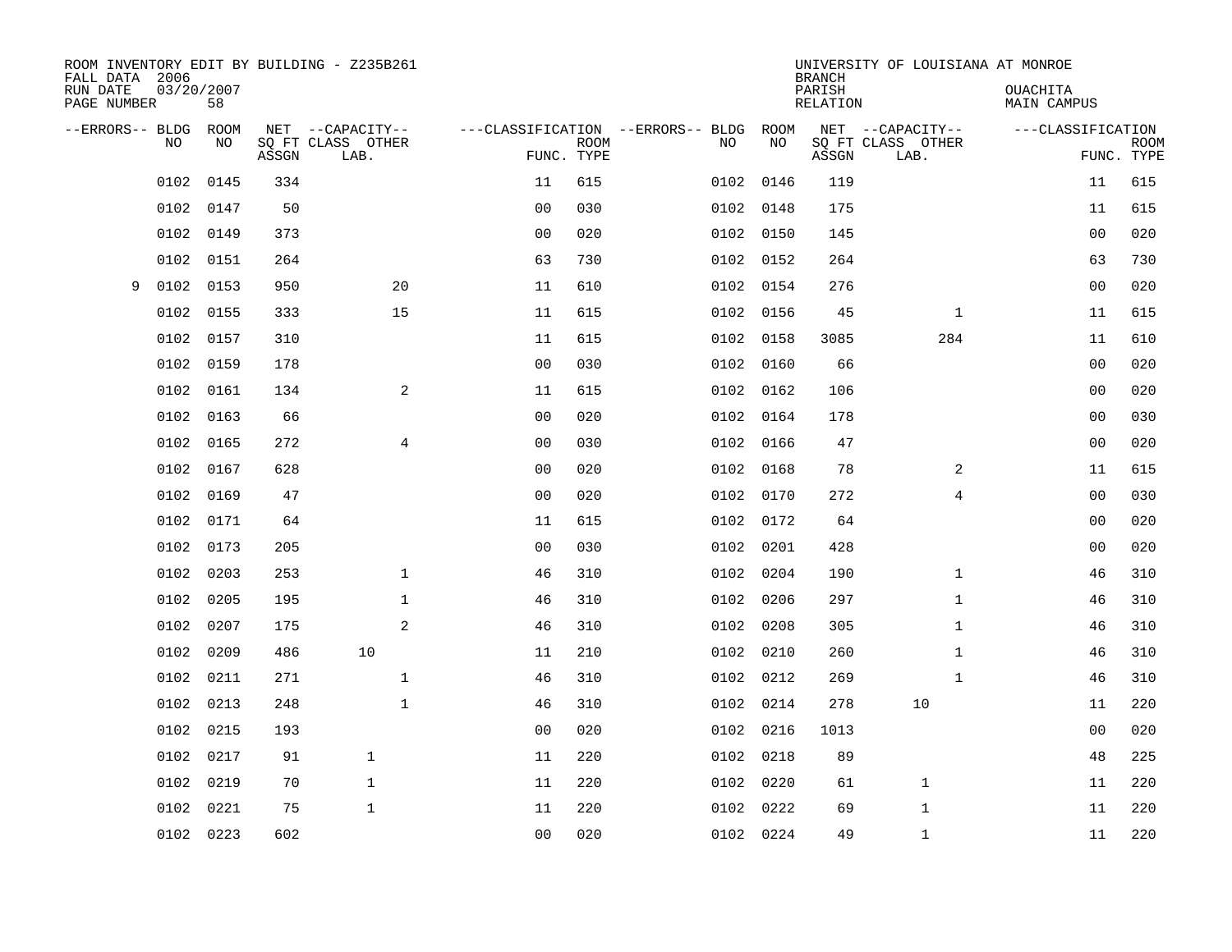ROOM INVENTORY EDIT BY BUILDING - Z235B261
FALL DATA 2006
RUN DATE 03/20/2007
PAGE NUMBER 58

UNIVERSITY OF LOUISIANA AT MONROE
BRANCH
PARISH OUACHITA
RELATION MAIN CAMPUS

| --ERRORS-- | BLDG NO | ROOM NO | NET SQ FT ASSGN | CAPACITY CLASS LAB. | CAPACITY OTHER | CLASSIFICATION FUNC. | ROOM TYPE | --ERRORS-- | BLDG NO | ROOM NO | NET SQ FT ASSGN | CAPACITY CLASS LAB. | CAPACITY OTHER | CLASSIFICATION FUNC. | ROOM TYPE |
|---|---|---|---|---|---|---|---|---|---|---|---|---|---|---|---|
| | 0102 | 0145 | 334 | | | 11 | 615 | | 0102 | 0146 | 119 | | | 11 | 615 |
| | 0102 | 0147 | 50 | | | 00 | 030 | | 0102 | 0148 | 175 | | | 11 | 615 |
| | 0102 | 0149 | 373 | | | 00 | 020 | | 0102 | 0150 | 145 | | | 00 | 020 |
| | 0102 | 0151 | 264 | | | 63 | 730 | | 0102 | 0152 | 264 | | | 63 | 730 |
| 9 | 0102 | 0153 | 950 | | 20 | 11 | 610 | | 0102 | 0154 | 276 | | | 00 | 020 |
| | 0102 | 0155 | 333 | | 15 | 11 | 615 | | 0102 | 0156 | 45 | | 1 | 11 | 615 |
| | 0102 | 0157 | 310 | | | 11 | 615 | | 0102 | 0158 | 3085 | | 284 | 11 | 610 |
| | 0102 | 0159 | 178 | | | 00 | 030 | | 0102 | 0160 | 66 | | | 00 | 020 |
| | 0102 | 0161 | 134 | | 2 | 11 | 615 | | 0102 | 0162 | 106 | | | 00 | 020 |
| | 0102 | 0163 | 66 | | | 00 | 020 | | 0102 | 0164 | 178 | | | 00 | 030 |
| | 0102 | 0165 | 272 | | 4 | 00 | 030 | | 0102 | 0166 | 47 | | | 00 | 020 |
| | 0102 | 0167 | 628 | | | 00 | 020 | | 0102 | 0168 | 78 | | 2 | 11 | 615 |
| | 0102 | 0169 | 47 | | | 00 | 020 | | 0102 | 0170 | 272 | | 4 | 00 | 030 |
| | 0102 | 0171 | 64 | | | 11 | 615 | | 0102 | 0172 | 64 | | | 00 | 020 |
| | 0102 | 0173 | 205 | | | 00 | 030 | | 0102 | 0201 | 428 | | | 00 | 020 |
| | 0102 | 0203 | 253 | | 1 | 46 | 310 | | 0102 | 0204 | 190 | | 1 | 46 | 310 |
| | 0102 | 0205 | 195 | | 1 | 46 | 310 | | 0102 | 0206 | 297 | | 1 | 46 | 310 |
| | 0102 | 0207 | 175 | | 2 | 46 | 310 | | 0102 | 0208 | 305 | | 1 | 46 | 310 |
| | 0102 | 0209 | 486 | 10 | | 11 | 210 | | 0102 | 0210 | 260 | | 1 | 46 | 310 |
| | 0102 | 0211 | 271 | | 1 | 46 | 310 | | 0102 | 0212 | 269 | | 1 | 46 | 310 |
| | 0102 | 0213 | 248 | | 1 | 46 | 310 | | 0102 | 0214 | 278 | 10 | | 11 | 220 |
| | 0102 | 0215 | 193 | | | 00 | 020 | | 0102 | 0216 | 1013 | | | 00 | 020 |
| | 0102 | 0217 | 91 | 1 | | 11 | 220 | | 0102 | 0218 | 89 | | | 48 | 225 |
| | 0102 | 0219 | 70 | 1 | | 11 | 220 | | 0102 | 0220 | 61 | 1 | | 11 | 220 |
| | 0102 | 0221 | 75 | 1 | | 11 | 220 | | 0102 | 0222 | 69 | 1 | | 11 | 220 |
| | 0102 | 0223 | 602 | | | 00 | 020 | | 0102 | 0224 | 49 | 1 | | 11 | 220 |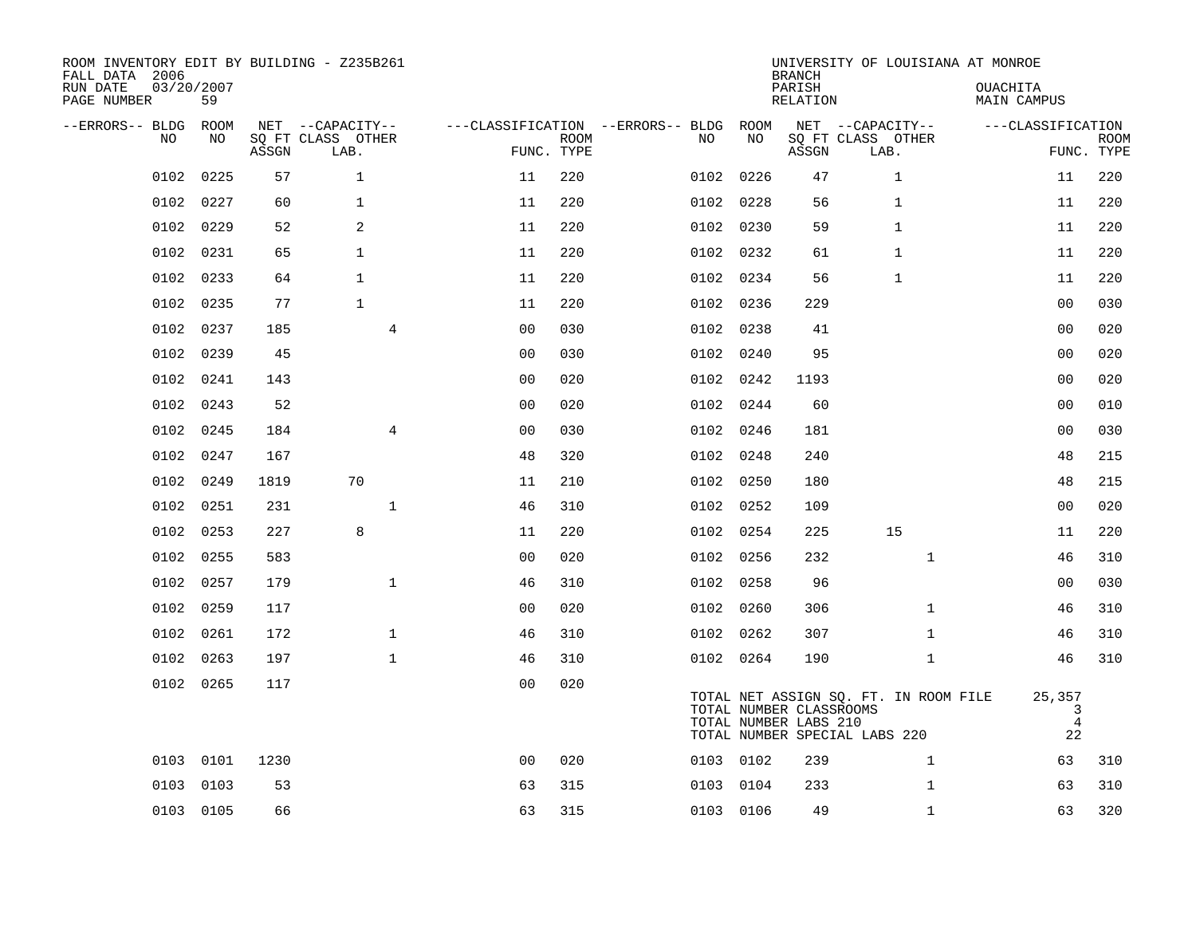ROOM INVENTORY EDIT BY BUILDING - Z235B261
FALL DATA 2006
RUN DATE 03/20/2007
PAGE NUMBER 59

UNIVERSITY OF LOUISIANA AT MONROE
BRANCH
PARISH OUACHITA
RELATION MAIN CAMPUS

| --ERRORS-- | BLDG NO | ROOM NO | NET SQ FT ASSGN | CAPACITY CLASS LAB. | CAPACITY OTHER | CLASSIFICATION FUNC. | ROOM TYPE | --ERRORS-- | BLDG NO | ROOM NO | NET SQ FT ASSGN | CAPACITY CLASS LAB. | CAPACITY OTHER | CLASSIFICATION FUNC. | ROOM TYPE |
|---|---|---|---|---|---|---|---|---|---|---|---|---|---|---|---|
| | 0102 | 0225 | 57 | 1 | | 11 | 220 | | 0102 | 0226 | 47 | 1 | | 11 | 220 |
| | 0102 | 0227 | 60 | 1 | | 11 | 220 | | 0102 | 0228 | 56 | 1 | | 11 | 220 |
| | 0102 | 0229 | 52 | 2 | | 11 | 220 | | 0102 | 0230 | 59 | 1 | | 11 | 220 |
| | 0102 | 0231 | 65 | 1 | | 11 | 220 | | 0102 | 0232 | 61 | 1 | | 11 | 220 |
| | 0102 | 0233 | 64 | 1 | | 11 | 220 | | 0102 | 0234 | 56 | 1 | | 11 | 220 |
| | 0102 | 0235 | 77 | 1 | | 11 | 220 | | 0102 | 0236 | 229 | | | 00 | 030 |
| | 0102 | 0237 | 185 | | 4 | 00 | 030 | | 0102 | 0238 | 41 | | | 00 | 020 |
| | 0102 | 0239 | 45 | | | 00 | 030 | | 0102 | 0240 | 95 | | | 00 | 020 |
| | 0102 | 0241 | 143 | | | 00 | 020 | | 0102 | 0242 | 1193 | | | 00 | 020 |
| | 0102 | 0243 | 52 | | | 00 | 020 | | 0102 | 0244 | 60 | | | 00 | 010 |
| | 0102 | 0245 | 184 | | 4 | 00 | 030 | | 0102 | 0246 | 181 | | | 00 | 030 |
| | 0102 | 0247 | 167 | | | 48 | 320 | | 0102 | 0248 | 240 | | | 48 | 215 |
| | 0102 | 0249 | 1819 | 70 | | 11 | 210 | | 0102 | 0250 | 180 | | | 48 | 215 |
| | 0102 | 0251 | 231 | | 1 | 46 | 310 | | 0102 | 0252 | 109 | | | 00 | 020 |
| | 0102 | 0253 | 227 | 8 | | 11 | 220 | | 0102 | 0254 | 225 | 15 | | 11 | 220 |
| | 0102 | 0255 | 583 | | | 00 | 020 | | 0102 | 0256 | 232 | | 1 | 46 | 310 |
| | 0102 | 0257 | 179 | | 1 | 46 | 310 | | 0102 | 0258 | 96 | | | 00 | 030 |
| | 0102 | 0259 | 117 | | | 00 | 020 | | 0102 | 0260 | 306 | | 1 | 46 | 310 |
| | 0102 | 0261 | 172 | | 1 | 46 | 310 | | 0102 | 0262 | 307 | | 1 | 46 | 310 |
| | 0102 | 0263 | 197 | | 1 | 46 | 310 | | 0102 | 0264 | 190 | | 1 | 46 | 310 |
| | 0102 | 0265 | 117 | | | 00 | 020 | | | | | | | | |

TOTAL NET ASSIGN SQ. FT. IN ROOM FILE 25,357
TOTAL NUMBER CLASSROOMS 3
TOTAL NUMBER LABS 210 4
TOTAL NUMBER SPECIAL LABS 220 22

| --ERRORS-- | BLDG NO | ROOM NO | NET SQ FT ASSGN | CAPACITY CLASS LAB. | CAPACITY OTHER | CLASSIFICATION FUNC. | ROOM TYPE | --ERRORS-- | BLDG NO | ROOM NO | NET SQ FT ASSGN | CAPACITY CLASS LAB. | CAPACITY OTHER | CLASSIFICATION FUNC. | ROOM TYPE |
|---|---|---|---|---|---|---|---|---|---|---|---|---|---|---|---|
| | 0103 | 0101 | 1230 | | | 00 | 020 | | 0103 | 0102 | 239 | | 1 | 63 | 310 |
| | 0103 | 0103 | 53 | | | 63 | 315 | | 0103 | 0104 | 233 | | 1 | 63 | 310 |
| | 0103 | 0105 | 66 | | | 63 | 315 | | 0103 | 0106 | 49 | | 1 | 63 | 320 |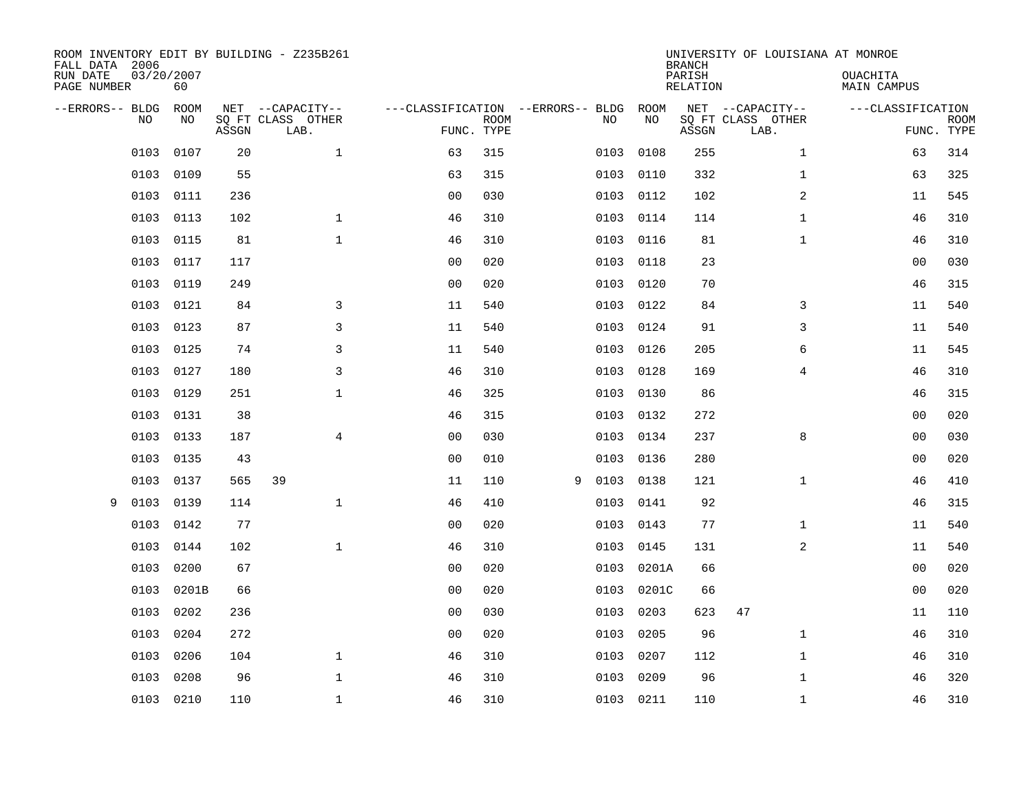ROOM INVENTORY EDIT BY BUILDING - Z235B261
FALL DATA 2006
RUN DATE 03/20/2007
PAGE NUMBER 60

UNIVERSITY OF LOUISIANA AT MONROE
BRANCH
PARISH OUACHITA
RELATION MAIN CAMPUS

| --ERRORS-- | BLDG NO | ROOM NO | NET SQ FT ASSGN | --CAPACITY-- CLASS LAB. | OTHER | ---CLASSIFICATION FUNC. | ROOM TYPE | --ERRORS-- | BLDG NO | ROOM NO | NET SQ FT ASSGN | --CAPACITY-- CLASS LAB. | OTHER | ---CLASSIFICATION FUNC. | ROOM TYPE |
|---|---|---|---|---|---|---|---|---|---|---|---|---|---|---|---|
| | 0103 | 0107 | 20 | | 1 | 63 | 315 | | 0103 | 0108 | 255 | | 1 | 63 | 314 |
| | 0103 | 0109 | 55 | | | 63 | 315 | | 0103 | 0110 | 332 | | 1 | 63 | 325 |
| | 0103 | 0111 | 236 | | | 00 | 030 | | 0103 | 0112 | 102 | | 2 | 11 | 545 |
| | 0103 | 0113 | 102 | | 1 | 46 | 310 | | 0103 | 0114 | 114 | | 1 | 46 | 310 |
| | 0103 | 0115 | 81 | | 1 | 46 | 310 | | 0103 | 0116 | 81 | | 1 | 46 | 310 |
| | 0103 | 0117 | 117 | | | 00 | 020 | | 0103 | 0118 | 23 | | | 00 | 030 |
| | 0103 | 0119 | 249 | | | 00 | 020 | | 0103 | 0120 | 70 | | | 46 | 315 |
| | 0103 | 0121 | 84 | | 3 | 11 | 540 | | 0103 | 0122 | 84 | | 3 | 11 | 540 |
| | 0103 | 0123 | 87 | | 3 | 11 | 540 | | 0103 | 0124 | 91 | | 3 | 11 | 540 |
| | 0103 | 0125 | 74 | | 3 | 11 | 540 | | 0103 | 0126 | 205 | | 6 | 11 | 545 |
| | 0103 | 0127 | 180 | | 3 | 46 | 310 | | 0103 | 0128 | 169 | | 4 | 46 | 310 |
| | 0103 | 0129 | 251 | | 1 | 46 | 325 | | 0103 | 0130 | 86 | | | 46 | 315 |
| | 0103 | 0131 | 38 | | | 46 | 315 | | 0103 | 0132 | 272 | | | 00 | 020 |
| | 0103 | 0133 | 187 | | 4 | 00 | 030 | | 0103 | 0134 | 237 | | 8 | 00 | 030 |
| | 0103 | 0135 | 43 | | | 00 | 010 | | 0103 | 0136 | 280 | | | 00 | 020 |
| | 0103 | 0137 | 565 | 39 | | 11 | 110 | 9 | 0103 | 0138 | 121 | | 1 | 46 | 410 |
| 9 | 0103 | 0139 | 114 | | 1 | 46 | 410 | | 0103 | 0141 | 92 | | | 46 | 315 |
| | 0103 | 0142 | 77 | | | 00 | 020 | | 0103 | 0143 | 77 | | 1 | 11 | 540 |
| | 0103 | 0144 | 102 | | 1 | 46 | 310 | | 0103 | 0145 | 131 | | 2 | 11 | 540 |
| | 0103 | 0200 | 67 | | | 00 | 020 | | 0103 | 0201A | 66 | | | 00 | 020 |
| | 0103 | 0201B | 66 | | | 00 | 020 | | 0103 | 0201C | 66 | | | 00 | 020 |
| | 0103 | 0202 | 236 | | | 00 | 030 | | 0103 | 0203 | 623 | 47 | | 11 | 110 |
| | 0103 | 0204 | 272 | | | 00 | 020 | | 0103 | 0205 | 96 | | 1 | 46 | 310 |
| | 0103 | 0206 | 104 | | 1 | 46 | 310 | | 0103 | 0207 | 112 | | 1 | 46 | 310 |
| | 0103 | 0208 | 96 | | 1 | 46 | 310 | | 0103 | 0209 | 96 | | 1 | 46 | 320 |
| | 0103 | 0210 | 110 | | 1 | 46 | 310 | | 0103 | 0211 | 110 | | 1 | 46 | 310 |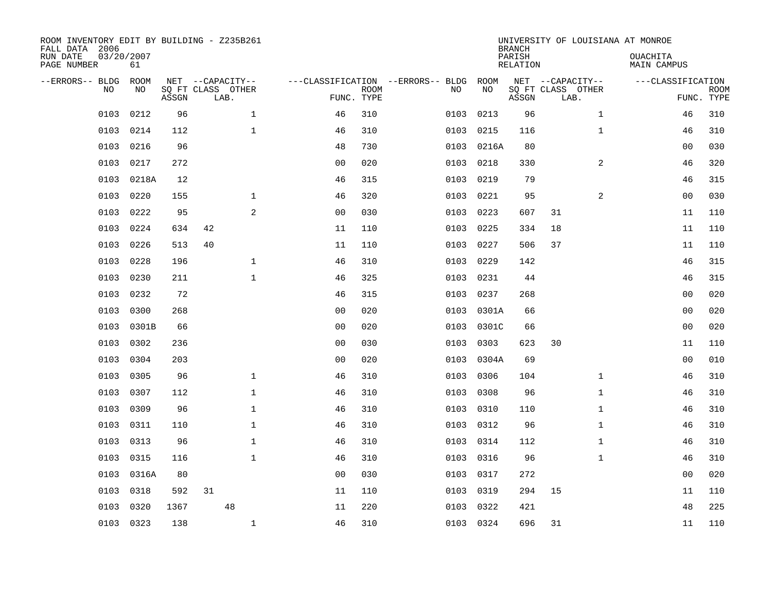ROOM INVENTORY EDIT BY BUILDING - Z235B261
FALL DATA 2006
RUN DATE 03/20/2007
PAGE NUMBER 61

UNIVERSITY OF LOUISIANA AT MONROE
BRANCH
PARISH OUACHITA
RELATION MAIN CAMPUS

| --ERRORS-- | BLDG NO | ROOM NO | NET SQ FT ASSGN | CAPACITY CLASS | CAPACITY OTHER LAB. | CLASSIFICATION FUNC. | ROOM TYPE | --ERRORS-- | BLDG NO | ROOM NO | NET SQ FT ASSGN | CAPACITY CLASS | CAPACITY OTHER LAB. | CLASSIFICATION FUNC. | ROOM TYPE |
|---|---|---|---|---|---|---|---|---|---|---|---|---|---|---|---|
| | 0103 | 0212 | 96 | | 1 | 46 | 310 | | 0103 | 0213 | 96 | | 1 | 46 | 310 |
| | 0103 | 0214 | 112 | | 1 | 46 | 310 | | 0103 | 0215 | 116 | | 1 | 46 | 310 |
| | 0103 | 0216 | 96 | | | 48 | 730 | | 0103 | 0216A | 80 | | | 00 | 030 |
| | 0103 | 0217 | 272 | | | 00 | 020 | | 0103 | 0218 | 330 | | 2 | 46 | 320 |
| | 0103 | 0218A | 12 | | | 46 | 315 | | 0103 | 0219 | 79 | | | 46 | 315 |
| | 0103 | 0220 | 155 | | 1 | 46 | 320 | | 0103 | 0221 | 95 | | 2 | 00 | 030 |
| | 0103 | 0222 | 95 | | 2 | 00 | 030 | | 0103 | 0223 | 607 | 31 | | 11 | 110 |
| | 0103 | 0224 | 634 | 42 | | 11 | 110 | | 0103 | 0225 | 334 | 18 | | 11 | 110 |
| | 0103 | 0226 | 513 | 40 | | 11 | 110 | | 0103 | 0227 | 506 | 37 | | 11 | 110 |
| | 0103 | 0228 | 196 | | 1 | 46 | 310 | | 0103 | 0229 | 142 | | | 46 | 315 |
| | 0103 | 0230 | 211 | | 1 | 46 | 325 | | 0103 | 0231 | 44 | | | 46 | 315 |
| | 0103 | 0232 | 72 | | | 46 | 315 | | 0103 | 0237 | 268 | | | 00 | 020 |
| | 0103 | 0300 | 268 | | | 00 | 020 | | 0103 | 0301A | 66 | | | 00 | 020 |
| | 0103 | 0301B | 66 | | | 00 | 020 | | 0103 | 0301C | 66 | | | 00 | 020 |
| | 0103 | 0302 | 236 | | | 00 | 030 | | 0103 | 0303 | 623 | 30 | | 11 | 110 |
| | 0103 | 0304 | 203 | | | 00 | 020 | | 0103 | 0304A | 69 | | | 00 | 010 |
| | 0103 | 0305 | 96 | | 1 | 46 | 310 | | 0103 | 0306 | 104 | | 1 | 46 | 310 |
| | 0103 | 0307 | 112 | | 1 | 46 | 310 | | 0103 | 0308 | 96 | | 1 | 46 | 310 |
| | 0103 | 0309 | 96 | | 1 | 46 | 310 | | 0103 | 0310 | 110 | | 1 | 46 | 310 |
| | 0103 | 0311 | 110 | | 1 | 46 | 310 | | 0103 | 0312 | 96 | | 1 | 46 | 310 |
| | 0103 | 0313 | 96 | | 1 | 46 | 310 | | 0103 | 0314 | 112 | | 1 | 46 | 310 |
| | 0103 | 0315 | 116 | | 1 | 46 | 310 | | 0103 | 0316 | 96 | | 1 | 46 | 310 |
| | 0103 | 0316A | 80 | | | 00 | 030 | | 0103 | 0317 | 272 | | | 00 | 020 |
| | 0103 | 0318 | 592 | 31 | | 11 | 110 | | 0103 | 0319 | 294 | 15 | | 11 | 110 |
| | 0103 | 0320 | 1367 | | 48 | 11 | 220 | | 0103 | 0322 | 421 | | | 48 | 225 |
| | 0103 | 0323 | 138 | | 1 | 46 | 310 | | 0103 | 0324 | 696 | 31 | | 11 | 110 |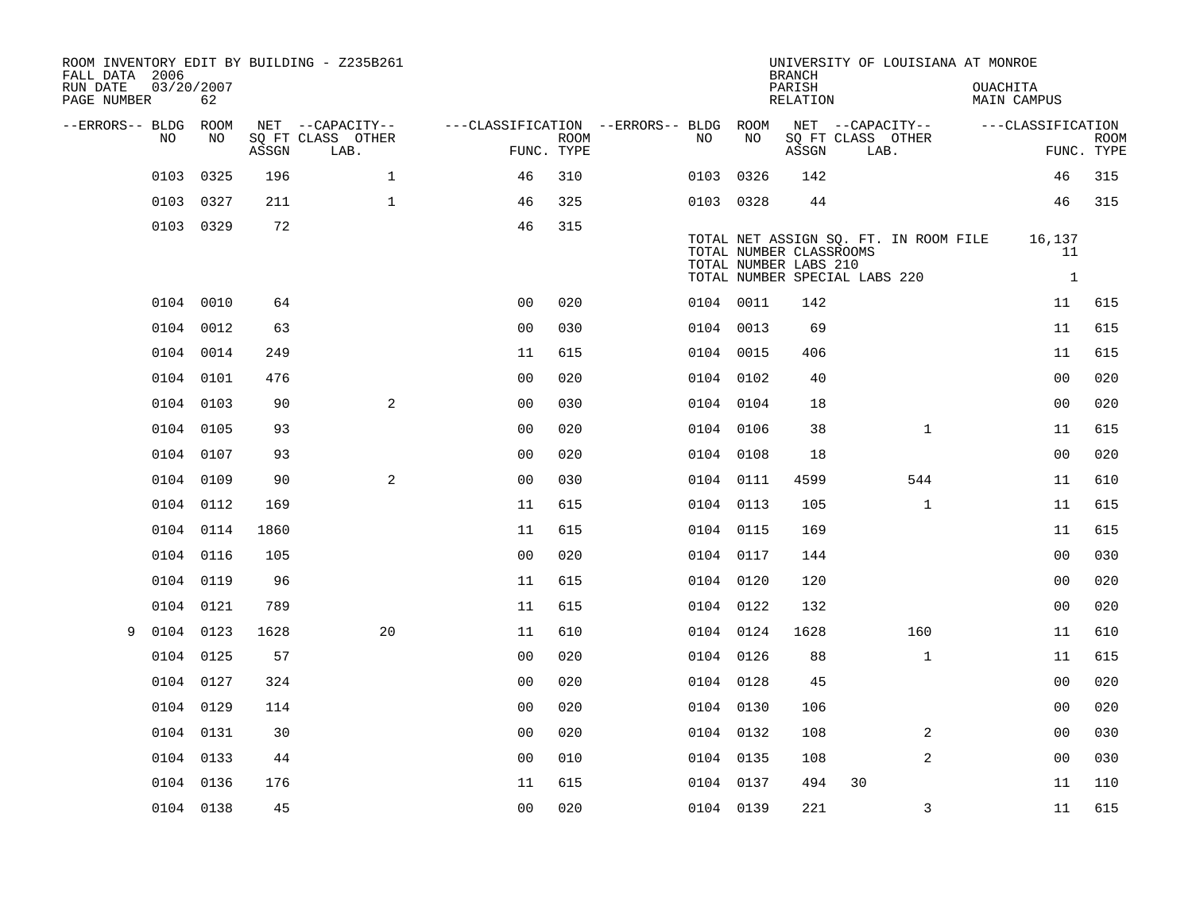ROOM INVENTORY EDIT BY BUILDING - Z235B261
FALL DATA 2006
RUN DATE 03/20/2007
PAGE NUMBER 62

UNIVERSITY OF LOUISIANA AT MONROE
BRANCH
PARISH OUACHITA
RELATION MAIN CAMPUS

| --ERRORS-- | BLDG NO | ROOM NO | NET SQ FT ASSGN | CAPACITY CLASS | CAPACITY LAB. | CAPACITY OTHER | CLASSIFICATION FUNC. | ROOM TYPE | --ERRORS-- | BLDG NO | ROOM NO | NET SQ FT ASSGN | CAPACITY CLASS | CAPACITY LAB. | CAPACITY OTHER | CLASSIFICATION FUNC. | ROOM TYPE |
|---|---|---|---|---|---|---|---|---|---|---|---|---|---|---|---|---|---|
| | 0103 | 0325 | 196 | | | 1 | 46 | 310 | | 0103 | 0326 | 142 | | | | 46 | 315 |
| | 0103 | 0327 | 211 | | | 1 | 46 | 325 | | 0103 | 0328 | 44 | | | | 46 | 315 |
| | 0103 | 0329 | 72 | | | | 46 | 315 | | | | | | | | | |

TOTAL NET ASSIGN SQ. FT. IN ROOM FILE 16,137
TOTAL NUMBER CLASSROOMS 11
TOTAL NUMBER LABS 210
TOTAL NUMBER SPECIAL LABS 220 1

| --ERRORS-- | BLDG NO | ROOM NO | NET SQ FT ASSGN | CAPACITY CLASS | CAPACITY LAB. | CAPACITY OTHER | CLASSIFICATION FUNC. | ROOM TYPE | --ERRORS-- | BLDG NO | ROOM NO | NET SQ FT ASSGN | CAPACITY CLASS | CAPACITY LAB. | CAPACITY OTHER | CLASSIFICATION FUNC. | ROOM TYPE |
|---|---|---|---|---|---|---|---|---|---|---|---|---|---|---|---|---|---|
| | 0104 | 0010 | 64 | | | | 00 | 020 | | 0104 | 0011 | 142 | | | | 11 | 615 |
| | 0104 | 0012 | 63 | | | | 00 | 030 | | 0104 | 0013 | 69 | | | | 11 | 615 |
| | 0104 | 0014 | 249 | | | | 11 | 615 | | 0104 | 0015 | 406 | | | | 11 | 615 |
| | 0104 | 0101 | 476 | | | | 00 | 020 | | 0104 | 0102 | 40 | | | | 00 | 020 |
| | 0104 | 0103 | 90 | | | 2 | 00 | 030 | | 0104 | 0104 | 18 | | | | 00 | 020 |
| | 0104 | 0105 | 93 | | | | 00 | 020 | | 0104 | 0106 | 38 | | | 1 | 11 | 615 |
| | 0104 | 0107 | 93 | | | | 00 | 020 | | 0104 | 0108 | 18 | | | | 00 | 020 |
| | 0104 | 0109 | 90 | | | 2 | 00 | 030 | | 0104 | 0111 | 4599 | | | 544 | 11 | 610 |
| | 0104 | 0112 | 169 | | | | 11 | 615 | | 0104 | 0113 | 105 | | | 1 | 11 | 615 |
| | 0104 | 0114 | 1860 | | | | 11 | 615 | | 0104 | 0115 | 169 | | | | 11 | 615 |
| | 0104 | 0116 | 105 | | | | 00 | 020 | | 0104 | 0117 | 144 | | | | 00 | 030 |
| | 0104 | 0119 | 96 | | | | 11 | 615 | | 0104 | 0120 | 120 | | | | 00 | 020 |
| | 0104 | 0121 | 789 | | | | 11 | 615 | | 0104 | 0122 | 132 | | | | 00 | 020 |
| 9 | 0104 | 0123 | 1628 | | | 20 | 11 | 610 | | 0104 | 0124 | 1628 | | | 160 | 11 | 610 |
| | 0104 | 0125 | 57 | | | | 00 | 020 | | 0104 | 0126 | 88 | | | 1 | 11 | 615 |
| | 0104 | 0127 | 324 | | | | 00 | 020 | | 0104 | 0128 | 45 | | | | 00 | 020 |
| | 0104 | 0129 | 114 | | | | 00 | 020 | | 0104 | 0130 | 106 | | | | 00 | 020 |
| | 0104 | 0131 | 30 | | | | 00 | 020 | | 0104 | 0132 | 108 | | | 2 | 00 | 030 |
| | 0104 | 0133 | 44 | | | | 00 | 010 | | 0104 | 0135 | 108 | | | 2 | 00 | 030 |
| | 0104 | 0136 | 176 | | | | 11 | 615 | | 0104 | 0137 | 494 | 30 | | | 11 | 110 |
| | 0104 | 0138 | 45 | | | | 00 | 020 | | 0104 | 0139 | 221 | | | 3 | 11 | 615 |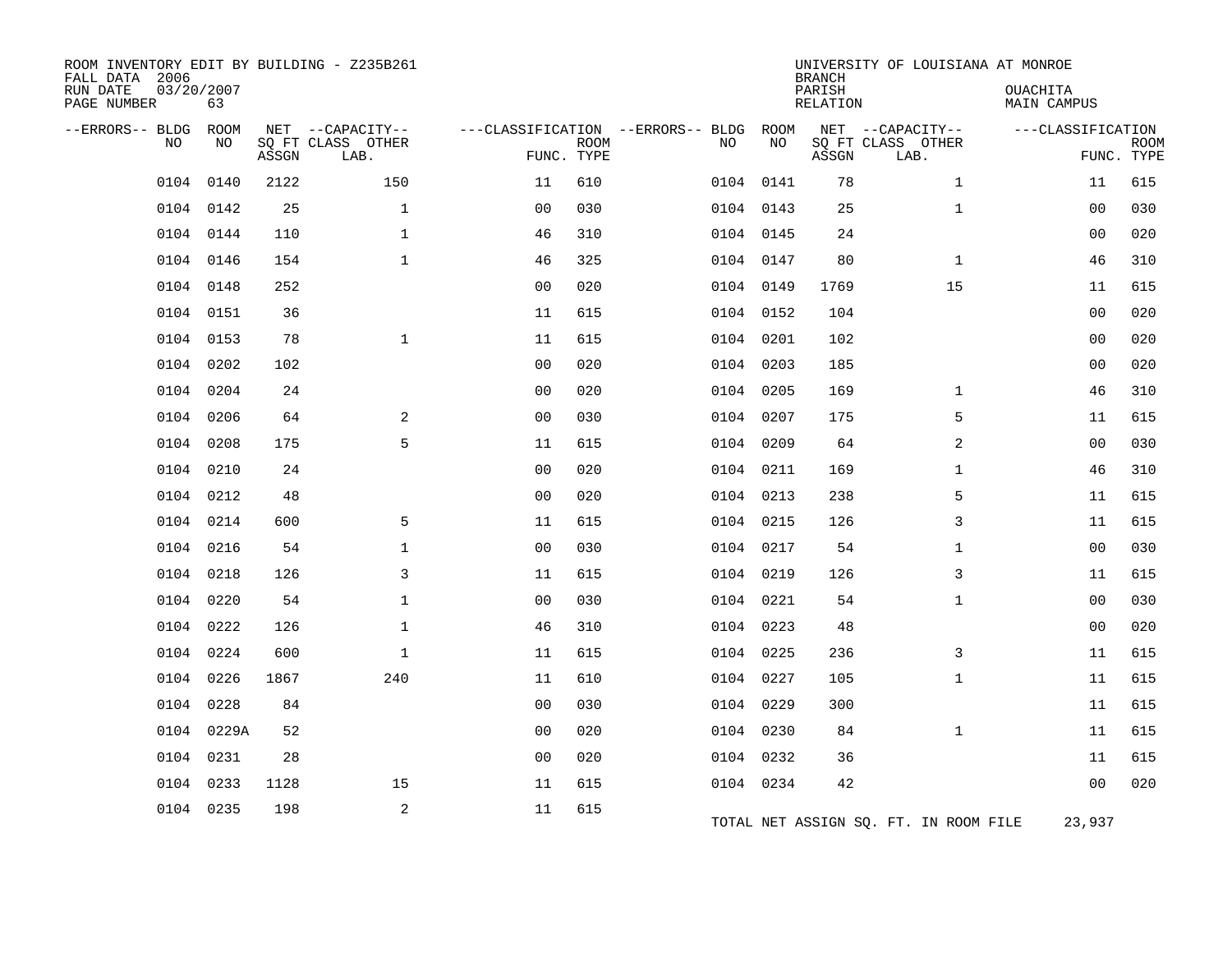ROOM INVENTORY EDIT BY BUILDING - Z235B261
FALL DATA 2006
RUN DATE 03/20/2007
PAGE NUMBER 63

UNIVERSITY OF LOUISIANA AT MONROE
BRANCH
PARISH OUACHITA
RELATION MAIN CAMPUS

| --ERRORS-- | BLDG NO | ROOM NO | NET SQ FT ASSGN | CAPACITY CLASS LAB. | CAPACITY OTHER | CLASSIFICATION FUNC. | ROOM TYPE | --ERRORS-- | BLDG NO | ROOM NO | NET SQ FT ASSGN | CAPACITY CLASS LAB. | CAPACITY OTHER | CLASSIFICATION FUNC. | ROOM TYPE |
|---|---|---|---|---|---|---|---|---|---|---|---|---|---|---|---|
| | 0104 | 0140 | 2122 | | 150 | 11 | 610 | | 0104 | 0141 | 78 | | 1 | 11 | 615 |
| | 0104 | 0142 | 25 | | 1 | 00 | 030 | | 0104 | 0143 | 25 | | 1 | 00 | 030 |
| | 0104 | 0144 | 110 | | 1 | 46 | 310 | | 0104 | 0145 | 24 | | | 00 | 020 |
| | 0104 | 0146 | 154 | | 1 | 46 | 325 | | 0104 | 0147 | 80 | | 1 | 46 | 310 |
| | 0104 | 0148 | 252 | | | 00 | 020 | | 0104 | 0149 | 1769 | | 15 | 11 | 615 |
| | 0104 | 0151 | 36 | | | 11 | 615 | | 0104 | 0152 | 104 | | | 00 | 020 |
| | 0104 | 0153 | 78 | | 1 | 11 | 615 | | 0104 | 0201 | 102 | | | 00 | 020 |
| | 0104 | 0202 | 102 | | | 00 | 020 | | 0104 | 0203 | 185 | | | 00 | 020 |
| | 0104 | 0204 | 24 | | | 00 | 020 | | 0104 | 0205 | 169 | | 1 | 46 | 310 |
| | 0104 | 0206 | 64 | | 2 | 00 | 030 | | 0104 | 0207 | 175 | | 5 | 11 | 615 |
| | 0104 | 0208 | 175 | | 5 | 11 | 615 | | 0104 | 0209 | 64 | | 2 | 00 | 030 |
| | 0104 | 0210 | 24 | | | 00 | 020 | | 0104 | 0211 | 169 | | 1 | 46 | 310 |
| | 0104 | 0212 | 48 | | | 00 | 020 | | 0104 | 0213 | 238 | | 5 | 11 | 615 |
| | 0104 | 0214 | 600 | | 5 | 11 | 615 | | 0104 | 0215 | 126 | | 3 | 11 | 615 |
| | 0104 | 0216 | 54 | | 1 | 00 | 030 | | 0104 | 0217 | 54 | | 1 | 00 | 030 |
| | 0104 | 0218 | 126 | | 3 | 11 | 615 | | 0104 | 0219 | 126 | | 3 | 11 | 615 |
| | 0104 | 0220 | 54 | | 1 | 00 | 030 | | 0104 | 0221 | 54 | | 1 | 00 | 030 |
| | 0104 | 0222 | 126 | | 1 | 46 | 310 | | 0104 | 0223 | 48 | | | 00 | 020 |
| | 0104 | 0224 | 600 | | 1 | 11 | 615 | | 0104 | 0225 | 236 | | 3 | 11 | 615 |
| | 0104 | 0226 | 1867 | | 240 | 11 | 610 | | 0104 | 0227 | 105 | | 1 | 11 | 615 |
| | 0104 | 0228 | 84 | | | 00 | 030 | | 0104 | 0229 | 300 | | | 11 | 615 |
| | 0104 | 0229A | 52 | | | 00 | 020 | | 0104 | 0230 | 84 | | 1 | 11 | 615 |
| | 0104 | 0231 | 28 | | | 00 | 020 | | 0104 | 0232 | 36 | | | 11 | 615 |
| | 0104 | 0233 | 1128 | | 15 | 11 | 615 | | 0104 | 0234 | 42 | | | 00 | 020 |
| | 0104 | 0235 | 198 | | 2 | 11 | 615 | | | | | | | | |

TOTAL NET ASSIGN SQ. FT. IN ROOM FILE 23,937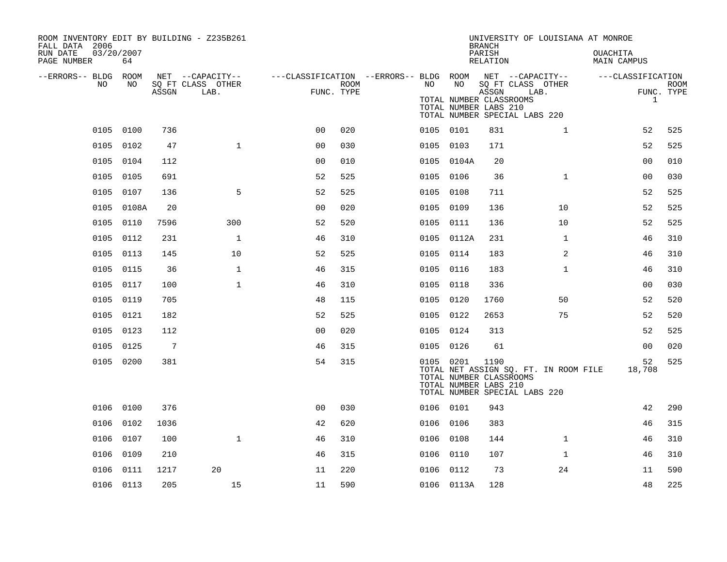ROOM INVENTORY EDIT BY BUILDING - Z235B261
FALL DATA 2006
RUN DATE 03/20/2007

UNIVERSITY OF LOUISIANA AT MONROE
BRANCH
PARISH OUACHITA
RELATION MAIN CAMPUS

TOTAL NUMBER CLASSROOMS 1
TOTAL NUMBER LABS 210
TOTAL NUMBER SPECIAL LABS 220

| --ERRORS-- | BLDG NO | ROOM NO | NET SQ FT ASSGN | --CAPACITY-- CLASS LAB. | OTHER | ---CLASSIFICATION FUNC. | ROOM TYPE | --ERRORS-- | BLDG NO | ROOM NO | NET SQ FT ASSGN | --CAPACITY-- CLASS LAB. | OTHER | ---CLASSIFICATION FUNC. | ROOM TYPE |
|---|---|---|---|---|---|---|---|---|---|---|---|---|---|---|---|
| | 0105 | 0100 | 736 | | | 00 | 020 | | 0105 | 0101 | 831 | | 1 | 52 | 525 |
| | 0105 | 0102 | 47 | | 1 | 00 | 030 | | 0105 | 0103 | 171 | | | 52 | 525 |
| | 0105 | 0104 | 112 | | | 00 | 010 | | 0105 | 0104A | 20 | | | 00 | 010 |
| | 0105 | 0105 | 691 | | | 52 | 525 | | 0105 | 0106 | 36 | | 1 | 00 | 030 |
| | 0105 | 0107 | 136 | | 5 | 52 | 525 | | 0105 | 0108 | 711 | | | 52 | 525 |
| | 0105 | 0108A | 20 | | | 00 | 020 | | 0105 | 0109 | 136 | | 10 | 52 | 525 |
| | 0105 | 0110 | 7596 | | 300 | 52 | 520 | | 0105 | 0111 | 136 | | 10 | 52 | 525 |
| | 0105 | 0112 | 231 | | 1 | 46 | 310 | | 0105 | 0112A | 231 | | 1 | 46 | 310 |
| | 0105 | 0113 | 145 | | 10 | 52 | 525 | | 0105 | 0114 | 183 | | 2 | 46 | 310 |
| | 0105 | 0115 | 36 | | 1 | 46 | 315 | | 0105 | 0116 | 183 | | 1 | 46 | 310 |
| | 0105 | 0117 | 100 | | 1 | 46 | 310 | | 0105 | 0118 | 336 | | | 00 | 030 |
| | 0105 | 0119 | 705 | | | 48 | 115 | | 0105 | 0120 | 1760 | | 50 | 52 | 520 |
| | 0105 | 0121 | 182 | | | 52 | 525 | | 0105 | 0122 | 2653 | | 75 | 52 | 520 |
| | 0105 | 0123 | 112 | | | 00 | 020 | | 0105 | 0124 | 313 | | | 52 | 525 |
| | 0105 | 0125 | 7 | | | 46 | 315 | | 0105 | 0126 | 61 | | | 00 | 020 |
| | 0105 | 0200 | 381 | | | 54 | 315 | | 0105 | 0201 | 1190 | | | 52 | 525 |

TOTAL NET ASSIGN SQ. FT. IN ROOM FILE 18,708
TOTAL NUMBER CLASSROOMS
TOTAL NUMBER LABS 210
TOTAL NUMBER SPECIAL LABS 220

| --ERRORS-- | BLDG NO | ROOM NO | NET SQ FT ASSGN | --CAPACITY-- CLASS LAB. | OTHER | ---CLASSIFICATION FUNC. | ROOM TYPE | --ERRORS-- | BLDG NO | ROOM NO | NET SQ FT ASSGN | --CAPACITY-- CLASS LAB. | OTHER | ---CLASSIFICATION FUNC. | ROOM TYPE |
|---|---|---|---|---|---|---|---|---|---|---|---|---|---|---|---|
| | 0106 | 0100 | 376 | | | 00 | 030 | | 0106 | 0101 | 943 | | | 42 | 290 |
| | 0106 | 0102 | 1036 | | | 42 | 620 | | 0106 | 0106 | 383 | | | 46 | 315 |
| | 0106 | 0107 | 100 | | 1 | 46 | 310 | | 0106 | 0108 | 144 | | 1 | 46 | 310 |
| | 0106 | 0109 | 210 | | | 46 | 315 | | 0106 | 0110 | 107 | | 1 | 46 | 310 |
| | 0106 | 0111 | 1217 | 20 | | 11 | 220 | | 0106 | 0112 | 73 | | 24 | 11 | 590 |
| | 0106 | 0113 | 205 | | 15 | 11 | 590 | | 0106 | 0113A | 128 | | | 48 | 225 |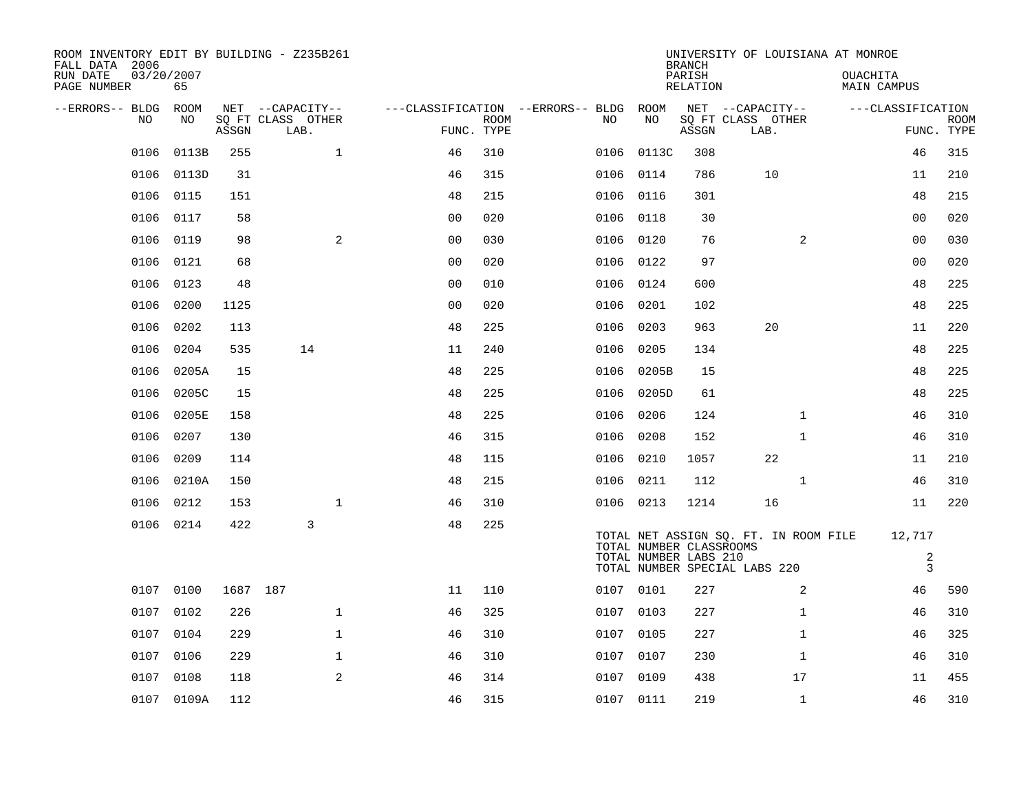ROOM INVENTORY EDIT BY BUILDING - Z235B261
FALL DATA 2006
RUN DATE 03/20/2007
PAGE NUMBER 65

UNIVERSITY OF LOUISIANA AT MONROE
BRANCH
PARISH OUACHITA
RELATION MAIN CAMPUS

| --ERRORS-- | BLDG NO | ROOM NO | NET SQ FT ASSGN | CAPACITY CLASS | CAPACITY LAB. | CAPACITY OTHER | CLASSIFICATION FUNC. | ROOM TYPE | --ERRORS-- | BLDG NO | ROOM NO | NET SQ FT ASSGN | CAPACITY CLASS | CAPACITY LAB. | CAPACITY OTHER | CLASSIFICATION FUNC. | ROOM TYPE |
|---|---|---|---|---|---|---|---|---|---|---|---|---|---|---|---|---|---|
| | 0106 | 0113B | 255 | | | 1 | 46 | 310 | | 0106 | 0113C | 308 | | | | 46 | 315 |
| | 0106 | 0113D | 31 | | | | 46 | 315 | | 0106 | 0114 | 786 | | 10 | | 11 | 210 |
| | 0106 | 0115 | 151 | | | | 48 | 215 | | 0106 | 0116 | 301 | | | | 48 | 215 |
| | 0106 | 0117 | 58 | | | | 00 | 020 | | 0106 | 0118 | 30 | | | | 00 | 020 |
| | 0106 | 0119 | 98 | | | 2 | 00 | 030 | | 0106 | 0120 | 76 | | | 2 | 00 | 030 |
| | 0106 | 0121 | 68 | | | | 00 | 020 | | 0106 | 0122 | 97 | | | | 00 | 020 |
| | 0106 | 0123 | 48 | | | | 00 | 010 | | 0106 | 0124 | 600 | | | | 48 | 225 |
| | 0106 | 0200 | 1125 | | | | 00 | 020 | | 0106 | 0201 | 102 | | | | 48 | 225 |
| | 0106 | 0202 | 113 | | | | 48 | 225 | | 0106 | 0203 | 963 | | 20 | | 11 | 220 |
| | 0106 | 0204 | 535 | | 14 | | 11 | 240 | | 0106 | 0205 | 134 | | | | 48 | 225 |
| | 0106 | 0205A | 15 | | | | 48 | 225 | | 0106 | 0205B | 15 | | | | 48 | 225 |
| | 0106 | 0205C | 15 | | | | 48 | 225 | | 0106 | 0205D | 61 | | | | 48 | 225 |
| | 0106 | 0205E | 158 | | | | 48 | 225 | | 0106 | 0206 | 124 | | | 1 | 46 | 310 |
| | 0106 | 0207 | 130 | | | | 46 | 315 | | 0106 | 0208 | 152 | | | 1 | 46 | 310 |
| | 0106 | 0209 | 114 | | | | 48 | 115 | | 0106 | 0210 | 1057 | | 22 | | 11 | 210 |
| | 0106 | 0210A | 150 | | | | 48 | 215 | | 0106 | 0211 | 112 | | | 1 | 46 | 310 |
| | 0106 | 0212 | 153 | | | 1 | 46 | 310 | | 0106 | 0213 | 1214 | | 16 | | 11 | 220 |
| | 0106 | 0214 | 422 | | 3 | | 48 | 225 | | | | | | | | | |

TOTAL NET ASSIGN SQ. FT. IN ROOM FILE 12,717
TOTAL NUMBER CLASSROOMS
TOTAL NUMBER LABS 210 2
TOTAL NUMBER SPECIAL LABS 220 3

| --ERRORS-- | BLDG NO | ROOM NO | NET SQ FT ASSGN | CAPACITY CLASS | CAPACITY LAB. | CAPACITY OTHER | CLASSIFICATION FUNC. | ROOM TYPE | --ERRORS-- | BLDG NO | ROOM NO | NET SQ FT ASSGN | CAPACITY CLASS | CAPACITY LAB. | CAPACITY OTHER | CLASSIFICATION FUNC. | ROOM TYPE |
|---|---|---|---|---|---|---|---|---|---|---|---|---|---|---|---|---|---|
| | 0107 | 0100 | 1687 | 187 | | | 11 | 110 | | 0107 | 0101 | 227 | | | 2 | 46 | 590 |
| | 0107 | 0102 | 226 | | | 1 | 46 | 325 | | 0107 | 0103 | 227 | | | 1 | 46 | 310 |
| | 0107 | 0104 | 229 | | | 1 | 46 | 310 | | 0107 | 0105 | 227 | | | 1 | 46 | 325 |
| | 0107 | 0106 | 229 | | | 1 | 46 | 310 | | 0107 | 0107 | 230 | | | 1 | 46 | 310 |
| | 0107 | 0108 | 118 | | | 2 | 46 | 314 | | 0107 | 0109 | 438 | | | 17 | 11 | 455 |
| | 0107 | 0109A | 112 | | | | 46 | 315 | | 0107 | 0111 | 219 | | | 1 | 46 | 310 |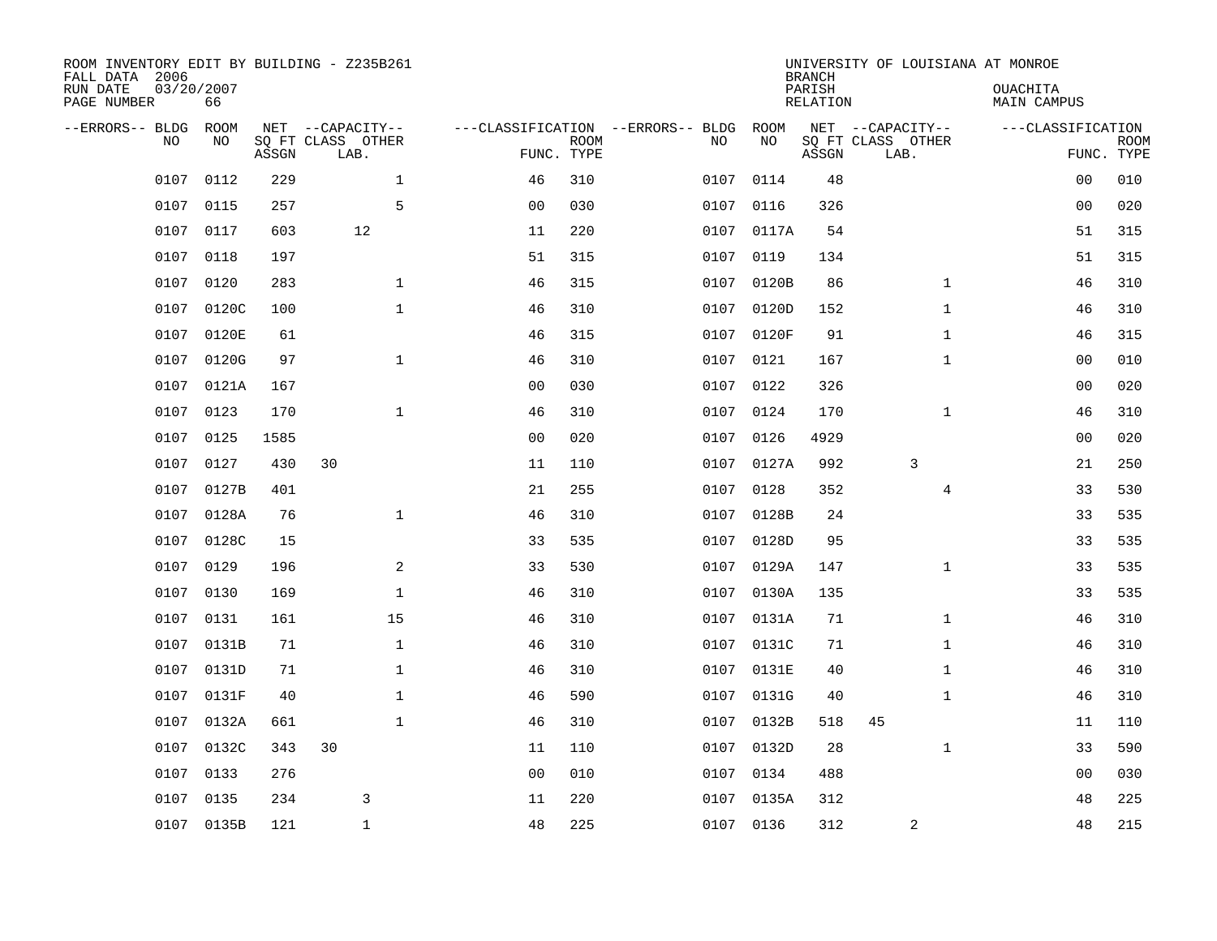ROOM INVENTORY EDIT BY BUILDING - Z235B261
FALL DATA 2006
RUN DATE 03/20/2007
PAGE NUMBER 66

UNIVERSITY OF LOUISIANA AT MONROE
BRANCH
PARISH OUACHITA
RELATION MAIN CAMPUS

| --ERRORS-- | BLDG NO | ROOM NO | NET SQ FT ASSGN | CAPACITY CLASS LAB. | CAPACITY OTHER | CLASSIFICATION FUNC. | ROOM TYPE | --ERRORS-- | BLDG NO | ROOM NO | NET SQ FT ASSGN | CAPACITY CLASS LAB. | CAPACITY OTHER | CLASSIFICATION FUNC. | ROOM TYPE |
|---|---|---|---|---|---|---|---|---|---|---|---|---|---|---|---|
| | 0107 | 0112 | 229 | | 1 | 46 | 310 | | 0107 | 0114 | 48 | | | 00 | 010 |
| | 0107 | 0115 | 257 | | 5 | 00 | 030 | | 0107 | 0116 | 326 | | | 00 | 020 |
| | 0107 | 0117 | 603 | 12 | | 11 | 220 | | 0107 | 0117A | 54 | | | 51 | 315 |
| | 0107 | 0118 | 197 | | | 51 | 315 | | 0107 | 0119 | 134 | | | 51 | 315 |
| | 0107 | 0120 | 283 | | 1 | 46 | 315 | | 0107 | 0120B | 86 | | 1 | 46 | 310 |
| | 0107 | 0120C | 100 | | 1 | 46 | 310 | | 0107 | 0120D | 152 | | 1 | 46 | 310 |
| | 0107 | 0120E | 61 | | | 46 | 315 | | 0107 | 0120F | 91 | | 1 | 46 | 315 |
| | 0107 | 0120G | 97 | | 1 | 46 | 310 | | 0107 | 0121 | 167 | | 1 | 00 | 010 |
| | 0107 | 0121A | 167 | | | 00 | 030 | | 0107 | 0122 | 326 | | | 00 | 020 |
| | 0107 | 0123 | 170 | | 1 | 46 | 310 | | 0107 | 0124 | 170 | | 1 | 46 | 310 |
| | 0107 | 0125 | 1585 | | | 00 | 020 | | 0107 | 0126 | 4929 | | | 00 | 020 |
| | 0107 | 0127 | 430 | 30 | | 11 | 110 | | 0107 | 0127A | 992 | 3 | | 21 | 250 |
| | 0107 | 0127B | 401 | | | 21 | 255 | | 0107 | 0128 | 352 | | 4 | 33 | 530 |
| | 0107 | 0128A | 76 | | 1 | 46 | 310 | | 0107 | 0128B | 24 | | | 33 | 535 |
| | 0107 | 0128C | 15 | | | 33 | 535 | | 0107 | 0128D | 95 | | | 33 | 535 |
| | 0107 | 0129 | 196 | | 2 | 33 | 530 | | 0107 | 0129A | 147 | | 1 | 33 | 535 |
| | 0107 | 0130 | 169 | | 1 | 46 | 310 | | 0107 | 0130A | 135 | | | 33 | 535 |
| | 0107 | 0131 | 161 | | 15 | 46 | 310 | | 0107 | 0131A | 71 | | 1 | 46 | 310 |
| | 0107 | 0131B | 71 | | 1 | 46 | 310 | | 0107 | 0131C | 71 | | 1 | 46 | 310 |
| | 0107 | 0131D | 71 | | 1 | 46 | 310 | | 0107 | 0131E | 40 | | 1 | 46 | 310 |
| | 0107 | 0131F | 40 | | 1 | 46 | 590 | | 0107 | 0131G | 40 | | 1 | 46 | 310 |
| | 0107 | 0132A | 661 | | 1 | 46 | 310 | | 0107 | 0132B | 518 | 45 | | 11 | 110 |
| | 0107 | 0132C | 343 | 30 | | 11 | 110 | | 0107 | 0132D | 28 | | 1 | 33 | 590 |
| | 0107 | 0133 | 276 | | | 00 | 010 | | 0107 | 0134 | 488 | | | 00 | 030 |
| | 0107 | 0135 | 234 | 3 | | 11 | 220 | | 0107 | 0135A | 312 | | | 48 | 225 |
| | 0107 | 0135B | 121 | 1 | | 48 | 225 | | 0107 | 0136 | 312 | 2 | | 48 | 215 |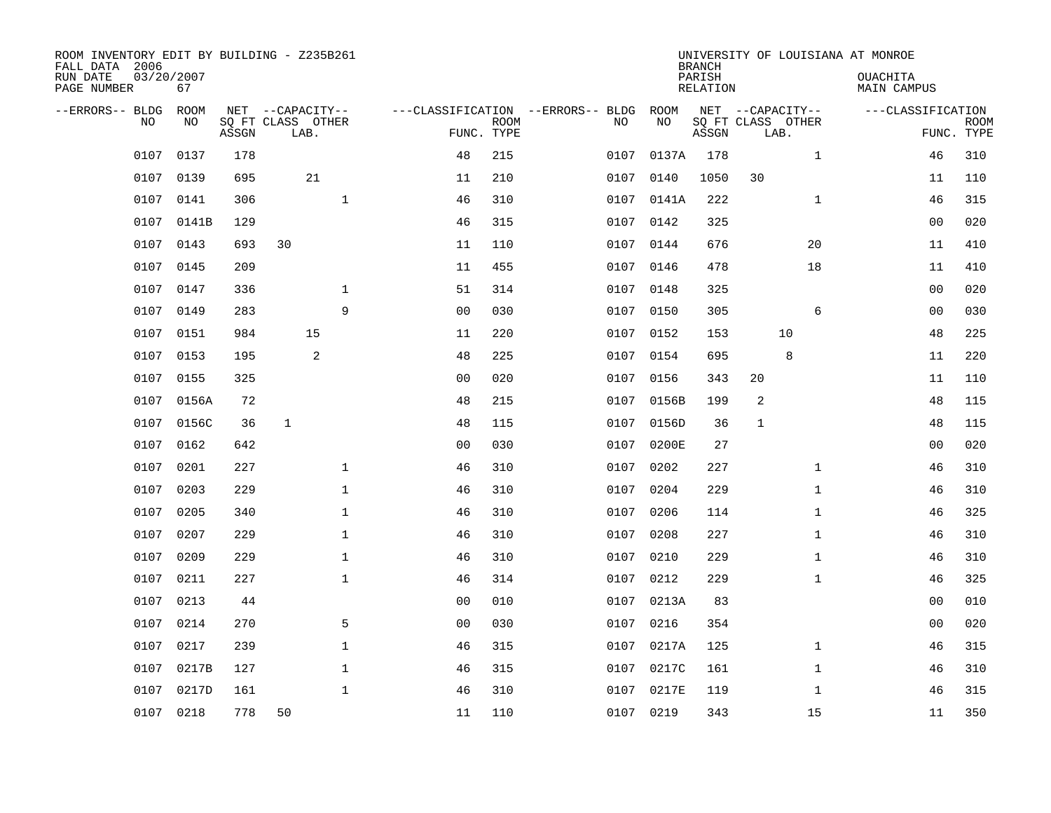ROOM INVENTORY EDIT BY BUILDING - Z235B261
FALL DATA 2006
RUN DATE 03/20/2007
PAGE NUMBER 67

UNIVERSITY OF LOUISIANA AT MONROE
BRANCH
PARISH OUACHITA
RELATION MAIN CAMPUS

| --ERRORS-- | BLDG NO | ROOM NO | NET SQ FT ASSGN | CAPACITY CLASS LAB. | CAPACITY OTHER | CLASSIFICATION FUNC. | ROOM TYPE | --ERRORS-- | BLDG NO | ROOM NO | NET SQ FT ASSGN | CAPACITY CLASS LAB. | CAPACITY OTHER | CLASSIFICATION FUNC. | ROOM TYPE |
|---|---|---|---|---|---|---|---|---|---|---|---|---|---|---|---|
| | 0107 | 0137 | 178 | | | 48 | 215 | | 0107 | 0137A | 178 | | 1 | 46 | 310 |
| | 0107 | 0139 | 695 | 21 | | 11 | 210 | | 0107 | 0140 | 1050 | 30 | | 11 | 110 |
| | 0107 | 0141 | 306 | | 1 | 46 | 310 | | 0107 | 0141A | 222 | | 1 | 46 | 315 |
| | 0107 | 0141B | 129 | | | 46 | 315 | | 0107 | 0142 | 325 | | | 00 | 020 |
| | 0107 | 0143 | 693 | 30 | | 11 | 110 | | 0107 | 0144 | 676 | | 20 | 11 | 410 |
| | 0107 | 0145 | 209 | | | 11 | 455 | | 0107 | 0146 | 478 | | 18 | 11 | 410 |
| | 0107 | 0147 | 336 | | 1 | 51 | 314 | | 0107 | 0148 | 325 | | | 00 | 020 |
| | 0107 | 0149 | 283 | | 9 | 00 | 030 | | 0107 | 0150 | 305 | | 6 | 00 | 030 |
| | 0107 | 0151 | 984 | 15 | | 11 | 220 | | 0107 | 0152 | 153 | 10 | | 48 | 225 |
| | 0107 | 0153 | 195 | 2 | | 48 | 225 | | 0107 | 0154 | 695 | 8 | | 11 | 220 |
| | 0107 | 0155 | 325 | | | 00 | 020 | | 0107 | 0156 | 343 | 20 | | 11 | 110 |
| | 0107 | 0156A | 72 | | | 48 | 215 | | 0107 | 0156B | 199 | 2 | | 48 | 115 |
| | 0107 | 0156C | 36 | 1 | | 48 | 115 | | 0107 | 0156D | 36 | 1 | | 48 | 115 |
| | 0107 | 0162 | 642 | | | 00 | 030 | | 0107 | 0200E | 27 | | | 00 | 020 |
| | 0107 | 0201 | 227 | | 1 | 46 | 310 | | 0107 | 0202 | 227 | | 1 | 46 | 310 |
| | 0107 | 0203 | 229 | | 1 | 46 | 310 | | 0107 | 0204 | 229 | | 1 | 46 | 310 |
| | 0107 | 0205 | 340 | | 1 | 46 | 310 | | 0107 | 0206 | 114 | | 1 | 46 | 325 |
| | 0107 | 0207 | 229 | | 1 | 46 | 310 | | 0107 | 0208 | 227 | | 1 | 46 | 310 |
| | 0107 | 0209 | 229 | | 1 | 46 | 310 | | 0107 | 0210 | 229 | | 1 | 46 | 310 |
| | 0107 | 0211 | 227 | | 1 | 46 | 314 | | 0107 | 0212 | 229 | | 1 | 46 | 325 |
| | 0107 | 0213 | 44 | | | 00 | 010 | | 0107 | 0213A | 83 | | | 00 | 010 |
| | 0107 | 0214 | 270 | | 5 | 00 | 030 | | 0107 | 0216 | 354 | | | 00 | 020 |
| | 0107 | 0217 | 239 | | 1 | 46 | 315 | | 0107 | 0217A | 125 | | 1 | 46 | 315 |
| | 0107 | 0217B | 127 | | 1 | 46 | 315 | | 0107 | 0217C | 161 | | 1 | 46 | 310 |
| | 0107 | 0217D | 161 | | 1 | 46 | 310 | | 0107 | 0217E | 119 | | 1 | 46 | 315 |
| | 0107 | 0218 | 778 | 50 | | 11 | 110 | | 0107 | 0219 | 343 | | 15 | 11 | 350 |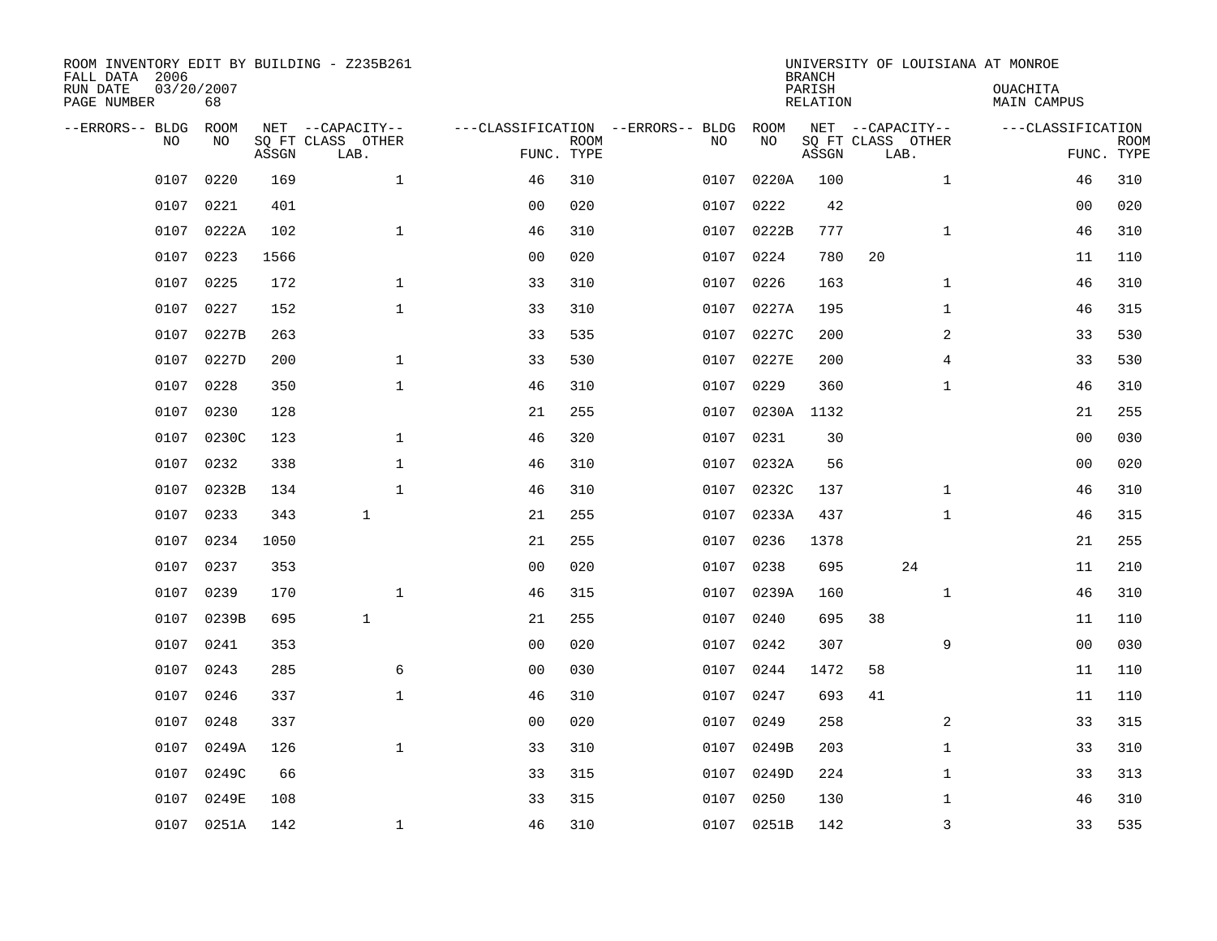ROOM INVENTORY EDIT BY BUILDING - Z235B261
FALL DATA 2006
RUN DATE 03/20/2007
PAGE NUMBER 68

UNIVERSITY OF LOUISIANA AT MONROE
BRANCH
PARISH OUACHITA
RELATION MAIN CAMPUS

| --ERRORS-- | BLDG NO | ROOM NO | NET SQ FT ASSGN | CAPACITY CLASS | CAPACITY OTHER LAB. | CLASSIFICATION FUNC. | ROOM TYPE | --ERRORS-- | BLDG NO | ROOM NO | NET SQ FT ASSGN | CAPACITY CLASS | CAPACITY OTHER LAB. | CLASSIFICATION FUNC. | ROOM TYPE |
|---|---|---|---|---|---|---|---|---|---|---|---|---|---|---|---|
| | 0107 | 0220 | 169 | | 1 | 46 | 310 | | 0107 | 0220A | 100 | | 1 | 46 | 310 |
| | 0107 | 0221 | 401 | | | 00 | 020 | | 0107 | 0222 | 42 | | | 00 | 020 |
| | 0107 | 0222A | 102 | | 1 | 46 | 310 | | 0107 | 0222B | 777 | | 1 | 46 | 310 |
| | 0107 | 0223 | 1566 | | | 00 | 020 | | 0107 | 0224 | 780 | 20 | | 11 | 110 |
| | 0107 | 0225 | 172 | | 1 | 33 | 310 | | 0107 | 0226 | 163 | | 1 | 46 | 310 |
| | 0107 | 0227 | 152 | | 1 | 33 | 310 | | 0107 | 0227A | 195 | | 1 | 46 | 315 |
| | 0107 | 0227B | 263 | | | 33 | 535 | | 0107 | 0227C | 200 | | 2 | 33 | 530 |
| | 0107 | 0227D | 200 | | 1 | 33 | 530 | | 0107 | 0227E | 200 | | 4 | 33 | 530 |
| | 0107 | 0228 | 350 | | 1 | 46 | 310 | | 0107 | 0229 | 360 | | 1 | 46 | 310 |
| | 0107 | 0230 | 128 | | | 21 | 255 | | 0107 | 0230A | 1132 | | | 21 | 255 |
| | 0107 | 0230C | 123 | | 1 | 46 | 320 | | 0107 | 0231 | 30 | | | 00 | 030 |
| | 0107 | 0232 | 338 | | 1 | 46 | 310 | | 0107 | 0232A | 56 | | | 00 | 020 |
| | 0107 | 0232B | 134 | | 1 | 46 | 310 | | 0107 | 0232C | 137 | | 1 | 46 | 310 |
| | 0107 | 0233 | 343 | | 1 | 21 | 255 | | 0107 | 0233A | 437 | | 1 | 46 | 315 |
| | 0107 | 0234 | 1050 | | | 21 | 255 | | 0107 | 0236 | 1378 | | | 21 | 255 |
| | 0107 | 0237 | 353 | | | 00 | 020 | | 0107 | 0238 | 695 | | 24 | 11 | 210 |
| | 0107 | 0239 | 170 | | 1 | 46 | 315 | | 0107 | 0239A | 160 | | 1 | 46 | 310 |
| | 0107 | 0239B | 695 | | 1 | 21 | 255 | | 0107 | 0240 | 695 | 38 | | 11 | 110 |
| | 0107 | 0241 | 353 | | | 00 | 020 | | 0107 | 0242 | 307 | | 9 | 00 | 030 |
| | 0107 | 0243 | 285 | | 6 | 00 | 030 | | 0107 | 0244 | 1472 | 58 | | 11 | 110 |
| | 0107 | 0246 | 337 | | 1 | 46 | 310 | | 0107 | 0247 | 693 | 41 | | 11 | 110 |
| | 0107 | 0248 | 337 | | | 00 | 020 | | 0107 | 0249 | 258 | | 2 | 33 | 315 |
| | 0107 | 0249A | 126 | | 1 | 33 | 310 | | 0107 | 0249B | 203 | | 1 | 33 | 310 |
| | 0107 | 0249C | 66 | | | 33 | 315 | | 0107 | 0249D | 224 | | 1 | 33 | 313 |
| | 0107 | 0249E | 108 | | | 33 | 315 | | 0107 | 0250 | 130 | | 1 | 46 | 310 |
| | 0107 | 0251A | 142 | | 1 | 46 | 310 | | 0107 | 0251B | 142 | | 3 | 33 | 535 |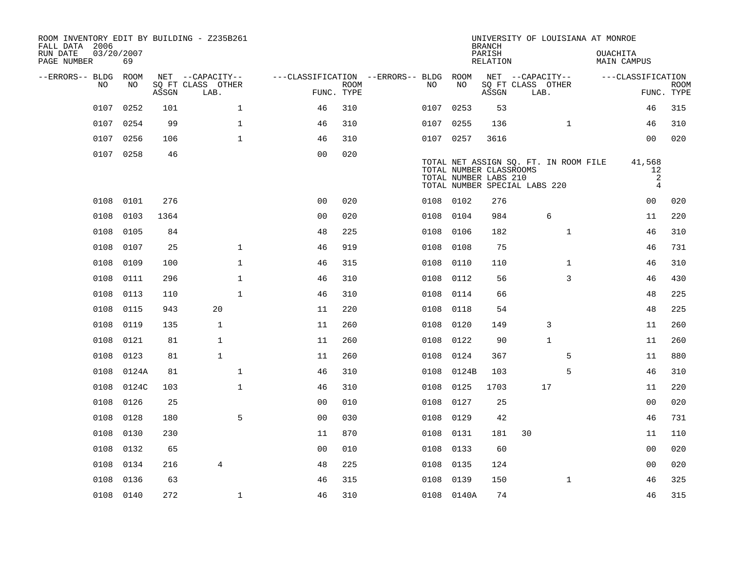ROOM INVENTORY EDIT BY BUILDING - Z235B261
FALL DATA 2006
RUN DATE 03/20/2007
PAGE NUMBER 69

UNIVERSITY OF LOUISIANA AT MONROE
BRANCH
PARISH OUACHITA
RELATION MAIN CAMPUS

| --ERRORS-- | BLDG NO | ROOM NO | NET ASSGN SQ FT | CAPACITY CLASS | CAPACITY LAB. | CAPACITY OTHER | CLASSIFICATION FUNC. | ROOM TYPE | --ERRORS-- | BLDG NO | ROOM NO | NET ASSGN SQ FT | CAPACITY CLASS | CAPACITY LAB. | CAPACITY OTHER | CLASSIFICATION FUNC. | ROOM TYPE |
|---|---|---|---|---|---|---|---|---|---|---|---|---|---|---|---|---|---|
| | 0107 | 0252 | 101 | | | 1 | 46 | 310 | | 0107 | 0253 | 53 | | | | 46 | 315 |
| | 0107 | 0254 | 99 | | | 1 | 46 | 310 | | 0107 | 0255 | 136 | | | 1 | 46 | 310 |
| | 0107 | 0256 | 106 | | | 1 | 46 | 310 | | 0107 | 0257 | 3616 | | | | 00 | 020 |
| | 0107 | 0258 | 46 | | | | 00 | 020 | | | | | | | | | |

TOTAL NET ASSIGN SQ. FT. IN ROOM FILE 41,568
TOTAL NUMBER CLASSROOMS 12
TOTAL NUMBER LABS 210 2
TOTAL NUMBER SPECIAL LABS 220 4

| --ERRORS-- | BLDG NO | ROOM NO | NET ASSGN SQ FT | CAPACITY CLASS | CAPACITY LAB. | CAPACITY OTHER | CLASSIFICATION FUNC. | ROOM TYPE | --ERRORS-- | BLDG NO | ROOM NO | NET ASSGN SQ FT | CAPACITY CLASS | CAPACITY LAB. | CAPACITY OTHER | CLASSIFICATION FUNC. | ROOM TYPE |
|---|---|---|---|---|---|---|---|---|---|---|---|---|---|---|---|---|---|
| | 0108 | 0101 | 276 | | | | 00 | 020 | | 0108 | 0102 | 276 | | | | 00 | 020 |
| | 0108 | 0103 | 1364 | | | | 00 | 020 | | 0108 | 0104 | 984 | | 6 | | 11 | 220 |
| | 0108 | 0105 | 84 | | | | 48 | 225 | | 0108 | 0106 | 182 | | | 1 | 46 | 310 |
| | 0108 | 0107 | 25 | | | 1 | 46 | 919 | | 0108 | 0108 | 75 | | | | 46 | 731 |
| | 0108 | 0109 | 100 | | | 1 | 46 | 315 | | 0108 | 0110 | 110 | | | 1 | 46 | 310 |
| | 0108 | 0111 | 296 | | | 1 | 46 | 310 | | 0108 | 0112 | 56 | | | 3 | 46 | 430 |
| | 0108 | 0113 | 110 | | | 1 | 46 | 310 | | 0108 | 0114 | 66 | | | | 48 | 225 |
| | 0108 | 0115 | 943 | | 20 | | 11 | 220 | | 0108 | 0118 | 54 | | | | 48 | 225 |
| | 0108 | 0119 | 135 | | 1 | | 11 | 260 | | 0108 | 0120 | 149 | | 3 | | 11 | 260 |
| | 0108 | 0121 | 81 | | 1 | | 11 | 260 | | 0108 | 0122 | 90 | | 1 | | 11 | 260 |
| | 0108 | 0123 | 81 | | 1 | | 11 | 260 | | 0108 | 0124 | 367 | | | 5 | 11 | 880 |
| | 0108 | 0124A | 81 | | | 1 | 46 | 310 | | 0108 | 0124B | 103 | | | 5 | 46 | 310 |
| | 0108 | 0124C | 103 | | | 1 | 46 | 310 | | 0108 | 0125 | 1703 | | 17 | | 11 | 220 |
| | 0108 | 0126 | 25 | | | | 00 | 010 | | 0108 | 0127 | 25 | | | | 00 | 020 |
| | 0108 | 0128 | 180 | | | 5 | 00 | 030 | | 0108 | 0129 | 42 | | | | 46 | 731 |
| | 0108 | 0130 | 230 | | | | 11 | 870 | | 0108 | 0131 | 181 | 30 | | | 11 | 110 |
| | 0108 | 0132 | 65 | | | | 00 | 010 | | 0108 | 0133 | 60 | | | | 00 | 020 |
| | 0108 | 0134 | 216 | | 4 | | 48 | 225 | | 0108 | 0135 | 124 | | | | 00 | 020 |
| | 0108 | 0136 | 63 | | | | 46 | 315 | | 0108 | 0139 | 150 | | | 1 | 46 | 325 |
| | 0108 | 0140 | 272 | | | 1 | 46 | 310 | | 0108 | 0140A | 74 | | | | 46 | 315 |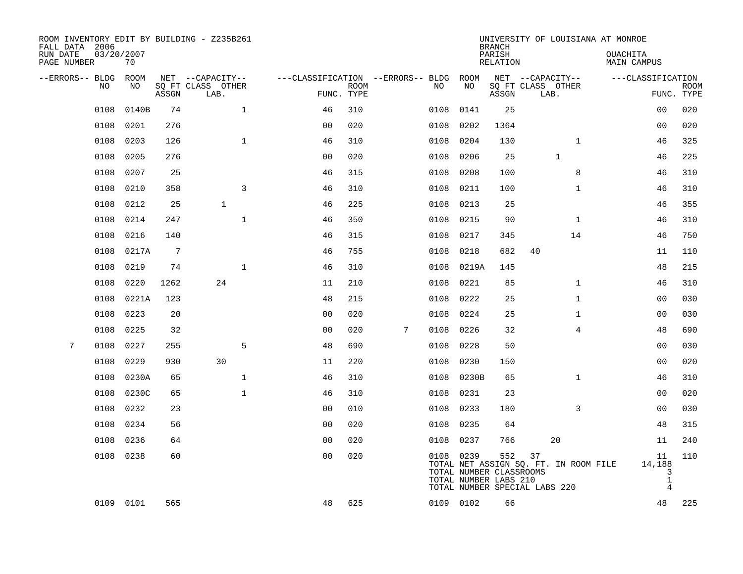ROOM INVENTORY EDIT BY BUILDING - Z235B261
FALL DATA 2006
RUN DATE 03/20/2007
PAGE NUMBER 70

UNIVERSITY OF LOUISIANA AT MONROE
BRANCH
PARISH OUACHITA
RELATION MAIN CAMPUS

| --ERRORS-- | BLDG NO | ROOM NO | NET SQ FT ASSGN | CAPACITY CLASS LAB. | CAPACITY OTHER | CLASSIFICATION FUNC. | ROOM TYPE | --ERRORS-- | BLDG NO | ROOM NO | NET SQ FT ASSGN | CAPACITY CLASS LAB. | CAPACITY OTHER | CLASSIFICATION FUNC. | ROOM TYPE |
|---|---|---|---|---|---|---|---|---|---|---|---|---|---|---|---|
| | 0108 | 0140B | 74 | | 1 | 46 | 310 | | 0108 | 0141 | 25 | | | 00 | 020 |
| | 0108 | 0201 | 276 | | | 00 | 020 | | 0108 | 0202 | 1364 | | | 00 | 020 |
| | 0108 | 0203 | 126 | | 1 | 46 | 310 | | 0108 | 0204 | 130 | | 1 | 46 | 325 |
| | 0108 | 0205 | 276 | | | 00 | 020 | | 0108 | 0206 | 25 | 1 | | 46 | 225 |
| | 0108 | 0207 | 25 | | | 46 | 315 | | 0108 | 0208 | 100 | | 8 | 46 | 310 |
| | 0108 | 0210 | 358 | | 3 | 46 | 310 | | 0108 | 0211 | 100 | | 1 | 46 | 310 |
| | 0108 | 0212 | 25 | 1 | | 46 | 225 | | 0108 | 0213 | 25 | | | 46 | 355 |
| | 0108 | 0214 | 247 | | 1 | 46 | 350 | | 0108 | 0215 | 90 | | 1 | 46 | 310 |
| | 0108 | 0216 | 140 | | | 46 | 315 | | 0108 | 0217 | 345 | | 14 | 46 | 750 |
| | 0108 | 0217A | 7 | | | 46 | 755 | | 0108 | 0218 | 682 | 40 | | 11 | 110 |
| | 0108 | 0219 | 74 | | 1 | 46 | 310 | | 0108 | 0219A | 145 | | | 48 | 215 |
| | 0108 | 0220 | 1262 | 24 | | 11 | 210 | | 0108 | 0221 | 85 | | 1 | 46 | 310 |
| | 0108 | 0221A | 123 | | | 48 | 215 | | 0108 | 0222 | 25 | | 1 | 00 | 030 |
| | 0108 | 0223 | 20 | | | 00 | 020 | | 0108 | 0224 | 25 | | 1 | 00 | 030 |
| | 0108 | 0225 | 32 | | | 00 | 020 | 7 | 0108 | 0226 | 32 | | 4 | 48 | 690 |
| 7 | 0108 | 0227 | 255 | | 5 | 48 | 690 | | 0108 | 0228 | 50 | | | 00 | 030 |
| | 0108 | 0229 | 930 | 30 | | 11 | 220 | | 0108 | 0230 | 150 | | | 00 | 020 |
| | 0108 | 0230A | 65 | | 1 | 46 | 310 | | 0108 | 0230B | 65 | | 1 | 46 | 310 |
| | 0108 | 0230C | 65 | | 1 | 46 | 310 | | 0108 | 0231 | 23 | | | 00 | 020 |
| | 0108 | 0232 | 23 | | | 00 | 010 | | 0108 | 0233 | 180 | | 3 | 00 | 030 |
| | 0108 | 0234 | 56 | | | 00 | 020 | | 0108 | 0235 | 64 | | | 48 | 315 |
| | 0108 | 0236 | 64 | | | 00 | 020 | | 0108 | 0237 | 766 | 20 | | 11 | 240 |
| | 0108 | 0238 | 60 | | | 00 | 020 | | 0108 | 0239 | 552 | 37 | | 11 | 110 |
| | | | | | | | | | TOTAL NET ASSIGN SQ. FT. IN ROOM FILE | | | | | 14,188 | |
| | | | | | | | | | TOTAL NUMBER CLASSROOMS | | | | | 3 | |
| | | | | | | | | | TOTAL NUMBER LABS 210 | | | | | 1 | |
| | | | | | | | | | TOTAL NUMBER SPECIAL LABS 220 | | | | | 4 | |
| | 0109 | 0101 | 565 | | | 48 | 625 | | 0109 | 0102 | 66 | | | 48 | 225 |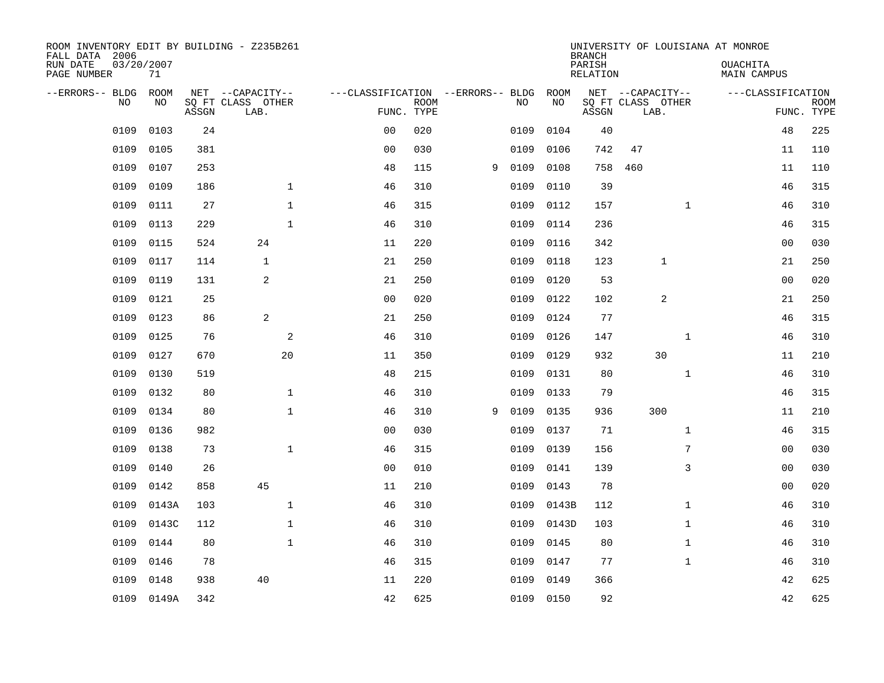ROOM INVENTORY EDIT BY BUILDING - Z235B261
FALL DATA 2006
RUN DATE 03/20/2007
PAGE NUMBER 71

UNIVERSITY OF LOUISIANA AT MONROE
BRANCH
PARISH OUACHITA
RELATION MAIN CAMPUS

| --ERRORS-- | BLDG NO | ROOM NO | NET SQ FT ASSGN | CAPACITY CLASS LAB. | CAPACITY OTHER | CLASSIFICATION FUNC. | ROOM TYPE | --ERRORS-- | BLDG NO | ROOM NO | NET SQ FT ASSGN | CAPACITY CLASS LAB. | CAPACITY OTHER | CLASSIFICATION FUNC. | ROOM TYPE |
|---|---|---|---|---|---|---|---|---|---|---|---|---|---|---|---|
| | 0109 | 0103 | 24 | | | 00 | 020 | | 0109 | 0104 | 40 | | | 48 | 225 |
| | 0109 | 0105 | 381 | | | 00 | 030 | | 0109 | 0106 | 742 | 47 | | 11 | 110 |
| | 0109 | 0107 | 253 | | | 48 | 115 | 9 | 0109 | 0108 | 758 | 460 | | 11 | 110 |
| | 0109 | 0109 | 186 | | 1 | 46 | 310 | | 0109 | 0110 | 39 | | | 46 | 315 |
| | 0109 | 0111 | 27 | | 1 | 46 | 315 | | 0109 | 0112 | 157 | | 1 | 46 | 310 |
| | 0109 | 0113 | 229 | | 1 | 46 | 310 | | 0109 | 0114 | 236 | | | 46 | 315 |
| | 0109 | 0115 | 524 | 24 | | 11 | 220 | | 0109 | 0116 | 342 | | | 00 | 030 |
| | 0109 | 0117 | 114 | 1 | | 21 | 250 | | 0109 | 0118 | 123 | 1 | | 21 | 250 |
| | 0109 | 0119 | 131 | 2 | | 21 | 250 | | 0109 | 0120 | 53 | | | 00 | 020 |
| | 0109 | 0121 | 25 | | | 00 | 020 | | 0109 | 0122 | 102 | 2 | | 21 | 250 |
| | 0109 | 0123 | 86 | 2 | | 21 | 250 | | 0109 | 0124 | 77 | | | 46 | 315 |
| | 0109 | 0125 | 76 | | 2 | 46 | 310 | | 0109 | 0126 | 147 | | 1 | 46 | 310 |
| | 0109 | 0127 | 670 | | 20 | 11 | 350 | | 0109 | 0129 | 932 | 30 | | 11 | 210 |
| | 0109 | 0130 | 519 | | | 48 | 215 | | 0109 | 0131 | 80 | | 1 | 46 | 310 |
| | 0109 | 0132 | 80 | | 1 | 46 | 310 | | 0109 | 0133 | 79 | | | 46 | 315 |
| | 0109 | 0134 | 80 | | 1 | 46 | 310 | 9 | 0109 | 0135 | 936 | 300 | | 11 | 210 |
| | 0109 | 0136 | 982 | | | 00 | 030 | | 0109 | 0137 | 71 | | 1 | 46 | 315 |
| | 0109 | 0138 | 73 | | 1 | 46 | 315 | | 0109 | 0139 | 156 | | 7 | 00 | 030 |
| | 0109 | 0140 | 26 | | | 00 | 010 | | 0109 | 0141 | 139 | | 3 | 00 | 030 |
| | 0109 | 0142 | 858 | 45 | | 11 | 210 | | 0109 | 0143 | 78 | | | 00 | 020 |
| | 0109 | 0143A | 103 | | 1 | 46 | 310 | | 0109 | 0143B | 112 | | 1 | 46 | 310 |
| | 0109 | 0143C | 112 | | 1 | 46 | 310 | | 0109 | 0143D | 103 | | 1 | 46 | 310 |
| | 0109 | 0144 | 80 | | 1 | 46 | 310 | | 0109 | 0145 | 80 | | 1 | 46 | 310 |
| | 0109 | 0146 | 78 | | | 46 | 315 | | 0109 | 0147 | 77 | | 1 | 46 | 310 |
| | 0109 | 0148 | 938 | 40 | | 11 | 220 | | 0109 | 0149 | 366 | | | 42 | 625 |
| | 0109 | 0149A | 342 | | | 42 | 625 | | 0109 | 0150 | 92 | | | 42 | 625 |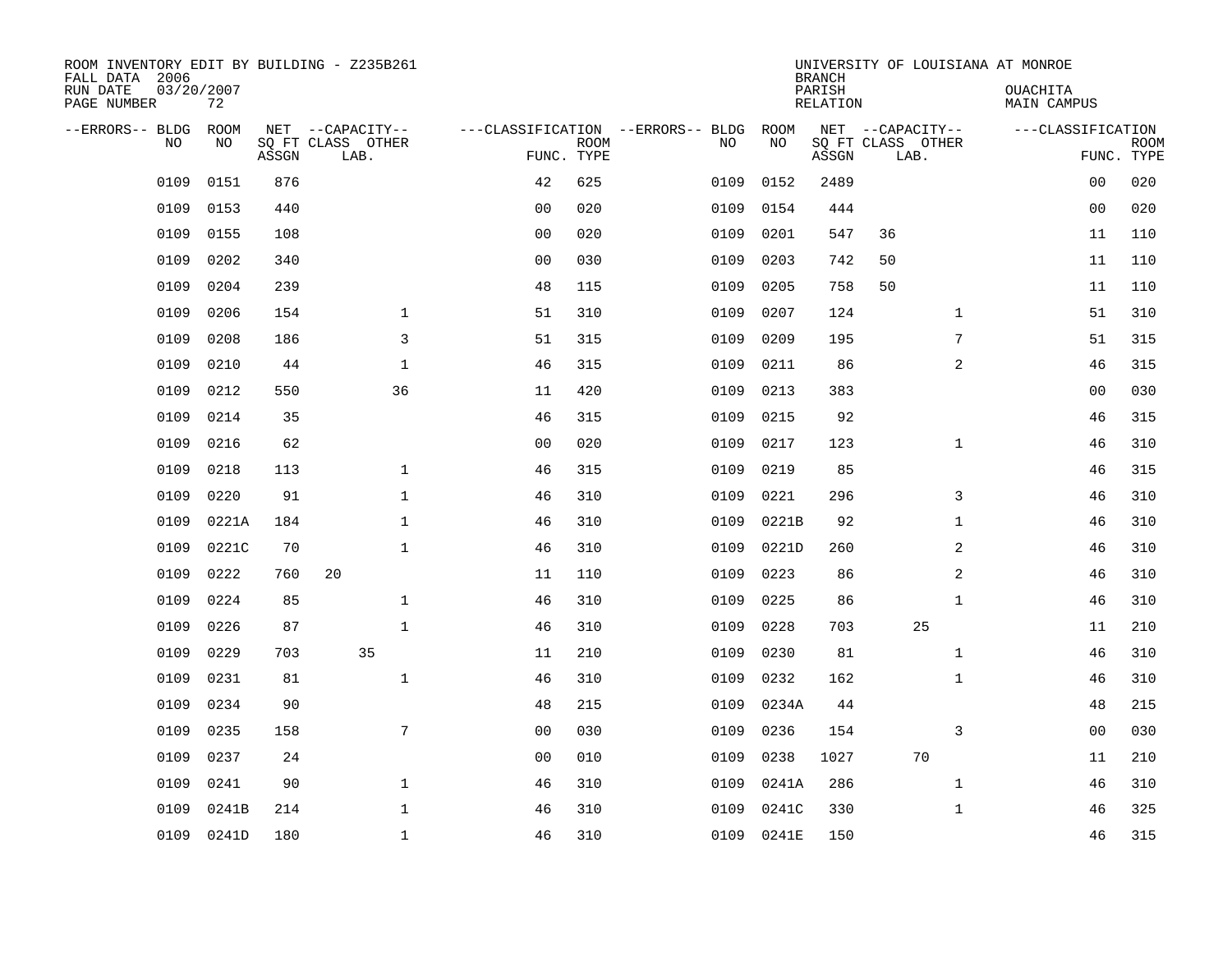ROOM INVENTORY EDIT BY BUILDING - Z235B261
FALL DATA 2006
RUN DATE 03/20/2007
PAGE NUMBER 72

UNIVERSITY OF LOUISIANA AT MONROE
BRANCH
PARISH OUACHITA
RELATION MAIN CAMPUS

| --ERRORS-- | BLDG NO | ROOM NO | NET ASSGN SQ FT | CAPACITY CLASS | CAPACITY LAB. | CAPACITY OTHER | CLASSIFICATION FUNC. | ROOM TYPE | --ERRORS-- | BLDG NO | ROOM NO | NET ASSGN SQ FT | CAPACITY CLASS | CAPACITY LAB. | CAPACITY OTHER | CLASSIFICATION FUNC. | ROOM TYPE |
|---|---|---|---|---|---|---|---|---|---|---|---|---|---|---|---|---|---|
| | 0109 | 0151 | 876 | | | | 42 | 625 | | 0109 | 0152 | 2489 | | | | 00 | 020 |
| | 0109 | 0153 | 440 | | | | 00 | 020 | | 0109 | 0154 | 444 | | | | 00 | 020 |
| | 0109 | 0155 | 108 | | | | 00 | 020 | | 0109 | 0201 | 547 | 36 | | | 11 | 110 |
| | 0109 | 0202 | 340 | | | | 00 | 030 | | 0109 | 0203 | 742 | 50 | | | 11 | 110 |
| | 0109 | 0204 | 239 | | | | 48 | 115 | | 0109 | 0205 | 758 | 50 | | | 11 | 110 |
| | 0109 | 0206 | 154 | | | 1 | 51 | 310 | | 0109 | 0207 | 124 | | | 1 | 51 | 310 |
| | 0109 | 0208 | 186 | | | 3 | 51 | 315 | | 0109 | 0209 | 195 | | | 7 | 51 | 315 |
| | 0109 | 0210 | 44 | | | 1 | 46 | 315 | | 0109 | 0211 | 86 | | | 2 | 46 | 315 |
| | 0109 | 0212 | 550 | | | 36 | 11 | 420 | | 0109 | 0213 | 383 | | | | 00 | 030 |
| | 0109 | 0214 | 35 | | | | 46 | 315 | | 0109 | 0215 | 92 | | | | 46 | 315 |
| | 0109 | 0216 | 62 | | | | 00 | 020 | | 0109 | 0217 | 123 | | | 1 | 46 | 310 |
| | 0109 | 0218 | 113 | | | 1 | 46 | 315 | | 0109 | 0219 | 85 | | | | 46 | 315 |
| | 0109 | 0220 | 91 | | | 1 | 46 | 310 | | 0109 | 0221 | 296 | | | 3 | 46 | 310 |
| | 0109 | 0221A | 184 | | | 1 | 46 | 310 | | 0109 | 0221B | 92 | | | 1 | 46 | 310 |
| | 0109 | 0221C | 70 | | | 1 | 46 | 310 | | 0109 | 0221D | 260 | | | 2 | 46 | 310 |
| | 0109 | 0222 | 760 | 20 | | | 11 | 110 | | 0109 | 0223 | 86 | | | 2 | 46 | 310 |
| | 0109 | 0224 | 85 | | | 1 | 46 | 310 | | 0109 | 0225 | 86 | | | 1 | 46 | 310 |
| | 0109 | 0226 | 87 | | | 1 | 46 | 310 | | 0109 | 0228 | 703 | | 25 | | 11 | 210 |
| | 0109 | 0229 | 703 | | 35 | | 11 | 210 | | 0109 | 0230 | 81 | | | 1 | 46 | 310 |
| | 0109 | 0231 | 81 | | | 1 | 46 | 310 | | 0109 | 0232 | 162 | | | 1 | 46 | 310 |
| | 0109 | 0234 | 90 | | | | 48 | 215 | | 0109 | 0234A | 44 | | | | 48 | 215 |
| | 0109 | 0235 | 158 | | | 7 | 00 | 030 | | 0109 | 0236 | 154 | | | 3 | 00 | 030 |
| | 0109 | 0237 | 24 | | | | 00 | 010 | | 0109 | 0238 | 1027 | | 70 | | 11 | 210 |
| | 0109 | 0241 | 90 | | | 1 | 46 | 310 | | 0109 | 0241A | 286 | | | 1 | 46 | 310 |
| | 0109 | 0241B | 214 | | | 1 | 46 | 310 | | 0109 | 0241C | 330 | | | 1 | 46 | 325 |
| | 0109 | 0241D | 180 | | | 1 | 46 | 310 | | 0109 | 0241E | 150 | | | | 46 | 315 |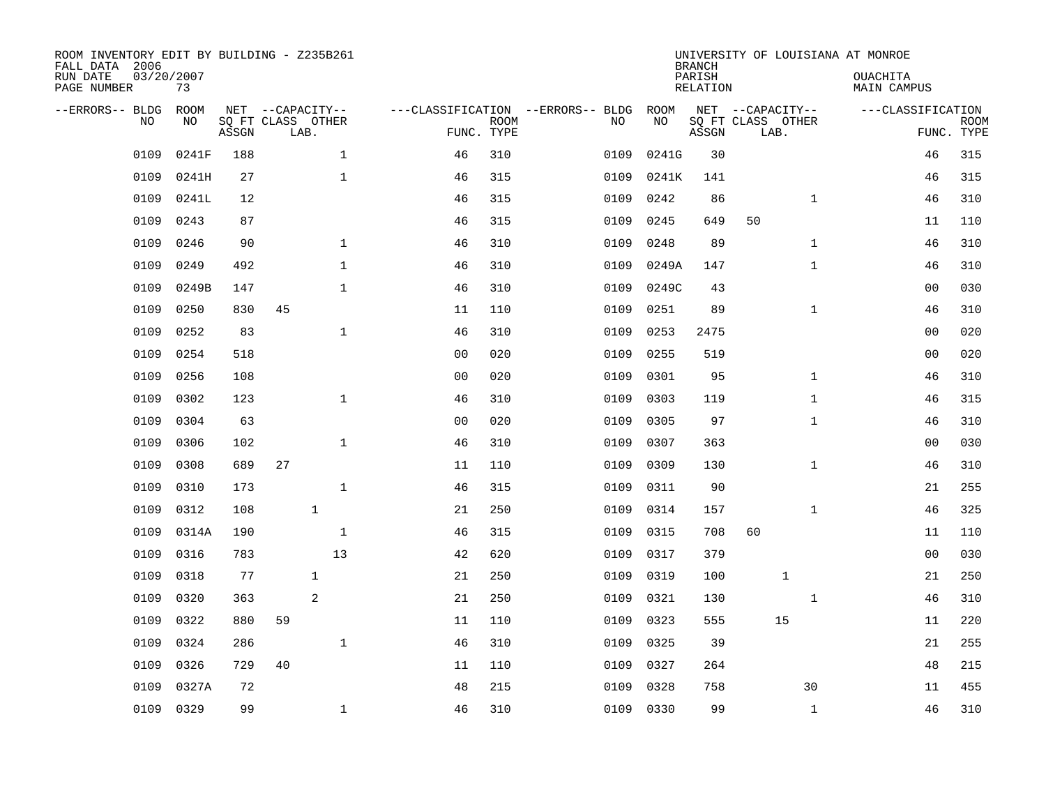ROOM INVENTORY EDIT BY BUILDING - Z235B261
FALL DATA 2006
RUN DATE 03/20/2007
PAGE NUMBER 73

UNIVERSITY OF LOUISIANA AT MONROE
BRANCH
PARISH OUACHITA
RELATION MAIN CAMPUS

| --ERRORS-- | BLDG NO | ROOM NO | NET SQ FT ASSGN | CAPACITY CLASS LAB. | CAPACITY OTHER | CLASSIFICATION FUNC. | ROOM TYPE | --ERRORS-- | BLDG NO | ROOM NO | NET SQ FT ASSGN | CAPACITY CLASS LAB. | CAPACITY OTHER | CLASSIFICATION FUNC. | ROOM TYPE |
|---|---|---|---|---|---|---|---|---|---|---|---|---|---|---|---|
| | 0109 | 0241F | 188 | | 1 | 46 | 310 | | 0109 | 0241G | 30 | | | 46 | 315 |
| | 0109 | 0241H | 27 | | 1 | 46 | 315 | | 0109 | 0241K | 141 | | | 46 | 315 |
| | 0109 | 0241L | 12 | | | 46 | 315 | | 0109 | 0242 | 86 | | 1 | 46 | 310 |
| | 0109 | 0243 | 87 | | | 46 | 315 | | 0109 | 0245 | 649 | 50 | | 11 | 110 |
| | 0109 | 0246 | 90 | | 1 | 46 | 310 | | 0109 | 0248 | 89 | | 1 | 46 | 310 |
| | 0109 | 0249 | 492 | | 1 | 46 | 310 | | 0109 | 0249A | 147 | | 1 | 46 | 310 |
| | 0109 | 0249B | 147 | | 1 | 46 | 310 | | 0109 | 0249C | 43 | | | 00 | 030 |
| | 0109 | 0250 | 830 | 45 | | 11 | 110 | | 0109 | 0251 | 89 | | 1 | 46 | 310 |
| | 0109 | 0252 | 83 | | 1 | 46 | 310 | | 0109 | 0253 | 2475 | | | 00 | 020 |
| | 0109 | 0254 | 518 | | | 00 | 020 | | 0109 | 0255 | 519 | | | 00 | 020 |
| | 0109 | 0256 | 108 | | | 00 | 020 | | 0109 | 0301 | 95 | | 1 | 46 | 310 |
| | 0109 | 0302 | 123 | | 1 | 46 | 310 | | 0109 | 0303 | 119 | | 1 | 46 | 315 |
| | 0109 | 0304 | 63 | | | 00 | 020 | | 0109 | 0305 | 97 | | 1 | 46 | 310 |
| | 0109 | 0306 | 102 | | 1 | 46 | 310 | | 0109 | 0307 | 363 | | | 00 | 030 |
| | 0109 | 0308 | 689 | 27 | | 11 | 110 | | 0109 | 0309 | 130 | | 1 | 46 | 310 |
| | 0109 | 0310 | 173 | | 1 | 46 | 315 | | 0109 | 0311 | 90 | | | 21 | 255 |
| | 0109 | 0312 | 108 | 1 | | 21 | 250 | | 0109 | 0314 | 157 | | 1 | 46 | 325 |
| | 0109 | 0314A | 190 | | 1 | 46 | 315 | | 0109 | 0315 | 708 | 60 | | 11 | 110 |
| | 0109 | 0316 | 783 | | 13 | 42 | 620 | | 0109 | 0317 | 379 | | | 00 | 030 |
| | 0109 | 0318 | 77 | 1 | | 21 | 250 | | 0109 | 0319 | 100 | 1 | | 21 | 250 |
| | 0109 | 0320 | 363 | 2 | | 21 | 250 | | 0109 | 0321 | 130 | | 1 | 46 | 310 |
| | 0109 | 0322 | 880 | 59 | | 11 | 110 | | 0109 | 0323 | 555 | 15 | | 11 | 220 |
| | 0109 | 0324 | 286 | | 1 | 46 | 310 | | 0109 | 0325 | 39 | | | 21 | 255 |
| | 0109 | 0326 | 729 | 40 | | 11 | 110 | | 0109 | 0327 | 264 | | | 48 | 215 |
| | 0109 | 0327A | 72 | | | 48 | 215 | | 0109 | 0328 | 758 | | 30 | 11 | 455 |
| | 0109 | 0329 | 99 | | 1 | 46 | 310 | | 0109 | 0330 | 99 | | 1 | 46 | 310 |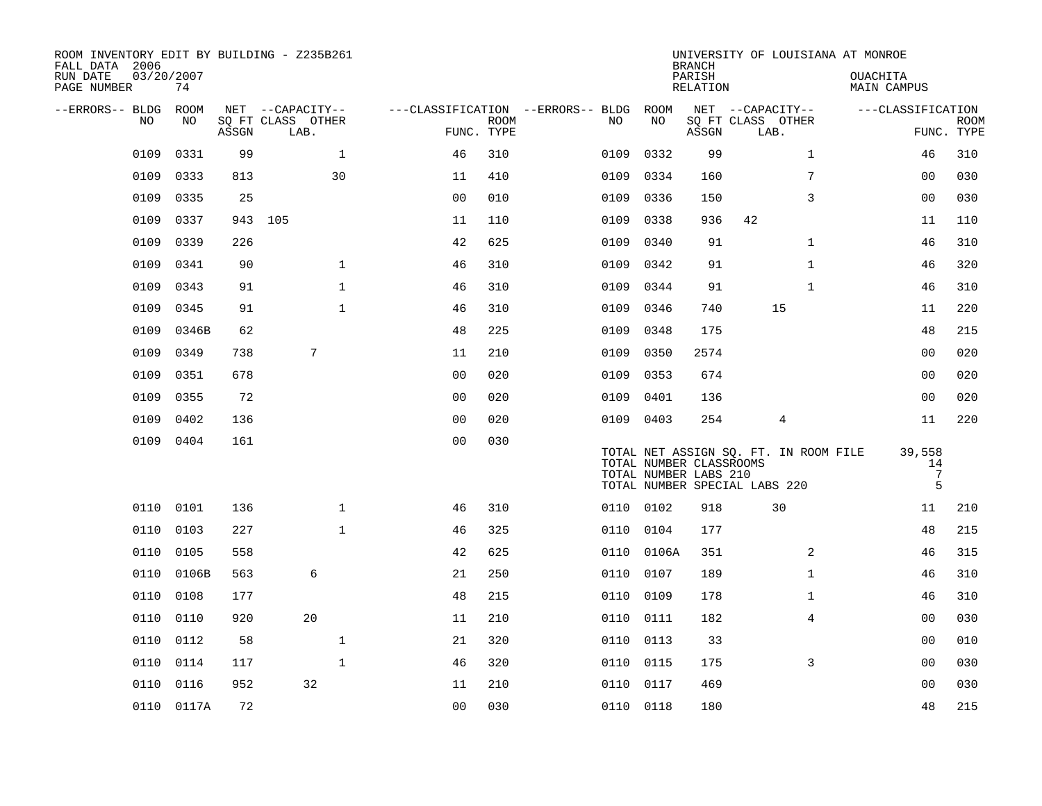ROOM INVENTORY EDIT BY BUILDING - Z235B261
FALL DATA 2006
RUN DATE 03/20/2007

UNIVERSITY OF LOUISIANA AT MONROE
BRANCH
PARISH OUACHITA
RELATION MAIN CAMPUS

| --ERRORS-- | BLDG NO | ROOM NO | NET SQ FT ASSGN | CAPACITY CLASS LAB. | CAPACITY OTHER | CLASSIFICATION FUNC. | ROOM TYPE | --ERRORS-- | BLDG NO | ROOM NO | NET SQ FT ASSGN | CAPACITY CLASS LAB. | CAPACITY OTHER | CLASSIFICATION FUNC. | ROOM TYPE |
|---|---|---|---|---|---|---|---|---|---|---|---|---|---|---|---|
| | 0109 | 0331 | 99 | | 1 | 46 | 310 | | 0109 | 0332 | 99 | | 1 | 46 | 310 |
| | 0109 | 0333 | 813 | | 30 | 11 | 410 | | 0109 | 0334 | 160 | | 7 | 00 | 030 |
| | 0109 | 0335 | 25 | | | 00 | 010 | | 0109 | 0336 | 150 | | 3 | 00 | 030 |
| | 0109 | 0337 | 943 | 105 | | 11 | 110 | | 0109 | 0338 | 936 | 42 | | 11 | 110 |
| | 0109 | 0339 | 226 | | | 42 | 625 | | 0109 | 0340 | 91 | | 1 | 46 | 310 |
| | 0109 | 0341 | 90 | | 1 | 46 | 310 | | 0109 | 0342 | 91 | | 1 | 46 | 320 |
| | 0109 | 0343 | 91 | | 1 | 46 | 310 | | 0109 | 0344 | 91 | | 1 | 46 | 310 |
| | 0109 | 0345 | 91 | | 1 | 46 | 310 | | 0109 | 0346 | 740 | 15 | | 11 | 220 |
| | 0109 | 0346B | 62 | | | 48 | 225 | | 0109 | 0348 | 175 | | | 48 | 215 |
| | 0109 | 0349 | 738 | 7 | | 11 | 210 | | 0109 | 0350 | 2574 | | | 00 | 020 |
| | 0109 | 0351 | 678 | | | 00 | 020 | | 0109 | 0353 | 674 | | | 00 | 020 |
| | 0109 | 0355 | 72 | | | 00 | 020 | | 0109 | 0401 | 136 | | | 00 | 020 |
| | 0109 | 0402 | 136 | | | 00 | 020 | | 0109 | 0403 | 254 | 4 | | 11 | 220 |
| | 0109 | 0404 | 161 | | | 00 | 030 | | | | | | | | |

TOTAL NET ASSIGN SQ. FT. IN ROOM FILE 39,558
TOTAL NUMBER CLASSROOMS 14
TOTAL NUMBER LABS 210 7
TOTAL NUMBER SPECIAL LABS 220 5

| --ERRORS-- | BLDG NO | ROOM NO | NET SQ FT ASSGN | CAPACITY CLASS LAB. | CAPACITY OTHER | CLASSIFICATION FUNC. | ROOM TYPE | --ERRORS-- | BLDG NO | ROOM NO | NET SQ FT ASSGN | CAPACITY CLASS LAB. | CAPACITY OTHER | CLASSIFICATION FUNC. | ROOM TYPE |
|---|---|---|---|---|---|---|---|---|---|---|---|---|---|---|---|
| | 0110 | 0101 | 136 | | 1 | 46 | 310 | | 0110 | 0102 | 918 | 30 | | 11 | 210 |
| | 0110 | 0103 | 227 | | 1 | 46 | 325 | | 0110 | 0104 | 177 | | | 48 | 215 |
| | 0110 | 0105 | 558 | | | 42 | 625 | | 0110 | 0106A | 351 | | 2 | 46 | 315 |
| | 0110 | 0106B | 563 | 6 | | 21 | 250 | | 0110 | 0107 | 189 | | 1 | 46 | 310 |
| | 0110 | 0108 | 177 | | | 48 | 215 | | 0110 | 0109 | 178 | | 1 | 46 | 310 |
| | 0110 | 0110 | 920 | 20 | | 11 | 210 | | 0110 | 0111 | 182 | | 4 | 00 | 030 |
| | 0110 | 0112 | 58 | | 1 | 21 | 320 | | 0110 | 0113 | 33 | | | 00 | 010 |
| | 0110 | 0114 | 117 | | 1 | 46 | 320 | | 0110 | 0115 | 175 | | 3 | 00 | 030 |
| | 0110 | 0116 | 952 | 32 | | 11 | 210 | | 0110 | 0117 | 469 | | | 00 | 030 |
| | 0110 | 0117A | 72 | | | 00 | 030 | | 0110 | 0118 | 180 | | | 48 | 215 |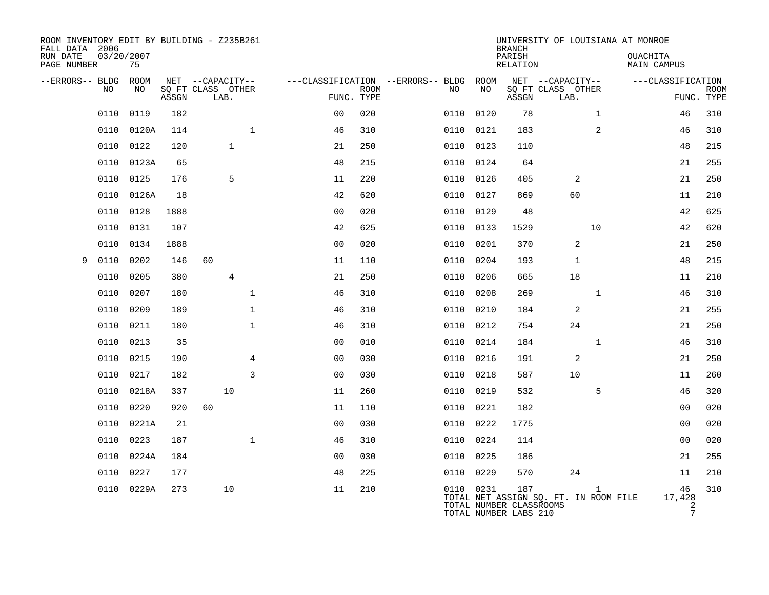ROOM INVENTORY EDIT BY BUILDING - Z235B261
FALL DATA 2006
RUN DATE 03/20/2007
PAGE NUMBER 75

UNIVERSITY OF LOUISIANA AT MONROE
BRANCH
PARISH OUACHITA
RELATION MAIN CAMPUS

| --ERRORS-- | BLDG NO | ROOM NO | NET SQ FT ASSGN | CAPACITY CLASS | CAPACITY LAB. | CAPACITY OTHER | CLASSIFICATION FUNC. | ROOM TYPE | --ERRORS-- | BLDG NO | ROOM NO | NET SQ FT ASSGN | CAPACITY CLASS | CAPACITY LAB. | CAPACITY OTHER | CLASSIFICATION FUNC. | ROOM TYPE |
|---|---|---|---|---|---|---|---|---|---|---|---|---|---|---|---|---|---|
| | 0110 | 0119 | 182 | | | | 00 | 020 | | 0110 | 0120 | 78 | | | 1 | 46 | 310 |
| | 0110 | 0120A | 114 | | | 1 | 46 | 310 | | 0110 | 0121 | 183 | | | 2 | 46 | 310 |
| | 0110 | 0122 | 120 | | 1 | | 21 | 250 | | 0110 | 0123 | 110 | | | | 48 | 215 |
| | 0110 | 0123A | 65 | | | | 48 | 215 | | 0110 | 0124 | 64 | | | | 21 | 255 |
| | 0110 | 0125 | 176 | | 5 | | 11 | 220 | | 0110 | 0126 | 405 | | 2 | | 21 | 250 |
| | 0110 | 0126A | 18 | | | | 42 | 620 | | 0110 | 0127 | 869 | | 60 | | 11 | 210 |
| | 0110 | 0128 | 1888 | | | | 00 | 020 | | 0110 | 0129 | 48 | | | | 42 | 625 |
| | 0110 | 0131 | 107 | | | | 42 | 625 | | 0110 | 0133 | 1529 | | | 10 | 42 | 620 |
| | 0110 | 0134 | 1888 | | | | 00 | 020 | | 0110 | 0201 | 370 | | 2 | | 21 | 250 |
| 9 | 0110 | 0202 | 146 | 60 | | | 11 | 110 | | 0110 | 0204 | 193 | | 1 | | 48 | 215 |
| | 0110 | 0205 | 380 | | 4 | | 21 | 250 | | 0110 | 0206 | 665 | | 18 | | 11 | 210 |
| | 0110 | 0207 | 180 | | | 1 | 46 | 310 | | 0110 | 0208 | 269 | | | 1 | 46 | 310 |
| | 0110 | 0209 | 189 | | | 1 | 46 | 310 | | 0110 | 0210 | 184 | | 2 | | 21 | 255 |
| | 0110 | 0211 | 180 | | | 1 | 46 | 310 | | 0110 | 0212 | 754 | | 24 | | 21 | 250 |
| | 0110 | 0213 | 35 | | | | 00 | 010 | | 0110 | 0214 | 184 | | | 1 | 46 | 310 |
| | 0110 | 0215 | 190 | | | 4 | 00 | 030 | | 0110 | 0216 | 191 | | 2 | | 21 | 250 |
| | 0110 | 0217 | 182 | | | 3 | 00 | 030 | | 0110 | 0218 | 587 | | 10 | | 11 | 260 |
| | 0110 | 0218A | 337 | | 10 | | 11 | 260 | | 0110 | 0219 | 532 | | | 5 | 46 | 320 |
| | 0110 | 0220 | 920 | 60 | | | 11 | 110 | | 0110 | 0221 | 182 | | | | 00 | 020 |
| | 0110 | 0221A | 21 | | | | 00 | 030 | | 0110 | 0222 | 1775 | | | | 00 | 020 |
| | 0110 | 0223 | 187 | | | 1 | 46 | 310 | | 0110 | 0224 | 114 | | | | 00 | 020 |
| | 0110 | 0224A | 184 | | | | 00 | 030 | | 0110 | 0225 | 186 | | | | 21 | 255 |
| | 0110 | 0227 | 177 | | | | 48 | 225 | | 0110 | 0229 | 570 | | 24 | | 11 | 210 |
| | 0110 | 0229A | 273 | | 10 | | 11 | 210 | | 0110 | 0231 | 187 | | | 1 | 46 | 310 |

TOTAL NET ASSIGN SQ. FT. IN ROOM FILE 17,428
TOTAL NUMBER CLASSROOMS 2
TOTAL NUMBER LABS 210 7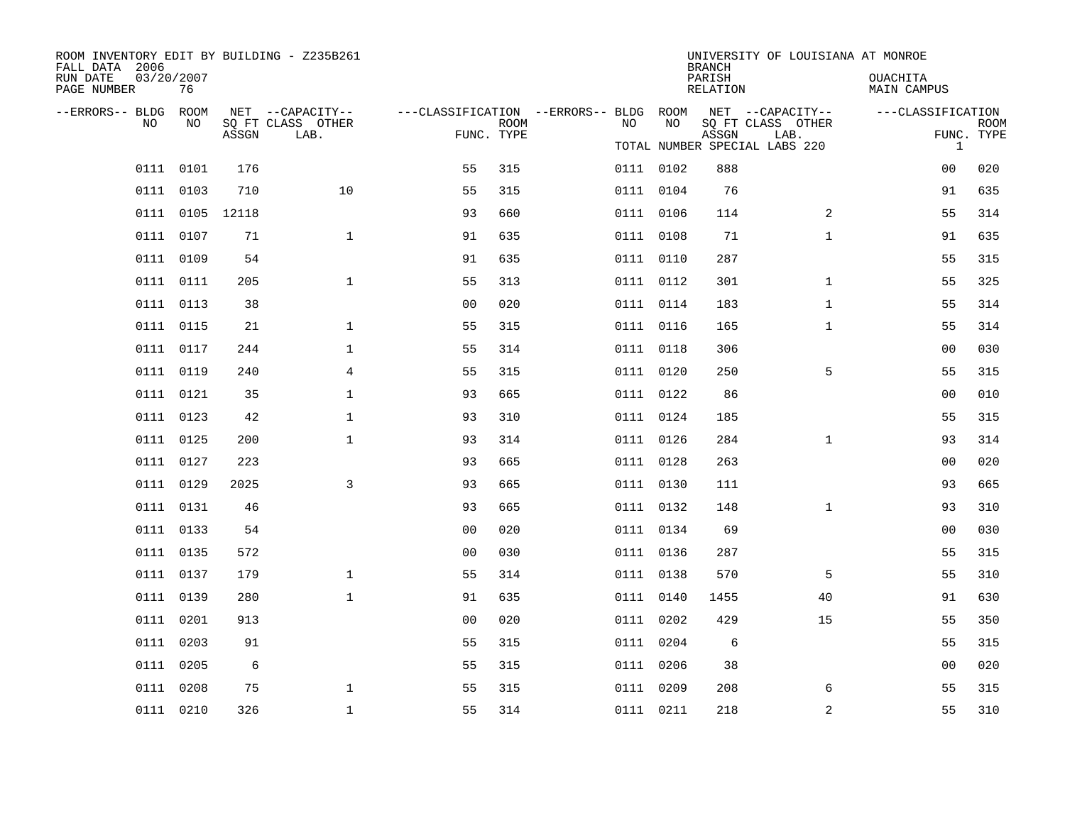ROOM INVENTORY EDIT BY BUILDING - Z235B261
FALL DATA 2006
RUN DATE 03/20/2007
PAGE NUMBER 76

UNIVERSITY OF LOUISIANA AT MONROE
BRANCH
PARISH OUACHITA
RELATION MAIN CAMPUS

TOTAL NUMBER SPECIAL LABS 220

| --ERRORS-- | BLDG NO | ROOM NO | NET SQ FT ASSGN | CAPACITY CLASS LAB. | CAPACITY OTHER | CLASSIFICATION FUNC. | ROOM TYPE | --ERRORS-- | BLDG NO | ROOM NO | NET SQ FT ASSGN | CAPACITY CLASS LAB. | CAPACITY OTHER | CLASSIFICATION FUNC. | ROOM TYPE |
|---|---|---|---|---|---|---|---|---|---|---|---|---|---|---|---|
| | | | | | | | | | | | | | | 1 | |
| | 0111 | 0101 | 176 | | | 55 | 315 | | 0111 | 0102 | 888 | | | 00 | 020 |
| | 0111 | 0103 | 710 | | 10 | 55 | 315 | | 0111 | 0104 | 76 | | | 91 | 635 |
| | 0111 | 0105 | 12118 | | | 93 | 660 | | 0111 | 0106 | 114 | | 2 | 55 | 314 |
| | 0111 | 0107 | 71 | | 1 | 91 | 635 | | 0111 | 0108 | 71 | | 1 | 91 | 635 |
| | 0111 | 0109 | 54 | | | 91 | 635 | | 0111 | 0110 | 287 | | | 55 | 315 |
| | 0111 | 0111 | 205 | | 1 | 55 | 313 | | 0111 | 0112 | 301 | | 1 | 55 | 325 |
| | 0111 | 0113 | 38 | | | 00 | 020 | | 0111 | 0114 | 183 | | 1 | 55 | 314 |
| | 0111 | 0115 | 21 | | 1 | 55 | 315 | | 0111 | 0116 | 165 | | 1 | 55 | 314 |
| | 0111 | 0117 | 244 | | 1 | 55 | 314 | | 0111 | 0118 | 306 | | | 00 | 030 |
| | 0111 | 0119 | 240 | | 4 | 55 | 315 | | 0111 | 0120 | 250 | | 5 | 55 | 315 |
| | 0111 | 0121 | 35 | | 1 | 93 | 665 | | 0111 | 0122 | 86 | | | 00 | 010 |
| | 0111 | 0123 | 42 | | 1 | 93 | 310 | | 0111 | 0124 | 185 | | | 55 | 315 |
| | 0111 | 0125 | 200 | | 1 | 93 | 314 | | 0111 | 0126 | 284 | | 1 | 93 | 314 |
| | 0111 | 0127 | 223 | | | 93 | 665 | | 0111 | 0128 | 263 | | | 00 | 020 |
| | 0111 | 0129 | 2025 | | 3 | 93 | 665 | | 0111 | 0130 | 111 | | | 93 | 665 |
| | 0111 | 0131 | 46 | | | 93 | 665 | | 0111 | 0132 | 148 | | 1 | 93 | 310 |
| | 0111 | 0133 | 54 | | | 00 | 020 | | 0111 | 0134 | 69 | | | 00 | 030 |
| | 0111 | 0135 | 572 | | | 00 | 030 | | 0111 | 0136 | 287 | | | 55 | 315 |
| | 0111 | 0137 | 179 | | 1 | 55 | 314 | | 0111 | 0138 | 570 | | 5 | 55 | 310 |
| | 0111 | 0139 | 280 | | 1 | 91 | 635 | | 0111 | 0140 | 1455 | | 40 | 91 | 630 |
| | 0111 | 0201 | 913 | | | 00 | 020 | | 0111 | 0202 | 429 | | 15 | 55 | 350 |
| | 0111 | 0203 | 91 | | | 55 | 315 | | 0111 | 0204 | 6 | | | 55 | 315 |
| | 0111 | 0205 | 6 | | | 55 | 315 | | 0111 | 0206 | 38 | | | 00 | 020 |
| | 0111 | 0208 | 75 | | 1 | 55 | 315 | | 0111 | 0209 | 208 | | 6 | 55 | 315 |
| | 0111 | 0210 | 326 | | 1 | 55 | 314 | | 0111 | 0211 | 218 | | 2 | 55 | 310 |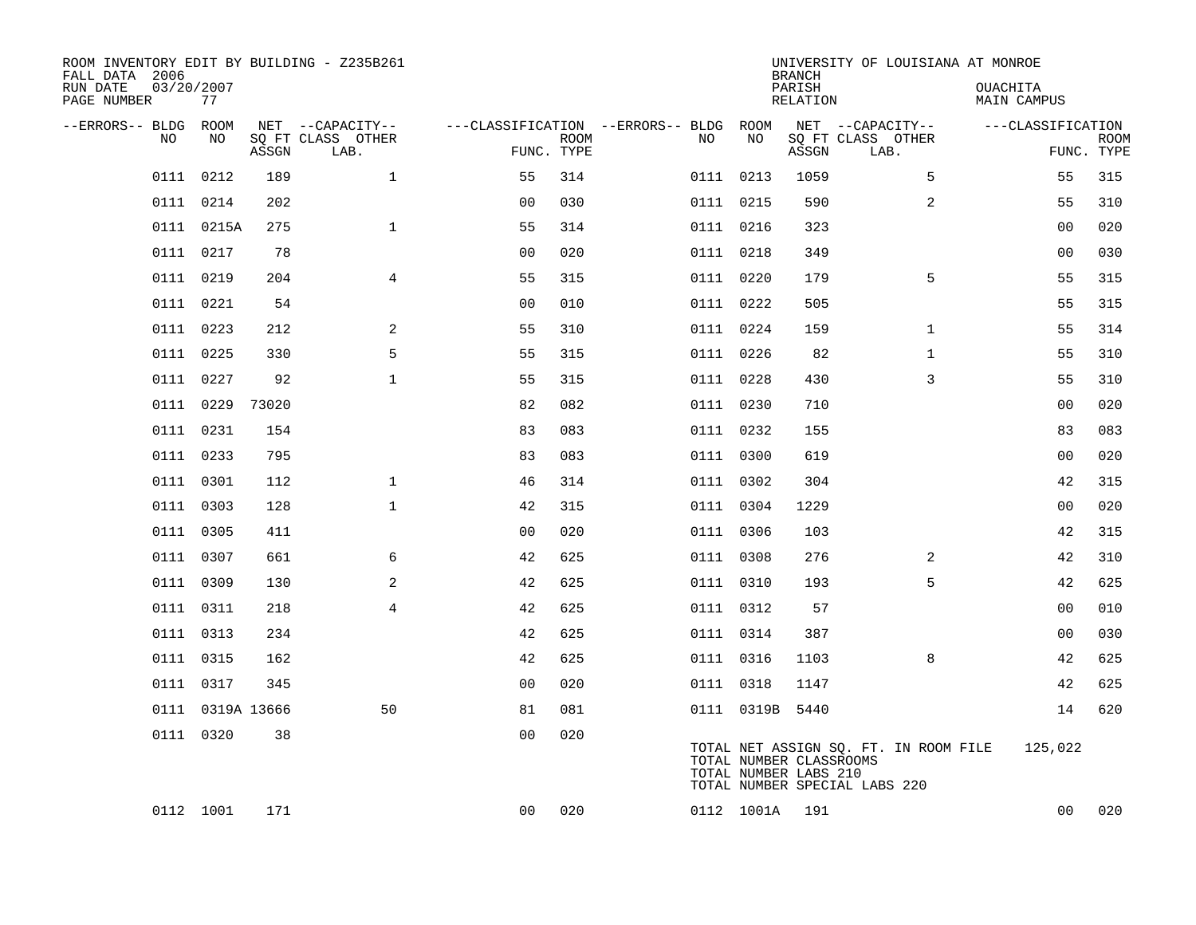ROOM INVENTORY EDIT BY BUILDING - Z235B261
FALL DATA 2006
RUN DATE 03/20/2007
PAGE NUMBER 77

UNIVERSITY OF LOUISIANA AT MONROE
BRANCH
PARISH OUACHITA
RELATION MAIN CAMPUS

| --ERRORS-- | BLDG NO | ROOM NO | NET SQ FT ASSGN | CAPACITY CLASS | CAPACITY OTHER LAB. | CLASSIFICATION FUNC. | ROOM TYPE | --ERRORS-- | BLDG NO | ROOM NO | NET SQ FT ASSGN | CAPACITY CLASS | CAPACITY OTHER LAB. | CLASSIFICATION FUNC. | ROOM TYPE |
|---|---|---|---|---|---|---|---|---|---|---|---|---|---|---|---|
| | 0111 | 0212 | 189 | | 1 | 55 | 314 | | 0111 | 0213 | 1059 | | 5 | 55 | 315 |
| | 0111 | 0214 | 202 | | | 00 | 030 | | 0111 | 0215 | 590 | | 2 | 55 | 310 |
| | 0111 | 0215A | 275 | | 1 | 55 | 314 | | 0111 | 0216 | 323 | | | 00 | 020 |
| | 0111 | 0217 | 78 | | | 00 | 020 | | 0111 | 0218 | 349 | | | 00 | 030 |
| | 0111 | 0219 | 204 | | 4 | 55 | 315 | | 0111 | 0220 | 179 | | 5 | 55 | 315 |
| | 0111 | 0221 | 54 | | | 00 | 010 | | 0111 | 0222 | 505 | | | 55 | 315 |
| | 0111 | 0223 | 212 | | 2 | 55 | 310 | | 0111 | 0224 | 159 | | 1 | 55 | 314 |
| | 0111 | 0225 | 330 | | 5 | 55 | 315 | | 0111 | 0226 | 82 | | 1 | 55 | 310 |
| | 0111 | 0227 | 92 | | 1 | 55 | 315 | | 0111 | 0228 | 430 | | 3 | 55 | 310 |
| | 0111 | 0229 | 73020 | | | 82 | 082 | | 0111 | 0230 | 710 | | | 00 | 020 |
| | 0111 | 0231 | 154 | | | 83 | 083 | | 0111 | 0232 | 155 | | | 83 | 083 |
| | 0111 | 0233 | 795 | | | 83 | 083 | | 0111 | 0300 | 619 | | | 00 | 020 |
| | 0111 | 0301 | 112 | | 1 | 46 | 314 | | 0111 | 0302 | 304 | | | 42 | 315 |
| | 0111 | 0303 | 128 | | 1 | 42 | 315 | | 0111 | 0304 | 1229 | | | 00 | 020 |
| | 0111 | 0305 | 411 | | | 00 | 020 | | 0111 | 0306 | 103 | | | 42 | 315 |
| | 0111 | 0307 | 661 | | 6 | 42 | 625 | | 0111 | 0308 | 276 | | 2 | 42 | 310 |
| | 0111 | 0309 | 130 | | 2 | 42 | 625 | | 0111 | 0310 | 193 | | 5 | 42 | 625 |
| | 0111 | 0311 | 218 | | 4 | 42 | 625 | | 0111 | 0312 | 57 | | | 00 | 010 |
| | 0111 | 0313 | 234 | | | 42 | 625 | | 0111 | 0314 | 387 | | | 00 | 030 |
| | 0111 | 0315 | 162 | | | 42 | 625 | | 0111 | 0316 | 1103 | | 8 | 42 | 625 |
| | 0111 | 0317 | 345 | | | 00 | 020 | | 0111 | 0318 | 1147 | | | 42 | 625 |
| | 0111 | 0319A | 13666 | | 50 | 81 | 081 | | 0111 | 0319B | 5440 | | | 14 | 620 |
| | 0111 | 0320 | 38 | | | 00 | 020 | | | | | | | | |
| | 0112 | 1001 | 171 | | | 00 | 020 | | 0112 | 1001A | 191 | | | 00 | 020 |

TOTAL NET ASSIGN SQ. FT. IN ROOM FILE 125,022
TOTAL NUMBER CLASSROOMS
TOTAL NUMBER LABS 210
TOTAL NUMBER SPECIAL LABS 220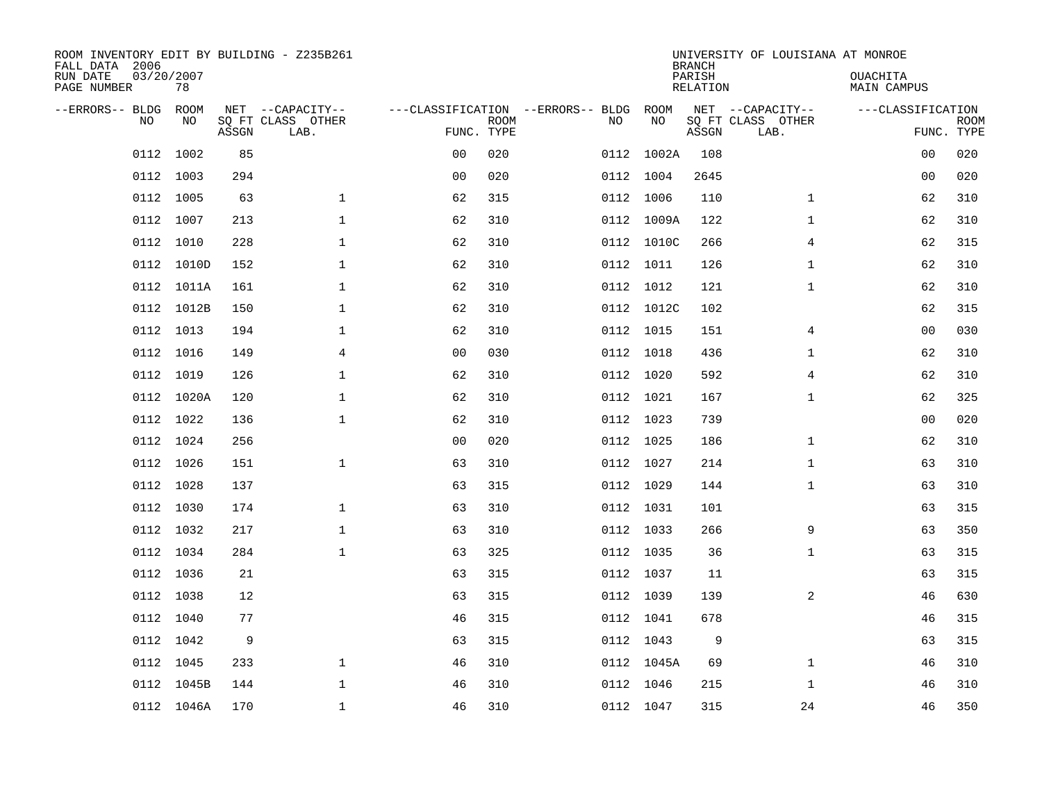ROOM INVENTORY EDIT BY BUILDING - Z235B261
FALL DATA 2006
RUN DATE 03/20/2007
PAGE NUMBER 78

UNIVERSITY OF LOUISIANA AT MONROE
BRANCH
PARISH OUACHITA
RELATION MAIN CAMPUS

| --ERRORS-- | BLDG NO | ROOM NO | NET SQ FT ASSGN | --CAPACITY-- CLASS | OTHER LAB. | ---CLASSIFICATION FUNC. | ROOM TYPE | --ERRORS-- | BLDG NO | ROOM NO | NET SQ FT ASSGN | --CAPACITY-- CLASS | OTHER LAB. | ---CLASSIFICATION FUNC. | ROOM TYPE |
|---|---|---|---|---|---|---|---|---|---|---|---|---|---|---|---|
| | 0112 | 1002 | 85 | | | 00 | 020 | | 0112 | 1002A | 108 | | | 00 | 020 |
| | 0112 | 1003 | 294 | | | 00 | 020 | | 0112 | 1004 | 2645 | | | 00 | 020 |
| | 0112 | 1005 | 63 | | 1 | 62 | 315 | | 0112 | 1006 | 110 | | 1 | 62 | 310 |
| | 0112 | 1007 | 213 | | 1 | 62 | 310 | | 0112 | 1009A | 122 | | 1 | 62 | 310 |
| | 0112 | 1010 | 228 | | 1 | 62 | 310 | | 0112 | 1010C | 266 | | 4 | 62 | 315 |
| | 0112 | 1010D | 152 | | 1 | 62 | 310 | | 0112 | 1011 | 126 | | 1 | 62 | 310 |
| | 0112 | 1011A | 161 | | 1 | 62 | 310 | | 0112 | 1012 | 121 | | 1 | 62 | 310 |
| | 0112 | 1012B | 150 | | 1 | 62 | 310 | | 0112 | 1012C | 102 | | | 62 | 315 |
| | 0112 | 1013 | 194 | | 1 | 62 | 310 | | 0112 | 1015 | 151 | | 4 | 00 | 030 |
| | 0112 | 1016 | 149 | | 4 | 00 | 030 | | 0112 | 1018 | 436 | | 1 | 62 | 310 |
| | 0112 | 1019 | 126 | | 1 | 62 | 310 | | 0112 | 1020 | 592 | | 4 | 62 | 310 |
| | 0112 | 1020A | 120 | | 1 | 62 | 310 | | 0112 | 1021 | 167 | | 1 | 62 | 325 |
| | 0112 | 1022 | 136 | | 1 | 62 | 310 | | 0112 | 1023 | 739 | | | 00 | 020 |
| | 0112 | 1024 | 256 | | | 00 | 020 | | 0112 | 1025 | 186 | | 1 | 62 | 310 |
| | 0112 | 1026 | 151 | | 1 | 63 | 310 | | 0112 | 1027 | 214 | | 1 | 63 | 310 |
| | 0112 | 1028 | 137 | | | 63 | 315 | | 0112 | 1029 | 144 | | 1 | 63 | 310 |
| | 0112 | 1030 | 174 | | 1 | 63 | 310 | | 0112 | 1031 | 101 | | | 63 | 315 |
| | 0112 | 1032 | 217 | | 1 | 63 | 310 | | 0112 | 1033 | 266 | | 9 | 63 | 350 |
| | 0112 | 1034 | 284 | | 1 | 63 | 325 | | 0112 | 1035 | 36 | | 1 | 63 | 315 |
| | 0112 | 1036 | 21 | | | 63 | 315 | | 0112 | 1037 | 11 | | | 63 | 315 |
| | 0112 | 1038 | 12 | | | 63 | 315 | | 0112 | 1039 | 139 | | 2 | 46 | 630 |
| | 0112 | 1040 | 77 | | | 46 | 315 | | 0112 | 1041 | 678 | | | 46 | 315 |
| | 0112 | 1042 | 9 | | | 63 | 315 | | 0112 | 1043 | 9 | | | 63 | 315 |
| | 0112 | 1045 | 233 | | 1 | 46 | 310 | | 0112 | 1045A | 69 | | 1 | 46 | 310 |
| | 0112 | 1045B | 144 | | 1 | 46 | 310 | | 0112 | 1046 | 215 | | 1 | 46 | 310 |
| | 0112 | 1046A | 170 | | 1 | 46 | 310 | | 0112 | 1047 | 315 | | 24 | 46 | 350 |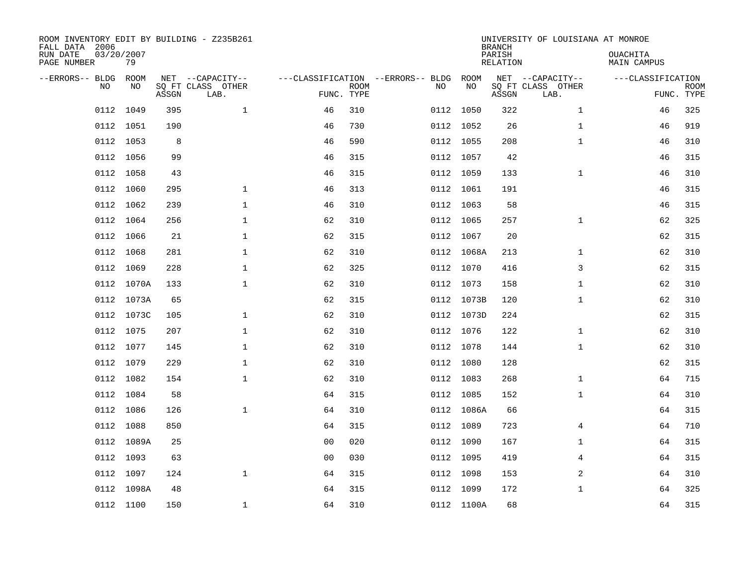ROOM INVENTORY EDIT BY BUILDING - Z235B261
FALL DATA 2006
RUN DATE 03/20/2007
PAGE NUMBER 79

UNIVERSITY OF LOUISIANA AT MONROE
BRANCH
PARISH OUACHITA
RELATION MAIN CAMPUS

| --ERRORS-- | BLDG NO | ROOM NO | NET SQ FT ASSGN | --CAPACITY-- CLASS LAB. | OTHER | ---CLASSIFICATION FUNC. | ROOM TYPE | --ERRORS-- | BLDG NO | ROOM NO | NET SQ FT ASSGN | --CAPACITY-- CLASS LAB. | OTHER | ---CLASSIFICATION FUNC. | ROOM TYPE |
|---|---|---|---|---|---|---|---|---|---|---|---|---|---|---|---|
| | 0112 | 1049 | 395 | | 1 | 46 | 310 | | 0112 | 1050 | 322 | | 1 | 46 | 325 |
| | 0112 | 1051 | 190 | | | 46 | 730 | | 0112 | 1052 | 26 | | 1 | 46 | 919 |
| | 0112 | 1053 | 8 | | | 46 | 590 | | 0112 | 1055 | 208 | | 1 | 46 | 310 |
| | 0112 | 1056 | 99 | | | 46 | 315 | | 0112 | 1057 | 42 | | | 46 | 315 |
| | 0112 | 1058 | 43 | | | 46 | 315 | | 0112 | 1059 | 133 | | 1 | 46 | 310 |
| | 0112 | 1060 | 295 | | 1 | 46 | 313 | | 0112 | 1061 | 191 | | | 46 | 315 |
| | 0112 | 1062 | 239 | | 1 | 46 | 310 | | 0112 | 1063 | 58 | | | 46 | 315 |
| | 0112 | 1064 | 256 | | 1 | 62 | 310 | | 0112 | 1065 | 257 | | 1 | 62 | 325 |
| | 0112 | 1066 | 21 | | 1 | 62 | 315 | | 0112 | 1067 | 20 | | | 62 | 315 |
| | 0112 | 1068 | 281 | | 1 | 62 | 310 | | 0112 | 1068A | 213 | | 1 | 62 | 310 |
| | 0112 | 1069 | 228 | | 1 | 62 | 325 | | 0112 | 1070 | 416 | | 3 | 62 | 315 |
| | 0112 | 1070A | 133 | | 1 | 62 | 310 | | 0112 | 1073 | 158 | | 1 | 62 | 310 |
| | 0112 | 1073A | 65 | | | 62 | 315 | | 0112 | 1073B | 120 | | 1 | 62 | 310 |
| | 0112 | 1073C | 105 | | 1 | 62 | 310 | | 0112 | 1073D | 224 | | | 62 | 315 |
| | 0112 | 1075 | 207 | | 1 | 62 | 310 | | 0112 | 1076 | 122 | | 1 | 62 | 310 |
| | 0112 | 1077 | 145 | | 1 | 62 | 310 | | 0112 | 1078 | 144 | | 1 | 62 | 310 |
| | 0112 | 1079 | 229 | | 1 | 62 | 310 | | 0112 | 1080 | 128 | | | 62 | 315 |
| | 0112 | 1082 | 154 | | 1 | 62 | 310 | | 0112 | 1083 | 268 | | 1 | 64 | 715 |
| | 0112 | 1084 | 58 | | | 64 | 315 | | 0112 | 1085 | 152 | | 1 | 64 | 310 |
| | 0112 | 1086 | 126 | | 1 | 64 | 310 | | 0112 | 1086A | 66 | | | 64 | 315 |
| | 0112 | 1088 | 850 | | | 64 | 315 | | 0112 | 1089 | 723 | | 4 | 64 | 710 |
| | 0112 | 1089A | 25 | | | 00 | 020 | | 0112 | 1090 | 167 | | 1 | 64 | 315 |
| | 0112 | 1093 | 63 | | | 00 | 030 | | 0112 | 1095 | 419 | | 4 | 64 | 315 |
| | 0112 | 1097 | 124 | | 1 | 64 | 315 | | 0112 | 1098 | 153 | | 2 | 64 | 310 |
| | 0112 | 1098A | 48 | | | 64 | 315 | | 0112 | 1099 | 172 | | 1 | 64 | 325 |
| | 0112 | 1100 | 150 | | 1 | 64 | 310 | | 0112 | 1100A | 68 | | | 64 | 315 |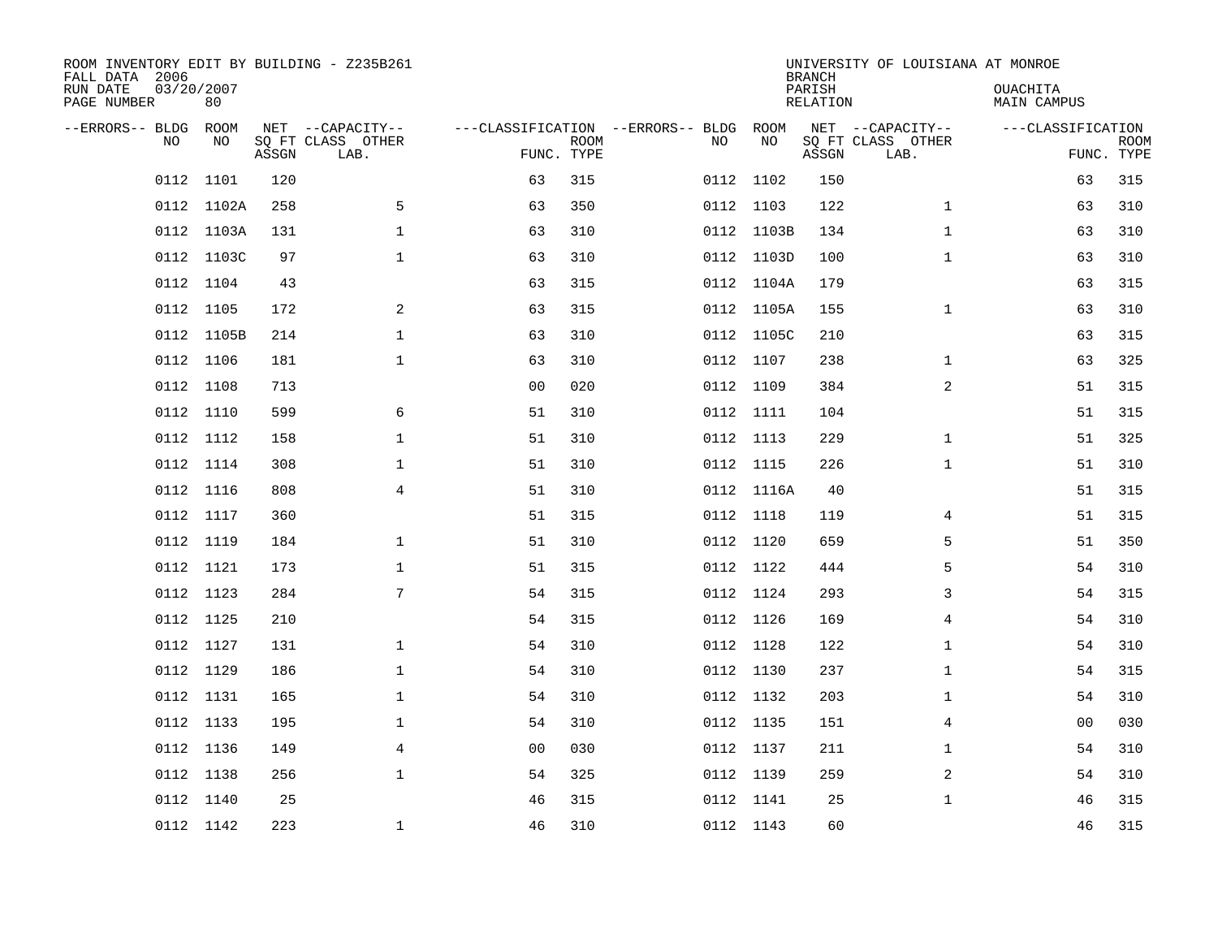ROOM INVENTORY EDIT BY BUILDING - Z235B261
FALL DATA 2006
RUN DATE 03/20/2007
PAGE NUMBER 80

UNIVERSITY OF LOUISIANA AT MONROE
BRANCH
PARISH OUACHITA
RELATION MAIN CAMPUS

| --ERRORS-- | BLDG NO | ROOM NO | NET SQ FT ASSGN | --CAPACITY-- CLASS | OTHER LAB. | ---CLASSIFICATION FUNC. | ROOM TYPE | --ERRORS-- | BLDG NO | ROOM NO | NET SQ FT ASSGN | --CAPACITY-- CLASS | OTHER LAB. | ---CLASSIFICATION FUNC. | ROOM TYPE |
|---|---|---|---|---|---|---|---|---|---|---|---|---|---|---|---|
| | 0112 | 1101 | 120 | | | 63 | 315 | | 0112 | 1102 | 150 | | | 63 | 315 |
| | 0112 | 1102A | 258 | | 5 | 63 | 350 | | 0112 | 1103 | 122 | | 1 | 63 | 310 |
| | 0112 | 1103A | 131 | | 1 | 63 | 310 | | 0112 | 1103B | 134 | | 1 | 63 | 310 |
| | 0112 | 1103C | 97 | | 1 | 63 | 310 | | 0112 | 1103D | 100 | | 1 | 63 | 310 |
| | 0112 | 1104 | 43 | | | 63 | 315 | | 0112 | 1104A | 179 | | | 63 | 315 |
| | 0112 | 1105 | 172 | | 2 | 63 | 315 | | 0112 | 1105A | 155 | | 1 | 63 | 310 |
| | 0112 | 1105B | 214 | | 1 | 63 | 310 | | 0112 | 1105C | 210 | | | 63 | 315 |
| | 0112 | 1106 | 181 | | 1 | 63 | 310 | | 0112 | 1107 | 238 | | 1 | 63 | 325 |
| | 0112 | 1108 | 713 | | | 00 | 020 | | 0112 | 1109 | 384 | | 2 | 51 | 315 |
| | 0112 | 1110 | 599 | | 6 | 51 | 310 | | 0112 | 1111 | 104 | | | 51 | 315 |
| | 0112 | 1112 | 158 | | 1 | 51 | 310 | | 0112 | 1113 | 229 | | 1 | 51 | 325 |
| | 0112 | 1114 | 308 | | 1 | 51 | 310 | | 0112 | 1115 | 226 | | 1 | 51 | 310 |
| | 0112 | 1116 | 808 | | 4 | 51 | 310 | | 0112 | 1116A | 40 | | | 51 | 315 |
| | 0112 | 1117 | 360 | | | 51 | 315 | | 0112 | 1118 | 119 | | 4 | 51 | 315 |
| | 0112 | 1119 | 184 | | 1 | 51 | 310 | | 0112 | 1120 | 659 | | 5 | 51 | 350 |
| | 0112 | 1121 | 173 | | 1 | 51 | 315 | | 0112 | 1122 | 444 | | 5 | 54 | 310 |
| | 0112 | 1123 | 284 | | 7 | 54 | 315 | | 0112 | 1124 | 293 | | 3 | 54 | 315 |
| | 0112 | 1125 | 210 | | | 54 | 315 | | 0112 | 1126 | 169 | | 4 | 54 | 310 |
| | 0112 | 1127 | 131 | | 1 | 54 | 310 | | 0112 | 1128 | 122 | | 1 | 54 | 310 |
| | 0112 | 1129 | 186 | | 1 | 54 | 310 | | 0112 | 1130 | 237 | | 1 | 54 | 315 |
| | 0112 | 1131 | 165 | | 1 | 54 | 310 | | 0112 | 1132 | 203 | | 1 | 54 | 310 |
| | 0112 | 1133 | 195 | | 1 | 54 | 310 | | 0112 | 1135 | 151 | | 4 | 00 | 030 |
| | 0112 | 1136 | 149 | | 4 | 00 | 030 | | 0112 | 1137 | 211 | | 1 | 54 | 310 |
| | 0112 | 1138 | 256 | | 1 | 54 | 325 | | 0112 | 1139 | 259 | | 2 | 54 | 310 |
| | 0112 | 1140 | 25 | | | 46 | 315 | | 0112 | 1141 | 25 | | 1 | 46 | 315 |
| | 0112 | 1142 | 223 | | 1 | 46 | 310 | | 0112 | 1143 | 60 | | | 46 | 315 |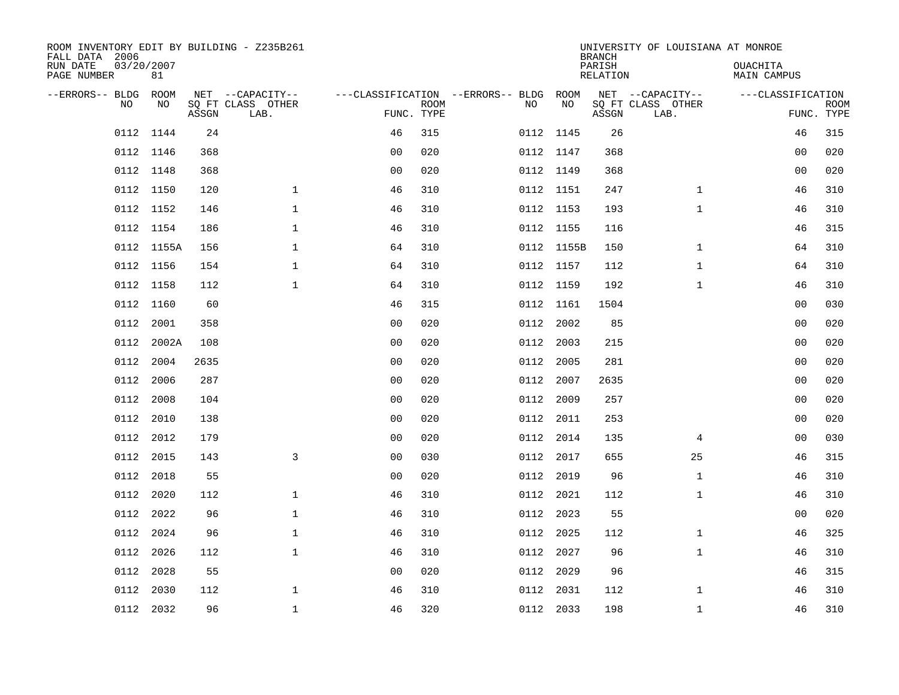ROOM INVENTORY EDIT BY BUILDING - Z235B261
FALL DATA 2006
RUN DATE 03/20/2007
PAGE NUMBER 81

UNIVERSITY OF LOUISIANA AT MONROE
BRANCH
PARISH OUACHITA
RELATION MAIN CAMPUS

| --ERRORS-- | BLDG NO | ROOM NO | NET SQ FT ASSGN | CAPACITY CLASS LAB. | CAPACITY OTHER | CLASSIFICATION FUNC. | ROOM TYPE | --ERRORS-- | BLDG NO | ROOM NO | NET SQ FT ASSGN | CAPACITY CLASS LAB. | CAPACITY OTHER | CLASSIFICATION FUNC. | ROOM TYPE |
|---|---|---|---|---|---|---|---|---|---|---|---|---|---|---|---|
| | 0112 | 1144 | 24 | | | 46 | 315 | | 0112 | 1145 | 26 | | | 46 | 315 |
| | 0112 | 1146 | 368 | | | 00 | 020 | | 0112 | 1147 | 368 | | | 00 | 020 |
| | 0112 | 1148 | 368 | | | 00 | 020 | | 0112 | 1149 | 368 | | | 00 | 020 |
| | 0112 | 1150 | 120 | | 1 | 46 | 310 | | 0112 | 1151 | 247 | | 1 | 46 | 310 |
| | 0112 | 1152 | 146 | | 1 | 46 | 310 | | 0112 | 1153 | 193 | | 1 | 46 | 310 |
| | 0112 | 1154 | 186 | | 1 | 46 | 310 | | 0112 | 1155 | 116 | | | 46 | 315 |
| | 0112 | 1155A | 156 | | 1 | 64 | 310 | | 0112 | 1155B | 150 | | 1 | 64 | 310 |
| | 0112 | 1156 | 154 | | 1 | 64 | 310 | | 0112 | 1157 | 112 | | 1 | 64 | 310 |
| | 0112 | 1158 | 112 | | 1 | 64 | 310 | | 0112 | 1159 | 192 | | 1 | 46 | 310 |
| | 0112 | 1160 | 60 | | | 46 | 315 | | 0112 | 1161 | 1504 | | | 00 | 030 |
| | 0112 | 2001 | 358 | | | 00 | 020 | | 0112 | 2002 | 85 | | | 00 | 020 |
| | 0112 | 2002A | 108 | | | 00 | 020 | | 0112 | 2003 | 215 | | | 00 | 020 |
| | 0112 | 2004 | 2635 | | | 00 | 020 | | 0112 | 2005 | 281 | | | 00 | 020 |
| | 0112 | 2006 | 287 | | | 00 | 020 | | 0112 | 2007 | 2635 | | | 00 | 020 |
| | 0112 | 2008 | 104 | | | 00 | 020 | | 0112 | 2009 | 257 | | | 00 | 020 |
| | 0112 | 2010 | 138 | | | 00 | 020 | | 0112 | 2011 | 253 | | | 00 | 020 |
| | 0112 | 2012 | 179 | | | 00 | 020 | | 0112 | 2014 | 135 | | 4 | 00 | 030 |
| | 0112 | 2015 | 143 | | 3 | 00 | 030 | | 0112 | 2017 | 655 | | 25 | 46 | 315 |
| | 0112 | 2018 | 55 | | | 00 | 020 | | 0112 | 2019 | 96 | | 1 | 46 | 310 |
| | 0112 | 2020 | 112 | | 1 | 46 | 310 | | 0112 | 2021 | 112 | | 1 | 46 | 310 |
| | 0112 | 2022 | 96 | | 1 | 46 | 310 | | 0112 | 2023 | 55 | | | 00 | 020 |
| | 0112 | 2024 | 96 | | 1 | 46 | 310 | | 0112 | 2025 | 112 | | 1 | 46 | 325 |
| | 0112 | 2026 | 112 | | 1 | 46 | 310 | | 0112 | 2027 | 96 | | 1 | 46 | 310 |
| | 0112 | 2028 | 55 | | | 00 | 020 | | 0112 | 2029 | 96 | | | 46 | 315 |
| | 0112 | 2030 | 112 | | 1 | 46 | 310 | | 0112 | 2031 | 112 | | 1 | 46 | 310 |
| | 0112 | 2032 | 96 | | 1 | 46 | 320 | | 0112 | 2033 | 198 | | 1 | 46 | 310 |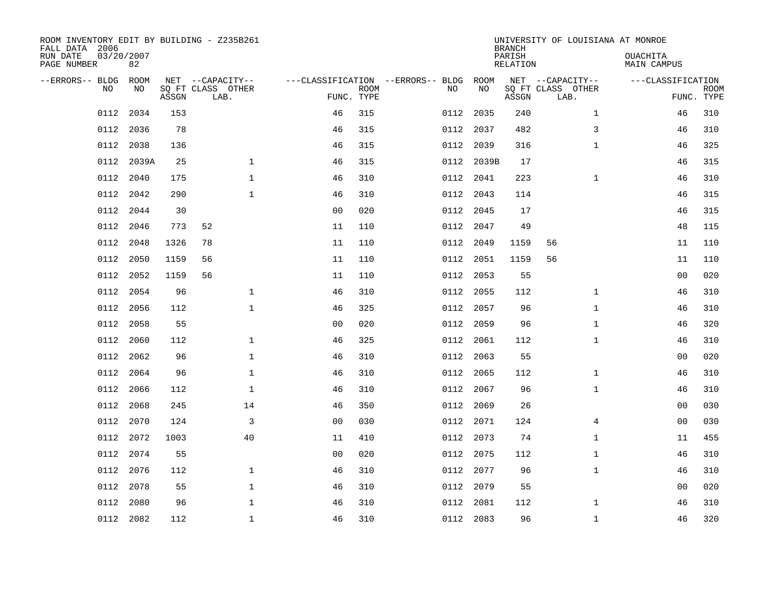ROOM INVENTORY EDIT BY BUILDING - Z235B261
FALL DATA 2006
RUN DATE 03/20/2007
PAGE NUMBER 82

UNIVERSITY OF LOUISIANA AT MONROE
BRANCH
PARISH OUACHITA
RELATION MAIN CAMPUS

| --ERRORS-- | BLDG NO | ROOM NO | NET SQ FT ASSGN | --CAPACITY-- CLASS | OTHER LAB. | ---CLASSIFICATION FUNC. | ROOM TYPE | --ERRORS-- | BLDG NO | ROOM NO | NET SQ FT ASSGN | --CAPACITY-- CLASS | OTHER LAB. | ---CLASSIFICATION FUNC. | ROOM TYPE |
|---|---|---|---|---|---|---|---|---|---|---|---|---|---|---|---|
| | 0112 | 2034 | 153 | | | 46 | 315 | | 0112 | 2035 | 240 | | 1 | 46 | 310 |
| | 0112 | 2036 | 78 | | | 46 | 315 | | 0112 | 2037 | 482 | | 3 | 46 | 310 |
| | 0112 | 2038 | 136 | | | 46 | 315 | | 0112 | 2039 | 316 | | 1 | 46 | 325 |
| | 0112 | 2039A | 25 | | 1 | 46 | 315 | | 0112 | 2039B | 17 | | | 46 | 315 |
| | 0112 | 2040 | 175 | | 1 | 46 | 310 | | 0112 | 2041 | 223 | | 1 | 46 | 310 |
| | 0112 | 2042 | 290 | | 1 | 46 | 310 | | 0112 | 2043 | 114 | | | 46 | 315 |
| | 0112 | 2044 | 30 | | | 00 | 020 | | 0112 | 2045 | 17 | | | 46 | 315 |
| | 0112 | 2046 | 773 | 52 | | 11 | 110 | | 0112 | 2047 | 49 | | | 48 | 115 |
| | 0112 | 2048 | 1326 | 78 | | 11 | 110 | | 0112 | 2049 | 1159 | 56 | | 11 | 110 |
| | 0112 | 2050 | 1159 | 56 | | 11 | 110 | | 0112 | 2051 | 1159 | 56 | | 11 | 110 |
| | 0112 | 2052 | 1159 | 56 | | 11 | 110 | | 0112 | 2053 | 55 | | | 00 | 020 |
| | 0112 | 2054 | 96 | | 1 | 46 | 310 | | 0112 | 2055 | 112 | | 1 | 46 | 310 |
| | 0112 | 2056 | 112 | | 1 | 46 | 325 | | 0112 | 2057 | 96 | | 1 | 46 | 310 |
| | 0112 | 2058 | 55 | | | 00 | 020 | | 0112 | 2059 | 96 | | 1 | 46 | 320 |
| | 0112 | 2060 | 112 | | 1 | 46 | 325 | | 0112 | 2061 | 112 | | 1 | 46 | 310 |
| | 0112 | 2062 | 96 | | 1 | 46 | 310 | | 0112 | 2063 | 55 | | | 00 | 020 |
| | 0112 | 2064 | 96 | | 1 | 46 | 310 | | 0112 | 2065 | 112 | | 1 | 46 | 310 |
| | 0112 | 2066 | 112 | | 1 | 46 | 310 | | 0112 | 2067 | 96 | | 1 | 46 | 310 |
| | 0112 | 2068 | 245 | | 14 | 46 | 350 | | 0112 | 2069 | 26 | | | 00 | 030 |
| | 0112 | 2070 | 124 | | 3 | 00 | 030 | | 0112 | 2071 | 124 | | 4 | 00 | 030 |
| | 0112 | 2072 | 1003 | | 40 | 11 | 410 | | 0112 | 2073 | 74 | | 1 | 11 | 455 |
| | 0112 | 2074 | 55 | | | 00 | 020 | | 0112 | 2075 | 112 | | 1 | 46 | 310 |
| | 0112 | 2076 | 112 | | 1 | 46 | 310 | | 0112 | 2077 | 96 | | 1 | 46 | 310 |
| | 0112 | 2078 | 55 | | 1 | 46 | 310 | | 0112 | 2079 | 55 | | | 00 | 020 |
| | 0112 | 2080 | 96 | | 1 | 46 | 310 | | 0112 | 2081 | 112 | | 1 | 46 | 310 |
| | 0112 | 2082 | 112 | | 1 | 46 | 310 | | 0112 | 2083 | 96 | | 1 | 46 | 320 |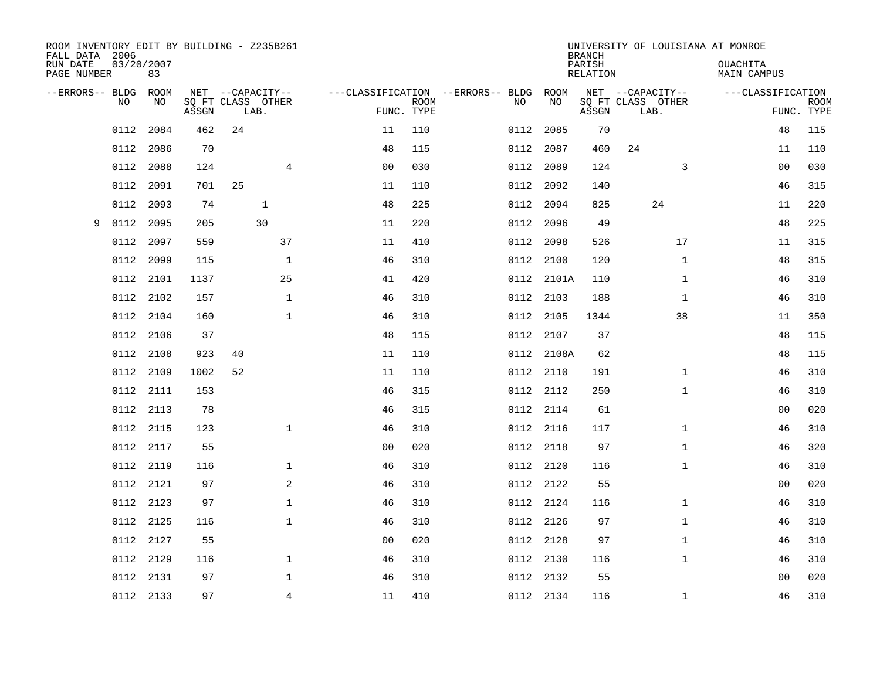ROOM INVENTORY EDIT BY BUILDING - Z235B261
FALL DATA 2006
RUN DATE 03/20/2007
PAGE NUMBER 83

UNIVERSITY OF LOUISIANA AT MONROE
BRANCH
PARISH OUACHITA
RELATION MAIN CAMPUS

| --ERRORS-- | BLDG NO | ROOM NO | NET SQ FT ASSGN | CAPACITY CLASS | CAPACITY LAB. | CAPACITY OTHER | CLASSIFICATION FUNC. | ROOM TYPE | --ERRORS-- | BLDG NO | ROOM NO | NET SQ FT ASSGN | CAPACITY CLASS | CAPACITY LAB. | CAPACITY OTHER | CLASSIFICATION FUNC. | ROOM TYPE |
|---|---|---|---|---|---|---|---|---|---|---|---|---|---|---|---|---|---|
| | 0112 | 2084 | 462 | 24 | | | 11 | 110 | | 0112 | 2085 | 70 | | | | 48 | 115 |
| | 0112 | 2086 | 70 | | | | 48 | 115 | | 0112 | 2087 | 460 | 24 | | | 11 | 110 |
| | 0112 | 2088 | 124 | | | 4 | 00 | 030 | | 0112 | 2089 | 124 | | | 3 | 00 | 030 |
| | 0112 | 2091 | 701 | 25 | | | 11 | 110 | | 0112 | 2092 | 140 | | | | 46 | 315 |
| | 0112 | 2093 | 74 | | 1 | | 48 | 225 | | 0112 | 2094 | 825 | | 24 | | 11 | 220 |
| 9 | 0112 | 2095 | 205 | | 30 | | 11 | 220 | | 0112 | 2096 | 49 | | | | 48 | 225 |
| | 0112 | 2097 | 559 | | | 37 | 11 | 410 | | 0112 | 2098 | 526 | | | 17 | 11 | 315 |
| | 0112 | 2099 | 115 | | | 1 | 46 | 310 | | 0112 | 2100 | 120 | | | 1 | 48 | 315 |
| | 0112 | 2101 | 1137 | | | 25 | 41 | 420 | | 0112 | 2101A | 110 | | | 1 | 46 | 310 |
| | 0112 | 2102 | 157 | | | 1 | 46 | 310 | | 0112 | 2103 | 188 | | | 1 | 46 | 310 |
| | 0112 | 2104 | 160 | | | 1 | 46 | 310 | | 0112 | 2105 | 1344 | | | 38 | 11 | 350 |
| | 0112 | 2106 | 37 | | | | 48 | 115 | | 0112 | 2107 | 37 | | | | 48 | 115 |
| | 0112 | 2108 | 923 | 40 | | | 11 | 110 | | 0112 | 2108A | 62 | | | | 48 | 115 |
| | 0112 | 2109 | 1002 | 52 | | | 11 | 110 | | 0112 | 2110 | 191 | | | 1 | 46 | 310 |
| | 0112 | 2111 | 153 | | | | 46 | 315 | | 0112 | 2112 | 250 | | | 1 | 46 | 310 |
| | 0112 | 2113 | 78 | | | | 46 | 315 | | 0112 | 2114 | 61 | | | | 00 | 020 |
| | 0112 | 2115 | 123 | | | 1 | 46 | 310 | | 0112 | 2116 | 117 | | | 1 | 46 | 310 |
| | 0112 | 2117 | 55 | | | | 00 | 020 | | 0112 | 2118 | 97 | | | 1 | 46 | 320 |
| | 0112 | 2119 | 116 | | | 1 | 46 | 310 | | 0112 | 2120 | 116 | | | 1 | 46 | 310 |
| | 0112 | 2121 | 97 | | | 2 | 46 | 310 | | 0112 | 2122 | 55 | | | | 00 | 020 |
| | 0112 | 2123 | 97 | | | 1 | 46 | 310 | | 0112 | 2124 | 116 | | | 1 | 46 | 310 |
| | 0112 | 2125 | 116 | | | 1 | 46 | 310 | | 0112 | 2126 | 97 | | | 1 | 46 | 310 |
| | 0112 | 2127 | 55 | | | | 00 | 020 | | 0112 | 2128 | 97 | | | 1 | 46 | 310 |
| | 0112 | 2129 | 116 | | | 1 | 46 | 310 | | 0112 | 2130 | 116 | | | 1 | 46 | 310 |
| | 0112 | 2131 | 97 | | | 1 | 46 | 310 | | 0112 | 2132 | 55 | | | | 00 | 020 |
| | 0112 | 2133 | 97 | | | 4 | 11 | 410 | | 0112 | 2134 | 116 | | | 1 | 46 | 310 |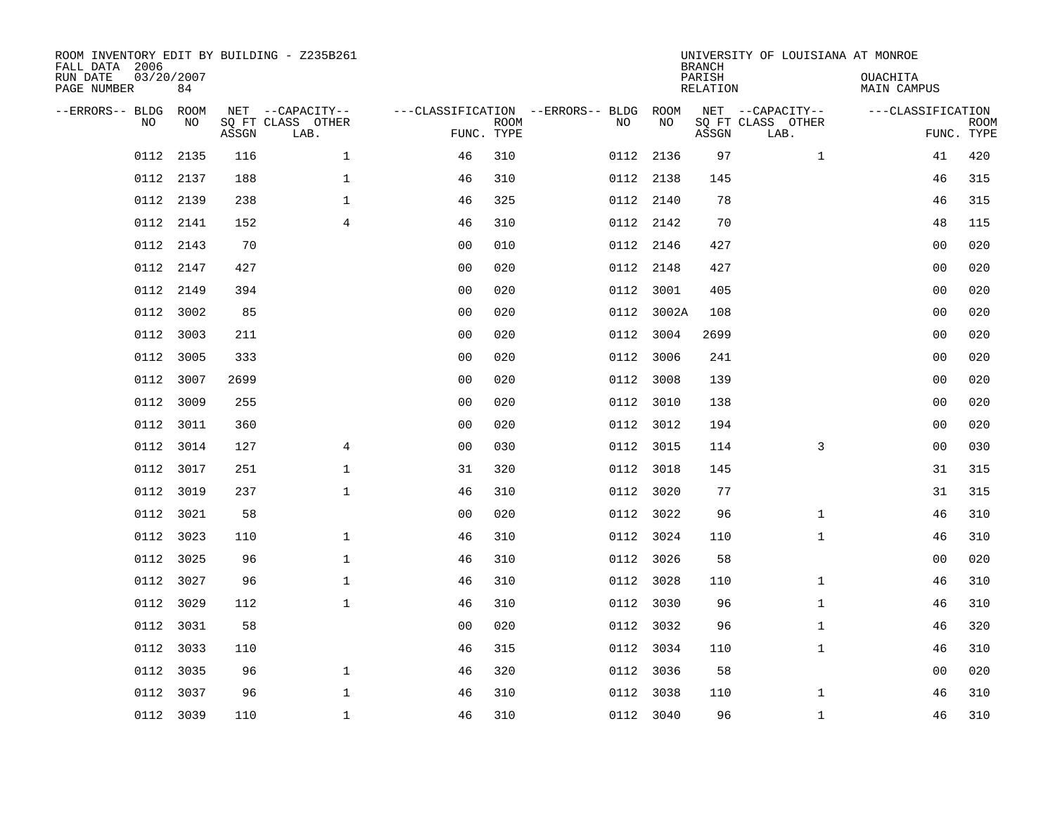ROOM INVENTORY EDIT BY BUILDING - Z235B261
FALL DATA 2006
RUN DATE 03/20/2007
PAGE NUMBER 84

UNIVERSITY OF LOUISIANA AT MONROE
BRANCH
PARISH OUACHITA
RELATION MAIN CAMPUS

| --ERRORS-- | BLDG NO | ROOM NO | NET SQ FT ASSGN | --CAPACITY-- CLASS | OTHER LAB. | ---CLASSIFICATION FUNC. | ROOM TYPE | --ERRORS-- | BLDG NO | ROOM NO | NET SQ FT ASSGN | --CAPACITY-- CLASS | OTHER LAB. | ---CLASSIFICATION FUNC. | ROOM TYPE |
|---|---|---|---|---|---|---|---|---|---|---|---|---|---|---|---|
| | 0112 | 2135 | 116 | | 1 | 46 | 310 | | 0112 | 2136 | 97 | | 1 | 41 | 420 |
| | 0112 | 2137 | 188 | | 1 | 46 | 310 | | 0112 | 2138 | 145 | | | 46 | 315 |
| | 0112 | 2139 | 238 | | 1 | 46 | 325 | | 0112 | 2140 | 78 | | | 46 | 315 |
| | 0112 | 2141 | 152 | | 4 | 46 | 310 | | 0112 | 2142 | 70 | | | 48 | 115 |
| | 0112 | 2143 | 70 | | | 00 | 010 | | 0112 | 2146 | 427 | | | 00 | 020 |
| | 0112 | 2147 | 427 | | | 00 | 020 | | 0112 | 2148 | 427 | | | 00 | 020 |
| | 0112 | 2149 | 394 | | | 00 | 020 | | 0112 | 3001 | 405 | | | 00 | 020 |
| | 0112 | 3002 | 85 | | | 00 | 020 | | 0112 | 3002A | 108 | | | 00 | 020 |
| | 0112 | 3003 | 211 | | | 00 | 020 | | 0112 | 3004 | 2699 | | | 00 | 020 |
| | 0112 | 3005 | 333 | | | 00 | 020 | | 0112 | 3006 | 241 | | | 00 | 020 |
| | 0112 | 3007 | 2699 | | | 00 | 020 | | 0112 | 3008 | 139 | | | 00 | 020 |
| | 0112 | 3009 | 255 | | | 00 | 020 | | 0112 | 3010 | 138 | | | 00 | 020 |
| | 0112 | 3011 | 360 | | | 00 | 020 | | 0112 | 3012 | 194 | | | 00 | 020 |
| | 0112 | 3014 | 127 | | 4 | 00 | 030 | | 0112 | 3015 | 114 | | 3 | 00 | 030 |
| | 0112 | 3017 | 251 | | 1 | 31 | 320 | | 0112 | 3018 | 145 | | | 31 | 315 |
| | 0112 | 3019 | 237 | | 1 | 46 | 310 | | 0112 | 3020 | 77 | | | 31 | 315 |
| | 0112 | 3021 | 58 | | | 00 | 020 | | 0112 | 3022 | 96 | | 1 | 46 | 310 |
| | 0112 | 3023 | 110 | | 1 | 46 | 310 | | 0112 | 3024 | 110 | | 1 | 46 | 310 |
| | 0112 | 3025 | 96 | | 1 | 46 | 310 | | 0112 | 3026 | 58 | | | 00 | 020 |
| | 0112 | 3027 | 96 | | 1 | 46 | 310 | | 0112 | 3028 | 110 | | 1 | 46 | 310 |
| | 0112 | 3029 | 112 | | 1 | 46 | 310 | | 0112 | 3030 | 96 | | 1 | 46 | 310 |
| | 0112 | 3031 | 58 | | | 00 | 020 | | 0112 | 3032 | 96 | | 1 | 46 | 320 |
| | 0112 | 3033 | 110 | | | 46 | 315 | | 0112 | 3034 | 110 | | 1 | 46 | 310 |
| | 0112 | 3035 | 96 | | 1 | 46 | 320 | | 0112 | 3036 | 58 | | | 00 | 020 |
| | 0112 | 3037 | 96 | | 1 | 46 | 310 | | 0112 | 3038 | 110 | | 1 | 46 | 310 |
| | 0112 | 3039 | 110 | | 1 | 46 | 310 | | 0112 | 3040 | 96 | | 1 | 46 | 310 |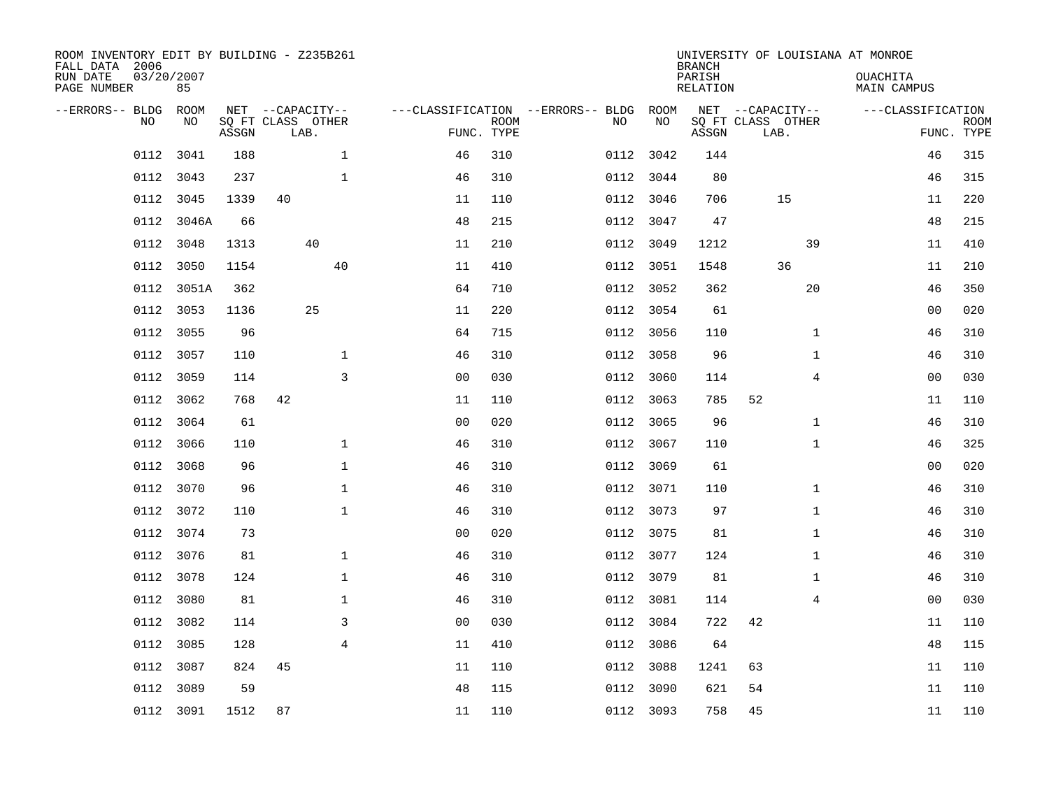ROOM INVENTORY EDIT BY BUILDING - Z235B261
FALL DATA 2006
RUN DATE 03/20/2007
PAGE NUMBER 85

UNIVERSITY OF LOUISIANA AT MONROE
BRANCH
PARISH OUACHITA
RELATION MAIN CAMPUS

| --ERRORS-- | BLDG NO | ROOM NO | NET SQ FT ASSGN | CAPACITY CLASS | CAPACITY LAB. | CAPACITY OTHER | CLASSIFICATION FUNC. | ROOM TYPE | --ERRORS-- | BLDG NO | ROOM NO | NET SQ FT ASSGN | CAPACITY CLASS | CAPACITY LAB. | CAPACITY OTHER | CLASSIFICATION FUNC. | ROOM TYPE |
|---|---|---|---|---|---|---|---|---|---|---|---|---|---|---|---|---|---|
| | 0112 | 3041 | 188 | | | 1 | 46 | 310 | | 0112 | 3042 | 144 | | | | 46 | 315 |
| | 0112 | 3043 | 237 | | | 1 | 46 | 310 | | 0112 | 3044 | 80 | | | | 46 | 315 |
| | 0112 | 3045 | 1339 | 40 | | | 11 | 110 | | 0112 | 3046 | 706 | | 15 | | 11 | 220 |
| | 0112 | 3046A | 66 | | | | 48 | 215 | | 0112 | 3047 | 47 | | | | 48 | 215 |
| | 0112 | 3048 | 1313 | | 40 | | 11 | 210 | | 0112 | 3049 | 1212 | | | 39 | 11 | 410 |
| | 0112 | 3050 | 1154 | | | 40 | 11 | 410 | | 0112 | 3051 | 1548 | | 36 | | 11 | 210 |
| | 0112 | 3051A | 362 | | | | 64 | 710 | | 0112 | 3052 | 362 | | | 20 | 46 | 350 |
| | 0112 | 3053 | 1136 | | 25 | | 11 | 220 | | 0112 | 3054 | 61 | | | | 00 | 020 |
| | 0112 | 3055 | 96 | | | | 64 | 715 | | 0112 | 3056 | 110 | | | 1 | 46 | 310 |
| | 0112 | 3057 | 110 | | | 1 | 46 | 310 | | 0112 | 3058 | 96 | | | 1 | 46 | 310 |
| | 0112 | 3059 | 114 | | | 3 | 00 | 030 | | 0112 | 3060 | 114 | | | 4 | 00 | 030 |
| | 0112 | 3062 | 768 | 42 | | | 11 | 110 | | 0112 | 3063 | 785 | 52 | | | 11 | 110 |
| | 0112 | 3064 | 61 | | | | 00 | 020 | | 0112 | 3065 | 96 | | | 1 | 46 | 310 |
| | 0112 | 3066 | 110 | | | 1 | 46 | 310 | | 0112 | 3067 | 110 | | | 1 | 46 | 325 |
| | 0112 | 3068 | 96 | | | 1 | 46 | 310 | | 0112 | 3069 | 61 | | | | 00 | 020 |
| | 0112 | 3070 | 96 | | | 1 | 46 | 310 | | 0112 | 3071 | 110 | | | 1 | 46 | 310 |
| | 0112 | 3072 | 110 | | | 1 | 46 | 310 | | 0112 | 3073 | 97 | | | 1 | 46 | 310 |
| | 0112 | 3074 | 73 | | | | 00 | 020 | | 0112 | 3075 | 81 | | | 1 | 46 | 310 |
| | 0112 | 3076 | 81 | | | 1 | 46 | 310 | | 0112 | 3077 | 124 | | | 1 | 46 | 310 |
| | 0112 | 3078 | 124 | | | 1 | 46 | 310 | | 0112 | 3079 | 81 | | | 1 | 46 | 310 |
| | 0112 | 3080 | 81 | | | 1 | 46 | 310 | | 0112 | 3081 | 114 | | | 4 | 00 | 030 |
| | 0112 | 3082 | 114 | | | 3 | 00 | 030 | | 0112 | 3084 | 722 | 42 | | | 11 | 110 |
| | 0112 | 3085 | 128 | | | 4 | 11 | 410 | | 0112 | 3086 | 64 | | | | 48 | 115 |
| | 0112 | 3087 | 824 | 45 | | | 11 | 110 | | 0112 | 3088 | 1241 | 63 | | | 11 | 110 |
| | 0112 | 3089 | 59 | | | | 48 | 115 | | 0112 | 3090 | 621 | 54 | | | 11 | 110 |
| | 0112 | 3091 | 1512 | 87 | | | 11 | 110 | | 0112 | 3093 | 758 | 45 | | | 11 | 110 |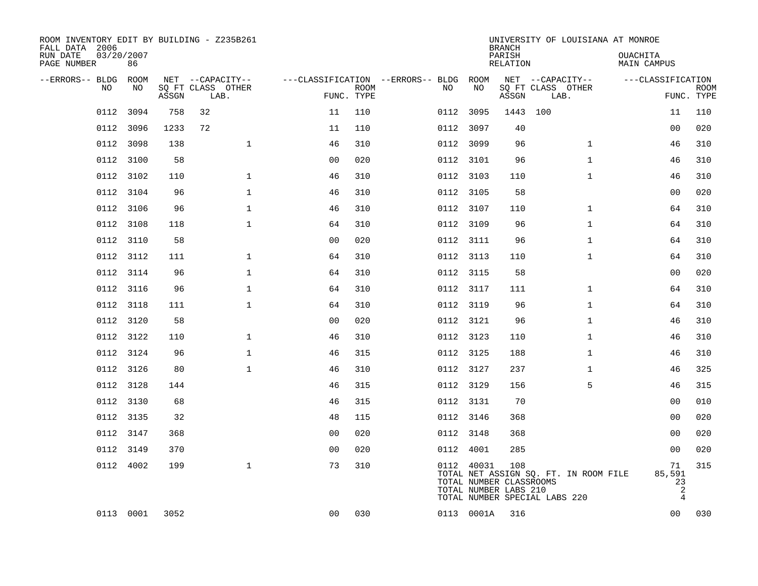ROOM INVENTORY EDIT BY BUILDING - Z235B261
FALL DATA 2006
RUN DATE 03/20/2007
PAGE NUMBER 86

UNIVERSITY OF LOUISIANA AT MONROE
BRANCH
PARISH OUACHITA
RELATION MAIN CAMPUS

| --ERRORS-- | BLDG NO | ROOM NO | NET SQ FT ASSGN | --CAPACITY-- CLASS | LAB. | OTHER | ---CLASSIFICATION FUNC. | ROOM TYPE | --ERRORS-- | BLDG NO | ROOM NO | NET SQ FT ASSGN | --CAPACITY-- CLASS | LAB. | OTHER | ---CLASSIFICATION FUNC. | ROOM TYPE |
|---|---|---|---|---|---|---|---|---|---|---|---|---|---|---|---|---|---|
| | 0112 | 3094 | 758 | 32 | | | 11 | 110 | | 0112 | 3095 | 1443 | 100 | | | 11 | 110 |
| | 0112 | 3096 | 1233 | 72 | | | 11 | 110 | | 0112 | 3097 | 40 | | | | 00 | 020 |
| | 0112 | 3098 | 138 | | | 1 | 46 | 310 | | 0112 | 3099 | 96 | | | 1 | 46 | 310 |
| | 0112 | 3100 | 58 | | | | 00 | 020 | | 0112 | 3101 | 96 | | | 1 | 46 | 310 |
| | 0112 | 3102 | 110 | | | 1 | 46 | 310 | | 0112 | 3103 | 110 | | | 1 | 46 | 310 |
| | 0112 | 3104 | 96 | | | 1 | 46 | 310 | | 0112 | 3105 | 58 | | | | 00 | 020 |
| | 0112 | 3106 | 96 | | | 1 | 46 | 310 | | 0112 | 3107 | 110 | | | 1 | 64 | 310 |
| | 0112 | 3108 | 118 | | | 1 | 64 | 310 | | 0112 | 3109 | 96 | | | 1 | 64 | 310 |
| | 0112 | 3110 | 58 | | | | 00 | 020 | | 0112 | 3111 | 96 | | | 1 | 64 | 310 |
| | 0112 | 3112 | 111 | | | 1 | 64 | 310 | | 0112 | 3113 | 110 | | | 1 | 64 | 310 |
| | 0112 | 3114 | 96 | | | 1 | 64 | 310 | | 0112 | 3115 | 58 | | | | 00 | 020 |
| | 0112 | 3116 | 96 | | | 1 | 64 | 310 | | 0112 | 3117 | 111 | | | 1 | 64 | 310 |
| | 0112 | 3118 | 111 | | | 1 | 64 | 310 | | 0112 | 3119 | 96 | | | 1 | 64 | 310 |
| | 0112 | 3120 | 58 | | | | 00 | 020 | | 0112 | 3121 | 96 | | | 1 | 46 | 310 |
| | 0112 | 3122 | 110 | | | 1 | 46 | 310 | | 0112 | 3123 | 110 | | | 1 | 46 | 310 |
| | 0112 | 3124 | 96 | | | 1 | 46 | 315 | | 0112 | 3125 | 188 | | | 1 | 46 | 310 |
| | 0112 | 3126 | 80 | | | 1 | 46 | 310 | | 0112 | 3127 | 237 | | | 1 | 46 | 325 |
| | 0112 | 3128 | 144 | | | | 46 | 315 | | 0112 | 3129 | 156 | | | 5 | 46 | 315 |
| | 0112 | 3130 | 68 | | | | 46 | 315 | | 0112 | 3131 | 70 | | | | 00 | 010 |
| | 0112 | 3135 | 32 | | | | 48 | 115 | | 0112 | 3146 | 368 | | | | 00 | 020 |
| | 0112 | 3147 | 368 | | | | 00 | 020 | | 0112 | 3148 | 368 | | | | 00 | 020 |
| | 0112 | 3149 | 370 | | | | 00 | 020 | | 0112 | 4001 | 285 | | | | 00 | 020 |
| | 0112 | 4002 | 199 | | | 1 | 73 | 310 | | 0112 | 40031 | 108 | | | | 71 | 315 |
| | 0113 | 0001 | 3052 | | | | 00 | 030 | | 0113 | 0001A | 316 | | | | 00 | 030 |

TOTAL NET ASSIGN SQ. FT. IN ROOM FILE 85,591
TOTAL NUMBER CLASSROOMS 23
TOTAL NUMBER LABS 210 2
TOTAL NUMBER SPECIAL LABS 220 4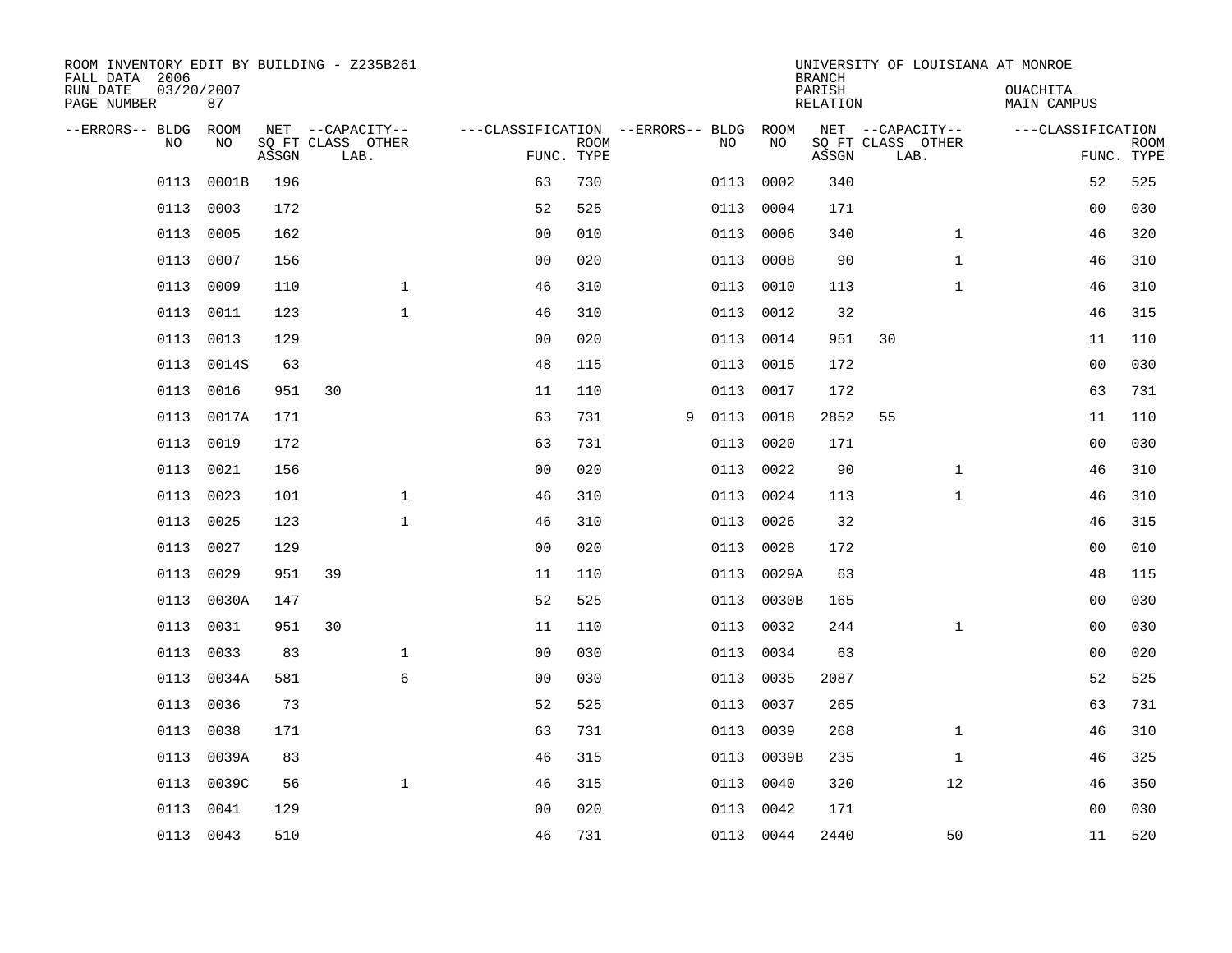ROOM INVENTORY EDIT BY BUILDING - Z235B261
FALL DATA 2006
RUN DATE 03/20/2007
PAGE NUMBER 87

UNIVERSITY OF LOUISIANA AT MONROE
BRANCH
PARISH OUACHITA
RELATION MAIN CAMPUS

| --ERRORS-- | BLDG NO | ROOM NO | NET SQ FT ASSGN | CAPACITY CLASS LAB. | CAPACITY OTHER | CLASSIFICATION FUNC. | ROOM TYPE | --ERRORS-- | BLDG NO | ROOM NO | NET SQ FT ASSGN | CAPACITY CLASS LAB. | CAPACITY OTHER | CLASSIFICATION FUNC. | ROOM TYPE |
|---|---|---|---|---|---|---|---|---|---|---|---|---|---|---|---|
| | 0113 | 0001B | 196 | | | 63 | 730 | | 0113 | 0002 | 340 | | | 52 | 525 |
| | 0113 | 0003 | 172 | | | 52 | 525 | | 0113 | 0004 | 171 | | | 00 | 030 |
| | 0113 | 0005 | 162 | | | 00 | 010 | | 0113 | 0006 | 340 | | 1 | 46 | 320 |
| | 0113 | 0007 | 156 | | | 00 | 020 | | 0113 | 0008 | 90 | | 1 | 46 | 310 |
| | 0113 | 0009 | 110 | | 1 | 46 | 310 | | 0113 | 0010 | 113 | | 1 | 46 | 310 |
| | 0113 | 0011 | 123 | | 1 | 46 | 310 | | 0113 | 0012 | 32 | | | 46 | 315 |
| | 0113 | 0013 | 129 | | | 00 | 020 | | 0113 | 0014 | 951 | 30 | | 11 | 110 |
| | 0113 | 0014S | 63 | | | 48 | 115 | | 0113 | 0015 | 172 | | | 00 | 030 |
| | 0113 | 0016 | 951 | 30 | | 11 | 110 | | 0113 | 0017 | 172 | | | 63 | 731 |
| | 0113 | 0017A | 171 | | | 63 | 731 | 9 | 0113 | 0018 | 2852 | 55 | | 11 | 110 |
| | 0113 | 0019 | 172 | | | 63 | 731 | | 0113 | 0020 | 171 | | | 00 | 030 |
| | 0113 | 0021 | 156 | | | 00 | 020 | | 0113 | 0022 | 90 | | 1 | 46 | 310 |
| | 0113 | 0023 | 101 | | 1 | 46 | 310 | | 0113 | 0024 | 113 | | 1 | 46 | 310 |
| | 0113 | 0025 | 123 | | 1 | 46 | 310 | | 0113 | 0026 | 32 | | | 46 | 315 |
| | 0113 | 0027 | 129 | | | 00 | 020 | | 0113 | 0028 | 172 | | | 00 | 010 |
| | 0113 | 0029 | 951 | 39 | | 11 | 110 | | 0113 | 0029A | 63 | | | 48 | 115 |
| | 0113 | 0030A | 147 | | | 52 | 525 | | 0113 | 0030B | 165 | | | 00 | 030 |
| | 0113 | 0031 | 951 | 30 | | 11 | 110 | | 0113 | 0032 | 244 | | 1 | 00 | 030 |
| | 0113 | 0033 | 83 | | 1 | 00 | 030 | | 0113 | 0034 | 63 | | | 00 | 020 |
| | 0113 | 0034A | 581 | | 6 | 00 | 030 | | 0113 | 0035 | 2087 | | | 52 | 525 |
| | 0113 | 0036 | 73 | | | 52 | 525 | | 0113 | 0037 | 265 | | | 63 | 731 |
| | 0113 | 0038 | 171 | | | 63 | 731 | | 0113 | 0039 | 268 | | 1 | 46 | 310 |
| | 0113 | 0039A | 83 | | | 46 | 315 | | 0113 | 0039B | 235 | | 1 | 46 | 325 |
| | 0113 | 0039C | 56 | | 1 | 46 | 315 | | 0113 | 0040 | 320 | | 12 | 46 | 350 |
| | 0113 | 0041 | 129 | | | 00 | 020 | | 0113 | 0042 | 171 | | | 00 | 030 |
| | 0113 | 0043 | 510 | | | 46 | 731 | | 0113 | 0044 | 2440 | | 50 | 11 | 520 |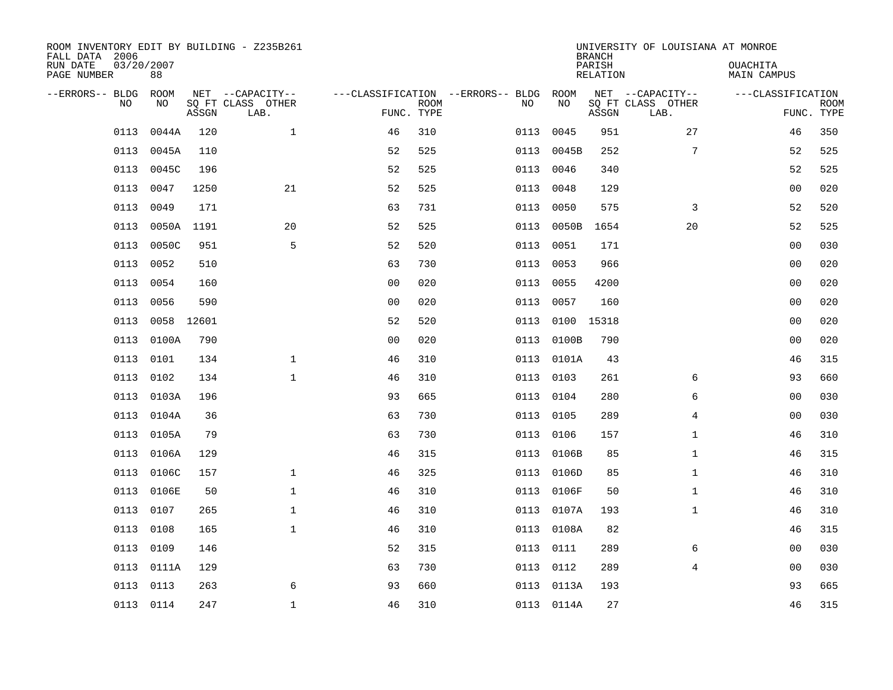ROOM INVENTORY EDIT BY BUILDING - Z235B261
FALL DATA 2006
RUN DATE 03/20/2007
PAGE NUMBER 88

UNIVERSITY OF LOUISIANA AT MONROE
BRANCH
PARISH OUACHITA
RELATION MAIN CAMPUS

| --ERRORS-- | BLDG NO | ROOM NO | NET SQ FT ASSGN | CAPACITY CLASS LAB. | CAPACITY OTHER | CLASSIFICATION FUNC. | ROOM TYPE | --ERRORS-- | BLDG NO | ROOM NO | NET SQ FT ASSGN | CAPACITY CLASS LAB. | CAPACITY OTHER | CLASSIFICATION FUNC. | ROOM TYPE |
|---|---|---|---|---|---|---|---|---|---|---|---|---|---|---|---|
| | 0113 | 0044A | 120 | | 1 | 46 | 310 | | 0113 | 0045 | 951 | | 27 | 46 | 350 |
| | 0113 | 0045A | 110 | | | 52 | 525 | | 0113 | 0045B | 252 | | 7 | 52 | 525 |
| | 0113 | 0045C | 196 | | | 52 | 525 | | 0113 | 0046 | 340 | | | 52 | 525 |
| | 0113 | 0047 | 1250 | | 21 | 52 | 525 | | 0113 | 0048 | 129 | | | 00 | 020 |
| | 0113 | 0049 | 171 | | | 63 | 731 | | 0113 | 0050 | 575 | | 3 | 52 | 520 |
| | 0113 | 0050A | 1191 | | 20 | 52 | 525 | | 0113 | 0050B | 1654 | | 20 | 52 | 525 |
| | 0113 | 0050C | 951 | | 5 | 52 | 520 | | 0113 | 0051 | 171 | | | 00 | 030 |
| | 0113 | 0052 | 510 | | | 63 | 730 | | 0113 | 0053 | 966 | | | 00 | 020 |
| | 0113 | 0054 | 160 | | | 00 | 020 | | 0113 | 0055 | 4200 | | | 00 | 020 |
| | 0113 | 0056 | 590 | | | 00 | 020 | | 0113 | 0057 | 160 | | | 00 | 020 |
| | 0113 | 0058 | 12601 | | | 52 | 520 | | 0113 | 0100 | 15318 | | | 00 | 020 |
| | 0113 | 0100A | 790 | | | 00 | 020 | | 0113 | 0100B | 790 | | | 00 | 020 |
| | 0113 | 0101 | 134 | | 1 | 46 | 310 | | 0113 | 0101A | 43 | | | 46 | 315 |
| | 0113 | 0102 | 134 | | 1 | 46 | 310 | | 0113 | 0103 | 261 | | 6 | 93 | 660 |
| | 0113 | 0103A | 196 | | | 93 | 665 | | 0113 | 0104 | 280 | | 6 | 00 | 030 |
| | 0113 | 0104A | 36 | | | 63 | 730 | | 0113 | 0105 | 289 | | 4 | 00 | 030 |
| | 0113 | 0105A | 79 | | | 63 | 730 | | 0113 | 0106 | 157 | | 1 | 46 | 310 |
| | 0113 | 0106A | 129 | | | 46 | 315 | | 0113 | 0106B | 85 | | 1 | 46 | 315 |
| | 0113 | 0106C | 157 | | 1 | 46 | 325 | | 0113 | 0106D | 85 | | 1 | 46 | 310 |
| | 0113 | 0106E | 50 | | 1 | 46 | 310 | | 0113 | 0106F | 50 | | 1 | 46 | 310 |
| | 0113 | 0107 | 265 | | 1 | 46 | 310 | | 0113 | 0107A | 193 | | 1 | 46 | 310 |
| | 0113 | 0108 | 165 | | 1 | 46 | 310 | | 0113 | 0108A | 82 | | | 46 | 315 |
| | 0113 | 0109 | 146 | | | 52 | 315 | | 0113 | 0111 | 289 | | 6 | 00 | 030 |
| | 0113 | 0111A | 129 | | | 63 | 730 | | 0113 | 0112 | 289 | | 4 | 00 | 030 |
| | 0113 | 0113 | 263 | | 6 | 93 | 660 | | 0113 | 0113A | 193 | | | 93 | 665 |
| | 0113 | 0114 | 247 | | 1 | 46 | 310 | | 0113 | 0114A | 27 | | | 46 | 315 |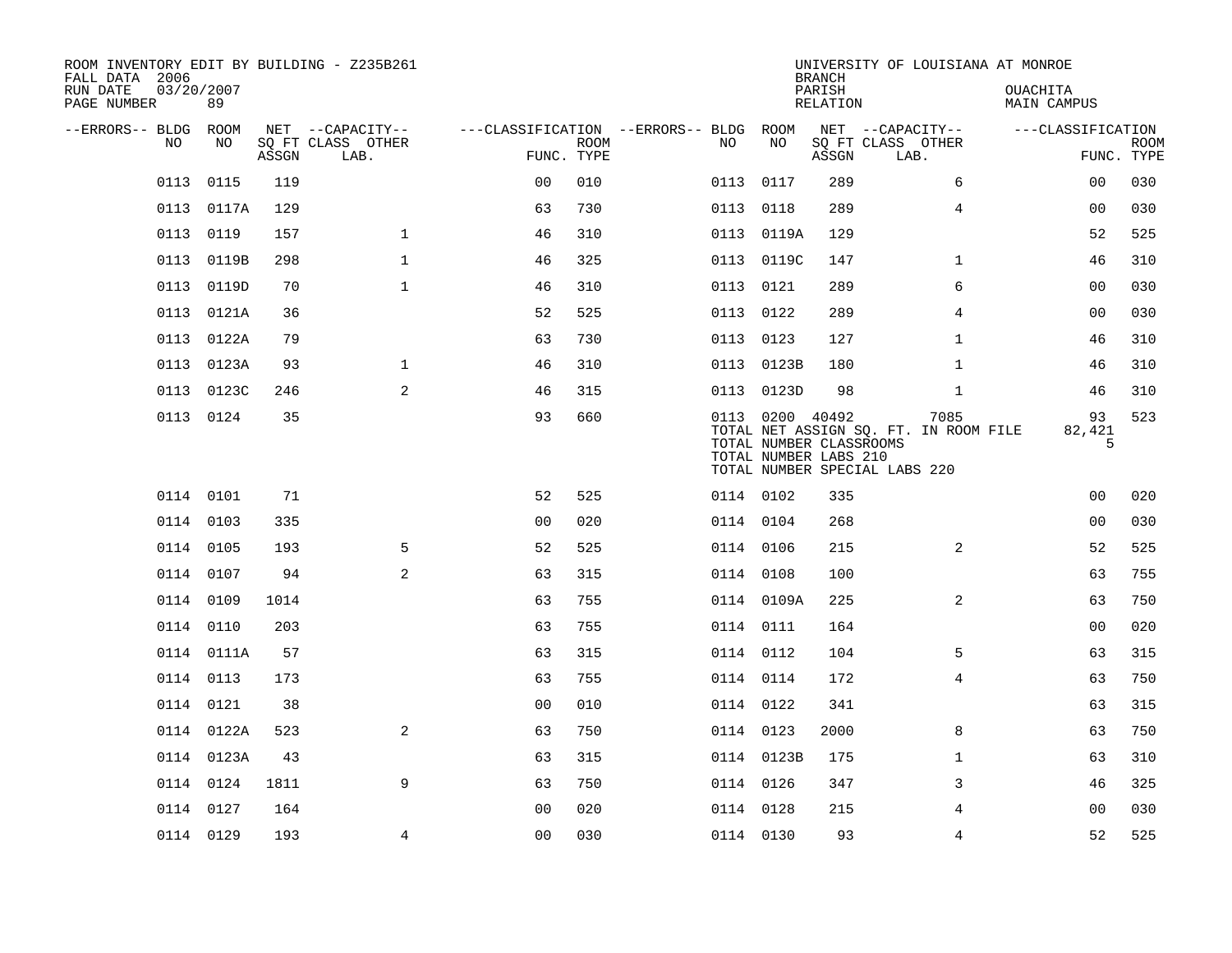ROOM INVENTORY EDIT BY BUILDING - Z235B261
FALL DATA 2006
RUN DATE 03/20/2007
PAGE NUMBER 89

UNIVERSITY OF LOUISIANA AT MONROE
BRANCH
PARISH OUACHITA
RELATION MAIN CAMPUS

| --ERRORS-- | BLDG NO | ROOM NO | NET SQ FT ASSGN | --CAPACITY-- CLASS | OTHER LAB. | ---CLASSIFICATION FUNC. | ROOM TYPE | --ERRORS-- | BLDG NO | ROOM NO | NET SQ FT ASSGN | --CAPACITY-- CLASS | OTHER LAB. | ---CLASSIFICATION FUNC. | ROOM TYPE |
|---|---|---|---|---|---|---|---|---|---|---|---|---|---|---|---|
| | 0113 | 0115 | 119 | | | 00 | 010 | | 0113 | 0117 | 289 | | 6 | 00 | 030 |
| | 0113 | 0117A | 129 | | | 63 | 730 | | 0113 | 0118 | 289 | | 4 | 00 | 030 |
| | 0113 | 0119 | 157 | | 1 | 46 | 310 | | 0113 | 0119A | 129 | | | 52 | 525 |
| | 0113 | 0119B | 298 | | 1 | 46 | 325 | | 0113 | 0119C | 147 | | 1 | 46 | 310 |
| | 0113 | 0119D | 70 | | 1 | 46 | 310 | | 0113 | 0121 | 289 | | 6 | 00 | 030 |
| | 0113 | 0121A | 36 | | | 52 | 525 | | 0113 | 0122 | 289 | | 4 | 00 | 030 |
| | 0113 | 0122A | 79 | | | 63 | 730 | | 0113 | 0123 | 127 | | 1 | 46 | 310 |
| | 0113 | 0123A | 93 | | 1 | 46 | 310 | | 0113 | 0123B | 180 | | 1 | 46 | 310 |
| | 0113 | 0123C | 246 | | 2 | 46 | 315 | | 0113 | 0123D | 98 | | 1 | 46 | 310 |
| | 0113 | 0124 | 35 | | | 93 | 660 | | 0113 | 0200 | 40492 | | 7085 | 93 | 523 |
| | | | | | | | | | TOTAL NET ASSIGN SQ. FT. IN ROOM FILE | | | | | 82,421 | |
| | | | | | | | | | TOTAL NUMBER CLASSROOMS | | | | | 5 | |
| | | | | | | | | | TOTAL NUMBER LABS 210 | | | | | | |
| | | | | | | | | | TOTAL NUMBER SPECIAL LABS 220 | | | | | | |
| | 0114 | 0101 | 71 | | | 52 | 525 | | 0114 | 0102 | 335 | | | 00 | 020 |
| | 0114 | 0103 | 335 | | | 00 | 020 | | 0114 | 0104 | 268 | | | 00 | 030 |
| | 0114 | 0105 | 193 | | 5 | 52 | 525 | | 0114 | 0106 | 215 | | 2 | 52 | 525 |
| | 0114 | 0107 | 94 | | 2 | 63 | 315 | | 0114 | 0108 | 100 | | | 63 | 755 |
| | 0114 | 0109 | 1014 | | | 63 | 755 | | 0114 | 0109A | 225 | | 2 | 63 | 750 |
| | 0114 | 0110 | 203 | | | 63 | 755 | | 0114 | 0111 | 164 | | | 00 | 020 |
| | 0114 | 0111A | 57 | | | 63 | 315 | | 0114 | 0112 | 104 | | 5 | 63 | 315 |
| | 0114 | 0113 | 173 | | | 63 | 755 | | 0114 | 0114 | 172 | | 4 | 63 | 750 |
| | 0114 | 0121 | 38 | | | 00 | 010 | | 0114 | 0122 | 341 | | | 63 | 315 |
| | 0114 | 0122A | 523 | | 2 | 63 | 750 | | 0114 | 0123 | 2000 | | 8 | 63 | 750 |
| | 0114 | 0123A | 43 | | | 63 | 315 | | 0114 | 0123B | 175 | | 1 | 63 | 310 |
| | 0114 | 0124 | 1811 | | 9 | 63 | 750 | | 0114 | 0126 | 347 | | 3 | 46 | 325 |
| | 0114 | 0127 | 164 | | | 00 | 020 | | 0114 | 0128 | 215 | | 4 | 00 | 030 |
| | 0114 | 0129 | 193 | | 4 | 00 | 030 | | 0114 | 0130 | 93 | | 4 | 52 | 525 |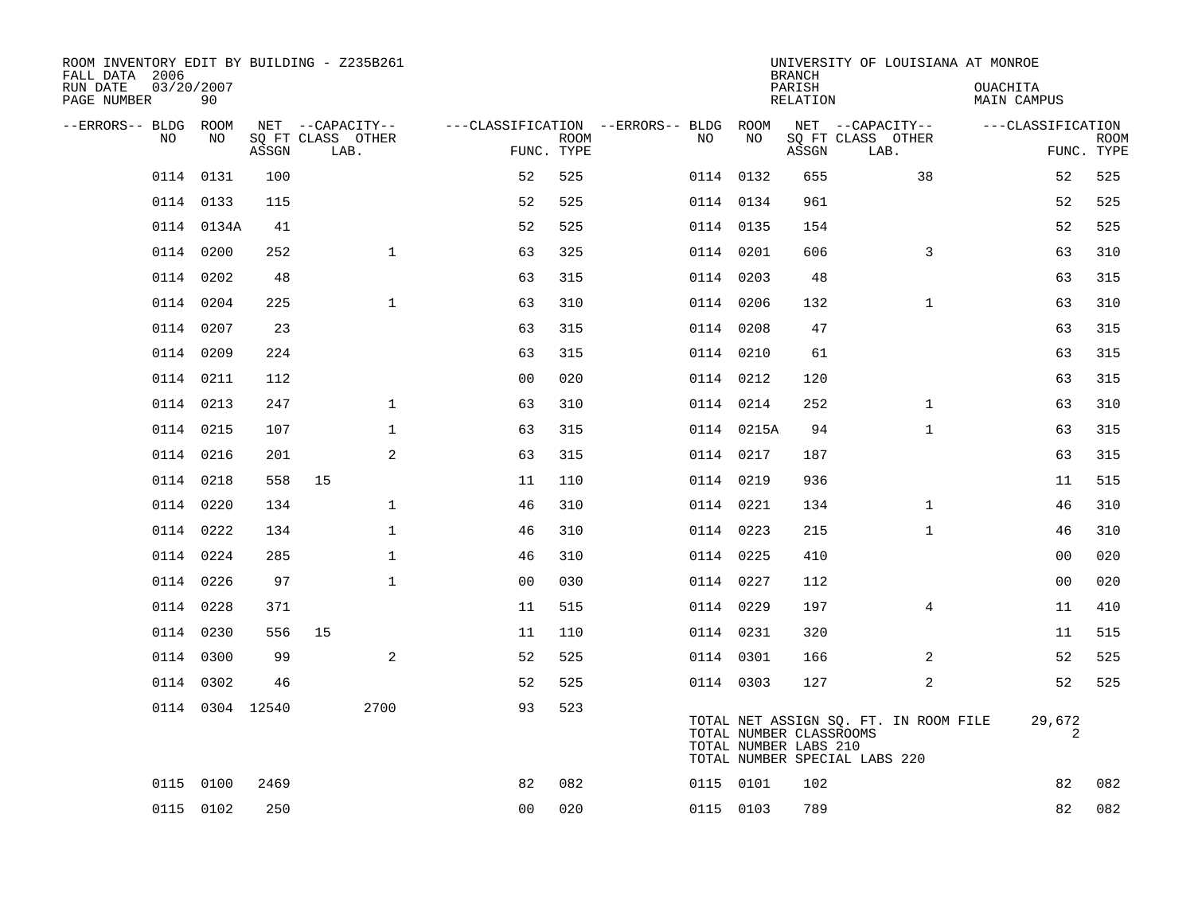ROOM INVENTORY EDIT BY BUILDING - Z235B261
FALL DATA 2006
RUN DATE 03/20/2007
PAGE NUMBER 90

UNIVERSITY OF LOUISIANA AT MONROE
BRANCH
PARISH OUACHITA
RELATION MAIN CAMPUS

| --ERRORS-- | BLDG NO | ROOM NO | NET SQ FT ASSGN | CAPACITY CLASS | CAPACITY OTHER LAB. | CLASSIFICATION FUNC. | ROOM TYPE | --ERRORS-- | BLDG NO | ROOM NO | NET SQ FT ASSGN | CAPACITY CLASS | CAPACITY OTHER LAB. | CLASSIFICATION FUNC. | ROOM TYPE |
|---|---|---|---|---|---|---|---|---|---|---|---|---|---|---|---|
| | 0114 | 0131 | 100 | | | 52 | 525 | | 0114 | 0132 | 655 | | 38 | 52 | 525 |
| | 0114 | 0133 | 115 | | | 52 | 525 | | 0114 | 0134 | 961 | | | 52 | 525 |
| | 0114 | 0134A | 41 | | | 52 | 525 | | 0114 | 0135 | 154 | | | 52 | 525 |
| | 0114 | 0200 | 252 | | 1 | 63 | 325 | | 0114 | 0201 | 606 | | 3 | 63 | 310 |
| | 0114 | 0202 | 48 | | | 63 | 315 | | 0114 | 0203 | 48 | | | 63 | 315 |
| | 0114 | 0204 | 225 | | 1 | 63 | 310 | | 0114 | 0206 | 132 | | 1 | 63 | 310 |
| | 0114 | 0207 | 23 | | | 63 | 315 | | 0114 | 0208 | 47 | | | 63 | 315 |
| | 0114 | 0209 | 224 | | | 63 | 315 | | 0114 | 0210 | 61 | | | 63 | 315 |
| | 0114 | 0211 | 112 | | | 00 | 020 | | 0114 | 0212 | 120 | | | 63 | 315 |
| | 0114 | 0213 | 247 | | 1 | 63 | 310 | | 0114 | 0214 | 252 | | 1 | 63 | 310 |
| | 0114 | 0215 | 107 | | 1 | 63 | 315 | | 0114 | 0215A | 94 | | 1 | 63 | 315 |
| | 0114 | 0216 | 201 | | 2 | 63 | 315 | | 0114 | 0217 | 187 | | | 63 | 315 |
| | 0114 | 0218 | 558 | 15 | | 11 | 110 | | 0114 | 0219 | 936 | | | 11 | 515 |
| | 0114 | 0220 | 134 | | 1 | 46 | 310 | | 0114 | 0221 | 134 | | 1 | 46 | 310 |
| | 0114 | 0222 | 134 | | 1 | 46 | 310 | | 0114 | 0223 | 215 | | 1 | 46 | 310 |
| | 0114 | 0224 | 285 | | 1 | 46 | 310 | | 0114 | 0225 | 410 | | | 00 | 020 |
| | 0114 | 0226 | 97 | | 1 | 00 | 030 | | 0114 | 0227 | 112 | | | 00 | 020 |
| | 0114 | 0228 | 371 | | | 11 | 515 | | 0114 | 0229 | 197 | | 4 | 11 | 410 |
| | 0114 | 0230 | 556 | 15 | | 11 | 110 | | 0114 | 0231 | 320 | | | 11 | 515 |
| | 0114 | 0300 | 99 | | 2 | 52 | 525 | | 0114 | 0301 | 166 | | 2 | 52 | 525 |
| | 0114 | 0302 | 46 | | | 52 | 525 | | 0114 | 0303 | 127 | | 2 | 52 | 525 |
| | 0114 | 0304 | 12540 | | 2700 | 93 | 523 | | | | | | | | |
| | 0115 | 0100 | 2469 | | | 82 | 082 | | 0115 | 0101 | 102 | | | 82 | 082 |
| | 0115 | 0102 | 250 | | | 00 | 020 | | 0115 | 0103 | 789 | | | 82 | 082 |

TOTAL NET ASSIGN SQ. FT. IN ROOM FILE 29,672
TOTAL NUMBER CLASSROOMS 2
TOTAL NUMBER LABS 210
TOTAL NUMBER SPECIAL LABS 220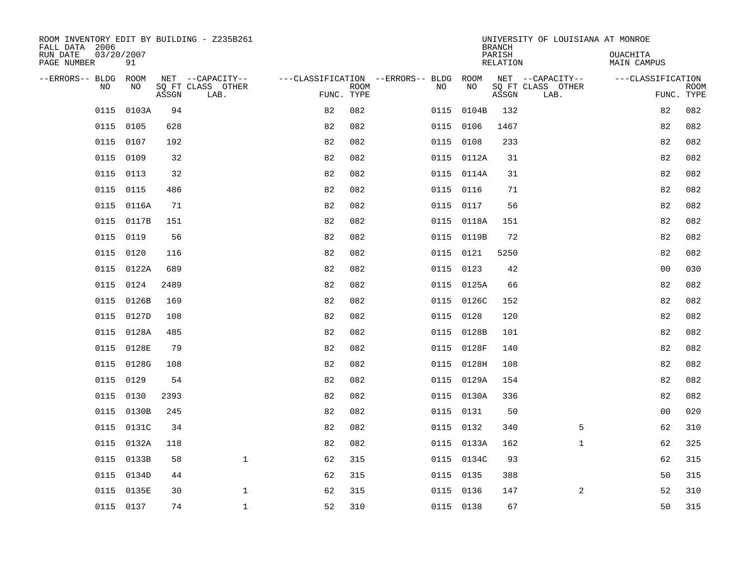ROOM INVENTORY EDIT BY BUILDING - Z235B261
FALL DATA 2006
RUN DATE 03/20/2007
PAGE NUMBER 91

UNIVERSITY OF LOUISIANA AT MONROE
BRANCH
PARISH OUACHITA
RELATION MAIN CAMPUS

| --ERRORS-- | BLDG NO | ROOM NO | NET SQ FT ASSGN | CAPACITY CLASS LAB. | CAPACITY OTHER | CLASSIFICATION FUNC. | ROOM TYPE | --ERRORS-- | BLDG NO | ROOM NO | NET SQ FT ASSGN | CAPACITY CLASS LAB. | CAPACITY OTHER | CLASSIFICATION FUNC. | ROOM TYPE |
|---|---|---|---|---|---|---|---|---|---|---|---|---|---|---|---|
| | 0115 | 0103A | 94 | | | 82 | 082 | | 0115 | 0104B | 132 | | | 82 | 082 |
| | 0115 | 0105 | 628 | | | 82 | 082 | | 0115 | 0106 | 1467 | | | 82 | 082 |
| | 0115 | 0107 | 192 | | | 82 | 082 | | 0115 | 0108 | 233 | | | 82 | 082 |
| | 0115 | 0109 | 32 | | | 82 | 082 | | 0115 | 0112A | 31 | | | 82 | 082 |
| | 0115 | 0113 | 32 | | | 82 | 082 | | 0115 | 0114A | 31 | | | 82 | 082 |
| | 0115 | 0115 | 486 | | | 82 | 082 | | 0115 | 0116 | 71 | | | 82 | 082 |
| | 0115 | 0116A | 71 | | | 82 | 082 | | 0115 | 0117 | 56 | | | 82 | 082 |
| | 0115 | 0117B | 151 | | | 82 | 082 | | 0115 | 0118A | 151 | | | 82 | 082 |
| | 0115 | 0119 | 56 | | | 82 | 082 | | 0115 | 0119B | 72 | | | 82 | 082 |
| | 0115 | 0120 | 116 | | | 82 | 082 | | 0115 | 0121 | 5250 | | | 82 | 082 |
| | 0115 | 0122A | 689 | | | 82 | 082 | | 0115 | 0123 | 42 | | | 00 | 030 |
| | 0115 | 0124 | 2489 | | | 82 | 082 | | 0115 | 0125A | 66 | | | 82 | 082 |
| | 0115 | 0126B | 169 | | | 82 | 082 | | 0115 | 0126C | 152 | | | 82 | 082 |
| | 0115 | 0127D | 108 | | | 82 | 082 | | 0115 | 0128 | 120 | | | 82 | 082 |
| | 0115 | 0128A | 485 | | | 82 | 082 | | 0115 | 0128B | 101 | | | 82 | 082 |
| | 0115 | 0128E | 79 | | | 82 | 082 | | 0115 | 0128F | 140 | | | 82 | 082 |
| | 0115 | 0128G | 108 | | | 82 | 082 | | 0115 | 0128H | 108 | | | 82 | 082 |
| | 0115 | 0129 | 54 | | | 82 | 082 | | 0115 | 0129A | 154 | | | 82 | 082 |
| | 0115 | 0130 | 2393 | | | 82 | 082 | | 0115 | 0130A | 336 | | | 82 | 082 |
| | 0115 | 0130B | 245 | | | 82 | 082 | | 0115 | 0131 | 50 | | | 00 | 020 |
| | 0115 | 0131C | 34 | | | 82 | 082 | | 0115 | 0132 | 340 | | 5 | 62 | 310 |
| | 0115 | 0132A | 118 | | | 82 | 082 | | 0115 | 0133A | 162 | | 1 | 62 | 325 |
| | 0115 | 0133B | 58 | | 1 | 62 | 315 | | 0115 | 0134C | 93 | | | 62 | 315 |
| | 0115 | 0134D | 44 | | | 62 | 315 | | 0115 | 0135 | 388 | | | 50 | 315 |
| | 0115 | 0135E | 30 | | 1 | 62 | 315 | | 0115 | 0136 | 147 | | 2 | 52 | 310 |
| | 0115 | 0137 | 74 | | 1 | 52 | 310 | | 0115 | 0138 | 67 | | | 50 | 315 |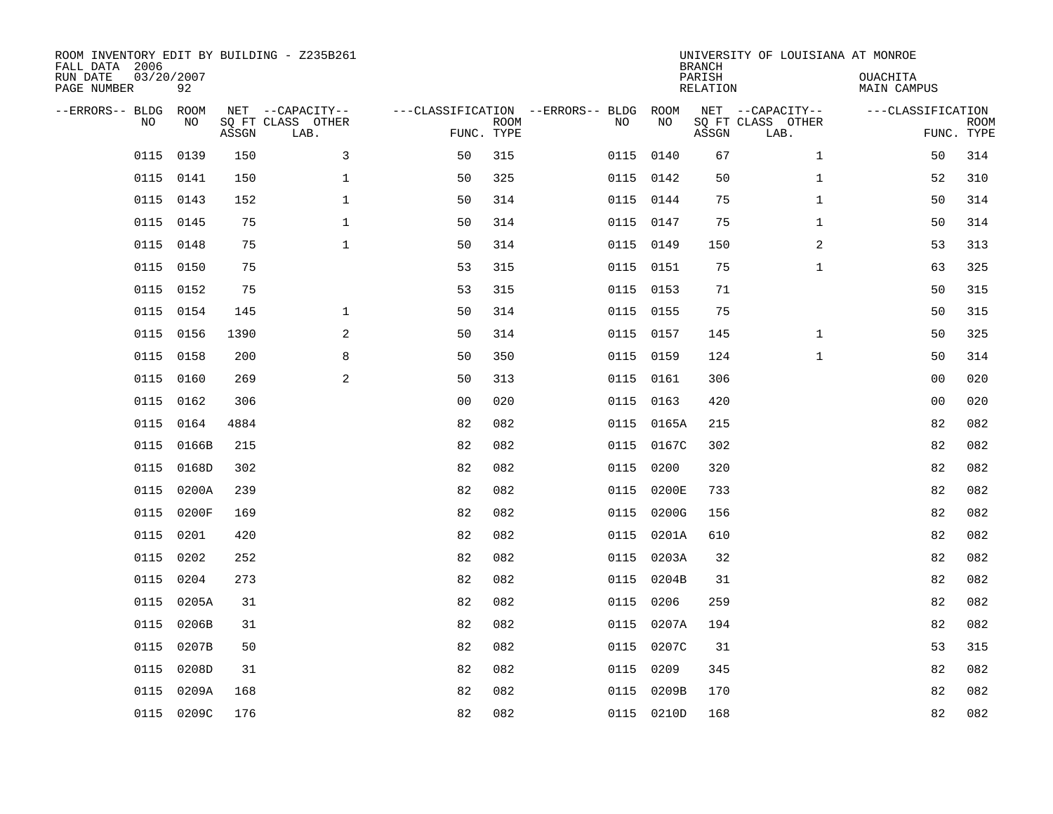ROOM INVENTORY EDIT BY BUILDING - Z235B261
FALL DATA 2006
RUN DATE 03/20/2007
PAGE NUMBER 92

UNIVERSITY OF LOUISIANA AT MONROE
BRANCH
PARISH OUACHITA
RELATION MAIN CAMPUS

| --ERRORS-- | BLDG NO | ROOM NO | NET SQ FT ASSGN | --CAPACITY-- CLASS LAB. | OTHER | ---CLASSIFICATION FUNC. | ROOM TYPE | --ERRORS-- | BLDG NO | ROOM NO | NET SQ FT ASSGN | --CAPACITY-- CLASS LAB. | OTHER | ---CLASSIFICATION FUNC. | ROOM TYPE |
|---|---|---|---|---|---|---|---|---|---|---|---|---|---|---|---|
| | 0115 | 0139 | 150 | | 3 | 50 | 315 | | 0115 | 0140 | 67 | | 1 | 50 | 314 |
| | 0115 | 0141 | 150 | | 1 | 50 | 325 | | 0115 | 0142 | 50 | | 1 | 52 | 310 |
| | 0115 | 0143 | 152 | | 1 | 50 | 314 | | 0115 | 0144 | 75 | | 1 | 50 | 314 |
| | 0115 | 0145 | 75 | | 1 | 50 | 314 | | 0115 | 0147 | 75 | | 1 | 50 | 314 |
| | 0115 | 0148 | 75 | | 1 | 50 | 314 | | 0115 | 0149 | 150 | | 2 | 53 | 313 |
| | 0115 | 0150 | 75 | | | 53 | 315 | | 0115 | 0151 | 75 | | 1 | 63 | 325 |
| | 0115 | 0152 | 75 | | | 53 | 315 | | 0115 | 0153 | 71 | | | 50 | 315 |
| | 0115 | 0154 | 145 | | 1 | 50 | 314 | | 0115 | 0155 | 75 | | | 50 | 315 |
| | 0115 | 0156 | 1390 | | 2 | 50 | 314 | | 0115 | 0157 | 145 | | 1 | 50 | 325 |
| | 0115 | 0158 | 200 | | 8 | 50 | 350 | | 0115 | 0159 | 124 | | 1 | 50 | 314 |
| | 0115 | 0160 | 269 | | 2 | 50 | 313 | | 0115 | 0161 | 306 | | | 00 | 020 |
| | 0115 | 0162 | 306 | | | 00 | 020 | | 0115 | 0163 | 420 | | | 00 | 020 |
| | 0115 | 0164 | 4884 | | | 82 | 082 | | 0115 | 0165A | 215 | | | 82 | 082 |
| | 0115 | 0166B | 215 | | | 82 | 082 | | 0115 | 0167C | 302 | | | 82 | 082 |
| | 0115 | 0168D | 302 | | | 82 | 082 | | 0115 | 0200 | 320 | | | 82 | 082 |
| | 0115 | 0200A | 239 | | | 82 | 082 | | 0115 | 0200E | 733 | | | 82 | 082 |
| | 0115 | 0200F | 169 | | | 82 | 082 | | 0115 | 0200G | 156 | | | 82 | 082 |
| | 0115 | 0201 | 420 | | | 82 | 082 | | 0115 | 0201A | 610 | | | 82 | 082 |
| | 0115 | 0202 | 252 | | | 82 | 082 | | 0115 | 0203A | 32 | | | 82 | 082 |
| | 0115 | 0204 | 273 | | | 82 | 082 | | 0115 | 0204B | 31 | | | 82 | 082 |
| | 0115 | 0205A | 31 | | | 82 | 082 | | 0115 | 0206 | 259 | | | 82 | 082 |
| | 0115 | 0206B | 31 | | | 82 | 082 | | 0115 | 0207A | 194 | | | 82 | 082 |
| | 0115 | 0207B | 50 | | | 82 | 082 | | 0115 | 0207C | 31 | | | 53 | 315 |
| | 0115 | 0208D | 31 | | | 82 | 082 | | 0115 | 0209 | 345 | | | 82 | 082 |
| | 0115 | 0209A | 168 | | | 82 | 082 | | 0115 | 0209B | 170 | | | 82 | 082 |
| | 0115 | 0209C | 176 | | | 82 | 082 | | 0115 | 0210D | 168 | | | 82 | 082 |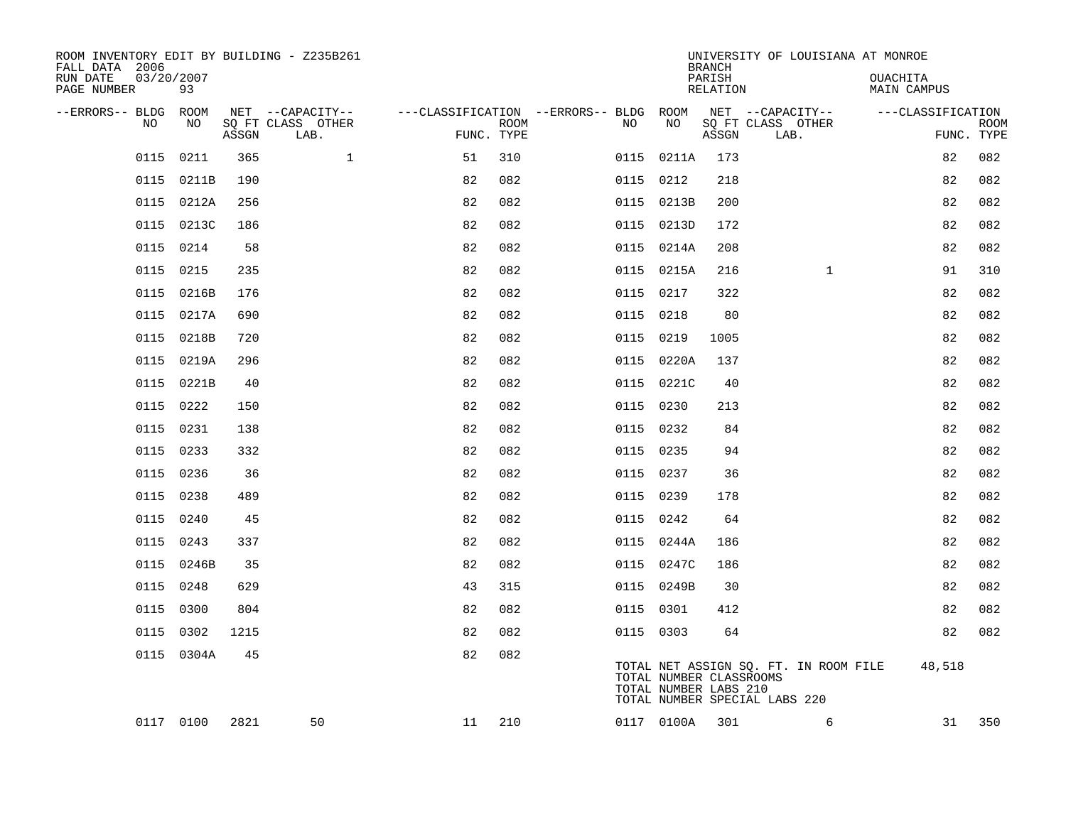ROOM INVENTORY EDIT BY BUILDING - Z235B261
FALL DATA 2006
RUN DATE 03/20/2007
PAGE NUMBER 93

UNIVERSITY OF LOUISIANA AT MONROE
BRANCH
PARISH OUACHITA
RELATION MAIN CAMPUS

| --ERRORS-- | BLDG NO | ROOM NO | NET SQ FT ASSGN | CAPACITY CLASS LAB. | CAPACITY OTHER | CLASSIFICATION FUNC. | ROOM TYPE | --ERRORS-- | BLDG NO | ROOM NO | NET SQ FT ASSGN | CAPACITY CLASS LAB. | CAPACITY OTHER | CLASSIFICATION FUNC. | ROOM TYPE |
|---|---|---|---|---|---|---|---|---|---|---|---|---|---|---|---|
| | 0115 | 0211 | 365 | | 1 | 51 | 310 | | 0115 | 0211A | 173 | | | 82 | 082 |
| | 0115 | 0211B | 190 | | | 82 | 082 | | 0115 | 0212 | 218 | | | 82 | 082 |
| | 0115 | 0212A | 256 | | | 82 | 082 | | 0115 | 0213B | 200 | | | 82 | 082 |
| | 0115 | 0213C | 186 | | | 82 | 082 | | 0115 | 0213D | 172 | | | 82 | 082 |
| | 0115 | 0214 | 58 | | | 82 | 082 | | 0115 | 0214A | 208 | | | 82 | 082 |
| | 0115 | 0215 | 235 | | | 82 | 082 | | 0115 | 0215A | 216 | | 1 | 91 | 310 |
| | 0115 | 0216B | 176 | | | 82 | 082 | | 0115 | 0217 | 322 | | | 82 | 082 |
| | 0115 | 0217A | 690 | | | 82 | 082 | | 0115 | 0218 | 80 | | | 82 | 082 |
| | 0115 | 0218B | 720 | | | 82 | 082 | | 0115 | 0219 | 1005 | | | 82 | 082 |
| | 0115 | 0219A | 296 | | | 82 | 082 | | 0115 | 0220A | 137 | | | 82 | 082 |
| | 0115 | 0221B | 40 | | | 82 | 082 | | 0115 | 0221C | 40 | | | 82 | 082 |
| | 0115 | 0222 | 150 | | | 82 | 082 | | 0115 | 0230 | 213 | | | 82 | 082 |
| | 0115 | 0231 | 138 | | | 82 | 082 | | 0115 | 0232 | 84 | | | 82 | 082 |
| | 0115 | 0233 | 332 | | | 82 | 082 | | 0115 | 0235 | 94 | | | 82 | 082 |
| | 0115 | 0236 | 36 | | | 82 | 082 | | 0115 | 0237 | 36 | | | 82 | 082 |
| | 0115 | 0238 | 489 | | | 82 | 082 | | 0115 | 0239 | 178 | | | 82 | 082 |
| | 0115 | 0240 | 45 | | | 82 | 082 | | 0115 | 0242 | 64 | | | 82 | 082 |
| | 0115 | 0243 | 337 | | | 82 | 082 | | 0115 | 0244A | 186 | | | 82 | 082 |
| | 0115 | 0246B | 35 | | | 82 | 082 | | 0115 | 0247C | 186 | | | 82 | 082 |
| | 0115 | 0248 | 629 | | | 43 | 315 | | 0115 | 0249B | 30 | | | 82 | 082 |
| | 0115 | 0300 | 804 | | | 82 | 082 | | 0115 | 0301 | 412 | | | 82 | 082 |
| | 0115 | 0302 | 1215 | | | 82 | 082 | | 0115 | 0303 | 64 | | | 82 | 082 |
| | 0115 | 0304A | 45 | | | 82 | 082 | | | | | | | | |
| | 0117 | 0100 | 2821 | 50 | | 11 | 210 | | 0117 | 0100A | 301 | | 6 | 31 | 350 |

TOTAL NET ASSIGN SQ. FT. IN ROOM FILE 48,518
TOTAL NUMBER CLASSROOMS
TOTAL NUMBER LABS 210
TOTAL NUMBER SPECIAL LABS 220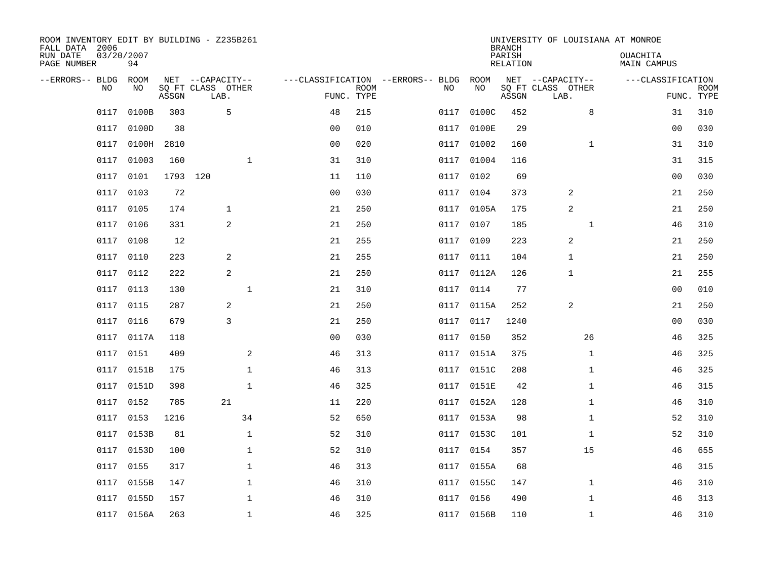ROOM INVENTORY EDIT BY BUILDING - Z235B261
FALL DATA 2006
RUN DATE 03/20/2007
PAGE NUMBER 94

UNIVERSITY OF LOUISIANA AT MONROE
BRANCH
PARISH OUACHITA
RELATION MAIN CAMPUS

| --ERRORS-- | BLDG NO | ROOM NO | NET SQ FT ASSGN | CAPACITY CLASS LAB. | CAPACITY OTHER | CLASSIFICATION FUNC. | ROOM TYPE | --ERRORS-- | BLDG NO | ROOM NO | NET SQ FT ASSGN | CAPACITY CLASS LAB. | CAPACITY OTHER | CLASSIFICATION FUNC. | ROOM TYPE |
|---|---|---|---|---|---|---|---|---|---|---|---|---|---|---|---|
| | 0117 | 0100B | 303 | 5 | | 48 | 215 | | 0117 | 0100C | 452 | | 8 | 31 | 310 |
| | 0117 | 0100D | 38 | | | 00 | 010 | | 0117 | 0100E | 29 | | | 00 | 030 |
| | 0117 | 0100H | 2810 | | | 00 | 020 | | 0117 | 01002 | 160 | | 1 | 31 | 310 |
| | 0117 | 01003 | 160 | | 1 | 31 | 310 | | 0117 | 01004 | 116 | | | 31 | 315 |
| | 0117 | 0101 | 1793 | 120 | | 11 | 110 | | 0117 | 0102 | 69 | | | 00 | 030 |
| | 0117 | 0103 | 72 | | | 00 | 030 | | 0117 | 0104 | 373 | 2 | | 21 | 250 |
| | 0117 | 0105 | 174 | 1 | | 21 | 250 | | 0117 | 0105A | 175 | 2 | | 21 | 250 |
| | 0117 | 0106 | 331 | 2 | | 21 | 250 | | 0117 | 0107 | 185 | | 1 | 46 | 310 |
| | 0117 | 0108 | 12 | | | 21 | 255 | | 0117 | 0109 | 223 | 2 | | 21 | 250 |
| | 0117 | 0110 | 223 | 2 | | 21 | 255 | | 0117 | 0111 | 104 | 1 | | 21 | 250 |
| | 0117 | 0112 | 222 | 2 | | 21 | 250 | | 0117 | 0112A | 126 | 1 | | 21 | 255 |
| | 0117 | 0113 | 130 | | 1 | 21 | 310 | | 0117 | 0114 | 77 | | | 00 | 010 |
| | 0117 | 0115 | 287 | 2 | | 21 | 250 | | 0117 | 0115A | 252 | 2 | | 21 | 250 |
| | 0117 | 0116 | 679 | 3 | | 21 | 250 | | 0117 | 0117 | 1240 | | | 00 | 030 |
| | 0117 | 0117A | 118 | | | 00 | 030 | | 0117 | 0150 | 352 | | 26 | 46 | 325 |
| | 0117 | 0151 | 409 | | 2 | 46 | 313 | | 0117 | 0151A | 375 | | 1 | 46 | 325 |
| | 0117 | 0151B | 175 | | 1 | 46 | 313 | | 0117 | 0151C | 208 | | 1 | 46 | 325 |
| | 0117 | 0151D | 398 | | 1 | 46 | 325 | | 0117 | 0151E | 42 | | 1 | 46 | 315 |
| | 0117 | 0152 | 785 | 21 | | 11 | 220 | | 0117 | 0152A | 128 | | 1 | 46 | 310 |
| | 0117 | 0153 | 1216 | | 34 | 52 | 650 | | 0117 | 0153A | 98 | | 1 | 52 | 310 |
| | 0117 | 0153B | 81 | | 1 | 52 | 310 | | 0117 | 0153C | 101 | | 1 | 52 | 310 |
| | 0117 | 0153D | 100 | | 1 | 52 | 310 | | 0117 | 0154 | 357 | | 15 | 46 | 655 |
| | 0117 | 0155 | 317 | | 1 | 46 | 313 | | 0117 | 0155A | 68 | | | 46 | 315 |
| | 0117 | 0155B | 147 | | 1 | 46 | 310 | | 0117 | 0155C | 147 | | 1 | 46 | 310 |
| | 0117 | 0155D | 157 | | 1 | 46 | 310 | | 0117 | 0156 | 490 | | 1 | 46 | 313 |
| | 0117 | 0156A | 263 | | 1 | 46 | 325 | | 0117 | 0156B | 110 | | 1 | 46 | 310 |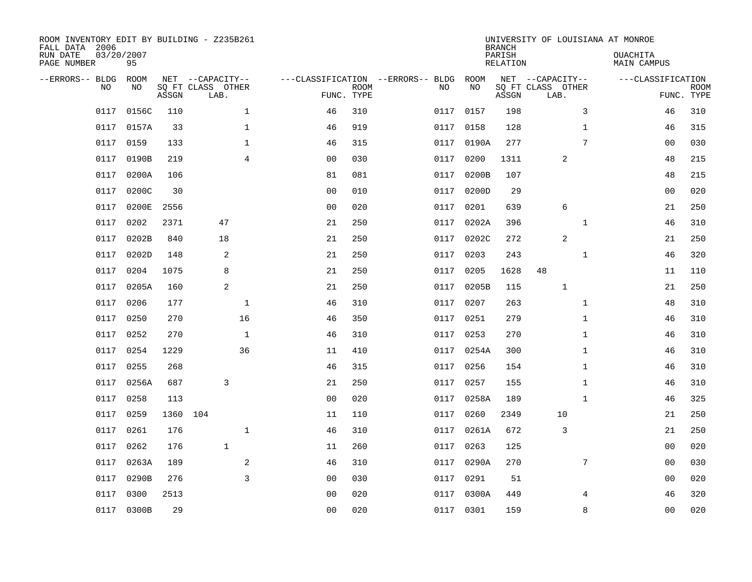ROOM INVENTORY EDIT BY BUILDING - Z235B261
FALL DATA 2006
RUN DATE 03/20/2007
PAGE NUMBER 95

UNIVERSITY OF LOUISIANA AT MONROE
BRANCH
PARISH OUACHITA
RELATION MAIN CAMPUS

| --ERRORS-- | BLDG NO | ROOM NO | NET ASSGN SQ FT | CAPACITY CLASS LAB. | CAPACITY OTHER | CLASSIFICATION FUNC. | ROOM TYPE | --ERRORS-- | BLDG NO | ROOM NO | NET ASSGN SQ FT | CAPACITY CLASS LAB. | CAPACITY OTHER | CLASSIFICATION FUNC. | ROOM TYPE |
|---|---|---|---|---|---|---|---|---|---|---|---|---|---|---|---|
| | 0117 | 0156C | 110 | | 1 | 46 | 310 | | 0117 | 0157 | 198 | | 3 | 46 | 310 |
| | 0117 | 0157A | 33 | | 1 | 46 | 919 | | 0117 | 0158 | 128 | | 1 | 46 | 315 |
| | 0117 | 0159 | 133 | | 1 | 46 | 315 | | 0117 | 0190A | 277 | | 7 | 00 | 030 |
| | 0117 | 0190B | 219 | | 4 | 00 | 030 | | 0117 | 0200 | 1311 | 2 | | 48 | 215 |
| | 0117 | 0200A | 106 | | | 81 | 081 | | 0117 | 0200B | 107 | | | 48 | 215 |
| | 0117 | 0200C | 30 | | | 00 | 010 | | 0117 | 0200D | 29 | | | 00 | 020 |
| | 0117 | 0200E | 2556 | | | 00 | 020 | | 0117 | 0201 | 639 | 6 | | 21 | 250 |
| | 0117 | 0202 | 2371 | 47 | | 21 | 250 | | 0117 | 0202A | 396 | | 1 | 46 | 310 |
| | 0117 | 0202B | 840 | 18 | | 21 | 250 | | 0117 | 0202C | 272 | 2 | | 21 | 250 |
| | 0117 | 0202D | 148 | 2 | | 21 | 250 | | 0117 | 0203 | 243 | | 1 | 46 | 320 |
| | 0117 | 0204 | 1075 | 8 | | 21 | 250 | | 0117 | 0205 | 1628 | 48 | | 11 | 110 |
| | 0117 | 0205A | 160 | 2 | | 21 | 250 | | 0117 | 0205B | 115 | 1 | | 21 | 250 |
| | 0117 | 0206 | 177 | | 1 | 46 | 310 | | 0117 | 0207 | 263 | | 1 | 48 | 310 |
| | 0117 | 0250 | 270 | | 16 | 46 | 350 | | 0117 | 0251 | 279 | | 1 | 46 | 310 |
| | 0117 | 0252 | 270 | | 1 | 46 | 310 | | 0117 | 0253 | 270 | | 1 | 46 | 310 |
| | 0117 | 0254 | 1229 | | 36 | 11 | 410 | | 0117 | 0254A | 300 | | 1 | 46 | 310 |
| | 0117 | 0255 | 268 | | | 46 | 315 | | 0117 | 0256 | 154 | | 1 | 46 | 310 |
| | 0117 | 0256A | 687 | 3 | | 21 | 250 | | 0117 | 0257 | 155 | | 1 | 46 | 310 |
| | 0117 | 0258 | 113 | | | 00 | 020 | | 0117 | 0258A | 189 | | 1 | 46 | 325 |
| | 0117 | 0259 | 1360 | 104 | | 11 | 110 | | 0117 | 0260 | 2349 | 10 | | 21 | 250 |
| | 0117 | 0261 | 176 | | 1 | 46 | 310 | | 0117 | 0261A | 672 | 3 | | 21 | 250 |
| | 0117 | 0262 | 176 | 1 | | 11 | 260 | | 0117 | 0263 | 125 | | | 00 | 020 |
| | 0117 | 0263A | 189 | | 2 | 46 | 310 | | 0117 | 0290A | 270 | | 7 | 00 | 030 |
| | 0117 | 0290B | 276 | | 3 | 00 | 030 | | 0117 | 0291 | 51 | | | 00 | 020 |
| | 0117 | 0300 | 2513 | | | 00 | 020 | | 0117 | 0300A | 449 | | 4 | 46 | 320 |
| | 0117 | 0300B | 29 | | | 00 | 020 | | 0117 | 0301 | 159 | | 8 | 00 | 020 |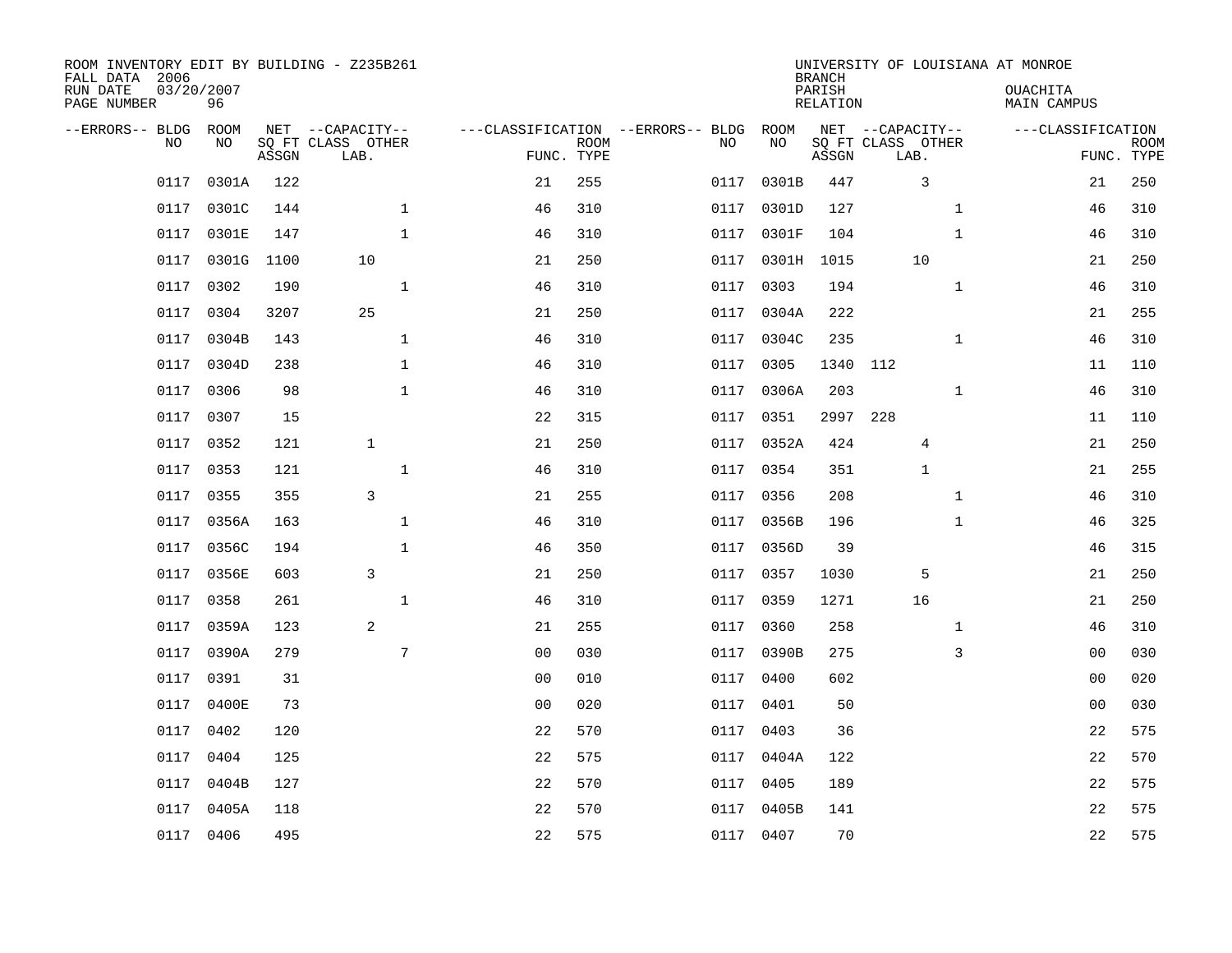ROOM INVENTORY EDIT BY BUILDING - Z235B261
FALL DATA 2006
RUN DATE 03/20/2007
PAGE NUMBER 96

UNIVERSITY OF LOUISIANA AT MONROE
BRANCH
PARISH OUACHITA
RELATION MAIN CAMPUS

| --ERRORS-- | BLDG NO | ROOM NO | NET SQ FT ASSGN | CAPACITY CLASS LAB. | CAPACITY OTHER | CLASSIFICATION FUNC. | ROOM TYPE | --ERRORS-- | BLDG NO | ROOM NO | NET SQ FT ASSGN | CAPACITY CLASS LAB. | CAPACITY OTHER | CLASSIFICATION FUNC. | ROOM TYPE |
|---|---|---|---|---|---|---|---|---|---|---|---|---|---|---|---|
| | 0117 | 0301A | 122 | | | 21 | 255 | | 0117 | 0301B | 447 | 3 | | 21 | 250 |
| | 0117 | 0301C | 144 | | 1 | 46 | 310 | | 0117 | 0301D | 127 | | 1 | 46 | 310 |
| | 0117 | 0301E | 147 | | 1 | 46 | 310 | | 0117 | 0301F | 104 | | 1 | 46 | 310 |
| | 0117 | 0301G | 1100 | 10 | | 21 | 250 | | 0117 | 0301H | 1015 | 10 | | 21 | 250 |
| | 0117 | 0302 | 190 | | 1 | 46 | 310 | | 0117 | 0303 | 194 | | 1 | 46 | 310 |
| | 0117 | 0304 | 3207 | 25 | | 21 | 250 | | 0117 | 0304A | 222 | | | 21 | 255 |
| | 0117 | 0304B | 143 | | 1 | 46 | 310 | | 0117 | 0304C | 235 | | 1 | 46 | 310 |
| | 0117 | 0304D | 238 | | 1 | 46 | 310 | | 0117 | 0305 | 1340 | 112 | | 11 | 110 |
| | 0117 | 0306 | 98 | | 1 | 46 | 310 | | 0117 | 0306A | 203 | | 1 | 46 | 310 |
| | 0117 | 0307 | 15 | | | 22 | 315 | | 0117 | 0351 | 2997 | 228 | | 11 | 110 |
| | 0117 | 0352 | 121 | 1 | | 21 | 250 | | 0117 | 0352A | 424 | 4 | | 21 | 250 |
| | 0117 | 0353 | 121 | | 1 | 46 | 310 | | 0117 | 0354 | 351 | 1 | | 21 | 255 |
| | 0117 | 0355 | 355 | 3 | | 21 | 255 | | 0117 | 0356 | 208 | | 1 | 46 | 310 |
| | 0117 | 0356A | 163 | | 1 | 46 | 310 | | 0117 | 0356B | 196 | | 1 | 46 | 325 |
| | 0117 | 0356C | 194 | | 1 | 46 | 350 | | 0117 | 0356D | 39 | | | 46 | 315 |
| | 0117 | 0356E | 603 | 3 | | 21 | 250 | | 0117 | 0357 | 1030 | 5 | | 21 | 250 |
| | 0117 | 0358 | 261 | | 1 | 46 | 310 | | 0117 | 0359 | 1271 | 16 | | 21 | 250 |
| | 0117 | 0359A | 123 | 2 | | 21 | 255 | | 0117 | 0360 | 258 | | 1 | 46 | 310 |
| | 0117 | 0390A | 279 | | 7 | 00 | 030 | | 0117 | 0390B | 275 | | 3 | 00 | 030 |
| | 0117 | 0391 | 31 | | | 00 | 010 | | 0117 | 0400 | 602 | | | 00 | 020 |
| | 0117 | 0400E | 73 | | | 00 | 020 | | 0117 | 0401 | 50 | | | 00 | 030 |
| | 0117 | 0402 | 120 | | | 22 | 570 | | 0117 | 0403 | 36 | | | 22 | 575 |
| | 0117 | 0404 | 125 | | | 22 | 575 | | 0117 | 0404A | 122 | | | 22 | 570 |
| | 0117 | 0404B | 127 | | | 22 | 570 | | 0117 | 0405 | 189 | | | 22 | 575 |
| | 0117 | 0405A | 118 | | | 22 | 570 | | 0117 | 0405B | 141 | | | 22 | 575 |
| | 0117 | 0406 | 495 | | | 22 | 575 | | 0117 | 0407 | 70 | | | 22 | 575 |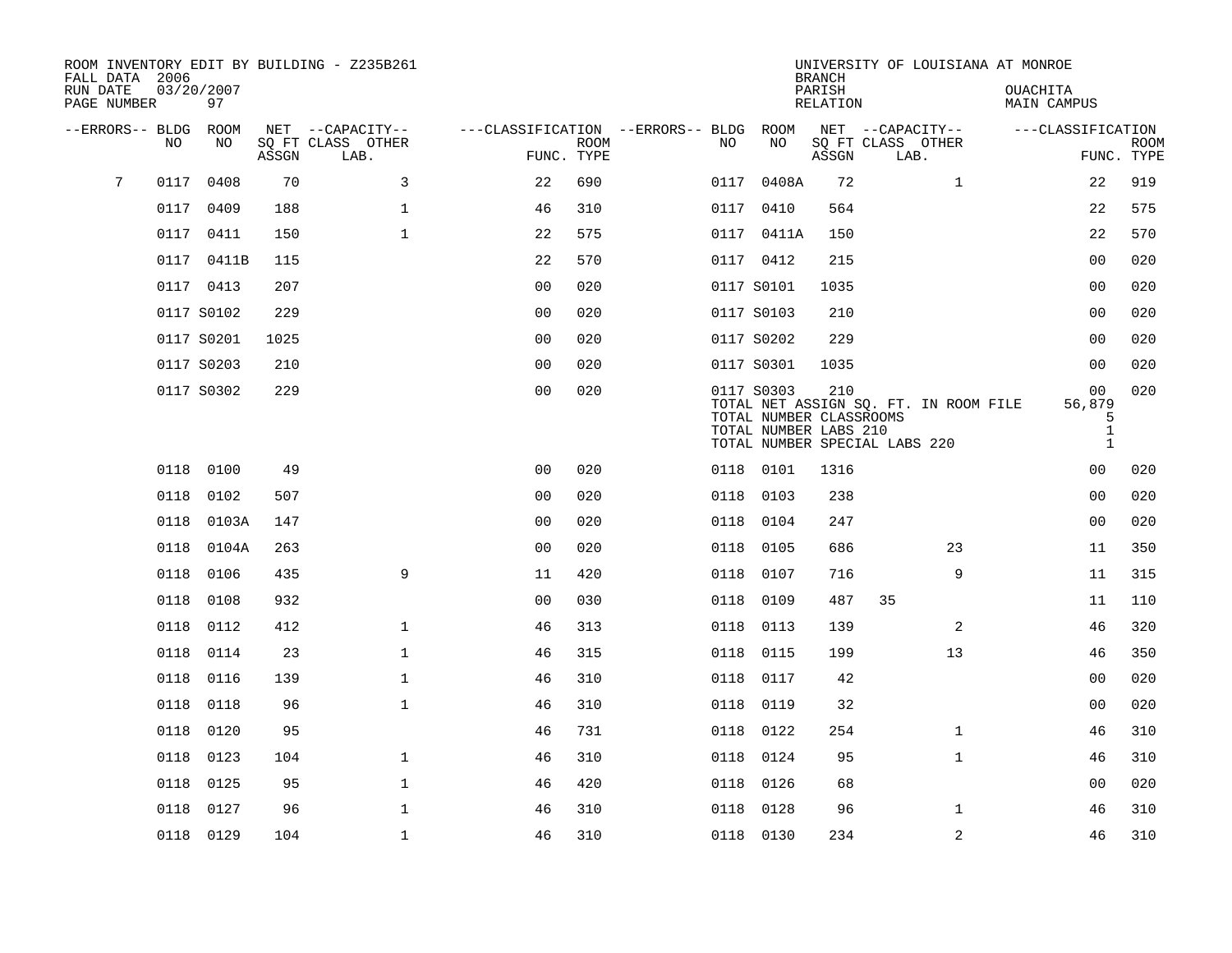ROOM INVENTORY EDIT BY BUILDING - Z235B261
FALL DATA 2006
RUN DATE 03/20/2007
PAGE NUMBER 97

UNIVERSITY OF LOUISIANA AT MONROE
BRANCH
PARISH OUACHITA
RELATION MAIN CAMPUS

| --ERRORS-- | BLDG NO | ROOM NO | NET SQ FT ASSGN | CAPACITY CLASS | CAPACITY OTHER LAB. | CLASSIFICATION FUNC. | ROOM TYPE | --ERRORS-- | BLDG NO | ROOM NO | NET SQ FT ASSGN | CAPACITY CLASS | CAPACITY OTHER LAB. | CLASSIFICATION FUNC. | ROOM TYPE |
|---|---|---|---|---|---|---|---|---|---|---|---|---|---|---|---|
| 7 | 0117 | 0408 | 70 | | 3 | 22 | 690 | | 0117 | 0408A | 72 | | 1 | 22 | 919 |
| | 0117 | 0409 | 188 | | 1 | 46 | 310 | | 0117 | 0410 | 564 | | | 22 | 575 |
| | 0117 | 0411 | 150 | | 1 | 22 | 575 | | 0117 | 0411A | 150 | | | 22 | 570 |
| | 0117 | 0411B | 115 | | | 22 | 570 | | 0117 | 0412 | 215 | | | 00 | 020 |
| | 0117 | 0413 | 207 | | | 00 | 020 | | 0117 | S0101 | 1035 | | | 00 | 020 |
| | 0117 | S0102 | 229 | | | 00 | 020 | | 0117 | S0103 | 210 | | | 00 | 020 |
| | 0117 | S0201 | 1025 | | | 00 | 020 | | 0117 | S0202 | 229 | | | 00 | 020 |
| | 0117 | S0203 | 210 | | | 00 | 020 | | 0117 | S0301 | 1035 | | | 00 | 020 |
| | 0117 | S0302 | 229 | | | 00 | 020 | | 0117 | S0303 | 210 | | | 00 | 020 |

TOTAL NET ASSIGN SQ. FT. IN ROOM FILE 56,879
TOTAL NUMBER CLASSROOMS 5
TOTAL NUMBER LABS 210 1
TOTAL NUMBER SPECIAL LABS 220 1

| --ERRORS-- | BLDG NO | ROOM NO | NET SQ FT ASSGN | CAPACITY CLASS | CAPACITY OTHER LAB. | CLASSIFICATION FUNC. | ROOM TYPE | --ERRORS-- | BLDG NO | ROOM NO | NET SQ FT ASSGN | CAPACITY CLASS | CAPACITY OTHER LAB. | CLASSIFICATION FUNC. | ROOM TYPE |
|---|---|---|---|---|---|---|---|---|---|---|---|---|---|---|---|
| | 0118 | 0100 | 49 | | | 00 | 020 | | 0118 | 0101 | 1316 | | | 00 | 020 |
| | 0118 | 0102 | 507 | | | 00 | 020 | | 0118 | 0103 | 238 | | | 00 | 020 |
| | 0118 | 0103A | 147 | | | 00 | 020 | | 0118 | 0104 | 247 | | | 00 | 020 |
| | 0118 | 0104A | 263 | | | 00 | 020 | | 0118 | 0105 | 686 | | 23 | 11 | 350 |
| | 0118 | 0106 | 435 | | 9 | 11 | 420 | | 0118 | 0107 | 716 | | 9 | 11 | 315 |
| | 0118 | 0108 | 932 | | | 00 | 030 | | 0118 | 0109 | 487 | 35 | | 11 | 110 |
| | 0118 | 0112 | 412 | | 1 | 46 | 313 | | 0118 | 0113 | 139 | | 2 | 46 | 320 |
| | 0118 | 0114 | 23 | | 1 | 46 | 315 | | 0118 | 0115 | 199 | | 13 | 46 | 350 |
| | 0118 | 0116 | 139 | | 1 | 46 | 310 | | 0118 | 0117 | 42 | | | 00 | 020 |
| | 0118 | 0118 | 96 | | 1 | 46 | 310 | | 0118 | 0119 | 32 | | | 00 | 020 |
| | 0118 | 0120 | 95 | | | 46 | 731 | | 0118 | 0122 | 254 | | 1 | 46 | 310 |
| | 0118 | 0123 | 104 | | 1 | 46 | 310 | | 0118 | 0124 | 95 | | 1 | 46 | 310 |
| | 0118 | 0125 | 95 | | 1 | 46 | 420 | | 0118 | 0126 | 68 | | | 00 | 020 |
| | 0118 | 0127 | 96 | | 1 | 46 | 310 | | 0118 | 0128 | 96 | | 1 | 46 | 310 |
| | 0118 | 0129 | 104 | | 1 | 46 | 310 | | 0118 | 0130 | 234 | | 2 | 46 | 310 |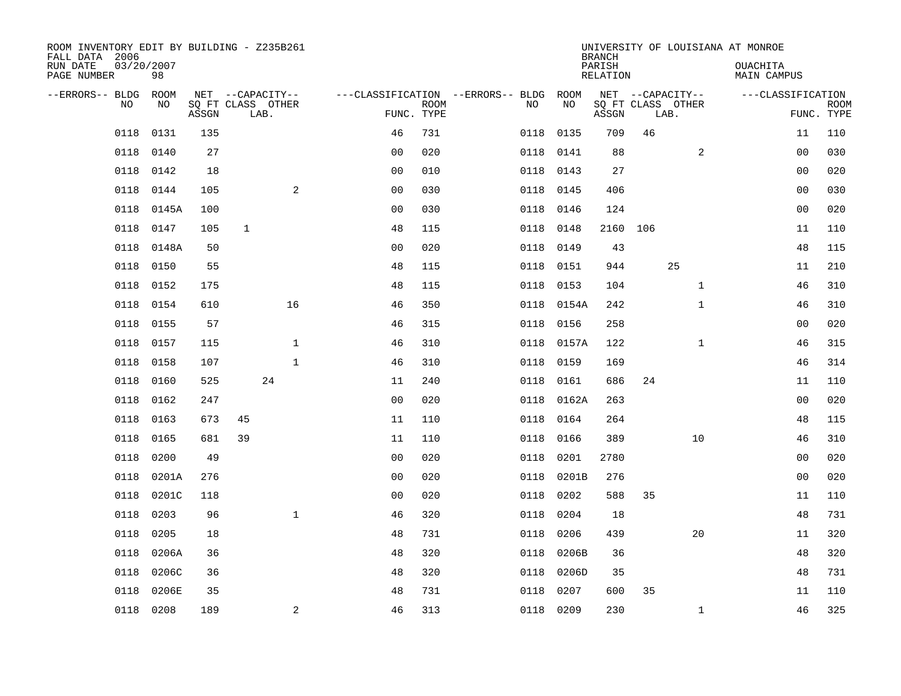ROOM INVENTORY EDIT BY BUILDING - Z235B261
FALL DATA 2006
RUN DATE 03/20/2007
PAGE NUMBER 98

UNIVERSITY OF LOUISIANA AT MONROE
BRANCH
PARISH OUACHITA
RELATION MAIN CAMPUS

| --ERRORS-- | BLDG NO | ROOM NO | NET SQ FT ASSGN | CAPACITY CLASS | LAB. | OTHER | CLASSIFICATION FUNC. | ROOM TYPE | --ERRORS-- | BLDG NO | ROOM NO | NET SQ FT ASSGN | CAPACITY CLASS | LAB. | OTHER | CLASSIFICATION FUNC. | ROOM TYPE |
|---|---|---|---|---|---|---|---|---|---|---|---|---|---|---|---|---|---|
| | 0118 | 0131 | 135 | | | | 46 | 731 | | 0118 | 0135 | 709 | 46 | | | 11 | 110 |
| | 0118 | 0140 | 27 | | | | 00 | 020 | | 0118 | 0141 | 88 | | | 2 | 00 | 030 |
| | 0118 | 0142 | 18 | | | | 00 | 010 | | 0118 | 0143 | 27 | | | | 00 | 020 |
| | 0118 | 0144 | 105 | | | 2 | 00 | 030 | | 0118 | 0145 | 406 | | | | 00 | 030 |
| | 0118 | 0145A | 100 | | | | 00 | 030 | | 0118 | 0146 | 124 | | | | 00 | 020 |
| | 0118 | 0147 | 105 | 1 | | | 48 | 115 | | 0118 | 0148 | 2160 | 106 | | | 11 | 110 |
| | 0118 | 0148A | 50 | | | | 00 | 020 | | 0118 | 0149 | 43 | | | | 48 | 115 |
| | 0118 | 0150 | 55 | | | | 48 | 115 | | 0118 | 0151 | 944 | | 25 | | 11 | 210 |
| | 0118 | 0152 | 175 | | | | 48 | 115 | | 0118 | 0153 | 104 | | | 1 | 46 | 310 |
| | 0118 | 0154 | 610 | | | 16 | 46 | 350 | | 0118 | 0154A | 242 | | | 1 | 46 | 310 |
| | 0118 | 0155 | 57 | | | | 46 | 315 | | 0118 | 0156 | 258 | | | | 00 | 020 |
| | 0118 | 0157 | 115 | | | 1 | 46 | 310 | | 0118 | 0157A | 122 | | | 1 | 46 | 315 |
| | 0118 | 0158 | 107 | | | 1 | 46 | 310 | | 0118 | 0159 | 169 | | | | 46 | 314 |
| | 0118 | 0160 | 525 | | 24 | | 11 | 240 | | 0118 | 0161 | 686 | 24 | | | 11 | 110 |
| | 0118 | 0162 | 247 | | | | 00 | 020 | | 0118 | 0162A | 263 | | | | 00 | 020 |
| | 0118 | 0163 | 673 | 45 | | | 11 | 110 | | 0118 | 0164 | 264 | | | | 48 | 115 |
| | 0118 | 0165 | 681 | 39 | | | 11 | 110 | | 0118 | 0166 | 389 | | | 10 | 46 | 310 |
| | 0118 | 0200 | 49 | | | | 00 | 020 | | 0118 | 0201 | 2780 | | | | 00 | 020 |
| | 0118 | 0201A | 276 | | | | 00 | 020 | | 0118 | 0201B | 276 | | | | 00 | 020 |
| | 0118 | 0201C | 118 | | | | 00 | 020 | | 0118 | 0202 | 588 | 35 | | | 11 | 110 |
| | 0118 | 0203 | 96 | | | 1 | 46 | 320 | | 0118 | 0204 | 18 | | | | 48 | 731 |
| | 0118 | 0205 | 18 | | | | 48 | 731 | | 0118 | 0206 | 439 | | | 20 | 11 | 320 |
| | 0118 | 0206A | 36 | | | | 48 | 320 | | 0118 | 0206B | 36 | | | | 48 | 320 |
| | 0118 | 0206C | 36 | | | | 48 | 320 | | 0118 | 0206D | 35 | | | | 48 | 731 |
| | 0118 | 0206E | 35 | | | | 48 | 731 | | 0118 | 0207 | 600 | 35 | | | 11 | 110 |
| | 0118 | 0208 | 189 | | | 2 | 46 | 313 | | 0118 | 0209 | 230 | | | 1 | 46 | 325 |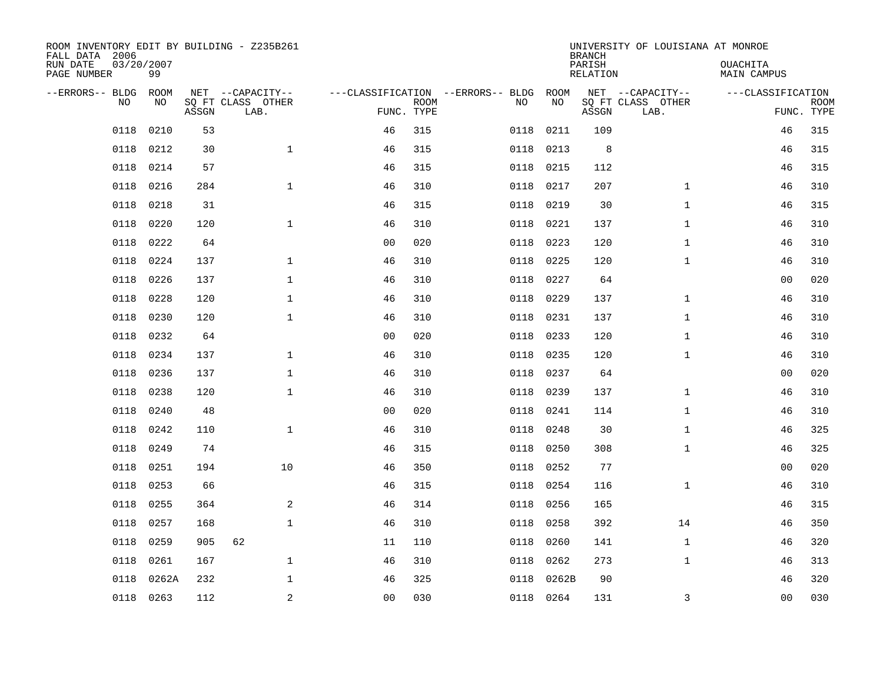ROOM INVENTORY EDIT BY BUILDING - Z235B261
FALL DATA 2006
RUN DATE 03/20/2007
PAGE NUMBER 99

UNIVERSITY OF LOUISIANA AT MONROE
BRANCH
PARISH OUACHITA
RELATION MAIN CAMPUS

| --ERRORS-- | BLDG NO | ROOM NO | NET SQ FT ASSGN | CAPACITY CLASS | CAPACITY OTHER LAB. | FUNC. | ROOM TYPE | --ERRORS-- | BLDG NO | ROOM NO | NET SQ FT ASSGN | CAPACITY CLASS | CAPACITY OTHER LAB. | FUNC. | ROOM TYPE |
|---|---|---|---|---|---|---|---|---|---|---|---|---|---|---|---|
| | 0118 | 0210 | 53 | | | 46 | 315 | | 0118 | 0211 | 109 | | | 46 | 315 |
| | 0118 | 0212 | 30 | | 1 | 46 | 315 | | 0118 | 0213 | 8 | | | 46 | 315 |
| | 0118 | 0214 | 57 | | | 46 | 315 | | 0118 | 0215 | 112 | | | 46 | 315 |
| | 0118 | 0216 | 284 | | 1 | 46 | 310 | | 0118 | 0217 | 207 | | 1 | 46 | 310 |
| | 0118 | 0218 | 31 | | | 46 | 315 | | 0118 | 0219 | 30 | | 1 | 46 | 315 |
| | 0118 | 0220 | 120 | | 1 | 46 | 310 | | 0118 | 0221 | 137 | | 1 | 46 | 310 |
| | 0118 | 0222 | 64 | | | 00 | 020 | | 0118 | 0223 | 120 | | 1 | 46 | 310 |
| | 0118 | 0224 | 137 | | 1 | 46 | 310 | | 0118 | 0225 | 120 | | 1 | 46 | 310 |
| | 0118 | 0226 | 137 | | 1 | 46 | 310 | | 0118 | 0227 | 64 | | | 00 | 020 |
| | 0118 | 0228 | 120 | | 1 | 46 | 310 | | 0118 | 0229 | 137 | | 1 | 46 | 310 |
| | 0118 | 0230 | 120 | | 1 | 46 | 310 | | 0118 | 0231 | 137 | | 1 | 46 | 310 |
| | 0118 | 0232 | 64 | | | 00 | 020 | | 0118 | 0233 | 120 | | 1 | 46 | 310 |
| | 0118 | 0234 | 137 | | 1 | 46 | 310 | | 0118 | 0235 | 120 | | 1 | 46 | 310 |
| | 0118 | 0236 | 137 | | 1 | 46 | 310 | | 0118 | 0237 | 64 | | | 00 | 020 |
| | 0118 | 0238 | 120 | | 1 | 46 | 310 | | 0118 | 0239 | 137 | | 1 | 46 | 310 |
| | 0118 | 0240 | 48 | | | 00 | 020 | | 0118 | 0241 | 114 | | 1 | 46 | 310 |
| | 0118 | 0242 | 110 | | 1 | 46 | 310 | | 0118 | 0248 | 30 | | 1 | 46 | 325 |
| | 0118 | 0249 | 74 | | | 46 | 315 | | 0118 | 0250 | 308 | | 1 | 46 | 325 |
| | 0118 | 0251 | 194 | | 10 | 46 | 350 | | 0118 | 0252 | 77 | | | 00 | 020 |
| | 0118 | 0253 | 66 | | | 46 | 315 | | 0118 | 0254 | 116 | | 1 | 46 | 310 |
| | 0118 | 0255 | 364 | | 2 | 46 | 314 | | 0118 | 0256 | 165 | | | 46 | 315 |
| | 0118 | 0257 | 168 | | 1 | 46 | 310 | | 0118 | 0258 | 392 | | 14 | 46 | 350 |
| | 0118 | 0259 | 905 | 62 | | 11 | 110 | | 0118 | 0260 | 141 | | 1 | 46 | 320 |
| | 0118 | 0261 | 167 | | 1 | 46 | 310 | | 0118 | 0262 | 273 | | 1 | 46 | 313 |
| | 0118 | 0262A | 232 | | 1 | 46 | 325 | | 0118 | 0262B | 90 | | | 46 | 320 |
| | 0118 | 0263 | 112 | | 2 | 00 | 030 | | 0118 | 0264 | 131 | | 3 | 00 | 030 |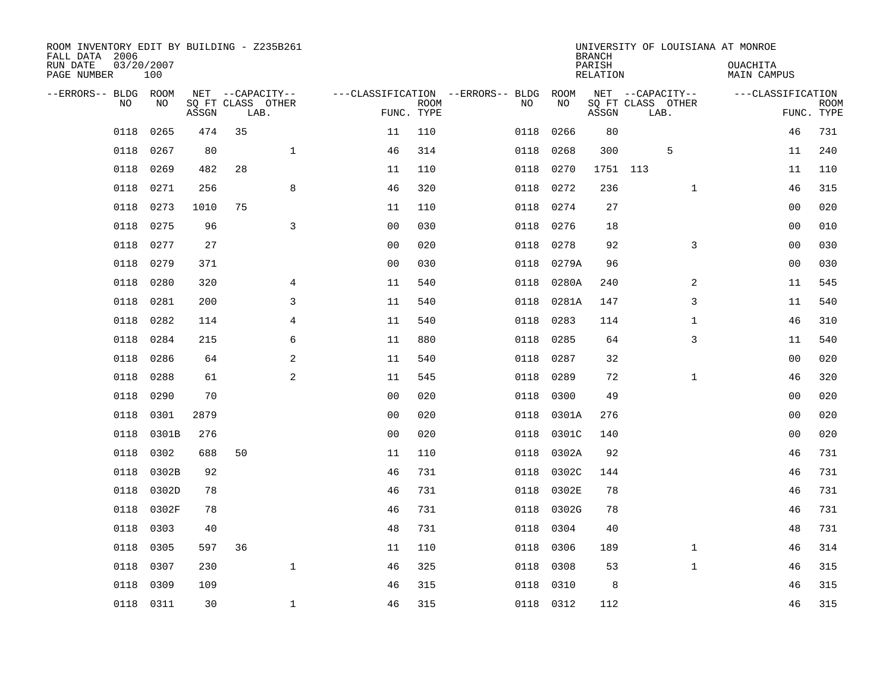ROOM INVENTORY EDIT BY BUILDING - Z235B261
FALL DATA 2006
RUN DATE 03/20/2007
PAGE NUMBER 100

UNIVERSITY OF LOUISIANA AT MONROE
BRANCH
PARISH OUACHITA
RELATION MAIN CAMPUS

| --ERRORS-- | BLDG NO | ROOM NO | NET SQ FT ASSGN | CAPACITY CLASS LAB. | CAPACITY OTHER | CLASSIFICATION FUNC. | ROOM TYPE | --ERRORS-- | BLDG NO | ROOM NO | NET SQ FT ASSGN | CAPACITY CLASS LAB. | CAPACITY OTHER | CLASSIFICATION FUNC. | ROOM TYPE |
|---|---|---|---|---|---|---|---|---|---|---|---|---|---|---|---|
| | 0118 | 0265 | 474 | 35 | | 11 | 110 | | 0118 | 0266 | 80 | | | 46 | 731 |
| | 0118 | 0267 | 80 | | 1 | 46 | 314 | | 0118 | 0268 | 300 | 5 | | 11 | 240 |
| | 0118 | 0269 | 482 | 28 | | 11 | 110 | | 0118 | 0270 | 1751 | 113 | | 11 | 110 |
| | 0118 | 0271 | 256 | | 8 | 46 | 320 | | 0118 | 0272 | 236 | | 1 | 46 | 315 |
| | 0118 | 0273 | 1010 | 75 | | 11 | 110 | | 0118 | 0274 | 27 | | | 00 | 020 |
| | 0118 | 0275 | 96 | | 3 | 00 | 030 | | 0118 | 0276 | 18 | | | 00 | 010 |
| | 0118 | 0277 | 27 | | | 00 | 020 | | 0118 | 0278 | 92 | | 3 | 00 | 030 |
| | 0118 | 0279 | 371 | | | 00 | 030 | | 0118 | 0279A | 96 | | | 00 | 030 |
| | 0118 | 0280 | 320 | | 4 | 11 | 540 | | 0118 | 0280A | 240 | | 2 | 11 | 545 |
| | 0118 | 0281 | 200 | | 3 | 11 | 540 | | 0118 | 0281A | 147 | | 3 | 11 | 540 |
| | 0118 | 0282 | 114 | | 4 | 11 | 540 | | 0118 | 0283 | 114 | | 1 | 46 | 310 |
| | 0118 | 0284 | 215 | | 6 | 11 | 880 | | 0118 | 0285 | 64 | | 3 | 11 | 540 |
| | 0118 | 0286 | 64 | | 2 | 11 | 540 | | 0118 | 0287 | 32 | | | 00 | 020 |
| | 0118 | 0288 | 61 | | 2 | 11 | 545 | | 0118 | 0289 | 72 | | 1 | 46 | 320 |
| | 0118 | 0290 | 70 | | | 00 | 020 | | 0118 | 0300 | 49 | | | 00 | 020 |
| | 0118 | 0301 | 2879 | | | 00 | 020 | | 0118 | 0301A | 276 | | | 00 | 020 |
| | 0118 | 0301B | 276 | | | 00 | 020 | | 0118 | 0301C | 140 | | | 00 | 020 |
| | 0118 | 0302 | 688 | 50 | | 11 | 110 | | 0118 | 0302A | 92 | | | 46 | 731 |
| | 0118 | 0302B | 92 | | | 46 | 731 | | 0118 | 0302C | 144 | | | 46 | 731 |
| | 0118 | 0302D | 78 | | | 46 | 731 | | 0118 | 0302E | 78 | | | 46 | 731 |
| | 0118 | 0302F | 78 | | | 46 | 731 | | 0118 | 0302G | 78 | | | 46 | 731 |
| | 0118 | 0303 | 40 | | | 48 | 731 | | 0118 | 0304 | 40 | | | 48 | 731 |
| | 0118 | 0305 | 597 | 36 | | 11 | 110 | | 0118 | 0306 | 189 | | 1 | 46 | 314 |
| | 0118 | 0307 | 230 | | 1 | 46 | 325 | | 0118 | 0308 | 53 | | 1 | 46 | 315 |
| | 0118 | 0309 | 109 | | | 46 | 315 | | 0118 | 0310 | 8 | | | 46 | 315 |
| | 0118 | 0311 | 30 | | 1 | 46 | 315 | | 0118 | 0312 | 112 | | | 46 | 315 |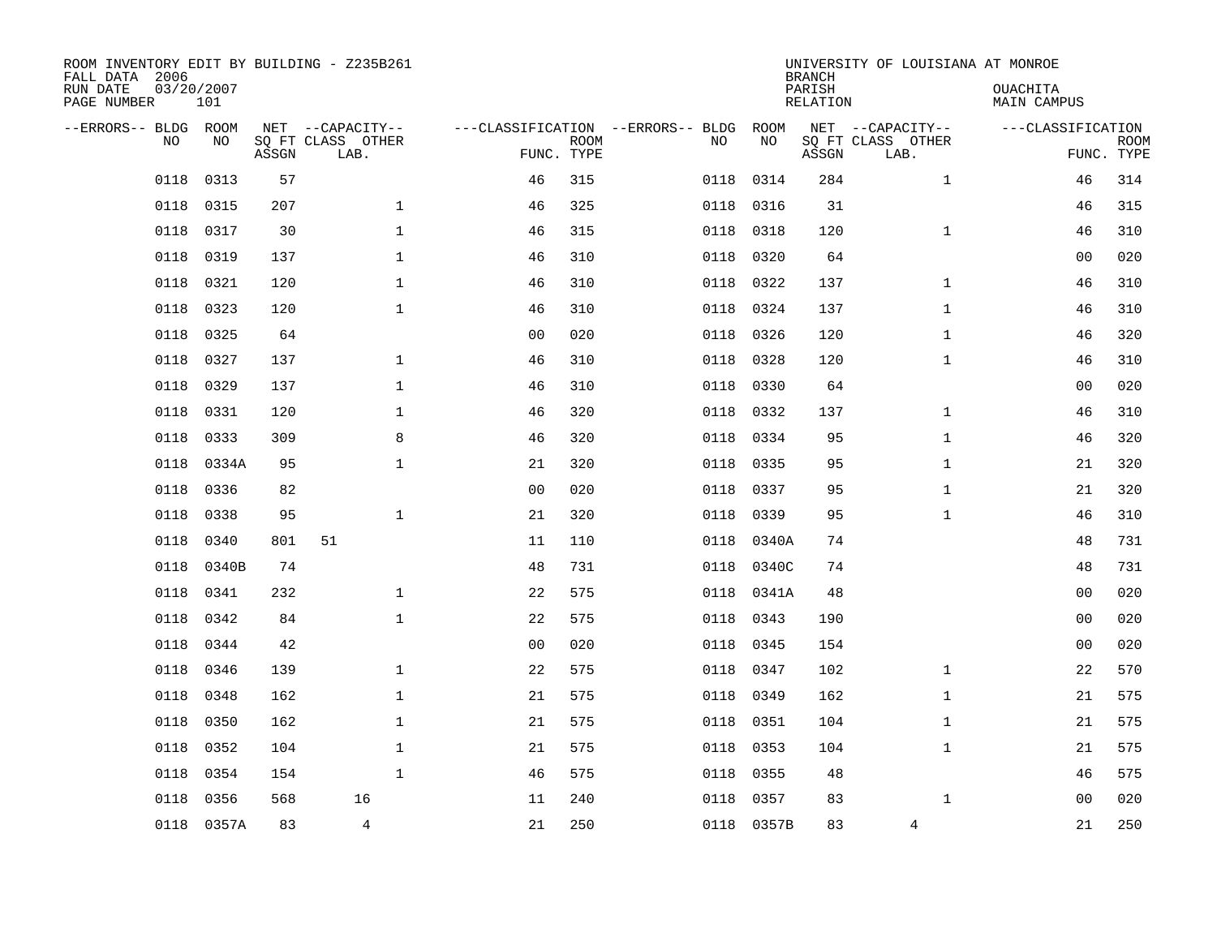ROOM INVENTORY EDIT BY BUILDING - Z235B261
FALL DATA 2006
RUN DATE 03/20/2007
PAGE NUMBER 101

UNIVERSITY OF LOUISIANA AT MONROE
BRANCH
PARISH OUACHITA
RELATION MAIN CAMPUS

| --ERRORS-- | BLDG NO | ROOM NO | NET SQ FT ASSGN | CAPACITY CLASS LAB. | CAPACITY OTHER | CLASSIFICATION FUNC. | ROOM TYPE | --ERRORS-- | BLDG NO | ROOM NO | NET SQ FT ASSGN | CAPACITY CLASS LAB. | CAPACITY OTHER | CLASSIFICATION FUNC. | ROOM TYPE |
|---|---|---|---|---|---|---|---|---|---|---|---|---|---|---|---|
| | 0118 | 0313 | 57 | | | 46 | 315 | | 0118 | 0314 | 284 | | 1 | 46 | 314 |
| | 0118 | 0315 | 207 | | 1 | 46 | 325 | | 0118 | 0316 | 31 | | | 46 | 315 |
| | 0118 | 0317 | 30 | | 1 | 46 | 315 | | 0118 | 0318 | 120 | | 1 | 46 | 310 |
| | 0118 | 0319 | 137 | | 1 | 46 | 310 | | 0118 | 0320 | 64 | | | 00 | 020 |
| | 0118 | 0321 | 120 | | 1 | 46 | 310 | | 0118 | 0322 | 137 | | 1 | 46 | 310 |
| | 0118 | 0323 | 120 | | 1 | 46 | 310 | | 0118 | 0324 | 137 | | 1 | 46 | 310 |
| | 0118 | 0325 | 64 | | | 00 | 020 | | 0118 | 0326 | 120 | | 1 | 46 | 320 |
| | 0118 | 0327 | 137 | | 1 | 46 | 310 | | 0118 | 0328 | 120 | | 1 | 46 | 310 |
| | 0118 | 0329 | 137 | | 1 | 46 | 310 | | 0118 | 0330 | 64 | | | 00 | 020 |
| | 0118 | 0331 | 120 | | 1 | 46 | 320 | | 0118 | 0332 | 137 | | 1 | 46 | 310 |
| | 0118 | 0333 | 309 | | 8 | 46 | 320 | | 0118 | 0334 | 95 | | 1 | 46 | 320 |
| | 0118 | 0334A | 95 | | 1 | 21 | 320 | | 0118 | 0335 | 95 | | 1 | 21 | 320 |
| | 0118 | 0336 | 82 | | | 00 | 020 | | 0118 | 0337 | 95 | | 1 | 21 | 320 |
| | 0118 | 0338 | 95 | | 1 | 21 | 320 | | 0118 | 0339 | 95 | | 1 | 46 | 310 |
| | 0118 | 0340 | 801 | 51 | | 11 | 110 | | 0118 | 0340A | 74 | | | 48 | 731 |
| | 0118 | 0340B | 74 | | | 48 | 731 | | 0118 | 0340C | 74 | | | 48 | 731 |
| | 0118 | 0341 | 232 | | 1 | 22 | 575 | | 0118 | 0341A | 48 | | | 00 | 020 |
| | 0118 | 0342 | 84 | | 1 | 22 | 575 | | 0118 | 0343 | 190 | | | 00 | 020 |
| | 0118 | 0344 | 42 | | | 00 | 020 | | 0118 | 0345 | 154 | | | 00 | 020 |
| | 0118 | 0346 | 139 | | 1 | 22 | 575 | | 0118 | 0347 | 102 | | 1 | 22 | 570 |
| | 0118 | 0348 | 162 | | 1 | 21 | 575 | | 0118 | 0349 | 162 | | 1 | 21 | 575 |
| | 0118 | 0350 | 162 | | 1 | 21 | 575 | | 0118 | 0351 | 104 | | 1 | 21 | 575 |
| | 0118 | 0352 | 104 | | 1 | 21 | 575 | | 0118 | 0353 | 104 | | 1 | 21 | 575 |
| | 0118 | 0354 | 154 | | 1 | 46 | 575 | | 0118 | 0355 | 48 | | | 46 | 575 |
| | 0118 | 0356 | 568 | 16 | | 11 | 240 | | 0118 | 0357 | 83 | | 1 | 00 | 020 |
| | 0118 | 0357A | 83 | 4 | | 21 | 250 | | 0118 | 0357B | 83 | 4 | | 21 | 250 |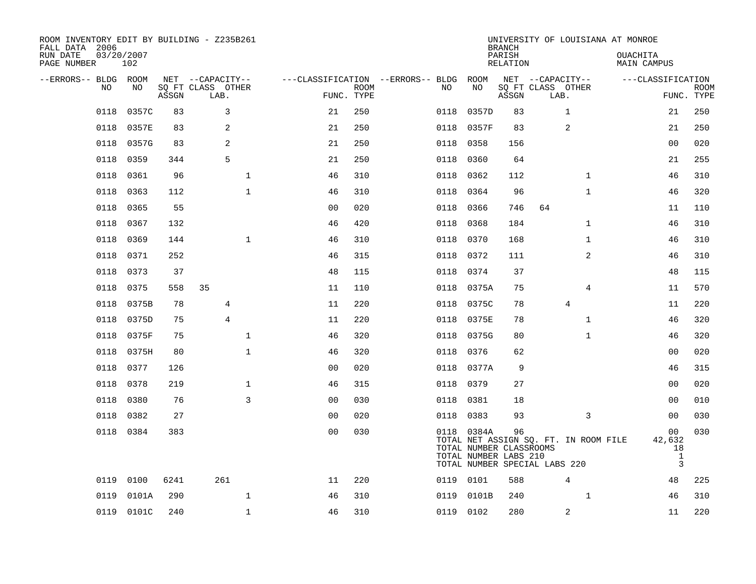ROOM INVENTORY EDIT BY BUILDING - Z235B261
FALL DATA 2006
RUN DATE 03/20/2007
PAGE NUMBER 102

UNIVERSITY OF LOUISIANA AT MONROE
BRANCH
PARISH OUACHITA
RELATION MAIN CAMPUS

| --ERRORS-- | BLDG NO | ROOM NO | NET SQ FT ASSGN | CAPACITY CLASS | CAPACITY LAB. | CAPACITY OTHER | CLASSIFICATION FUNC. | ROOM TYPE | --ERRORS-- | BLDG NO | ROOM NO | NET SQ FT ASSGN | CAPACITY CLASS | CAPACITY LAB. | CAPACITY OTHER | CLASSIFICATION FUNC. | ROOM TYPE |
|---|---|---|---|---|---|---|---|---|---|---|---|---|---|---|---|---|---|
| | 0118 | 0357C | 83 | | 3 | | 21 | 250 | | 0118 | 0357D | 83 | | 1 | | 21 | 250 |
| | 0118 | 0357E | 83 | | 2 | | 21 | 250 | | 0118 | 0357F | 83 | | 2 | | 21 | 250 |
| | 0118 | 0357G | 83 | | 2 | | 21 | 250 | | 0118 | 0358 | 156 | | | | 00 | 020 |
| | 0118 | 0359 | 344 | | 5 | | 21 | 250 | | 0118 | 0360 | 64 | | | | 21 | 255 |
| | 0118 | 0361 | 96 | | | 1 | 46 | 310 | | 0118 | 0362 | 112 | | | 1 | 46 | 310 |
| | 0118 | 0363 | 112 | | | 1 | 46 | 310 | | 0118 | 0364 | 96 | | | 1 | 46 | 320 |
| | 0118 | 0365 | 55 | | | | 00 | 020 | | 0118 | 0366 | 746 | 64 | | | 11 | 110 |
| | 0118 | 0367 | 132 | | | | 46 | 420 | | 0118 | 0368 | 184 | | | 1 | 46 | 310 |
| | 0118 | 0369 | 144 | | | 1 | 46 | 310 | | 0118 | 0370 | 168 | | | 1 | 46 | 310 |
| | 0118 | 0371 | 252 | | | | 46 | 315 | | 0118 | 0372 | 111 | | | 2 | 46 | 310 |
| | 0118 | 0373 | 37 | | | | 48 | 115 | | 0118 | 0374 | 37 | | | | 48 | 115 |
| | 0118 | 0375 | 558 | 35 | | | 11 | 110 | | 0118 | 0375A | 75 | | | 4 | 11 | 570 |
| | 0118 | 0375B | 78 | | 4 | | 11 | 220 | | 0118 | 0375C | 78 | | 4 | | 11 | 220 |
| | 0118 | 0375D | 75 | | 4 | | 11 | 220 | | 0118 | 0375E | 78 | | | 1 | 46 | 320 |
| | 0118 | 0375F | 75 | | | 1 | 46 | 320 | | 0118 | 0375G | 80 | | | 1 | 46 | 320 |
| | 0118 | 0375H | 80 | | | 1 | 46 | 320 | | 0118 | 0376 | 62 | | | | 00 | 020 |
| | 0118 | 0377 | 126 | | | | 00 | 020 | | 0118 | 0377A | 9 | | | | 46 | 315 |
| | 0118 | 0378 | 219 | | | 1 | 46 | 315 | | 0118 | 0379 | 27 | | | | 00 | 020 |
| | 0118 | 0380 | 76 | | | 3 | 00 | 030 | | 0118 | 0381 | 18 | | | | 00 | 010 |
| | 0118 | 0382 | 27 | | | | 00 | 020 | | 0118 | 0383 | 93 | | | 3 | 00 | 030 |
| | 0118 | 0384 | 383 | | | | 00 | 030 | | 0118 | 0384A | 96 | | | | 00 | 030 |
| | | | | | | | | | | TOTAL NET ASSIGN SQ. FT. IN ROOM FILE | | | | | | 42,632 | |
| | | | | | | | | | | TOTAL NUMBER CLASSROOMS | | | | | | 18 | |
| | | | | | | | | | | TOTAL NUMBER LABS 210 | | | | | | 1 | |
| | | | | | | | | | | TOTAL NUMBER SPECIAL LABS 220 | | | | | | 3 | |
| | 0119 | 0100 | 6241 | | 261 | | 11 | 220 | | 0119 | 0101 | 588 | | 4 | | 48 | 225 |
| | 0119 | 0101A | 290 | | | 1 | 46 | 310 | | 0119 | 0101B | 240 | | | 1 | 46 | 310 |
| | 0119 | 0101C | 240 | | | 1 | 46 | 310 | | 0119 | 0102 | 280 | | 2 | | 11 | 220 |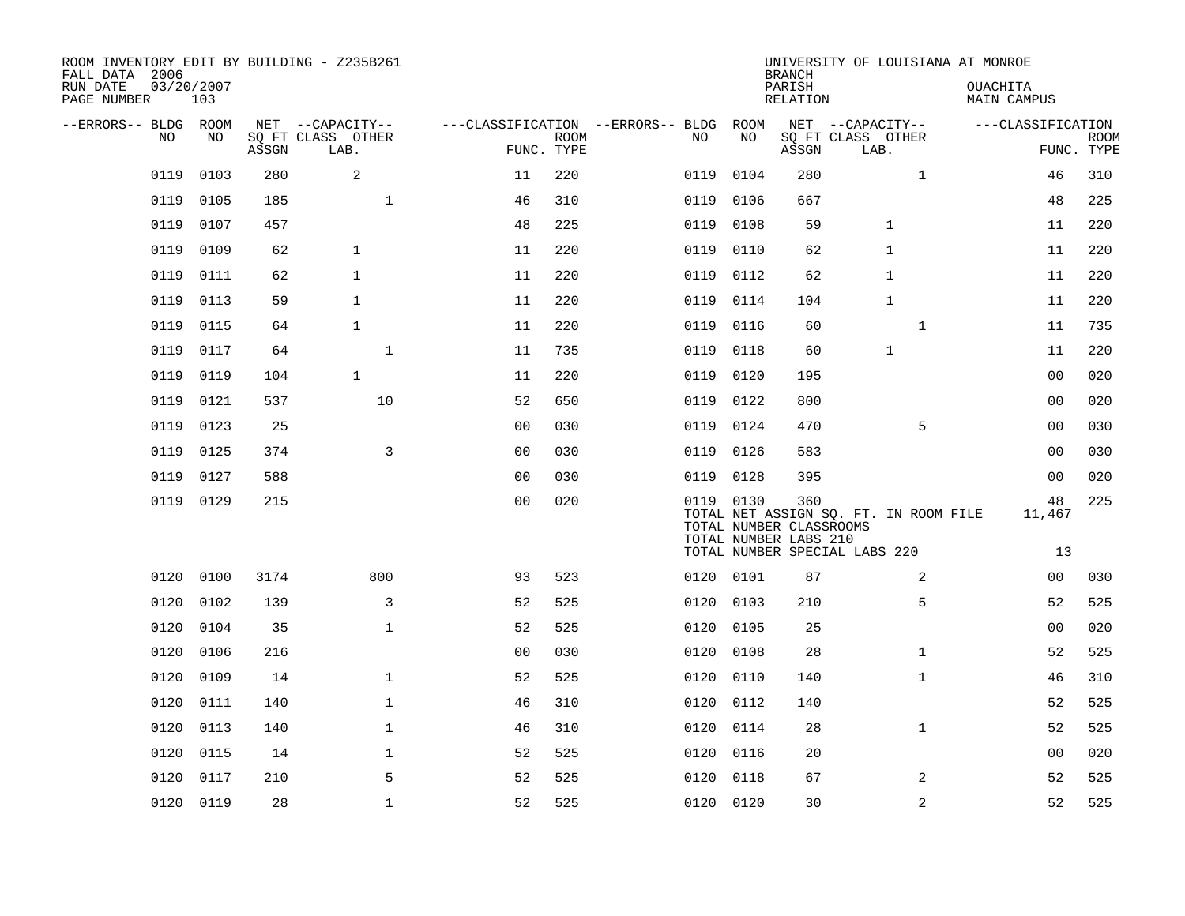ROOM INVENTORY EDIT BY BUILDING - Z235B261
FALL DATA 2006
RUN DATE 03/20/2007
PAGE NUMBER 103

UNIVERSITY OF LOUISIANA AT MONROE
BRANCH
PARISH OUACHITA
RELATION MAIN CAMPUS

| --ERRORS-- | BLDG NO | ROOM NO | NET SQ FT ASSGN | CAPACITY CLASS LAB. | CAPACITY OTHER | CLASSIFICATION FUNC. | ROOM TYPE | --ERRORS-- | BLDG NO | ROOM NO | NET SQ FT ASSGN | CAPACITY CLASS LAB. | CAPACITY OTHER | CLASSIFICATION FUNC. | ROOM TYPE |
|---|---|---|---|---|---|---|---|---|---|---|---|---|---|---|---|
| | 0119 | 0103 | 280 | 2 | | 11 | 220 | | 0119 | 0104 | 280 | | 1 | 46 | 310 |
| | 0119 | 0105 | 185 | | 1 | 46 | 310 | | 0119 | 0106 | 667 | | | 48 | 225 |
| | 0119 | 0107 | 457 | | | 48 | 225 | | 0119 | 0108 | 59 | 1 | | 11 | 220 |
| | 0119 | 0109 | 62 | 1 | | 11 | 220 | | 0119 | 0110 | 62 | 1 | | 11 | 220 |
| | 0119 | 0111 | 62 | 1 | | 11 | 220 | | 0119 | 0112 | 62 | 1 | | 11 | 220 |
| | 0119 | 0113 | 59 | 1 | | 11 | 220 | | 0119 | 0114 | 104 | 1 | | 11 | 220 |
| | 0119 | 0115 | 64 | 1 | | 11 | 220 | | 0119 | 0116 | 60 | | 1 | 11 | 735 |
| | 0119 | 0117 | 64 | | 1 | 11 | 735 | | 0119 | 0118 | 60 | 1 | | 11 | 220 |
| | 0119 | 0119 | 104 | 1 | | 11 | 220 | | 0119 | 0120 | 195 | | | 00 | 020 |
| | 0119 | 0121 | 537 | | 10 | 52 | 650 | | 0119 | 0122 | 800 | | | 00 | 020 |
| | 0119 | 0123 | 25 | | | 00 | 030 | | 0119 | 0124 | 470 | | 5 | 00 | 030 |
| | 0119 | 0125 | 374 | | 3 | 00 | 030 | | 0119 | 0126 | 583 | | | 00 | 030 |
| | 0119 | 0127 | 588 | | | 00 | 030 | | 0119 | 0128 | 395 | | | 00 | 020 |
| | 0119 | 0129 | 215 | | | 00 | 020 | | 0119 | 0130 | 360 | | | 48 | 225 |
| | | | | | | | | | TOTAL NET ASSIGN SQ. FT. IN ROOM FILE | | | | | 11,467 | |
| | | | | | | | | | TOTAL NUMBER CLASSROOMS | | | | | | |
| | | | | | | | | | TOTAL NUMBER LABS 210 | | | | | | |
| | | | | | | | | | TOTAL NUMBER SPECIAL LABS 220 | | | | | 13 | |
| | 0120 | 0100 | 3174 | | 800 | 93 | 523 | | 0120 | 0101 | 87 | | 2 | 00 | 030 |
| | 0120 | 0102 | 139 | | 3 | 52 | 525 | | 0120 | 0103 | 210 | | 5 | 52 | 525 |
| | 0120 | 0104 | 35 | | 1 | 52 | 525 | | 0120 | 0105 | 25 | | | 00 | 020 |
| | 0120 | 0106 | 216 | | | 00 | 030 | | 0120 | 0108 | 28 | | 1 | 52 | 525 |
| | 0120 | 0109 | 14 | | 1 | 52 | 525 | | 0120 | 0110 | 140 | | 1 | 46 | 310 |
| | 0120 | 0111 | 140 | | 1 | 46 | 310 | | 0120 | 0112 | 140 | | | 52 | 525 |
| | 0120 | 0113 | 140 | | 1 | 46 | 310 | | 0120 | 0114 | 28 | | 1 | 52 | 525 |
| | 0120 | 0115 | 14 | | 1 | 52 | 525 | | 0120 | 0116 | 20 | | | 00 | 020 |
| | 0120 | 0117 | 210 | | 5 | 52 | 525 | | 0120 | 0118 | 67 | | 2 | 52 | 525 |
| | 0120 | 0119 | 28 | | 1 | 52 | 525 | | 0120 | 0120 | 30 | | 2 | 52 | 525 |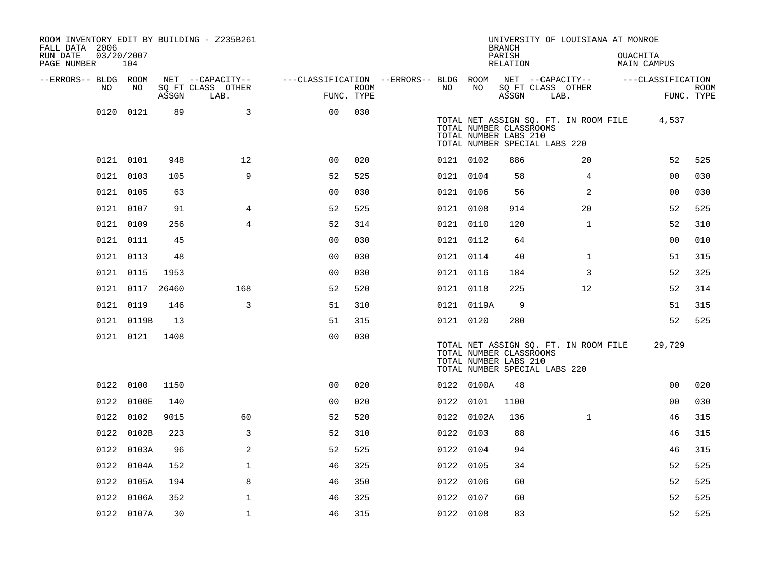ROOM INVENTORY EDIT BY BUILDING - Z235B261
FALL DATA 2006
RUN DATE 03/20/2007
PAGE NUMBER 104

UNIVERSITY OF LOUISIANA AT MONROE
BRANCH
PARISH OUACHITA
RELATION MAIN CAMPUS

| --ERRORS-- | BLDG NO | ROOM NO | NET SQ FT ASSGN | --CAPACITY-- CLASS LAB. | OTHER | ---CLASSIFICATION FUNC. | ROOM TYPE | --ERRORS-- | BLDG NO | ROOM NO | NET SQ FT ASSGN | --CAPACITY-- CLASS LAB. | OTHER | ---CLASSIFICATION FUNC. | ROOM TYPE |
|---|---|---|---|---|---|---|---|---|---|---|---|---|---|---|---|
| | 0120 | 0121 | 89 | | 3 | 00 | 030 | | | | | | | | |
| | | | | | | | | | TOTAL NET ASSIGN SQ. FT. IN ROOM FILE | | 4,537 | | | | |
| | | | | | | | | | TOTAL NUMBER CLASSROOMS | | | | | | |
| | | | | | | | | | TOTAL NUMBER LABS 210 | | | | | | |
| | | | | | | | | | TOTAL NUMBER SPECIAL LABS 220 | | | | | | |
| | 0121 | 0101 | 948 | | 12 | 00 | 020 | | 0121 | 0102 | 886 | | 20 | 52 | 525 |
| | 0121 | 0103 | 105 | | 9 | 52 | 525 | | 0121 | 0104 | 58 | | 4 | 00 | 030 |
| | 0121 | 0105 | 63 | | | 00 | 030 | | 0121 | 0106 | 56 | | 2 | 00 | 030 |
| | 0121 | 0107 | 91 | | 4 | 52 | 525 | | 0121 | 0108 | 914 | | 20 | 52 | 525 |
| | 0121 | 0109 | 256 | | 4 | 52 | 314 | | 0121 | 0110 | 120 | | 1 | 52 | 310 |
| | 0121 | 0111 | 45 | | | 00 | 030 | | 0121 | 0112 | 64 | | | 00 | 010 |
| | 0121 | 0113 | 48 | | | 00 | 030 | | 0121 | 0114 | 40 | | 1 | 51 | 315 |
| | 0121 | 0115 | 1953 | | | 00 | 030 | | 0121 | 0116 | 184 | | 3 | 52 | 325 |
| | 0121 | 0117 | 26460 | | 168 | 52 | 520 | | 0121 | 0118 | 225 | | 12 | 52 | 314 |
| | 0121 | 0119 | 146 | | 3 | 51 | 310 | | 0121 | 0119A | 9 | | | 51 | 315 |
| | 0121 | 0119B | 13 | | | 51 | 315 | | 0121 | 0120 | 280 | | | 52 | 525 |
| | 0121 | 0121 | 1408 | | | 00 | 030 | | | | | | | | |
| | | | | | | | | | TOTAL NET ASSIGN SQ. FT. IN ROOM FILE | | 29,729 | | | | |
| | | | | | | | | | TOTAL NUMBER CLASSROOMS | | | | | | |
| | | | | | | | | | TOTAL NUMBER LABS 210 | | | | | | |
| | | | | | | | | | TOTAL NUMBER SPECIAL LABS 220 | | | | | | |
| | 0122 | 0100 | 1150 | | | 00 | 020 | | 0122 | 0100A | 48 | | | 00 | 020 |
| | 0122 | 0100E | 140 | | | 00 | 020 | | 0122 | 0101 | 1100 | | | 00 | 030 |
| | 0122 | 0102 | 9015 | | 60 | 52 | 520 | | 0122 | 0102A | 136 | | 1 | 46 | 315 |
| | 0122 | 0102B | 223 | | 3 | 52 | 310 | | 0122 | 0103 | 88 | | | 46 | 315 |
| | 0122 | 0103A | 96 | | 2 | 52 | 525 | | 0122 | 0104 | 94 | | | 46 | 315 |
| | 0122 | 0104A | 152 | | 1 | 46 | 325 | | 0122 | 0105 | 34 | | | 52 | 525 |
| | 0122 | 0105A | 194 | | 8 | 46 | 350 | | 0122 | 0106 | 60 | | | 52 | 525 |
| | 0122 | 0106A | 352 | | 1 | 46 | 325 | | 0122 | 0107 | 60 | | | 52 | 525 |
| | 0122 | 0107A | 30 | | 1 | 46 | 315 | | 0122 | 0108 | 83 | | | 52 | 525 |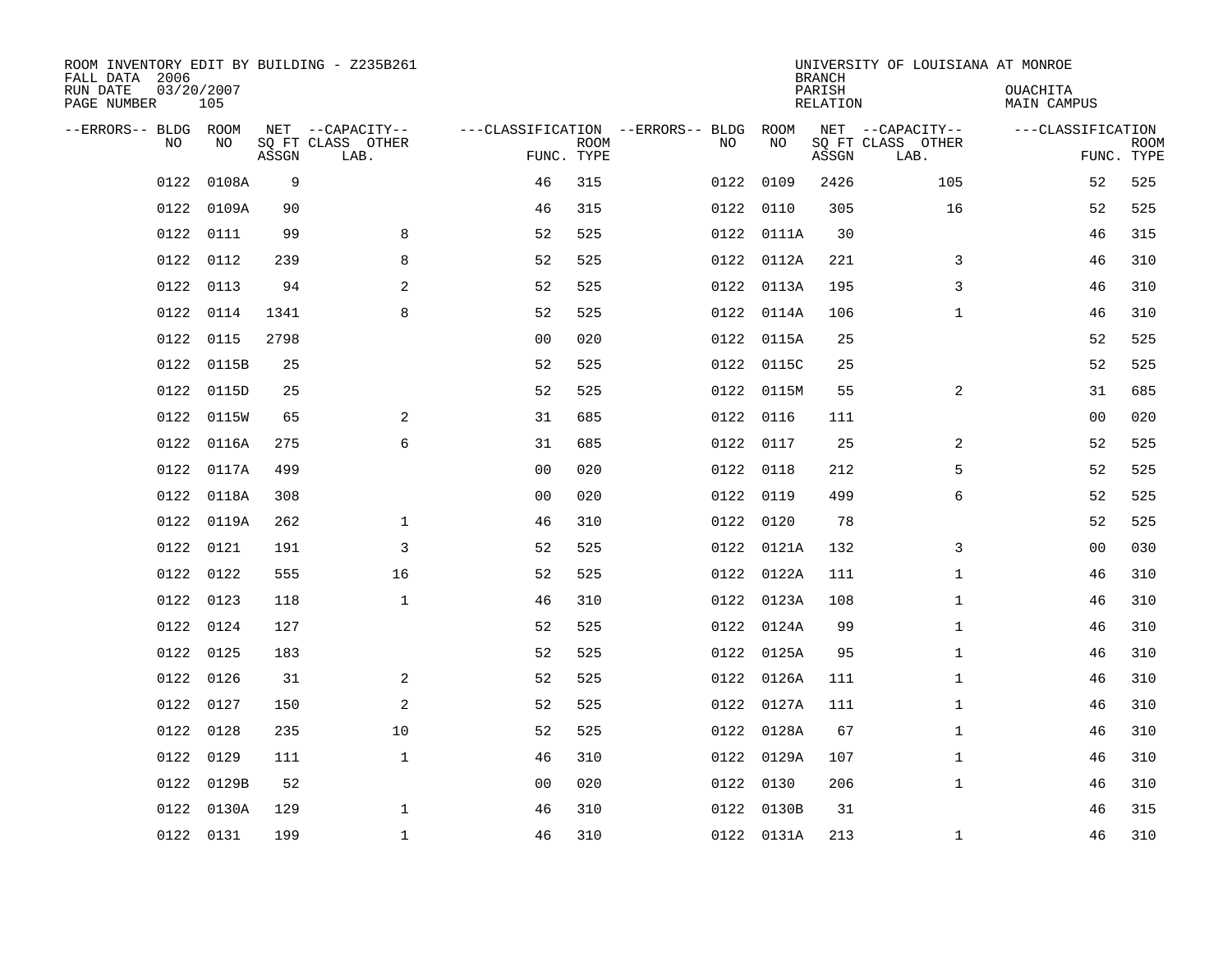ROOM INVENTORY EDIT BY BUILDING - Z235B261
FALL DATA 2006
RUN DATE 03/20/2007
PAGE NUMBER 105

UNIVERSITY OF LOUISIANA AT MONROE
BRANCH
PARISH OUACHITA
RELATION MAIN CAMPUS

| --ERRORS-- | BLDG NO | ROOM NO | NET SQ FT ASSGN | --CAPACITY-- CLASS | OTHER LAB. | ---CLASSIFICATION FUNC. | ROOM TYPE | --ERRORS-- | BLDG NO | ROOM NO | NET SQ FT ASSGN | --CAPACITY-- CLASS | OTHER LAB. | ---CLASSIFICATION FUNC. | ROOM TYPE |
|---|---|---|---|---|---|---|---|---|---|---|---|---|---|---|---|
| | 0122 | 0108A | 9 | | | 46 | 315 | | 0122 | 0109 | 2426 | | 105 | 52 | 525 |
| | 0122 | 0109A | 90 | | | 46 | 315 | | 0122 | 0110 | 305 | | 16 | 52 | 525 |
| | 0122 | 0111 | 99 | | 8 | 52 | 525 | | 0122 | 0111A | 30 | | | 46 | 315 |
| | 0122 | 0112 | 239 | | 8 | 52 | 525 | | 0122 | 0112A | 221 | | 3 | 46 | 310 |
| | 0122 | 0113 | 94 | | 2 | 52 | 525 | | 0122 | 0113A | 195 | | 3 | 46 | 310 |
| | 0122 | 0114 | 1341 | | 8 | 52 | 525 | | 0122 | 0114A | 106 | | 1 | 46 | 310 |
| | 0122 | 0115 | 2798 | | | 00 | 020 | | 0122 | 0115A | 25 | | | 52 | 525 |
| | 0122 | 0115B | 25 | | | 52 | 525 | | 0122 | 0115C | 25 | | | 52 | 525 |
| | 0122 | 0115D | 25 | | | 52 | 525 | | 0122 | 0115M | 55 | | 2 | 31 | 685 |
| | 0122 | 0115W | 65 | | 2 | 31 | 685 | | 0122 | 0116 | 111 | | | 00 | 020 |
| | 0122 | 0116A | 275 | | 6 | 31 | 685 | | 0122 | 0117 | 25 | | 2 | 52 | 525 |
| | 0122 | 0117A | 499 | | | 00 | 020 | | 0122 | 0118 | 212 | | 5 | 52 | 525 |
| | 0122 | 0118A | 308 | | | 00 | 020 | | 0122 | 0119 | 499 | | 6 | 52 | 525 |
| | 0122 | 0119A | 262 | | 1 | 46 | 310 | | 0122 | 0120 | 78 | | | 52 | 525 |
| | 0122 | 0121 | 191 | | 3 | 52 | 525 | | 0122 | 0121A | 132 | | 3 | 00 | 030 |
| | 0122 | 0122 | 555 | | 16 | 52 | 525 | | 0122 | 0122A | 111 | | 1 | 46 | 310 |
| | 0122 | 0123 | 118 | | 1 | 46 | 310 | | 0122 | 0123A | 108 | | 1 | 46 | 310 |
| | 0122 | 0124 | 127 | | | 52 | 525 | | 0122 | 0124A | 99 | | 1 | 46 | 310 |
| | 0122 | 0125 | 183 | | | 52 | 525 | | 0122 | 0125A | 95 | | 1 | 46 | 310 |
| | 0122 | 0126 | 31 | | 2 | 52 | 525 | | 0122 | 0126A | 111 | | 1 | 46 | 310 |
| | 0122 | 0127 | 150 | | 2 | 52 | 525 | | 0122 | 0127A | 111 | | 1 | 46 | 310 |
| | 0122 | 0128 | 235 | | 10 | 52 | 525 | | 0122 | 0128A | 67 | | 1 | 46 | 310 |
| | 0122 | 0129 | 111 | | 1 | 46 | 310 | | 0122 | 0129A | 107 | | 1 | 46 | 310 |
| | 0122 | 0129B | 52 | | | 00 | 020 | | 0122 | 0130 | 206 | | 1 | 46 | 310 |
| | 0122 | 0130A | 129 | | 1 | 46 | 310 | | 0122 | 0130B | 31 | | | 46 | 315 |
| | 0122 | 0131 | 199 | | 1 | 46 | 310 | | 0122 | 0131A | 213 | | 1 | 46 | 310 |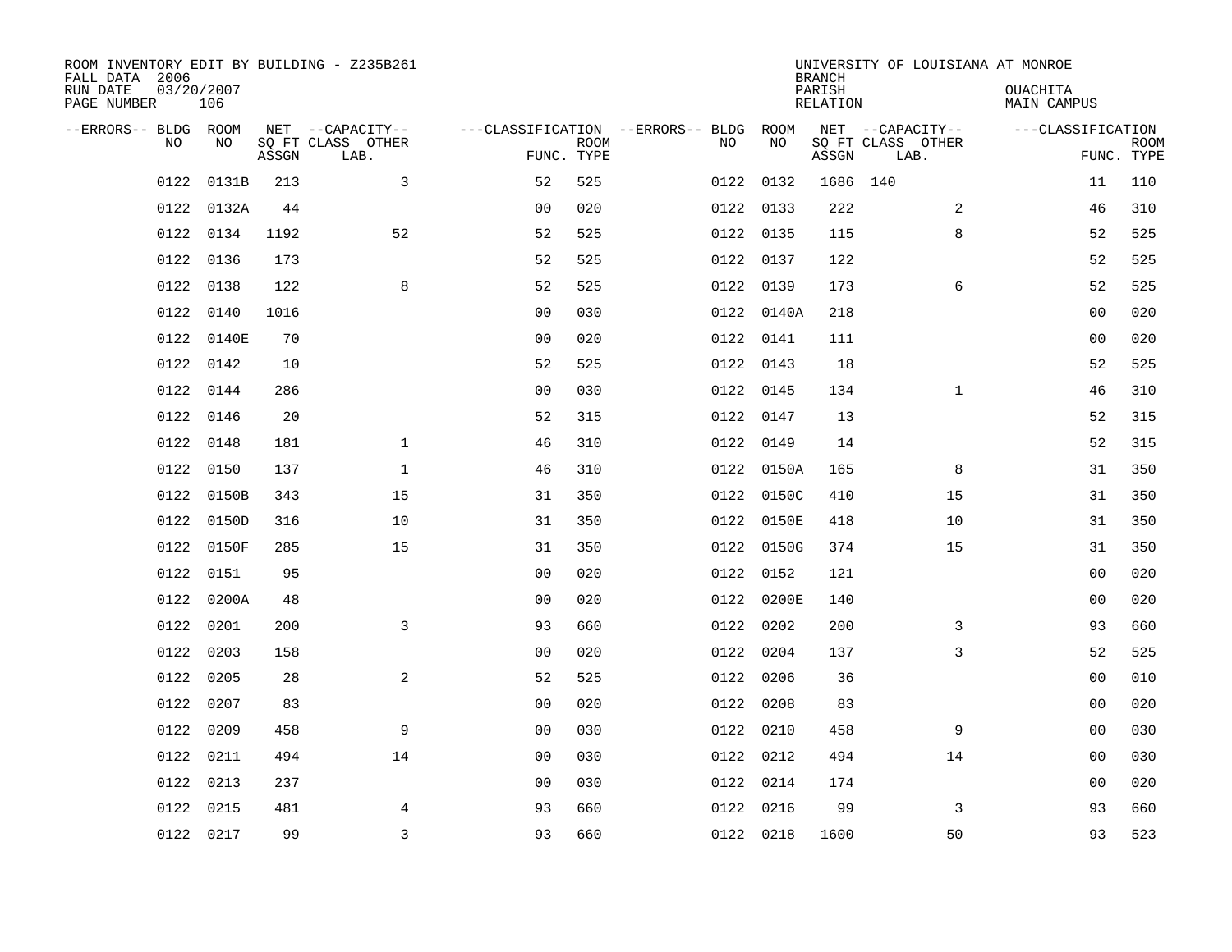ROOM INVENTORY EDIT BY BUILDING - Z235B261
FALL DATA 2006
RUN DATE 03/20/2007
PAGE NUMBER 106

UNIVERSITY OF LOUISIANA AT MONROE
BRANCH
PARISH OUACHITA
RELATION MAIN CAMPUS

| --ERRORS-- | BLDG NO | ROOM NO | NET SQ FT ASSGN | --CAPACITY-- CLASS LAB. | OTHER | ---CLASSIFICATION FUNC. | ROOM TYPE | --ERRORS-- | BLDG NO | ROOM NO | NET SQ FT ASSGN | --CAPACITY-- CLASS LAB. | OTHER | ---CLASSIFICATION FUNC. | ROOM TYPE |
|---|---|---|---|---|---|---|---|---|---|---|---|---|---|---|---|
| | 0122 | 0131B | 213 | | 3 | 52 | 525 | | 0122 | 0132 | 1686 | 140 | | 11 | 110 |
| | 0122 | 0132A | 44 | | | 00 | 020 | | 0122 | 0133 | 222 | | 2 | 46 | 310 |
| | 0122 | 0134 | 1192 | | 52 | 52 | 525 | | 0122 | 0135 | 115 | | 8 | 52 | 525 |
| | 0122 | 0136 | 173 | | | 52 | 525 | | 0122 | 0137 | 122 | | | 52 | 525 |
| | 0122 | 0138 | 122 | | 8 | 52 | 525 | | 0122 | 0139 | 173 | | 6 | 52 | 525 |
| | 0122 | 0140 | 1016 | | | 00 | 030 | | 0122 | 0140A | 218 | | | 00 | 020 |
| | 0122 | 0140E | 70 | | | 00 | 020 | | 0122 | 0141 | 111 | | | 00 | 020 |
| | 0122 | 0142 | 10 | | | 52 | 525 | | 0122 | 0143 | 18 | | | 52 | 525 |
| | 0122 | 0144 | 286 | | | 00 | 030 | | 0122 | 0145 | 134 | | 1 | 46 | 310 |
| | 0122 | 0146 | 20 | | | 52 | 315 | | 0122 | 0147 | 13 | | | 52 | 315 |
| | 0122 | 0148 | 181 | | 1 | 46 | 310 | | 0122 | 0149 | 14 | | | 52 | 315 |
| | 0122 | 0150 | 137 | | 1 | 46 | 310 | | 0122 | 0150A | 165 | | 8 | 31 | 350 |
| | 0122 | 0150B | 343 | | 15 | 31 | 350 | | 0122 | 0150C | 410 | | 15 | 31 | 350 |
| | 0122 | 0150D | 316 | | 10 | 31 | 350 | | 0122 | 0150E | 418 | | 10 | 31 | 350 |
| | 0122 | 0150F | 285 | | 15 | 31 | 350 | | 0122 | 0150G | 374 | | 15 | 31 | 350 |
| | 0122 | 0151 | 95 | | | 00 | 020 | | 0122 | 0152 | 121 | | | 00 | 020 |
| | 0122 | 0200A | 48 | | | 00 | 020 | | 0122 | 0200E | 140 | | | 00 | 020 |
| | 0122 | 0201 | 200 | | 3 | 93 | 660 | | 0122 | 0202 | 200 | | 3 | 93 | 660 |
| | 0122 | 0203 | 158 | | | 00 | 020 | | 0122 | 0204 | 137 | | 3 | 52 | 525 |
| | 0122 | 0205 | 28 | | 2 | 52 | 525 | | 0122 | 0206 | 36 | | | 00 | 010 |
| | 0122 | 0207 | 83 | | | 00 | 020 | | 0122 | 0208 | 83 | | | 00 | 020 |
| | 0122 | 0209 | 458 | | 9 | 00 | 030 | | 0122 | 0210 | 458 | | 9 | 00 | 030 |
| | 0122 | 0211 | 494 | | 14 | 00 | 030 | | 0122 | 0212 | 494 | | 14 | 00 | 030 |
| | 0122 | 0213 | 237 | | | 00 | 030 | | 0122 | 0214 | 174 | | | 00 | 020 |
| | 0122 | 0215 | 481 | | 4 | 93 | 660 | | 0122 | 0216 | 99 | | 3 | 93 | 660 |
| | 0122 | 0217 | 99 | | 3 | 93 | 660 | | 0122 | 0218 | 1600 | | 50 | 93 | 523 |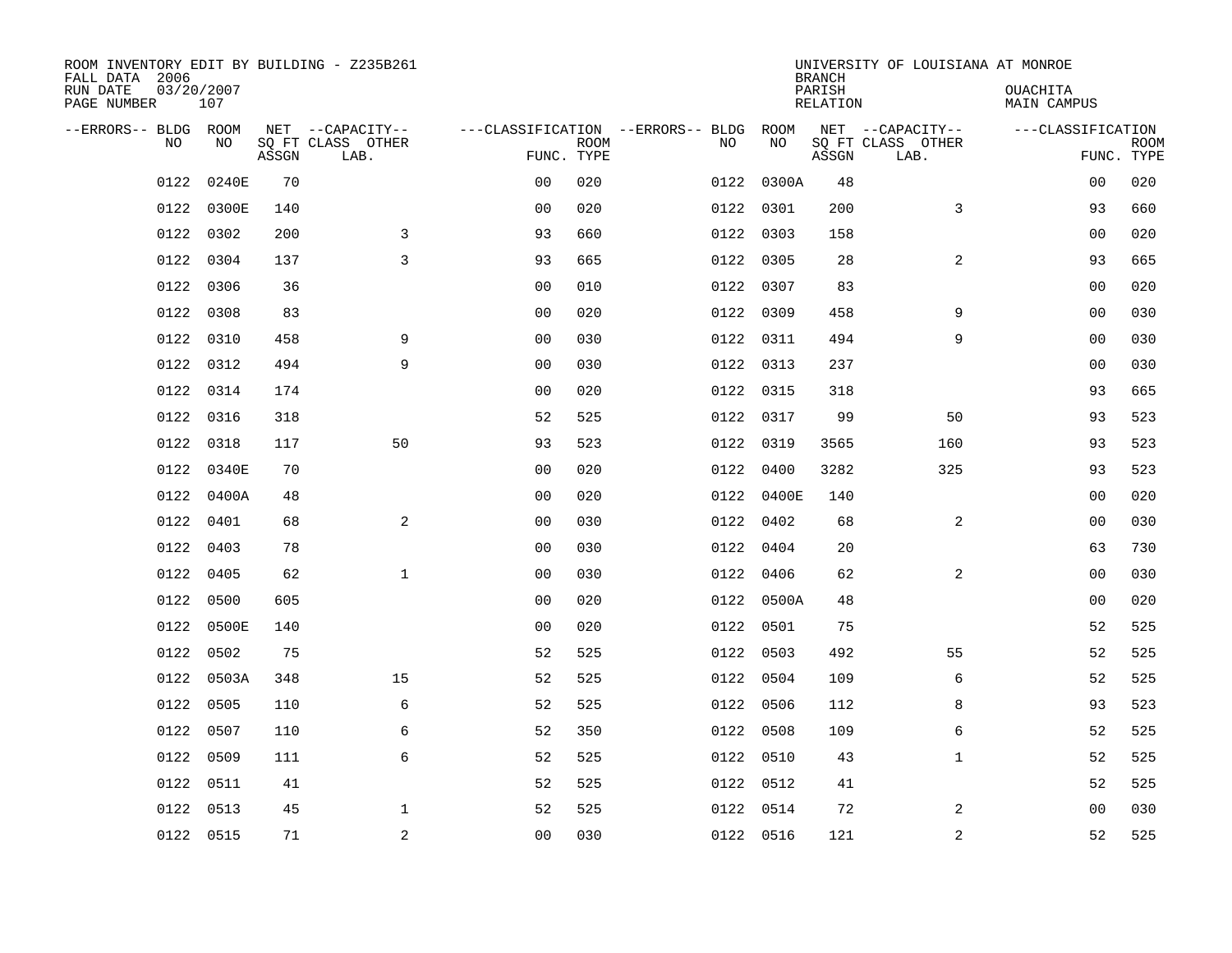ROOM INVENTORY EDIT BY BUILDING - Z235B261
FALL DATA 2006
RUN DATE 03/20/2007
PAGE NUMBER 107

UNIVERSITY OF LOUISIANA AT MONROE
BRANCH
PARISH OUACHITA
RELATION MAIN CAMPUS

| --ERRORS-- | BLDG NO | ROOM NO | NET SQ FT ASSGN | CAPACITY CLASS LAB. | CAPACITY OTHER | CLASSIFICATION FUNC. | ROOM TYPE | --ERRORS-- | BLDG NO | ROOM NO | NET SQ FT ASSGN | CAPACITY CLASS LAB. | CAPACITY OTHER | CLASSIFICATION FUNC. | ROOM TYPE |
|---|---|---|---|---|---|---|---|---|---|---|---|---|---|---|---|
| | 0122 | 0240E | 70 | | | 00 | 020 | | 0122 | 0300A | 48 | | | 00 | 020 |
| | 0122 | 0300E | 140 | | | 00 | 020 | | 0122 | 0301 | 200 | | 3 | 93 | 660 |
| | 0122 | 0302 | 200 | | 3 | 93 | 660 | | 0122 | 0303 | 158 | | | 00 | 020 |
| | 0122 | 0304 | 137 | | 3 | 93 | 665 | | 0122 | 0305 | 28 | | 2 | 93 | 665 |
| | 0122 | 0306 | 36 | | | 00 | 010 | | 0122 | 0307 | 83 | | | 00 | 020 |
| | 0122 | 0308 | 83 | | | 00 | 020 | | 0122 | 0309 | 458 | | 9 | 00 | 030 |
| | 0122 | 0310 | 458 | | 9 | 00 | 030 | | 0122 | 0311 | 494 | | 9 | 00 | 030 |
| | 0122 | 0312 | 494 | | 9 | 00 | 030 | | 0122 | 0313 | 237 | | | 00 | 030 |
| | 0122 | 0314 | 174 | | | 00 | 020 | | 0122 | 0315 | 318 | | | 93 | 665 |
| | 0122 | 0316 | 318 | | | 52 | 525 | | 0122 | 0317 | 99 | | 50 | 93 | 523 |
| | 0122 | 0318 | 117 | | 50 | 93 | 523 | | 0122 | 0319 | 3565 | | 160 | 93 | 523 |
| | 0122 | 0340E | 70 | | | 00 | 020 | | 0122 | 0400 | 3282 | | 325 | 93 | 523 |
| | 0122 | 0400A | 48 | | | 00 | 020 | | 0122 | 0400E | 140 | | | 00 | 020 |
| | 0122 | 0401 | 68 | | 2 | 00 | 030 | | 0122 | 0402 | 68 | | 2 | 00 | 030 |
| | 0122 | 0403 | 78 | | | 00 | 030 | | 0122 | 0404 | 20 | | | 63 | 730 |
| | 0122 | 0405 | 62 | | 1 | 00 | 030 | | 0122 | 0406 | 62 | | 2 | 00 | 030 |
| | 0122 | 0500 | 605 | | | 00 | 020 | | 0122 | 0500A | 48 | | | 00 | 020 |
| | 0122 | 0500E | 140 | | | 00 | 020 | | 0122 | 0501 | 75 | | | 52 | 525 |
| | 0122 | 0502 | 75 | | | 52 | 525 | | 0122 | 0503 | 492 | | 55 | 52 | 525 |
| | 0122 | 0503A | 348 | | 15 | 52 | 525 | | 0122 | 0504 | 109 | | 6 | 52 | 525 |
| | 0122 | 0505 | 110 | | 6 | 52 | 525 | | 0122 | 0506 | 112 | | 8 | 93 | 523 |
| | 0122 | 0507 | 110 | | 6 | 52 | 350 | | 0122 | 0508 | 109 | | 6 | 52 | 525 |
| | 0122 | 0509 | 111 | | 6 | 52 | 525 | | 0122 | 0510 | 43 | | 1 | 52 | 525 |
| | 0122 | 0511 | 41 | | | 52 | 525 | | 0122 | 0512 | 41 | | | 52 | 525 |
| | 0122 | 0513 | 45 | | 1 | 52 | 525 | | 0122 | 0514 | 72 | | 2 | 00 | 030 |
| | 0122 | 0515 | 71 | | 2 | 00 | 030 | | 0122 | 0516 | 121 | | 2 | 52 | 525 |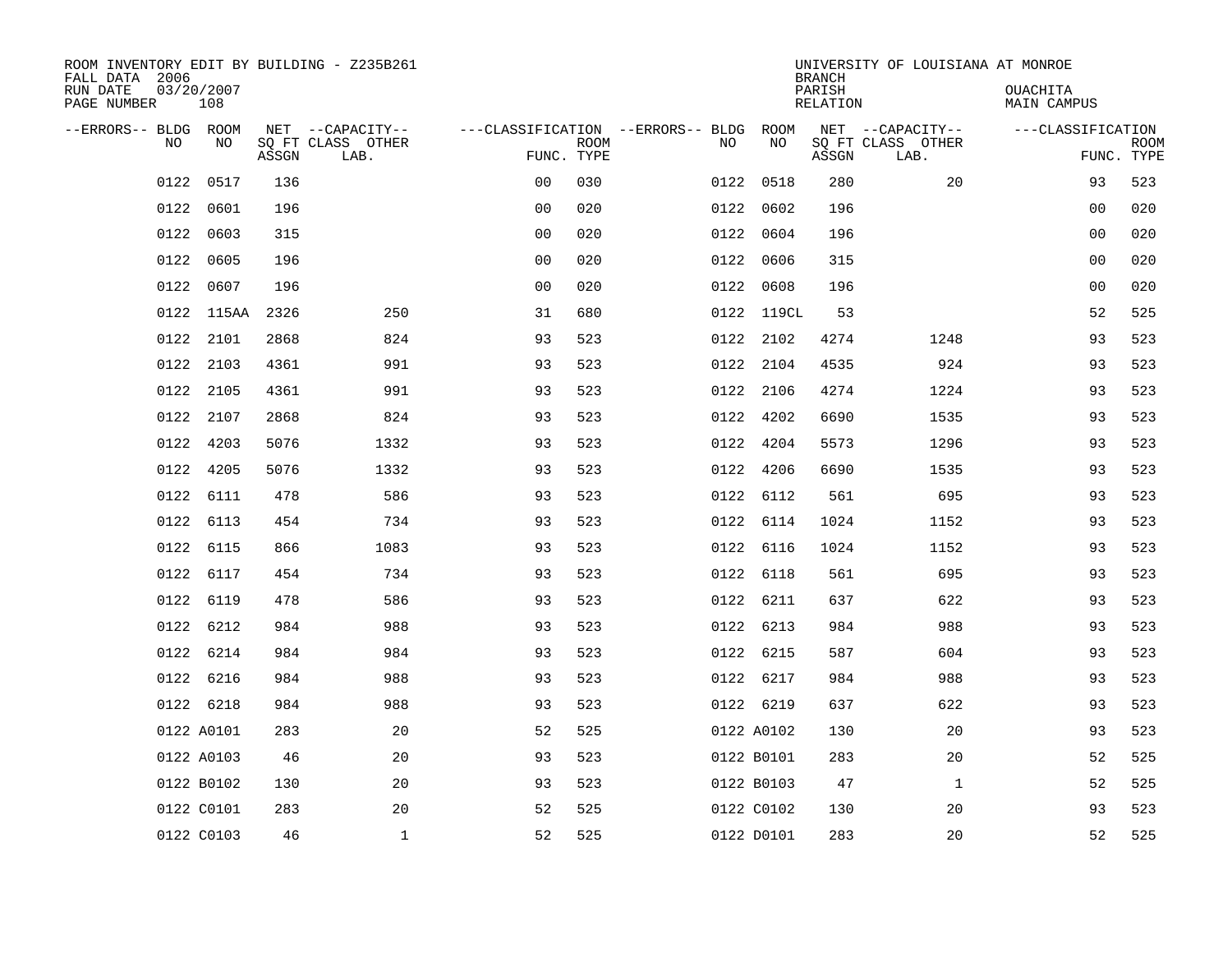ROOM INVENTORY EDIT BY BUILDING - Z235B261
FALL DATA 2006
RUN DATE 03/20/2007
PAGE NUMBER 108

UNIVERSITY OF LOUISIANA AT MONROE
BRANCH
PARISH OUACHITA
RELATION MAIN CAMPUS

| --ERRORS-- | BLDG NO | ROOM NO | NET SQ FT ASSGN | --CAPACITY-- CLASS | OTHER LAB. | ---CLASSIFICATION FUNC. | ROOM TYPE | --ERRORS-- | BLDG NO | ROOM NO | NET SQ FT ASSGN | --CAPACITY-- CLASS | OTHER LAB. | ---CLASSIFICATION FUNC. | ROOM TYPE |
|---|---|---|---|---|---|---|---|---|---|---|---|---|---|---|---|
| | 0122 | 0517 | 136 | | | 00 | 030 | | 0122 | 0518 | 280 | | 20 | 93 | 523 |
| | 0122 | 0601 | 196 | | | 00 | 020 | | 0122 | 0602 | 196 | | | 00 | 020 |
| | 0122 | 0603 | 315 | | | 00 | 020 | | 0122 | 0604 | 196 | | | 00 | 020 |
| | 0122 | 0605 | 196 | | | 00 | 020 | | 0122 | 0606 | 315 | | | 00 | 020 |
| | 0122 | 0607 | 196 | | | 00 | 020 | | 0122 | 0608 | 196 | | | 00 | 020 |
| | 0122 | 115AA | 2326 | | 250 | 31 | 680 | | 0122 | 119CL | 53 | | | 52 | 525 |
| | 0122 | 2101 | 2868 | | 824 | 93 | 523 | | 0122 | 2102 | 4274 | | 1248 | 93 | 523 |
| | 0122 | 2103 | 4361 | | 991 | 93 | 523 | | 0122 | 2104 | 4535 | | 924 | 93 | 523 |
| | 0122 | 2105 | 4361 | | 991 | 93 | 523 | | 0122 | 2106 | 4274 | | 1224 | 93 | 523 |
| | 0122 | 2107 | 2868 | | 824 | 93 | 523 | | 0122 | 4202 | 6690 | | 1535 | 93 | 523 |
| | 0122 | 4203 | 5076 | | 1332 | 93 | 523 | | 0122 | 4204 | 5573 | | 1296 | 93 | 523 |
| | 0122 | 4205 | 5076 | | 1332 | 93 | 523 | | 0122 | 4206 | 6690 | | 1535 | 93 | 523 |
| | 0122 | 6111 | 478 | | 586 | 93 | 523 | | 0122 | 6112 | 561 | | 695 | 93 | 523 |
| | 0122 | 6113 | 454 | | 734 | 93 | 523 | | 0122 | 6114 | 1024 | | 1152 | 93 | 523 |
| | 0122 | 6115 | 866 | | 1083 | 93 | 523 | | 0122 | 6116 | 1024 | | 1152 | 93 | 523 |
| | 0122 | 6117 | 454 | | 734 | 93 | 523 | | 0122 | 6118 | 561 | | 695 | 93 | 523 |
| | 0122 | 6119 | 478 | | 586 | 93 | 523 | | 0122 | 6211 | 637 | | 622 | 93 | 523 |
| | 0122 | 6212 | 984 | | 988 | 93 | 523 | | 0122 | 6213 | 984 | | 988 | 93 | 523 |
| | 0122 | 6214 | 984 | | 984 | 93 | 523 | | 0122 | 6215 | 587 | | 604 | 93 | 523 |
| | 0122 | 6216 | 984 | | 988 | 93 | 523 | | 0122 | 6217 | 984 | | 988 | 93 | 523 |
| | 0122 | 6218 | 984 | | 988 | 93 | 523 | | 0122 | 6219 | 637 | | 622 | 93 | 523 |
| | 0122 | A0101 | 283 | | 20 | 52 | 525 | | 0122 | A0102 | 130 | | 20 | 93 | 523 |
| | 0122 | A0103 | 46 | | 20 | 93 | 523 | | 0122 | B0101 | 283 | | 20 | 52 | 525 |
| | 0122 | B0102 | 130 | | 20 | 93 | 523 | | 0122 | B0103 | 47 | | 1 | 52 | 525 |
| | 0122 | C0101 | 283 | | 20 | 52 | 525 | | 0122 | C0102 | 130 | | 20 | 93 | 523 |
| | 0122 | C0103 | 46 | | 1 | 52 | 525 | | 0122 | D0101 | 283 | | 20 | 52 | 525 |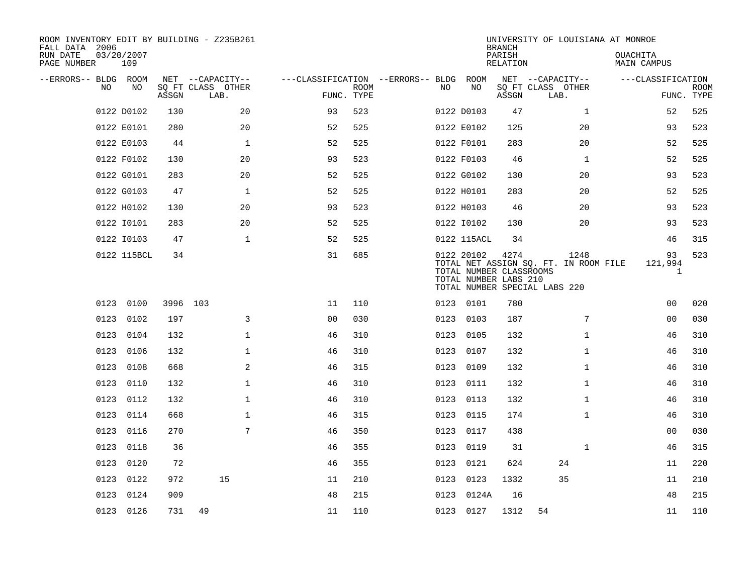ROOM INVENTORY EDIT BY BUILDING - Z235B261
FALL DATA 2006
RUN DATE 03/20/2007
PAGE NUMBER 109

UNIVERSITY OF LOUISIANA AT MONROE
BRANCH
PARISH OUACHITA
RELATION MAIN CAMPUS

| --ERRORS-- | BLDG NO | ROOM NO | NET SQ FT ASSGN | CAPACITY CLASS | CAPACITY LAB. | CAPACITY OTHER | CLASSIFICATION FUNC. | ROOM TYPE | --ERRORS-- | BLDG NO | ROOM NO | NET SQ FT ASSGN | CAPACITY CLASS | CAPACITY LAB. | CAPACITY OTHER | CLASSIFICATION FUNC. | ROOM TYPE |
|---|---|---|---|---|---|---|---|---|---|---|---|---|---|---|---|---|---|
| | 0122 | D0102 | 130 | | | 20 | 93 | 523 | | 0122 | D0103 | 47 | | | 1 | 52 | 525 |
| | 0122 | E0101 | 280 | | | 20 | 52 | 525 | | 0122 | E0102 | 125 | | | 20 | 93 | 523 |
| | 0122 | E0103 | 44 | | | 1 | 52 | 525 | | 0122 | F0101 | 283 | | | 20 | 52 | 525 |
| | 0122 | F0102 | 130 | | | 20 | 93 | 523 | | 0122 | F0103 | 46 | | | 1 | 52 | 525 |
| | 0122 | G0101 | 283 | | | 20 | 52 | 525 | | 0122 | G0102 | 130 | | | 20 | 93 | 523 |
| | 0122 | G0103 | 47 | | | 1 | 52 | 525 | | 0122 | H0101 | 283 | | | 20 | 52 | 525 |
| | 0122 | H0102 | 130 | | | 20 | 93 | 523 | | 0122 | H0103 | 46 | | | 20 | 93 | 523 |
| | 0122 | I0101 | 283 | | | 20 | 52 | 525 | | 0122 | I0102 | 130 | | | 20 | 93 | 523 |
| | 0122 | I0103 | 47 | | | 1 | 52 | 525 | | 0122 | 115ACL | 34 | | | | 46 | 315 |
| | 0122 | 115BCL | 34 | | | | 31 | 685 | | 0122 | 20102 | 4274 | | | 1248 | 93 | 523 |
| | | | | | | | | | | | TOTAL NET ASSIGN SQ. FT. IN ROOM FILE | | | | | 121,994 | |
| | | | | | | | | | | | TOTAL NUMBER CLASSROOMS | | | | | 1 | |
| | | | | | | | | | | | TOTAL NUMBER LABS 210 | | | | | | |
| | | | | | | | | | | | TOTAL NUMBER SPECIAL LABS 220 | | | | | | |
| | 0123 | 0100 | 3996 | 103 | | | 11 | 110 | | 0123 | 0101 | 780 | | | | 00 | 020 |
| | 0123 | 0102 | 197 | | | 3 | 00 | 030 | | 0123 | 0103 | 187 | | | 7 | 00 | 030 |
| | 0123 | 0104 | 132 | | | 1 | 46 | 310 | | 0123 | 0105 | 132 | | | 1 | 46 | 310 |
| | 0123 | 0106 | 132 | | | 1 | 46 | 310 | | 0123 | 0107 | 132 | | | 1 | 46 | 310 |
| | 0123 | 0108 | 668 | | | 2 | 46 | 315 | | 0123 | 0109 | 132 | | | 1 | 46 | 310 |
| | 0123 | 0110 | 132 | | | 1 | 46 | 310 | | 0123 | 0111 | 132 | | | 1 | 46 | 310 |
| | 0123 | 0112 | 132 | | | 1 | 46 | 310 | | 0123 | 0113 | 132 | | | 1 | 46 | 310 |
| | 0123 | 0114 | 668 | | | 1 | 46 | 315 | | 0123 | 0115 | 174 | | | 1 | 46 | 310 |
| | 0123 | 0116 | 270 | | | 7 | 46 | 350 | | 0123 | 0117 | 438 | | | | 00 | 030 |
| | 0123 | 0118 | 36 | | | | 46 | 355 | | 0123 | 0119 | 31 | | | 1 | 46 | 315 |
| | 0123 | 0120 | 72 | | | | 46 | 355 | | 0123 | 0121 | 624 | | 24 | | 11 | 220 |
| | 0123 | 0122 | 972 | | 15 | | 11 | 210 | | 0123 | 0123 | 1332 | | 35 | | 11 | 210 |
| | 0123 | 0124 | 909 | | | | 48 | 215 | | 0123 | 0124A | 16 | | | | 48 | 215 |
| | 0123 | 0126 | 731 | 49 | | | 11 | 110 | | 0123 | 0127 | 1312 | 54 | | | 11 | 110 |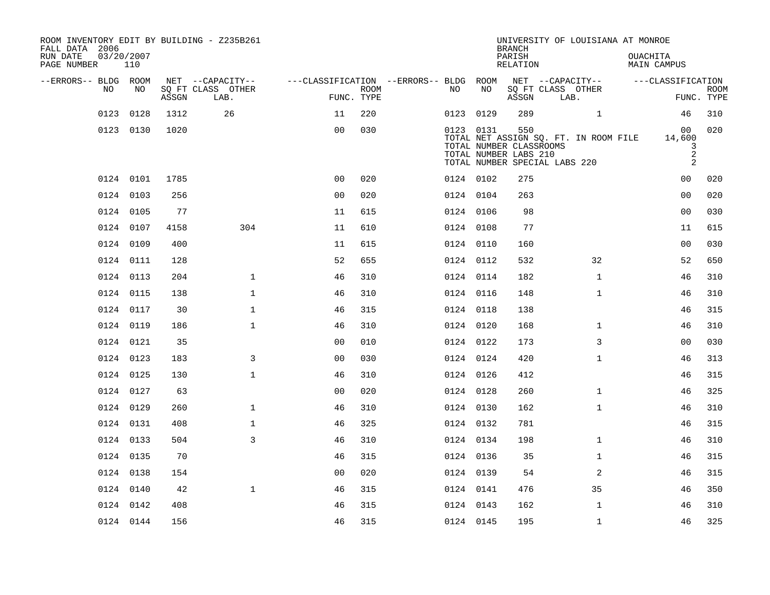ROOM INVENTORY EDIT BY BUILDING - Z235B261
FALL DATA 2006
RUN DATE 03/20/2007

UNIVERSITY OF LOUISIANA AT MONROE
BRANCH
PARISH OUACHITA
RELATION MAIN CAMPUS

| --ERRORS-- | BLDG NO | ROOM NO | NET SQ FT ASSGN | CAPACITY CLASS LAB. | CAPACITY OTHER | CLASSIFICATION FUNC. | ROOM TYPE | --ERRORS-- | BLDG NO | ROOM NO | NET SQ FT ASSGN | CAPACITY CLASS LAB. | CAPACITY OTHER | CLASSIFICATION FUNC. | ROOM TYPE |
|---|---|---|---|---|---|---|---|---|---|---|---|---|---|---|---|
| | 0123 | 0128 | 1312 | 26 | | 11 | 220 | | 0123 | 0129 | 289 | | 1 | 46 | 310 |
| | 0123 | 0130 | 1020 | | | 00 | 030 | | 0123 | 0131 | 550 | | | 00 | 020 |
| | | | | | | | | | TOTAL NET ASSIGN SQ. FT. IN ROOM FILE | | | | | 14,600 | |
| | | | | | | | | | TOTAL NUMBER CLASSROOMS | | | | | 3 | |
| | | | | | | | | | TOTAL NUMBER LABS 210 | | | | | 2 | |
| | | | | | | | | | TOTAL NUMBER SPECIAL LABS 220 | | | | | 2 | |
| | 0124 | 0101 | 1785 | | | 00 | 020 | | 0124 | 0102 | 275 | | | 00 | 020 |
| | 0124 | 0103 | 256 | | | 00 | 020 | | 0124 | 0104 | 263 | | | 00 | 020 |
| | 0124 | 0105 | 77 | | | 11 | 615 | | 0124 | 0106 | 98 | | | 00 | 030 |
| | 0124 | 0107 | 4158 | | 304 | 11 | 610 | | 0124 | 0108 | 77 | | | 11 | 615 |
| | 0124 | 0109 | 400 | | | 11 | 615 | | 0124 | 0110 | 160 | | | 00 | 030 |
| | 0124 | 0111 | 128 | | | 52 | 655 | | 0124 | 0112 | 532 | | 32 | 52 | 650 |
| | 0124 | 0113 | 204 | | 1 | 46 | 310 | | 0124 | 0114 | 182 | | 1 | 46 | 310 |
| | 0124 | 0115 | 138 | | 1 | 46 | 310 | | 0124 | 0116 | 148 | | 1 | 46 | 310 |
| | 0124 | 0117 | 30 | | 1 | 46 | 315 | | 0124 | 0118 | 138 | | | 46 | 315 |
| | 0124 | 0119 | 186 | | 1 | 46 | 310 | | 0124 | 0120 | 168 | | 1 | 46 | 310 |
| | 0124 | 0121 | 35 | | | 00 | 010 | | 0124 | 0122 | 173 | | 3 | 00 | 030 |
| | 0124 | 0123 | 183 | | 3 | 00 | 030 | | 0124 | 0124 | 420 | | 1 | 46 | 313 |
| | 0124 | 0125 | 130 | | 1 | 46 | 310 | | 0124 | 0126 | 412 | | | 46 | 315 |
| | 0124 | 0127 | 63 | | | 00 | 020 | | 0124 | 0128 | 260 | | 1 | 46 | 325 |
| | 0124 | 0129 | 260 | | 1 | 46 | 310 | | 0124 | 0130 | 162 | | 1 | 46 | 310 |
| | 0124 | 0131 | 408 | | 1 | 46 | 325 | | 0124 | 0132 | 781 | | | 46 | 315 |
| | 0124 | 0133 | 504 | | 3 | 46 | 310 | | 0124 | 0134 | 198 | | 1 | 46 | 310 |
| | 0124 | 0135 | 70 | | | 46 | 315 | | 0124 | 0136 | 35 | | 1 | 46 | 315 |
| | 0124 | 0138 | 154 | | | 00 | 020 | | 0124 | 0139 | 54 | | 2 | 46 | 315 |
| | 0124 | 0140 | 42 | | 1 | 46 | 315 | | 0124 | 0141 | 476 | | 35 | 46 | 350 |
| | 0124 | 0142 | 408 | | | 46 | 315 | | 0124 | 0143 | 162 | | 1 | 46 | 310 |
| | 0124 | 0144 | 156 | | | 46 | 315 | | 0124 | 0145 | 195 | | 1 | 46 | 325 |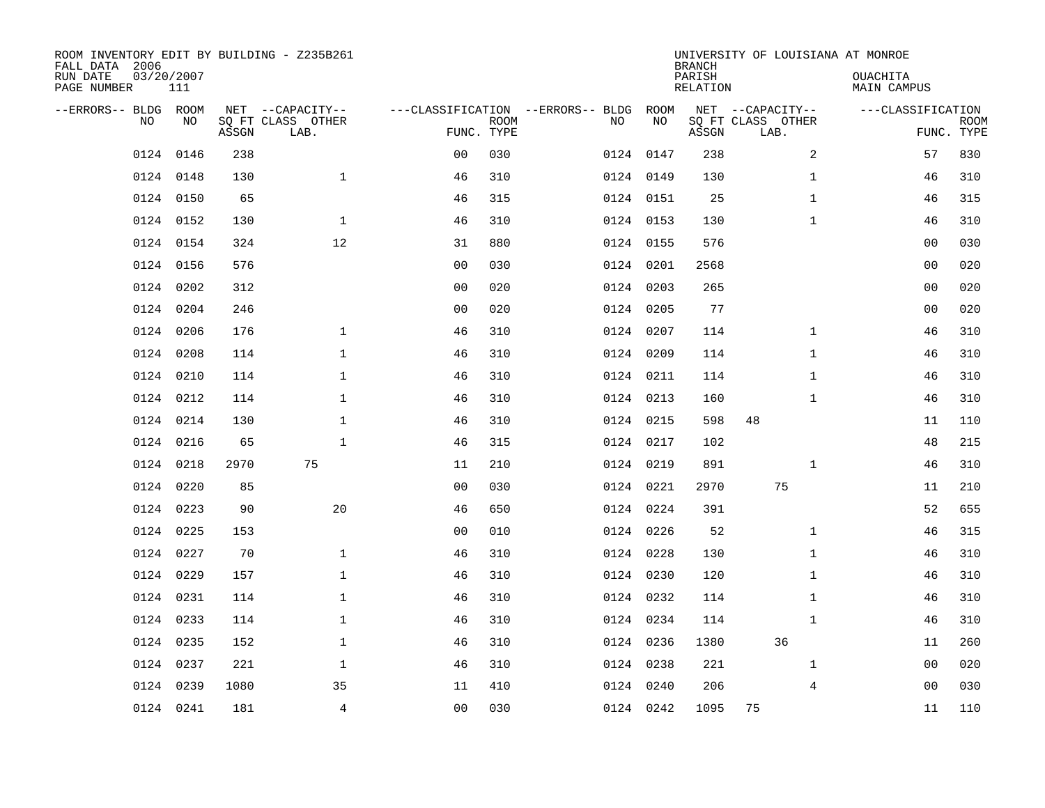ROOM INVENTORY EDIT BY BUILDING - Z235B261
FALL DATA 2006
RUN DATE 03/20/2007
PAGE NUMBER 111

UNIVERSITY OF LOUISIANA AT MONROE
BRANCH
PARISH OUACHITA
RELATION MAIN CAMPUS

| --ERRORS-- | BLDG NO | ROOM NO | NET SQ FT ASSGN | CAPACITY CLASS LAB. | CAPACITY OTHER | CLASSIFICATION FUNC. | ROOM TYPE | --ERRORS-- | BLDG NO | ROOM NO | NET SQ FT ASSGN | CAPACITY CLASS LAB. | CAPACITY OTHER | CLASSIFICATION FUNC. | ROOM TYPE |
|---|---|---|---|---|---|---|---|---|---|---|---|---|---|---|---|
| | 0124 | 0146 | 238 | | | 00 | 030 | | 0124 | 0147 | 238 | | 2 | 57 | 830 |
| | 0124 | 0148 | 130 | | 1 | 46 | 310 | | 0124 | 0149 | 130 | | 1 | 46 | 310 |
| | 0124 | 0150 | 65 | | | 46 | 315 | | 0124 | 0151 | 25 | | 1 | 46 | 315 |
| | 0124 | 0152 | 130 | | 1 | 46 | 310 | | 0124 | 0153 | 130 | | 1 | 46 | 310 |
| | 0124 | 0154 | 324 | | 12 | 31 | 880 | | 0124 | 0155 | 576 | | | 00 | 030 |
| | 0124 | 0156 | 576 | | | 00 | 030 | | 0124 | 0201 | 2568 | | | 00 | 020 |
| | 0124 | 0202 | 312 | | | 00 | 020 | | 0124 | 0203 | 265 | | | 00 | 020 |
| | 0124 | 0204 | 246 | | | 00 | 020 | | 0124 | 0205 | 77 | | | 00 | 020 |
| | 0124 | 0206 | 176 | | 1 | 46 | 310 | | 0124 | 0207 | 114 | | 1 | 46 | 310 |
| | 0124 | 0208 | 114 | | 1 | 46 | 310 | | 0124 | 0209 | 114 | | 1 | 46 | 310 |
| | 0124 | 0210 | 114 | | 1 | 46 | 310 | | 0124 | 0211 | 114 | | 1 | 46 | 310 |
| | 0124 | 0212 | 114 | | 1 | 46 | 310 | | 0124 | 0213 | 160 | | 1 | 46 | 310 |
| | 0124 | 0214 | 130 | | 1 | 46 | 310 | | 0124 | 0215 | 598 | 48 | | 11 | 110 |
| | 0124 | 0216 | 65 | | 1 | 46 | 315 | | 0124 | 0217 | 102 | | | 48 | 215 |
| | 0124 | 0218 | 2970 | 75 | | 11 | 210 | | 0124 | 0219 | 891 | | 1 | 46 | 310 |
| | 0124 | 0220 | 85 | | | 00 | 030 | | 0124 | 0221 | 2970 | 75 | | 11 | 210 |
| | 0124 | 0223 | 90 | | 20 | 46 | 650 | | 0124 | 0224 | 391 | | | 52 | 655 |
| | 0124 | 0225 | 153 | | | 00 | 010 | | 0124 | 0226 | 52 | | 1 | 46 | 315 |
| | 0124 | 0227 | 70 | | 1 | 46 | 310 | | 0124 | 0228 | 130 | | 1 | 46 | 310 |
| | 0124 | 0229 | 157 | | 1 | 46 | 310 | | 0124 | 0230 | 120 | | 1 | 46 | 310 |
| | 0124 | 0231 | 114 | | 1 | 46 | 310 | | 0124 | 0232 | 114 | | 1 | 46 | 310 |
| | 0124 | 0233 | 114 | | 1 | 46 | 310 | | 0124 | 0234 | 114 | | 1 | 46 | 310 |
| | 0124 | 0235 | 152 | | 1 | 46 | 310 | | 0124 | 0236 | 1380 | 36 | | 11 | 260 |
| | 0124 | 0237 | 221 | | 1 | 46 | 310 | | 0124 | 0238 | 221 | | 1 | 00 | 020 |
| | 0124 | 0239 | 1080 | | 35 | 11 | 410 | | 0124 | 0240 | 206 | | 4 | 00 | 030 |
| | 0124 | 0241 | 181 | | 4 | 00 | 030 | | 0124 | 0242 | 1095 | 75 | | 11 | 110 |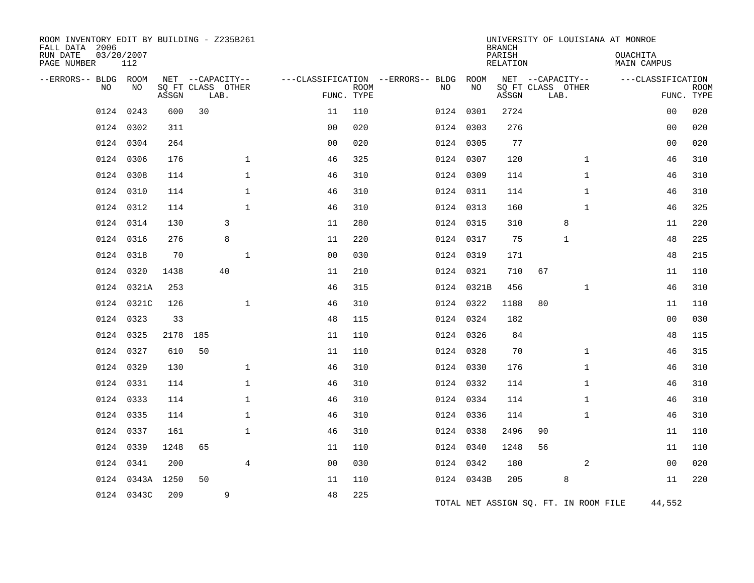ROOM INVENTORY EDIT BY BUILDING - Z235B261
FALL DATA 2006
RUN DATE 03/20/2007
PAGE NUMBER 112

UNIVERSITY OF LOUISIANA AT MONROE
BRANCH
PARISH OUACHITA
RELATION MAIN CAMPUS

| --ERRORS-- | BLDG NO | ROOM NO | NET SQ FT ASSGN | CAPACITY CLASS | CAPACITY LAB. | CAPACITY OTHER | FUNC. | ROOM TYPE | --ERRORS-- | BLDG NO | ROOM NO | NET SQ FT ASSGN | CAPACITY CLASS | CAPACITY LAB. | CAPACITY OTHER | FUNC. | ROOM TYPE |
|---|---|---|---|---|---|---|---|---|---|---|---|---|---|---|---|---|---|
| | 0124 | 0243 | 600 | 30 | | | 11 | 110 | | 0124 | 0301 | 2724 | | | | 00 | 020 |
| | 0124 | 0302 | 311 | | | | 00 | 020 | | 0124 | 0303 | 276 | | | | 00 | 020 |
| | 0124 | 0304 | 264 | | | | 00 | 020 | | 0124 | 0305 | 77 | | | | 00 | 020 |
| | 0124 | 0306 | 176 | | | 1 | 46 | 325 | | 0124 | 0307 | 120 | | | 1 | 46 | 310 |
| | 0124 | 0308 | 114 | | | 1 | 46 | 310 | | 0124 | 0309 | 114 | | | 1 | 46 | 310 |
| | 0124 | 0310 | 114 | | | 1 | 46 | 310 | | 0124 | 0311 | 114 | | | 1 | 46 | 310 |
| | 0124 | 0312 | 114 | | | 1 | 46 | 310 | | 0124 | 0313 | 160 | | | 1 | 46 | 325 |
| | 0124 | 0314 | 130 | | 3 | | 11 | 280 | | 0124 | 0315 | 310 | | 8 | | 11 | 220 |
| | 0124 | 0316 | 276 | | 8 | | 11 | 220 | | 0124 | 0317 | 75 | | 1 | | 48 | 225 |
| | 0124 | 0318 | 70 | | | 1 | 00 | 030 | | 0124 | 0319 | 171 | | | | 48 | 215 |
| | 0124 | 0320 | 1438 | | 40 | | 11 | 210 | | 0124 | 0321 | 710 | 67 | | | 11 | 110 |
| | 0124 | 0321A | 253 | | | | 46 | 315 | | 0124 | 0321B | 456 | | | 1 | 46 | 310 |
| | 0124 | 0321C | 126 | | | 1 | 46 | 310 | | 0124 | 0322 | 1188 | 80 | | | 11 | 110 |
| | 0124 | 0323 | 33 | | | | 48 | 115 | | 0124 | 0324 | 182 | | | | 00 | 030 |
| | 0124 | 0325 | 2178 | 185 | | | 11 | 110 | | 0124 | 0326 | 84 | | | | 48 | 115 |
| | 0124 | 0327 | 610 | 50 | | | 11 | 110 | | 0124 | 0328 | 70 | | | 1 | 46 | 315 |
| | 0124 | 0329 | 130 | | | 1 | 46 | 310 | | 0124 | 0330 | 176 | | | 1 | 46 | 310 |
| | 0124 | 0331 | 114 | | | 1 | 46 | 310 | | 0124 | 0332 | 114 | | | 1 | 46 | 310 |
| | 0124 | 0333 | 114 | | | 1 | 46 | 310 | | 0124 | 0334 | 114 | | | 1 | 46 | 310 |
| | 0124 | 0335 | 114 | | | 1 | 46 | 310 | | 0124 | 0336 | 114 | | | 1 | 46 | 310 |
| | 0124 | 0337 | 161 | | | 1 | 46 | 310 | | 0124 | 0338 | 2496 | 90 | | | 11 | 110 |
| | 0124 | 0339 | 1248 | 65 | | | 11 | 110 | | 0124 | 0340 | 1248 | 56 | | | 11 | 110 |
| | 0124 | 0341 | 200 | | | 4 | 00 | 030 | | 0124 | 0342 | 180 | | | 2 | 00 | 020 |
| | 0124 | 0343A | 1250 | 50 | | | 11 | 110 | | 0124 | 0343B | 205 | | 8 | | 11 | 220 |
| | 0124 | 0343C | 209 | | 9 | | 48 | 225 | | | | | | | | | |

TOTAL NET ASSIGN SQ. FT. IN ROOM FILE 44,552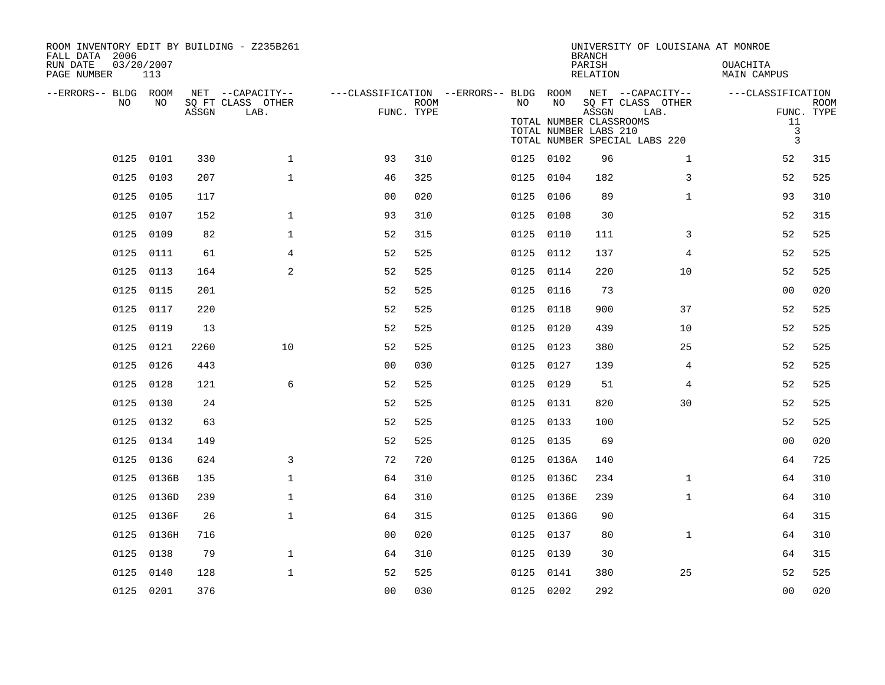ROOM INVENTORY EDIT BY BUILDING - Z235B261
FALL DATA 2006
RUN DATE 03/20/2007

UNIVERSITY OF LOUISIANA AT MONROE
BRANCH
PARISH OUACHITA
RELATION MAIN CAMPUS

TOTAL NUMBER CLASSROOMS 11
TOTAL NUMBER LABS 210 3
TOTAL NUMBER SPECIAL LABS 220 3

| --ERRORS-- | BLDG NO | ROOM NO | NET SQ FT ASSGN | --CAPACITY-- CLASS LAB. | OTHER | ---CLASSIFICATION FUNC. | ROOM TYPE | --ERRORS-- | BLDG NO | ROOM NO | NET SQ FT ASSGN | --CAPACITY-- CLASS LAB. | OTHER | ---CLASSIFICATION FUNC. | ROOM TYPE |
|---|---|---|---|---|---|---|---|---|---|---|---|---|---|---|---|
| | 0125 | 0101 | 330 | | 1 | 93 | 310 | | 0125 | 0102 | 96 | | 1 | 52 | 315 |
| | 0125 | 0103 | 207 | | 1 | 46 | 325 | | 0125 | 0104 | 182 | | 3 | 52 | 525 |
| | 0125 | 0105 | 117 | | | 00 | 020 | | 0125 | 0106 | 89 | | 1 | 93 | 310 |
| | 0125 | 0107 | 152 | | 1 | 93 | 310 | | 0125 | 0108 | 30 | | | 52 | 315 |
| | 0125 | 0109 | 82 | | 1 | 52 | 315 | | 0125 | 0110 | 111 | | 3 | 52 | 525 |
| | 0125 | 0111 | 61 | | 4 | 52 | 525 | | 0125 | 0112 | 137 | | 4 | 52 | 525 |
| | 0125 | 0113 | 164 | | 2 | 52 | 525 | | 0125 | 0114 | 220 | | 10 | 52 | 525 |
| | 0125 | 0115 | 201 | | | 52 | 525 | | 0125 | 0116 | 73 | | | 00 | 020 |
| | 0125 | 0117 | 220 | | | 52 | 525 | | 0125 | 0118 | 900 | | 37 | 52 | 525 |
| | 0125 | 0119 | 13 | | | 52 | 525 | | 0125 | 0120 | 439 | | 10 | 52 | 525 |
| | 0125 | 0121 | 2260 | | 10 | 52 | 525 | | 0125 | 0123 | 380 | | 25 | 52 | 525 |
| | 0125 | 0126 | 443 | | | 00 | 030 | | 0125 | 0127 | 139 | | 4 | 52 | 525 |
| | 0125 | 0128 | 121 | | 6 | 52 | 525 | | 0125 | 0129 | 51 | | 4 | 52 | 525 |
| | 0125 | 0130 | 24 | | | 52 | 525 | | 0125 | 0131 | 820 | | 30 | 52 | 525 |
| | 0125 | 0132 | 63 | | | 52 | 525 | | 0125 | 0133 | 100 | | | 52 | 525 |
| | 0125 | 0134 | 149 | | | 52 | 525 | | 0125 | 0135 | 69 | | | 00 | 020 |
| | 0125 | 0136 | 624 | | 3 | 72 | 720 | | 0125 | 0136A | 140 | | | 64 | 725 |
| | 0125 | 0136B | 135 | | 1 | 64 | 310 | | 0125 | 0136C | 234 | | 1 | 64 | 310 |
| | 0125 | 0136D | 239 | | 1 | 64 | 310 | | 0125 | 0136E | 239 | | 1 | 64 | 310 |
| | 0125 | 0136F | 26 | | 1 | 64 | 315 | | 0125 | 0136G | 90 | | | 64 | 315 |
| | 0125 | 0136H | 716 | | | 00 | 020 | | 0125 | 0137 | 80 | | 1 | 64 | 310 |
| | 0125 | 0138 | 79 | | 1 | 64 | 310 | | 0125 | 0139 | 30 | | | 64 | 315 |
| | 0125 | 0140 | 128 | | 1 | 52 | 525 | | 0125 | 0141 | 380 | | 25 | 52 | 525 |
| | 0125 | 0201 | 376 | | | 00 | 030 | | 0125 | 0202 | 292 | | | 00 | 020 |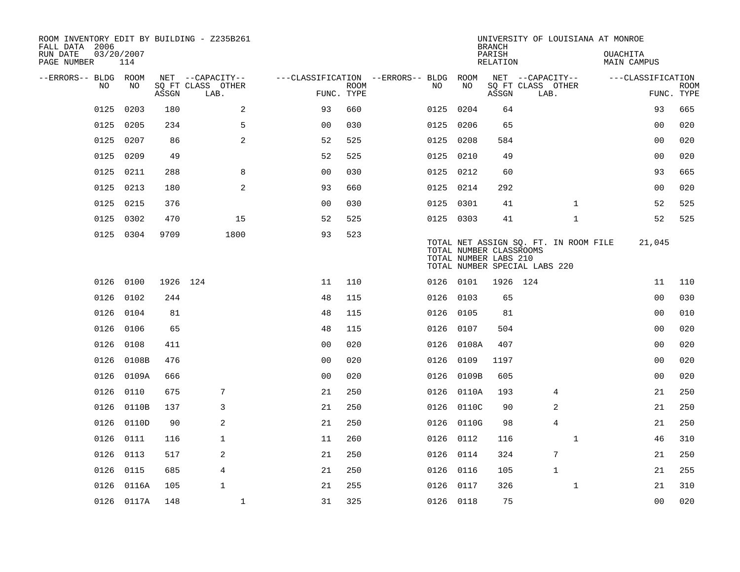ROOM INVENTORY EDIT BY BUILDING - Z235B261
FALL DATA 2006
RUN DATE 03/20/2007
PAGE NUMBER 114

UNIVERSITY OF LOUISIANA AT MONROE
BRANCH
PARISH OUACHITA
RELATION MAIN CAMPUS

| --ERRORS-- | BLDG NO | ROOM NO | NET SQ FT ASSGN | CAPACITY CLASS | CAPACITY LAB. | CAPACITY OTHER | FUNC. | ROOM TYPE | --ERRORS-- | BLDG NO | ROOM NO | NET SQ FT ASSGN | CAPACITY CLASS | CAPACITY LAB. | CAPACITY OTHER | FUNC. | ROOM TYPE |
|---|---|---|---|---|---|---|---|---|---|---|---|---|---|---|---|---|---|
| | 0125 | 0203 | 180 | | | 2 | 93 | 660 | | 0125 | 0204 | 64 | | | | 93 | 665 |
| | 0125 | 0205 | 234 | | | 5 | 00 | 030 | | 0125 | 0206 | 65 | | | | 00 | 020 |
| | 0125 | 0207 | 86 | | | 2 | 52 | 525 | | 0125 | 0208 | 584 | | | | 00 | 020 |
| | 0125 | 0209 | 49 | | | | 52 | 525 | | 0125 | 0210 | 49 | | | | 00 | 020 |
| | 0125 | 0211 | 288 | | | 8 | 00 | 030 | | 0125 | 0212 | 60 | | | | 93 | 665 |
| | 0125 | 0213 | 180 | | | 2 | 93 | 660 | | 0125 | 0214 | 292 | | | | 00 | 020 |
| | 0125 | 0215 | 376 | | | | 00 | 030 | | 0125 | 0301 | 41 | | | 1 | 52 | 525 |
| | 0125 | 0302 | 470 | | | 15 | 52 | 525 | | 0125 | 0303 | 41 | | | 1 | 52 | 525 |
| | 0125 | 0304 | 9709 | | | 1800 | 93 | 523 | | | | | | | | | |

TOTAL NET ASSIGN SQ. FT. IN ROOM FILE 21,045
TOTAL NUMBER CLASSROOMS
TOTAL NUMBER LABS 210
TOTAL NUMBER SPECIAL LABS 220

| --ERRORS-- | BLDG NO | ROOM NO | NET SQ FT ASSGN | CAPACITY CLASS | CAPACITY LAB. | CAPACITY OTHER | FUNC. | ROOM TYPE | --ERRORS-- | BLDG NO | ROOM NO | NET SQ FT ASSGN | CAPACITY CLASS | CAPACITY LAB. | CAPACITY OTHER | FUNC. | ROOM TYPE |
|---|---|---|---|---|---|---|---|---|---|---|---|---|---|---|---|---|---|
| | 0126 | 0100 | 1926 | 124 | | | 11 | 110 | | 0126 | 0101 | 1926 | 124 | | | 11 | 110 |
| | 0126 | 0102 | 244 | | | | 48 | 115 | | 0126 | 0103 | 65 | | | | 00 | 030 |
| | 0126 | 0104 | 81 | | | | 48 | 115 | | 0126 | 0105 | 81 | | | | 00 | 010 |
| | 0126 | 0106 | 65 | | | | 48 | 115 | | 0126 | 0107 | 504 | | | | 00 | 020 |
| | 0126 | 0108 | 411 | | | | 00 | 020 | | 0126 | 0108A | 407 | | | | 00 | 020 |
| | 0126 | 0108B | 476 | | | | 00 | 020 | | 0126 | 0109 | 1197 | | | | 00 | 020 |
| | 0126 | 0109A | 666 | | | | 00 | 020 | | 0126 | 0109B | 605 | | | | 00 | 020 |
| | 0126 | 0110 | 675 | | 7 | | 21 | 250 | | 0126 | 0110A | 193 | | 4 | | 21 | 250 |
| | 0126 | 0110B | 137 | | 3 | | 21 | 250 | | 0126 | 0110C | 90 | | 2 | | 21 | 250 |
| | 0126 | 0110D | 90 | | 2 | | 21 | 250 | | 0126 | 0110G | 98 | | 4 | | 21 | 250 |
| | 0126 | 0111 | 116 | | 1 | | 11 | 260 | | 0126 | 0112 | 116 | | | 1 | 46 | 310 |
| | 0126 | 0113 | 517 | | 2 | | 21 | 250 | | 0126 | 0114 | 324 | | 7 | | 21 | 250 |
| | 0126 | 0115 | 685 | | 4 | | 21 | 250 | | 0126 | 0116 | 105 | | 1 | | 21 | 255 |
| | 0126 | 0116A | 105 | | 1 | | 21 | 255 | | 0126 | 0117 | 326 | | | 1 | 21 | 310 |
| | 0126 | 0117A | 148 | | | 1 | 31 | 325 | | 0126 | 0118 | 75 | | | | 00 | 020 |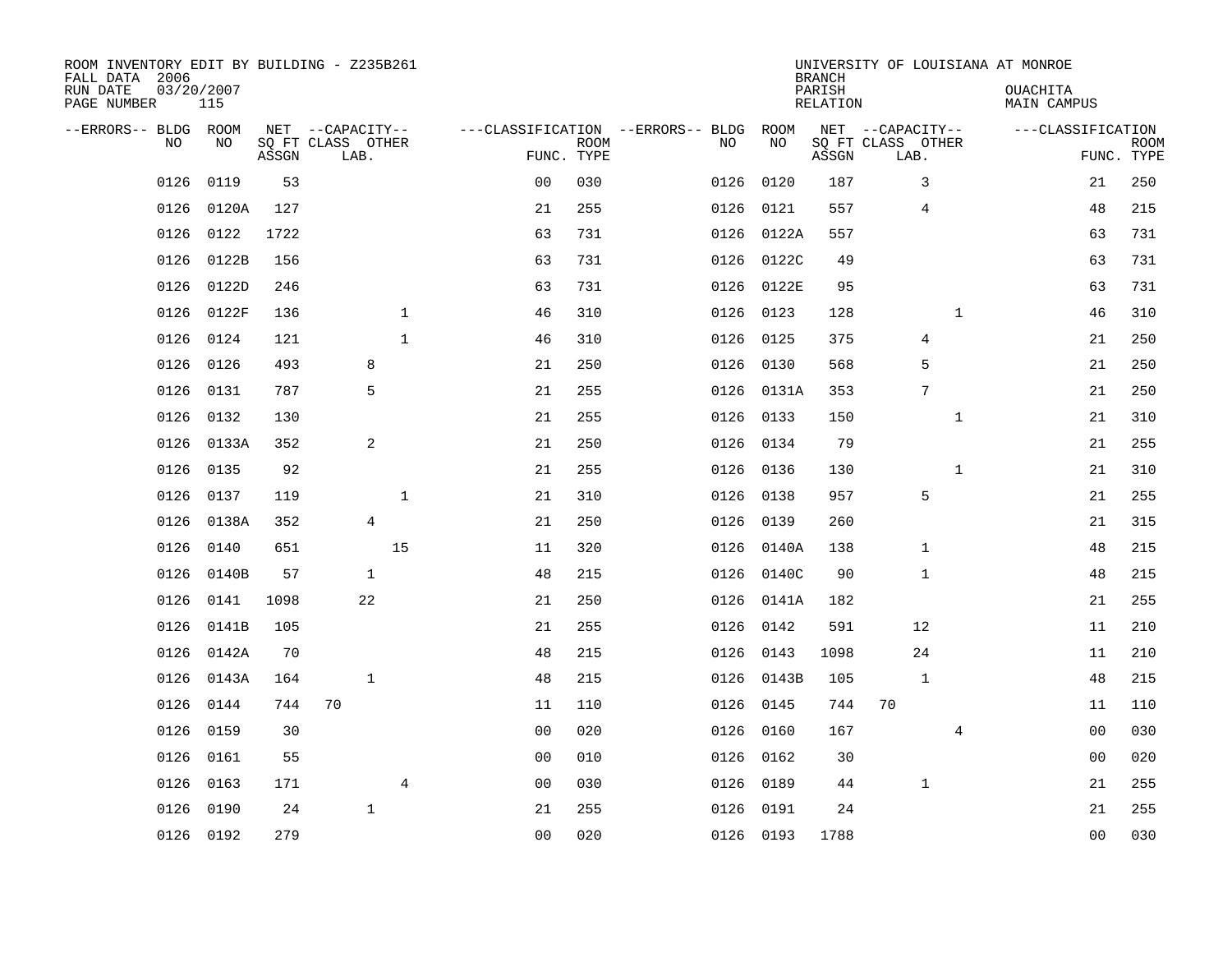ROOM INVENTORY EDIT BY BUILDING - Z235B261
FALL DATA 2006
RUN DATE 03/20/2007
PAGE NUMBER 115

UNIVERSITY OF LOUISIANA AT MONROE
BRANCH
PARISH OUACHITA
RELATION MAIN CAMPUS

| --ERRORS-- | BLDG NO | ROOM NO | NET SQ FT ASSGN | CAPACITY CLASS LAB. | CAPACITY OTHER | CLASSIFICATION FUNC. | ROOM TYPE | --ERRORS-- | BLDG NO | ROOM NO | NET SQ FT ASSGN | CAPACITY CLASS LAB. | CAPACITY OTHER | CLASSIFICATION FUNC. | ROOM TYPE |
|---|---|---|---|---|---|---|---|---|---|---|---|---|---|---|---|
| | 0126 | 0119 | 53 | | | 00 | 030 | | 0126 | 0120 | 187 | 3 | | 21 | 250 |
| | 0126 | 0120A | 127 | | | 21 | 255 | | 0126 | 0121 | 557 | 4 | | 48 | 215 |
| | 0126 | 0122 | 1722 | | | 63 | 731 | | 0126 | 0122A | 557 | | | 63 | 731 |
| | 0126 | 0122B | 156 | | | 63 | 731 | | 0126 | 0122C | 49 | | | 63 | 731 |
| | 0126 | 0122D | 246 | | | 63 | 731 | | 0126 | 0122E | 95 | | | 63 | 731 |
| | 0126 | 0122F | 136 | | 1 | 46 | 310 | | 0126 | 0123 | 128 | | 1 | 46 | 310 |
| | 0126 | 0124 | 121 | | 1 | 46 | 310 | | 0126 | 0125 | 375 | 4 | | 21 | 250 |
| | 0126 | 0126 | 493 | 8 | | 21 | 250 | | 0126 | 0130 | 568 | 5 | | 21 | 250 |
| | 0126 | 0131 | 787 | 5 | | 21 | 255 | | 0126 | 0131A | 353 | 7 | | 21 | 250 |
| | 0126 | 0132 | 130 | | | 21 | 255 | | 0126 | 0133 | 150 | | 1 | 21 | 310 |
| | 0126 | 0133A | 352 | 2 | | 21 | 250 | | 0126 | 0134 | 79 | | | 21 | 255 |
| | 0126 | 0135 | 92 | | | 21 | 255 | | 0126 | 0136 | 130 | | 1 | 21 | 310 |
| | 0126 | 0137 | 119 | | 1 | 21 | 310 | | 0126 | 0138 | 957 | 5 | | 21 | 255 |
| | 0126 | 0138A | 352 | 4 | | 21 | 250 | | 0126 | 0139 | 260 | | | 21 | 315 |
| | 0126 | 0140 | 651 | | 15 | 11 | 320 | | 0126 | 0140A | 138 | 1 | | 48 | 215 |
| | 0126 | 0140B | 57 | 1 | | 48 | 215 | | 0126 | 0140C | 90 | 1 | | 48 | 215 |
| | 0126 | 0141 | 1098 | 22 | | 21 | 250 | | 0126 | 0141A | 182 | | | 21 | 255 |
| | 0126 | 0141B | 105 | | | 21 | 255 | | 0126 | 0142 | 591 | 12 | | 11 | 210 |
| | 0126 | 0142A | 70 | | | 48 | 215 | | 0126 | 0143 | 1098 | 24 | | 11 | 210 |
| | 0126 | 0143A | 164 | 1 | | 48 | 215 | | 0126 | 0143B | 105 | 1 | | 48 | 215 |
| | 0126 | 0144 | 744 | 70 | | 11 | 110 | | 0126 | 0145 | 744 | 70 | | 11 | 110 |
| | 0126 | 0159 | 30 | | | 00 | 020 | | 0126 | 0160 | 167 | | 4 | 00 | 030 |
| | 0126 | 0161 | 55 | | | 00 | 010 | | 0126 | 0162 | 30 | | | 00 | 020 |
| | 0126 | 0163 | 171 | | 4 | 00 | 030 | | 0126 | 0189 | 44 | 1 | | 21 | 255 |
| | 0126 | 0190 | 24 | 1 | | 21 | 255 | | 0126 | 0191 | 24 | | | 21 | 255 |
| | 0126 | 0192 | 279 | | | 00 | 020 | | 0126 | 0193 | 1788 | | | 00 | 030 |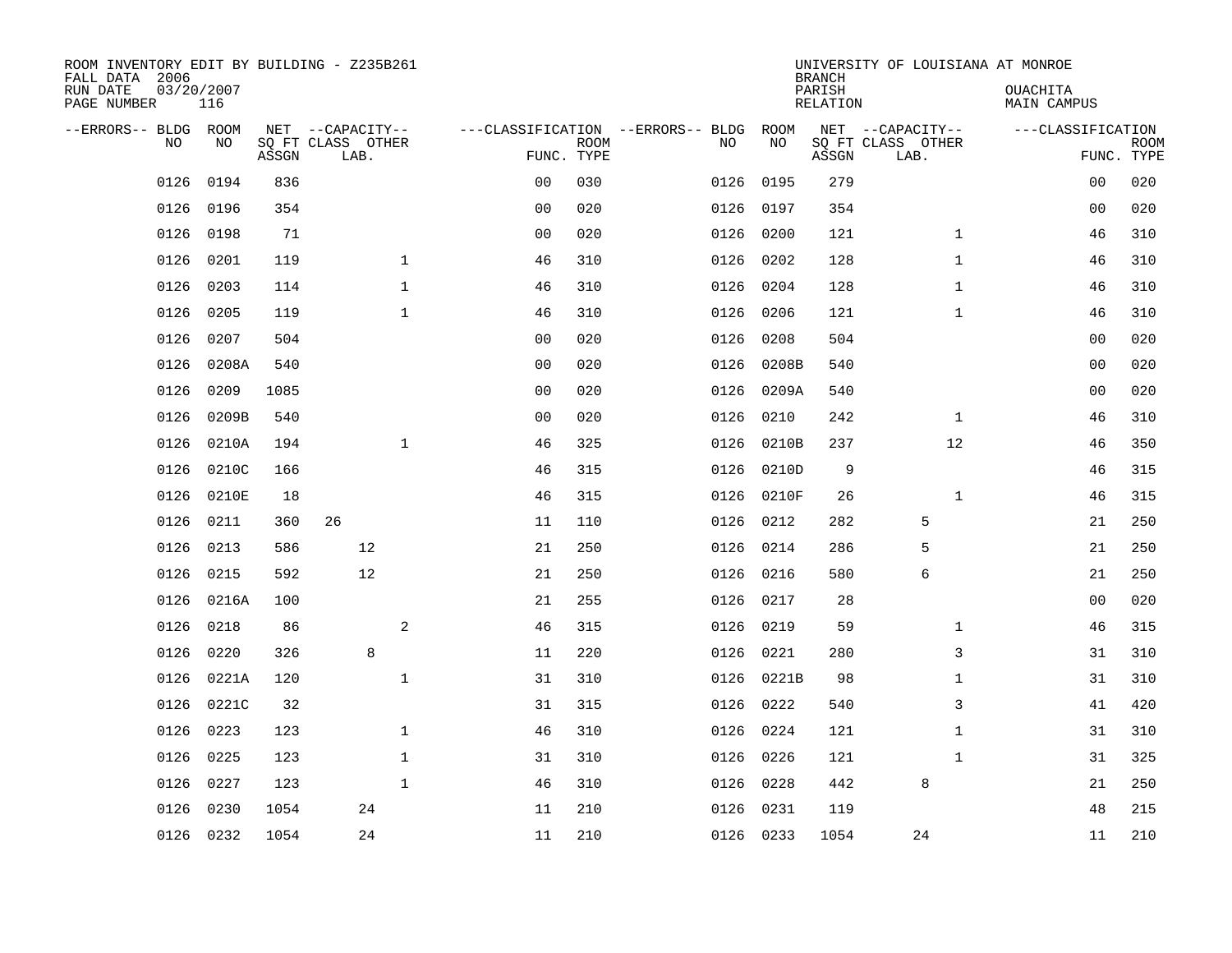ROOM INVENTORY EDIT BY BUILDING - Z235B261
FALL DATA 2006
RUN DATE 03/20/2007
PAGE NUMBER 116

UNIVERSITY OF LOUISIANA AT MONROE
BRANCH
PARISH OUACHITA
RELATION MAIN CAMPUS

| --ERRORS-- | BLDG NO | ROOM NO | NET SQ FT ASSGN | CAPACITY CLASS | CAPACITY LAB. | CAPACITY OTHER | FUNC. | ROOM TYPE | --ERRORS-- | BLDG NO | ROOM NO | NET SQ FT ASSGN | CAPACITY CLASS | CAPACITY LAB. | CAPACITY OTHER | FUNC. | ROOM TYPE |
|---|---|---|---|---|---|---|---|---|---|---|---|---|---|---|---|---|---|
| | 0126 | 0194 | 836 | | | | 00 | 030 | | 0126 | 0195 | 279 | | | | 00 | 020 |
| | 0126 | 0196 | 354 | | | | 00 | 020 | | 0126 | 0197 | 354 | | | | 00 | 020 |
| | 0126 | 0198 | 71 | | | | 00 | 020 | | 0126 | 0200 | 121 | | | 1 | 46 | 310 |
| | 0126 | 0201 | 119 | | | 1 | 46 | 310 | | 0126 | 0202 | 128 | | | 1 | 46 | 310 |
| | 0126 | 0203 | 114 | | | 1 | 46 | 310 | | 0126 | 0204 | 128 | | | 1 | 46 | 310 |
| | 0126 | 0205 | 119 | | | 1 | 46 | 310 | | 0126 | 0206 | 121 | | | 1 | 46 | 310 |
| | 0126 | 0207 | 504 | | | | 00 | 020 | | 0126 | 0208 | 504 | | | | 00 | 020 |
| | 0126 | 0208A | 540 | | | | 00 | 020 | | 0126 | 0208B | 540 | | | | 00 | 020 |
| | 0126 | 0209 | 1085 | | | | 00 | 020 | | 0126 | 0209A | 540 | | | | 00 | 020 |
| | 0126 | 0209B | 540 | | | | 00 | 020 | | 0126 | 0210 | 242 | | | 1 | 46 | 310 |
| | 0126 | 0210A | 194 | | | 1 | 46 | 325 | | 0126 | 0210B | 237 | | | 12 | 46 | 350 |
| | 0126 | 0210C | 166 | | | | 46 | 315 | | 0126 | 0210D | 9 | | | | 46 | 315 |
| | 0126 | 0210E | 18 | | | | 46 | 315 | | 0126 | 0210F | 26 | | | 1 | 46 | 315 |
| | 0126 | 0211 | 360 | 26 | | | 11 | 110 | | 0126 | 0212 | 282 | | 5 | | 21 | 250 |
| | 0126 | 0213 | 586 | | 12 | | 21 | 250 | | 0126 | 0214 | 286 | | 5 | | 21 | 250 |
| | 0126 | 0215 | 592 | | 12 | | 21 | 250 | | 0126 | 0216 | 580 | | 6 | | 21 | 250 |
| | 0126 | 0216A | 100 | | | | 21 | 255 | | 0126 | 0217 | 28 | | | | 00 | 020 |
| | 0126 | 0218 | 86 | | | 2 | 46 | 315 | | 0126 | 0219 | 59 | | | 1 | 46 | 315 |
| | 0126 | 0220 | 326 | | 8 | | 11 | 220 | | 0126 | 0221 | 280 | | | 3 | 31 | 310 |
| | 0126 | 0221A | 120 | | | 1 | 31 | 310 | | 0126 | 0221B | 98 | | | 1 | 31 | 310 |
| | 0126 | 0221C | 32 | | | | 31 | 315 | | 0126 | 0222 | 540 | | | 3 | 41 | 420 |
| | 0126 | 0223 | 123 | | | 1 | 46 | 310 | | 0126 | 0224 | 121 | | | 1 | 31 | 310 |
| | 0126 | 0225 | 123 | | | 1 | 31 | 310 | | 0126 | 0226 | 121 | | | 1 | 31 | 325 |
| | 0126 | 0227 | 123 | | | 1 | 46 | 310 | | 0126 | 0228 | 442 | | 8 | | 21 | 250 |
| | 0126 | 0230 | 1054 | | 24 | | 11 | 210 | | 0126 | 0231 | 119 | | | | 48 | 215 |
| | 0126 | 0232 | 1054 | | 24 | | 11 | 210 | | 0126 | 0233 | 1054 | | 24 | | 11 | 210 |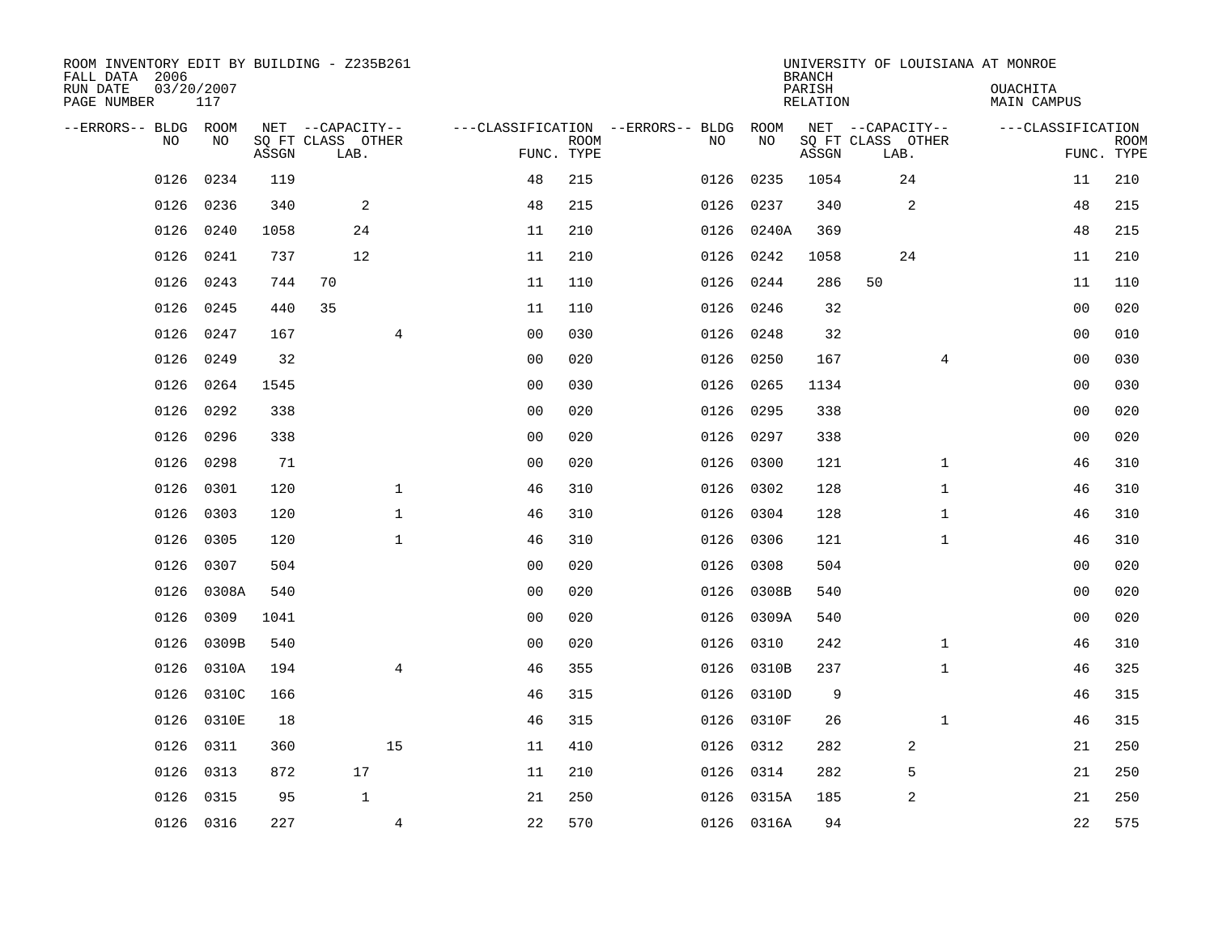ROOM INVENTORY EDIT BY BUILDING - Z235B261
FALL DATA 2006
RUN DATE 03/20/2007
PAGE NUMBER 117

UNIVERSITY OF LOUISIANA AT MONROE
BRANCH
PARISH OUACHITA
RELATION MAIN CAMPUS

| --ERRORS-- | BLDG NO | ROOM NO | NET ASSGN SQ FT | CAPACITY CLASS LAB. | CAPACITY OTHER | CLASSIFICATION FUNC. | ROOM TYPE | --ERRORS-- | BLDG NO | ROOM NO | NET ASSGN SQ FT | CAPACITY CLASS LAB. | CAPACITY OTHER | CLASSIFICATION FUNC. | ROOM TYPE |
|---|---|---|---|---|---|---|---|---|---|---|---|---|---|---|---|
| | 0126 | 0234 | 119 | | | 48 | 215 | | 0126 | 0235 | 1054 | 24 | | 11 | 210 |
| | 0126 | 0236 | 340 | 2 | | 48 | 215 | | 0126 | 0237 | 340 | 2 | | 48 | 215 |
| | 0126 | 0240 | 1058 | 24 | | 11 | 210 | | 0126 | 0240A | 369 | | | 48 | 215 |
| | 0126 | 0241 | 737 | 12 | | 11 | 210 | | 0126 | 0242 | 1058 | 24 | | 11 | 210 |
| | 0126 | 0243 | 744 | 70 | | 11 | 110 | | 0126 | 0244 | 286 | 50 | | 11 | 110 |
| | 0126 | 0245 | 440 | 35 | | 11 | 110 | | 0126 | 0246 | 32 | | | 00 | 020 |
| | 0126 | 0247 | 167 | | 4 | 00 | 030 | | 0126 | 0248 | 32 | | | 00 | 010 |
| | 0126 | 0249 | 32 | | | 00 | 020 | | 0126 | 0250 | 167 | | 4 | 00 | 030 |
| | 0126 | 0264 | 1545 | | | 00 | 030 | | 0126 | 0265 | 1134 | | | 00 | 030 |
| | 0126 | 0292 | 338 | | | 00 | 020 | | 0126 | 0295 | 338 | | | 00 | 020 |
| | 0126 | 0296 | 338 | | | 00 | 020 | | 0126 | 0297 | 338 | | | 00 | 020 |
| | 0126 | 0298 | 71 | | | 00 | 020 | | 0126 | 0300 | 121 | | 1 | 46 | 310 |
| | 0126 | 0301 | 120 | | 1 | 46 | 310 | | 0126 | 0302 | 128 | | 1 | 46 | 310 |
| | 0126 | 0303 | 120 | | 1 | 46 | 310 | | 0126 | 0304 | 128 | | 1 | 46 | 310 |
| | 0126 | 0305 | 120 | | 1 | 46 | 310 | | 0126 | 0306 | 121 | | 1 | 46 | 310 |
| | 0126 | 0307 | 504 | | | 00 | 020 | | 0126 | 0308 | 504 | | | 00 | 020 |
| | 0126 | 0308A | 540 | | | 00 | 020 | | 0126 | 0308B | 540 | | | 00 | 020 |
| | 0126 | 0309 | 1041 | | | 00 | 020 | | 0126 | 0309A | 540 | | | 00 | 020 |
| | 0126 | 0309B | 540 | | | 00 | 020 | | 0126 | 0310 | 242 | | 1 | 46 | 310 |
| | 0126 | 0310A | 194 | | 4 | 46 | 355 | | 0126 | 0310B | 237 | | 1 | 46 | 325 |
| | 0126 | 0310C | 166 | | | 46 | 315 | | 0126 | 0310D | 9 | | | 46 | 315 |
| | 0126 | 0310E | 18 | | | 46 | 315 | | 0126 | 0310F | 26 | | 1 | 46 | 315 |
| | 0126 | 0311 | 360 | | 15 | 11 | 410 | | 0126 | 0312 | 282 | 2 | | 21 | 250 |
| | 0126 | 0313 | 872 | 17 | | 11 | 210 | | 0126 | 0314 | 282 | 5 | | 21 | 250 |
| | 0126 | 0315 | 95 | 1 | | 21 | 250 | | 0126 | 0315A | 185 | 2 | | 21 | 250 |
| | 0126 | 0316 | 227 | | 4 | 22 | 570 | | 0126 | 0316A | 94 | | | 22 | 575 |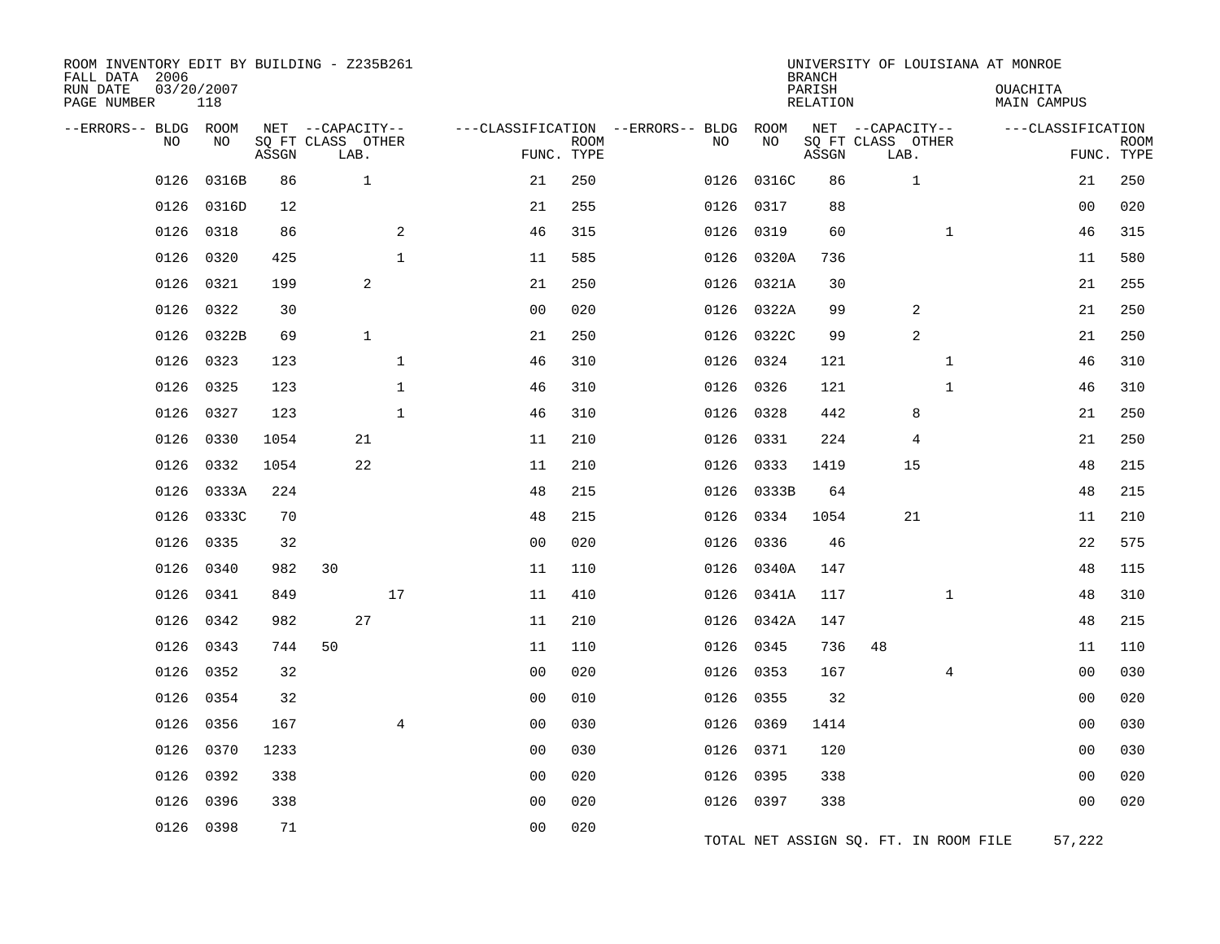ROOM INVENTORY EDIT BY BUILDING - Z235B261
FALL DATA 2006
RUN DATE 03/20/2007
PAGE NUMBER 118

UNIVERSITY OF LOUISIANA AT MONROE
BRANCH
PARISH OUACHITA
RELATION MAIN CAMPUS

| --ERRORS-- | BLDG NO | ROOM NO | NET SQ FT ASSGN | CAPACITY CLASS | CAPACITY LAB. | CAPACITY OTHER | FUNC. | ROOM TYPE | --ERRORS-- | BLDG NO | ROOM NO | NET SQ FT ASSGN | CAPACITY CLASS | CAPACITY LAB. | CAPACITY OTHER | FUNC. | ROOM TYPE |
|---|---|---|---|---|---|---|---|---|---|---|---|---|---|---|---|---|---|
| | 0126 | 0316B | 86 | | 1 | | 21 | 250 | | 0126 | 0316C | 86 | | 1 | | 21 | 250 |
| | 0126 | 0316D | 12 | | | | 21 | 255 | | 0126 | 0317 | 88 | | | | 00 | 020 |
| | 0126 | 0318 | 86 | | | 2 | 46 | 315 | | 0126 | 0319 | 60 | | | 1 | 46 | 315 |
| | 0126 | 0320 | 425 | | | 1 | 11 | 585 | | 0126 | 0320A | 736 | | | | 11 | 580 |
| | 0126 | 0321 | 199 | | 2 | | 21 | 250 | | 0126 | 0321A | 30 | | | | 21 | 255 |
| | 0126 | 0322 | 30 | | | | 00 | 020 | | 0126 | 0322A | 99 | | 2 | | 21 | 250 |
| | 0126 | 0322B | 69 | | 1 | | 21 | 250 | | 0126 | 0322C | 99 | | 2 | | 21 | 250 |
| | 0126 | 0323 | 123 | | | 1 | 46 | 310 | | 0126 | 0324 | 121 | | | 1 | 46 | 310 |
| | 0126 | 0325 | 123 | | | 1 | 46 | 310 | | 0126 | 0326 | 121 | | | 1 | 46 | 310 |
| | 0126 | 0327 | 123 | | | 1 | 46 | 310 | | 0126 | 0328 | 442 | | 8 | | 21 | 250 |
| | 0126 | 0330 | 1054 | | 21 | | 11 | 210 | | 0126 | 0331 | 224 | | 4 | | 21 | 250 |
| | 0126 | 0332 | 1054 | | 22 | | 11 | 210 | | 0126 | 0333 | 1419 | | 15 | | 48 | 215 |
| | 0126 | 0333A | 224 | | | | 48 | 215 | | 0126 | 0333B | 64 | | | | 48 | 215 |
| | 0126 | 0333C | 70 | | | | 48 | 215 | | 0126 | 0334 | 1054 | | 21 | | 11 | 210 |
| | 0126 | 0335 | 32 | | | | 00 | 020 | | 0126 | 0336 | 46 | | | | 22 | 575 |
| | 0126 | 0340 | 982 | 30 | | | 11 | 110 | | 0126 | 0340A | 147 | | | | 48 | 115 |
| | 0126 | 0341 | 849 | | | 17 | 11 | 410 | | 0126 | 0341A | 117 | | | 1 | 48 | 310 |
| | 0126 | 0342 | 982 | | 27 | | 11 | 210 | | 0126 | 0342A | 147 | | | | 48 | 215 |
| | 0126 | 0343 | 744 | 50 | | | 11 | 110 | | 0126 | 0345 | 736 | 48 | | | 11 | 110 |
| | 0126 | 0352 | 32 | | | | 00 | 020 | | 0126 | 0353 | 167 | | | 4 | 00 | 030 |
| | 0126 | 0354 | 32 | | | | 00 | 010 | | 0126 | 0355 | 32 | | | | 00 | 020 |
| | 0126 | 0356 | 167 | | | 4 | 00 | 030 | | 0126 | 0369 | 1414 | | | | 00 | 030 |
| | 0126 | 0370 | 1233 | | | | 00 | 030 | | 0126 | 0371 | 120 | | | | 00 | 030 |
| | 0126 | 0392 | 338 | | | | 00 | 020 | | 0126 | 0395 | 338 | | | | 00 | 020 |
| | 0126 | 0396 | 338 | | | | 00 | 020 | | 0126 | 0397 | 338 | | | | 00 | 020 |
| | 0126 | 0398 | 71 | | | | 00 | 020 | | | | | | | | | |

TOTAL NET ASSIGN SQ. FT. IN ROOM FILE 57,222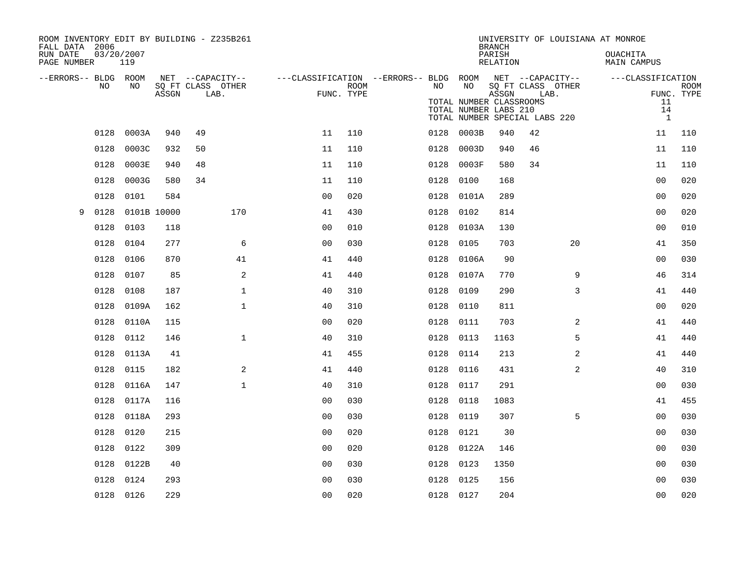ROOM INVENTORY EDIT BY BUILDING - Z235B261
FALL DATA 2006
RUN DATE 03/20/2007
PAGE NUMBER 119

UNIVERSITY OF LOUISIANA AT MONROE
BRANCH
PARISH OUACHITA
RELATION MAIN CAMPUS

TOTAL NUMBER CLASSROOMS 11
TOTAL NUMBER LABS 210 14
TOTAL NUMBER SPECIAL LABS 220 1

| --ERRORS-- | BLDG NO | ROOM NO | NET SQ FT ASSGN | CAPACITY CLASS LAB. | CAPACITY OTHER | CLASSIFICATION FUNC. | ROOM TYPE | --ERRORS-- | BLDG NO | ROOM NO | NET SQ FT ASSGN | CAPACITY CLASS LAB. | CAPACITY OTHER | CLASSIFICATION FUNC. | ROOM TYPE |
|---|---|---|---|---|---|---|---|---|---|---|---|---|---|---|---|
| | 0128 | 0003A | 940 | 49 | | 11 | 110 | | 0128 | 0003B | 940 | 42 | | 11 | 110 |
| | 0128 | 0003C | 932 | 50 | | 11 | 110 | | 0128 | 0003D | 940 | 46 | | 11 | 110 |
| | 0128 | 0003E | 940 | 48 | | 11 | 110 | | 0128 | 0003F | 580 | 34 | | 11 | 110 |
| | 0128 | 0003G | 580 | 34 | | 11 | 110 | | 0128 | 0100 | 168 | | | 00 | 020 |
| | 0128 | 0101 | 584 | | | 00 | 020 | | 0128 | 0101A | 289 | | | 00 | 020 |
| 9 | 0128 | 0101B | 10000 | | 170 | 41 | 430 | | 0128 | 0102 | 814 | | | 00 | 020 |
| | 0128 | 0103 | 118 | | | 00 | 010 | | 0128 | 0103A | 130 | | | 00 | 010 |
| | 0128 | 0104 | 277 | | 6 | 00 | 030 | | 0128 | 0105 | 703 | | 20 | 41 | 350 |
| | 0128 | 0106 | 870 | | 41 | 41 | 440 | | 0128 | 0106A | 90 | | | 00 | 030 |
| | 0128 | 0107 | 85 | | 2 | 41 | 440 | | 0128 | 0107A | 770 | | 9 | 46 | 314 |
| | 0128 | 0108 | 187 | | 1 | 40 | 310 | | 0128 | 0109 | 290 | | 3 | 41 | 440 |
| | 0128 | 0109A | 162 | | 1 | 40 | 310 | | 0128 | 0110 | 811 | | | 00 | 020 |
| | 0128 | 0110A | 115 | | | 00 | 020 | | 0128 | 0111 | 703 | | 2 | 41 | 440 |
| | 0128 | 0112 | 146 | | 1 | 40 | 310 | | 0128 | 0113 | 1163 | | 5 | 41 | 440 |
| | 0128 | 0113A | 41 | | | 41 | 455 | | 0128 | 0114 | 213 | | 2 | 41 | 440 |
| | 0128 | 0115 | 182 | | 2 | 41 | 440 | | 0128 | 0116 | 431 | | 2 | 40 | 310 |
| | 0128 | 0116A | 147 | | 1 | 40 | 310 | | 0128 | 0117 | 291 | | | 00 | 030 |
| | 0128 | 0117A | 116 | | | 00 | 030 | | 0128 | 0118 | 1083 | | | 41 | 455 |
| | 0128 | 0118A | 293 | | | 00 | 030 | | 0128 | 0119 | 307 | | 5 | 00 | 030 |
| | 0128 | 0120 | 215 | | | 00 | 020 | | 0128 | 0121 | 30 | | | 00 | 030 |
| | 0128 | 0122 | 309 | | | 00 | 020 | | 0128 | 0122A | 146 | | | 00 | 030 |
| | 0128 | 0122B | 40 | | | 00 | 030 | | 0128 | 0123 | 1350 | | | 00 | 030 |
| | 0128 | 0124 | 293 | | | 00 | 030 | | 0128 | 0125 | 156 | | | 00 | 030 |
| | 0128 | 0126 | 229 | | | 00 | 020 | | 0128 | 0127 | 204 | | | 00 | 020 |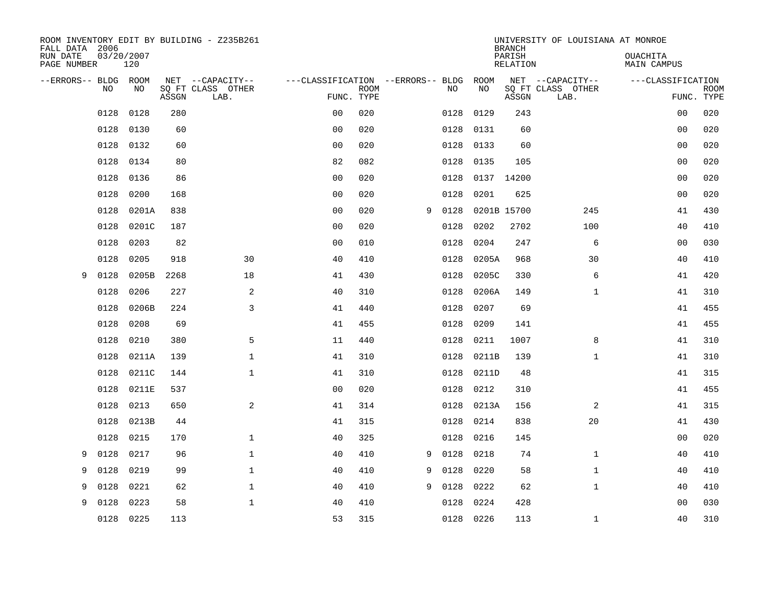ROOM INVENTORY EDIT BY BUILDING - Z235B261
FALL DATA 2006
RUN DATE 03/20/2007
PAGE NUMBER 120

UNIVERSITY OF LOUISIANA AT MONROE
BRANCH
PARISH OUACHITA
RELATION MAIN CAMPUS

| --ERRORS-- | BLDG NO | ROOM NO | NET SQ FT ASSGN | --CAPACITY-- CLASS | OTHER LAB. | ---CLASSIFICATION FUNC. | ROOM TYPE | --ERRORS-- | BLDG NO | ROOM NO | NET SQ FT ASSGN | --CAPACITY-- CLASS | OTHER LAB. | ---CLASSIFICATION FUNC. | ROOM TYPE |
|---|---|---|---|---|---|---|---|---|---|---|---|---|---|---|---|
| | 0128 | 0128 | 280 | | | 00 | 020 | | 0128 | 0129 | 243 | | | 00 | 020 |
| | 0128 | 0130 | 60 | | | 00 | 020 | | 0128 | 0131 | 60 | | | 00 | 020 |
| | 0128 | 0132 | 60 | | | 00 | 020 | | 0128 | 0133 | 60 | | | 00 | 020 |
| | 0128 | 0134 | 80 | | | 82 | 082 | | 0128 | 0135 | 105 | | | 00 | 020 |
| | 0128 | 0136 | 86 | | | 00 | 020 | | 0128 | 0137 | 14200 | | | 00 | 020 |
| | 0128 | 0200 | 168 | | | 00 | 020 | | 0128 | 0201 | 625 | | | 00 | 020 |
| | 0128 | 0201A | 838 | | | 00 | 020 | 9 | 0128 | 0201B | 15700 | | 245 | 41 | 430 |
| | 0128 | 0201C | 187 | | | 00 | 020 | | 0128 | 0202 | 2702 | | 100 | 40 | 410 |
| | 0128 | 0203 | 82 | | | 00 | 010 | | 0128 | 0204 | 247 | | 6 | 00 | 030 |
| | 0128 | 0205 | 918 | | 30 | 40 | 410 | | 0128 | 0205A | 968 | | 30 | 40 | 410 |
| 9 | 0128 | 0205B | 2268 | | 18 | 41 | 430 | | 0128 | 0205C | 330 | | 6 | 41 | 420 |
| | 0128 | 0206 | 227 | | 2 | 40 | 310 | | 0128 | 0206A | 149 | | 1 | 41 | 310 |
| | 0128 | 0206B | 224 | | 3 | 41 | 440 | | 0128 | 0207 | 69 | | | 41 | 455 |
| | 0128 | 0208 | 69 | | | 41 | 455 | | 0128 | 0209 | 141 | | | 41 | 455 |
| | 0128 | 0210 | 380 | | 5 | 11 | 440 | | 0128 | 0211 | 1007 | | 8 | 41 | 310 |
| | 0128 | 0211A | 139 | | 1 | 41 | 310 | | 0128 | 0211B | 139 | | 1 | 41 | 310 |
| | 0128 | 0211C | 144 | | 1 | 41 | 310 | | 0128 | 0211D | 48 | | | 41 | 315 |
| | 0128 | 0211E | 537 | | | 00 | 020 | | 0128 | 0212 | 310 | | | 41 | 455 |
| | 0128 | 0213 | 650 | | 2 | 41 | 314 | | 0128 | 0213A | 156 | | 2 | 41 | 315 |
| | 0128 | 0213B | 44 | | | 41 | 315 | | 0128 | 0214 | 838 | | 20 | 41 | 430 |
| | 0128 | 0215 | 170 | | 1 | 40 | 325 | | 0128 | 0216 | 145 | | | 00 | 020 |
| 9 | 0128 | 0217 | 96 | | 1 | 40 | 410 | 9 | 0128 | 0218 | 74 | | 1 | 40 | 410 |
| 9 | 0128 | 0219 | 99 | | 1 | 40 | 410 | 9 | 0128 | 0220 | 58 | | 1 | 40 | 410 |
| 9 | 0128 | 0221 | 62 | | 1 | 40 | 410 | 9 | 0128 | 0222 | 62 | | 1 | 40 | 410 |
| 9 | 0128 | 0223 | 58 | | 1 | 40 | 410 | | 0128 | 0224 | 428 | | | 00 | 030 |
| | 0128 | 0225 | 113 | | | 53 | 315 | | 0128 | 0226 | 113 | | 1 | 40 | 310 |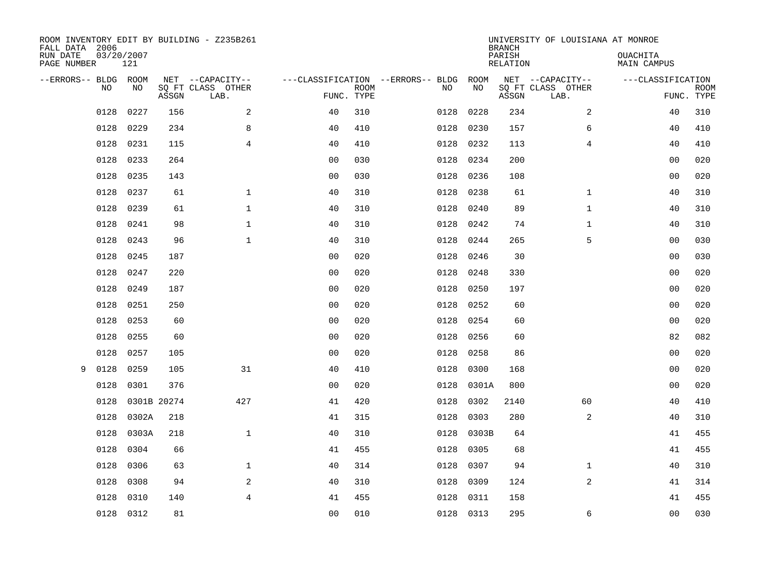ROOM INVENTORY EDIT BY BUILDING - Z235B261
FALL DATA 2006
RUN DATE 03/20/2007
PAGE NUMBER 121

UNIVERSITY OF LOUISIANA AT MONROE
BRANCH
PARISH OUACHITA
RELATION MAIN CAMPUS

| --ERRORS-- | BLDG NO | ROOM NO | NET SQ FT ASSGN | --CAPACITY-- CLASS LAB. | OTHER | ---CLASSIFICATION FUNC. | ROOM TYPE | --ERRORS-- | BLDG NO | ROOM NO | NET SQ FT ASSGN | --CAPACITY-- CLASS LAB. | OTHER | ---CLASSIFICATION FUNC. | ROOM TYPE |
|---|---|---|---|---|---|---|---|---|---|---|---|---|---|---|---|
| | 0128 | 0227 | 156 | | 2 | 40 | 310 | | 0128 | 0228 | 234 | | 2 | 40 | 310 |
| | 0128 | 0229 | 234 | | 8 | 40 | 410 | | 0128 | 0230 | 157 | | 6 | 40 | 410 |
| | 0128 | 0231 | 115 | | 4 | 40 | 410 | | 0128 | 0232 | 113 | | 4 | 40 | 410 |
| | 0128 | 0233 | 264 | | | 00 | 030 | | 0128 | 0234 | 200 | | | 00 | 020 |
| | 0128 | 0235 | 143 | | | 00 | 030 | | 0128 | 0236 | 108 | | | 00 | 020 |
| | 0128 | 0237 | 61 | | 1 | 40 | 310 | | 0128 | 0238 | 61 | | 1 | 40 | 310 |
| | 0128 | 0239 | 61 | | 1 | 40 | 310 | | 0128 | 0240 | 89 | | 1 | 40 | 310 |
| | 0128 | 0241 | 98 | | 1 | 40 | 310 | | 0128 | 0242 | 74 | | 1 | 40 | 310 |
| | 0128 | 0243 | 96 | | 1 | 40 | 310 | | 0128 | 0244 | 265 | | 5 | 00 | 030 |
| | 0128 | 0245 | 187 | | | 00 | 020 | | 0128 | 0246 | 30 | | | 00 | 030 |
| | 0128 | 0247 | 220 | | | 00 | 020 | | 0128 | 0248 | 330 | | | 00 | 020 |
| | 0128 | 0249 | 187 | | | 00 | 020 | | 0128 | 0250 | 197 | | | 00 | 020 |
| | 0128 | 0251 | 250 | | | 00 | 020 | | 0128 | 0252 | 60 | | | 00 | 020 |
| | 0128 | 0253 | 60 | | | 00 | 020 | | 0128 | 0254 | 60 | | | 00 | 020 |
| | 0128 | 0255 | 60 | | | 00 | 020 | | 0128 | 0256 | 60 | | | 82 | 082 |
| | 0128 | 0257 | 105 | | | 00 | 020 | | 0128 | 0258 | 86 | | | 00 | 020 |
| 9 | 0128 | 0259 | 105 | | 31 | 40 | 410 | | 0128 | 0300 | 168 | | | 00 | 020 |
| | 0128 | 0301 | 376 | | | 00 | 020 | | 0128 | 0301A | 800 | | | 00 | 020 |
| | 0128 | 0301B | 20274 | | 427 | 41 | 420 | | 0128 | 0302 | 2140 | | 60 | 40 | 410 |
| | 0128 | 0302A | 218 | | | 41 | 315 | | 0128 | 0303 | 280 | | 2 | 40 | 310 |
| | 0128 | 0303A | 218 | | 1 | 40 | 310 | | 0128 | 0303B | 64 | | | 41 | 455 |
| | 0128 | 0304 | 66 | | | 41 | 455 | | 0128 | 0305 | 68 | | | 41 | 455 |
| | 0128 | 0306 | 63 | | 1 | 40 | 314 | | 0128 | 0307 | 94 | | 1 | 40 | 310 |
| | 0128 | 0308 | 94 | | 2 | 40 | 310 | | 0128 | 0309 | 124 | | 2 | 41 | 314 |
| | 0128 | 0310 | 140 | | 4 | 41 | 455 | | 0128 | 0311 | 158 | | | 41 | 455 |
| | 0128 | 0312 | 81 | | | 00 | 010 | | 0128 | 0313 | 295 | | 6 | 00 | 030 |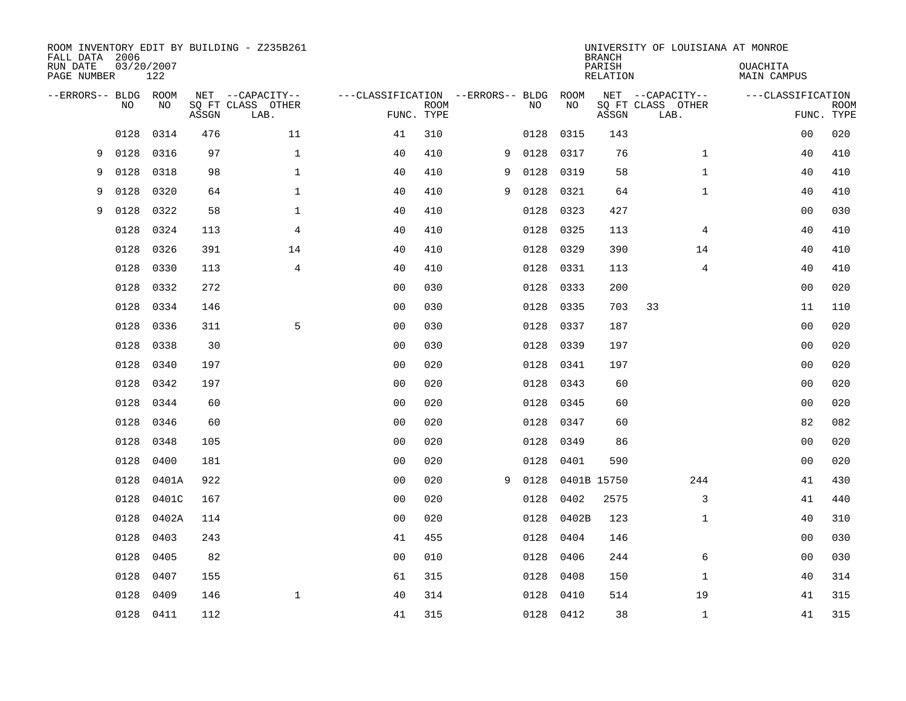ROOM INVENTORY EDIT BY BUILDING - Z235B261
FALL DATA 2006
RUN DATE 03/20/2007
PAGE NUMBER 122

UNIVERSITY OF LOUISIANA AT MONROE
BRANCH
PARISH OUACHITA
RELATION MAIN CAMPUS

| --ERRORS-- | BLDG NO | ROOM NO | NET SQ FT ASSGN | --CAPACITY-- CLASS | OTHER LAB. | ---CLASSIFICATION FUNC. | ROOM TYPE | --ERRORS-- | BLDG NO | ROOM NO | NET SQ FT ASSGN | --CAPACITY-- CLASS | OTHER LAB. | ---CLASSIFICATION FUNC. | ROOM TYPE |
|---|---|---|---|---|---|---|---|---|---|---|---|---|---|---|---|
| | 0128 | 0314 | 476 | | 11 | 41 | 310 | | 0128 | 0315 | 143 | | | 00 | 020 |
| 9 | 0128 | 0316 | 97 | | 1 | 40 | 410 | 9 | 0128 | 0317 | 76 | | 1 | 40 | 410 |
| 9 | 0128 | 0318 | 98 | | 1 | 40 | 410 | 9 | 0128 | 0319 | 58 | | 1 | 40 | 410 |
| 9 | 0128 | 0320 | 64 | | 1 | 40 | 410 | 9 | 0128 | 0321 | 64 | | 1 | 40 | 410 |
| 9 | 0128 | 0322 | 58 | | 1 | 40 | 410 | | 0128 | 0323 | 427 | | | 00 | 030 |
| | 0128 | 0324 | 113 | | 4 | 40 | 410 | | 0128 | 0325 | 113 | | 4 | 40 | 410 |
| | 0128 | 0326 | 391 | | 14 | 40 | 410 | | 0128 | 0329 | 390 | | 14 | 40 | 410 |
| | 0128 | 0330 | 113 | | 4 | 40 | 410 | | 0128 | 0331 | 113 | | 4 | 40 | 410 |
| | 0128 | 0332 | 272 | | | 00 | 030 | | 0128 | 0333 | 200 | | | 00 | 020 |
| | 0128 | 0334 | 146 | | | 00 | 030 | | 0128 | 0335 | 703 | 33 | | 11 | 110 |
| | 0128 | 0336 | 311 | | 5 | 00 | 030 | | 0128 | 0337 | 187 | | | 00 | 020 |
| | 0128 | 0338 | 30 | | | 00 | 030 | | 0128 | 0339 | 197 | | | 00 | 020 |
| | 0128 | 0340 | 197 | | | 00 | 020 | | 0128 | 0341 | 197 | | | 00 | 020 |
| | 0128 | 0342 | 197 | | | 00 | 020 | | 0128 | 0343 | 60 | | | 00 | 020 |
| | 0128 | 0344 | 60 | | | 00 | 020 | | 0128 | 0345 | 60 | | | 00 | 020 |
| | 0128 | 0346 | 60 | | | 00 | 020 | | 0128 | 0347 | 60 | | | 82 | 082 |
| | 0128 | 0348 | 105 | | | 00 | 020 | | 0128 | 0349 | 86 | | | 00 | 020 |
| | 0128 | 0400 | 181 | | | 00 | 020 | | 0128 | 0401 | 590 | | | 00 | 020 |
| | 0128 | 0401A | 922 | | | 00 | 020 | 9 | 0128 | 0401B | 15750 | | 244 | 41 | 430 |
| | 0128 | 0401C | 167 | | | 00 | 020 | | 0128 | 0402 | 2575 | | 3 | 41 | 440 |
| | 0128 | 0402A | 114 | | | 00 | 020 | | 0128 | 0402B | 123 | | 1 | 40 | 310 |
| | 0128 | 0403 | 243 | | | 41 | 455 | | 0128 | 0404 | 146 | | | 00 | 030 |
| | 0128 | 0405 | 82 | | | 00 | 010 | | 0128 | 0406 | 244 | | 6 | 00 | 030 |
| | 0128 | 0407 | 155 | | | 61 | 315 | | 0128 | 0408 | 150 | | 1 | 40 | 314 |
| | 0128 | 0409 | 146 | | 1 | 40 | 314 | | 0128 | 0410 | 514 | | 19 | 41 | 315 |
| | 0128 | 0411 | 112 | | | 41 | 315 | | 0128 | 0412 | 38 | | 1 | 41 | 315 |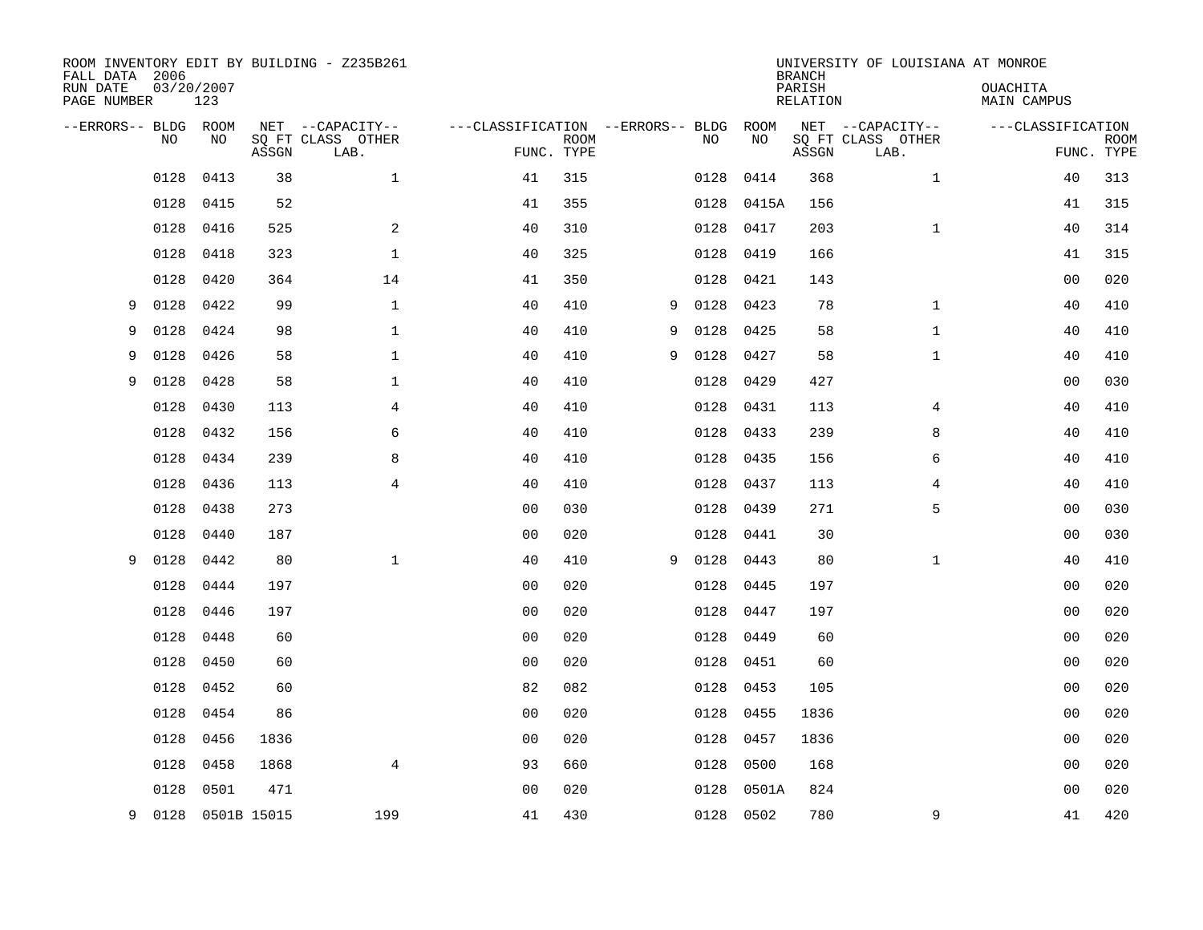ROOM INVENTORY EDIT BY BUILDING - Z235B261
FALL DATA 2006
RUN DATE 03/20/2007
PAGE NUMBER 123

UNIVERSITY OF LOUISIANA AT MONROE
BRANCH
PARISH OUACHITA
RELATION MAIN CAMPUS

| --ERRORS-- | BLDG NO | ROOM NO | NET SQ FT ASSGN | --CAPACITY-- CLASS LAB. | OTHER | ---CLASSIFICATION FUNC. | ROOM TYPE | --ERRORS-- | BLDG NO | ROOM NO | NET SQ FT ASSGN | --CAPACITY-- CLASS LAB. | OTHER | ---CLASSIFICATION FUNC. | ROOM TYPE |
|---|---|---|---|---|---|---|---|---|---|---|---|---|---|---|---|
| | 0128 | 0413 | 38 | | 1 | 41 | 315 | | 0128 | 0414 | 368 | | 1 | 40 | 313 |
| | 0128 | 0415 | 52 | | | 41 | 355 | | 0128 | 0415A | 156 | | | 41 | 315 |
| | 0128 | 0416 | 525 | | 2 | 40 | 310 | | 0128 | 0417 | 203 | | 1 | 40 | 314 |
| | 0128 | 0418 | 323 | | 1 | 40 | 325 | | 0128 | 0419 | 166 | | | 41 | 315 |
| | 0128 | 0420 | 364 | | 14 | 41 | 350 | | 0128 | 0421 | 143 | | | 00 | 020 |
| 9 | 0128 | 0422 | 99 | | 1 | 40 | 410 | 9 | 0128 | 0423 | 78 | | 1 | 40 | 410 |
| 9 | 0128 | 0424 | 98 | | 1 | 40 | 410 | 9 | 0128 | 0425 | 58 | | 1 | 40 | 410 |
| 9 | 0128 | 0426 | 58 | | 1 | 40 | 410 | 9 | 0128 | 0427 | 58 | | 1 | 40 | 410 |
| 9 | 0128 | 0428 | 58 | | 1 | 40 | 410 | | 0128 | 0429 | 427 | | | 00 | 030 |
| | 0128 | 0430 | 113 | | 4 | 40 | 410 | | 0128 | 0431 | 113 | | 4 | 40 | 410 |
| | 0128 | 0432 | 156 | | 6 | 40 | 410 | | 0128 | 0433 | 239 | | 8 | 40 | 410 |
| | 0128 | 0434 | 239 | | 8 | 40 | 410 | | 0128 | 0435 | 156 | | 6 | 40 | 410 |
| | 0128 | 0436 | 113 | | 4 | 40 | 410 | | 0128 | 0437 | 113 | | 4 | 40 | 410 |
| | 0128 | 0438 | 273 | | | 00 | 030 | | 0128 | 0439 | 271 | | 5 | 00 | 030 |
| | 0128 | 0440 | 187 | | | 00 | 020 | | 0128 | 0441 | 30 | | | 00 | 030 |
| 9 | 0128 | 0442 | 80 | | 1 | 40 | 410 | 9 | 0128 | 0443 | 80 | | 1 | 40 | 410 |
| | 0128 | 0444 | 197 | | | 00 | 020 | | 0128 | 0445 | 197 | | | 00 | 020 |
| | 0128 | 0446 | 197 | | | 00 | 020 | | 0128 | 0447 | 197 | | | 00 | 020 |
| | 0128 | 0448 | 60 | | | 00 | 020 | | 0128 | 0449 | 60 | | | 00 | 020 |
| | 0128 | 0450 | 60 | | | 00 | 020 | | 0128 | 0451 | 60 | | | 00 | 020 |
| | 0128 | 0452 | 60 | | | 82 | 082 | | 0128 | 0453 | 105 | | | 00 | 020 |
| | 0128 | 0454 | 86 | | | 00 | 020 | | 0128 | 0455 | 1836 | | | 00 | 020 |
| | 0128 | 0456 | 1836 | | | 00 | 020 | | 0128 | 0457 | 1836 | | | 00 | 020 |
| | 0128 | 0458 | 1868 | | 4 | 93 | 660 | | 0128 | 0500 | 168 | | | 00 | 020 |
| | 0128 | 0501 | 471 | | | 00 | 020 | | 0128 | 0501A | 824 | | | 00 | 020 |
| 9 | 0128 | 0501B | 15015 | | 199 | 41 | 430 | | 0128 | 0502 | 780 | | 9 | 41 | 420 |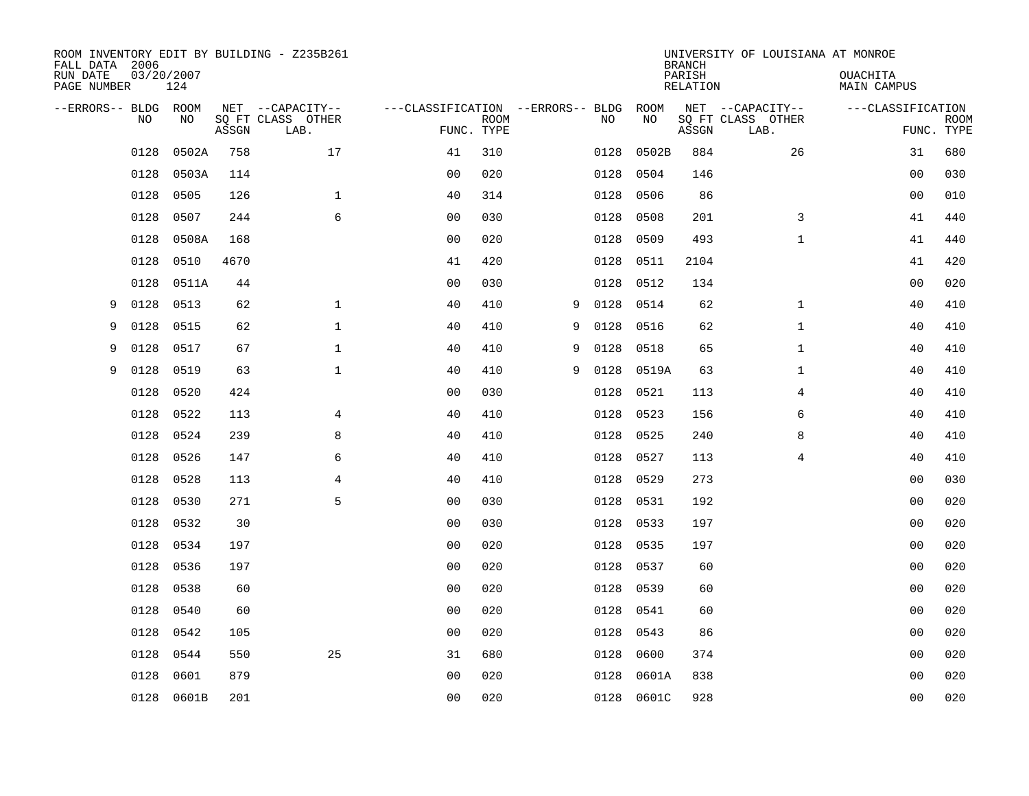ROOM INVENTORY EDIT BY BUILDING - Z235B261
FALL DATA 2006
RUN DATE 03/20/2007
PAGE NUMBER 124

UNIVERSITY OF LOUISIANA AT MONROE
BRANCH
PARISH OUACHITA
RELATION MAIN CAMPUS

| --ERRORS-- | BLDG NO | ROOM NO | NET SQ FT ASSGN | --CAPACITY-- CLASS | OTHER LAB. | ---CLASSIFICATION FUNC. | ROOM TYPE | --ERRORS-- | BLDG NO | ROOM NO | NET SQ FT ASSGN | --CAPACITY-- CLASS | OTHER LAB. | ---CLASSIFICATION FUNC. | ROOM TYPE |
|---|---|---|---|---|---|---|---|---|---|---|---|---|---|---|---|
| | 0128 | 0502A | 758 | | 17 | 41 | 310 | | 0128 | 0502B | 884 | | 26 | 31 | 680 |
| | 0128 | 0503A | 114 | | | 00 | 020 | | 0128 | 0504 | 146 | | | 00 | 030 |
| | 0128 | 0505 | 126 | | 1 | 40 | 314 | | 0128 | 0506 | 86 | | | 00 | 010 |
| | 0128 | 0507 | 244 | | 6 | 00 | 030 | | 0128 | 0508 | 201 | | 3 | 41 | 440 |
| | 0128 | 0508A | 168 | | | 00 | 020 | | 0128 | 0509 | 493 | | 1 | 41 | 440 |
| | 0128 | 0510 | 4670 | | | 41 | 420 | | 0128 | 0511 | 2104 | | | 41 | 420 |
| | 0128 | 0511A | 44 | | | 00 | 030 | | 0128 | 0512 | 134 | | | 00 | 020 |
| 9 | 0128 | 0513 | 62 | | 1 | 40 | 410 | 9 | 0128 | 0514 | 62 | | 1 | 40 | 410 |
| 9 | 0128 | 0515 | 62 | | 1 | 40 | 410 | 9 | 0128 | 0516 | 62 | | 1 | 40 | 410 |
| 9 | 0128 | 0517 | 67 | | 1 | 40 | 410 | 9 | 0128 | 0518 | 65 | | 1 | 40 | 410 |
| 9 | 0128 | 0519 | 63 | | 1 | 40 | 410 | 9 | 0128 | 0519A | 63 | | 1 | 40 | 410 |
| | 0128 | 0520 | 424 | | | 00 | 030 | | 0128 | 0521 | 113 | | 4 | 40 | 410 |
| | 0128 | 0522 | 113 | | 4 | 40 | 410 | | 0128 | 0523 | 156 | | 6 | 40 | 410 |
| | 0128 | 0524 | 239 | | 8 | 40 | 410 | | 0128 | 0525 | 240 | | 8 | 40 | 410 |
| | 0128 | 0526 | 147 | | 6 | 40 | 410 | | 0128 | 0527 | 113 | | 4 | 40 | 410 |
| | 0128 | 0528 | 113 | | 4 | 40 | 410 | | 0128 | 0529 | 273 | | | 00 | 030 |
| | 0128 | 0530 | 271 | | 5 | 00 | 030 | | 0128 | 0531 | 192 | | | 00 | 020 |
| | 0128 | 0532 | 30 | | | 00 | 030 | | 0128 | 0533 | 197 | | | 00 | 020 |
| | 0128 | 0534 | 197 | | | 00 | 020 | | 0128 | 0535 | 197 | | | 00 | 020 |
| | 0128 | 0536 | 197 | | | 00 | 020 | | 0128 | 0537 | 60 | | | 00 | 020 |
| | 0128 | 0538 | 60 | | | 00 | 020 | | 0128 | 0539 | 60 | | | 00 | 020 |
| | 0128 | 0540 | 60 | | | 00 | 020 | | 0128 | 0541 | 60 | | | 00 | 020 |
| | 0128 | 0542 | 105 | | | 00 | 020 | | 0128 | 0543 | 86 | | | 00 | 020 |
| | 0128 | 0544 | 550 | | 25 | 31 | 680 | | 0128 | 0600 | 374 | | | 00 | 020 |
| | 0128 | 0601 | 879 | | | 00 | 020 | | 0128 | 0601A | 838 | | | 00 | 020 |
| | 0128 | 0601B | 201 | | | 00 | 020 | | 0128 | 0601C | 928 | | | 00 | 020 |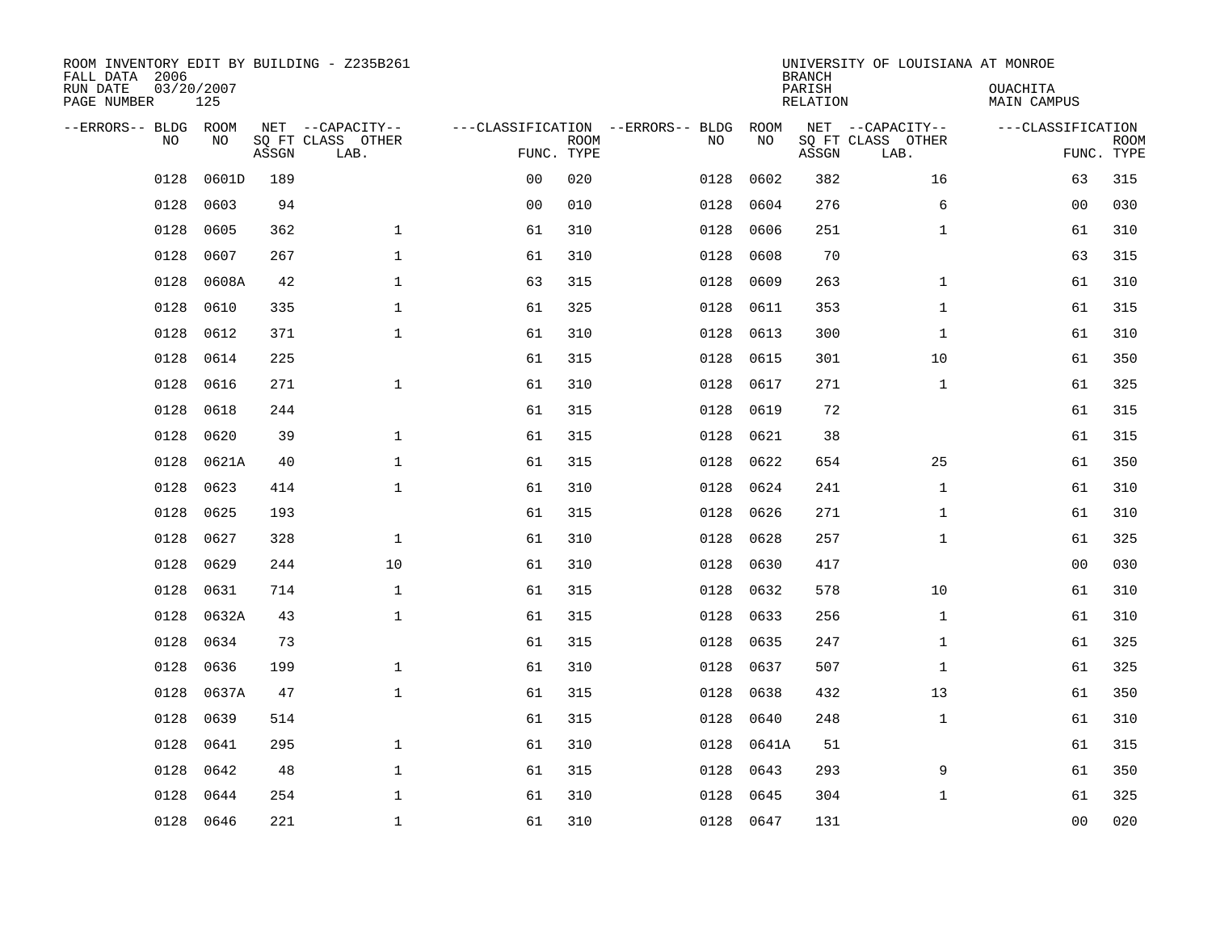ROOM INVENTORY EDIT BY BUILDING - Z235B261
FALL DATA 2006
RUN DATE 03/20/2007
PAGE NUMBER 125

UNIVERSITY OF LOUISIANA AT MONROE
BRANCH
PARISH OUACHITA
RELATION MAIN CAMPUS

| --ERRORS-- | BLDG NO | ROOM NO | NET SQ FT ASSGN | --CAPACITY-- CLASS LAB. | OTHER | ---CLASSIFICATION FUNC. | ROOM TYPE | --ERRORS-- | BLDG NO | ROOM NO | NET SQ FT ASSGN | --CAPACITY-- CLASS LAB. | OTHER | ---CLASSIFICATION FUNC. | ROOM TYPE |
|---|---|---|---|---|---|---|---|---|---|---|---|---|---|---|---|
| | 0128 | 0601D | 189 | | | 00 | 020 | | 0128 | 0602 | 382 | | 16 | 63 | 315 |
| | 0128 | 0603 | 94 | | | 00 | 010 | | 0128 | 0604 | 276 | | 6 | 00 | 030 |
| | 0128 | 0605 | 362 | | 1 | 61 | 310 | | 0128 | 0606 | 251 | | 1 | 61 | 310 |
| | 0128 | 0607 | 267 | | 1 | 61 | 310 | | 0128 | 0608 | 70 | | | 63 | 315 |
| | 0128 | 0608A | 42 | | 1 | 63 | 315 | | 0128 | 0609 | 263 | | 1 | 61 | 310 |
| | 0128 | 0610 | 335 | | 1 | 61 | 325 | | 0128 | 0611 | 353 | | 1 | 61 | 315 |
| | 0128 | 0612 | 371 | | 1 | 61 | 310 | | 0128 | 0613 | 300 | | 1 | 61 | 310 |
| | 0128 | 0614 | 225 | | | 61 | 315 | | 0128 | 0615 | 301 | | 10 | 61 | 350 |
| | 0128 | 0616 | 271 | | 1 | 61 | 310 | | 0128 | 0617 | 271 | | 1 | 61 | 325 |
| | 0128 | 0618 | 244 | | | 61 | 315 | | 0128 | 0619 | 72 | | | 61 | 315 |
| | 0128 | 0620 | 39 | | 1 | 61 | 315 | | 0128 | 0621 | 38 | | | 61 | 315 |
| | 0128 | 0621A | 40 | | 1 | 61 | 315 | | 0128 | 0622 | 654 | | 25 | 61 | 350 |
| | 0128 | 0623 | 414 | | 1 | 61 | 310 | | 0128 | 0624 | 241 | | 1 | 61 | 310 |
| | 0128 | 0625 | 193 | | | 61 | 315 | | 0128 | 0626 | 271 | | 1 | 61 | 310 |
| | 0128 | 0627 | 328 | | 1 | 61 | 310 | | 0128 | 0628 | 257 | | 1 | 61 | 325 |
| | 0128 | 0629 | 244 | | 10 | 61 | 310 | | 0128 | 0630 | 417 | | | 00 | 030 |
| | 0128 | 0631 | 714 | | 1 | 61 | 315 | | 0128 | 0632 | 578 | | 10 | 61 | 310 |
| | 0128 | 0632A | 43 | | 1 | 61 | 315 | | 0128 | 0633 | 256 | | 1 | 61 | 310 |
| | 0128 | 0634 | 73 | | | 61 | 315 | | 0128 | 0635 | 247 | | 1 | 61 | 325 |
| | 0128 | 0636 | 199 | | 1 | 61 | 310 | | 0128 | 0637 | 507 | | 1 | 61 | 325 |
| | 0128 | 0637A | 47 | | 1 | 61 | 315 | | 0128 | 0638 | 432 | | 13 | 61 | 350 |
| | 0128 | 0639 | 514 | | | 61 | 315 | | 0128 | 0640 | 248 | | 1 | 61 | 310 |
| | 0128 | 0641 | 295 | | 1 | 61 | 310 | | 0128 | 0641A | 51 | | | 61 | 315 |
| | 0128 | 0642 | 48 | | 1 | 61 | 315 | | 0128 | 0643 | 293 | | 9 | 61 | 350 |
| | 0128 | 0644 | 254 | | 1 | 61 | 310 | | 0128 | 0645 | 304 | | 1 | 61 | 325 |
| | 0128 | 0646 | 221 | | 1 | 61 | 310 | | 0128 | 0647 | 131 | | | 00 | 020 |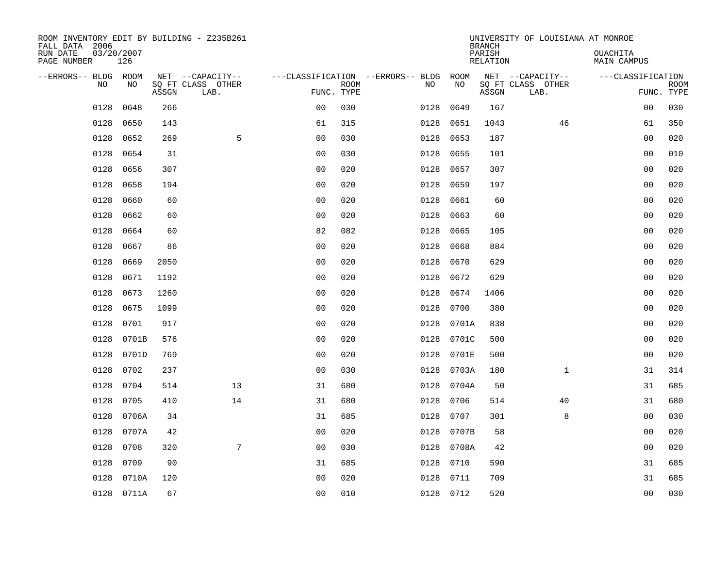ROOM INVENTORY EDIT BY BUILDING - Z235B261
FALL DATA 2006
RUN DATE 03/20/2007
PAGE NUMBER 126

UNIVERSITY OF LOUISIANA AT MONROE
BRANCH
PARISH OUACHITA
RELATION MAIN CAMPUS

| --ERRORS-- | BLDG NO | ROOM NO | NET SQ FT ASSGN | --CAPACITY-- CLASS LAB. | OTHER | ---CLASSIFICATION FUNC. | ROOM TYPE | --ERRORS-- | BLDG NO | ROOM NO | NET SQ FT ASSGN | --CAPACITY-- CLASS LAB. | OTHER | ---CLASSIFICATION FUNC. | ROOM TYPE |
|---|---|---|---|---|---|---|---|---|---|---|---|---|---|---|---|
| | 0128 | 0648 | 266 | | | 00 | 030 | | 0128 | 0649 | 167 | | | 00 | 030 |
| | 0128 | 0650 | 143 | | | 61 | 315 | | 0128 | 0651 | 1043 | | 46 | 61 | 350 |
| | 0128 | 0652 | 269 | | 5 | 00 | 030 | | 0128 | 0653 | 187 | | | 00 | 020 |
| | 0128 | 0654 | 31 | | | 00 | 030 | | 0128 | 0655 | 101 | | | 00 | 010 |
| | 0128 | 0656 | 307 | | | 00 | 020 | | 0128 | 0657 | 307 | | | 00 | 020 |
| | 0128 | 0658 | 194 | | | 00 | 020 | | 0128 | 0659 | 197 | | | 00 | 020 |
| | 0128 | 0660 | 60 | | | 00 | 020 | | 0128 | 0661 | 60 | | | 00 | 020 |
| | 0128 | 0662 | 60 | | | 00 | 020 | | 0128 | 0663 | 60 | | | 00 | 020 |
| | 0128 | 0664 | 60 | | | 82 | 082 | | 0128 | 0665 | 105 | | | 00 | 020 |
| | 0128 | 0667 | 86 | | | 00 | 020 | | 0128 | 0668 | 884 | | | 00 | 020 |
| | 0128 | 0669 | 2050 | | | 00 | 020 | | 0128 | 0670 | 629 | | | 00 | 020 |
| | 0128 | 0671 | 1192 | | | 00 | 020 | | 0128 | 0672 | 629 | | | 00 | 020 |
| | 0128 | 0673 | 1260 | | | 00 | 020 | | 0128 | 0674 | 1406 | | | 00 | 020 |
| | 0128 | 0675 | 1099 | | | 00 | 020 | | 0128 | 0700 | 380 | | | 00 | 020 |
| | 0128 | 0701 | 917 | | | 00 | 020 | | 0128 | 0701A | 838 | | | 00 | 020 |
| | 0128 | 0701B | 576 | | | 00 | 020 | | 0128 | 0701C | 500 | | | 00 | 020 |
| | 0128 | 0701D | 769 | | | 00 | 020 | | 0128 | 0701E | 500 | | | 00 | 020 |
| | 0128 | 0702 | 237 | | | 00 | 030 | | 0128 | 0703A | 180 | | 1 | 31 | 314 |
| | 0128 | 0704 | 514 | | 13 | 31 | 680 | | 0128 | 0704A | 50 | | | 31 | 685 |
| | 0128 | 0705 | 410 | | 14 | 31 | 680 | | 0128 | 0706 | 514 | | 40 | 31 | 680 |
| | 0128 | 0706A | 34 | | | 31 | 685 | | 0128 | 0707 | 301 | | 8 | 00 | 030 |
| | 0128 | 0707A | 42 | | | 00 | 020 | | 0128 | 0707B | 58 | | | 00 | 020 |
| | 0128 | 0708 | 320 | | 7 | 00 | 030 | | 0128 | 0708A | 42 | | | 00 | 020 |
| | 0128 | 0709 | 90 | | | 31 | 685 | | 0128 | 0710 | 590 | | | 31 | 685 |
| | 0128 | 0710A | 120 | | | 00 | 020 | | 0128 | 0711 | 709 | | | 31 | 685 |
| | 0128 | 0711A | 67 | | | 00 | 010 | | 0128 | 0712 | 520 | | | 00 | 030 |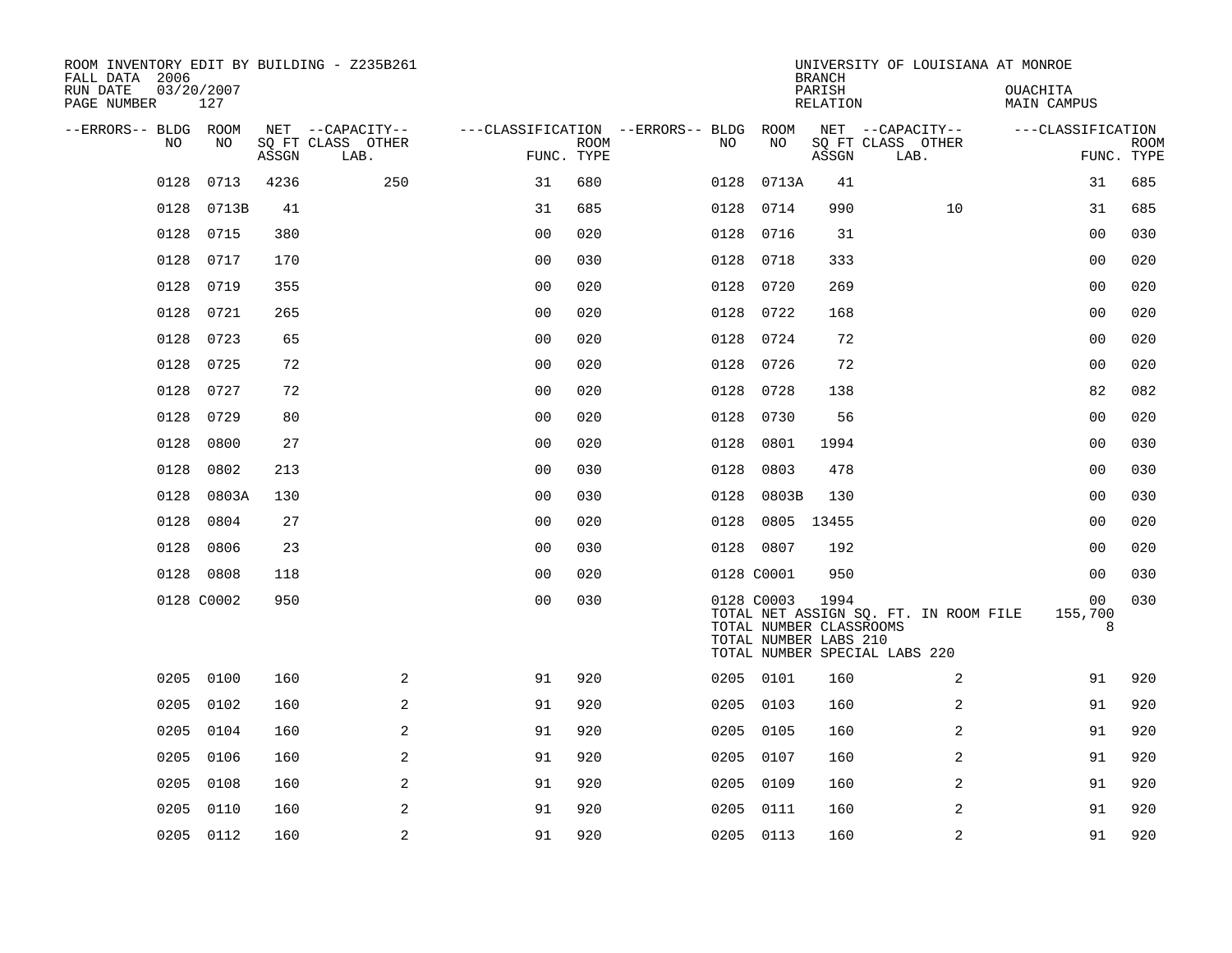ROOM INVENTORY EDIT BY BUILDING - Z235B261
FALL DATA 2006
RUN DATE 03/20/2007
PAGE NUMBER 127

UNIVERSITY OF LOUISIANA AT MONROE
BRANCH
PARISH OUACHITA
RELATION MAIN CAMPUS

| --ERRORS-- | BLDG NO | ROOM NO | NET SQ FT ASSGN | --CAPACITY-- CLASS LAB. | OTHER | ---CLASSIFICATION FUNC. | ROOM TYPE | --ERRORS-- | BLDG NO | ROOM NO | NET SQ FT ASSGN | --CAPACITY-- CLASS LAB. | OTHER | ---CLASSIFICATION FUNC. | ROOM TYPE |
|---|---|---|---|---|---|---|---|---|---|---|---|---|---|---|---|
| | 0128 | 0713 | 4236 | | 250 | 31 | 680 | | 0128 | 0713A | 41 | | | 31 | 685 |
| | 0128 | 0713B | 41 | | | 31 | 685 | | 0128 | 0714 | 990 | | 10 | 31 | 685 |
| | 0128 | 0715 | 380 | | | 00 | 020 | | 0128 | 0716 | 31 | | | 00 | 030 |
| | 0128 | 0717 | 170 | | | 00 | 030 | | 0128 | 0718 | 333 | | | 00 | 020 |
| | 0128 | 0719 | 355 | | | 00 | 020 | | 0128 | 0720 | 269 | | | 00 | 020 |
| | 0128 | 0721 | 265 | | | 00 | 020 | | 0128 | 0722 | 168 | | | 00 | 020 |
| | 0128 | 0723 | 65 | | | 00 | 020 | | 0128 | 0724 | 72 | | | 00 | 020 |
| | 0128 | 0725 | 72 | | | 00 | 020 | | 0128 | 0726 | 72 | | | 00 | 020 |
| | 0128 | 0727 | 72 | | | 00 | 020 | | 0128 | 0728 | 138 | | | 82 | 082 |
| | 0128 | 0729 | 80 | | | 00 | 020 | | 0128 | 0730 | 56 | | | 00 | 020 |
| | 0128 | 0800 | 27 | | | 00 | 020 | | 0128 | 0801 | 1994 | | | 00 | 030 |
| | 0128 | 0802 | 213 | | | 00 | 030 | | 0128 | 0803 | 478 | | | 00 | 030 |
| | 0128 | 0803A | 130 | | | 00 | 030 | | 0128 | 0803B | 130 | | | 00 | 030 |
| | 0128 | 0804 | 27 | | | 00 | 020 | | 0128 | 0805 | 13455 | | | 00 | 020 |
| | 0128 | 0806 | 23 | | | 00 | 030 | | 0128 | 0807 | 192 | | | 00 | 020 |
| | 0128 | 0808 | 118 | | | 00 | 020 | | 0128 | C0001 | 950 | | | 00 | 030 |
| | 0128 | C0002 | 950 | | | 00 | 030 | | 0128 | C0003 | 1994 | | | 00 | 030 |

TOTAL NET ASSIGN SQ. FT. IN ROOM FILE 155,700
TOTAL NUMBER CLASSROOMS 8
TOTAL NUMBER LABS 210
TOTAL NUMBER SPECIAL LABS 220

| --ERRORS-- | BLDG NO | ROOM NO | NET SQ FT ASSGN | --CAPACITY-- CLASS LAB. | OTHER | ---CLASSIFICATION FUNC. | ROOM TYPE | --ERRORS-- | BLDG NO | ROOM NO | NET SQ FT ASSGN | --CAPACITY-- CLASS LAB. | OTHER | ---CLASSIFICATION FUNC. | ROOM TYPE |
|---|---|---|---|---|---|---|---|---|---|---|---|---|---|---|---|
| | 0205 | 0100 | 160 | | 2 | 91 | 920 | | 0205 | 0101 | 160 | | 2 | 91 | 920 |
| | 0205 | 0102 | 160 | | 2 | 91 | 920 | | 0205 | 0103 | 160 | | 2 | 91 | 920 |
| | 0205 | 0104 | 160 | | 2 | 91 | 920 | | 0205 | 0105 | 160 | | 2 | 91 | 920 |
| | 0205 | 0106 | 160 | | 2 | 91 | 920 | | 0205 | 0107 | 160 | | 2 | 91 | 920 |
| | 0205 | 0108 | 160 | | 2 | 91 | 920 | | 0205 | 0109 | 160 | | 2 | 91 | 920 |
| | 0205 | 0110 | 160 | | 2 | 91 | 920 | | 0205 | 0111 | 160 | | 2 | 91 | 920 |
| | 0205 | 0112 | 160 | | 2 | 91 | 920 | | 0205 | 0113 | 160 | | 2 | 91 | 920 |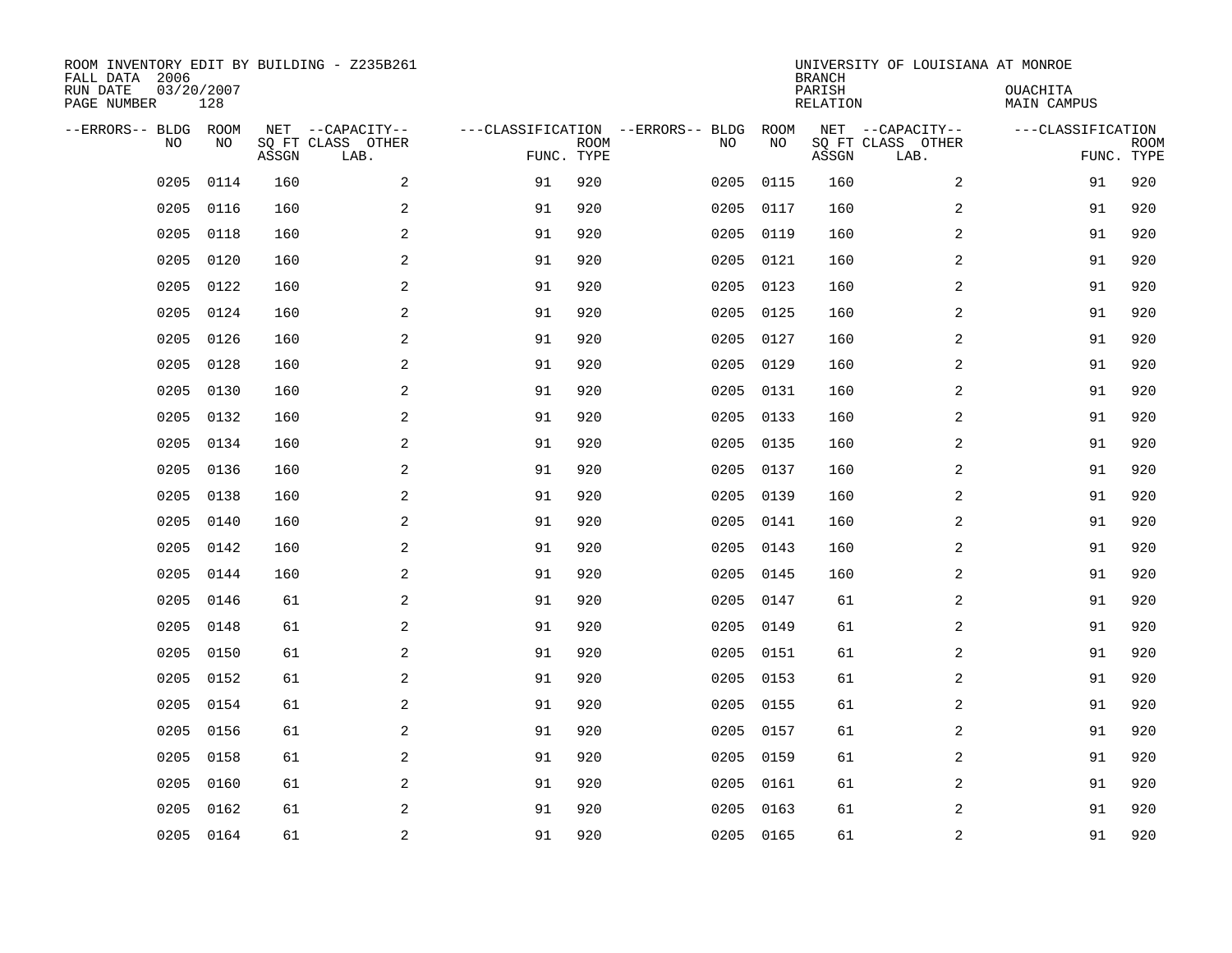ROOM INVENTORY EDIT BY BUILDING - Z235B261
FALL DATA 2006
RUN DATE 03/20/2007
PAGE NUMBER 128

UNIVERSITY OF LOUISIANA AT MONROE
BRANCH
PARISH OUACHITA
RELATION MAIN CAMPUS

| --ERRORS-- | BLDG NO | ROOM NO | NET SQ FT ASSGN | --CAPACITY-- CLASS LAB. | OTHER | ---CLASSIFICATION FUNC. | ROOM TYPE | --ERRORS-- | BLDG NO | ROOM NO | NET SQ FT ASSGN | --CAPACITY-- CLASS LAB. | OTHER | ---CLASSIFICATION FUNC. | ROOM TYPE |
|---|---|---|---|---|---|---|---|---|---|---|---|---|---|---|---|
| | 0205 | 0114 | 160 | | 2 | 91 | 920 | | 0205 | 0115 | 160 | | 2 | 91 | 920 |
| | 0205 | 0116 | 160 | | 2 | 91 | 920 | | 0205 | 0117 | 160 | | 2 | 91 | 920 |
| | 0205 | 0118 | 160 | | 2 | 91 | 920 | | 0205 | 0119 | 160 | | 2 | 91 | 920 |
| | 0205 | 0120 | 160 | | 2 | 91 | 920 | | 0205 | 0121 | 160 | | 2 | 91 | 920 |
| | 0205 | 0122 | 160 | | 2 | 91 | 920 | | 0205 | 0123 | 160 | | 2 | 91 | 920 |
| | 0205 | 0124 | 160 | | 2 | 91 | 920 | | 0205 | 0125 | 160 | | 2 | 91 | 920 |
| | 0205 | 0126 | 160 | | 2 | 91 | 920 | | 0205 | 0127 | 160 | | 2 | 91 | 920 |
| | 0205 | 0128 | 160 | | 2 | 91 | 920 | | 0205 | 0129 | 160 | | 2 | 91 | 920 |
| | 0205 | 0130 | 160 | | 2 | 91 | 920 | | 0205 | 0131 | 160 | | 2 | 91 | 920 |
| | 0205 | 0132 | 160 | | 2 | 91 | 920 | | 0205 | 0133 | 160 | | 2 | 91 | 920 |
| | 0205 | 0134 | 160 | | 2 | 91 | 920 | | 0205 | 0135 | 160 | | 2 | 91 | 920 |
| | 0205 | 0136 | 160 | | 2 | 91 | 920 | | 0205 | 0137 | 160 | | 2 | 91 | 920 |
| | 0205 | 0138 | 160 | | 2 | 91 | 920 | | 0205 | 0139 | 160 | | 2 | 91 | 920 |
| | 0205 | 0140 | 160 | | 2 | 91 | 920 | | 0205 | 0141 | 160 | | 2 | 91 | 920 |
| | 0205 | 0142 | 160 | | 2 | 91 | 920 | | 0205 | 0143 | 160 | | 2 | 91 | 920 |
| | 0205 | 0144 | 160 | | 2 | 91 | 920 | | 0205 | 0145 | 160 | | 2 | 91 | 920 |
| | 0205 | 0146 | 61 | | 2 | 91 | 920 | | 0205 | 0147 | 61 | | 2 | 91 | 920 |
| | 0205 | 0148 | 61 | | 2 | 91 | 920 | | 0205 | 0149 | 61 | | 2 | 91 | 920 |
| | 0205 | 0150 | 61 | | 2 | 91 | 920 | | 0205 | 0151 | 61 | | 2 | 91 | 920 |
| | 0205 | 0152 | 61 | | 2 | 91 | 920 | | 0205 | 0153 | 61 | | 2 | 91 | 920 |
| | 0205 | 0154 | 61 | | 2 | 91 | 920 | | 0205 | 0155 | 61 | | 2 | 91 | 920 |
| | 0205 | 0156 | 61 | | 2 | 91 | 920 | | 0205 | 0157 | 61 | | 2 | 91 | 920 |
| | 0205 | 0158 | 61 | | 2 | 91 | 920 | | 0205 | 0159 | 61 | | 2 | 91 | 920 |
| | 0205 | 0160 | 61 | | 2 | 91 | 920 | | 0205 | 0161 | 61 | | 2 | 91 | 920 |
| | 0205 | 0162 | 61 | | 2 | 91 | 920 | | 0205 | 0163 | 61 | | 2 | 91 | 920 |
| | 0205 | 0164 | 61 | | 2 | 91 | 920 | | 0205 | 0165 | 61 | | 2 | 91 | 920 |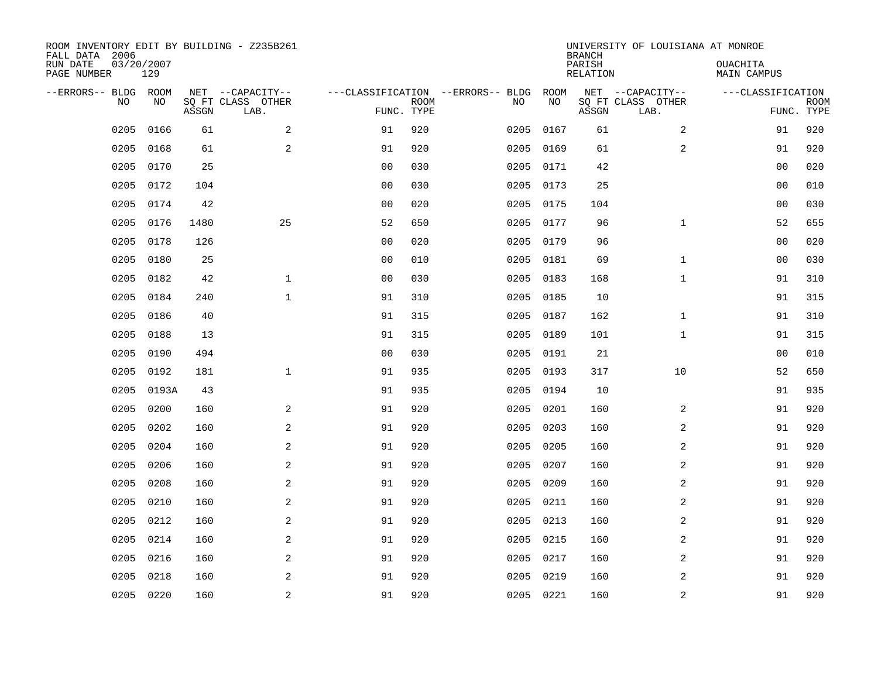ROOM INVENTORY EDIT BY BUILDING - Z235B261
FALL DATA 2006
RUN DATE 03/20/2007
PAGE NUMBER 129

UNIVERSITY OF LOUISIANA AT MONROE
BRANCH
PARISH OUACHITA
RELATION MAIN CAMPUS

| --ERRORS-- | BLDG NO | ROOM NO | NET SQ FT ASSGN | --CAPACITY-- CLASS | OTHER LAB. | ---CLASSIFICATION FUNC. | ROOM TYPE | --ERRORS-- | BLDG NO | ROOM NO | NET SQ FT ASSGN | --CAPACITY-- CLASS | OTHER LAB. | ---CLASSIFICATION FUNC. | ROOM TYPE |
|---|---|---|---|---|---|---|---|---|---|---|---|---|---|---|---|
| | 0205 | 0166 | 61 | | 2 | 91 | 920 | | 0205 | 0167 | 61 | | 2 | 91 | 920 |
| | 0205 | 0168 | 61 | | 2 | 91 | 920 | | 0205 | 0169 | 61 | | 2 | 91 | 920 |
| | 0205 | 0170 | 25 | | | 00 | 030 | | 0205 | 0171 | 42 | | | 00 | 020 |
| | 0205 | 0172 | 104 | | | 00 | 030 | | 0205 | 0173 | 25 | | | 00 | 010 |
| | 0205 | 0174 | 42 | | | 00 | 020 | | 0205 | 0175 | 104 | | | 00 | 030 |
| | 0205 | 0176 | 1480 | | 25 | 52 | 650 | | 0205 | 0177 | 96 | | 1 | 52 | 655 |
| | 0205 | 0178 | 126 | | | 00 | 020 | | 0205 | 0179 | 96 | | | 00 | 020 |
| | 0205 | 0180 | 25 | | | 00 | 010 | | 0205 | 0181 | 69 | | 1 | 00 | 030 |
| | 0205 | 0182 | 42 | | 1 | 00 | 030 | | 0205 | 0183 | 168 | | 1 | 91 | 310 |
| | 0205 | 0184 | 240 | | 1 | 91 | 310 | | 0205 | 0185 | 10 | | | 91 | 315 |
| | 0205 | 0186 | 40 | | | 91 | 315 | | 0205 | 0187 | 162 | | 1 | 91 | 310 |
| | 0205 | 0188 | 13 | | | 91 | 315 | | 0205 | 0189 | 101 | | 1 | 91 | 315 |
| | 0205 | 0190 | 494 | | | 00 | 030 | | 0205 | 0191 | 21 | | | 00 | 010 |
| | 0205 | 0192 | 181 | | 1 | 91 | 935 | | 0205 | 0193 | 317 | | 10 | 52 | 650 |
| | 0205 | 0193A | 43 | | | 91 | 935 | | 0205 | 0194 | 10 | | | 91 | 935 |
| | 0205 | 0200 | 160 | | 2 | 91 | 920 | | 0205 | 0201 | 160 | | 2 | 91 | 920 |
| | 0205 | 0202 | 160 | | 2 | 91 | 920 | | 0205 | 0203 | 160 | | 2 | 91 | 920 |
| | 0205 | 0204 | 160 | | 2 | 91 | 920 | | 0205 | 0205 | 160 | | 2 | 91 | 920 |
| | 0205 | 0206 | 160 | | 2 | 91 | 920 | | 0205 | 0207 | 160 | | 2 | 91 | 920 |
| | 0205 | 0208 | 160 | | 2 | 91 | 920 | | 0205 | 0209 | 160 | | 2 | 91 | 920 |
| | 0205 | 0210 | 160 | | 2 | 91 | 920 | | 0205 | 0211 | 160 | | 2 | 91 | 920 |
| | 0205 | 0212 | 160 | | 2 | 91 | 920 | | 0205 | 0213 | 160 | | 2 | 91 | 920 |
| | 0205 | 0214 | 160 | | 2 | 91 | 920 | | 0205 | 0215 | 160 | | 2 | 91 | 920 |
| | 0205 | 0216 | 160 | | 2 | 91 | 920 | | 0205 | 0217 | 160 | | 2 | 91 | 920 |
| | 0205 | 0218 | 160 | | 2 | 91 | 920 | | 0205 | 0219 | 160 | | 2 | 91 | 920 |
| | 0205 | 0220 | 160 | | 2 | 91 | 920 | | 0205 | 0221 | 160 | | 2 | 91 | 920 |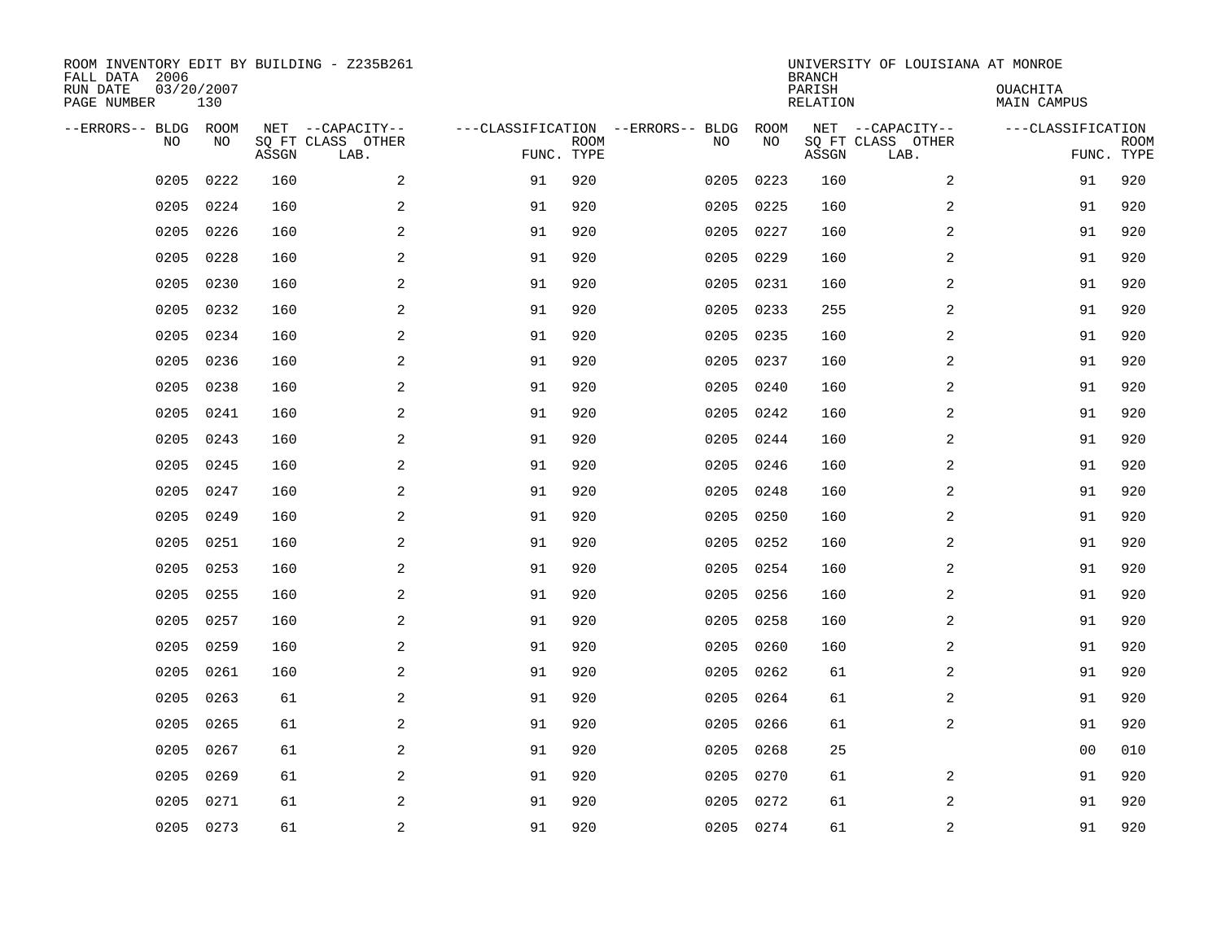ROOM INVENTORY EDIT BY BUILDING - Z235B261
FALL DATA 2006
RUN DATE 03/20/2007
PAGE NUMBER 130

UNIVERSITY OF LOUISIANA AT MONROE
BRANCH
PARISH OUACHITA
RELATION MAIN CAMPUS

| --ERRORS-- | BLDG NO | ROOM NO | NET SQ FT ASSGN | --CAPACITY-- CLASS LAB. | OTHER | ---CLASSIFICATION FUNC. | ROOM TYPE | --ERRORS-- | BLDG NO | ROOM NO | NET SQ FT ASSGN | --CAPACITY-- CLASS LAB. | OTHER | ---CLASSIFICATION FUNC. | ROOM TYPE |
|---|---|---|---|---|---|---|---|---|---|---|---|---|---|---|---|
| | 0205 | 0222 | 160 | | 2 | 91 | 920 | | 0205 | 0223 | 160 | | 2 | 91 | 920 |
| | 0205 | 0224 | 160 | | 2 | 91 | 920 | | 0205 | 0225 | 160 | | 2 | 91 | 920 |
| | 0205 | 0226 | 160 | | 2 | 91 | 920 | | 0205 | 0227 | 160 | | 2 | 91 | 920 |
| | 0205 | 0228 | 160 | | 2 | 91 | 920 | | 0205 | 0229 | 160 | | 2 | 91 | 920 |
| | 0205 | 0230 | 160 | | 2 | 91 | 920 | | 0205 | 0231 | 160 | | 2 | 91 | 920 |
| | 0205 | 0232 | 160 | | 2 | 91 | 920 | | 0205 | 0233 | 255 | | 2 | 91 | 920 |
| | 0205 | 0234 | 160 | | 2 | 91 | 920 | | 0205 | 0235 | 160 | | 2 | 91 | 920 |
| | 0205 | 0236 | 160 | | 2 | 91 | 920 | | 0205 | 0237 | 160 | | 2 | 91 | 920 |
| | 0205 | 0238 | 160 | | 2 | 91 | 920 | | 0205 | 0240 | 160 | | 2 | 91 | 920 |
| | 0205 | 0241 | 160 | | 2 | 91 | 920 | | 0205 | 0242 | 160 | | 2 | 91 | 920 |
| | 0205 | 0243 | 160 | | 2 | 91 | 920 | | 0205 | 0244 | 160 | | 2 | 91 | 920 |
| | 0205 | 0245 | 160 | | 2 | 91 | 920 | | 0205 | 0246 | 160 | | 2 | 91 | 920 |
| | 0205 | 0247 | 160 | | 2 | 91 | 920 | | 0205 | 0248 | 160 | | 2 | 91 | 920 |
| | 0205 | 0249 | 160 | | 2 | 91 | 920 | | 0205 | 0250 | 160 | | 2 | 91 | 920 |
| | 0205 | 0251 | 160 | | 2 | 91 | 920 | | 0205 | 0252 | 160 | | 2 | 91 | 920 |
| | 0205 | 0253 | 160 | | 2 | 91 | 920 | | 0205 | 0254 | 160 | | 2 | 91 | 920 |
| | 0205 | 0255 | 160 | | 2 | 91 | 920 | | 0205 | 0256 | 160 | | 2 | 91 | 920 |
| | 0205 | 0257 | 160 | | 2 | 91 | 920 | | 0205 | 0258 | 160 | | 2 | 91 | 920 |
| | 0205 | 0259 | 160 | | 2 | 91 | 920 | | 0205 | 0260 | 160 | | 2 | 91 | 920 |
| | 0205 | 0261 | 160 | | 2 | 91 | 920 | | 0205 | 0262 | 61 | | 2 | 91 | 920 |
| | 0205 | 0263 | 61 | | 2 | 91 | 920 | | 0205 | 0264 | 61 | | 2 | 91 | 920 |
| | 0205 | 0265 | 61 | | 2 | 91 | 920 | | 0205 | 0266 | 61 | | 2 | 91 | 920 |
| | 0205 | 0267 | 61 | | 2 | 91 | 920 | | 0205 | 0268 | 25 | | | 00 | 010 |
| | 0205 | 0269 | 61 | | 2 | 91 | 920 | | 0205 | 0270 | 61 | | 2 | 91 | 920 |
| | 0205 | 0271 | 61 | | 2 | 91 | 920 | | 0205 | 0272 | 61 | | 2 | 91 | 920 |
| | 0205 | 0273 | 61 | | 2 | 91 | 920 | | 0205 | 0274 | 61 | | 2 | 91 | 920 |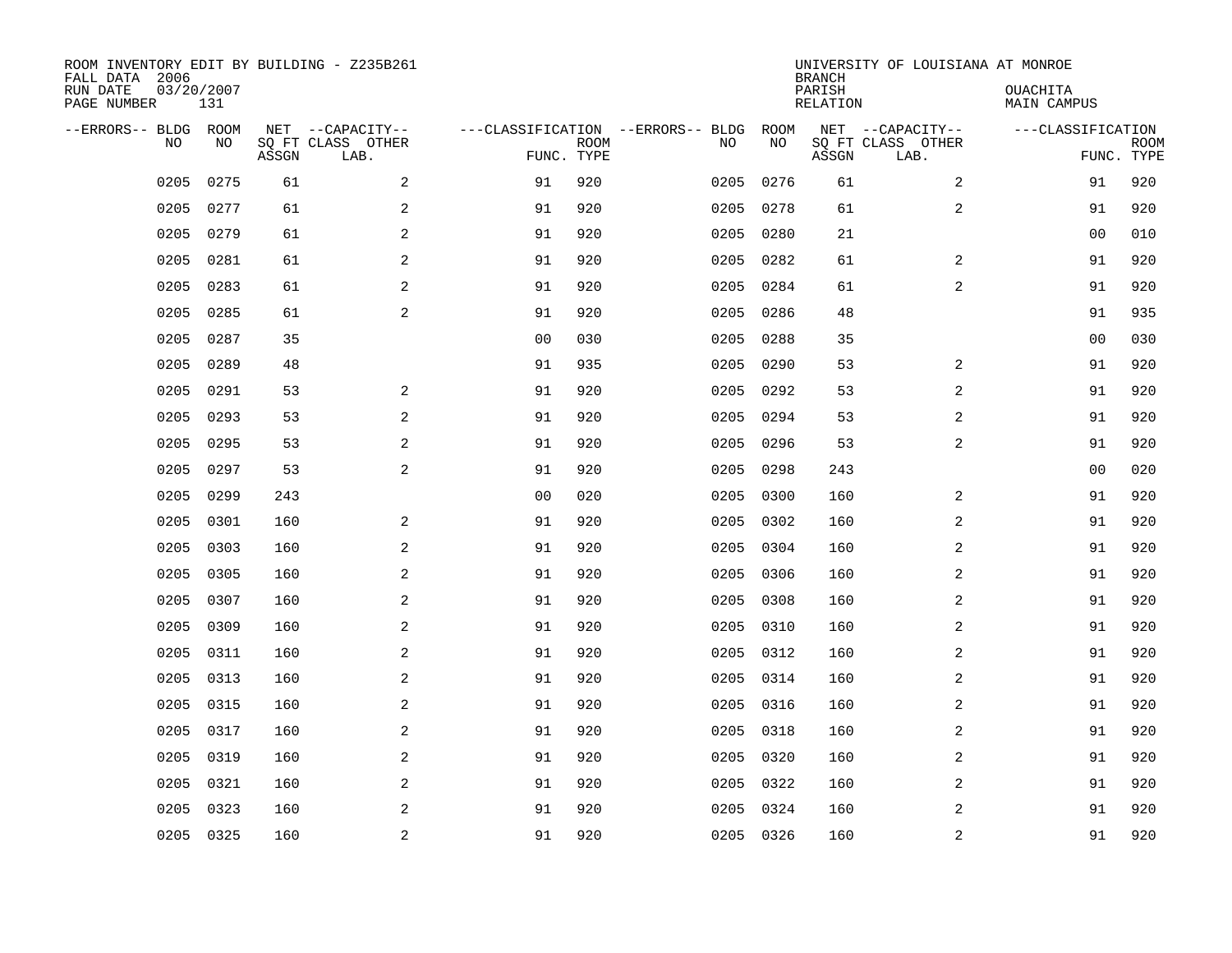ROOM INVENTORY EDIT BY BUILDING - Z235B261
FALL DATA 2006
RUN DATE 03/20/2007
PAGE NUMBER 131

UNIVERSITY OF LOUISIANA AT MONROE
BRANCH
PARISH OUACHITA
RELATION MAIN CAMPUS

| --ERRORS-- | BLDG NO | ROOM NO | NET SQ FT ASSGN | --CAPACITY-- CLASS LAB. | OTHER | ---CLASSIFICATION FUNC. | ROOM TYPE | --ERRORS-- | BLDG NO | ROOM NO | NET SQ FT ASSGN | --CAPACITY-- CLASS LAB. | OTHER | ---CLASSIFICATION FUNC. | ROOM TYPE |
|---|---|---|---|---|---|---|---|---|---|---|---|---|---|---|---|
| | 0205 | 0275 | 61 | | 2 | 91 | 920 | | 0205 | 0276 | 61 | | 2 | 91 | 920 |
| | 0205 | 0277 | 61 | | 2 | 91 | 920 | | 0205 | 0278 | 61 | | 2 | 91 | 920 |
| | 0205 | 0279 | 61 | | 2 | 91 | 920 | | 0205 | 0280 | 21 | | | 00 | 010 |
| | 0205 | 0281 | 61 | | 2 | 91 | 920 | | 0205 | 0282 | 61 | | 2 | 91 | 920 |
| | 0205 | 0283 | 61 | | 2 | 91 | 920 | | 0205 | 0284 | 61 | | 2 | 91 | 920 |
| | 0205 | 0285 | 61 | | 2 | 91 | 920 | | 0205 | 0286 | 48 | | | 91 | 935 |
| | 0205 | 0287 | 35 | | | 00 | 030 | | 0205 | 0288 | 35 | | | 00 | 030 |
| | 0205 | 0289 | 48 | | | 91 | 935 | | 0205 | 0290 | 53 | | 2 | 91 | 920 |
| | 0205 | 0291 | 53 | | 2 | 91 | 920 | | 0205 | 0292 | 53 | | 2 | 91 | 920 |
| | 0205 | 0293 | 53 | | 2 | 91 | 920 | | 0205 | 0294 | 53 | | 2 | 91 | 920 |
| | 0205 | 0295 | 53 | | 2 | 91 | 920 | | 0205 | 0296 | 53 | | 2 | 91 | 920 |
| | 0205 | 0297 | 53 | | 2 | 91 | 920 | | 0205 | 0298 | 243 | | | 00 | 020 |
| | 0205 | 0299 | 243 | | | 00 | 020 | | 0205 | 0300 | 160 | | 2 | 91 | 920 |
| | 0205 | 0301 | 160 | | 2 | 91 | 920 | | 0205 | 0302 | 160 | | 2 | 91 | 920 |
| | 0205 | 0303 | 160 | | 2 | 91 | 920 | | 0205 | 0304 | 160 | | 2 | 91 | 920 |
| | 0205 | 0305 | 160 | | 2 | 91 | 920 | | 0205 | 0306 | 160 | | 2 | 91 | 920 |
| | 0205 | 0307 | 160 | | 2 | 91 | 920 | | 0205 | 0308 | 160 | | 2 | 91 | 920 |
| | 0205 | 0309 | 160 | | 2 | 91 | 920 | | 0205 | 0310 | 160 | | 2 | 91 | 920 |
| | 0205 | 0311 | 160 | | 2 | 91 | 920 | | 0205 | 0312 | 160 | | 2 | 91 | 920 |
| | 0205 | 0313 | 160 | | 2 | 91 | 920 | | 0205 | 0314 | 160 | | 2 | 91 | 920 |
| | 0205 | 0315 | 160 | | 2 | 91 | 920 | | 0205 | 0316 | 160 | | 2 | 91 | 920 |
| | 0205 | 0317 | 160 | | 2 | 91 | 920 | | 0205 | 0318 | 160 | | 2 | 91 | 920 |
| | 0205 | 0319 | 160 | | 2 | 91 | 920 | | 0205 | 0320 | 160 | | 2 | 91 | 920 |
| | 0205 | 0321 | 160 | | 2 | 91 | 920 | | 0205 | 0322 | 160 | | 2 | 91 | 920 |
| | 0205 | 0323 | 160 | | 2 | 91 | 920 | | 0205 | 0324 | 160 | | 2 | 91 | 920 |
| | 0205 | 0325 | 160 | | 2 | 91 | 920 | | 0205 | 0326 | 160 | | 2 | 91 | 920 |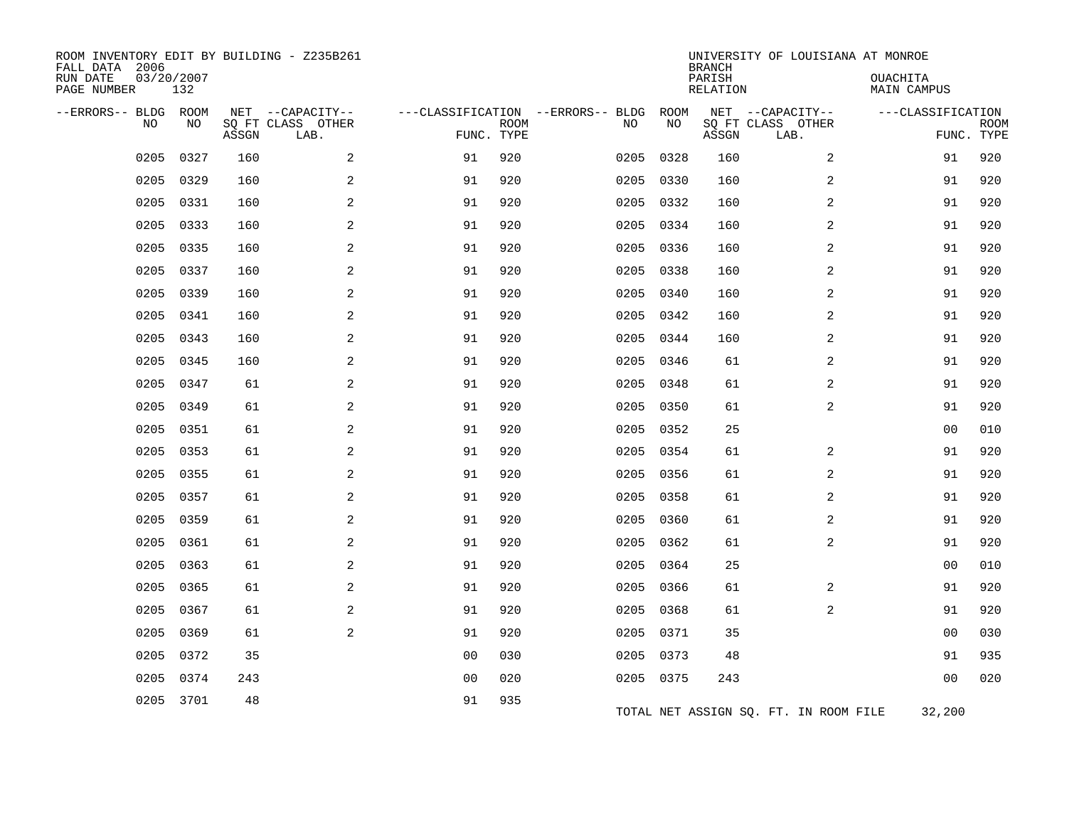ROOM INVENTORY EDIT BY BUILDING - Z235B261
FALL DATA 2006
RUN DATE 03/20/2007
PAGE NUMBER 132

UNIVERSITY OF LOUISIANA AT MONROE
BRANCH
PARISH OUACHITA
RELATION MAIN CAMPUS

| --ERRORS-- | BLDG NO | ROOM NO | NET SQ FT ASSGN | --CAPACITY-- CLASS LAB. | OTHER | ---CLASSIFICATION FUNC. | ROOM TYPE | --ERRORS-- | BLDG NO | ROOM NO | NET SQ FT ASSGN | --CAPACITY-- CLASS LAB. | OTHER | ---CLASSIFICATION FUNC. | ROOM TYPE |
|---|---|---|---|---|---|---|---|---|---|---|---|---|---|---|---|
| | 0205 | 0327 | 160 | | 2 | 91 | 920 | | 0205 | 0328 | 160 | | 2 | 91 | 920 |
| | 0205 | 0329 | 160 | | 2 | 91 | 920 | | 0205 | 0330 | 160 | | 2 | 91 | 920 |
| | 0205 | 0331 | 160 | | 2 | 91 | 920 | | 0205 | 0332 | 160 | | 2 | 91 | 920 |
| | 0205 | 0333 | 160 | | 2 | 91 | 920 | | 0205 | 0334 | 160 | | 2 | 91 | 920 |
| | 0205 | 0335 | 160 | | 2 | 91 | 920 | | 0205 | 0336 | 160 | | 2 | 91 | 920 |
| | 0205 | 0337 | 160 | | 2 | 91 | 920 | | 0205 | 0338 | 160 | | 2 | 91 | 920 |
| | 0205 | 0339 | 160 | | 2 | 91 | 920 | | 0205 | 0340 | 160 | | 2 | 91 | 920 |
| | 0205 | 0341 | 160 | | 2 | 91 | 920 | | 0205 | 0342 | 160 | | 2 | 91 | 920 |
| | 0205 | 0343 | 160 | | 2 | 91 | 920 | | 0205 | 0344 | 160 | | 2 | 91 | 920 |
| | 0205 | 0345 | 160 | | 2 | 91 | 920 | | 0205 | 0346 | 61 | | 2 | 91 | 920 |
| | 0205 | 0347 | 61 | | 2 | 91 | 920 | | 0205 | 0348 | 61 | | 2 | 91 | 920 |
| | 0205 | 0349 | 61 | | 2 | 91 | 920 | | 0205 | 0350 | 61 | | 2 | 91 | 920 |
| | 0205 | 0351 | 61 | | 2 | 91 | 920 | | 0205 | 0352 | 25 | | | 00 | 010 |
| | 0205 | 0353 | 61 | | 2 | 91 | 920 | | 0205 | 0354 | 61 | | 2 | 91 | 920 |
| | 0205 | 0355 | 61 | | 2 | 91 | 920 | | 0205 | 0356 | 61 | | 2 | 91 | 920 |
| | 0205 | 0357 | 61 | | 2 | 91 | 920 | | 0205 | 0358 | 61 | | 2 | 91 | 920 |
| | 0205 | 0359 | 61 | | 2 | 91 | 920 | | 0205 | 0360 | 61 | | 2 | 91 | 920 |
| | 0205 | 0361 | 61 | | 2 | 91 | 920 | | 0205 | 0362 | 61 | | 2 | 91 | 920 |
| | 0205 | 0363 | 61 | | 2 | 91 | 920 | | 0205 | 0364 | 25 | | | 00 | 010 |
| | 0205 | 0365 | 61 | | 2 | 91 | 920 | | 0205 | 0366 | 61 | | 2 | 91 | 920 |
| | 0205 | 0367 | 61 | | 2 | 91 | 920 | | 0205 | 0368 | 61 | | 2 | 91 | 920 |
| | 0205 | 0369 | 61 | | 2 | 91 | 920 | | 0205 | 0371 | 35 | | | 00 | 030 |
| | 0205 | 0372 | 35 | | | 00 | 030 | | 0205 | 0373 | 48 | | | 91 | 935 |
| | 0205 | 0374 | 243 | | | 00 | 020 | | 0205 | 0375 | 243 | | | 00 | 020 |
| | 0205 | 3701 | 48 | | | 91 | 935 | | | | | | | | |

TOTAL NET ASSIGN SQ. FT. IN ROOM FILE 32,200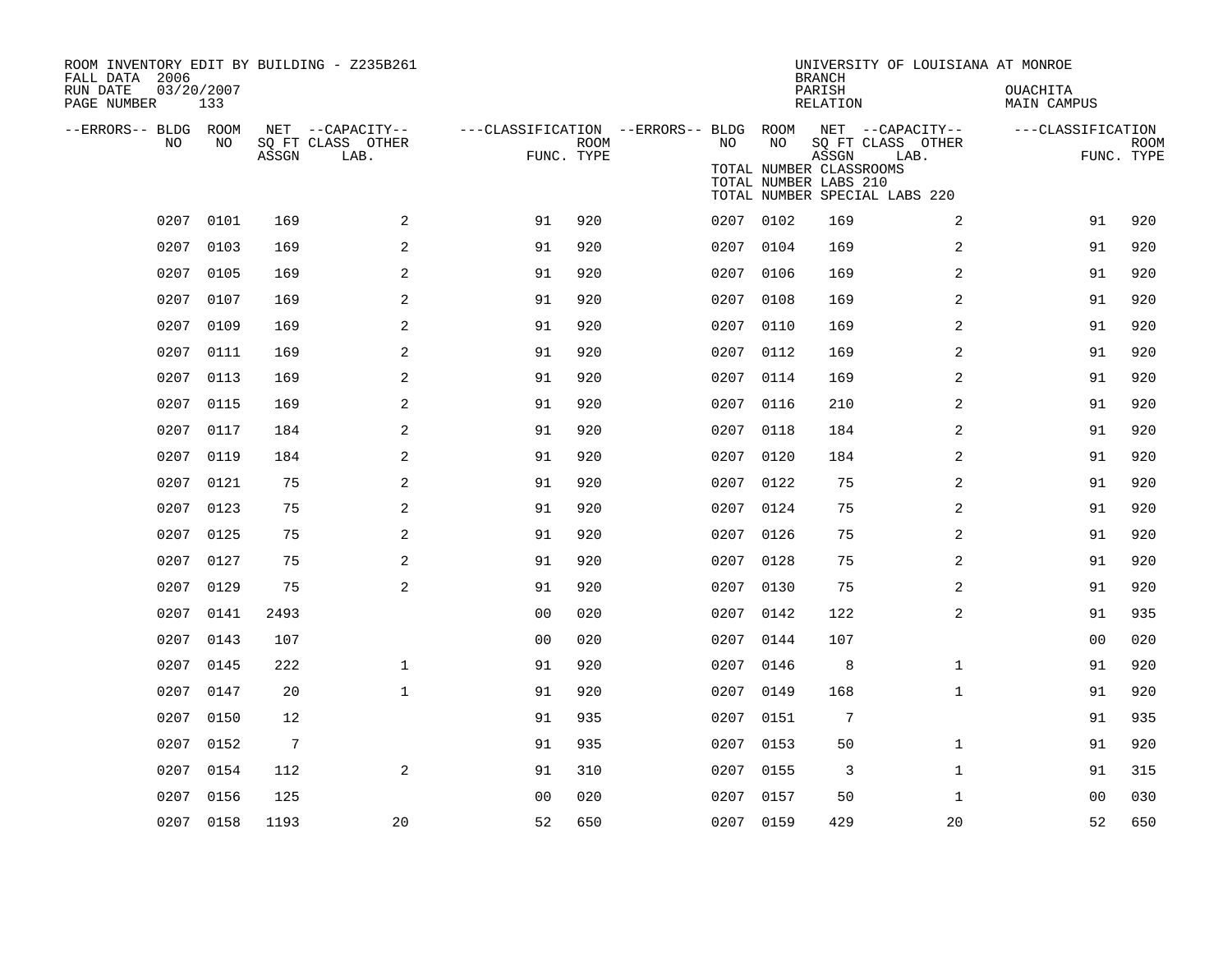ROOM INVENTORY EDIT BY BUILDING - Z235B261
FALL DATA 2006
RUN DATE 03/20/2007
PAGE NUMBER 133

UNIVERSITY OF LOUISIANA AT MONROE
BRANCH
PARISH OUACHITA
RELATION MAIN CAMPUS

| --ERRORS-- | BLDG NO | ROOM NO | NET SQ FT ASSGN | CAPACITY CLASS LAB. | CAPACITY OTHER | CLASSIFICATION FUNC. | ROOM TYPE | --ERRORS-- | BLDG NO | ROOM NO | NET SQ FT ASSGN | CAPACITY CLASS LAB. | CAPACITY OTHER | CLASSIFICATION FUNC. | ROOM TYPE |
|---|---|---|---|---|---|---|---|---|---|---|---|---|---|---|---|
| | 0207 | 0101 | 169 | | 2 | 91 | 920 | | 0207 | 0102 | 169 | | 2 | 91 | 920 |
| | 0207 | 0103 | 169 | | 2 | 91 | 920 | | 0207 | 0104 | 169 | | 2 | 91 | 920 |
| | 0207 | 0105 | 169 | | 2 | 91 | 920 | | 0207 | 0106 | 169 | | 2 | 91 | 920 |
| | 0207 | 0107 | 169 | | 2 | 91 | 920 | | 0207 | 0108 | 169 | | 2 | 91 | 920 |
| | 0207 | 0109 | 169 | | 2 | 91 | 920 | | 0207 | 0110 | 169 | | 2 | 91 | 920 |
| | 0207 | 0111 | 169 | | 2 | 91 | 920 | | 0207 | 0112 | 169 | | 2 | 91 | 920 |
| | 0207 | 0113 | 169 | | 2 | 91 | 920 | | 0207 | 0114 | 169 | | 2 | 91 | 920 |
| | 0207 | 0115 | 169 | | 2 | 91 | 920 | | 0207 | 0116 | 210 | | 2 | 91 | 920 |
| | 0207 | 0117 | 184 | | 2 | 91 | 920 | | 0207 | 0118 | 184 | | 2 | 91 | 920 |
| | 0207 | 0119 | 184 | | 2 | 91 | 920 | | 0207 | 0120 | 184 | | 2 | 91 | 920 |
| | 0207 | 0121 | 75 | | 2 | 91 | 920 | | 0207 | 0122 | 75 | | 2 | 91 | 920 |
| | 0207 | 0123 | 75 | | 2 | 91 | 920 | | 0207 | 0124 | 75 | | 2 | 91 | 920 |
| | 0207 | 0125 | 75 | | 2 | 91 | 920 | | 0207 | 0126 | 75 | | 2 | 91 | 920 |
| | 0207 | 0127 | 75 | | 2 | 91 | 920 | | 0207 | 0128 | 75 | | 2 | 91 | 920 |
| | 0207 | 0129 | 75 | | 2 | 91 | 920 | | 0207 | 0130 | 75 | | 2 | 91 | 920 |
| | 0207 | 0141 | 2493 | | | 00 | 020 | | 0207 | 0142 | 122 | | 2 | 91 | 935 |
| | 0207 | 0143 | 107 | | | 00 | 020 | | 0207 | 0144 | 107 | | | 00 | 020 |
| | 0207 | 0145 | 222 | | 1 | 91 | 920 | | 0207 | 0146 | 8 | | 1 | 91 | 920 |
| | 0207 | 0147 | 20 | | 1 | 91 | 920 | | 0207 | 0149 | 168 | | 1 | 91 | 920 |
| | 0207 | 0150 | 12 | | | 91 | 935 | | 0207 | 0151 | 7 | | | 91 | 935 |
| | 0207 | 0152 | 7 | | | 91 | 935 | | 0207 | 0153 | 50 | | 1 | 91 | 920 |
| | 0207 | 0154 | 112 | | 2 | 91 | 310 | | 0207 | 0155 | 3 | | 1 | 91 | 315 |
| | 0207 | 0156 | 125 | | | 00 | 020 | | 0207 | 0157 | 50 | | 1 | 00 | 030 |
| | 0207 | 0158 | 1193 | | 20 | 52 | 650 | | 0207 | 0159 | 429 | | 20 | 52 | 650 |

TOTAL NUMBER CLASSROOMS
TOTAL NUMBER LABS 210
TOTAL NUMBER SPECIAL LABS 220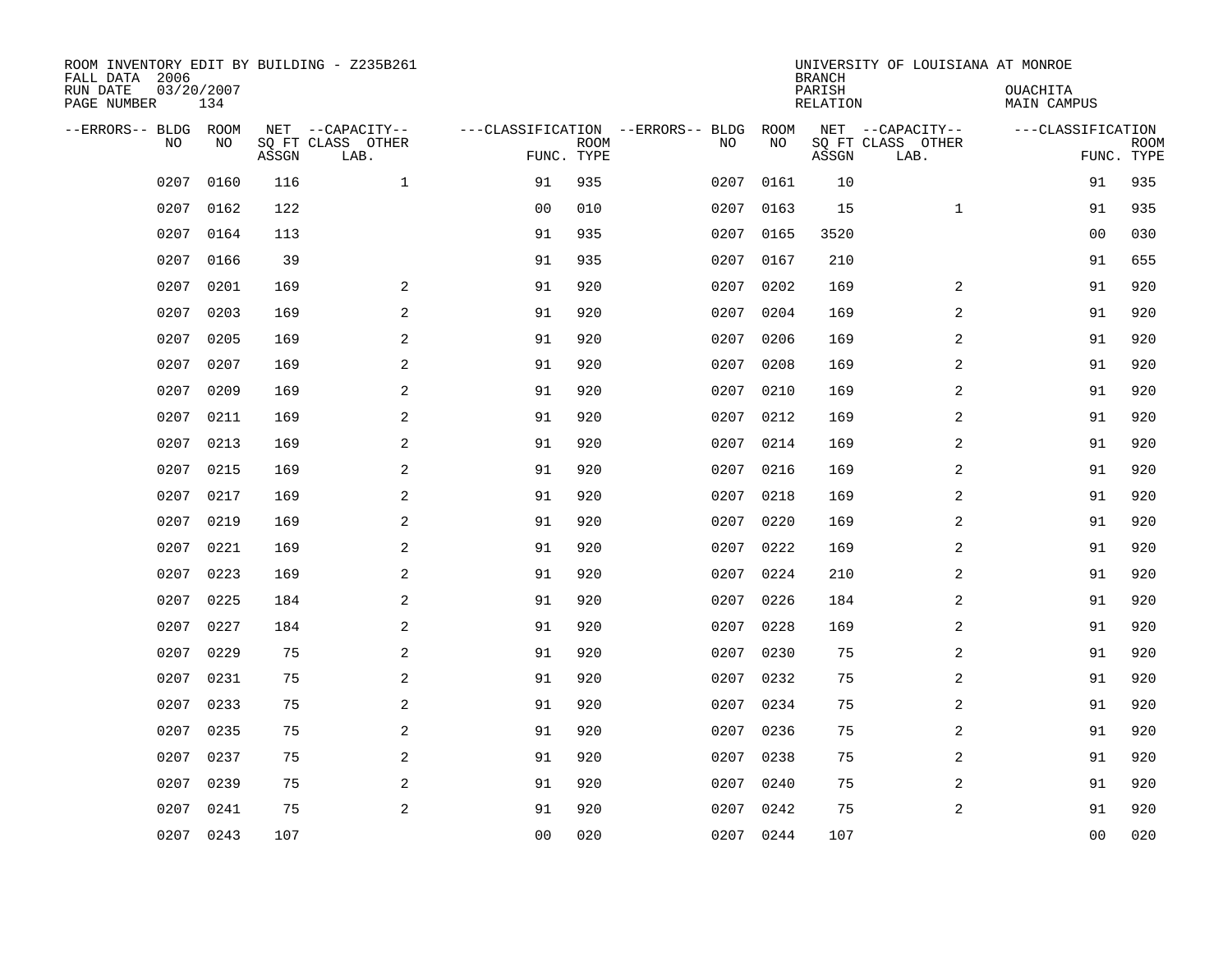ROOM INVENTORY EDIT BY BUILDING - Z235B261
FALL DATA 2006
RUN DATE 03/20/2007
PAGE NUMBER 134

UNIVERSITY OF LOUISIANA AT MONROE
BRANCH
PARISH OUACHITA
RELATION MAIN CAMPUS

| --ERRORS-- | BLDG NO | ROOM NO | NET SQ FT ASSGN | CAPACITY CLASS LAB. | CAPACITY OTHER | CLASSIFICATION FUNC. | ROOM TYPE | --ERRORS-- | BLDG NO | ROOM NO | NET SQ FT ASSGN | CAPACITY CLASS LAB. | CAPACITY OTHER | CLASSIFICATION FUNC. | ROOM TYPE |
|---|---|---|---|---|---|---|---|---|---|---|---|---|---|---|---|
| | 0207 | 0160 | 116 | | 1 | 91 | 935 | | 0207 | 0161 | 10 | | | 91 | 935 |
| | 0207 | 0162 | 122 | | | 00 | 010 | | 0207 | 0163 | 15 | | 1 | 91 | 935 |
| | 0207 | 0164 | 113 | | | 91 | 935 | | 0207 | 0165 | 3520 | | | 00 | 030 |
| | 0207 | 0166 | 39 | | | 91 | 935 | | 0207 | 0167 | 210 | | | 91 | 655 |
| | 0207 | 0201 | 169 | | 2 | 91 | 920 | | 0207 | 0202 | 169 | | 2 | 91 | 920 |
| | 0207 | 0203 | 169 | | 2 | 91 | 920 | | 0207 | 0204 | 169 | | 2 | 91 | 920 |
| | 0207 | 0205 | 169 | | 2 | 91 | 920 | | 0207 | 0206 | 169 | | 2 | 91 | 920 |
| | 0207 | 0207 | 169 | | 2 | 91 | 920 | | 0207 | 0208 | 169 | | 2 | 91 | 920 |
| | 0207 | 0209 | 169 | | 2 | 91 | 920 | | 0207 | 0210 | 169 | | 2 | 91 | 920 |
| | 0207 | 0211 | 169 | | 2 | 91 | 920 | | 0207 | 0212 | 169 | | 2 | 91 | 920 |
| | 0207 | 0213 | 169 | | 2 | 91 | 920 | | 0207 | 0214 | 169 | | 2 | 91 | 920 |
| | 0207 | 0215 | 169 | | 2 | 91 | 920 | | 0207 | 0216 | 169 | | 2 | 91 | 920 |
| | 0207 | 0217 | 169 | | 2 | 91 | 920 | | 0207 | 0218 | 169 | | 2 | 91 | 920 |
| | 0207 | 0219 | 169 | | 2 | 91 | 920 | | 0207 | 0220 | 169 | | 2 | 91 | 920 |
| | 0207 | 0221 | 169 | | 2 | 91 | 920 | | 0207 | 0222 | 169 | | 2 | 91 | 920 |
| | 0207 | 0223 | 169 | | 2 | 91 | 920 | | 0207 | 0224 | 210 | | 2 | 91 | 920 |
| | 0207 | 0225 | 184 | | 2 | 91 | 920 | | 0207 | 0226 | 184 | | 2 | 91 | 920 |
| | 0207 | 0227 | 184 | | 2 | 91 | 920 | | 0207 | 0228 | 169 | | 2 | 91 | 920 |
| | 0207 | 0229 | 75 | | 2 | 91 | 920 | | 0207 | 0230 | 75 | | 2 | 91 | 920 |
| | 0207 | 0231 | 75 | | 2 | 91 | 920 | | 0207 | 0232 | 75 | | 2 | 91 | 920 |
| | 0207 | 0233 | 75 | | 2 | 91 | 920 | | 0207 | 0234 | 75 | | 2 | 91 | 920 |
| | 0207 | 0235 | 75 | | 2 | 91 | 920 | | 0207 | 0236 | 75 | | 2 | 91 | 920 |
| | 0207 | 0237 | 75 | | 2 | 91 | 920 | | 0207 | 0238 | 75 | | 2 | 91 | 920 |
| | 0207 | 0239 | 75 | | 2 | 91 | 920 | | 0207 | 0240 | 75 | | 2 | 91 | 920 |
| | 0207 | 0241 | 75 | | 2 | 91 | 920 | | 0207 | 0242 | 75 | | 2 | 91 | 920 |
| | 0207 | 0243 | 107 | | | 00 | 020 | | 0207 | 0244 | 107 | | | 00 | 020 |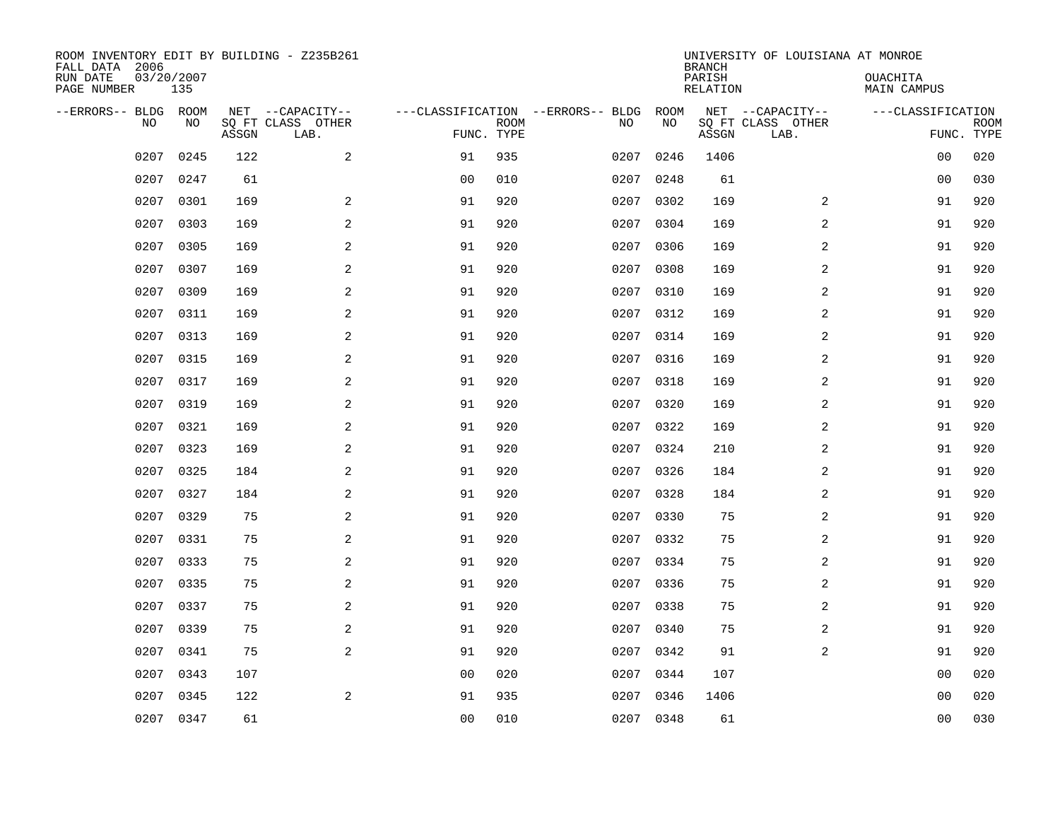ROOM INVENTORY EDIT BY BUILDING - Z235B261
FALL DATA 2006
RUN DATE 03/20/2007
PAGE NUMBER 135

UNIVERSITY OF LOUISIANA AT MONROE
BRANCH
PARISH OUACHITA
RELATION MAIN CAMPUS

| --ERRORS-- | BLDG NO | ROOM NO | NET SQ FT ASSGN | CAPACITY CLASS LAB. | CAPACITY OTHER | CLASSIFICATION FUNC. | ROOM TYPE | --ERRORS-- | BLDG NO | ROOM NO | NET SQ FT ASSGN | CAPACITY CLASS LAB. | CAPACITY OTHER | CLASSIFICATION FUNC. | ROOM TYPE |
|---|---|---|---|---|---|---|---|---|---|---|---|---|---|---|---|
| | 0207 | 0245 | 122 | | 2 | 91 | 935 | | 0207 | 0246 | 1406 | | | 00 | 020 |
| | 0207 | 0247 | 61 | | | 00 | 010 | | 0207 | 0248 | 61 | | | 00 | 030 |
| | 0207 | 0301 | 169 | | 2 | 91 | 920 | | 0207 | 0302 | 169 | | 2 | 91 | 920 |
| | 0207 | 0303 | 169 | | 2 | 91 | 920 | | 0207 | 0304 | 169 | | 2 | 91 | 920 |
| | 0207 | 0305 | 169 | | 2 | 91 | 920 | | 0207 | 0306 | 169 | | 2 | 91 | 920 |
| | 0207 | 0307 | 169 | | 2 | 91 | 920 | | 0207 | 0308 | 169 | | 2 | 91 | 920 |
| | 0207 | 0309 | 169 | | 2 | 91 | 920 | | 0207 | 0310 | 169 | | 2 | 91 | 920 |
| | 0207 | 0311 | 169 | | 2 | 91 | 920 | | 0207 | 0312 | 169 | | 2 | 91 | 920 |
| | 0207 | 0313 | 169 | | 2 | 91 | 920 | | 0207 | 0314 | 169 | | 2 | 91 | 920 |
| | 0207 | 0315 | 169 | | 2 | 91 | 920 | | 0207 | 0316 | 169 | | 2 | 91 | 920 |
| | 0207 | 0317 | 169 | | 2 | 91 | 920 | | 0207 | 0318 | 169 | | 2 | 91 | 920 |
| | 0207 | 0319 | 169 | | 2 | 91 | 920 | | 0207 | 0320 | 169 | | 2 | 91 | 920 |
| | 0207 | 0321 | 169 | | 2 | 91 | 920 | | 0207 | 0322 | 169 | | 2 | 91 | 920 |
| | 0207 | 0323 | 169 | | 2 | 91 | 920 | | 0207 | 0324 | 210 | | 2 | 91 | 920 |
| | 0207 | 0325 | 184 | | 2 | 91 | 920 | | 0207 | 0326 | 184 | | 2 | 91 | 920 |
| | 0207 | 0327 | 184 | | 2 | 91 | 920 | | 0207 | 0328 | 184 | | 2 | 91 | 920 |
| | 0207 | 0329 | 75 | | 2 | 91 | 920 | | 0207 | 0330 | 75 | | 2 | 91 | 920 |
| | 0207 | 0331 | 75 | | 2 | 91 | 920 | | 0207 | 0332 | 75 | | 2 | 91 | 920 |
| | 0207 | 0333 | 75 | | 2 | 91 | 920 | | 0207 | 0334 | 75 | | 2 | 91 | 920 |
| | 0207 | 0335 | 75 | | 2 | 91 | 920 | | 0207 | 0336 | 75 | | 2 | 91 | 920 |
| | 0207 | 0337 | 75 | | 2 | 91 | 920 | | 0207 | 0338 | 75 | | 2 | 91 | 920 |
| | 0207 | 0339 | 75 | | 2 | 91 | 920 | | 0207 | 0340 | 75 | | 2 | 91 | 920 |
| | 0207 | 0341 | 75 | | 2 | 91 | 920 | | 0207 | 0342 | 91 | | 2 | 91 | 920 |
| | 0207 | 0343 | 107 | | | 00 | 020 | | 0207 | 0344 | 107 | | | 00 | 020 |
| | 0207 | 0345 | 122 | | 2 | 91 | 935 | | 0207 | 0346 | 1406 | | | 00 | 020 |
| | 0207 | 0347 | 61 | | | 00 | 010 | | 0207 | 0348 | 61 | | | 00 | 030 |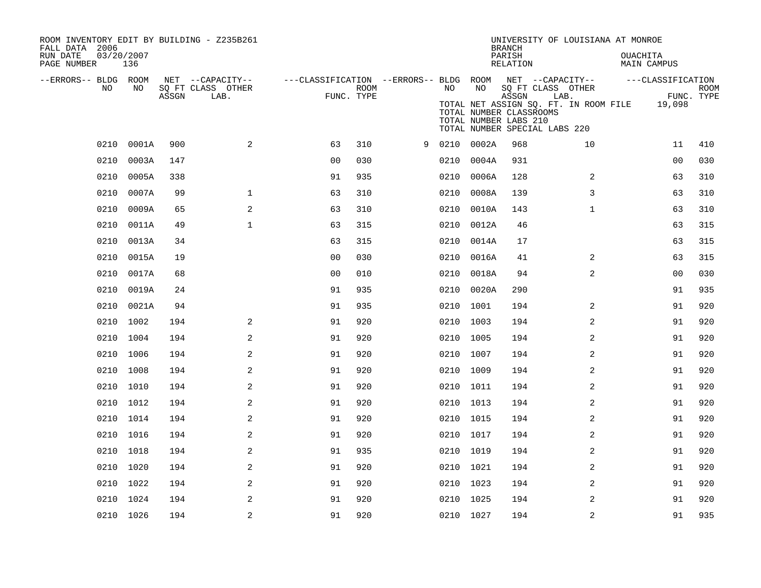ROOM INVENTORY EDIT BY BUILDING - Z235B261
FALL DATA 2006
RUN DATE 03/20/2007
PAGE NUMBER 136

UNIVERSITY OF LOUISIANA AT MONROE
BRANCH
PARISH OUACHITA
RELATION MAIN CAMPUS

TOTAL NET ASSIGN SQ. FT. IN ROOM FILE 19,098
TOTAL NUMBER CLASSROOMS
TOTAL NUMBER LABS 210
TOTAL NUMBER SPECIAL LABS 220

| --ERRORS-- | BLDG NO | ROOM NO | NET SQ FT ASSGN | CAPACITY CLASS LAB. | CAPACITY OTHER | CLASSIFICATION FUNC. | ROOM TYPE | --ERRORS-- | BLDG NO | ROOM NO | NET SQ FT ASSGN | CAPACITY CLASS LAB. | CAPACITY OTHER | CLASSIFICATION FUNC. | ROOM TYPE |
|---|---|---|---|---|---|---|---|---|---|---|---|---|---|---|---|
| | 0210 | 0001A | 900 | | 2 | 63 | 310 | 9 | 0210 | 0002A | 968 | | 10 | 11 | 410 |
| | 0210 | 0003A | 147 | | | 00 | 030 | | 0210 | 0004A | 931 | | | 00 | 030 |
| | 0210 | 0005A | 338 | | | 91 | 935 | | 0210 | 0006A | 128 | | 2 | 63 | 310 |
| | 0210 | 0007A | 99 | | 1 | 63 | 310 | | 0210 | 0008A | 139 | | 3 | 63 | 310 |
| | 0210 | 0009A | 65 | | 2 | 63 | 310 | | 0210 | 0010A | 143 | | 1 | 63 | 310 |
| | 0210 | 0011A | 49 | | 1 | 63 | 315 | | 0210 | 0012A | 46 | | | 63 | 315 |
| | 0210 | 0013A | 34 | | | 63 | 315 | | 0210 | 0014A | 17 | | | 63 | 315 |
| | 0210 | 0015A | 19 | | | 00 | 030 | | 0210 | 0016A | 41 | | 2 | 63 | 315 |
| | 0210 | 0017A | 68 | | | 00 | 010 | | 0210 | 0018A | 94 | | 2 | 00 | 030 |
| | 0210 | 0019A | 24 | | | 91 | 935 | | 0210 | 0020A | 290 | | | 91 | 935 |
| | 0210 | 0021A | 94 | | | 91 | 935 | | 0210 | 1001 | 194 | | 2 | 91 | 920 |
| | 0210 | 1002 | 194 | | 2 | 91 | 920 | | 0210 | 1003 | 194 | | 2 | 91 | 920 |
| | 0210 | 1004 | 194 | | 2 | 91 | 920 | | 0210 | 1005 | 194 | | 2 | 91 | 920 |
| | 0210 | 1006 | 194 | | 2 | 91 | 920 | | 0210 | 1007 | 194 | | 2 | 91 | 920 |
| | 0210 | 1008 | 194 | | 2 | 91 | 920 | | 0210 | 1009 | 194 | | 2 | 91 | 920 |
| | 0210 | 1010 | 194 | | 2 | 91 | 920 | | 0210 | 1011 | 194 | | 2 | 91 | 920 |
| | 0210 | 1012 | 194 | | 2 | 91 | 920 | | 0210 | 1013 | 194 | | 2 | 91 | 920 |
| | 0210 | 1014 | 194 | | 2 | 91 | 920 | | 0210 | 1015 | 194 | | 2 | 91 | 920 |
| | 0210 | 1016 | 194 | | 2 | 91 | 920 | | 0210 | 1017 | 194 | | 2 | 91 | 920 |
| | 0210 | 1018 | 194 | | 2 | 91 | 935 | | 0210 | 1019 | 194 | | 2 | 91 | 920 |
| | 0210 | 1020 | 194 | | 2 | 91 | 920 | | 0210 | 1021 | 194 | | 2 | 91 | 920 |
| | 0210 | 1022 | 194 | | 2 | 91 | 920 | | 0210 | 1023 | 194 | | 2 | 91 | 920 |
| | 0210 | 1024 | 194 | | 2 | 91 | 920 | | 0210 | 1025 | 194 | | 2 | 91 | 920 |
| | 0210 | 1026 | 194 | | 2 | 91 | 920 | | 0210 | 1027 | 194 | | 2 | 91 | 935 |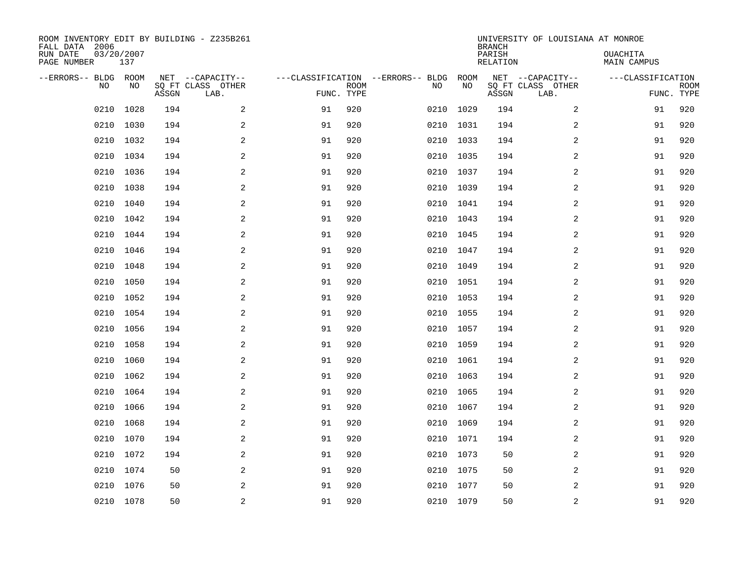ROOM INVENTORY EDIT BY BUILDING - Z235B261
FALL DATA 2006
RUN DATE 03/20/2007
PAGE NUMBER 137

UNIVERSITY OF LOUISIANA AT MONROE
BRANCH
PARISH OUACHITA
RELATION MAIN CAMPUS

| --ERRORS-- | BLDG NO | ROOM NO | NET SQ FT ASSGN | --CAPACITY-- CLASS LAB. | OTHER | ---CLASSIFICATION FUNC. | ROOM TYPE | --ERRORS-- | BLDG NO | ROOM NO | NET SQ FT ASSGN | --CAPACITY-- CLASS LAB. | OTHER | ---CLASSIFICATION FUNC. | ROOM TYPE |
|---|---|---|---|---|---|---|---|---|---|---|---|---|---|---|---|
| | 0210 | 1028 | 194 | | 2 | 91 | 920 | | 0210 | 1029 | 194 | | 2 | 91 | 920 |
| | 0210 | 1030 | 194 | | 2 | 91 | 920 | | 0210 | 1031 | 194 | | 2 | 91 | 920 |
| | 0210 | 1032 | 194 | | 2 | 91 | 920 | | 0210 | 1033 | 194 | | 2 | 91 | 920 |
| | 0210 | 1034 | 194 | | 2 | 91 | 920 | | 0210 | 1035 | 194 | | 2 | 91 | 920 |
| | 0210 | 1036 | 194 | | 2 | 91 | 920 | | 0210 | 1037 | 194 | | 2 | 91 | 920 |
| | 0210 | 1038 | 194 | | 2 | 91 | 920 | | 0210 | 1039 | 194 | | 2 | 91 | 920 |
| | 0210 | 1040 | 194 | | 2 | 91 | 920 | | 0210 | 1041 | 194 | | 2 | 91 | 920 |
| | 0210 | 1042 | 194 | | 2 | 91 | 920 | | 0210 | 1043 | 194 | | 2 | 91 | 920 |
| | 0210 | 1044 | 194 | | 2 | 91 | 920 | | 0210 | 1045 | 194 | | 2 | 91 | 920 |
| | 0210 | 1046 | 194 | | 2 | 91 | 920 | | 0210 | 1047 | 194 | | 2 | 91 | 920 |
| | 0210 | 1048 | 194 | | 2 | 91 | 920 | | 0210 | 1049 | 194 | | 2 | 91 | 920 |
| | 0210 | 1050 | 194 | | 2 | 91 | 920 | | 0210 | 1051 | 194 | | 2 | 91 | 920 |
| | 0210 | 1052 | 194 | | 2 | 91 | 920 | | 0210 | 1053 | 194 | | 2 | 91 | 920 |
| | 0210 | 1054 | 194 | | 2 | 91 | 920 | | 0210 | 1055 | 194 | | 2 | 91 | 920 |
| | 0210 | 1056 | 194 | | 2 | 91 | 920 | | 0210 | 1057 | 194 | | 2 | 91 | 920 |
| | 0210 | 1058 | 194 | | 2 | 91 | 920 | | 0210 | 1059 | 194 | | 2 | 91 | 920 |
| | 0210 | 1060 | 194 | | 2 | 91 | 920 | | 0210 | 1061 | 194 | | 2 | 91 | 920 |
| | 0210 | 1062 | 194 | | 2 | 91 | 920 | | 0210 | 1063 | 194 | | 2 | 91 | 920 |
| | 0210 | 1064 | 194 | | 2 | 91 | 920 | | 0210 | 1065 | 194 | | 2 | 91 | 920 |
| | 0210 | 1066 | 194 | | 2 | 91 | 920 | | 0210 | 1067 | 194 | | 2 | 91 | 920 |
| | 0210 | 1068 | 194 | | 2 | 91 | 920 | | 0210 | 1069 | 194 | | 2 | 91 | 920 |
| | 0210 | 1070 | 194 | | 2 | 91 | 920 | | 0210 | 1071 | 194 | | 2 | 91 | 920 |
| | 0210 | 1072 | 194 | | 2 | 91 | 920 | | 0210 | 1073 | 50 | | 2 | 91 | 920 |
| | 0210 | 1074 | 50 | | 2 | 91 | 920 | | 0210 | 1075 | 50 | | 2 | 91 | 920 |
| | 0210 | 1076 | 50 | | 2 | 91 | 920 | | 0210 | 1077 | 50 | | 2 | 91 | 920 |
| | 0210 | 1078 | 50 | | 2 | 91 | 920 | | 0210 | 1079 | 50 | | 2 | 91 | 920 |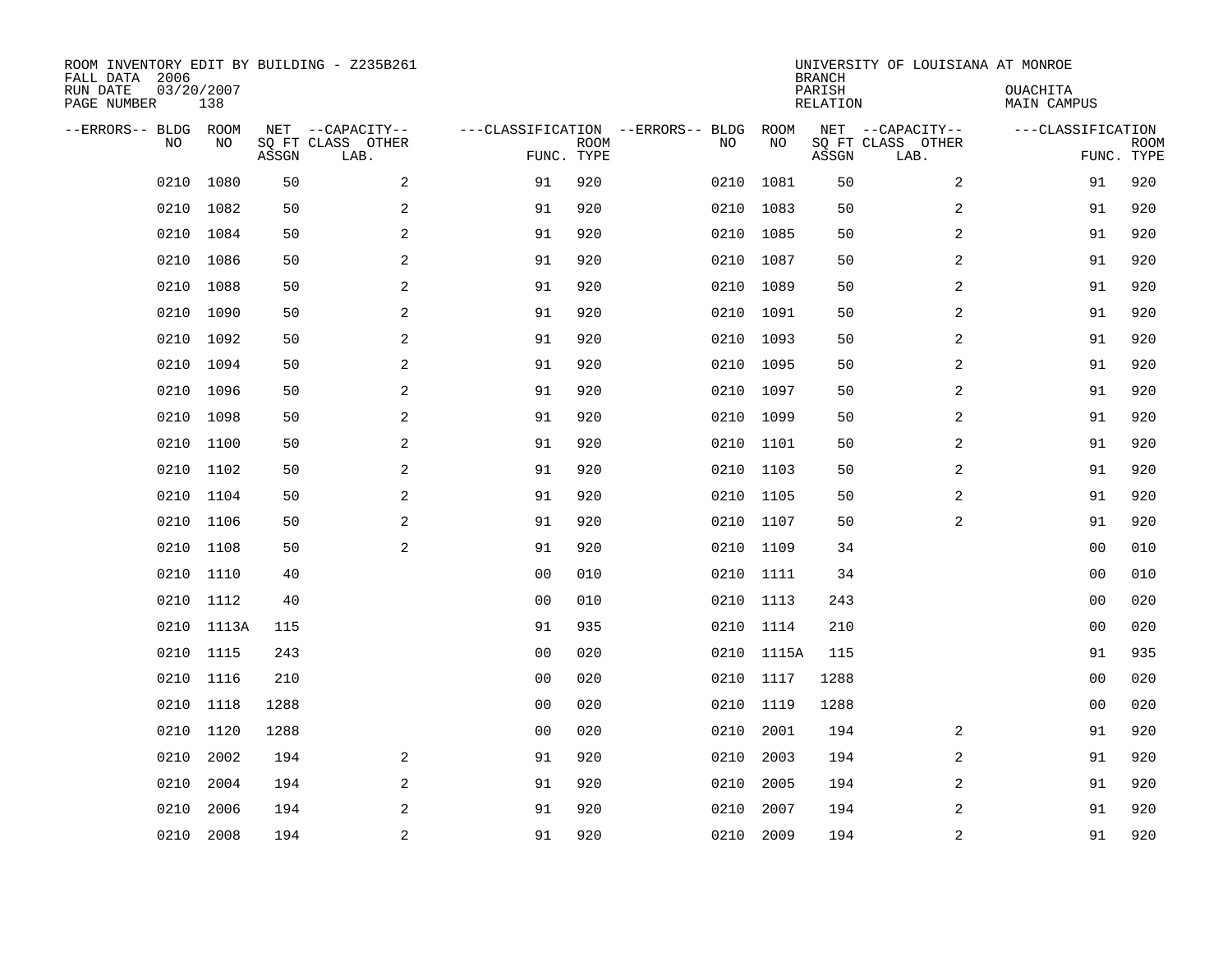ROOM INVENTORY EDIT BY BUILDING - Z235B261
FALL DATA 2006
RUN DATE 03/20/2007
PAGE NUMBER 138

UNIVERSITY OF LOUISIANA AT MONROE
BRANCH
PARISH OUACHITA
RELATION MAIN CAMPUS

| --ERRORS-- | BLDG NO | ROOM NO | NET SQ FT ASSGN | --CAPACITY-- CLASS LAB. | OTHER | ---CLASSIFICATION FUNC. | ROOM TYPE | --ERRORS-- | BLDG NO | ROOM NO | NET SQ FT ASSGN | --CAPACITY-- CLASS LAB. | OTHER | ---CLASSIFICATION FUNC. | ROOM TYPE |
|---|---|---|---|---|---|---|---|---|---|---|---|---|---|---|---|
| | 0210 | 1080 | 50 | | 2 | 91 | 920 | | 0210 | 1081 | 50 | | 2 | 91 | 920 |
| | 0210 | 1082 | 50 | | 2 | 91 | 920 | | 0210 | 1083 | 50 | | 2 | 91 | 920 |
| | 0210 | 1084 | 50 | | 2 | 91 | 920 | | 0210 | 1085 | 50 | | 2 | 91 | 920 |
| | 0210 | 1086 | 50 | | 2 | 91 | 920 | | 0210 | 1087 | 50 | | 2 | 91 | 920 |
| | 0210 | 1088 | 50 | | 2 | 91 | 920 | | 0210 | 1089 | 50 | | 2 | 91 | 920 |
| | 0210 | 1090 | 50 | | 2 | 91 | 920 | | 0210 | 1091 | 50 | | 2 | 91 | 920 |
| | 0210 | 1092 | 50 | | 2 | 91 | 920 | | 0210 | 1093 | 50 | | 2 | 91 | 920 |
| | 0210 | 1094 | 50 | | 2 | 91 | 920 | | 0210 | 1095 | 50 | | 2 | 91 | 920 |
| | 0210 | 1096 | 50 | | 2 | 91 | 920 | | 0210 | 1097 | 50 | | 2 | 91 | 920 |
| | 0210 | 1098 | 50 | | 2 | 91 | 920 | | 0210 | 1099 | 50 | | 2 | 91 | 920 |
| | 0210 | 1100 | 50 | | 2 | 91 | 920 | | 0210 | 1101 | 50 | | 2 | 91 | 920 |
| | 0210 | 1102 | 50 | | 2 | 91 | 920 | | 0210 | 1103 | 50 | | 2 | 91 | 920 |
| | 0210 | 1104 | 50 | | 2 | 91 | 920 | | 0210 | 1105 | 50 | | 2 | 91 | 920 |
| | 0210 | 1106 | 50 | | 2 | 91 | 920 | | 0210 | 1107 | 50 | | 2 | 91 | 920 |
| | 0210 | 1108 | 50 | | 2 | 91 | 920 | | 0210 | 1109 | 34 | | | 00 | 010 |
| | 0210 | 1110 | 40 | | | 00 | 010 | | 0210 | 1111 | 34 | | | 00 | 010 |
| | 0210 | 1112 | 40 | | | 00 | 010 | | 0210 | 1113 | 243 | | | 00 | 020 |
| | 0210 | 1113A | 115 | | | 91 | 935 | | 0210 | 1114 | 210 | | | 00 | 020 |
| | 0210 | 1115 | 243 | | | 00 | 020 | | 0210 | 1115A | 115 | | | 91 | 935 |
| | 0210 | 1116 | 210 | | | 00 | 020 | | 0210 | 1117 | 1288 | | | 00 | 020 |
| | 0210 | 1118 | 1288 | | | 00 | 020 | | 0210 | 1119 | 1288 | | | 00 | 020 |
| | 0210 | 1120 | 1288 | | | 00 | 020 | | 0210 | 2001 | 194 | | 2 | 91 | 920 |
| | 0210 | 2002 | 194 | | 2 | 91 | 920 | | 0210 | 2003 | 194 | | 2 | 91 | 920 |
| | 0210 | 2004 | 194 | | 2 | 91 | 920 | | 0210 | 2005 | 194 | | 2 | 91 | 920 |
| | 0210 | 2006 | 194 | | 2 | 91 | 920 | | 0210 | 2007 | 194 | | 2 | 91 | 920 |
| | 0210 | 2008 | 194 | | 2 | 91 | 920 | | 0210 | 2009 | 194 | | 2 | 91 | 920 |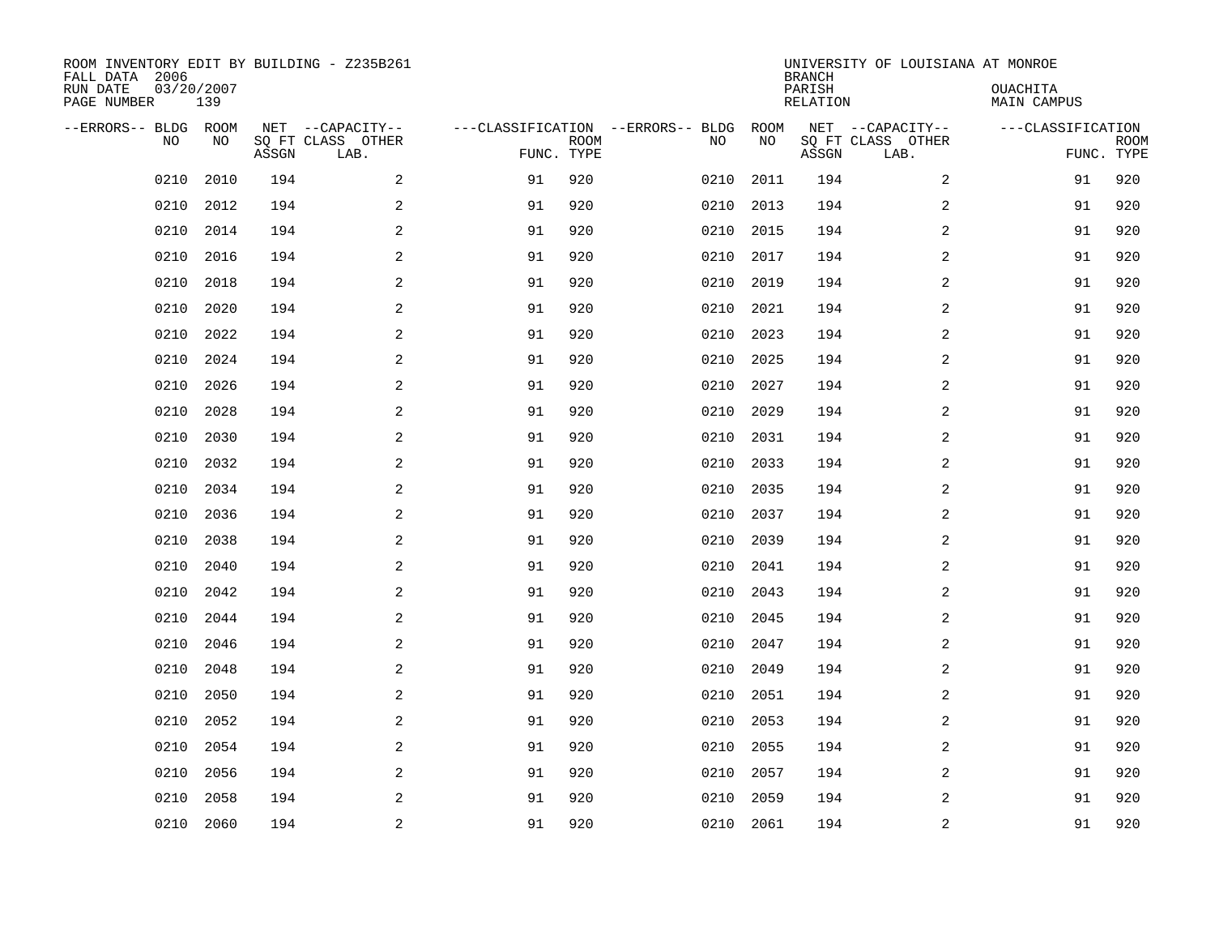ROOM INVENTORY EDIT BY BUILDING - Z235B261
FALL DATA 2006
RUN DATE 03/20/2007
PAGE NUMBER 139

UNIVERSITY OF LOUISIANA AT MONROE
BRANCH
PARISH OUACHITA
RELATION MAIN CAMPUS

| --ERRORS-- | BLDG NO | ROOM NO | NET SQ FT ASSGN | --CAPACITY-- CLASS LAB. | OTHER | ---CLASSIFICATION FUNC. | ROOM TYPE | --ERRORS-- | BLDG NO | ROOM NO | NET SQ FT ASSGN | --CAPACITY-- CLASS LAB. | OTHER | ---CLASSIFICATION FUNC. | ROOM TYPE |
|---|---|---|---|---|---|---|---|---|---|---|---|---|---|---|---|
| | 0210 | 2010 | 194 | | 2 | 91 | 920 | | 0210 | 2011 | 194 | | 2 | 91 | 920 |
| | 0210 | 2012 | 194 | | 2 | 91 | 920 | | 0210 | 2013 | 194 | | 2 | 91 | 920 |
| | 0210 | 2014 | 194 | | 2 | 91 | 920 | | 0210 | 2015 | 194 | | 2 | 91 | 920 |
| | 0210 | 2016 | 194 | | 2 | 91 | 920 | | 0210 | 2017 | 194 | | 2 | 91 | 920 |
| | 0210 | 2018 | 194 | | 2 | 91 | 920 | | 0210 | 2019 | 194 | | 2 | 91 | 920 |
| | 0210 | 2020 | 194 | | 2 | 91 | 920 | | 0210 | 2021 | 194 | | 2 | 91 | 920 |
| | 0210 | 2022 | 194 | | 2 | 91 | 920 | | 0210 | 2023 | 194 | | 2 | 91 | 920 |
| | 0210 | 2024 | 194 | | 2 | 91 | 920 | | 0210 | 2025 | 194 | | 2 | 91 | 920 |
| | 0210 | 2026 | 194 | | 2 | 91 | 920 | | 0210 | 2027 | 194 | | 2 | 91 | 920 |
| | 0210 | 2028 | 194 | | 2 | 91 | 920 | | 0210 | 2029 | 194 | | 2 | 91 | 920 |
| | 0210 | 2030 | 194 | | 2 | 91 | 920 | | 0210 | 2031 | 194 | | 2 | 91 | 920 |
| | 0210 | 2032 | 194 | | 2 | 91 | 920 | | 0210 | 2033 | 194 | | 2 | 91 | 920 |
| | 0210 | 2034 | 194 | | 2 | 91 | 920 | | 0210 | 2035 | 194 | | 2 | 91 | 920 |
| | 0210 | 2036 | 194 | | 2 | 91 | 920 | | 0210 | 2037 | 194 | | 2 | 91 | 920 |
| | 0210 | 2038 | 194 | | 2 | 91 | 920 | | 0210 | 2039 | 194 | | 2 | 91 | 920 |
| | 0210 | 2040 | 194 | | 2 | 91 | 920 | | 0210 | 2041 | 194 | | 2 | 91 | 920 |
| | 0210 | 2042 | 194 | | 2 | 91 | 920 | | 0210 | 2043 | 194 | | 2 | 91 | 920 |
| | 0210 | 2044 | 194 | | 2 | 91 | 920 | | 0210 | 2045 | 194 | | 2 | 91 | 920 |
| | 0210 | 2046 | 194 | | 2 | 91 | 920 | | 0210 | 2047 | 194 | | 2 | 91 | 920 |
| | 0210 | 2048 | 194 | | 2 | 91 | 920 | | 0210 | 2049 | 194 | | 2 | 91 | 920 |
| | 0210 | 2050 | 194 | | 2 | 91 | 920 | | 0210 | 2051 | 194 | | 2 | 91 | 920 |
| | 0210 | 2052 | 194 | | 2 | 91 | 920 | | 0210 | 2053 | 194 | | 2 | 91 | 920 |
| | 0210 | 2054 | 194 | | 2 | 91 | 920 | | 0210 | 2055 | 194 | | 2 | 91 | 920 |
| | 0210 | 2056 | 194 | | 2 | 91 | 920 | | 0210 | 2057 | 194 | | 2 | 91 | 920 |
| | 0210 | 2058 | 194 | | 2 | 91 | 920 | | 0210 | 2059 | 194 | | 2 | 91 | 920 |
| | 0210 | 2060 | 194 | | 2 | 91 | 920 | | 0210 | 2061 | 194 | | 2 | 91 | 920 |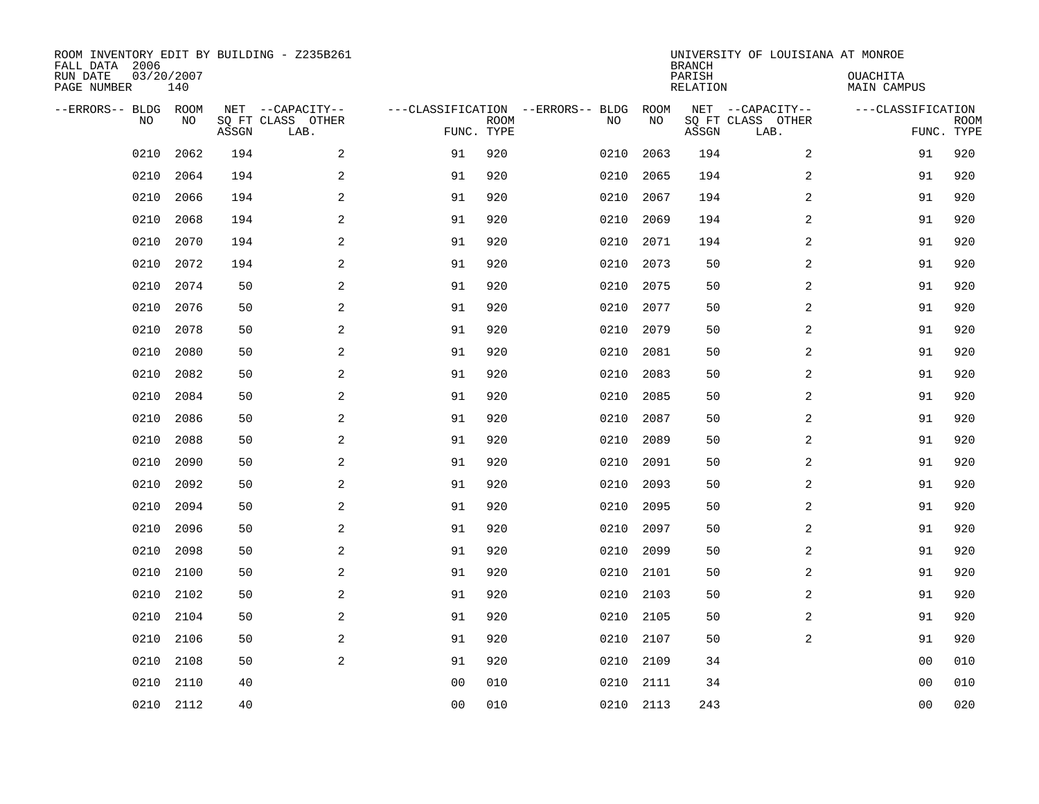ROOM INVENTORY EDIT BY BUILDING - Z235B261
FALL DATA 2006
RUN DATE 03/20/2007
PAGE NUMBER 140

UNIVERSITY OF LOUISIANA AT MONROE
BRANCH
PARISH OUACHITA
RELATION MAIN CAMPUS

| --ERRORS-- | BLDG NO | ROOM NO | NET SQ FT ASSGN | --CAPACITY-- CLASS LAB. | OTHER | ---CLASSIFICATION FUNC. | ROOM TYPE | --ERRORS-- | BLDG NO | ROOM NO | NET SQ FT ASSGN | --CAPACITY-- CLASS LAB. | OTHER | ---CLASSIFICATION FUNC. | ROOM TYPE |
|---|---|---|---|---|---|---|---|---|---|---|---|---|---|---|---|
| | 0210 | 2062 | 194 | | 2 | 91 | 920 | | 0210 | 2063 | 194 | | 2 | 91 | 920 |
| | 0210 | 2064 | 194 | | 2 | 91 | 920 | | 0210 | 2065 | 194 | | 2 | 91 | 920 |
| | 0210 | 2066 | 194 | | 2 | 91 | 920 | | 0210 | 2067 | 194 | | 2 | 91 | 920 |
| | 0210 | 2068 | 194 | | 2 | 91 | 920 | | 0210 | 2069 | 194 | | 2 | 91 | 920 |
| | 0210 | 2070 | 194 | | 2 | 91 | 920 | | 0210 | 2071 | 194 | | 2 | 91 | 920 |
| | 0210 | 2072 | 194 | | 2 | 91 | 920 | | 0210 | 2073 | 50 | | 2 | 91 | 920 |
| | 0210 | 2074 | 50 | | 2 | 91 | 920 | | 0210 | 2075 | 50 | | 2 | 91 | 920 |
| | 0210 | 2076 | 50 | | 2 | 91 | 920 | | 0210 | 2077 | 50 | | 2 | 91 | 920 |
| | 0210 | 2078 | 50 | | 2 | 91 | 920 | | 0210 | 2079 | 50 | | 2 | 91 | 920 |
| | 0210 | 2080 | 50 | | 2 | 91 | 920 | | 0210 | 2081 | 50 | | 2 | 91 | 920 |
| | 0210 | 2082 | 50 | | 2 | 91 | 920 | | 0210 | 2083 | 50 | | 2 | 91 | 920 |
| | 0210 | 2084 | 50 | | 2 | 91 | 920 | | 0210 | 2085 | 50 | | 2 | 91 | 920 |
| | 0210 | 2086 | 50 | | 2 | 91 | 920 | | 0210 | 2087 | 50 | | 2 | 91 | 920 |
| | 0210 | 2088 | 50 | | 2 | 91 | 920 | | 0210 | 2089 | 50 | | 2 | 91 | 920 |
| | 0210 | 2090 | 50 | | 2 | 91 | 920 | | 0210 | 2091 | 50 | | 2 | 91 | 920 |
| | 0210 | 2092 | 50 | | 2 | 91 | 920 | | 0210 | 2093 | 50 | | 2 | 91 | 920 |
| | 0210 | 2094 | 50 | | 2 | 91 | 920 | | 0210 | 2095 | 50 | | 2 | 91 | 920 |
| | 0210 | 2096 | 50 | | 2 | 91 | 920 | | 0210 | 2097 | 50 | | 2 | 91 | 920 |
| | 0210 | 2098 | 50 | | 2 | 91 | 920 | | 0210 | 2099 | 50 | | 2 | 91 | 920 |
| | 0210 | 2100 | 50 | | 2 | 91 | 920 | | 0210 | 2101 | 50 | | 2 | 91 | 920 |
| | 0210 | 2102 | 50 | | 2 | 91 | 920 | | 0210 | 2103 | 50 | | 2 | 91 | 920 |
| | 0210 | 2104 | 50 | | 2 | 91 | 920 | | 0210 | 2105 | 50 | | 2 | 91 | 920 |
| | 0210 | 2106 | 50 | | 2 | 91 | 920 | | 0210 | 2107 | 50 | | 2 | 91 | 920 |
| | 0210 | 2108 | 50 | | 2 | 91 | 920 | | 0210 | 2109 | 34 | | | 00 | 010 |
| | 0210 | 2110 | 40 | | | 00 | 010 | | 0210 | 2111 | 34 | | | 00 | 010 |
| | 0210 | 2112 | 40 | | | 00 | 010 | | 0210 | 2113 | 243 | | | 00 | 020 |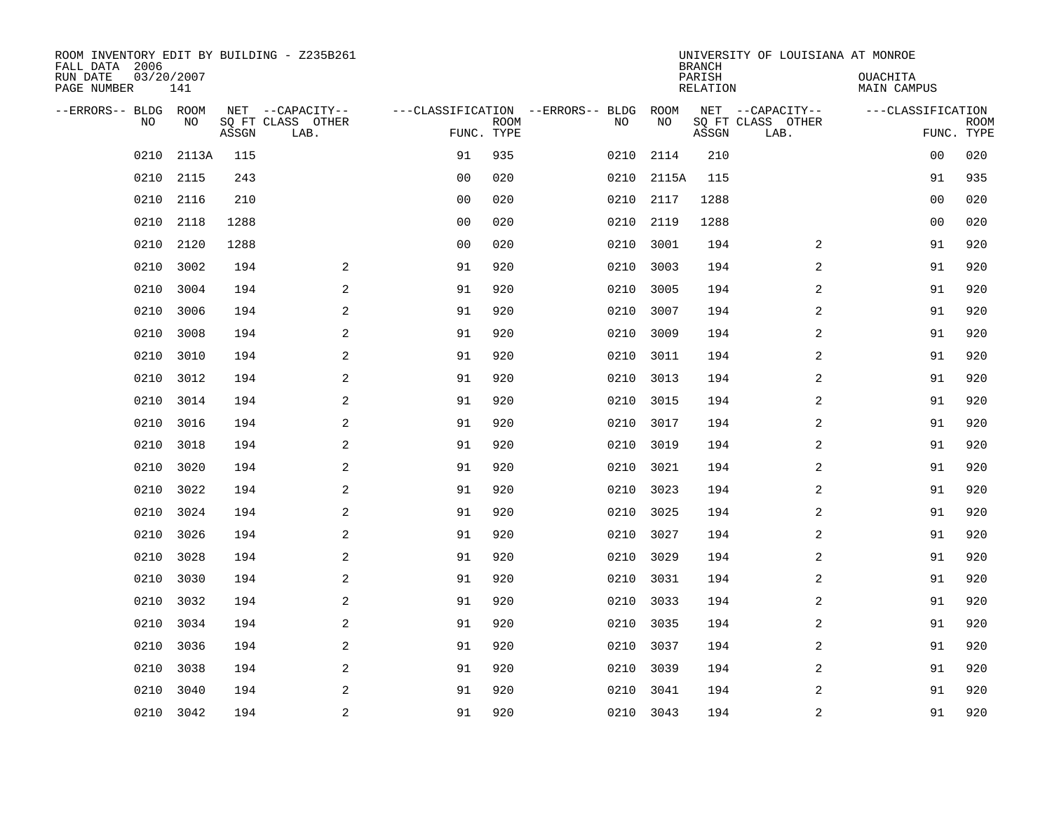ROOM INVENTORY EDIT BY BUILDING - Z235B261
FALL DATA 2006
RUN DATE 03/20/2007
PAGE NUMBER 141

UNIVERSITY OF LOUISIANA AT MONROE
BRANCH
PARISH OUACHITA
RELATION MAIN CAMPUS

| --ERRORS-- | BLDG NO | ROOM NO | NET SQ FT ASSGN | --CAPACITY-- CLASS LAB. | OTHER | ---CLASSIFICATION FUNC. | ROOM TYPE | --ERRORS-- | BLDG NO | ROOM NO | NET SQ FT ASSGN | --CAPACITY-- CLASS LAB. | OTHER | ---CLASSIFICATION FUNC. | ROOM TYPE |
|---|---|---|---|---|---|---|---|---|---|---|---|---|---|---|---|
| | 0210 | 2113A | 115 | | | 91 | 935 | | 0210 | 2114 | 210 | | | 00 | 020 |
| | 0210 | 2115 | 243 | | | 00 | 020 | | 0210 | 2115A | 115 | | | 91 | 935 |
| | 0210 | 2116 | 210 | | | 00 | 020 | | 0210 | 2117 | 1288 | | | 00 | 020 |
| | 0210 | 2118 | 1288 | | | 00 | 020 | | 0210 | 2119 | 1288 | | | 00 | 020 |
| | 0210 | 2120 | 1288 | | | 00 | 020 | | 0210 | 3001 | 194 | | 2 | 91 | 920 |
| | 0210 | 3002 | 194 | | 2 | 91 | 920 | | 0210 | 3003 | 194 | | 2 | 91 | 920 |
| | 0210 | 3004 | 194 | | 2 | 91 | 920 | | 0210 | 3005 | 194 | | 2 | 91 | 920 |
| | 0210 | 3006 | 194 | | 2 | 91 | 920 | | 0210 | 3007 | 194 | | 2 | 91 | 920 |
| | 0210 | 3008 | 194 | | 2 | 91 | 920 | | 0210 | 3009 | 194 | | 2 | 91 | 920 |
| | 0210 | 3010 | 194 | | 2 | 91 | 920 | | 0210 | 3011 | 194 | | 2 | 91 | 920 |
| | 0210 | 3012 | 194 | | 2 | 91 | 920 | | 0210 | 3013 | 194 | | 2 | 91 | 920 |
| | 0210 | 3014 | 194 | | 2 | 91 | 920 | | 0210 | 3015 | 194 | | 2 | 91 | 920 |
| | 0210 | 3016 | 194 | | 2 | 91 | 920 | | 0210 | 3017 | 194 | | 2 | 91 | 920 |
| | 0210 | 3018 | 194 | | 2 | 91 | 920 | | 0210 | 3019 | 194 | | 2 | 91 | 920 |
| | 0210 | 3020 | 194 | | 2 | 91 | 920 | | 0210 | 3021 | 194 | | 2 | 91 | 920 |
| | 0210 | 3022 | 194 | | 2 | 91 | 920 | | 0210 | 3023 | 194 | | 2 | 91 | 920 |
| | 0210 | 3024 | 194 | | 2 | 91 | 920 | | 0210 | 3025 | 194 | | 2 | 91 | 920 |
| | 0210 | 3026 | 194 | | 2 | 91 | 920 | | 0210 | 3027 | 194 | | 2 | 91 | 920 |
| | 0210 | 3028 | 194 | | 2 | 91 | 920 | | 0210 | 3029 | 194 | | 2 | 91 | 920 |
| | 0210 | 3030 | 194 | | 2 | 91 | 920 | | 0210 | 3031 | 194 | | 2 | 91 | 920 |
| | 0210 | 3032 | 194 | | 2 | 91 | 920 | | 0210 | 3033 | 194 | | 2 | 91 | 920 |
| | 0210 | 3034 | 194 | | 2 | 91 | 920 | | 0210 | 3035 | 194 | | 2 | 91 | 920 |
| | 0210 | 3036 | 194 | | 2 | 91 | 920 | | 0210 | 3037 | 194 | | 2 | 91 | 920 |
| | 0210 | 3038 | 194 | | 2 | 91 | 920 | | 0210 | 3039 | 194 | | 2 | 91 | 920 |
| | 0210 | 3040 | 194 | | 2 | 91 | 920 | | 0210 | 3041 | 194 | | 2 | 91 | 920 |
| | 0210 | 3042 | 194 | | 2 | 91 | 920 | | 0210 | 3043 | 194 | | 2 | 91 | 920 |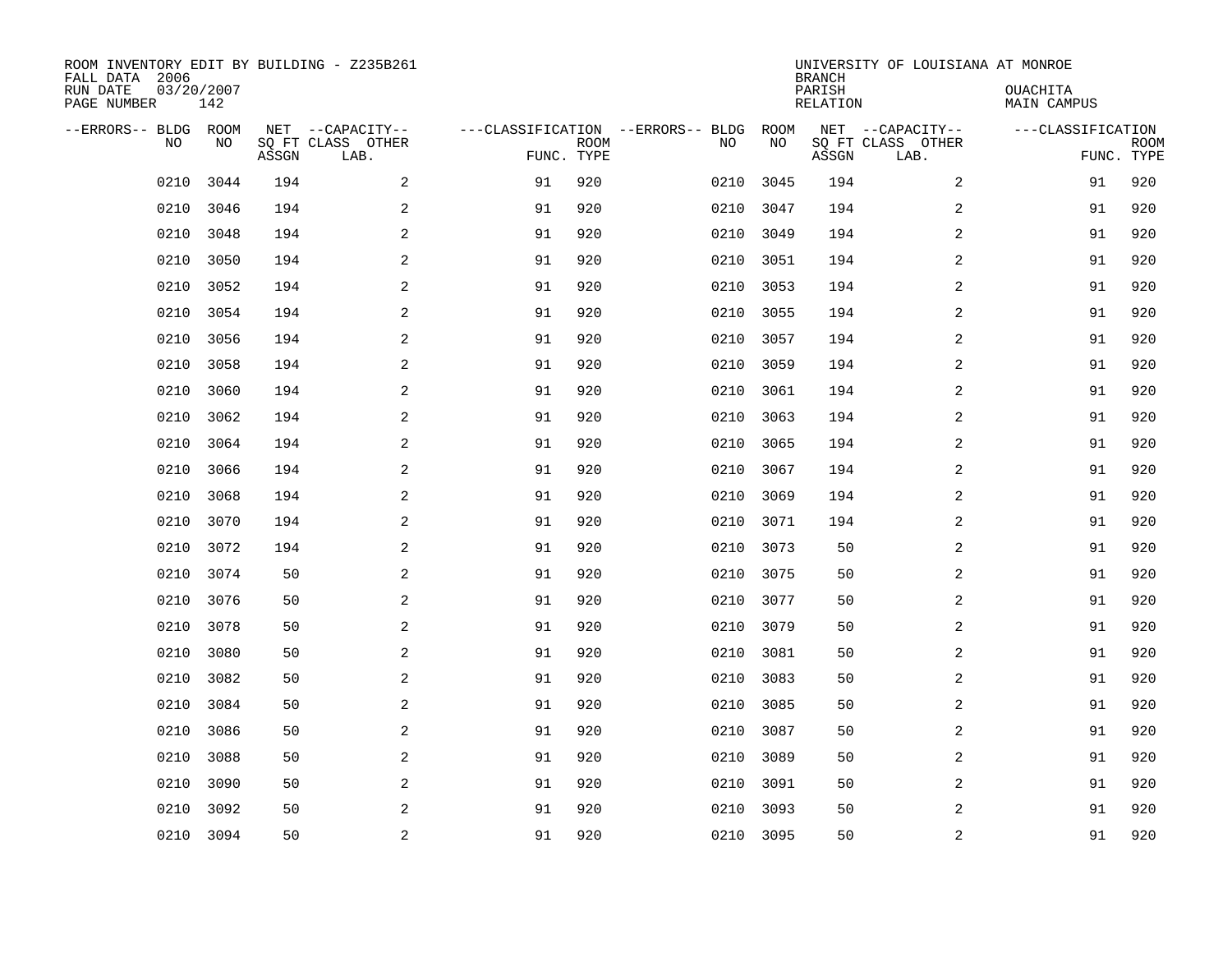ROOM INVENTORY EDIT BY BUILDING - Z235B261
FALL DATA 2006
RUN DATE 03/20/2007
PAGE NUMBER 142

UNIVERSITY OF LOUISIANA AT MONROE
BRANCH
PARISH OUACHITA
RELATION MAIN CAMPUS

| --ERRORS-- | BLDG NO | ROOM NO | NET SQ FT ASSGN | --CAPACITY-- CLASS LAB. | OTHER | ---CLASSIFICATION FUNC. | ROOM TYPE | --ERRORS-- | BLDG NO | ROOM NO | NET SQ FT ASSGN | --CAPACITY-- CLASS LAB. | OTHER | ---CLASSIFICATION FUNC. | ROOM TYPE |
|---|---|---|---|---|---|---|---|---|---|---|---|---|---|---|---|
| | 0210 | 3044 | 194 | | 2 | 91 | 920 | | 0210 | 3045 | 194 | | 2 | 91 | 920 |
| | 0210 | 3046 | 194 | | 2 | 91 | 920 | | 0210 | 3047 | 194 | | 2 | 91 | 920 |
| | 0210 | 3048 | 194 | | 2 | 91 | 920 | | 0210 | 3049 | 194 | | 2 | 91 | 920 |
| | 0210 | 3050 | 194 | | 2 | 91 | 920 | | 0210 | 3051 | 194 | | 2 | 91 | 920 |
| | 0210 | 3052 | 194 | | 2 | 91 | 920 | | 0210 | 3053 | 194 | | 2 | 91 | 920 |
| | 0210 | 3054 | 194 | | 2 | 91 | 920 | | 0210 | 3055 | 194 | | 2 | 91 | 920 |
| | 0210 | 3056 | 194 | | 2 | 91 | 920 | | 0210 | 3057 | 194 | | 2 | 91 | 920 |
| | 0210 | 3058 | 194 | | 2 | 91 | 920 | | 0210 | 3059 | 194 | | 2 | 91 | 920 |
| | 0210 | 3060 | 194 | | 2 | 91 | 920 | | 0210 | 3061 | 194 | | 2 | 91 | 920 |
| | 0210 | 3062 | 194 | | 2 | 91 | 920 | | 0210 | 3063 | 194 | | 2 | 91 | 920 |
| | 0210 | 3064 | 194 | | 2 | 91 | 920 | | 0210 | 3065 | 194 | | 2 | 91 | 920 |
| | 0210 | 3066 | 194 | | 2 | 91 | 920 | | 0210 | 3067 | 194 | | 2 | 91 | 920 |
| | 0210 | 3068 | 194 | | 2 | 91 | 920 | | 0210 | 3069 | 194 | | 2 | 91 | 920 |
| | 0210 | 3070 | 194 | | 2 | 91 | 920 | | 0210 | 3071 | 194 | | 2 | 91 | 920 |
| | 0210 | 3072 | 194 | | 2 | 91 | 920 | | 0210 | 3073 | 50 | | 2 | 91 | 920 |
| | 0210 | 3074 | 50 | | 2 | 91 | 920 | | 0210 | 3075 | 50 | | 2 | 91 | 920 |
| | 0210 | 3076 | 50 | | 2 | 91 | 920 | | 0210 | 3077 | 50 | | 2 | 91 | 920 |
| | 0210 | 3078 | 50 | | 2 | 91 | 920 | | 0210 | 3079 | 50 | | 2 | 91 | 920 |
| | 0210 | 3080 | 50 | | 2 | 91 | 920 | | 0210 | 3081 | 50 | | 2 | 91 | 920 |
| | 0210 | 3082 | 50 | | 2 | 91 | 920 | | 0210 | 3083 | 50 | | 2 | 91 | 920 |
| | 0210 | 3084 | 50 | | 2 | 91 | 920 | | 0210 | 3085 | 50 | | 2 | 91 | 920 |
| | 0210 | 3086 | 50 | | 2 | 91 | 920 | | 0210 | 3087 | 50 | | 2 | 91 | 920 |
| | 0210 | 3088 | 50 | | 2 | 91 | 920 | | 0210 | 3089 | 50 | | 2 | 91 | 920 |
| | 0210 | 3090 | 50 | | 2 | 91 | 920 | | 0210 | 3091 | 50 | | 2 | 91 | 920 |
| | 0210 | 3092 | 50 | | 2 | 91 | 920 | | 0210 | 3093 | 50 | | 2 | 91 | 920 |
| | 0210 | 3094 | 50 | | 2 | 91 | 920 | | 0210 | 3095 | 50 | | 2 | 91 | 920 |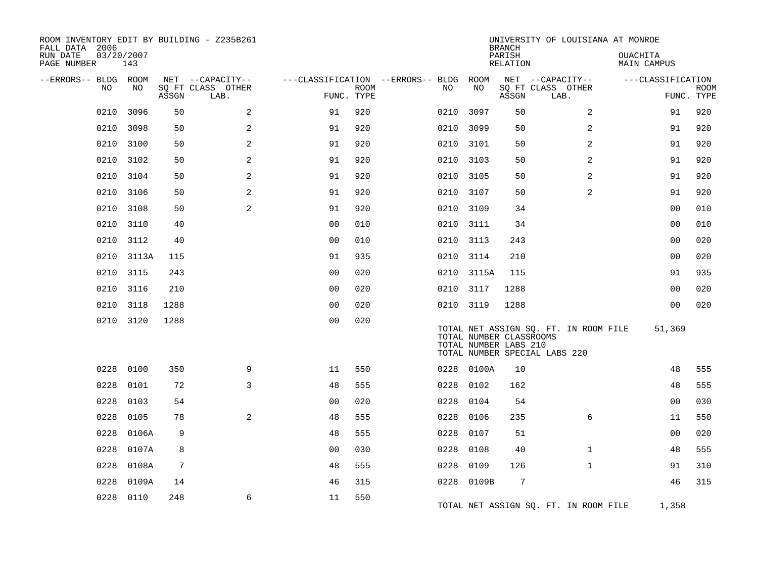ROOM INVENTORY EDIT BY BUILDING - Z235B261
FALL DATA 2006
RUN DATE 03/20/2007
PAGE NUMBER 143

UNIVERSITY OF LOUISIANA AT MONROE
BRANCH
PARISH OUACHITA
RELATION MAIN CAMPUS

| --ERRORS-- | BLDG NO | ROOM NO | NET ASSGN SQ FT | CLASS | OTHER LAB. | FUNC. | ROOM TYPE | --ERRORS-- | BLDG NO | ROOM NO | NET ASSGN SQ FT | CLASS | OTHER LAB. | FUNC. | ROOM TYPE |
|---|---|---|---|---|---|---|---|---|---|---|---|---|---|---|---|
| | 0210 | 3096 | 50 | | 2 | 91 | 920 | | 0210 | 3097 | 50 | | 2 | 91 | 920 |
| | 0210 | 3098 | 50 | | 2 | 91 | 920 | | 0210 | 3099 | 50 | | 2 | 91 | 920 |
| | 0210 | 3100 | 50 | | 2 | 91 | 920 | | 0210 | 3101 | 50 | | 2 | 91 | 920 |
| | 0210 | 3102 | 50 | | 2 | 91 | 920 | | 0210 | 3103 | 50 | | 2 | 91 | 920 |
| | 0210 | 3104 | 50 | | 2 | 91 | 920 | | 0210 | 3105 | 50 | | 2 | 91 | 920 |
| | 0210 | 3106 | 50 | | 2 | 91 | 920 | | 0210 | 3107 | 50 | | 2 | 91 | 920 |
| | 0210 | 3108 | 50 | | 2 | 91 | 920 | | 0210 | 3109 | 34 | | | 00 | 010 |
| | 0210 | 3110 | 40 | | | 00 | 010 | | 0210 | 3111 | 34 | | | 00 | 010 |
| | 0210 | 3112 | 40 | | | 00 | 010 | | 0210 | 3113 | 243 | | | 00 | 020 |
| | 0210 | 3113A | 115 | | | 91 | 935 | | 0210 | 3114 | 210 | | | 00 | 020 |
| | 0210 | 3115 | 243 | | | 00 | 020 | | 0210 | 3115A | 115 | | | 91 | 935 |
| | 0210 | 3116 | 210 | | | 00 | 020 | | 0210 | 3117 | 1288 | | | 00 | 020 |
| | 0210 | 3118 | 1288 | | | 00 | 020 | | 0210 | 3119 | 1288 | | | 00 | 020 |
| | 0210 | 3120 | 1288 | | | 00 | 020 | | | | | | | | |

TOTAL NET ASSIGN SQ. FT. IN ROOM FILE 51,369
TOTAL NUMBER CLASSROOMS
TOTAL NUMBER LABS 210
TOTAL NUMBER SPECIAL LABS 220

| --ERRORS-- | BLDG NO | ROOM NO | NET ASSGN SQ FT | CLASS | OTHER LAB. | FUNC. | ROOM TYPE | --ERRORS-- | BLDG NO | ROOM NO | NET ASSGN SQ FT | CLASS | OTHER LAB. | FUNC. | ROOM TYPE |
|---|---|---|---|---|---|---|---|---|---|---|---|---|---|---|---|
| | 0228 | 0100 | 350 | | 9 | 11 | 550 | | 0228 | 0100A | 10 | | | 48 | 555 |
| | 0228 | 0101 | 72 | | 3 | 48 | 555 | | 0228 | 0102 | 162 | | | 48 | 555 |
| | 0228 | 0103 | 54 | | | 00 | 020 | | 0228 | 0104 | 54 | | | 00 | 030 |
| | 0228 | 0105 | 78 | | 2 | 48 | 555 | | 0228 | 0106 | 235 | | 6 | 11 | 550 |
| | 0228 | 0106A | 9 | | | 48 | 555 | | 0228 | 0107 | 51 | | | 00 | 020 |
| | 0228 | 0107A | 8 | | | 00 | 030 | | 0228 | 0108 | 40 | | 1 | 48 | 555 |
| | 0228 | 0108A | 7 | | | 48 | 555 | | 0228 | 0109 | 126 | | 1 | 91 | 310 |
| | 0228 | 0109A | 14 | | | 46 | 315 | | 0228 | 0109B | 7 | | | 46 | 315 |
| | 0228 | 0110 | 248 | | 6 | 11 | 550 | | | | | | | | |

TOTAL NET ASSIGN SQ. FT. IN ROOM FILE 1,358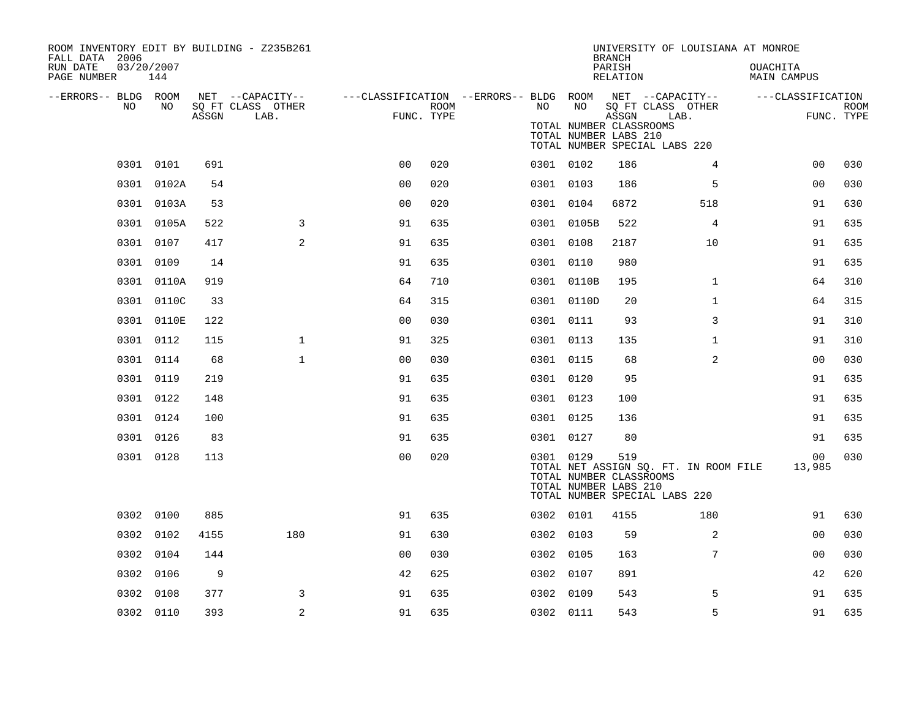ROOM INVENTORY EDIT BY BUILDING - Z235B261
FALL DATA 2006
RUN DATE 03/20/2007
PAGE NUMBER 144

UNIVERSITY OF LOUISIANA AT MONROE
BRANCH
PARISH OUACHITA
RELATION MAIN CAMPUS

| --ERRORS-- | BLDG NO | ROOM NO | NET SQ FT ASSGN | CAPACITY CLASS LAB. | CAPACITY OTHER | CLASSIFICATION FUNC. | ROOM TYPE | --ERRORS-- | BLDG NO | ROOM NO | NET SQ FT ASSGN | CAPACITY CLASS LAB. | CAPACITY OTHER | CLASSIFICATION FUNC. | ROOM TYPE |
|---|---|---|---|---|---|---|---|---|---|---|---|---|---|---|---|
| | | | | | | | | | TOTAL NUMBER CLASSROOMS | | | | | | |
| | | | | | | | | | TOTAL NUMBER LABS 210 | | | | | | |
| | | | | | | | | | TOTAL NUMBER SPECIAL LABS 220 | | | | | | |
| | 0301 | 0101 | 691 | | | 00 | 020 | | 0301 | 0102 | 186 | | 4 | 00 | 030 |
| | 0301 | 0102A | 54 | | | 00 | 020 | | 0301 | 0103 | 186 | | 5 | 00 | 030 |
| | 0301 | 0103A | 53 | | | 00 | 020 | | 0301 | 0104 | 6872 | | 518 | 91 | 630 |
| | 0301 | 0105A | 522 | | 3 | 91 | 635 | | 0301 | 0105B | 522 | | 4 | 91 | 635 |
| | 0301 | 0107 | 417 | | 2 | 91 | 635 | | 0301 | 0108 | 2187 | | 10 | 91 | 635 |
| | 0301 | 0109 | 14 | | | 91 | 635 | | 0301 | 0110 | 980 | | | 91 | 635 |
| | 0301 | 0110A | 919 | | | 64 | 710 | | 0301 | 0110B | 195 | | 1 | 64 | 310 |
| | 0301 | 0110C | 33 | | | 64 | 315 | | 0301 | 0110D | 20 | | 1 | 64 | 315 |
| | 0301 | 0110E | 122 | | | 00 | 030 | | 0301 | 0111 | 93 | | 3 | 91 | 310 |
| | 0301 | 0112 | 115 | | 1 | 91 | 325 | | 0301 | 0113 | 135 | | 1 | 91 | 310 |
| | 0301 | 0114 | 68 | | 1 | 00 | 030 | | 0301 | 0115 | 68 | | 2 | 00 | 030 |
| | 0301 | 0119 | 219 | | | 91 | 635 | | 0301 | 0120 | 95 | | | 91 | 635 |
| | 0301 | 0122 | 148 | | | 91 | 635 | | 0301 | 0123 | 100 | | | 91 | 635 |
| | 0301 | 0124 | 100 | | | 91 | 635 | | 0301 | 0125 | 136 | | | 91 | 635 |
| | 0301 | 0126 | 83 | | | 91 | 635 | | 0301 | 0127 | 80 | | | 91 | 635 |
| | 0301 | 0128 | 113 | | | 00 | 020 | | 0301 | 0129 | 519 | | | 00 | 030 |
| | | | | | | | | | TOTAL NET ASSIGN SQ. FT. IN ROOM FILE | | | | | 13,985 | |
| | | | | | | | | | TOTAL NUMBER CLASSROOMS | | | | | | |
| | | | | | | | | | TOTAL NUMBER LABS 210 | | | | | | |
| | | | | | | | | | TOTAL NUMBER SPECIAL LABS 220 | | | | | | |
| | 0302 | 0100 | 885 | | | 91 | 635 | | 0302 | 0101 | 4155 | | 180 | 91 | 630 |
| | 0302 | 0102 | 4155 | | 180 | 91 | 630 | | 0302 | 0103 | 59 | | 2 | 00 | 030 |
| | 0302 | 0104 | 144 | | | 00 | 030 | | 0302 | 0105 | 163 | | 7 | 00 | 030 |
| | 0302 | 0106 | 9 | | | 42 | 625 | | 0302 | 0107 | 891 | | | 42 | 620 |
| | 0302 | 0108 | 377 | | 3 | 91 | 635 | | 0302 | 0109 | 543 | | 5 | 91 | 635 |
| | 0302 | 0110 | 393 | | 2 | 91 | 635 | | 0302 | 0111 | 543 | | 5 | 91 | 635 |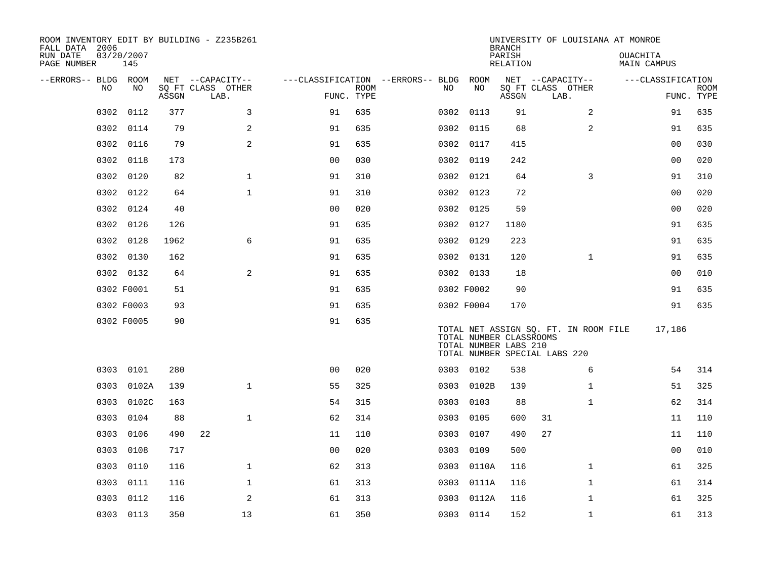ROOM INVENTORY EDIT BY BUILDING - Z235B261
FALL DATA 2006
RUN DATE 03/20/2007

UNIVERSITY OF LOUISIANA AT MONROE
BRANCH
PARISH OUACHITA
RELATION MAIN CAMPUS

| --ERRORS-- | BLDG NO | ROOM NO | NET SQ FT ASSGN | --CAPACITY-- CLASS | LAB. | OTHER | ---CLASSIFICATION FUNC. | ROOM TYPE | --ERRORS-- | BLDG NO | ROOM NO | NET SQ FT ASSGN | --CAPACITY-- CLASS | LAB. | OTHER | ---CLASSIFICATION FUNC. | ROOM TYPE |
|---|---|---|---|---|---|---|---|---|---|---|---|---|---|---|---|---|---|
| | 0302 | 0112 | 377 | | | 3 | 91 | 635 | | 0302 | 0113 | 91 | | | 2 | 91 | 635 |
| | 0302 | 0114 | 79 | | | 2 | 91 | 635 | | 0302 | 0115 | 68 | | | 2 | 91 | 635 |
| | 0302 | 0116 | 79 | | | 2 | 91 | 635 | | 0302 | 0117 | 415 | | | | 00 | 030 |
| | 0302 | 0118 | 173 | | | | 00 | 030 | | 0302 | 0119 | 242 | | | | 00 | 020 |
| | 0302 | 0120 | 82 | | | 1 | 91 | 310 | | 0302 | 0121 | 64 | | | 3 | 91 | 310 |
| | 0302 | 0122 | 64 | | | 1 | 91 | 310 | | 0302 | 0123 | 72 | | | | 00 | 020 |
| | 0302 | 0124 | 40 | | | | 00 | 020 | | 0302 | 0125 | 59 | | | | 00 | 020 |
| | 0302 | 0126 | 126 | | | | 91 | 635 | | 0302 | 0127 | 1180 | | | | 91 | 635 |
| | 0302 | 0128 | 1962 | | | 6 | 91 | 635 | | 0302 | 0129 | 223 | | | | 91 | 635 |
| | 0302 | 0130 | 162 | | | | 91 | 635 | | 0302 | 0131 | 120 | | | 1 | 91 | 635 |
| | 0302 | 0132 | 64 | | | 2 | 91 | 635 | | 0302 | 0133 | 18 | | | | 00 | 010 |
| | 0302 | F0001 | 51 | | | | 91 | 635 | | 0302 | F0002 | 90 | | | | 91 | 635 |
| | 0302 | F0003 | 93 | | | | 91 | 635 | | 0302 | F0004 | 170 | | | | 91 | 635 |
| | 0302 | F0005 | 90 | | | | 91 | 635 | | | | | | | | | |

TOTAL NET ASSIGN SQ. FT. IN ROOM FILE 17,186
TOTAL NUMBER CLASSROOMS
TOTAL NUMBER LABS 210
TOTAL NUMBER SPECIAL LABS 220

| --ERRORS-- | BLDG NO | ROOM NO | NET SQ FT ASSGN | --CAPACITY-- CLASS | LAB. | OTHER | ---CLASSIFICATION FUNC. | ROOM TYPE | --ERRORS-- | BLDG NO | ROOM NO | NET SQ FT ASSGN | --CAPACITY-- CLASS | LAB. | OTHER | ---CLASSIFICATION FUNC. | ROOM TYPE |
|---|---|---|---|---|---|---|---|---|---|---|---|---|---|---|---|---|---|
| | 0303 | 0101 | 280 | | | | 00 | 020 | | 0303 | 0102 | 538 | | | 6 | 54 | 314 |
| | 0303 | 0102A | 139 | | | 1 | 55 | 325 | | 0303 | 0102B | 139 | | | 1 | 51 | 325 |
| | 0303 | 0102C | 163 | | | | 54 | 315 | | 0303 | 0103 | 88 | | | 1 | 62 | 314 |
| | 0303 | 0104 | 88 | | | 1 | 62 | 314 | | 0303 | 0105 | 600 | 31 | | | 11 | 110 |
| | 0303 | 0106 | 490 | 22 | | | 11 | 110 | | 0303 | 0107 | 490 | 27 | | | 11 | 110 |
| | 0303 | 0108 | 717 | | | | 00 | 020 | | 0303 | 0109 | 500 | | | | 00 | 010 |
| | 0303 | 0110 | 116 | | | 1 | 62 | 313 | | 0303 | 0110A | 116 | | | 1 | 61 | 325 |
| | 0303 | 0111 | 116 | | | 1 | 61 | 313 | | 0303 | 0111A | 116 | | | 1 | 61 | 314 |
| | 0303 | 0112 | 116 | | | 2 | 61 | 313 | | 0303 | 0112A | 116 | | | 1 | 61 | 325 |
| | 0303 | 0113 | 350 | | | 13 | 61 | 350 | | 0303 | 0114 | 152 | | | 1 | 61 | 313 |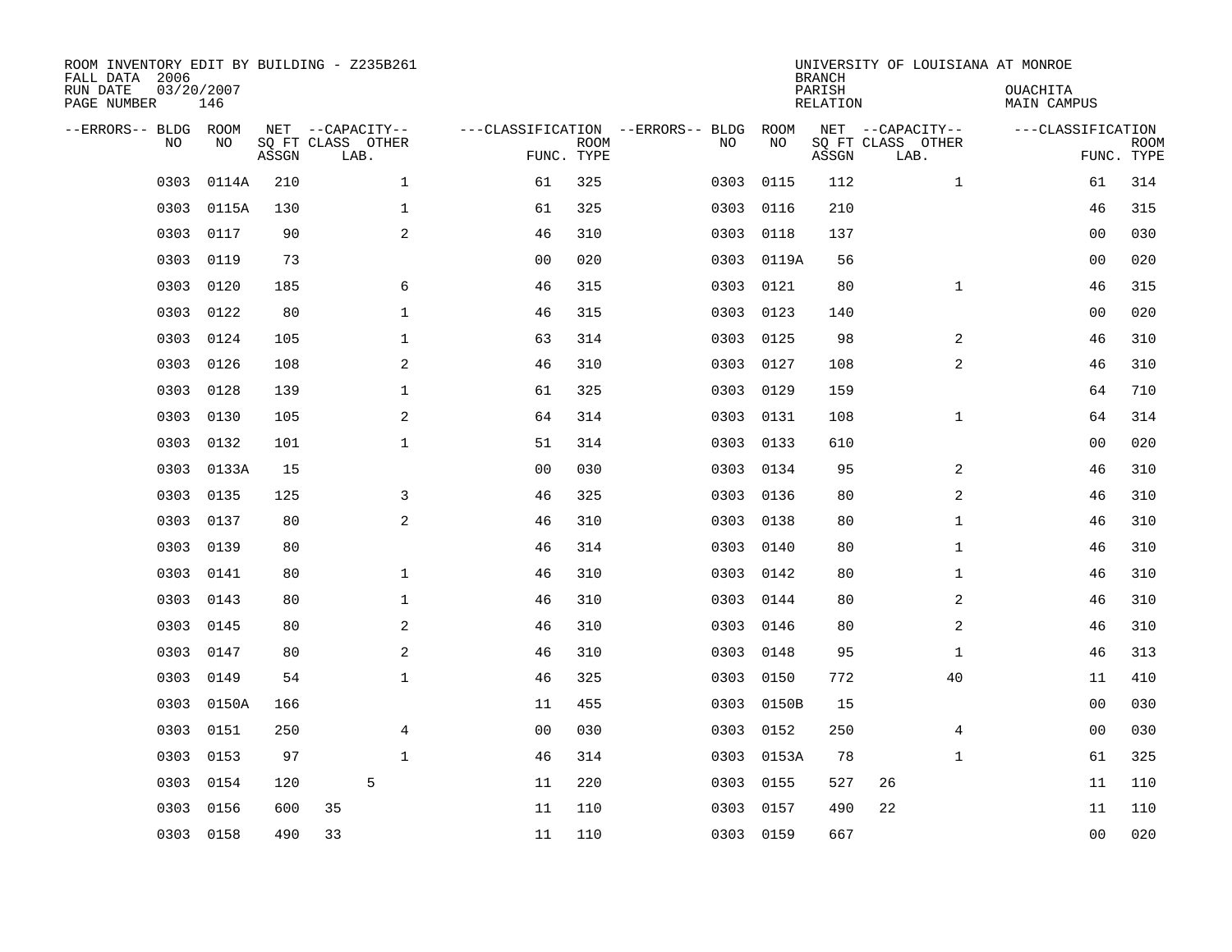ROOM INVENTORY EDIT BY BUILDING - Z235B261
FALL DATA 2006
RUN DATE 03/20/2007
PAGE NUMBER 146

UNIVERSITY OF LOUISIANA AT MONROE
BRANCH
PARISH OUACHITA
RELATION MAIN CAMPUS

| --ERRORS-- | BLDG NO | ROOM NO | NET SQ FT ASSGN | CAPACITY CLASS | CAPACITY OTHER LAB. | CLASSIFICATION FUNC. | ROOM TYPE | --ERRORS-- | BLDG NO | ROOM NO | NET SQ FT ASSGN | CAPACITY CLASS | CAPACITY OTHER LAB. | CLASSIFICATION FUNC. | ROOM TYPE |
|---|---|---|---|---|---|---|---|---|---|---|---|---|---|---|---|
| | 0303 | 0114A | 210 | | 1 | 61 | 325 | | 0303 | 0115 | 112 | | 1 | 61 | 314 |
| | 0303 | 0115A | 130 | | 1 | 61 | 325 | | 0303 | 0116 | 210 | | | 46 | 315 |
| | 0303 | 0117 | 90 | | 2 | 46 | 310 | | 0303 | 0118 | 137 | | | 00 | 030 |
| | 0303 | 0119 | 73 | | | 00 | 020 | | 0303 | 0119A | 56 | | | 00 | 020 |
| | 0303 | 0120 | 185 | | 6 | 46 | 315 | | 0303 | 0121 | 80 | | 1 | 46 | 315 |
| | 0303 | 0122 | 80 | | 1 | 46 | 315 | | 0303 | 0123 | 140 | | | 00 | 020 |
| | 0303 | 0124 | 105 | | 1 | 63 | 314 | | 0303 | 0125 | 98 | | 2 | 46 | 310 |
| | 0303 | 0126 | 108 | | 2 | 46 | 310 | | 0303 | 0127 | 108 | | 2 | 46 | 310 |
| | 0303 | 0128 | 139 | | 1 | 61 | 325 | | 0303 | 0129 | 159 | | | 64 | 710 |
| | 0303 | 0130 | 105 | | 2 | 64 | 314 | | 0303 | 0131 | 108 | | 1 | 64 | 314 |
| | 0303 | 0132 | 101 | | 1 | 51 | 314 | | 0303 | 0133 | 610 | | | 00 | 020 |
| | 0303 | 0133A | 15 | | | 00 | 030 | | 0303 | 0134 | 95 | | 2 | 46 | 310 |
| | 0303 | 0135 | 125 | | 3 | 46 | 325 | | 0303 | 0136 | 80 | | 2 | 46 | 310 |
| | 0303 | 0137 | 80 | | 2 | 46 | 310 | | 0303 | 0138 | 80 | | 1 | 46 | 310 |
| | 0303 | 0139 | 80 | | | 46 | 314 | | 0303 | 0140 | 80 | | 1 | 46 | 310 |
| | 0303 | 0141 | 80 | | 1 | 46 | 310 | | 0303 | 0142 | 80 | | 1 | 46 | 310 |
| | 0303 | 0143 | 80 | | 1 | 46 | 310 | | 0303 | 0144 | 80 | | 2 | 46 | 310 |
| | 0303 | 0145 | 80 | | 2 | 46 | 310 | | 0303 | 0146 | 80 | | 2 | 46 | 310 |
| | 0303 | 0147 | 80 | | 2 | 46 | 310 | | 0303 | 0148 | 95 | | 1 | 46 | 313 |
| | 0303 | 0149 | 54 | | 1 | 46 | 325 | | 0303 | 0150 | 772 | | 40 | 11 | 410 |
| | 0303 | 0150A | 166 | | | 11 | 455 | | 0303 | 0150B | 15 | | | 00 | 030 |
| | 0303 | 0151 | 250 | | 4 | 00 | 030 | | 0303 | 0152 | 250 | | 4 | 00 | 030 |
| | 0303 | 0153 | 97 | | 1 | 46 | 314 | | 0303 | 0153A | 78 | | 1 | 61 | 325 |
| | 0303 | 0154 | 120 | | 5 | 11 | 220 | | 0303 | 0155 | 527 | 26 | | 11 | 110 |
| | 0303 | 0156 | 600 | 35 | | 11 | 110 | | 0303 | 0157 | 490 | 22 | | 11 | 110 |
| | 0303 | 0158 | 490 | 33 | | 11 | 110 | | 0303 | 0159 | 667 | | | 00 | 020 |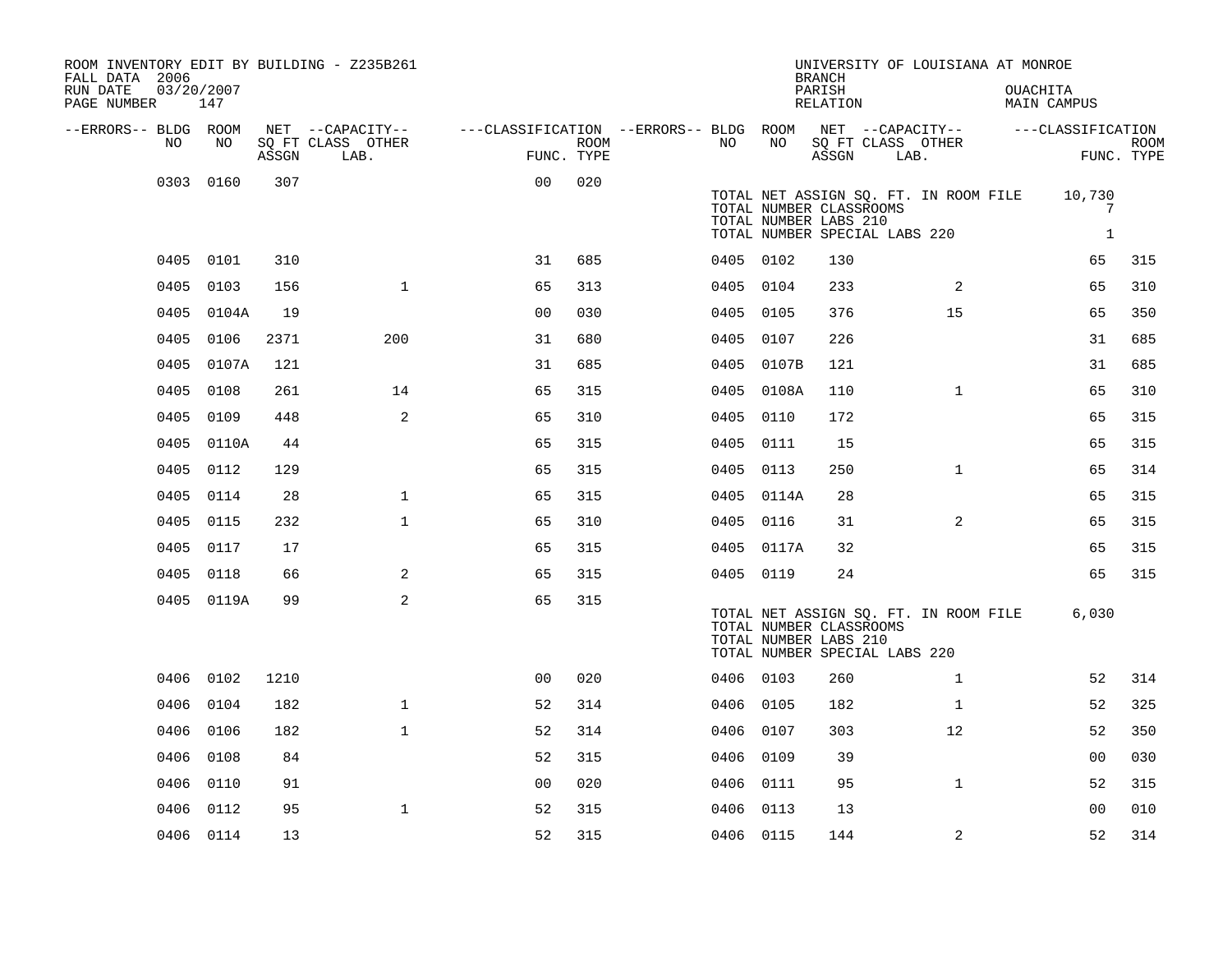ROOM INVENTORY EDIT BY BUILDING - Z235B261
FALL DATA 2006
RUN DATE 03/20/2007
PAGE NUMBER 147

UNIVERSITY OF LOUISIANA AT MONROE
BRANCH
PARISH OUACHITA
RELATION MAIN CAMPUS

| --ERRORS-- | BLDG NO | ROOM NO | NET SQ FT ASSGN | CAPACITY CLASS LAB. | CAPACITY OTHER | CLASSIFICATION FUNC. | ROOM TYPE | --ERRORS-- | BLDG NO | ROOM NO | NET SQ FT ASSGN | CAPACITY CLASS LAB. | CAPACITY OTHER | CLASSIFICATION FUNC. | ROOM TYPE |
|---|---|---|---|---|---|---|---|---|---|---|---|---|---|---|---|
| | 0303 | 0160 | 307 | | | 00 | 020 | | | | | | | | |

TOTAL NET ASSIGN SQ. FT. IN ROOM FILE 10,730
TOTAL NUMBER CLASSROOMS 7
TOTAL NUMBER LABS 210
TOTAL NUMBER SPECIAL LABS 220 1

| --ERRORS-- | BLDG NO | ROOM NO | NET SQ FT ASSGN | CAPACITY CLASS LAB. | CAPACITY OTHER | CLASSIFICATION FUNC. | ROOM TYPE | --ERRORS-- | BLDG NO | ROOM NO | NET SQ FT ASSGN | CAPACITY CLASS LAB. | CAPACITY OTHER | CLASSIFICATION FUNC. | ROOM TYPE |
|---|---|---|---|---|---|---|---|---|---|---|---|---|---|---|---|
| | 0405 | 0101 | 310 | | | 31 | 685 | | 0405 | 0102 | 130 | | | 65 | 315 |
| | 0405 | 0103 | 156 | | 1 | 65 | 313 | | 0405 | 0104 | 233 | | 2 | 65 | 310 |
| | 0405 | 0104A | 19 | | | 00 | 030 | | 0405 | 0105 | 376 | | 15 | 65 | 350 |
| | 0405 | 0106 | 2371 | | 200 | 31 | 680 | | 0405 | 0107 | 226 | | | 31 | 685 |
| | 0405 | 0107A | 121 | | | 31 | 685 | | 0405 | 0107B | 121 | | | 31 | 685 |
| | 0405 | 0108 | 261 | | 14 | 65 | 315 | | 0405 | 0108A | 110 | | 1 | 65 | 310 |
| | 0405 | 0109 | 448 | | 2 | 65 | 310 | | 0405 | 0110 | 172 | | | 65 | 315 |
| | 0405 | 0110A | 44 | | | 65 | 315 | | 0405 | 0111 | 15 | | | 65 | 315 |
| | 0405 | 0112 | 129 | | | 65 | 315 | | 0405 | 0113 | 250 | | 1 | 65 | 314 |
| | 0405 | 0114 | 28 | | 1 | 65 | 315 | | 0405 | 0114A | 28 | | | 65 | 315 |
| | 0405 | 0115 | 232 | | 1 | 65 | 310 | | 0405 | 0116 | 31 | | 2 | 65 | 315 |
| | 0405 | 0117 | 17 | | | 65 | 315 | | 0405 | 0117A | 32 | | | 65 | 315 |
| | 0405 | 0118 | 66 | | 2 | 65 | 315 | | 0405 | 0119 | 24 | | | 65 | 315 |
| | 0405 | 0119A | 99 | | 2 | 65 | 315 | | | | | | | | |

TOTAL NET ASSIGN SQ. FT. IN ROOM FILE 6,030
TOTAL NUMBER CLASSROOMS
TOTAL NUMBER LABS 210
TOTAL NUMBER SPECIAL LABS 220

| --ERRORS-- | BLDG NO | ROOM NO | NET SQ FT ASSGN | CAPACITY CLASS LAB. | CAPACITY OTHER | CLASSIFICATION FUNC. | ROOM TYPE | --ERRORS-- | BLDG NO | ROOM NO | NET SQ FT ASSGN | CAPACITY CLASS LAB. | CAPACITY OTHER | CLASSIFICATION FUNC. | ROOM TYPE |
|---|---|---|---|---|---|---|---|---|---|---|---|---|---|---|---|
| | 0406 | 0102 | 1210 | | | 00 | 020 | | 0406 | 0103 | 260 | | 1 | 52 | 314 |
| | 0406 | 0104 | 182 | | 1 | 52 | 314 | | 0406 | 0105 | 182 | | 1 | 52 | 325 |
| | 0406 | 0106 | 182 | | 1 | 52 | 314 | | 0406 | 0107 | 303 | | 12 | 52 | 350 |
| | 0406 | 0108 | 84 | | | 52 | 315 | | 0406 | 0109 | 39 | | | 00 | 030 |
| | 0406 | 0110 | 91 | | | 00 | 020 | | 0406 | 0111 | 95 | | 1 | 52 | 315 |
| | 0406 | 0112 | 95 | | 1 | 52 | 315 | | 0406 | 0113 | 13 | | | 00 | 010 |
| | 0406 | 0114 | 13 | | | 52 | 315 | | 0406 | 0115 | 144 | | 2 | 52 | 314 |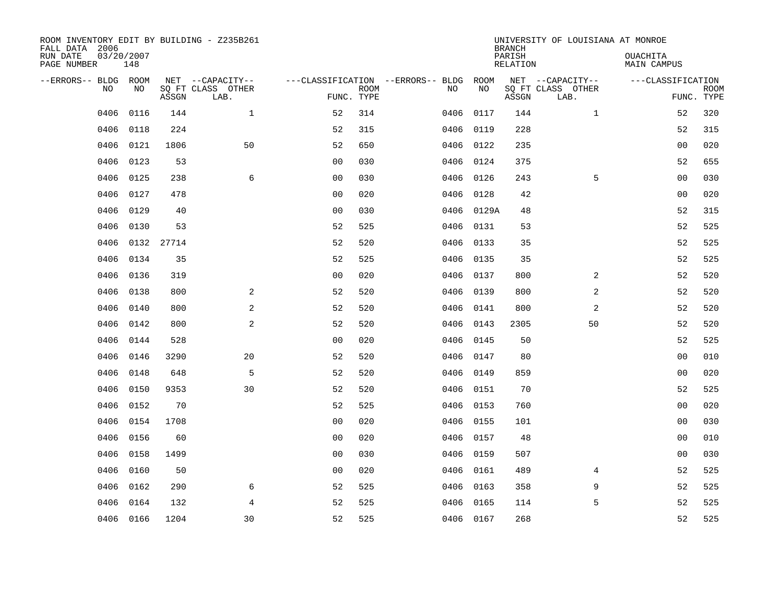ROOM INVENTORY EDIT BY BUILDING - Z235B261
FALL DATA 2006
RUN DATE 03/20/2007
PAGE NUMBER 148

UNIVERSITY OF LOUISIANA AT MONROE
BRANCH
PARISH OUACHITA
RELATION MAIN CAMPUS

| --ERRORS-- | BLDG NO | ROOM NO | NET SQ FT ASSGN | --CAPACITY-- CLASS LAB. | OTHER | ---CLASSIFICATION FUNC. | ROOM TYPE | --ERRORS-- | BLDG NO | ROOM NO | NET SQ FT ASSGN | --CAPACITY-- CLASS LAB. | OTHER | ---CLASSIFICATION FUNC. | ROOM TYPE |
|---|---|---|---|---|---|---|---|---|---|---|---|---|---|---|---|
| | 0406 | 0116 | 144 | | 1 | 52 | 314 | | 0406 | 0117 | 144 | | 1 | 52 | 320 |
| | 0406 | 0118 | 224 | | | 52 | 315 | | 0406 | 0119 | 228 | | | 52 | 315 |
| | 0406 | 0121 | 1806 | | 50 | 52 | 650 | | 0406 | 0122 | 235 | | | 00 | 020 |
| | 0406 | 0123 | 53 | | | 00 | 030 | | 0406 | 0124 | 375 | | | 52 | 655 |
| | 0406 | 0125 | 238 | | 6 | 00 | 030 | | 0406 | 0126 | 243 | | 5 | 00 | 030 |
| | 0406 | 0127 | 478 | | | 00 | 020 | | 0406 | 0128 | 42 | | | 00 | 020 |
| | 0406 | 0129 | 40 | | | 00 | 030 | | 0406 | 0129A | 48 | | | 52 | 315 |
| | 0406 | 0130 | 53 | | | 52 | 525 | | 0406 | 0131 | 53 | | | 52 | 525 |
| | 0406 | 0132 | 27714 | | | 52 | 520 | | 0406 | 0133 | 35 | | | 52 | 525 |
| | 0406 | 0134 | 35 | | | 52 | 525 | | 0406 | 0135 | 35 | | | 52 | 525 |
| | 0406 | 0136 | 319 | | | 00 | 020 | | 0406 | 0137 | 800 | | 2 | 52 | 520 |
| | 0406 | 0138 | 800 | | 2 | 52 | 520 | | 0406 | 0139 | 800 | | 2 | 52 | 520 |
| | 0406 | 0140 | 800 | | 2 | 52 | 520 | | 0406 | 0141 | 800 | | 2 | 52 | 520 |
| | 0406 | 0142 | 800 | | 2 | 52 | 520 | | 0406 | 0143 | 2305 | | 50 | 52 | 520 |
| | 0406 | 0144 | 528 | | | 00 | 020 | | 0406 | 0145 | 50 | | | 52 | 525 |
| | 0406 | 0146 | 3290 | | 20 | 52 | 520 | | 0406 | 0147 | 80 | | | 00 | 010 |
| | 0406 | 0148 | 648 | | 5 | 52 | 520 | | 0406 | 0149 | 859 | | | 00 | 020 |
| | 0406 | 0150 | 9353 | | 30 | 52 | 520 | | 0406 | 0151 | 70 | | | 52 | 525 |
| | 0406 | 0152 | 70 | | | 52 | 525 | | 0406 | 0153 | 760 | | | 00 | 020 |
| | 0406 | 0154 | 1708 | | | 00 | 020 | | 0406 | 0155 | 101 | | | 00 | 030 |
| | 0406 | 0156 | 60 | | | 00 | 020 | | 0406 | 0157 | 48 | | | 00 | 010 |
| | 0406 | 0158 | 1499 | | | 00 | 030 | | 0406 | 0159 | 507 | | | 00 | 030 |
| | 0406 | 0160 | 50 | | | 00 | 020 | | 0406 | 0161 | 489 | | 4 | 52 | 525 |
| | 0406 | 0162 | 290 | | 6 | 52 | 525 | | 0406 | 0163 | 358 | | 9 | 52 | 525 |
| | 0406 | 0164 | 132 | | 4 | 52 | 525 | | 0406 | 0165 | 114 | | 5 | 52 | 525 |
| | 0406 | 0166 | 1204 | | 30 | 52 | 525 | | 0406 | 0167 | 268 | | | 52 | 525 |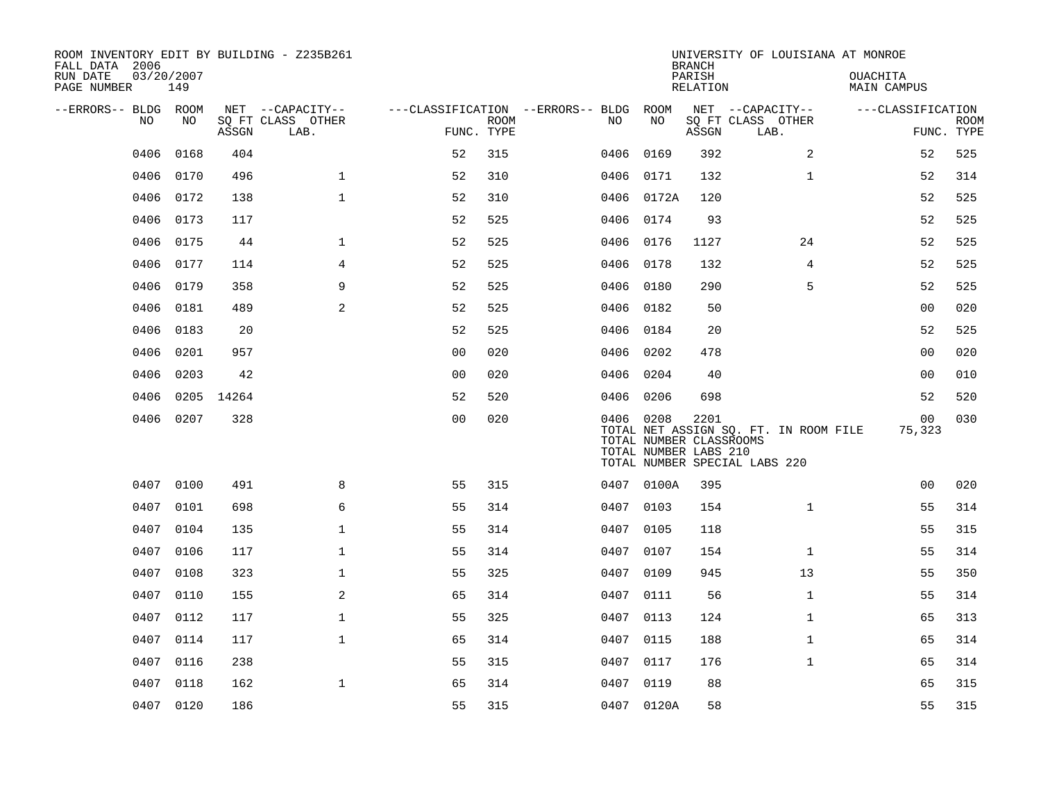ROOM INVENTORY EDIT BY BUILDING - Z235B261
FALL DATA 2006
RUN DATE 03/20/2007
PAGE NUMBER 149

UNIVERSITY OF LOUISIANA AT MONROE
BRANCH
PARISH OUACHITA
RELATION MAIN CAMPUS

| --ERRORS-- | BLDG NO | ROOM NO | NET ASSGN SQ FT | CAPACITY CLASS LAB. | CAPACITY OTHER | CLASSIFICATION FUNC. | ROOM TYPE | --ERRORS-- | BLDG NO | ROOM NO | NET ASSGN SQ FT | CAPACITY CLASS LAB. | CAPACITY OTHER | CLASSIFICATION FUNC. | ROOM TYPE |
|---|---|---|---|---|---|---|---|---|---|---|---|---|---|---|---|
| | 0406 | 0168 | 404 | | | 52 | 315 | | 0406 | 0169 | 392 | | 2 | 52 | 525 |
| | 0406 | 0170 | 496 | | 1 | 52 | 310 | | 0406 | 0171 | 132 | | 1 | 52 | 314 |
| | 0406 | 0172 | 138 | | 1 | 52 | 310 | | 0406 | 0172A | 120 | | | 52 | 525 |
| | 0406 | 0173 | 117 | | | 52 | 525 | | 0406 | 0174 | 93 | | | 52 | 525 |
| | 0406 | 0175 | 44 | | 1 | 52 | 525 | | 0406 | 0176 | 1127 | | 24 | 52 | 525 |
| | 0406 | 0177 | 114 | | 4 | 52 | 525 | | 0406 | 0178 | 132 | | 4 | 52 | 525 |
| | 0406 | 0179 | 358 | | 9 | 52 | 525 | | 0406 | 0180 | 290 | | 5 | 52 | 525 |
| | 0406 | 0181 | 489 | | 2 | 52 | 525 | | 0406 | 0182 | 50 | | | 00 | 020 |
| | 0406 | 0183 | 20 | | | 52 | 525 | | 0406 | 0184 | 20 | | | 52 | 525 |
| | 0406 | 0201 | 957 | | | 00 | 020 | | 0406 | 0202 | 478 | | | 00 | 020 |
| | 0406 | 0203 | 42 | | | 00 | 020 | | 0406 | 0204 | 40 | | | 00 | 010 |
| | 0406 | 0205 | 14264 | | | 52 | 520 | | 0406 | 0206 | 698 | | | 52 | 520 |
| | 0406 | 0207 | 328 | | | 00 | 020 | | 0406 | 0208 | 2201 | | | 00 | 030 |
| | | | | | | | | | TOTAL NET ASSIGN SQ. FT. IN ROOM FILE | | | | | 75,323 | |
| | | | | | | | | | TOTAL NUMBER CLASSROOMS | | | | | | |
| | | | | | | | | | TOTAL NUMBER LABS 210 | | | | | | |
| | | | | | | | | | TOTAL NUMBER SPECIAL LABS 220 | | | | | | |
| | 0407 | 0100 | 491 | | 8 | 55 | 315 | | 0407 | 0100A | 395 | | | 00 | 020 |
| | 0407 | 0101 | 698 | | 6 | 55 | 314 | | 0407 | 0103 | 154 | | 1 | 55 | 314 |
| | 0407 | 0104 | 135 | | 1 | 55 | 314 | | 0407 | 0105 | 118 | | | 55 | 315 |
| | 0407 | 0106 | 117 | | 1 | 55 | 314 | | 0407 | 0107 | 154 | | 1 | 55 | 314 |
| | 0407 | 0108 | 323 | | 1 | 55 | 325 | | 0407 | 0109 | 945 | | 13 | 55 | 350 |
| | 0407 | 0110 | 155 | | 2 | 65 | 314 | | 0407 | 0111 | 56 | | 1 | 55 | 314 |
| | 0407 | 0112 | 117 | | 1 | 55 | 325 | | 0407 | 0113 | 124 | | 1 | 65 | 313 |
| | 0407 | 0114 | 117 | | 1 | 65 | 314 | | 0407 | 0115 | 188 | | 1 | 65 | 314 |
| | 0407 | 0116 | 238 | | | 55 | 315 | | 0407 | 0117 | 176 | | 1 | 65 | 314 |
| | 0407 | 0118 | 162 | | 1 | 65 | 314 | | 0407 | 0119 | 88 | | | 65 | 315 |
| | 0407 | 0120 | 186 | | | 55 | 315 | | 0407 | 0120A | 58 | | | 55 | 315 |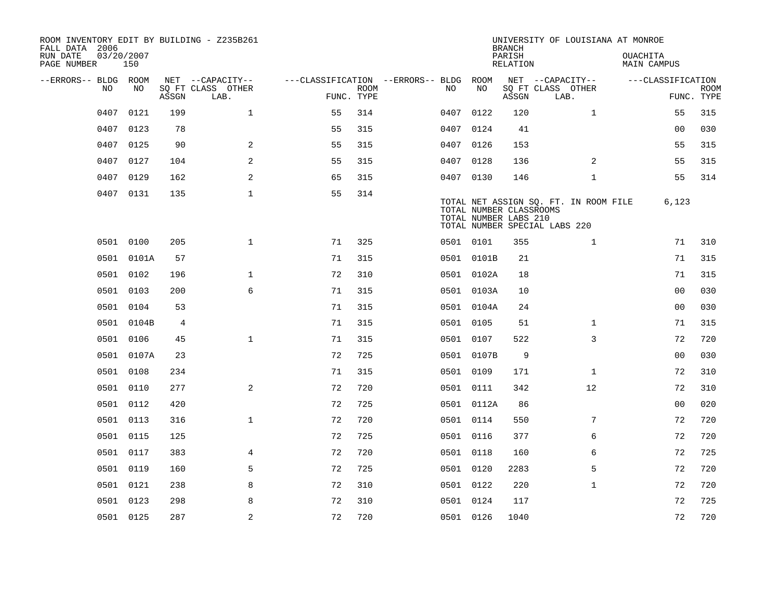ROOM INVENTORY EDIT BY BUILDING - Z235B261
FALL DATA 2006
RUN DATE 03/20/2007
PAGE NUMBER 150

UNIVERSITY OF LOUISIANA AT MONROE
BRANCH
PARISH OUACHITA
RELATION MAIN CAMPUS

| --ERRORS-- | BLDG NO | ROOM NO | NET SQ FT ASSGN | --CAPACITY-- CLASS | OTHER LAB. | ---CLASSIFICATION FUNC. | ROOM TYPE | --ERRORS-- | BLDG NO | ROOM NO | NET SQ FT ASSGN | --CAPACITY-- CLASS | OTHER LAB. | ---CLASSIFICATION FUNC. | ROOM TYPE |
|---|---|---|---|---|---|---|---|---|---|---|---|---|---|---|---|
| | 0407 | 0121 | 199 | | 1 | 55 | 314 | | 0407 | 0122 | 120 | | 1 | 55 | 315 |
| | 0407 | 0123 | 78 | | | 55 | 315 | | 0407 | 0124 | 41 | | | 00 | 030 |
| | 0407 | 0125 | 90 | | 2 | 55 | 315 | | 0407 | 0126 | 153 | | | 55 | 315 |
| | 0407 | 0127 | 104 | | 2 | 55 | 315 | | 0407 | 0128 | 136 | | 2 | 55 | 315 |
| | 0407 | 0129 | 162 | | 2 | 65 | 315 | | 0407 | 0130 | 146 | | 1 | 55 | 314 |
| | 0407 | 0131 | 135 | | 1 | 55 | 314 | | | | | | | | |

TOTAL NET ASSIGN SQ. FT. IN ROOM FILE 6,123
TOTAL NUMBER CLASSROOMS
TOTAL NUMBER LABS 210
TOTAL NUMBER SPECIAL LABS 220

| --ERRORS-- | BLDG NO | ROOM NO | NET SQ FT ASSGN | --CAPACITY-- CLASS | OTHER LAB. | ---CLASSIFICATION FUNC. | ROOM TYPE | --ERRORS-- | BLDG NO | ROOM NO | NET SQ FT ASSGN | --CAPACITY-- CLASS | OTHER LAB. | ---CLASSIFICATION FUNC. | ROOM TYPE |
|---|---|---|---|---|---|---|---|---|---|---|---|---|---|---|---|
| | 0501 | 0100 | 205 | | 1 | 71 | 325 | | 0501 | 0101 | 355 | | 1 | 71 | 310 |
| | 0501 | 0101A | 57 | | | 71 | 315 | | 0501 | 0101B | 21 | | | 71 | 315 |
| | 0501 | 0102 | 196 | | 1 | 72 | 310 | | 0501 | 0102A | 18 | | | 71 | 315 |
| | 0501 | 0103 | 200 | | 6 | 71 | 315 | | 0501 | 0103A | 10 | | | 00 | 030 |
| | 0501 | 0104 | 53 | | | 71 | 315 | | 0501 | 0104A | 24 | | | 00 | 030 |
| | 0501 | 0104B | 4 | | | 71 | 315 | | 0501 | 0105 | 51 | | 1 | 71 | 315 |
| | 0501 | 0106 | 45 | | 1 | 71 | 315 | | 0501 | 0107 | 522 | | 3 | 72 | 720 |
| | 0501 | 0107A | 23 | | | 72 | 725 | | 0501 | 0107B | 9 | | | 00 | 030 |
| | 0501 | 0108 | 234 | | | 71 | 315 | | 0501 | 0109 | 171 | | 1 | 72 | 310 |
| | 0501 | 0110 | 277 | | 2 | 72 | 720 | | 0501 | 0111 | 342 | | 12 | 72 | 310 |
| | 0501 | 0112 | 420 | | | 72 | 725 | | 0501 | 0112A | 86 | | | 00 | 020 |
| | 0501 | 0113 | 316 | | 1 | 72 | 720 | | 0501 | 0114 | 550 | | 7 | 72 | 720 |
| | 0501 | 0115 | 125 | | | 72 | 725 | | 0501 | 0116 | 377 | | 6 | 72 | 720 |
| | 0501 | 0117 | 383 | | 4 | 72 | 720 | | 0501 | 0118 | 160 | | 6 | 72 | 725 |
| | 0501 | 0119 | 160 | | 5 | 72 | 725 | | 0501 | 0120 | 2283 | | 5 | 72 | 720 |
| | 0501 | 0121 | 238 | | 8 | 72 | 310 | | 0501 | 0122 | 220 | | 1 | 72 | 720 |
| | 0501 | 0123 | 298 | | 8 | 72 | 310 | | 0501 | 0124 | 117 | | | 72 | 725 |
| | 0501 | 0125 | 287 | | 2 | 72 | 720 | | 0501 | 0126 | 1040 | | | 72 | 720 |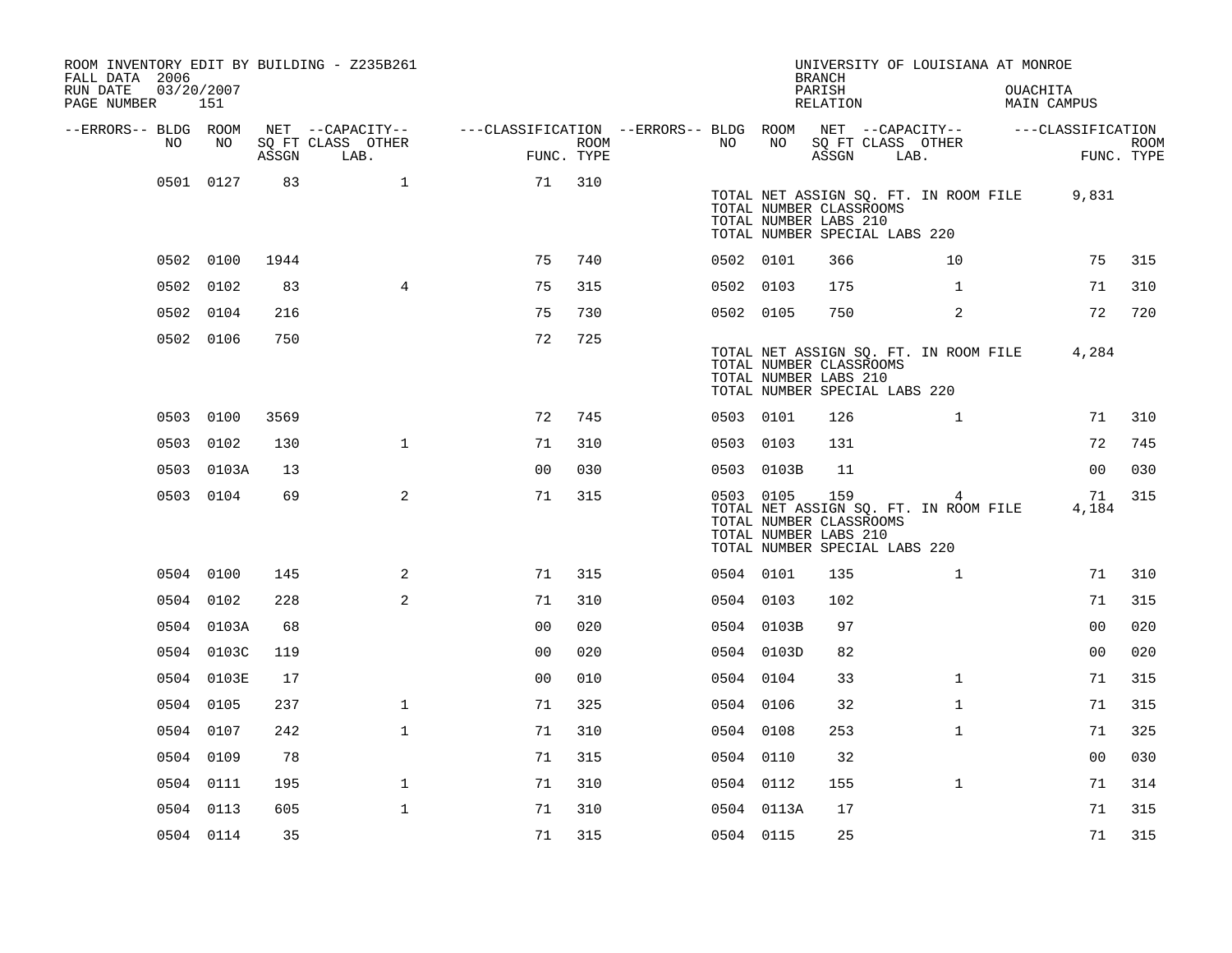ROOM INVENTORY EDIT BY BUILDING - Z235B261
FALL DATA 2006
RUN DATE 03/20/2007
PAGE NUMBER 151

UNIVERSITY OF LOUISIANA AT MONROE
BRANCH
PARISH OUACHITA
RELATION MAIN CAMPUS

| --ERRORS-- | BLDG NO | ROOM NO | NET SQ FT ASSGN | CAPACITY CLASS LAB. | CAPACITY OTHER | CLASSIFICATION FUNC. | ROOM TYPE | --ERRORS-- | BLDG NO | ROOM NO | NET SQ FT ASSGN | CAPACITY CLASS LAB. | CAPACITY OTHER | CLASSIFICATION FUNC. | ROOM TYPE |
|---|---|---|---|---|---|---|---|---|---|---|---|---|---|---|---|
| | 0501 | 0127 | 83 | | 1 | 71 | 310 | | | | | | | | |
| | | | | | | | | | TOTAL NET ASSIGN SQ. FT. IN ROOM FILE | | | | | 9,831 | |
| | | | | | | | | | TOTAL NUMBER CLASSROOMS | | | | | | |
| | | | | | | | | | TOTAL NUMBER LABS 210 | | | | | | |
| | | | | | | | | | TOTAL NUMBER SPECIAL LABS 220 | | | | | | |
| | 0502 | 0100 | 1944 | | | 75 | 740 | | 0502 | 0101 | 366 | | 10 | 75 | 315 |
| | 0502 | 0102 | 83 | | 4 | 75 | 315 | | 0502 | 0103 | 175 | | 1 | 71 | 310 |
| | 0502 | 0104 | 216 | | | 75 | 730 | | 0502 | 0105 | 750 | | 2 | 72 | 720 |
| | 0502 | 0106 | 750 | | | 72 | 725 | | | | | | | | |
| | | | | | | | | | TOTAL NET ASSIGN SQ. FT. IN ROOM FILE | | | | | 4,284 | |
| | | | | | | | | | TOTAL NUMBER CLASSROOMS | | | | | | |
| | | | | | | | | | TOTAL NUMBER LABS 210 | | | | | | |
| | | | | | | | | | TOTAL NUMBER SPECIAL LABS 220 | | | | | | |
| | 0503 | 0100 | 3569 | | | 72 | 745 | | 0503 | 0101 | 126 | | 1 | 71 | 310 |
| | 0503 | 0102 | 130 | | 1 | 71 | 310 | | 0503 | 0103 | 131 | | | 72 | 745 |
| | 0503 | 0103A | 13 | | | 00 | 030 | | 0503 | 0103B | 11 | | | 00 | 030 |
| | 0503 | 0104 | 69 | | 2 | 71 | 315 | | 0503 | 0105 | 159 | | 4 | 71 | 315 |
| | | | | | | | | | TOTAL NET ASSIGN SQ. FT. IN ROOM FILE | | | | | 4,184 | |
| | | | | | | | | | TOTAL NUMBER CLASSROOMS | | | | | | |
| | | | | | | | | | TOTAL NUMBER LABS 210 | | | | | | |
| | | | | | | | | | TOTAL NUMBER SPECIAL LABS 220 | | | | | | |
| | 0504 | 0100 | 145 | | 2 | 71 | 315 | | 0504 | 0101 | 135 | | 1 | 71 | 310 |
| | 0504 | 0102 | 228 | | 2 | 71 | 310 | | 0504 | 0103 | 102 | | | 71 | 315 |
| | 0504 | 0103A | 68 | | | 00 | 020 | | 0504 | 0103B | 97 | | | 00 | 020 |
| | 0504 | 0103C | 119 | | | 00 | 020 | | 0504 | 0103D | 82 | | | 00 | 020 |
| | 0504 | 0103E | 17 | | | 00 | 010 | | 0504 | 0104 | 33 | | 1 | 71 | 315 |
| | 0504 | 0105 | 237 | | 1 | 71 | 325 | | 0504 | 0106 | 32 | | 1 | 71 | 315 |
| | 0504 | 0107 | 242 | | 1 | 71 | 310 | | 0504 | 0108 | 253 | | 1 | 71 | 325 |
| | 0504 | 0109 | 78 | | | 71 | 315 | | 0504 | 0110 | 32 | | | 00 | 030 |
| | 0504 | 0111 | 195 | | 1 | 71 | 310 | | 0504 | 0112 | 155 | | 1 | 71 | 314 |
| | 0504 | 0113 | 605 | | 1 | 71 | 310 | | 0504 | 0113A | 17 | | | 71 | 315 |
| | 0504 | 0114 | 35 | | | 71 | 315 | | 0504 | 0115 | 25 | | | 71 | 315 |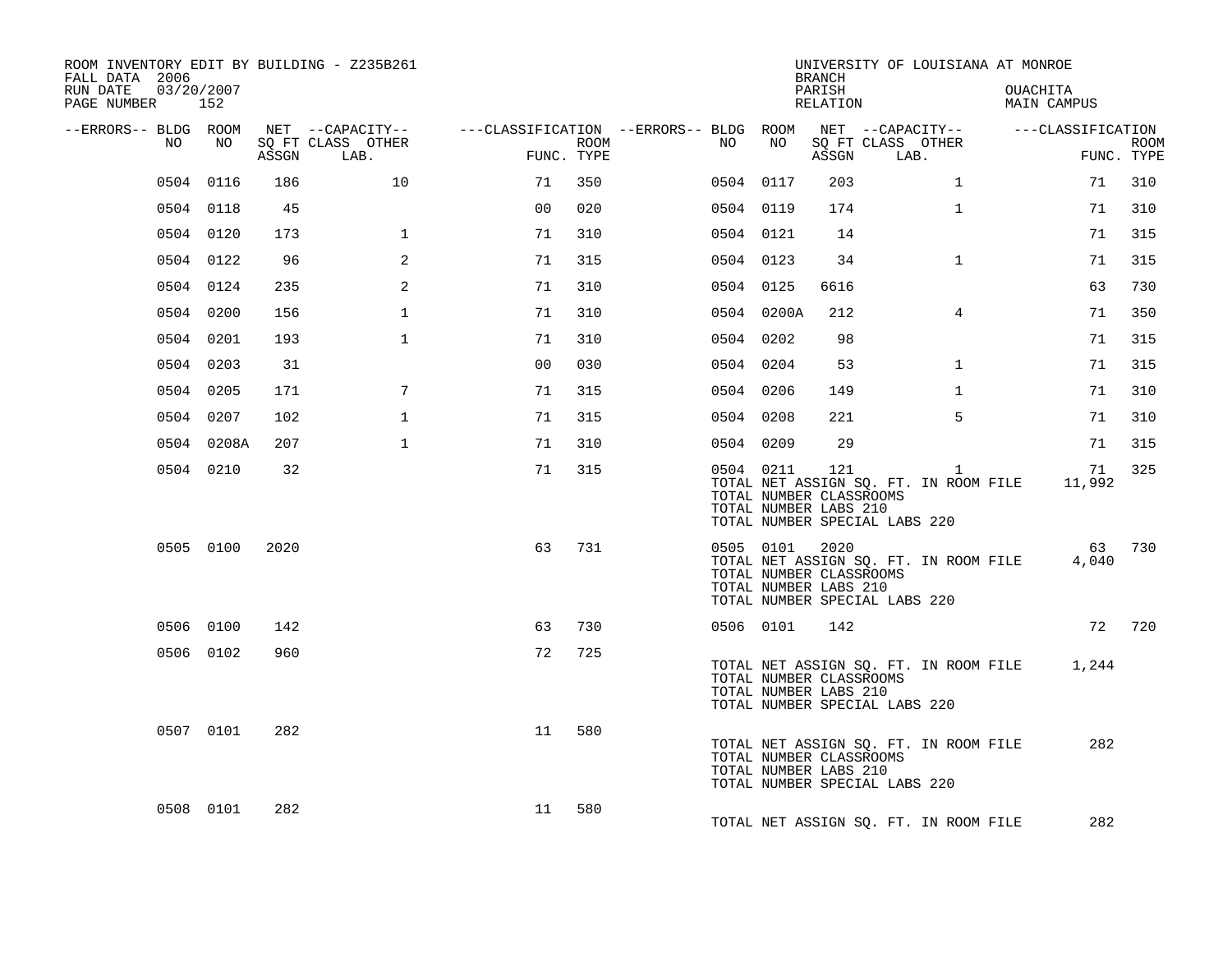ROOM INVENTORY EDIT BY BUILDING - Z235B261
FALL DATA 2006
RUN DATE 03/20/2007
PAGE NUMBER 152

UNIVERSITY OF LOUISIANA AT MONROE
BRANCH
PARISH OUACHITA
RELATION MAIN CAMPUS

| --ERRORS-- | BLDG NO | ROOM NO | NET SQ FT ASSGN | --CAPACITY-- CLASS LAB. | OTHER | ---CLASSIFICATION FUNC. | ROOM TYPE | --ERRORS-- | BLDG NO | ROOM NO | NET SQ FT ASSGN | --CAPACITY-- CLASS LAB. | OTHER | ---CLASSIFICATION FUNC. | ROOM TYPE |
|---|---|---|---|---|---|---|---|---|---|---|---|---|---|---|---|
| | 0504 | 0116 | 186 | | 10 | 71 | 350 | | 0504 | 0117 | 203 | | 1 | 71 | 310 |
| | 0504 | 0118 | 45 | | | 00 | 020 | | 0504 | 0119 | 174 | | 1 | 71 | 310 |
| | 0504 | 0120 | 173 | | 1 | 71 | 310 | | 0504 | 0121 | 14 | | | 71 | 315 |
| | 0504 | 0122 | 96 | | 2 | 71 | 315 | | 0504 | 0123 | 34 | | 1 | 71 | 315 |
| | 0504 | 0124 | 235 | | 2 | 71 | 310 | | 0504 | 0125 | 6616 | | | 63 | 730 |
| | 0504 | 0200 | 156 | | 1 | 71 | 310 | | 0504 | 0200A | 212 | | 4 | 71 | 350 |
| | 0504 | 0201 | 193 | | 1 | 71 | 310 | | 0504 | 0202 | 98 | | | 71 | 315 |
| | 0504 | 0203 | 31 | | | 00 | 030 | | 0504 | 0204 | 53 | | 1 | 71 | 315 |
| | 0504 | 0205 | 171 | | 7 | 71 | 315 | | 0504 | 0206 | 149 | | 1 | 71 | 310 |
| | 0504 | 0207 | 102 | | 1 | 71 | 315 | | 0504 | 0208 | 221 | | 5 | 71 | 310 |
| | 0504 | 0208A | 207 | | 1 | 71 | 310 | | 0504 | 0209 | 29 | | | 71 | 315 |
| | 0504 | 0210 | 32 | | | 71 | 315 | | 0504 | 0211 | 121 | | 1 | 71 | 325 |
| | | | | | | | | | TOTAL NET ASSIGN SQ. FT. IN ROOM FILE | | | | | 11,992 | |
| | | | | | | | | | TOTAL NUMBER CLASSROOMS | | | | | | |
| | | | | | | | | | TOTAL NUMBER LABS 210 | | | | | | |
| | | | | | | | | | TOTAL NUMBER SPECIAL LABS 220 | | | | | | |
| | 0505 | 0100 | 2020 | | | 63 | 731 | | 0505 | 0101 | 2020 | | | 63 | 730 |
| | | | | | | | | | TOTAL NET ASSIGN SQ. FT. IN ROOM FILE | | | | | 4,040 | |
| | | | | | | | | | TOTAL NUMBER CLASSROOMS | | | | | | |
| | | | | | | | | | TOTAL NUMBER LABS 210 | | | | | | |
| | | | | | | | | | TOTAL NUMBER SPECIAL LABS 220 | | | | | | |
| | 0506 | 0100 | 142 | | | 63 | 730 | | 0506 | 0101 | 142 | | | 72 | 720 |
| | 0506 | 0102 | 960 | | | 72 | 725 | | | | | | | | |
| | | | | | | | | | TOTAL NET ASSIGN SQ. FT. IN ROOM FILE | | | | | 1,244 | |
| | | | | | | | | | TOTAL NUMBER CLASSROOMS | | | | | | |
| | | | | | | | | | TOTAL NUMBER LABS 210 | | | | | | |
| | | | | | | | | | TOTAL NUMBER SPECIAL LABS 220 | | | | | | |
| | 0507 | 0101 | 282 | | | 11 | 580 | | | | | | | | |
| | | | | | | | | | TOTAL NET ASSIGN SQ. FT. IN ROOM FILE | | | | | 282 | |
| | | | | | | | | | TOTAL NUMBER CLASSROOMS | | | | | | |
| | | | | | | | | | TOTAL NUMBER LABS 210 | | | | | | |
| | | | | | | | | | TOTAL NUMBER SPECIAL LABS 220 | | | | | | |
| | 0508 | 0101 | 282 | | | 11 | 580 | | | | | | | | |
| | | | | | | | | | TOTAL NET ASSIGN SQ. FT. IN ROOM FILE | | | | | 282 | |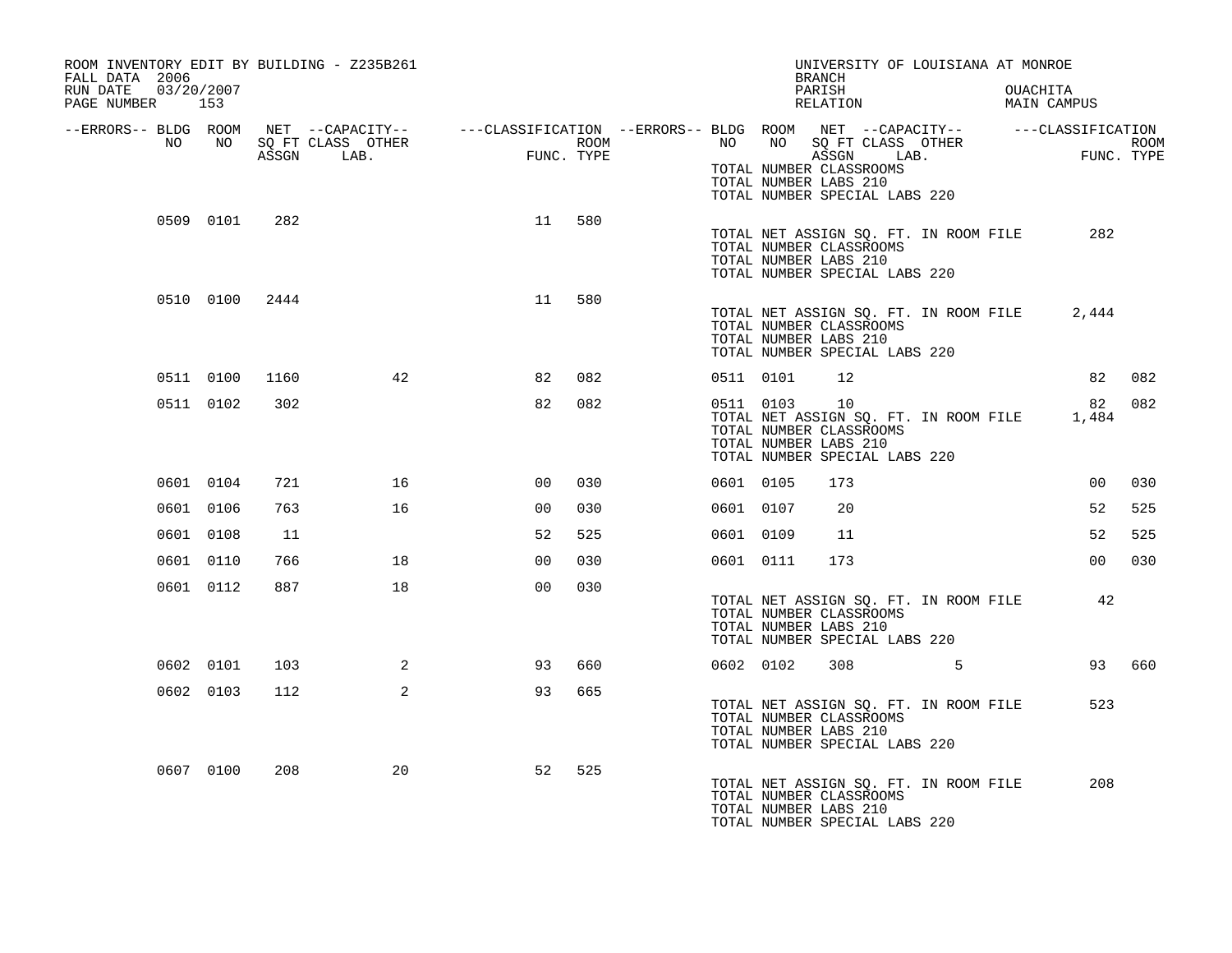ROOM INVENTORY EDIT BY BUILDING - Z235B261
FALL DATA 2006
RUN DATE 03/20/2007

UNIVERSITY OF LOUISIANA AT MONROE
BRANCH
PARISH OUACHITA
RELATION MAIN CAMPUS

| --ERRORS-- | BLDG NO | ROOM NO | NET SQ FT ASSGN | --CAPACITY-- CLASS | LAB. | OTHER | ---CLASSIFICATION FUNC. | ROOM TYPE | --ERRORS-- | BLDG NO | ROOM NO | NET SQ FT ASSGN | --CAPACITY-- CLASS | LAB. | OTHER | ---CLASSIFICATION FUNC. | ROOM TYPE |
|---|---|---|---|---|---|---|---|---|---|---|---|---|---|---|---|---|---|
| | | | | | | | | | | TOTAL NUMBER CLASSROOMS | | | | | | | |
| | | | | | | | | | | TOTAL NUMBER LABS 210 | | | | | | | |
| | | | | | | | | | | TOTAL NUMBER SPECIAL LABS 220 | | | | | | | |
| | 0509 | 0101 | 282 | | | | 11 | 580 | | | | | | | | | |
| | | | | | | | | | | TOTAL NET ASSIGN SQ. FT. IN ROOM FILE | | | | | | 282 | |
| | | | | | | | | | | TOTAL NUMBER CLASSROOMS | | | | | | | |
| | | | | | | | | | | TOTAL NUMBER LABS 210 | | | | | | | |
| | | | | | | | | | | TOTAL NUMBER SPECIAL LABS 220 | | | | | | | |
| | 0510 | 0100 | 2444 | | | | 11 | 580 | | | | | | | | | |
| | | | | | | | | | | TOTAL NET ASSIGN SQ. FT. IN ROOM FILE | | | | | | 2,444 | |
| | | | | | | | | | | TOTAL NUMBER CLASSROOMS | | | | | | | |
| | | | | | | | | | | TOTAL NUMBER LABS 210 | | | | | | | |
| | | | | | | | | | | TOTAL NUMBER SPECIAL LABS 220 | | | | | | | |
| | 0511 | 0100 | 1160 | | | 42 | 82 | 082 | | 0511 | 0101 | 12 | | | | 82 | 082 |
| | 0511 | 0102 | 302 | | | | 82 | 082 | | 0511 | 0103 | 10 | | | | 82 | 082 |
| | | | | | | | | | | TOTAL NET ASSIGN SQ. FT. IN ROOM FILE | | | | | | 1,484 | |
| | | | | | | | | | | TOTAL NUMBER CLASSROOMS | | | | | | | |
| | | | | | | | | | | TOTAL NUMBER LABS 210 | | | | | | | |
| | | | | | | | | | | TOTAL NUMBER SPECIAL LABS 220 | | | | | | | |
| | 0601 | 0104 | 721 | | | 16 | 00 | 030 | | 0601 | 0105 | 173 | | | | 00 | 030 |
| | 0601 | 0106 | 763 | | | 16 | 00 | 030 | | 0601 | 0107 | 20 | | | | 52 | 525 |
| | 0601 | 0108 | 11 | | | | 52 | 525 | | 0601 | 0109 | 11 | | | | 52 | 525 |
| | 0601 | 0110 | 766 | | | 18 | 00 | 030 | | 0601 | 0111 | 173 | | | | 00 | 030 |
| | 0601 | 0112 | 887 | | | 18 | 00 | 030 | | | | | | | | | |
| | | | | | | | | | | TOTAL NET ASSIGN SQ. FT. IN ROOM FILE | | | | | | 42 | |
| | | | | | | | | | | TOTAL NUMBER CLASSROOMS | | | | | | | |
| | | | | | | | | | | TOTAL NUMBER LABS 210 | | | | | | | |
| | | | | | | | | | | TOTAL NUMBER SPECIAL LABS 220 | | | | | | | |
| | 0602 | 0101 | 103 | | | 2 | 93 | 660 | | 0602 | 0102 | 308 | | | 5 | 93 | 660 |
| | 0602 | 0103 | 112 | | | 2 | 93 | 665 | | | | | | | | | |
| | | | | | | | | | | TOTAL NET ASSIGN SQ. FT. IN ROOM FILE | | | | | | 523 | |
| | | | | | | | | | | TOTAL NUMBER CLASSROOMS | | | | | | | |
| | | | | | | | | | | TOTAL NUMBER LABS 210 | | | | | | | |
| | | | | | | | | | | TOTAL NUMBER SPECIAL LABS 220 | | | | | | | |
| | 0607 | 0100 | 208 | | | 20 | 52 | 525 | | | | | | | | | |
| | | | | | | | | | | TOTAL NET ASSIGN SQ. FT. IN ROOM FILE | | | | | | 208 | |
| | | | | | | | | | | TOTAL NUMBER CLASSROOMS | | | | | | | |
| | | | | | | | | | | TOTAL NUMBER LABS 210 | | | | | | | |
| | | | | | | | | | | TOTAL NUMBER SPECIAL LABS 220 | | | | | | | |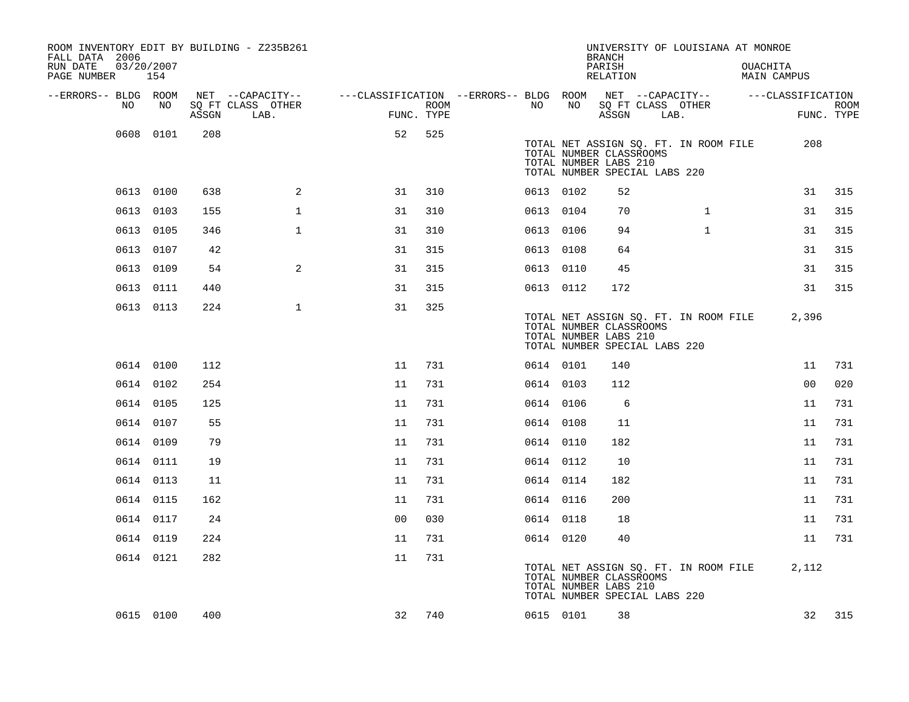ROOM INVENTORY EDIT BY BUILDING - Z235B261
FALL DATA 2006
RUN DATE 03/20/2007
PAGE NUMBER 154

UNIVERSITY OF LOUISIANA AT MONROE
BRANCH
PARISH OUACHITA
RELATION MAIN CAMPUS

| --ERRORS-- | BLDG NO | ROOM NO | NET SQ FT ASSGN | --CAPACITY-- CLASS LAB. | OTHER | ---CLASSIFICATION FUNC. | ROOM TYPE | --ERRORS-- | BLDG NO | ROOM NO | NET SQ FT ASSGN | --CAPACITY-- CLASS LAB. | OTHER | ---CLASSIFICATION FUNC. | ROOM TYPE |
|---|---|---|---|---|---|---|---|---|---|---|---|---|---|---|---|
| | 0608 | 0101 | 208 | | | 52 | 525 | | | | | | | | |
| | | | | | | | | | TOTAL NET ASSIGN SQ. FT. IN ROOM FILE | | 208 | | | | |
| | | | | | | | | | TOTAL NUMBER CLASSROOMS | | | | | | |
| | | | | | | | | | TOTAL NUMBER LABS 210 | | | | | | |
| | | | | | | | | | TOTAL NUMBER SPECIAL LABS 220 | | | | | | |
| | 0613 | 0100 | 638 | | 2 | 31 | 310 | | 0613 | 0102 | 52 | | | 31 | 315 |
| | 0613 | 0103 | 155 | | 1 | 31 | 310 | | 0613 | 0104 | 70 | | 1 | 31 | 315 |
| | 0613 | 0105 | 346 | | 1 | 31 | 310 | | 0613 | 0106 | 94 | | 1 | 31 | 315 |
| | 0613 | 0107 | 42 | | | 31 | 315 | | 0613 | 0108 | 64 | | | 31 | 315 |
| | 0613 | 0109 | 54 | | 2 | 31 | 315 | | 0613 | 0110 | 45 | | | 31 | 315 |
| | 0613 | 0111 | 440 | | | 31 | 315 | | 0613 | 0112 | 172 | | | 31 | 315 |
| | 0613 | 0113 | 224 | | 1 | 31 | 325 | | | | | | | | |
| | | | | | | | | | TOTAL NET ASSIGN SQ. FT. IN ROOM FILE | | 2,396 | | | | |
| | | | | | | | | | TOTAL NUMBER CLASSROOMS | | | | | | |
| | | | | | | | | | TOTAL NUMBER LABS 210 | | | | | | |
| | | | | | | | | | TOTAL NUMBER SPECIAL LABS 220 | | | | | | |
| | 0614 | 0100 | 112 | | | 11 | 731 | | 0614 | 0101 | 140 | | | 11 | 731 |
| | 0614 | 0102 | 254 | | | 11 | 731 | | 0614 | 0103 | 112 | | | 00 | 020 |
| | 0614 | 0105 | 125 | | | 11 | 731 | | 0614 | 0106 | 6 | | | 11 | 731 |
| | 0614 | 0107 | 55 | | | 11 | 731 | | 0614 | 0108 | 11 | | | 11 | 731 |
| | 0614 | 0109 | 79 | | | 11 | 731 | | 0614 | 0110 | 182 | | | 11 | 731 |
| | 0614 | 0111 | 19 | | | 11 | 731 | | 0614 | 0112 | 10 | | | 11 | 731 |
| | 0614 | 0113 | 11 | | | 11 | 731 | | 0614 | 0114 | 182 | | | 11 | 731 |
| | 0614 | 0115 | 162 | | | 11 | 731 | | 0614 | 0116 | 200 | | | 11 | 731 |
| | 0614 | 0117 | 24 | | | 00 | 030 | | 0614 | 0118 | 18 | | | 11 | 731 |
| | 0614 | 0119 | 224 | | | 11 | 731 | | 0614 | 0120 | 40 | | | 11 | 731 |
| | 0614 | 0121 | 282 | | | 11 | 731 | | | | | | | | |
| | | | | | | | | | TOTAL NET ASSIGN SQ. FT. IN ROOM FILE | | 2,112 | | | | |
| | | | | | | | | | TOTAL NUMBER CLASSROOMS | | | | | | |
| | | | | | | | | | TOTAL NUMBER LABS 210 | | | | | | |
| | | | | | | | | | TOTAL NUMBER SPECIAL LABS 220 | | | | | | |
| | 0615 | 0100 | 400 | | | 32 | 740 | | 0615 | 0101 | 38 | | | 32 | 315 |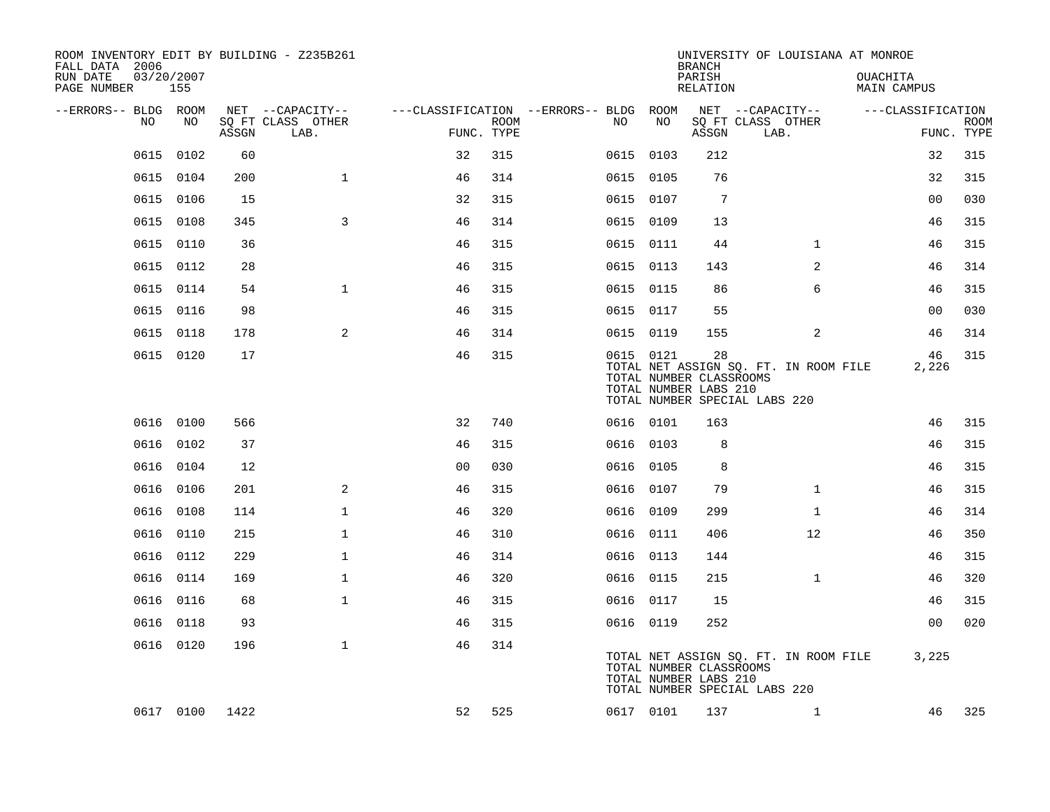ROOM INVENTORY EDIT BY BUILDING - Z235B261
FALL DATA 2006
RUN DATE 03/20/2007
PAGE NUMBER 155

UNIVERSITY OF LOUISIANA AT MONROE
BRANCH
PARISH OUACHITA
RELATION MAIN CAMPUS

| --ERRORS-- | BLDG NO | ROOM NO | NET SQ FT ASSGN | --CAPACITY-- CLASS LAB. | OTHER | ---CLASSIFICATION FUNC. | ROOM TYPE | --ERRORS-- | BLDG NO | ROOM NO | NET SQ FT ASSGN | --CAPACITY-- CLASS LAB. | OTHER | ---CLASSIFICATION FUNC. | ROOM TYPE |
|---|---|---|---|---|---|---|---|---|---|---|---|---|---|---|---|
| | 0615 | 0102 | 60 | | | 32 | 315 | | 0615 | 0103 | 212 | | | 32 | 315 |
| | 0615 | 0104 | 200 | | 1 | 46 | 314 | | 0615 | 0105 | 76 | | | 32 | 315 |
| | 0615 | 0106 | 15 | | | 32 | 315 | | 0615 | 0107 | 7 | | | 00 | 030 |
| | 0615 | 0108 | 345 | | 3 | 46 | 314 | | 0615 | 0109 | 13 | | | 46 | 315 |
| | 0615 | 0110 | 36 | | | 46 | 315 | | 0615 | 0111 | 44 | | 1 | 46 | 315 |
| | 0615 | 0112 | 28 | | | 46 | 315 | | 0615 | 0113 | 143 | | 2 | 46 | 314 |
| | 0615 | 0114 | 54 | | 1 | 46 | 315 | | 0615 | 0115 | 86 | | 6 | 46 | 315 |
| | 0615 | 0116 | 98 | | | 46 | 315 | | 0615 | 0117 | 55 | | | 00 | 030 |
| | 0615 | 0118 | 178 | | 2 | 46 | 314 | | 0615 | 0119 | 155 | | 2 | 46 | 314 |
| | 0615 | 0120 | 17 | | | 46 | 315 | | 0615 | 0121 | 28 | | | 46 | 315 |
| | | | | | | | | | TOTAL NET ASSIGN SQ. FT. IN ROOM FILE | | | | | 2,226 | |
| | | | | | | | | | TOTAL NUMBER CLASSROOMS | | | | | | |
| | | | | | | | | | TOTAL NUMBER LABS 210 | | | | | | |
| | | | | | | | | | TOTAL NUMBER SPECIAL LABS 220 | | | | | | |
| | 0616 | 0100 | 566 | | | 32 | 740 | | 0616 | 0101 | 163 | | | 46 | 315 |
| | 0616 | 0102 | 37 | | | 46 | 315 | | 0616 | 0103 | 8 | | | 46 | 315 |
| | 0616 | 0104 | 12 | | | 00 | 030 | | 0616 | 0105 | 8 | | | 46 | 315 |
| | 0616 | 0106 | 201 | | 2 | 46 | 315 | | 0616 | 0107 | 79 | | 1 | 46 | 315 |
| | 0616 | 0108 | 114 | | 1 | 46 | 320 | | 0616 | 0109 | 299 | | 1 | 46 | 314 |
| | 0616 | 0110 | 215 | | 1 | 46 | 310 | | 0616 | 0111 | 406 | | 12 | 46 | 350 |
| | 0616 | 0112 | 229 | | 1 | 46 | 314 | | 0616 | 0113 | 144 | | | 46 | 315 |
| | 0616 | 0114 | 169 | | 1 | 46 | 320 | | 0616 | 0115 | 215 | | 1 | 46 | 320 |
| | 0616 | 0116 | 68 | | 1 | 46 | 315 | | 0616 | 0117 | 15 | | | 46 | 315 |
| | 0616 | 0118 | 93 | | | 46 | 315 | | 0616 | 0119 | 252 | | | 00 | 020 |
| | 0616 | 0120 | 196 | | 1 | 46 | 314 | | | | | | | | |
| | | | | | | | | | TOTAL NET ASSIGN SQ. FT. IN ROOM FILE | | | | | 3,225 | |
| | | | | | | | | | TOTAL NUMBER CLASSROOMS | | | | | | |
| | | | | | | | | | TOTAL NUMBER LABS 210 | | | | | | |
| | | | | | | | | | TOTAL NUMBER SPECIAL LABS 220 | | | | | | |
| | 0617 | 0100 | 1422 | | | 52 | 525 | | 0617 | 0101 | 137 | | 1 | 46 | 325 |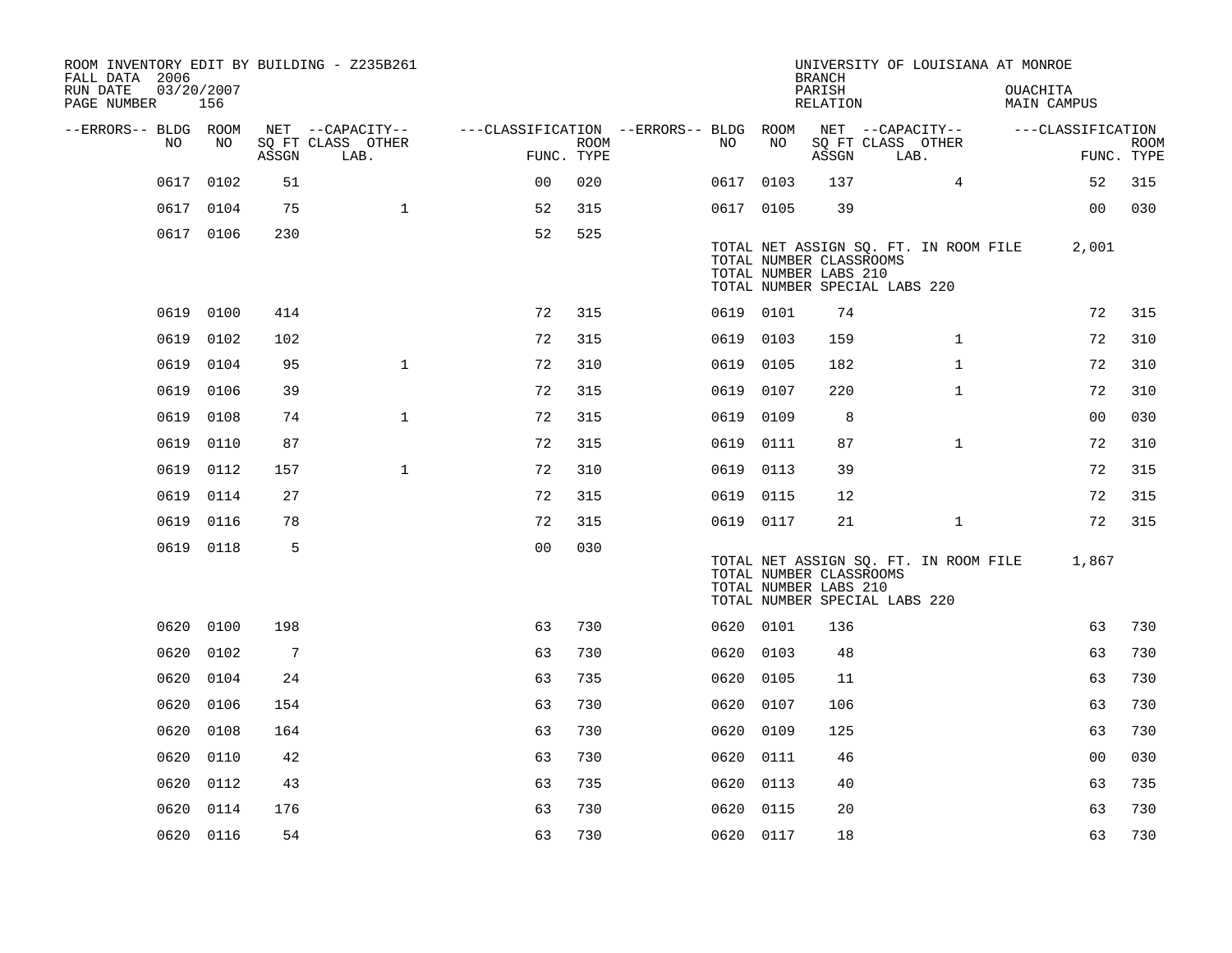ROOM INVENTORY EDIT BY BUILDING - Z235B261
FALL DATA 2006
RUN DATE 03/20/2007

UNIVERSITY OF LOUISIANA AT MONROE
BRANCH
PARISH OUACHITA
RELATION MAIN CAMPUS

| --ERRORS-- | BLDG NO | ROOM NO | NET SQ FT ASSGN | CAPACITY CLASS LAB. | CAPACITY OTHER | CLASSIFICATION FUNC. | ROOM TYPE | --ERRORS-- | BLDG NO | ROOM NO | NET SQ FT ASSGN | CAPACITY CLASS LAB. | CAPACITY OTHER | CLASSIFICATION FUNC. | ROOM TYPE |
|---|---|---|---|---|---|---|---|---|---|---|---|---|---|---|---|
| | 0617 | 0102 | 51 | | | 00 | 020 | | 0617 | 0103 | 137 | | 4 | 52 | 315 |
| | 0617 | 0104 | 75 | | 1 | 52 | 315 | | 0617 | 0105 | 39 | | | 00 | 030 |
| | 0617 | 0106 | 230 | | | 52 | 525 | | | | | | | | |

TOTAL NET ASSIGN SQ. FT. IN ROOM FILE 2,001
TOTAL NUMBER CLASSROOMS
TOTAL NUMBER LABS 210
TOTAL NUMBER SPECIAL LABS 220

| --ERRORS-- | BLDG NO | ROOM NO | NET SQ FT ASSGN | CAPACITY CLASS LAB. | CAPACITY OTHER | CLASSIFICATION FUNC. | ROOM TYPE | --ERRORS-- | BLDG NO | ROOM NO | NET SQ FT ASSGN | CAPACITY CLASS LAB. | CAPACITY OTHER | CLASSIFICATION FUNC. | ROOM TYPE |
|---|---|---|---|---|---|---|---|---|---|---|---|---|---|---|---|
| | 0619 | 0100 | 414 | | | 72 | 315 | | 0619 | 0101 | 74 | | | 72 | 315 |
| | 0619 | 0102 | 102 | | | 72 | 315 | | 0619 | 0103 | 159 | | 1 | 72 | 310 |
| | 0619 | 0104 | 95 | | 1 | 72 | 310 | | 0619 | 0105 | 182 | | 1 | 72 | 310 |
| | 0619 | 0106 | 39 | | | 72 | 315 | | 0619 | 0107 | 220 | | 1 | 72 | 310 |
| | 0619 | 0108 | 74 | | 1 | 72 | 315 | | 0619 | 0109 | 8 | | | 00 | 030 |
| | 0619 | 0110 | 87 | | | 72 | 315 | | 0619 | 0111 | 87 | | 1 | 72 | 310 |
| | 0619 | 0112 | 157 | | 1 | 72 | 310 | | 0619 | 0113 | 39 | | | 72 | 315 |
| | 0619 | 0114 | 27 | | | 72 | 315 | | 0619 | 0115 | 12 | | | 72 | 315 |
| | 0619 | 0116 | 78 | | | 72 | 315 | | 0619 | 0117 | 21 | | 1 | 72 | 315 |
| | 0619 | 0118 | 5 | | | 00 | 030 | | | | | | | | |

TOTAL NET ASSIGN SQ. FT. IN ROOM FILE 1,867
TOTAL NUMBER CLASSROOMS
TOTAL NUMBER LABS 210
TOTAL NUMBER SPECIAL LABS 220

| --ERRORS-- | BLDG NO | ROOM NO | NET SQ FT ASSGN | CAPACITY CLASS LAB. | CAPACITY OTHER | CLASSIFICATION FUNC. | ROOM TYPE | --ERRORS-- | BLDG NO | ROOM NO | NET SQ FT ASSGN | CAPACITY CLASS LAB. | CAPACITY OTHER | CLASSIFICATION FUNC. | ROOM TYPE |
|---|---|---|---|---|---|---|---|---|---|---|---|---|---|---|---|
| | 0620 | 0100 | 198 | | | 63 | 730 | | 0620 | 0101 | 136 | | | 63 | 730 |
| | 0620 | 0102 | 7 | | | 63 | 730 | | 0620 | 0103 | 48 | | | 63 | 730 |
| | 0620 | 0104 | 24 | | | 63 | 735 | | 0620 | 0105 | 11 | | | 63 | 730 |
| | 0620 | 0106 | 154 | | | 63 | 730 | | 0620 | 0107 | 106 | | | 63 | 730 |
| | 0620 | 0108 | 164 | | | 63 | 730 | | 0620 | 0109 | 125 | | | 63 | 730 |
| | 0620 | 0110 | 42 | | | 63 | 730 | | 0620 | 0111 | 46 | | | 00 | 030 |
| | 0620 | 0112 | 43 | | | 63 | 735 | | 0620 | 0113 | 40 | | | 63 | 735 |
| | 0620 | 0114 | 176 | | | 63 | 730 | | 0620 | 0115 | 20 | | | 63 | 730 |
| | 0620 | 0116 | 54 | | | 63 | 730 | | 0620 | 0117 | 18 | | | 63 | 730 |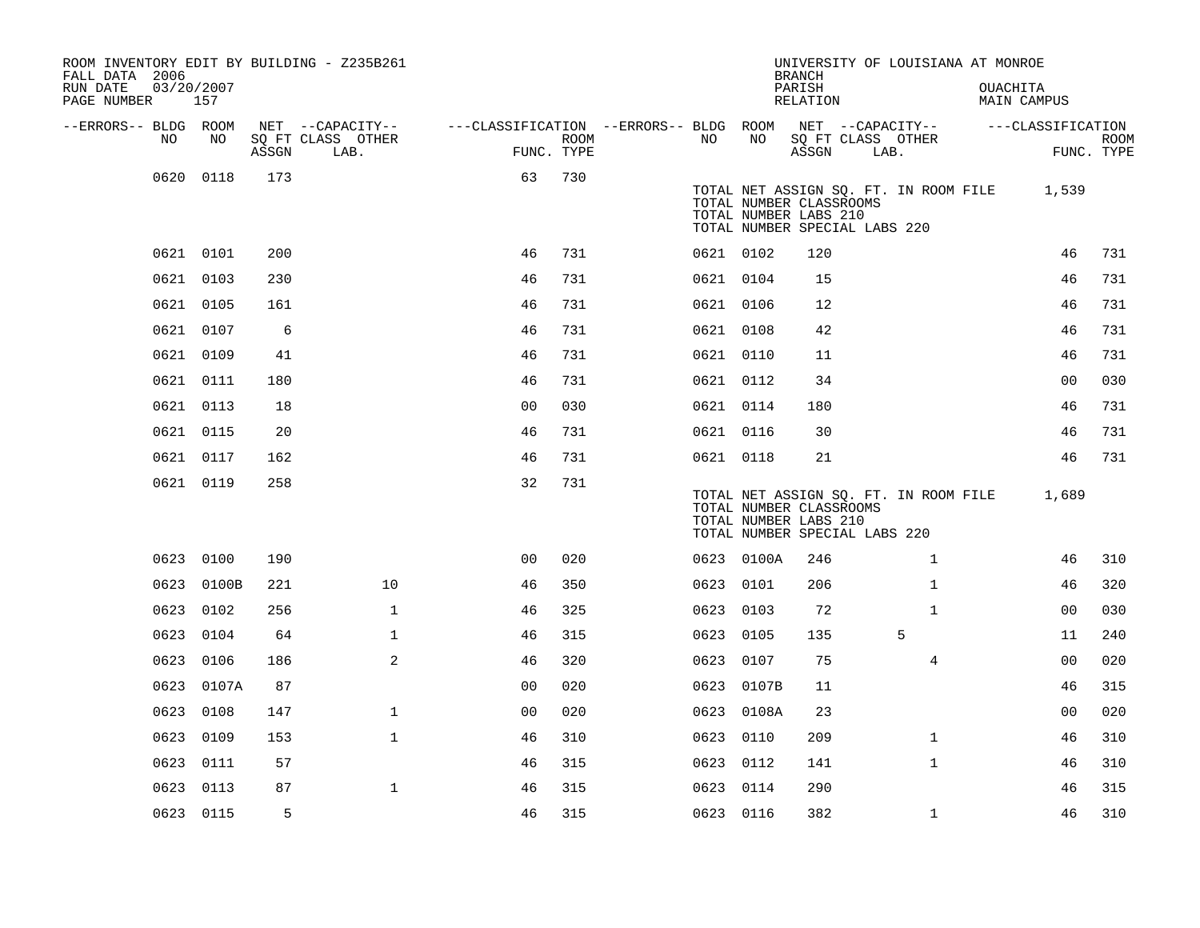ROOM INVENTORY EDIT BY BUILDING - Z235B261
FALL DATA 2006
RUN DATE 03/20/2007
PAGE NUMBER 157

UNIVERSITY OF LOUISIANA AT MONROE
BRANCH
PARISH OUACHITA
RELATION MAIN CAMPUS

| --ERRORS-- | BLDG NO | ROOM NO | NET SQ FT ASSGN | --CAPACITY-- CLASS LAB. | OTHER | ---CLASSIFICATION FUNC. | ROOM TYPE | --ERRORS-- | BLDG NO | ROOM NO | NET SQ FT ASSGN | --CAPACITY-- CLASS LAB. | OTHER | ---CLASSIFICATION FUNC. | ROOM TYPE |
|---|---|---|---|---|---|---|---|---|---|---|---|---|---|---|---|
| | 0620 | 0118 | 173 | | | 63 | 730 | | | | | | | | |
| | | | | | | | | | TOTAL NET ASSIGN SQ. FT. IN ROOM FILE | | 1,539 | | | | |
| | | | | | | | | | TOTAL NUMBER CLASSROOMS | | | | | | |
| | | | | | | | | | TOTAL NUMBER LABS 210 | | | | | | |
| | | | | | | | | | TOTAL NUMBER SPECIAL LABS 220 | | | | | | |
| | 0621 | 0101 | 200 | | | 46 | 731 | | 0621 | 0102 | 120 | | | 46 | 731 |
| | 0621 | 0103 | 230 | | | 46 | 731 | | 0621 | 0104 | 15 | | | 46 | 731 |
| | 0621 | 0105 | 161 | | | 46 | 731 | | 0621 | 0106 | 12 | | | 46 | 731 |
| | 0621 | 0107 | 6 | | | 46 | 731 | | 0621 | 0108 | 42 | | | 46 | 731 |
| | 0621 | 0109 | 41 | | | 46 | 731 | | 0621 | 0110 | 11 | | | 46 | 731 |
| | 0621 | 0111 | 180 | | | 46 | 731 | | 0621 | 0112 | 34 | | | 00 | 030 |
| | 0621 | 0113 | 18 | | | 00 | 030 | | 0621 | 0114 | 180 | | | 46 | 731 |
| | 0621 | 0115 | 20 | | | 46 | 731 | | 0621 | 0116 | 30 | | | 46 | 731 |
| | 0621 | 0117 | 162 | | | 46 | 731 | | 0621 | 0118 | 21 | | | 46 | 731 |
| | 0621 | 0119 | 258 | | | 32 | 731 | | | | | | | | |
| | | | | | | | | | TOTAL NET ASSIGN SQ. FT. IN ROOM FILE | | 1,689 | | | | |
| | | | | | | | | | TOTAL NUMBER CLASSROOMS | | | | | | |
| | | | | | | | | | TOTAL NUMBER LABS 210 | | | | | | |
| | | | | | | | | | TOTAL NUMBER SPECIAL LABS 220 | | | | | | |
| | 0623 | 0100 | 190 | | | 00 | 020 | | 0623 | 0100A | 246 | | 1 | 46 | 310 |
| | 0623 | 0100B | 221 | | 10 | 46 | 350 | | 0623 | 0101 | 206 | | 1 | 46 | 320 |
| | 0623 | 0102 | 256 | | 1 | 46 | 325 | | 0623 | 0103 | 72 | | 1 | 00 | 030 |
| | 0623 | 0104 | 64 | | 1 | 46 | 315 | | 0623 | 0105 | 135 | 5 | | 11 | 240 |
| | 0623 | 0106 | 186 | | 2 | 46 | 320 | | 0623 | 0107 | 75 | | 4 | 00 | 020 |
| | 0623 | 0107A | 87 | | | 00 | 020 | | 0623 | 0107B | 11 | | | 46 | 315 |
| | 0623 | 0108 | 147 | | 1 | 00 | 020 | | 0623 | 0108A | 23 | | | 00 | 020 |
| | 0623 | 0109 | 153 | | 1 | 46 | 310 | | 0623 | 0110 | 209 | | 1 | 46 | 310 |
| | 0623 | 0111 | 57 | | | 46 | 315 | | 0623 | 0112 | 141 | | 1 | 46 | 310 |
| | 0623 | 0113 | 87 | | 1 | 46 | 315 | | 0623 | 0114 | 290 | | | 46 | 315 |
| | 0623 | 0115 | 5 | | | 46 | 315 | | 0623 | 0116 | 382 | | 1 | 46 | 310 |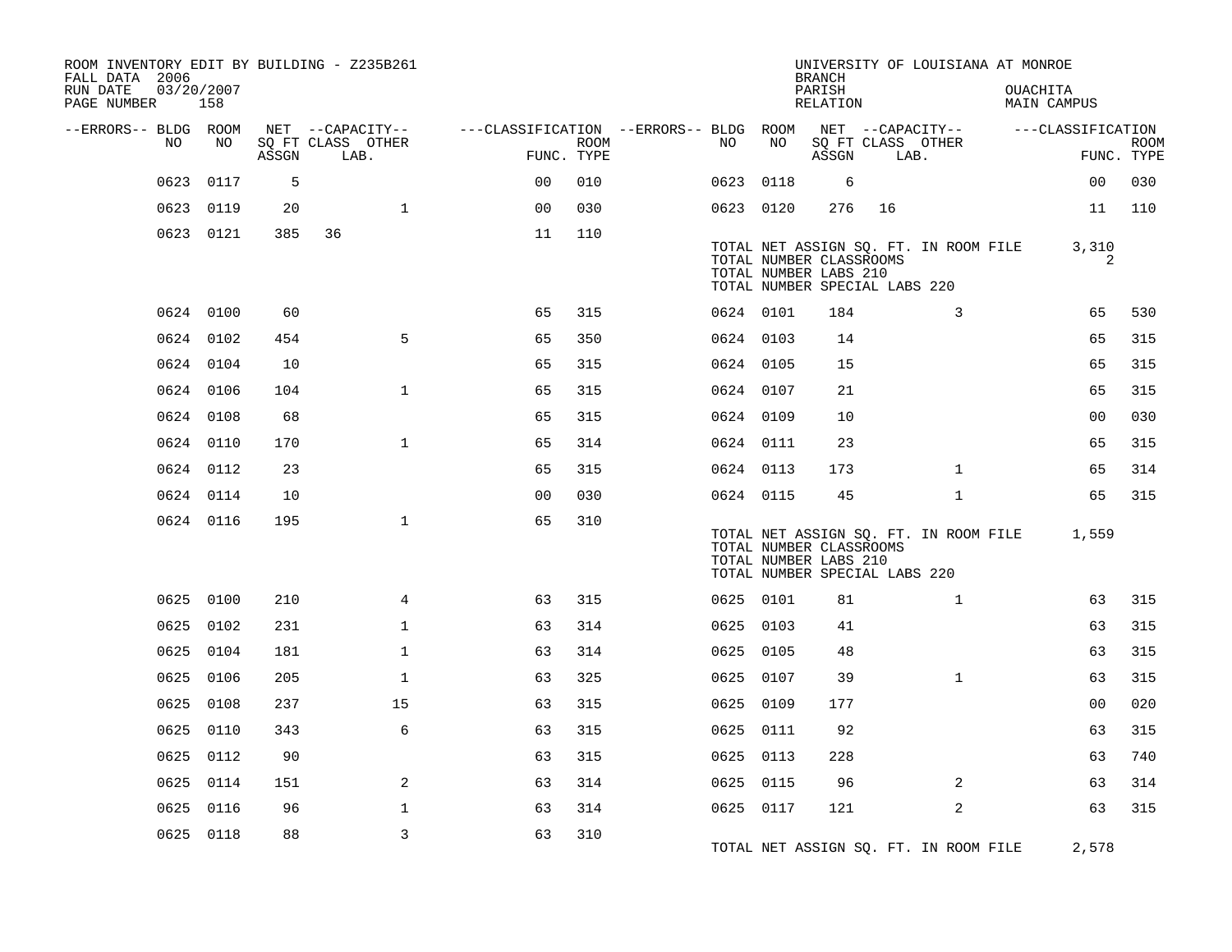ROOM INVENTORY EDIT BY BUILDING - Z235B261
FALL DATA 2006
RUN DATE 03/20/2007
PAGE NUMBER 158

UNIVERSITY OF LOUISIANA AT MONROE
BRANCH
PARISH OUACHITA
RELATION MAIN CAMPUS

| --ERRORS-- | BLDG NO | ROOM NO | NET SQ FT ASSGN | CAPACITY CLASS | CAPACITY LAB. | CAPACITY OTHER | CLASSIFICATION FUNC. | ROOM TYPE | --ERRORS-- | BLDG NO | ROOM NO | NET SQ FT ASSGN | CAPACITY CLASS | CAPACITY LAB. | CAPACITY OTHER | CLASSIFICATION FUNC. | ROOM TYPE |
|---|---|---|---|---|---|---|---|---|---|---|---|---|---|---|---|---|---|
| | 0623 | 0117 | 5 | | | | 00 | 010 | | 0623 | 0118 | 6 | | | | 00 | 030 |
| | 0623 | 0119 | 20 | | | 1 | 00 | 030 | | 0623 | 0120 | 276 | 16 | | | 11 | 110 |
| | 0623 | 0121 | 385 | 36 | | | 11 | 110 | | | | | | | | | |

TOTAL NET ASSIGN SQ. FT. IN ROOM FILE 3,310
TOTAL NUMBER CLASSROOMS 2
TOTAL NUMBER LABS 210
TOTAL NUMBER SPECIAL LABS 220

| --ERRORS-- | BLDG NO | ROOM NO | NET SQ FT ASSGN | CAPACITY CLASS | CAPACITY LAB. | CAPACITY OTHER | CLASSIFICATION FUNC. | ROOM TYPE | --ERRORS-- | BLDG NO | ROOM NO | NET SQ FT ASSGN | CAPACITY CLASS | CAPACITY LAB. | CAPACITY OTHER | CLASSIFICATION FUNC. | ROOM TYPE |
|---|---|---|---|---|---|---|---|---|---|---|---|---|---|---|---|---|---|
| | 0624 | 0100 | 60 | | | | 65 | 315 | | 0624 | 0101 | 184 | | | 3 | 65 | 530 |
| | 0624 | 0102 | 454 | | | 5 | 65 | 350 | | 0624 | 0103 | 14 | | | | 65 | 315 |
| | 0624 | 0104 | 10 | | | | 65 | 315 | | 0624 | 0105 | 15 | | | | 65 | 315 |
| | 0624 | 0106 | 104 | | | 1 | 65 | 315 | | 0624 | 0107 | 21 | | | | 65 | 315 |
| | 0624 | 0108 | 68 | | | | 65 | 315 | | 0624 | 0109 | 10 | | | | 00 | 030 |
| | 0624 | 0110 | 170 | | | 1 | 65 | 314 | | 0624 | 0111 | 23 | | | | 65 | 315 |
| | 0624 | 0112 | 23 | | | | 65 | 315 | | 0624 | 0113 | 173 | | | 1 | 65 | 314 |
| | 0624 | 0114 | 10 | | | | 00 | 030 | | 0624 | 0115 | 45 | | | 1 | 65 | 315 |
| | 0624 | 0116 | 195 | | | 1 | 65 | 310 | | | | | | | | | |

TOTAL NET ASSIGN SQ. FT. IN ROOM FILE 1,559
TOTAL NUMBER CLASSROOMS
TOTAL NUMBER LABS 210
TOTAL NUMBER SPECIAL LABS 220

| --ERRORS-- | BLDG NO | ROOM NO | NET SQ FT ASSGN | CAPACITY CLASS | CAPACITY LAB. | CAPACITY OTHER | CLASSIFICATION FUNC. | ROOM TYPE | --ERRORS-- | BLDG NO | ROOM NO | NET SQ FT ASSGN | CAPACITY CLASS | CAPACITY LAB. | CAPACITY OTHER | CLASSIFICATION FUNC. | ROOM TYPE |
|---|---|---|---|---|---|---|---|---|---|---|---|---|---|---|---|---|---|
| | 0625 | 0100 | 210 | | | 4 | 63 | 315 | | 0625 | 0101 | 81 | | | 1 | 63 | 315 |
| | 0625 | 0102 | 231 | | | 1 | 63 | 314 | | 0625 | 0103 | 41 | | | | 63 | 315 |
| | 0625 | 0104 | 181 | | | 1 | 63 | 314 | | 0625 | 0105 | 48 | | | | 63 | 315 |
| | 0625 | 0106 | 205 | | | 1 | 63 | 325 | | 0625 | 0107 | 39 | | | 1 | 63 | 315 |
| | 0625 | 0108 | 237 | | | 15 | 63 | 315 | | 0625 | 0109 | 177 | | | | 00 | 020 |
| | 0625 | 0110 | 343 | | | 6 | 63 | 315 | | 0625 | 0111 | 92 | | | | 63 | 315 |
| | 0625 | 0112 | 90 | | | | 63 | 315 | | 0625 | 0113 | 228 | | | | 63 | 740 |
| | 0625 | 0114 | 151 | | | 2 | 63 | 314 | | 0625 | 0115 | 96 | | | 2 | 63 | 314 |
| | 0625 | 0116 | 96 | | | 1 | 63 | 314 | | 0625 | 0117 | 121 | | | 2 | 63 | 315 |
| | 0625 | 0118 | 88 | | | 3 | 63 | 310 | | | | | | | | | |

TOTAL NET ASSIGN SQ. FT. IN ROOM FILE 2,578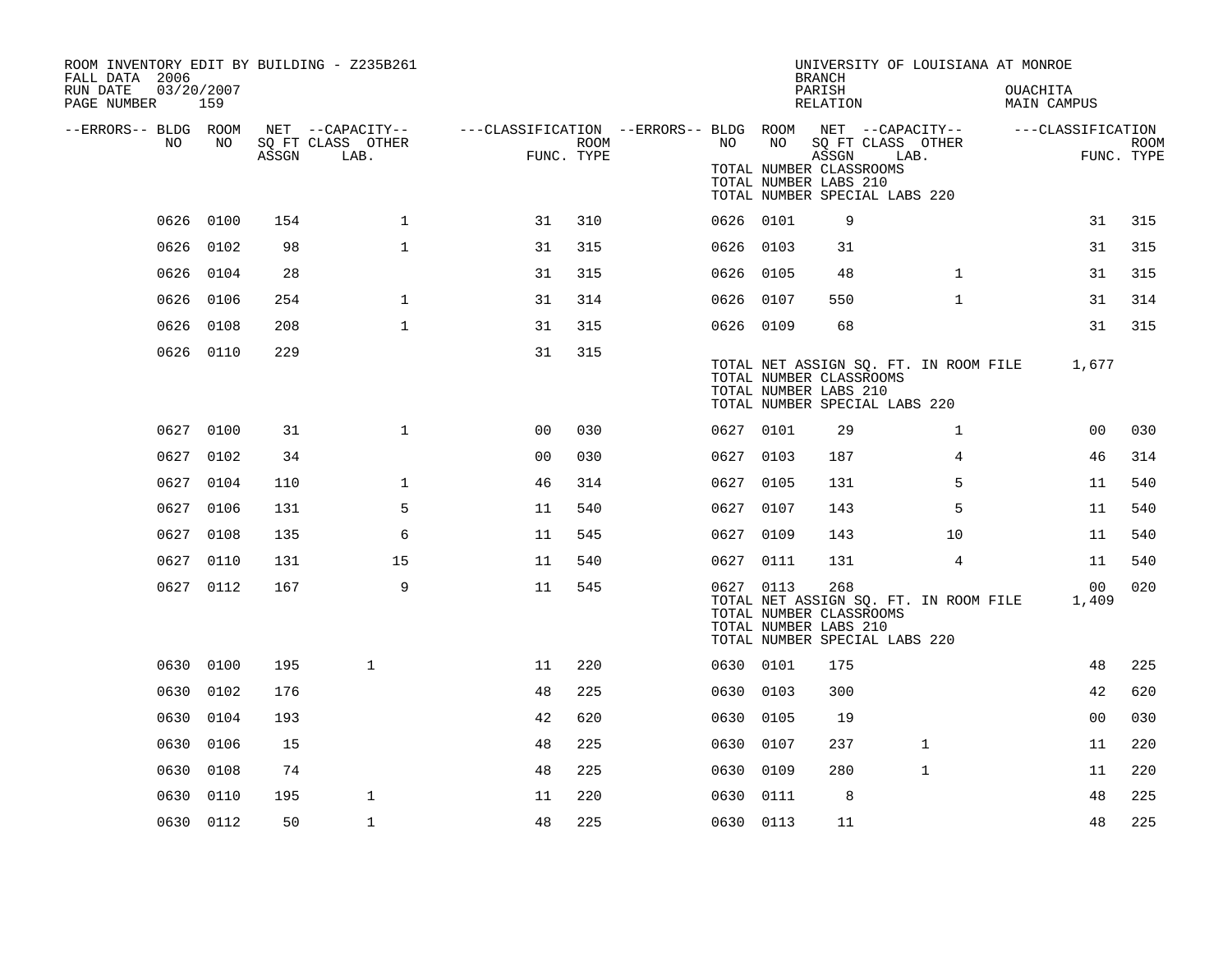ROOM INVENTORY EDIT BY BUILDING - Z235B261
FALL DATA 2006
RUN DATE 03/20/2007
PAGE NUMBER 159

UNIVERSITY OF LOUISIANA AT MONROE
BRANCH
PARISH OUACHITA
RELATION MAIN CAMPUS

| --ERRORS-- | BLDG NO | ROOM NO | NET SQ FT ASSGN | --CAPACITY-- CLASS LAB. | OTHER | ---CLASSIFICATION FUNC. | ROOM TYPE | --ERRORS-- | BLDG NO | ROOM NO | NET SQ FT ASSGN | --CAPACITY-- CLASS LAB. | OTHER | ---CLASSIFICATION FUNC. | ROOM TYPE |
|---|---|---|---|---|---|---|---|---|---|---|---|---|---|---|---|
| | | | | | | | | | TOTAL NUMBER CLASSROOMS | | | | | | |
| | | | | | | | | | TOTAL NUMBER LABS 210 | | | | | | |
| | | | | | | | | | TOTAL NUMBER SPECIAL LABS 220 | | | | | | |
| | 0626 | 0100 | 154 | | 1 | 31 | 310 | | 0626 | 0101 | 9 | | | 31 | 315 |
| | 0626 | 0102 | 98 | | 1 | 31 | 315 | | 0626 | 0103 | 31 | | | 31 | 315 |
| | 0626 | 0104 | 28 | | | 31 | 315 | | 0626 | 0105 | 48 | | 1 | 31 | 315 |
| | 0626 | 0106 | 254 | | 1 | 31 | 314 | | 0626 | 0107 | 550 | | 1 | 31 | 314 |
| | 0626 | 0108 | 208 | | 1 | 31 | 315 | | 0626 | 0109 | 68 | | | 31 | 315 |
| | 0626 | 0110 | 229 | | | 31 | 315 | | | | | | | | |
| | | | | | | | | | TOTAL NET ASSIGN SQ. FT. IN ROOM FILE | | | | | 1,677 | |
| | | | | | | | | | TOTAL NUMBER CLASSROOMS | | | | | | |
| | | | | | | | | | TOTAL NUMBER LABS 210 | | | | | | |
| | | | | | | | | | TOTAL NUMBER SPECIAL LABS 220 | | | | | | |
| | 0627 | 0100 | 31 | | 1 | 00 | 030 | | 0627 | 0101 | 29 | | 1 | 00 | 030 |
| | 0627 | 0102 | 34 | | | 00 | 030 | | 0627 | 0103 | 187 | | 4 | 46 | 314 |
| | 0627 | 0104 | 110 | | 1 | 46 | 314 | | 0627 | 0105 | 131 | | 5 | 11 | 540 |
| | 0627 | 0106 | 131 | | 5 | 11 | 540 | | 0627 | 0107 | 143 | | 5 | 11 | 540 |
| | 0627 | 0108 | 135 | | 6 | 11 | 545 | | 0627 | 0109 | 143 | | 10 | 11 | 540 |
| | 0627 | 0110 | 131 | | 15 | 11 | 540 | | 0627 | 0111 | 131 | | 4 | 11 | 540 |
| | 0627 | 0112 | 167 | | 9 | 11 | 545 | | 0627 | 0113 | 268 | | | 00 | 020 |
| | | | | | | | | | TOTAL NET ASSIGN SQ. FT. IN ROOM FILE | | | | | 1,409 | |
| | | | | | | | | | TOTAL NUMBER CLASSROOMS | | | | | | |
| | | | | | | | | | TOTAL NUMBER LABS 210 | | | | | | |
| | | | | | | | | | TOTAL NUMBER SPECIAL LABS 220 | | | | | | |
| | 0630 | 0100 | 195 | 1 | | 11 | 220 | | 0630 | 0101 | 175 | | | 48 | 225 |
| | 0630 | 0102 | 176 | | | 48 | 225 | | 0630 | 0103 | 300 | | | 42 | 620 |
| | 0630 | 0104 | 193 | | | 42 | 620 | | 0630 | 0105 | 19 | | | 00 | 030 |
| | 0630 | 0106 | 15 | | | 48 | 225 | | 0630 | 0107 | 237 | 1 | | 11 | 220 |
| | 0630 | 0108 | 74 | | | 48 | 225 | | 0630 | 0109 | 280 | 1 | | 11 | 220 |
| | 0630 | 0110 | 195 | 1 | | 11 | 220 | | 0630 | 0111 | 8 | | | 48 | 225 |
| | 0630 | 0112 | 50 | 1 | | 48 | 225 | | 0630 | 0113 | 11 | | | 48 | 225 |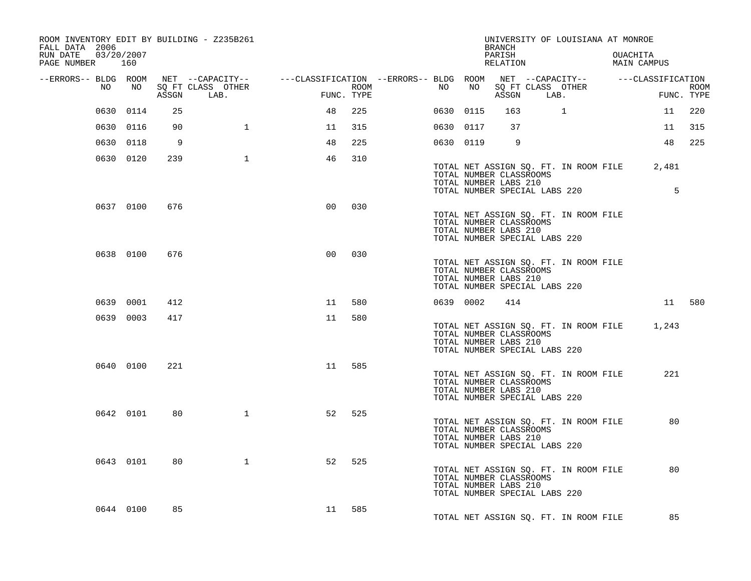ROOM INVENTORY EDIT BY BUILDING - Z235B261
FALL DATA 2006
RUN DATE 03/20/2007

UNIVERSITY OF LOUISIANA AT MONROE
BRANCH
PARISH OUACHITA
RELATION MAIN CAMPUS

| --ERRORS-- | BLDG NO | ROOM NO | NET SQ FT ASSGN | --CAPACITY-- CLASS | LAB. | OTHER | ---CLASSIFICATION FUNC. | ROOM TYPE | --ERRORS-- | BLDG NO | ROOM NO | NET SQ FT ASSGN | --CAPACITY-- CLASS | LAB. | OTHER | ---CLASSIFICATION FUNC. | ROOM TYPE |
|---|---|---|---|---|---|---|---|---|---|---|---|---|---|---|---|---|---|
| | 0630 | 0114 | 25 | | | | 48 | 225 | | 0630 | 0115 | 163 | | 1 | | 11 | 220 |
| | 0630 | 0116 | 90 | | | 1 | 11 | 315 | | 0630 | 0117 | 37 | | | | 11 | 315 |
| | 0630 | 0118 | 9 | | | | 48 | 225 | | 0630 | 0119 | 9 | | | | 48 | 225 |
| | 0630 | 0120 | 239 | | | 1 | 46 | 310 | | | | | | | | | |

TOTAL NET ASSIGN SQ. FT. IN ROOM FILE 2,481
TOTAL NUMBER CLASSROOMS
TOTAL NUMBER LABS 210
TOTAL NUMBER SPECIAL LABS 220 5

| BLDG NO | ROOM NO | NET SQ FT ASSGN | FUNC. | ROOM TYPE |
|---|---|---|---|---|
| 0637 | 0100 | 676 | 00 | 030 |

TOTAL NET ASSIGN SQ. FT. IN ROOM FILE
TOTAL NUMBER CLASSROOMS
TOTAL NUMBER LABS 210
TOTAL NUMBER SPECIAL LABS 220

| BLDG NO | ROOM NO | NET SQ FT ASSGN | FUNC. | ROOM TYPE |
|---|---|---|---|---|
| 0638 | 0100 | 676 | 00 | 030 |

TOTAL NET ASSIGN SQ. FT. IN ROOM FILE
TOTAL NUMBER CLASSROOMS
TOTAL NUMBER LABS 210
TOTAL NUMBER SPECIAL LABS 220

| BLDG NO | ROOM NO | NET SQ FT ASSGN | FUNC. | ROOM TYPE | BLDG NO | ROOM NO | NET SQ FT ASSGN | FUNC. | ROOM TYPE |
|---|---|---|---|---|---|---|---|---|---|
| 0639 | 0001 | 412 | 11 | 580 | 0639 | 0002 | 414 | 11 | 580 |
| 0639 | 0003 | 417 | 11 | 580 | | | | | |

TOTAL NET ASSIGN SQ. FT. IN ROOM FILE 1,243
TOTAL NUMBER CLASSROOMS
TOTAL NUMBER LABS 210
TOTAL NUMBER SPECIAL LABS 220

| BLDG NO | ROOM NO | NET SQ FT ASSGN | FUNC. | ROOM TYPE |
|---|---|---|---|---|
| 0640 | 0100 | 221 | 11 | 585 |

TOTAL NET ASSIGN SQ. FT. IN ROOM FILE 221
TOTAL NUMBER CLASSROOMS
TOTAL NUMBER LABS 210
TOTAL NUMBER SPECIAL LABS 220

| BLDG NO | ROOM NO | NET SQ FT ASSGN | OTHER | FUNC. | ROOM TYPE |
|---|---|---|---|---|---|
| 0642 | 0101 | 80 | 1 | 52 | 525 |

TOTAL NET ASSIGN SQ. FT. IN ROOM FILE 80
TOTAL NUMBER CLASSROOMS
TOTAL NUMBER LABS 210
TOTAL NUMBER SPECIAL LABS 220

| BLDG NO | ROOM NO | NET SQ FT ASSGN | OTHER | FUNC. | ROOM TYPE |
|---|---|---|---|---|---|
| 0643 | 0101 | 80 | 1 | 52 | 525 |

TOTAL NET ASSIGN SQ. FT. IN ROOM FILE 80
TOTAL NUMBER CLASSROOMS
TOTAL NUMBER LABS 210
TOTAL NUMBER SPECIAL LABS 220

| BLDG NO | ROOM NO | NET SQ FT ASSGN | FUNC. | ROOM TYPE |
|---|---|---|---|---|
| 0644 | 0100 | 85 | 11 | 585 |

TOTAL NET ASSIGN SQ. FT. IN ROOM FILE 85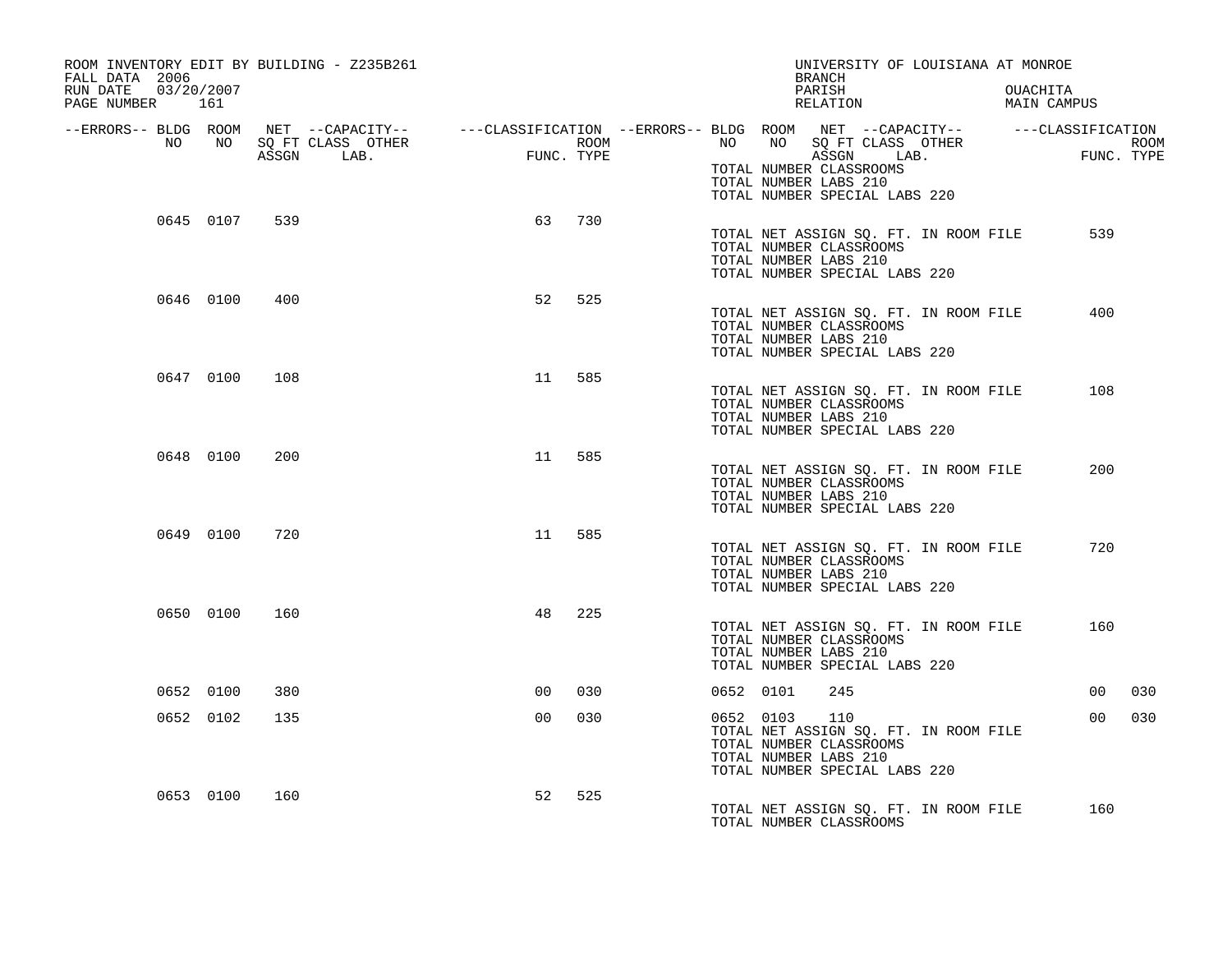ROOM INVENTORY EDIT BY BUILDING - Z235B261
FALL DATA 2006
RUN DATE 03/20/2007

UNIVERSITY OF LOUISIANA AT MONROE
BRANCH
PARISH OUACHITA
RELATION MAIN CAMPUS

| --ERRORS-- | BLDG NO | ROOM NO | NET SQ FT ASSGN | --CAPACITY-- CLASS LAB. | OTHER | ---CLASSIFICATION FUNC. | ROOM TYPE | --ERRORS-- | BLDG NO | ROOM NO | NET SQ FT ASSGN | --CAPACITY-- CLASS LAB. | OTHER | ---CLASSIFICATION FUNC. | ROOM TYPE |
|---|---|---|---|---|---|---|---|---|---|---|---|---|---|---|---|
| | | | | | | | | | TOTAL NUMBER CLASSROOMS | | | | | | |
| | | | | | | | | | TOTAL NUMBER LABS 210 | | | | | | |
| | | | | | | | | | TOTAL NUMBER SPECIAL LABS 220 | | | | | | |
| | 0645 | 0107 | 539 | | | 63 | 730 | | | | | | | | |
| | | | | | | | | | TOTAL NET ASSIGN SQ. FT. IN ROOM FILE | | | | | 539 | |
| | | | | | | | | | TOTAL NUMBER CLASSROOMS | | | | | | |
| | | | | | | | | | TOTAL NUMBER LABS 210 | | | | | | |
| | | | | | | | | | TOTAL NUMBER SPECIAL LABS 220 | | | | | | |
| | 0646 | 0100 | 400 | | | 52 | 525 | | | | | | | | |
| | | | | | | | | | TOTAL NET ASSIGN SQ. FT. IN ROOM FILE | | | | | 400 | |
| | | | | | | | | | TOTAL NUMBER CLASSROOMS | | | | | | |
| | | | | | | | | | TOTAL NUMBER LABS 210 | | | | | | |
| | | | | | | | | | TOTAL NUMBER SPECIAL LABS 220 | | | | | | |
| | 0647 | 0100 | 108 | | | 11 | 585 | | | | | | | | |
| | | | | | | | | | TOTAL NET ASSIGN SQ. FT. IN ROOM FILE | | | | | 108 | |
| | | | | | | | | | TOTAL NUMBER CLASSROOMS | | | | | | |
| | | | | | | | | | TOTAL NUMBER LABS 210 | | | | | | |
| | | | | | | | | | TOTAL NUMBER SPECIAL LABS 220 | | | | | | |
| | 0648 | 0100 | 200 | | | 11 | 585 | | | | | | | | |
| | | | | | | | | | TOTAL NET ASSIGN SQ. FT. IN ROOM FILE | | | | | 200 | |
| | | | | | | | | | TOTAL NUMBER CLASSROOMS | | | | | | |
| | | | | | | | | | TOTAL NUMBER LABS 210 | | | | | | |
| | | | | | | | | | TOTAL NUMBER SPECIAL LABS 220 | | | | | | |
| | 0649 | 0100 | 720 | | | 11 | 585 | | | | | | | | |
| | | | | | | | | | TOTAL NET ASSIGN SQ. FT. IN ROOM FILE | | | | | 720 | |
| | | | | | | | | | TOTAL NUMBER CLASSROOMS | | | | | | |
| | | | | | | | | | TOTAL NUMBER LABS 210 | | | | | | |
| | | | | | | | | | TOTAL NUMBER SPECIAL LABS 220 | | | | | | |
| | 0650 | 0100 | 160 | | | 48 | 225 | | | | | | | | |
| | | | | | | | | | TOTAL NET ASSIGN SQ. FT. IN ROOM FILE | | | | | 160 | |
| | | | | | | | | | TOTAL NUMBER CLASSROOMS | | | | | | |
| | | | | | | | | | TOTAL NUMBER LABS 210 | | | | | | |
| | | | | | | | | | TOTAL NUMBER SPECIAL LABS 220 | | | | | | |
| | 0652 | 0100 | 380 | | | 00 | 030 | | 0652 | 0101 | 245 | | | 00 | 030 |
| | 0652 | 0102 | 135 | | | 00 | 030 | | 0652 | 0103 | 110 | | | 00 | 030 |
| | | | | | | | | | TOTAL NET ASSIGN SQ. FT. IN ROOM FILE | | | | | | |
| | | | | | | | | | TOTAL NUMBER CLASSROOMS | | | | | | |
| | | | | | | | | | TOTAL NUMBER LABS 210 | | | | | | |
| | | | | | | | | | TOTAL NUMBER SPECIAL LABS 220 | | | | | | |
| | 0653 | 0100 | 160 | | | 52 | 525 | | | | | | | | |
| | | | | | | | | | TOTAL NET ASSIGN SQ. FT. IN ROOM FILE | | | | | 160 | |
| | | | | | | | | | TOTAL NUMBER CLASSROOMS | | | | | | |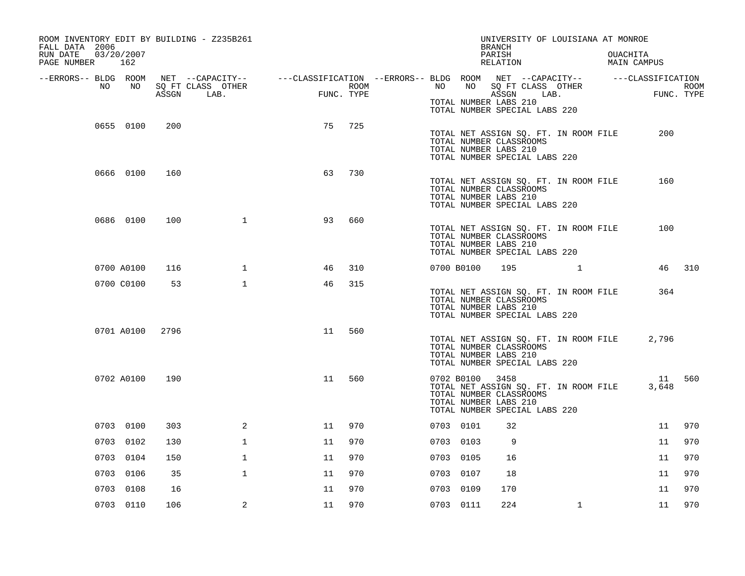ROOM INVENTORY EDIT BY BUILDING - Z235B261
FALL DATA 2006
RUN DATE 03/20/2007
PAGE NUMBER 162

UNIVERSITY OF LOUISIANA AT MONROE
BRANCH
PARISH OUACHITA
RELATION MAIN CAMPUS

| --ERRORS-- | BLDG NO | ROOM NO | NET ASSGN SQ FT | CAPACITY CLASS LAB. | CAPACITY OTHER | CLASSIFICATION FUNC. | ROOM TYPE | --ERRORS-- | BLDG NO | ROOM NO | NET ASSGN SQ FT | CAPACITY CLASS LAB. | CAPACITY OTHER | CLASSIFICATION FUNC. | ROOM TYPE |
|---|---|---|---|---|---|---|---|---|---|---|---|---|---|---|---|
| | | | | | | | | | TOTAL NUMBER LABS 210 | | | | | | |
| | | | | | | | | | TOTAL NUMBER SPECIAL LABS 220 | | | | | | |
| | 0655 | 0100 | 200 | | | 75 | 725 | | | | | | | | |
| | | | | | | | | | TOTAL NET ASSIGN SQ. FT. IN ROOM FILE | | 200 | | | | |
| | | | | | | | | | TOTAL NUMBER CLASSROOMS | | | | | | |
| | | | | | | | | | TOTAL NUMBER LABS 210 | | | | | | |
| | | | | | | | | | TOTAL NUMBER SPECIAL LABS 220 | | | | | | |
| | 0666 | 0100 | 160 | | | 63 | 730 | | | | | | | | |
| | | | | | | | | | TOTAL NET ASSIGN SQ. FT. IN ROOM FILE | | 160 | | | | |
| | | | | | | | | | TOTAL NUMBER CLASSROOMS | | | | | | |
| | | | | | | | | | TOTAL NUMBER LABS 210 | | | | | | |
| | | | | | | | | | TOTAL NUMBER SPECIAL LABS 220 | | | | | | |
| | 0686 | 0100 | 100 | | 1 | 93 | 660 | | | | | | | | |
| | | | | | | | | | TOTAL NET ASSIGN SQ. FT. IN ROOM FILE | | 100 | | | | |
| | | | | | | | | | TOTAL NUMBER CLASSROOMS | | | | | | |
| | | | | | | | | | TOTAL NUMBER LABS 210 | | | | | | |
| | | | | | | | | | TOTAL NUMBER SPECIAL LABS 220 | | | | | | |
| | 0700 | A0100 | 116 | | 1 | 46 | 310 | | 0700 | B0100 | 195 | | 1 | 46 | 310 |
| | 0700 | C0100 | 53 | | 1 | 46 | 315 | | | | | | | | |
| | | | | | | | | | TOTAL NET ASSIGN SQ. FT. IN ROOM FILE | | 364 | | | | |
| | | | | | | | | | TOTAL NUMBER CLASSROOMS | | | | | | |
| | | | | | | | | | TOTAL NUMBER LABS 210 | | | | | | |
| | | | | | | | | | TOTAL NUMBER SPECIAL LABS 220 | | | | | | |
| | 0701 | A0100 | 2796 | | | 11 | 560 | | | | | | | | |
| | | | | | | | | | TOTAL NET ASSIGN SQ. FT. IN ROOM FILE | | 2,796 | | | | |
| | | | | | | | | | TOTAL NUMBER CLASSROOMS | | | | | | |
| | | | | | | | | | TOTAL NUMBER LABS 210 | | | | | | |
| | | | | | | | | | TOTAL NUMBER SPECIAL LABS 220 | | | | | | |
| | 0702 | A0100 | 190 | | | 11 | 560 | | 0702 | B0100 | 3458 | | | 11 | 560 |
| | | | | | | | | | TOTAL NET ASSIGN SQ. FT. IN ROOM FILE | | 3,648 | | | | |
| | | | | | | | | | TOTAL NUMBER CLASSROOMS | | | | | | |
| | | | | | | | | | TOTAL NUMBER LABS 210 | | | | | | |
| | | | | | | | | | TOTAL NUMBER SPECIAL LABS 220 | | | | | | |
| | 0703 | 0100 | 303 | | 2 | 11 | 970 | | 0703 | 0101 | 32 | | | 11 | 970 |
| | 0703 | 0102 | 130 | | 1 | 11 | 970 | | 0703 | 0103 | 9 | | | 11 | 970 |
| | 0703 | 0104 | 150 | | 1 | 11 | 970 | | 0703 | 0105 | 16 | | | 11 | 970 |
| | 0703 | 0106 | 35 | | 1 | 11 | 970 | | 0703 | 0107 | 18 | | | 11 | 970 |
| | 0703 | 0108 | 16 | | | 11 | 970 | | 0703 | 0109 | 170 | | | 11 | 970 |
| | 0703 | 0110 | 106 | | 2 | 11 | 970 | | 0703 | 0111 | 224 | | 1 | 11 | 970 |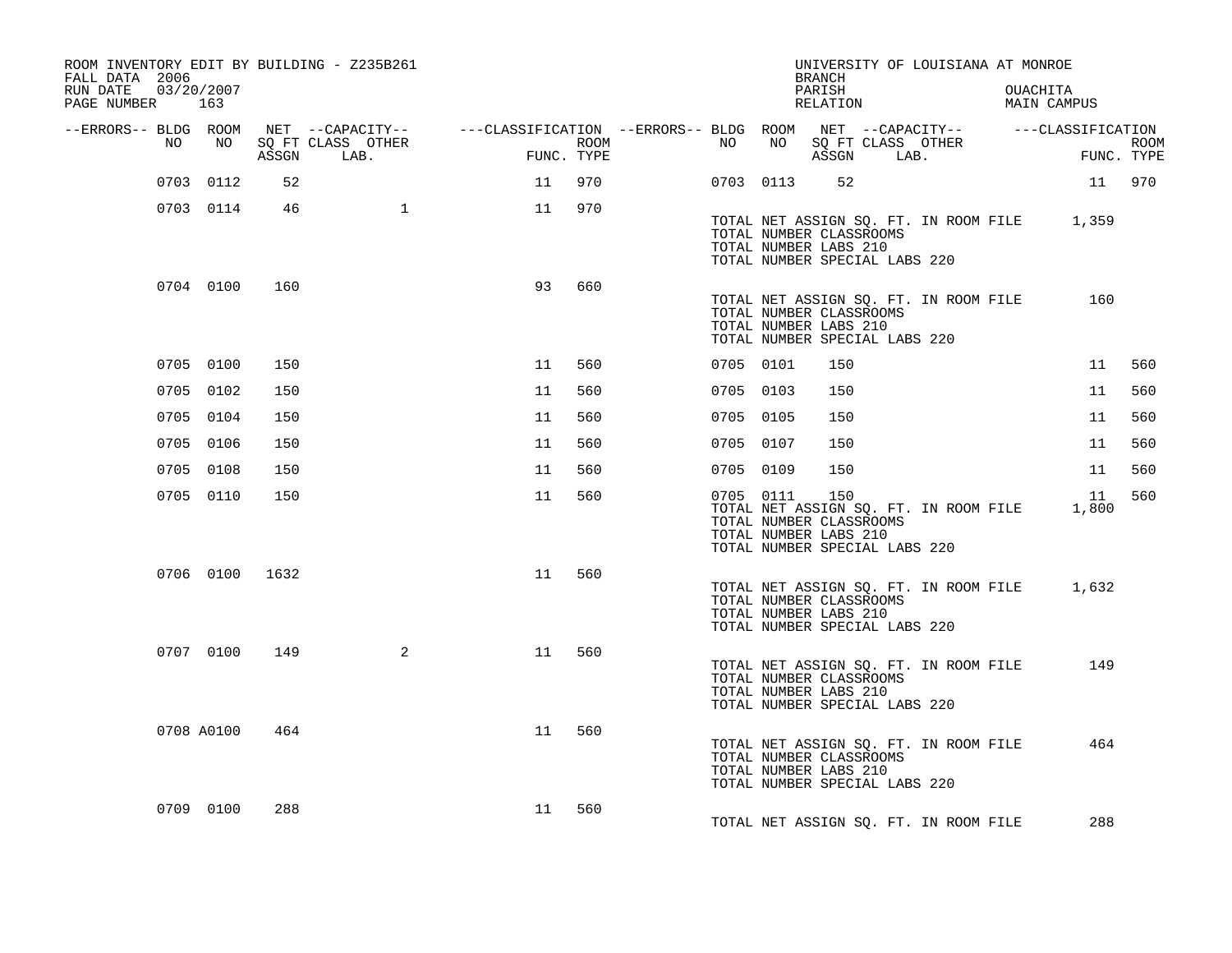ROOM INVENTORY EDIT BY BUILDING - Z235B261
FALL DATA 2006
RUN DATE 03/20/2007
PAGE NUMBER 163

UNIVERSITY OF LOUISIANA AT MONROE
BRANCH
PARISH OUACHITA
RELATION MAIN CAMPUS

| --ERRORS-- | BLDG NO | ROOM NO | NET SQ FT ASSGN | --CAPACITY-- CLASS LAB. | OTHER | ---CLASSIFICATION FUNC. | ROOM TYPE | --ERRORS-- | BLDG NO | ROOM NO | NET SQ FT ASSGN | --CAPACITY-- CLASS LAB. | OTHER | ---CLASSIFICATION FUNC. | ROOM TYPE |
|---|---|---|---|---|---|---|---|---|---|---|---|---|---|---|---|
| | 0703 | 0112 | 52 | | | 11 | 970 | | 0703 | 0113 | 52 | | | 11 | 970 |
| | 0703 | 0114 | 46 | | 1 | 11 | 970 | | | | | | | | |

TOTAL NET ASSIGN SQ. FT. IN ROOM FILE 1,359
TOTAL NUMBER CLASSROOMS
TOTAL NUMBER LABS 210
TOTAL NUMBER SPECIAL LABS 220

| --ERRORS-- | BLDG NO | ROOM NO | NET SQ FT ASSGN | --CAPACITY-- CLASS LAB. | OTHER | ---CLASSIFICATION FUNC. | ROOM TYPE |
|---|---|---|---|---|---|---|---|
| | 0704 | 0100 | 160 | | | 93 | 660 |

TOTAL NET ASSIGN SQ. FT. IN ROOM FILE 160
TOTAL NUMBER CLASSROOMS
TOTAL NUMBER LABS 210
TOTAL NUMBER SPECIAL LABS 220

| --ERRORS-- | BLDG NO | ROOM NO | NET SQ FT ASSGN | --CAPACITY-- CLASS LAB. | OTHER | ---CLASSIFICATION FUNC. | ROOM TYPE | --ERRORS-- | BLDG NO | ROOM NO | NET SQ FT ASSGN | --CAPACITY-- CLASS LAB. | OTHER | ---CLASSIFICATION FUNC. | ROOM TYPE |
|---|---|---|---|---|---|---|---|---|---|---|---|---|---|---|---|
| | 0705 | 0100 | 150 | | | 11 | 560 | | 0705 | 0101 | 150 | | | 11 | 560 |
| | 0705 | 0102 | 150 | | | 11 | 560 | | 0705 | 0103 | 150 | | | 11 | 560 |
| | 0705 | 0104 | 150 | | | 11 | 560 | | 0705 | 0105 | 150 | | | 11 | 560 |
| | 0705 | 0106 | 150 | | | 11 | 560 | | 0705 | 0107 | 150 | | | 11 | 560 |
| | 0705 | 0108 | 150 | | | 11 | 560 | | 0705 | 0109 | 150 | | | 11 | 560 |
| | 0705 | 0110 | 150 | | | 11 | 560 | | 0705 | 0111 | 150 | | | 11 | 560 |

TOTAL NET ASSIGN SQ. FT. IN ROOM FILE 1,800
TOTAL NUMBER CLASSROOMS
TOTAL NUMBER LABS 210
TOTAL NUMBER SPECIAL LABS 220

| --ERRORS-- | BLDG NO | ROOM NO | NET SQ FT ASSGN | --CAPACITY-- CLASS LAB. | OTHER | ---CLASSIFICATION FUNC. | ROOM TYPE |
|---|---|---|---|---|---|---|---|
| | 0706 | 0100 | 1632 | | | 11 | 560 |

TOTAL NET ASSIGN SQ. FT. IN ROOM FILE 1,632
TOTAL NUMBER CLASSROOMS
TOTAL NUMBER LABS 210
TOTAL NUMBER SPECIAL LABS 220

| --ERRORS-- | BLDG NO | ROOM NO | NET SQ FT ASSGN | --CAPACITY-- CLASS LAB. | OTHER | ---CLASSIFICATION FUNC. | ROOM TYPE |
|---|---|---|---|---|---|---|---|
| | 0707 | 0100 | 149 | | 2 | 11 | 560 |

TOTAL NET ASSIGN SQ. FT. IN ROOM FILE 149
TOTAL NUMBER CLASSROOMS
TOTAL NUMBER LABS 210
TOTAL NUMBER SPECIAL LABS 220

| --ERRORS-- | BLDG NO | ROOM NO | NET SQ FT ASSGN | --CAPACITY-- CLASS LAB. | OTHER | ---CLASSIFICATION FUNC. | ROOM TYPE |
|---|---|---|---|---|---|---|---|
| | 0708 | A0100 | 464 | | | 11 | 560 |

TOTAL NET ASSIGN SQ. FT. IN ROOM FILE 464
TOTAL NUMBER CLASSROOMS
TOTAL NUMBER LABS 210
TOTAL NUMBER SPECIAL LABS 220

| --ERRORS-- | BLDG NO | ROOM NO | NET SQ FT ASSGN | --CAPACITY-- CLASS LAB. | OTHER | ---CLASSIFICATION FUNC. | ROOM TYPE |
|---|---|---|---|---|---|---|---|
| | 0709 | 0100 | 288 | | | 11 | 560 |

TOTAL NET ASSIGN SQ. FT. IN ROOM FILE 288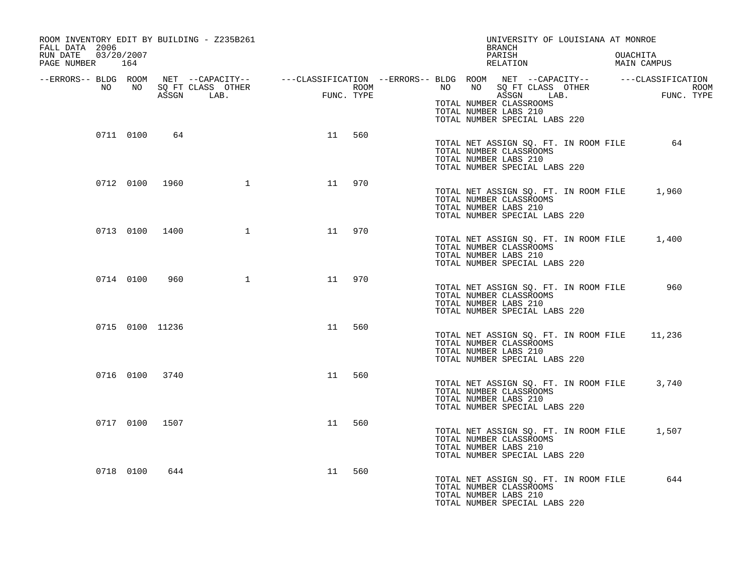ROOM INVENTORY EDIT BY BUILDING - Z235B261
FALL DATA 2006
RUN DATE 03/20/2007

UNIVERSITY OF LOUISIANA AT MONROE
BRANCH
PARISH OUACHITA
RELATION MAIN CAMPUS

| --ERRORS-- | BLDG NO | ROOM NO | NET SQ FT ASSGN | --CAPACITY-- CLASS LAB. | OTHER | ---CLASSIFICATION FUNC. | ROOM TYPE |
|---|---|---|---|---|---|---|---|
| | | | | | | | |

TOTAL NUMBER CLASSROOMS
TOTAL NUMBER LABS 210
TOTAL NUMBER SPECIAL LABS 220

| --ERRORS-- | BLDG NO | ROOM NO | NET SQ FT ASSGN | CLASS LAB. | OTHER | FUNC. | ROOM TYPE |
|---|---|---|---|---|---|---|---|
| | 0711 | 0100 | 64 | | | 11 | 560 |

TOTAL NET ASSIGN SQ. FT. IN ROOM FILE 64
TOTAL NUMBER CLASSROOMS
TOTAL NUMBER LABS 210
TOTAL NUMBER SPECIAL LABS 220

| --ERRORS-- | BLDG NO | ROOM NO | NET SQ FT ASSGN | CLASS LAB. | OTHER | FUNC. | ROOM TYPE |
|---|---|---|---|---|---|---|---|
| | 0712 | 0100 | 1960 | | 1 | 11 | 970 |

TOTAL NET ASSIGN SQ. FT. IN ROOM FILE 1,960
TOTAL NUMBER CLASSROOMS
TOTAL NUMBER LABS 210
TOTAL NUMBER SPECIAL LABS 220

| --ERRORS-- | BLDG NO | ROOM NO | NET SQ FT ASSGN | CLASS LAB. | OTHER | FUNC. | ROOM TYPE |
|---|---|---|---|---|---|---|---|
| | 0713 | 0100 | 1400 | | 1 | 11 | 970 |

TOTAL NET ASSIGN SQ. FT. IN ROOM FILE 1,400
TOTAL NUMBER CLASSROOMS
TOTAL NUMBER LABS 210
TOTAL NUMBER SPECIAL LABS 220

| --ERRORS-- | BLDG NO | ROOM NO | NET SQ FT ASSGN | CLASS LAB. | OTHER | FUNC. | ROOM TYPE |
|---|---|---|---|---|---|---|---|
| | 0714 | 0100 | 960 | | 1 | 11 | 970 |

TOTAL NET ASSIGN SQ. FT. IN ROOM FILE 960
TOTAL NUMBER CLASSROOMS
TOTAL NUMBER LABS 210
TOTAL NUMBER SPECIAL LABS 220

| --ERRORS-- | BLDG NO | ROOM NO | NET SQ FT ASSGN | CLASS LAB. | OTHER | FUNC. | ROOM TYPE |
|---|---|---|---|---|---|---|---|
| | 0715 | 0100 | 11236 | | | 11 | 560 |

TOTAL NET ASSIGN SQ. FT. IN ROOM FILE 11,236
TOTAL NUMBER CLASSROOMS
TOTAL NUMBER LABS 210
TOTAL NUMBER SPECIAL LABS 220

| --ERRORS-- | BLDG NO | ROOM NO | NET SQ FT ASSGN | CLASS LAB. | OTHER | FUNC. | ROOM TYPE |
|---|---|---|---|---|---|---|---|
| | 0716 | 0100 | 3740 | | | 11 | 560 |

TOTAL NET ASSIGN SQ. FT. IN ROOM FILE 3,740
TOTAL NUMBER CLASSROOMS
TOTAL NUMBER LABS 210
TOTAL NUMBER SPECIAL LABS 220

| --ERRORS-- | BLDG NO | ROOM NO | NET SQ FT ASSGN | CLASS LAB. | OTHER | FUNC. | ROOM TYPE |
|---|---|---|---|---|---|---|---|
| | 0717 | 0100 | 1507 | | | 11 | 560 |

TOTAL NET ASSIGN SQ. FT. IN ROOM FILE 1,507
TOTAL NUMBER CLASSROOMS
TOTAL NUMBER LABS 210
TOTAL NUMBER SPECIAL LABS 220

| --ERRORS-- | BLDG NO | ROOM NO | NET SQ FT ASSGN | CLASS LAB. | OTHER | FUNC. | ROOM TYPE |
|---|---|---|---|---|---|---|---|
| | 0718 | 0100 | 644 | | | 11 | 560 |

TOTAL NET ASSIGN SQ. FT. IN ROOM FILE 644
TOTAL NUMBER CLASSROOMS
TOTAL NUMBER LABS 210
TOTAL NUMBER SPECIAL LABS 220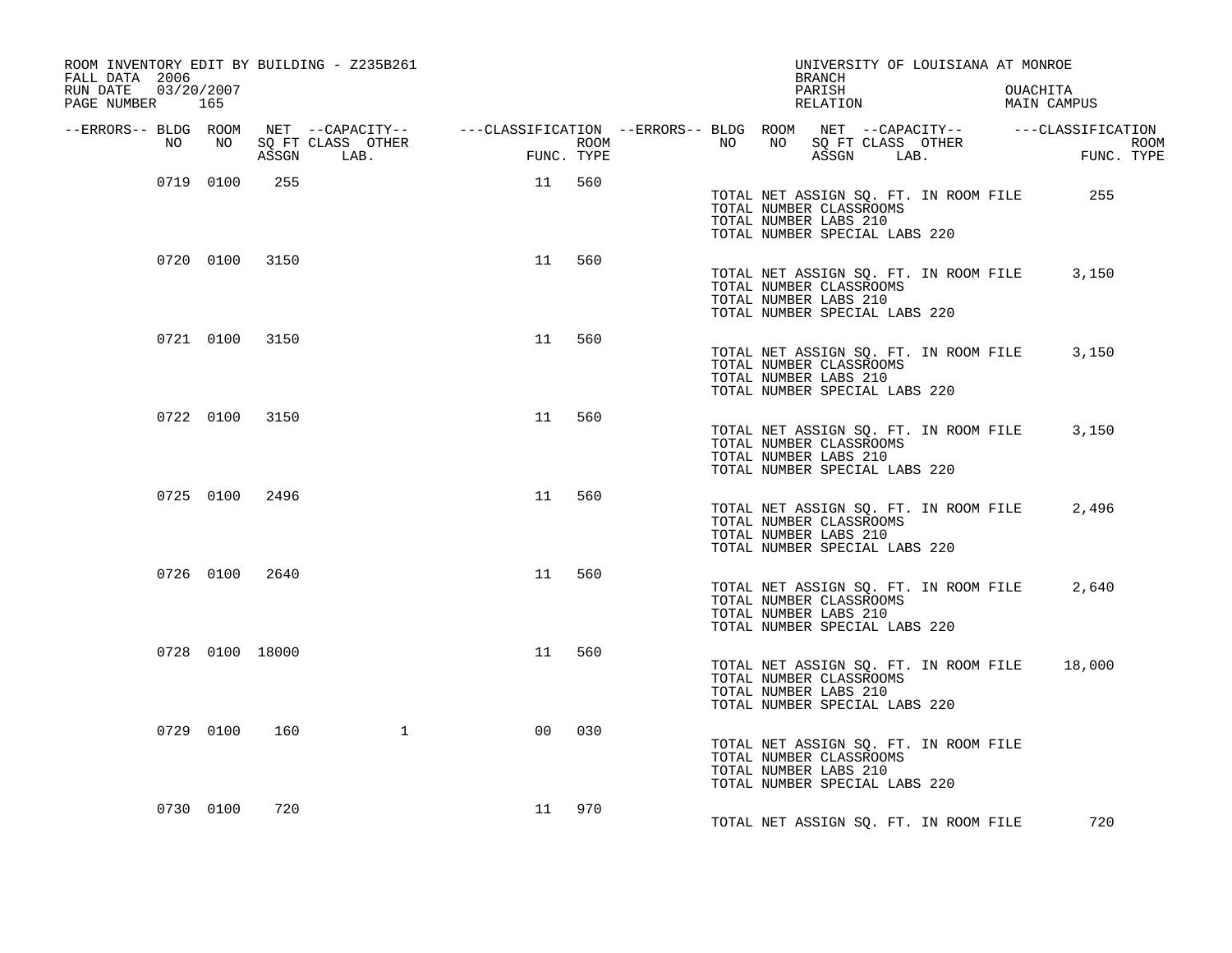ROOM INVENTORY EDIT BY BUILDING - Z235B261
FALL DATA 2006
RUN DATE 03/20/2007

UNIVERSITY OF LOUISIANA AT MONROE
BRANCH
PARISH OUACHITA
RELATION MAIN CAMPUS

| --ERRORS-- | BLDG NO | ROOM NO | NET ASSGN SQ FT | CAPACITY CLASS | CAPACITY LAB. | CAPACITY OTHER | CLASSIFICATION FUNC. | CLASSIFICATION ROOM TYPE | TOTALS |
|---|---|---|---|---|---|---|---|---|---|
| | 0719 | 0100 | 255 | | | | 11 | 560 | TOTAL NET ASSIGN SQ. FT. IN ROOM FILE 255<br>TOTAL NUMBER CLASSROOMS<br>TOTAL NUMBER LABS 210<br>TOTAL NUMBER SPECIAL LABS 220 |
| | 0720 | 0100 | 3150 | | | | 11 | 560 | TOTAL NET ASSIGN SQ. FT. IN ROOM FILE 3,150<br>TOTAL NUMBER CLASSROOMS<br>TOTAL NUMBER LABS 210<br>TOTAL NUMBER SPECIAL LABS 220 |
| | 0721 | 0100 | 3150 | | | | 11 | 560 | TOTAL NET ASSIGN SQ. FT. IN ROOM FILE 3,150<br>TOTAL NUMBER CLASSROOMS<br>TOTAL NUMBER LABS 210<br>TOTAL NUMBER SPECIAL LABS 220 |
| | 0722 | 0100 | 3150 | | | | 11 | 560 | TOTAL NET ASSIGN SQ. FT. IN ROOM FILE 3,150<br>TOTAL NUMBER CLASSROOMS<br>TOTAL NUMBER LABS 210<br>TOTAL NUMBER SPECIAL LABS 220 |
| | 0725 | 0100 | 2496 | | | | 11 | 560 | TOTAL NET ASSIGN SQ. FT. IN ROOM FILE 2,496<br>TOTAL NUMBER CLASSROOMS<br>TOTAL NUMBER LABS 210<br>TOTAL NUMBER SPECIAL LABS 220 |
| | 0726 | 0100 | 2640 | | | | 11 | 560 | TOTAL NET ASSIGN SQ. FT. IN ROOM FILE 2,640<br>TOTAL NUMBER CLASSROOMS<br>TOTAL NUMBER LABS 210<br>TOTAL NUMBER SPECIAL LABS 220 |
| | 0728 | 0100 | 18000 | | | | 11 | 560 | TOTAL NET ASSIGN SQ. FT. IN ROOM FILE 18,000<br>TOTAL NUMBER CLASSROOMS<br>TOTAL NUMBER LABS 210<br>TOTAL NUMBER SPECIAL LABS 220 |
| | 0729 | 0100 | 160 | | | 1 | 00 | 030 | TOTAL NET ASSIGN SQ. FT. IN ROOM FILE<br>TOTAL NUMBER CLASSROOMS<br>TOTAL NUMBER LABS 210<br>TOTAL NUMBER SPECIAL LABS 220 |
| | 0730 | 0100 | 720 | | | | 11 | 970 | TOTAL NET ASSIGN SQ. FT. IN ROOM FILE 720 |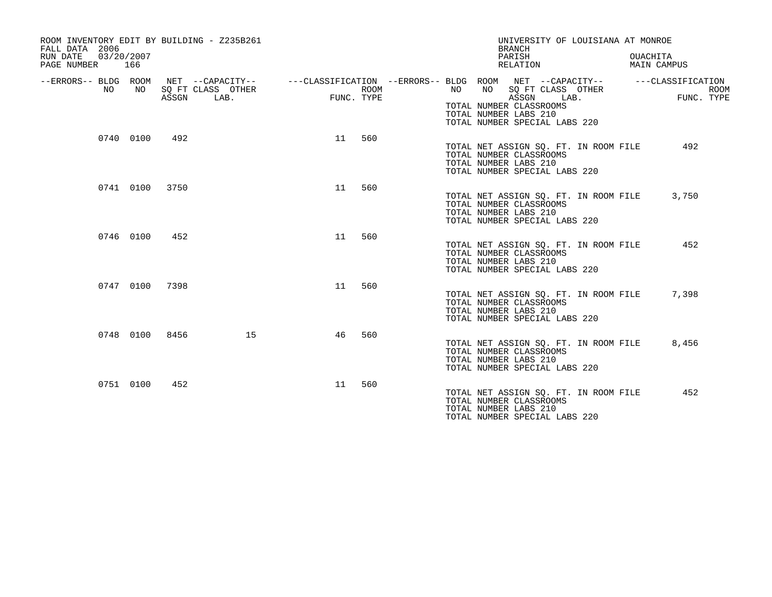ROOM INVENTORY EDIT BY BUILDING - Z235B261
FALL DATA 2006
RUN DATE 03/20/2007

UNIVERSITY OF LOUISIANA AT MONROE
BRANCH
PARISH OUACHITA
RELATION MAIN CAMPUS

| --ERRORS-- | BLDG NO | ROOM NO | NET SQ FT ASSGN | --CAPACITY-- CLASS | LAB. | OTHER | ---CLASSIFICATION FUNC. | ROOM TYPE |
|---|---|---|---|---|---|---|---|---|
| | | | | | | | | |

TOTAL NUMBER CLASSROOMS
TOTAL NUMBER LABS 210
TOTAL NUMBER SPECIAL LABS 220

| --ERRORS-- | BLDG NO | ROOM NO | NET SQ FT ASSGN | --CAPACITY-- CLASS | LAB. | OTHER | ---CLASSIFICATION FUNC. | ROOM TYPE |
|---|---|---|---|---|---|---|---|---|
| | 0740 | 0100 | 492 | | | | 11 | 560 |

TOTAL NET ASSIGN SQ. FT. IN ROOM FILE 492
TOTAL NUMBER CLASSROOMS
TOTAL NUMBER LABS 210
TOTAL NUMBER SPECIAL LABS 220

| --ERRORS-- | BLDG NO | ROOM NO | NET SQ FT ASSGN | --CAPACITY-- CLASS | LAB. | OTHER | ---CLASSIFICATION FUNC. | ROOM TYPE |
|---|---|---|---|---|---|---|---|---|
| | 0741 | 0100 | 3750 | | | | 11 | 560 |

TOTAL NET ASSIGN SQ. FT. IN ROOM FILE 3,750
TOTAL NUMBER CLASSROOMS
TOTAL NUMBER LABS 210
TOTAL NUMBER SPECIAL LABS 220

| --ERRORS-- | BLDG NO | ROOM NO | NET SQ FT ASSGN | --CAPACITY-- CLASS | LAB. | OTHER | ---CLASSIFICATION FUNC. | ROOM TYPE |
|---|---|---|---|---|---|---|---|---|
| | 0746 | 0100 | 452 | | | | 11 | 560 |

TOTAL NET ASSIGN SQ. FT. IN ROOM FILE 452
TOTAL NUMBER CLASSROOMS
TOTAL NUMBER LABS 210
TOTAL NUMBER SPECIAL LABS 220

| --ERRORS-- | BLDG NO | ROOM NO | NET SQ FT ASSGN | --CAPACITY-- CLASS | LAB. | OTHER | ---CLASSIFICATION FUNC. | ROOM TYPE |
|---|---|---|---|---|---|---|---|---|
| | 0747 | 0100 | 7398 | | | | 11 | 560 |

TOTAL NET ASSIGN SQ. FT. IN ROOM FILE 7,398
TOTAL NUMBER CLASSROOMS
TOTAL NUMBER LABS 210
TOTAL NUMBER SPECIAL LABS 220

| --ERRORS-- | BLDG NO | ROOM NO | NET SQ FT ASSGN | --CAPACITY-- CLASS | LAB. | OTHER | ---CLASSIFICATION FUNC. | ROOM TYPE |
|---|---|---|---|---|---|---|---|---|
| | 0748 | 0100 | 8456 | | | 15 | 46 | 560 |

TOTAL NET ASSIGN SQ. FT. IN ROOM FILE 8,456
TOTAL NUMBER CLASSROOMS
TOTAL NUMBER LABS 210
TOTAL NUMBER SPECIAL LABS 220

| --ERRORS-- | BLDG NO | ROOM NO | NET SQ FT ASSGN | --CAPACITY-- CLASS | LAB. | OTHER | ---CLASSIFICATION FUNC. | ROOM TYPE |
|---|---|---|---|---|---|---|---|---|
| | 0751 | 0100 | 452 | | | | 11 | 560 |

TOTAL NET ASSIGN SQ. FT. IN ROOM FILE 452
TOTAL NUMBER CLASSROOMS
TOTAL NUMBER LABS 210
TOTAL NUMBER SPECIAL LABS 220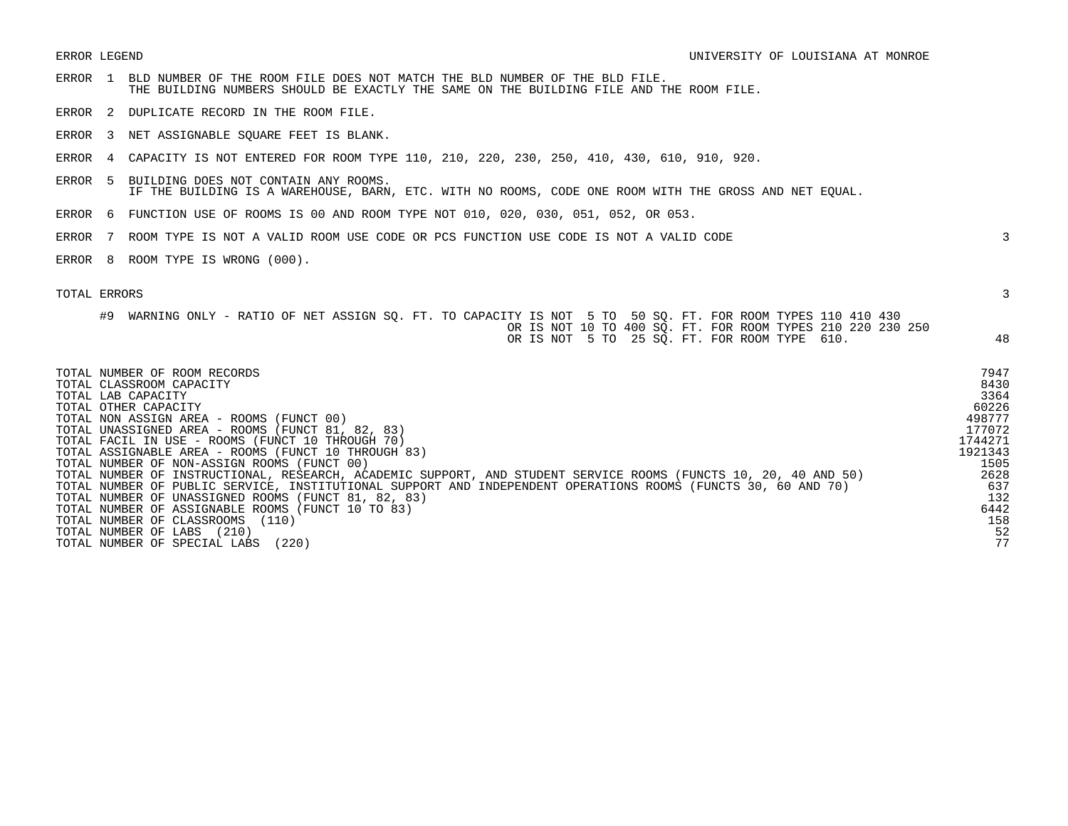ERROR LEGEND

UNIVERSITY OF LOUISIANA AT MONROE

| | | |
|---|---|---|
| ERROR 1 | BLD NUMBER OF THE ROOM FILE DOES NOT MATCH THE BLD NUMBER OF THE BLD FILE. THE BUILDING NUMBERS SHOULD BE EXACTLY THE SAME ON THE BUILDING FILE AND THE ROOM FILE. | |
| ERROR 2 | DUPLICATE RECORD IN THE ROOM FILE. | |
| ERROR 3 | NET ASSIGNABLE SQUARE FEET IS BLANK. | |
| ERROR 4 | CAPACITY IS NOT ENTERED FOR ROOM TYPE 110, 210, 220, 230, 250, 410, 430, 610, 910, 920. | |
| ERROR 5 | BUILDING DOES NOT CONTAIN ANY ROOMS. IF THE BUILDING IS A WAREHOUSE, BARN, ETC. WITH NO ROOMS, CODE ONE ROOM WITH THE GROSS AND NET EQUAL. | |
| ERROR 6 | FUNCTION USE OF ROOMS IS 00 AND ROOM TYPE NOT 010, 020, 030, 051, 052, OR 053. | |
| ERROR 7 | ROOM TYPE IS NOT A VALID ROOM USE CODE OR PCS FUNCTION USE CODE IS NOT A VALID CODE | 3 |
| ERROR 8 | ROOM TYPE IS WRONG (000). | |
| TOTAL ERRORS | | 3 |
| #9 | WARNING ONLY - RATIO OF NET ASSIGN SQ. FT. TO CAPACITY IS NOT 5 TO 50 SQ. FT. FOR ROOM TYPES 110 410 430 OR IS NOT 10 TO 400 SQ. FT. FOR ROOM TYPES 210 220 230 250 OR IS NOT 5 TO 25 SQ. FT. FOR ROOM TYPE 610. | 48 |

| | |
|---|---|
| TOTAL NUMBER OF ROOM RECORDS | 7947 |
| TOTAL CLASSROOM CAPACITY | 8430 |
| TOTAL LAB CAPACITY | 3364 |
| TOTAL OTHER CAPACITY | 60226 |
| TOTAL NON ASSIGN AREA - ROOMS (FUNCT 00) | 498777 |
| TOTAL UNASSIGNED AREA - ROOMS (FUNCT 81, 82, 83) | 177072 |
| TOTAL FACIL IN USE - ROOMS (FUNCT 10 THROUGH 70) | 1744271 |
| TOTAL ASSIGNABLE AREA - ROOMS (FUNCT 10 THROUGH 83) | 1921343 |
| TOTAL NUMBER OF NON-ASSIGN ROOMS (FUNCT 00) | 1505 |
| TOTAL NUMBER OF INSTRUCTIONAL, RESEARCH, ACADEMIC SUPPORT, AND STUDENT SERVICE ROOMS (FUNCTS 10, 20, 40 AND 50) | 2628 |
| TOTAL NUMBER OF PUBLIC SERVICE, INSTITUTIONAL SUPPORT AND INDEPENDENT OPERATIONS ROOMS (FUNCTS 30, 60 AND 70) | 637 |
| TOTAL NUMBER OF UNASSIGNED ROOMS (FUNCT 81, 82, 83) | 132 |
| TOTAL NUMBER OF ASSIGNABLE ROOMS (FUNCT 10 TO 83) | 6442 |
| TOTAL NUMBER OF CLASSROOMS (110) | 158 |
| TOTAL NUMBER OF LABS (210) | 52 |
| TOTAL NUMBER OF SPECIAL LABS (220) | 77 |